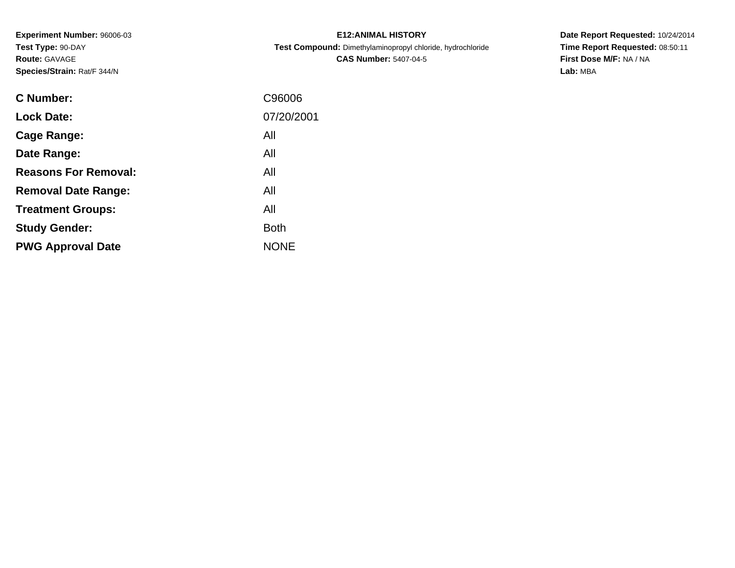**Experiment Number:** 96006-03
**Test Type:** 90-DAY
**Route:** GAVAGE
**Species/Strain:** Rat/F 344/N

**E12:ANIMAL HISTORY**
**Test Compound:** Dimethylaminopropyl chloride, hydrochloride
**CAS Number:** 5407-04-5

**Date Report Requested:** 10/24/2014
**Time Report Requested:** 08:50:11
**First Dose M/F:** NA / NA
**Lab:** MBA

| | |
|---|---|
| **C Number:** | C96006 |
| **Lock Date:** | 07/20/2001 |
| **Cage Range:** | All |
| **Date Range:** | All |
| **Reasons For Removal:** | All |
| **Removal Date Range:** | All |
| **Treatment Groups:** | All |
| **Study Gender:** | Both |
| **PWG Approval Date** | NONE |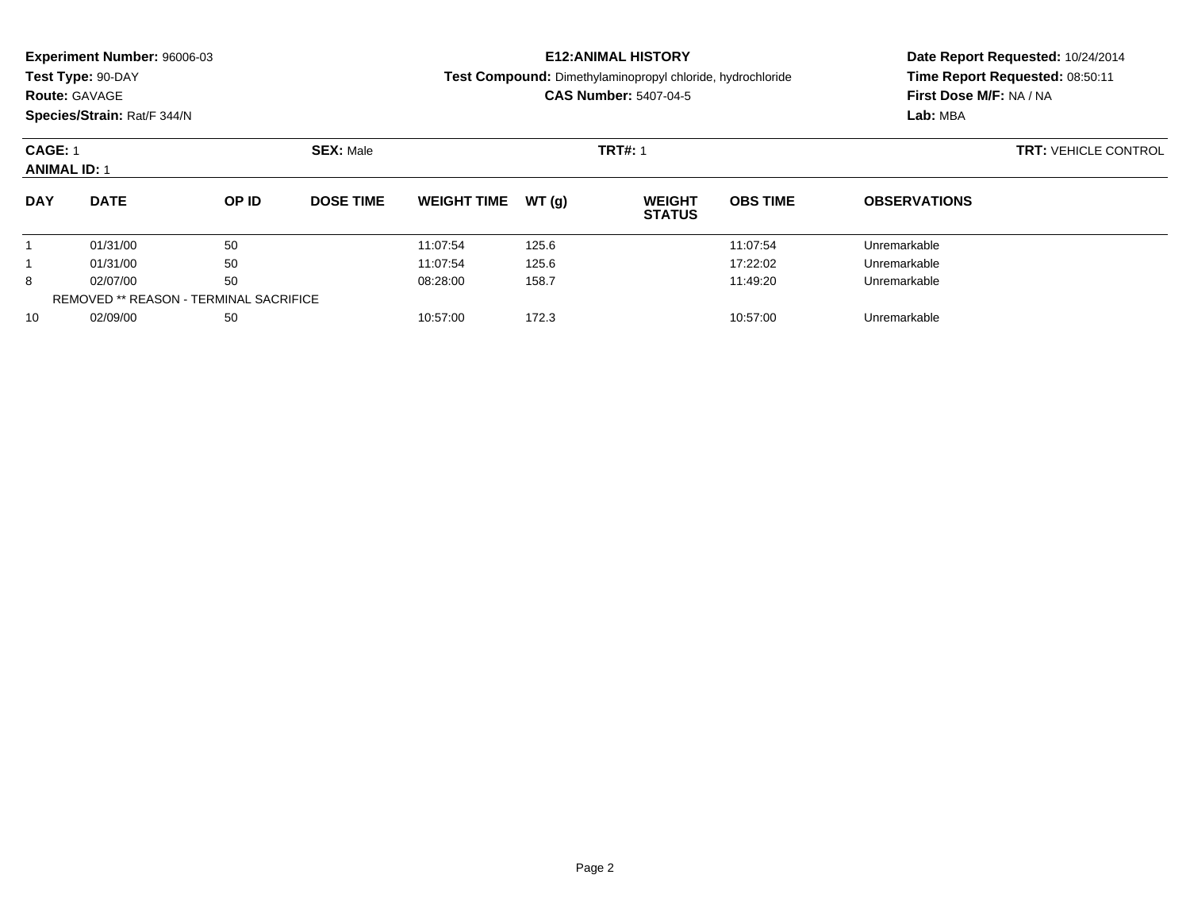**Experiment Number:** 96006-03
**Test Type:** 90-DAY
**Route:** GAVAGE
**Species/Strain:** Rat/F 344/N

**E12:ANIMAL HISTORY**
**Test Compound:** Dimethylaminopropyl chloride, hydrochloride
**CAS Number:** 5407-04-5

**Date Report Requested:** 10/24/2014
**Time Report Requested:** 08:50:11
**First Dose M/F:** NA / NA
**Lab:** MBA

**CAGE:** 1 **SEX:** Male **TRT#:** 1 **TRT:** VEHICLE CONTROL
**ANIMAL ID:** 1

| DAY | DATE | OP ID | DOSE TIME | WEIGHT TIME | WT (g) | WEIGHT STATUS | OBS TIME | OBSERVATIONS |
|---|---|---|---|---|---|---|---|---|
| 1 | 01/31/00 | 50 | | 11:07:54 | 125.6 | | 11:07:54 | Unremarkable |
| 1 | 01/31/00 | 50 | | 11:07:54 | 125.6 | | 17:22:02 | Unremarkable |
| 8 | 02/07/00 | 50 | | 08:28:00 | 158.7 | | 11:49:20 | Unremarkable |
| REMOVED ** REASON - TERMINAL SACRIFICE | | | | | | | | |
| 10 | 02/09/00 | 50 | | 10:57:00 | 172.3 | | 10:57:00 | Unremarkable |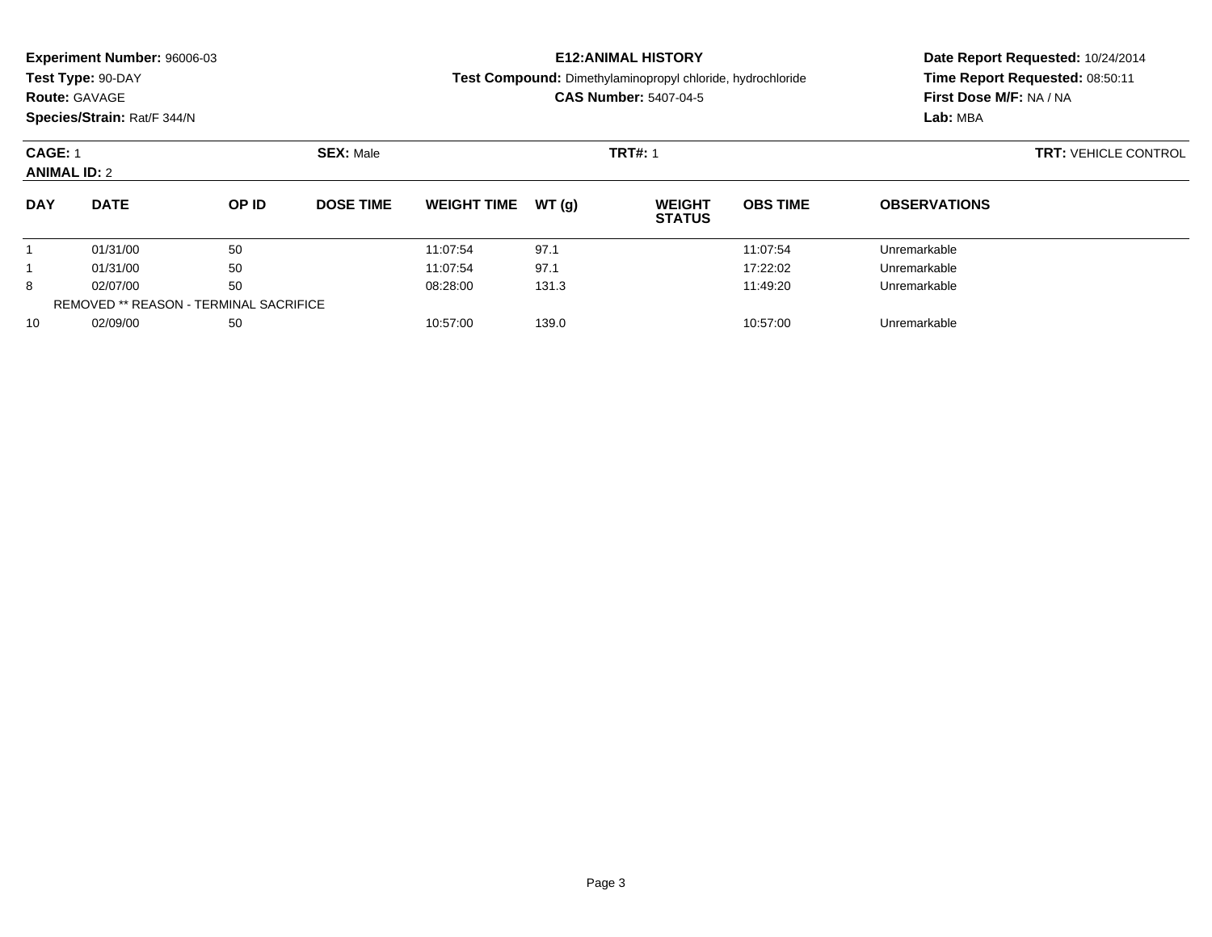**Experiment Number:** 96006-03
**Test Type:** 90-DAY
**Route:** GAVAGE
**Species/Strain:** Rat/F 344/N

**E12:ANIMAL HISTORY**
**Test Compound:** Dimethylaminopropyl chloride, hydrochloride
**CAS Number:** 5407-04-5

**Date Report Requested:** 10/24/2014
**Time Report Requested:** 08:50:11
**First Dose M/F:** NA / NA
**Lab:** MBA

**CAGE:** 1 **SEX:** Male **TRT#:** 1 **TRT:** VEHICLE CONTROL
**ANIMAL ID:** 2

| DAY | DATE | OP ID | DOSE TIME | WEIGHT TIME | WT (g) | WEIGHT STATUS | OBS TIME | OBSERVATIONS |
|---|---|---|---|---|---|---|---|---|
| 1 | 01/31/00 | 50 | | 11:07:54 | 97.1 | | 11:07:54 | Unremarkable |
| 1 | 01/31/00 | 50 | | 11:07:54 | 97.1 | | 17:22:02 | Unremarkable |
| 8 | 02/07/00 | 50 | | 08:28:00 | 131.3 | | 11:49:20 | Unremarkable |
| REMOVED ** REASON - TERMINAL SACRIFICE | | | | | | | | |
| 10 | 02/09/00 | 50 | | 10:57:00 | 139.0 | | 10:57:00 | Unremarkable |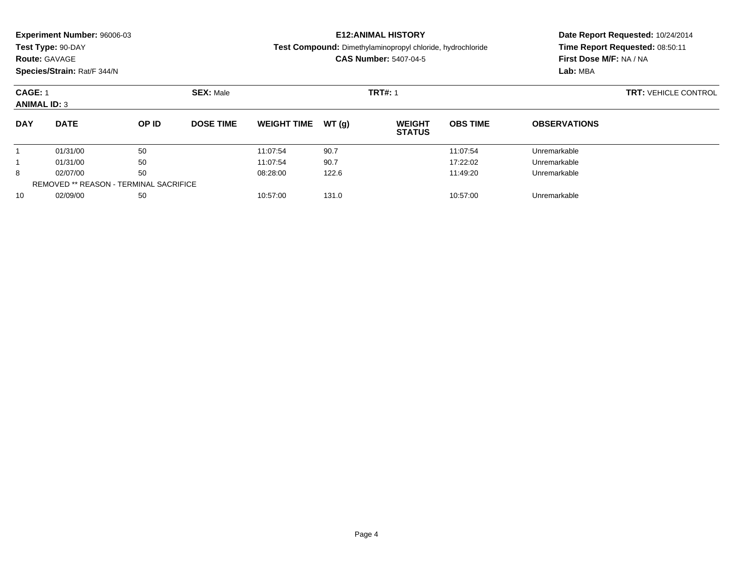**Experiment Number:** 96006-03
**Test Type:** 90-DAY
**Route:** GAVAGE
**Species/Strain:** Rat/F 344/N

**E12:ANIMAL HISTORY**
**Test Compound:** Dimethylaminopropyl chloride, hydrochloride
**CAS Number:** 5407-04-5

**Date Report Requested:** 10/24/2014
**Time Report Requested:** 08:50:11
**First Dose M/F:** NA / NA
**Lab:** MBA

**CAGE:** 1 **SEX:** Male **TRT#:** 1 **TRT:** VEHICLE CONTROL
**ANIMAL ID:** 3

| DAY | DATE | OP ID | DOSE TIME | WEIGHT TIME | WT (g) | WEIGHT STATUS | OBS TIME | OBSERVATIONS |
|---|---|---|---|---|---|---|---|---|
| 1 | 01/31/00 | 50 | | 11:07:54 | 90.7 | | 11:07:54 | Unremarkable |
| 1 | 01/31/00 | 50 | | 11:07:54 | 90.7 | | 17:22:02 | Unremarkable |
| 8 | 02/07/00 | 50 | | 08:28:00 | 122.6 | | 11:49:20 | Unremarkable |
| REMOVED ** REASON - TERMINAL SACRIFICE | | | | | | | | |
| 10 | 02/09/00 | 50 | | 10:57:00 | 131.0 | | 10:57:00 | Unremarkable |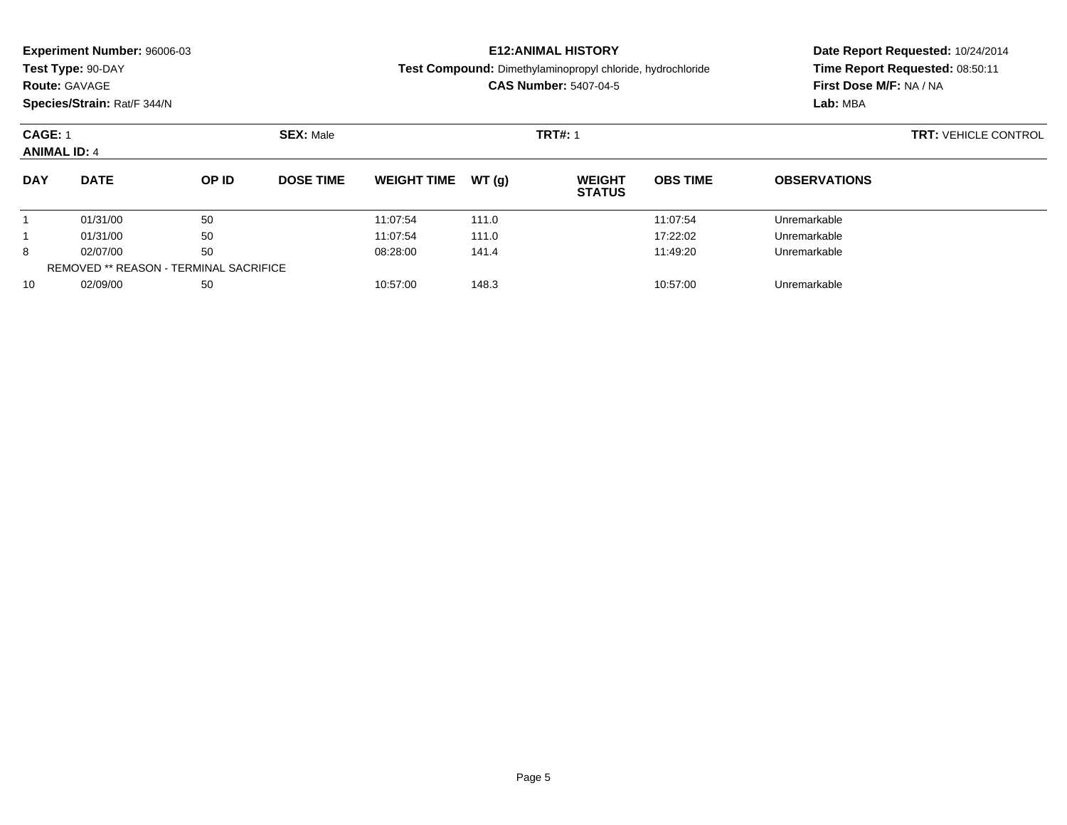**Experiment Number:** 96006-03
**Test Type:** 90-DAY
**Route:** GAVAGE
**Species/Strain:** Rat/F 344/N

**E12:ANIMAL HISTORY**
**Test Compound:** Dimethylaminopropyl chloride, hydrochloride
**CAS Number:** 5407-04-5

**Date Report Requested:** 10/24/2014
**Time Report Requested:** 08:50:11
**First Dose M/F:** NA / NA
**Lab:** MBA

**CAGE:** 1 **SEX:** Male **TRT#:** 1 **TRT:** VEHICLE CONTROL
**ANIMAL ID:** 4

| DAY | DATE | OP ID | DOSE TIME | WEIGHT TIME | WT (g) | WEIGHT STATUS | OBS TIME | OBSERVATIONS |
|---|---|---|---|---|---|---|---|---|
| 1 | 01/31/00 | 50 | | 11:07:54 | 111.0 | | 11:07:54 | Unremarkable |
| 1 | 01/31/00 | 50 | | 11:07:54 | 111.0 | | 17:22:02 | Unremarkable |
| 8 | 02/07/00 | 50 | | 08:28:00 | 141.4 | | 11:49:20 | Unremarkable |
| REMOVED ** REASON - TERMINAL SACRIFICE | | | | | | | | |
| 10 | 02/09/00 | 50 | | 10:57:00 | 148.3 | | 10:57:00 | Unremarkable |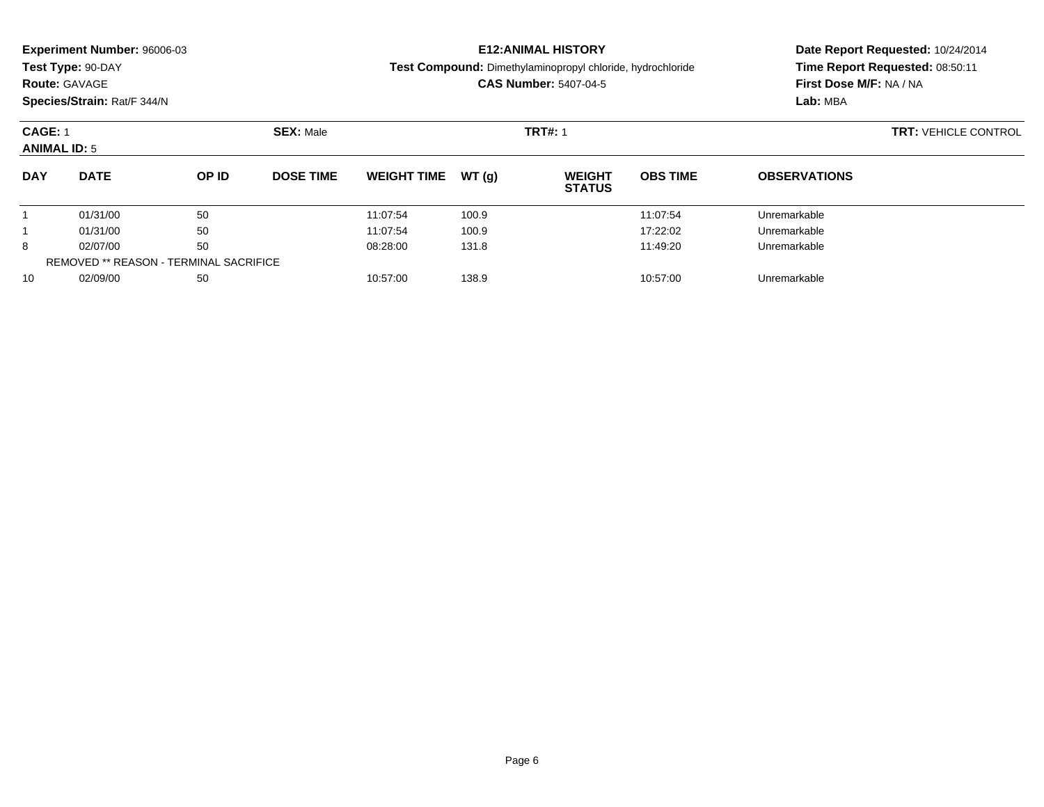**Experiment Number:** 96006-03
**Test Type:** 90-DAY
**Route:** GAVAGE
**Species/Strain:** Rat/F 344/N

**E12:ANIMAL HISTORY**
**Test Compound:** Dimethylaminopropyl chloride, hydrochloride
**CAS Number:** 5407-04-5

**Date Report Requested:** 10/24/2014
**Time Report Requested:** 08:50:11
**First Dose M/F:** NA / NA
**Lab:** MBA

**CAGE:** 1 **SEX:** Male **TRT#:** 1 **TRT:** VEHICLE CONTROL
**ANIMAL ID:** 5

| DAY | DATE | OP ID | DOSE TIME | WEIGHT TIME | WT (g) | WEIGHT STATUS | OBS TIME | OBSERVATIONS |
|---|---|---|---|---|---|---|---|---|
| 1 | 01/31/00 | 50 | | 11:07:54 | 100.9 | | 11:07:54 | Unremarkable |
| 1 | 01/31/00 | 50 | | 11:07:54 | 100.9 | | 17:22:02 | Unremarkable |
| 8 | 02/07/00 | 50 | | 08:28:00 | 131.8 | | 11:49:20 | Unremarkable |
| REMOVED ** REASON - TERMINAL SACRIFICE | | | | | | | | |
| 10 | 02/09/00 | 50 | | 10:57:00 | 138.9 | | 10:57:00 | Unremarkable |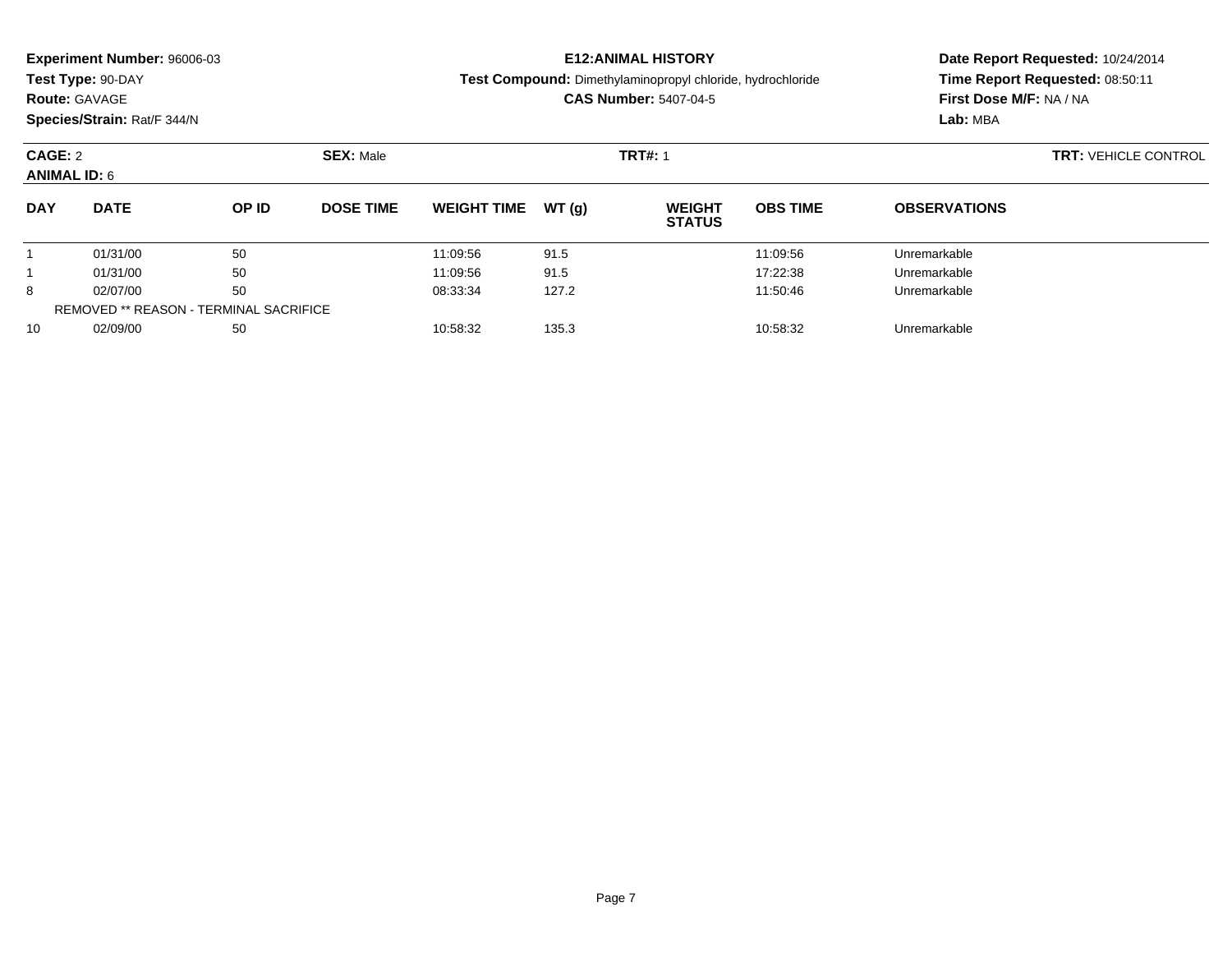**Experiment Number:** 96006-03
**Test Type:** 90-DAY
**Route:** GAVAGE
**Species/Strain:** Rat/F 344/N

**E12:ANIMAL HISTORY**
**Test Compound:** Dimethylaminopropyl chloride, hydrochloride
**CAS Number:** 5407-04-5

**Date Report Requested:** 10/24/2014
**Time Report Requested:** 08:50:11
**First Dose M/F:** NA / NA
**Lab:** MBA

**CAGE:** 2 **SEX:** Male **TRT#:** 1 **TRT:** VEHICLE CONTROL
**ANIMAL ID:** 6

| DAY | DATE | OP ID | DOSE TIME | WEIGHT TIME | WT (g) | WEIGHT STATUS | OBS TIME | OBSERVATIONS |
|---|---|---|---|---|---|---|---|---|
| 1 | 01/31/00 | 50 | | 11:09:56 | 91.5 | | 11:09:56 | Unremarkable |
| 1 | 01/31/00 | 50 | | 11:09:56 | 91.5 | | 17:22:38 | Unremarkable |
| 8 | 02/07/00 | 50 | | 08:33:34 | 127.2 | | 11:50:46 | Unremarkable |
| REMOVED ** REASON - TERMINAL SACRIFICE | | | | | | | | |
| 10 | 02/09/00 | 50 | | 10:58:32 | 135.3 | | 10:58:32 | Unremarkable |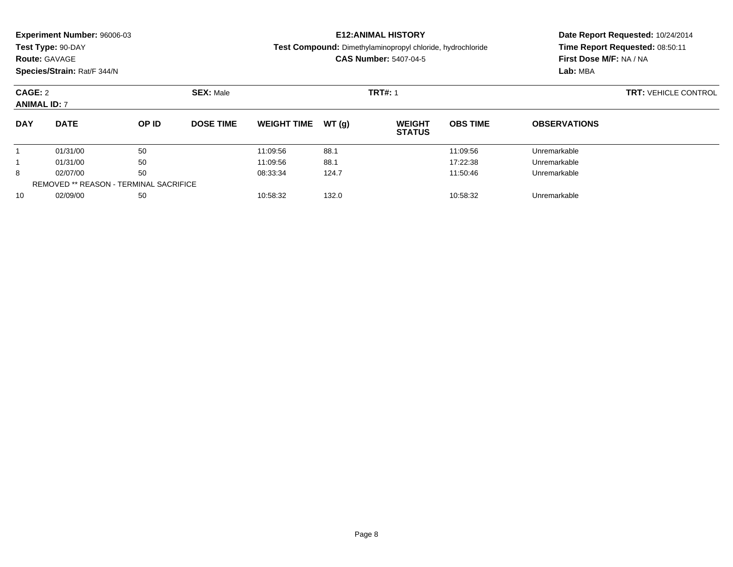**Experiment Number:** 96006-03
**Test Type:** 90-DAY
**Route:** GAVAGE
**Species/Strain:** Rat/F 344/N

**E12:ANIMAL HISTORY**
**Test Compound:** Dimethylaminopropyl chloride, hydrochloride
**CAS Number:** 5407-04-5

**Date Report Requested:** 10/24/2014
**Time Report Requested:** 08:50:11
**First Dose M/F:** NA / NA
**Lab:** MBA

**CAGE:** 2 **SEX:** Male **TRT#:** 1 **TRT:** VEHICLE CONTROL
**ANIMAL ID:** 7

| DAY | DATE | OP ID | DOSE TIME | WEIGHT TIME | WT (g) | WEIGHT STATUS | OBS TIME | OBSERVATIONS |
|---|---|---|---|---|---|---|---|---|
| 1 | 01/31/00 | 50 | | 11:09:56 | 88.1 | | 11:09:56 | Unremarkable |
| 1 | 01/31/00 | 50 | | 11:09:56 | 88.1 | | 17:22:38 | Unremarkable |
| 8 | 02/07/00 | 50 | | 08:33:34 | 124.7 | | 11:50:46 | Unremarkable |
| REMOVED ** REASON - TERMINAL SACRIFICE | | | | | | | | |
| 10 | 02/09/00 | 50 | | 10:58:32 | 132.0 | | 10:58:32 | Unremarkable |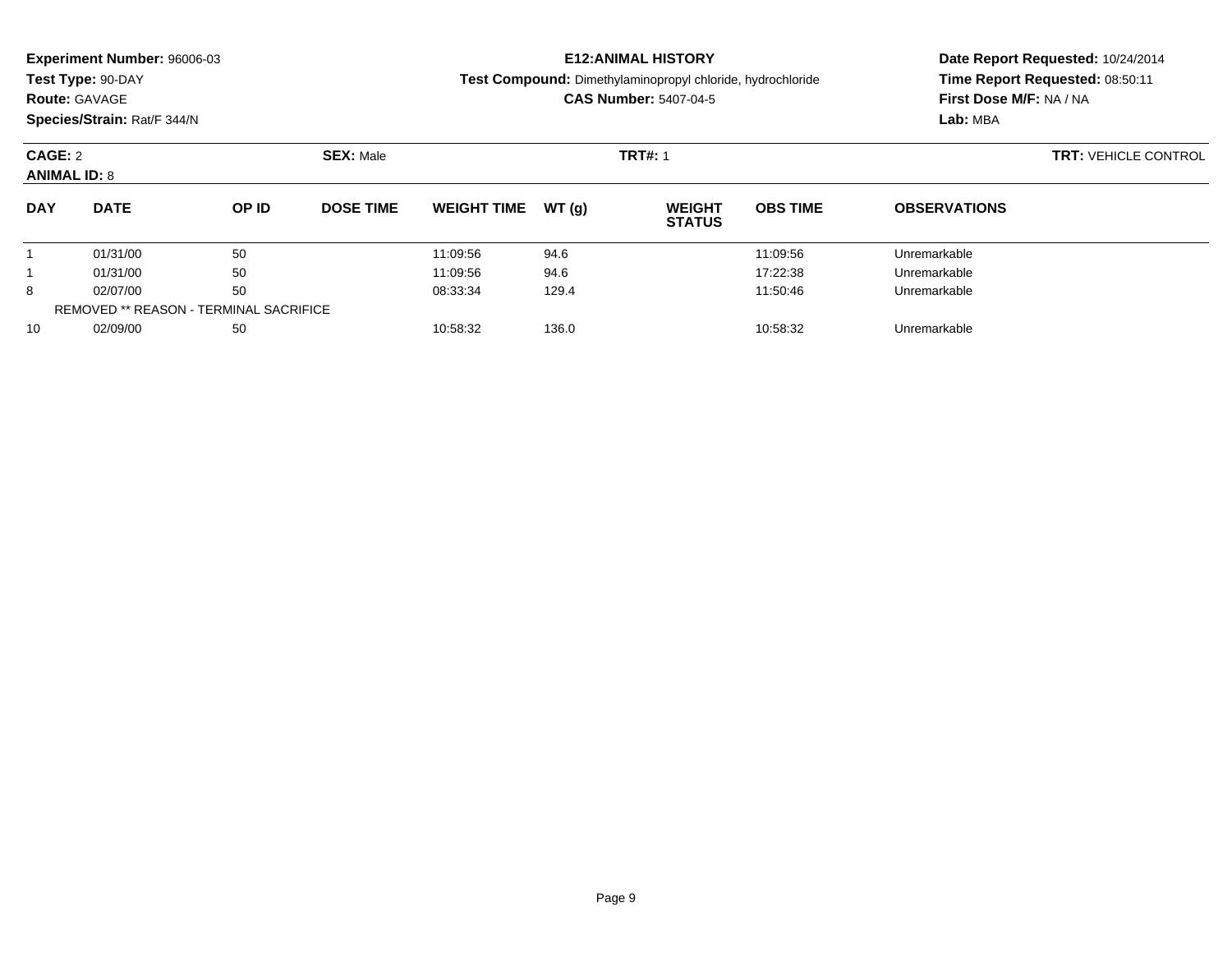**Experiment Number:** 96006-03
**Test Type:** 90-DAY
**Route:** GAVAGE
**Species/Strain:** Rat/F 344/N

**E12:ANIMAL HISTORY**
**Test Compound:** Dimethylaminopropyl chloride, hydrochloride
**CAS Number:** 5407-04-5

**Date Report Requested:** 10/24/2014
**Time Report Requested:** 08:50:11
**First Dose M/F:** NA / NA
**Lab:** MBA

**CAGE:** 2 **SEX:** Male **TRT#:** 1 **TRT:** VEHICLE CONTROL
**ANIMAL ID:** 8

| DAY | DATE | OP ID | DOSE TIME | WEIGHT TIME | WT (g) | WEIGHT STATUS | OBS TIME | OBSERVATIONS |
|---|---|---|---|---|---|---|---|---|
| 1 | 01/31/00 | 50 | | 11:09:56 | 94.6 | | 11:09:56 | Unremarkable |
| 1 | 01/31/00 | 50 | | 11:09:56 | 94.6 | | 17:22:38 | Unremarkable |
| 8 | 02/07/00 | 50 | | 08:33:34 | 129.4 | | 11:50:46 | Unremarkable |
| REMOVED ** REASON - TERMINAL SACRIFICE | | | | | | | | |
| 10 | 02/09/00 | 50 | | 10:58:32 | 136.0 | | 10:58:32 | Unremarkable |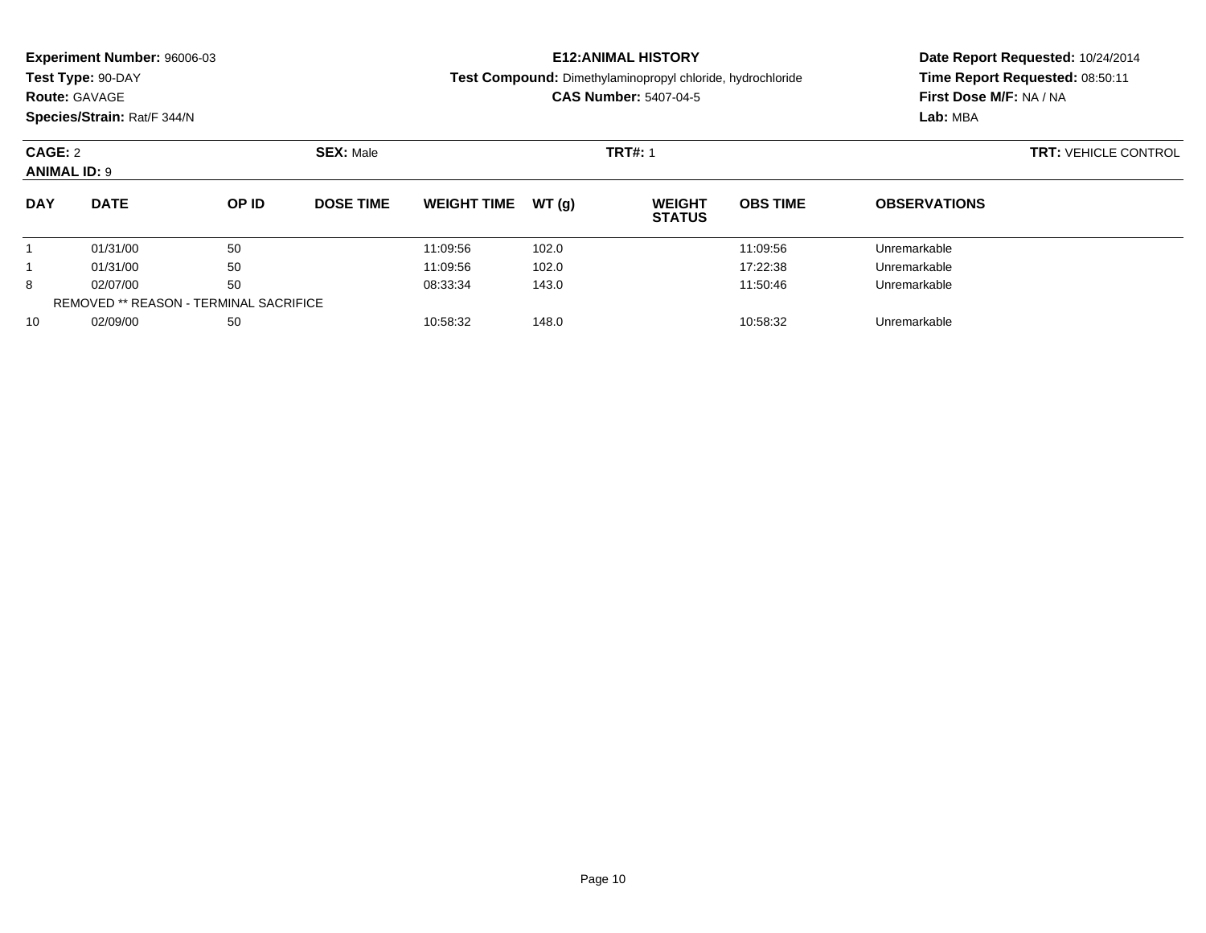**Experiment Number:** 96006-03
**Test Type:** 90-DAY
**Route:** GAVAGE
**Species/Strain:** Rat/F 344/N

**E12:ANIMAL HISTORY**
**Test Compound:** Dimethylaminopropyl chloride, hydrochloride
**CAS Number:** 5407-04-5

**Date Report Requested:** 10/24/2014
**Time Report Requested:** 08:50:11
**First Dose M/F:** NA / NA
**Lab:** MBA

**CAGE:** 2 **SEX:** Male **TRT#:** 1 **TRT:** VEHICLE CONTROL
**ANIMAL ID:** 9

| DAY | DATE | OP ID | DOSE TIME | WEIGHT TIME | WT (g) | WEIGHT STATUS | OBS TIME | OBSERVATIONS |
|---|---|---|---|---|---|---|---|---|
| 1 | 01/31/00 | 50 | | 11:09:56 | 102.0 | | 11:09:56 | Unremarkable |
| 1 | 01/31/00 | 50 | | 11:09:56 | 102.0 | | 17:22:38 | Unremarkable |
| 8 | 02/07/00 | 50 | | 08:33:34 | 143.0 | | 11:50:46 | Unremarkable |
| REMOVED ** REASON - TERMINAL SACRIFICE | | | | | | | | |
| 10 | 02/09/00 | 50 | | 10:58:32 | 148.0 | | 10:58:32 | Unremarkable |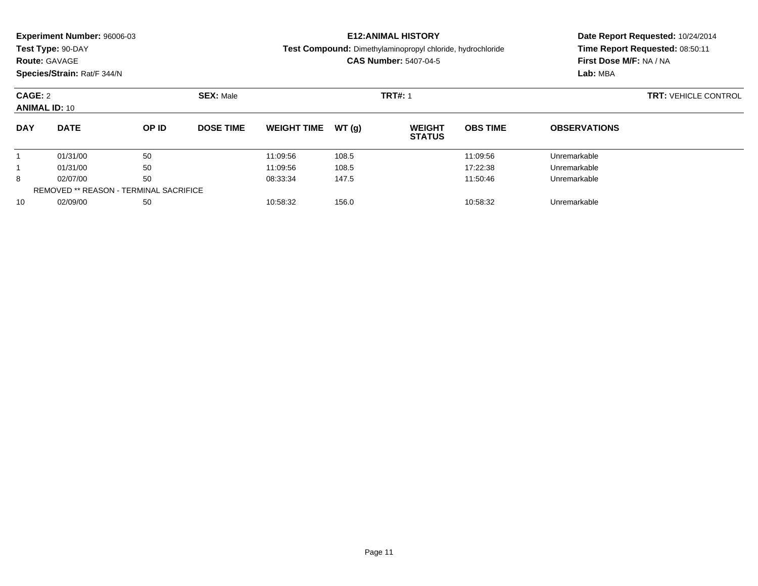**Experiment Number:** 96006-03
**Test Type:** 90-DAY
**Route:** GAVAGE
**Species/Strain:** Rat/F 344/N

**E12:ANIMAL HISTORY**
**Test Compound:** Dimethylaminopropyl chloride, hydrochloride
**CAS Number:** 5407-04-5

**Date Report Requested:** 10/24/2014
**Time Report Requested:** 08:50:11
**First Dose M/F:** NA / NA
**Lab:** MBA

**CAGE:** 2 **SEX:** Male **TRT#:** 1 **TRT:** VEHICLE CONTROL
**ANIMAL ID:** 10

| DAY | DATE | OP ID | DOSE TIME | WEIGHT TIME | WT (g) | WEIGHT STATUS | OBS TIME | OBSERVATIONS |
|---|---|---|---|---|---|---|---|---|
| 1 | 01/31/00 | 50 | | 11:09:56 | 108.5 | | 11:09:56 | Unremarkable |
| 1 | 01/31/00 | 50 | | 11:09:56 | 108.5 | | 17:22:38 | Unremarkable |
| 8 | 02/07/00 | 50 | | 08:33:34 | 147.5 | | 11:50:46 | Unremarkable |
| REMOVED ** REASON - TERMINAL SACRIFICE | | | | | | | | |
| 10 | 02/09/00 | 50 | | 10:58:32 | 156.0 | | 10:58:32 | Unremarkable |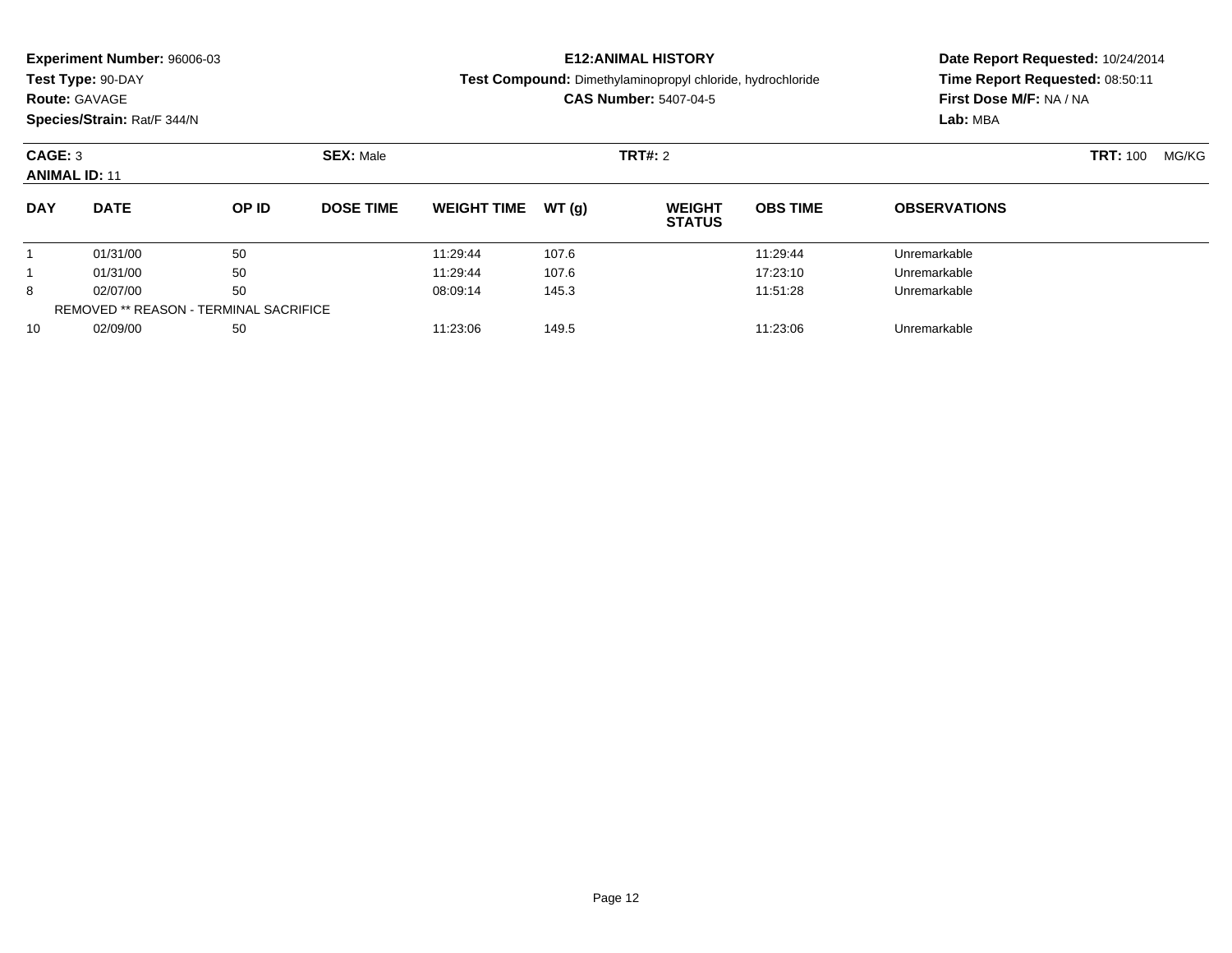**Experiment Number:** 96006-03
**Test Type:** 90-DAY
**Route:** GAVAGE
**Species/Strain:** Rat/F 344/N

**E12:ANIMAL HISTORY**
**Test Compound:** Dimethylaminopropyl chloride, hydrochloride
**CAS Number:** 5407-04-5

**Date Report Requested:** 10/24/2014
**Time Report Requested:** 08:50:11
**First Dose M/F:** NA / NA
**Lab:** MBA

**CAGE:** 3 **SEX:** Male **TRT#:** 2 **TRT:** 100 MG/KG
**ANIMAL ID:** 11

| DAY | DATE | OP ID | DOSE TIME | WEIGHT TIME | WT (g) | WEIGHT STATUS | OBS TIME | OBSERVATIONS |
|---|---|---|---|---|---|---|---|---|
| 1 | 01/31/00 | 50 | | 11:29:44 | 107.6 | | 11:29:44 | Unremarkable |
| 1 | 01/31/00 | 50 | | 11:29:44 | 107.6 | | 17:23:10 | Unremarkable |
| 8 | 02/07/00 | 50 | | 08:09:14 | 145.3 | | 11:51:28 | Unremarkable |
| REMOVED ** REASON - TERMINAL SACRIFICE | | | | | | | | |
| 10 | 02/09/00 | 50 | | 11:23:06 | 149.5 | | 11:23:06 | Unremarkable |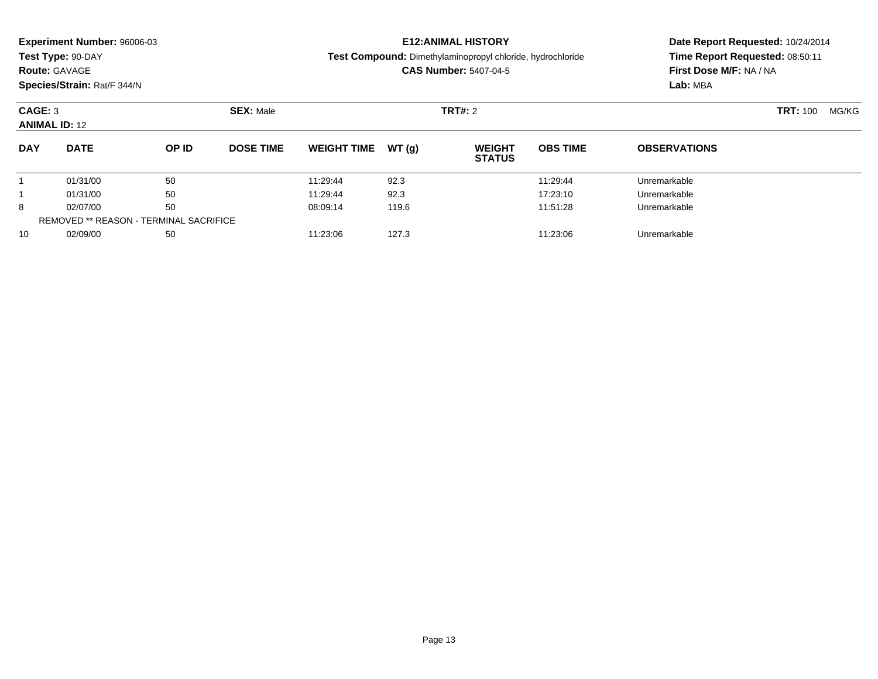**Experiment Number:** 96006-03
**Test Type:** 90-DAY
**Route:** GAVAGE
**Species/Strain:** Rat/F 344/N

**E12:ANIMAL HISTORY**
**Test Compound:** Dimethylaminopropyl chloride, hydrochloride
**CAS Number:** 5407-04-5

**Date Report Requested:** 10/24/2014
**Time Report Requested:** 08:50:11
**First Dose M/F:** NA / NA
**Lab:** MBA

**CAGE:** 3 **SEX:** Male **TRT#:** 2 **TRT:** 100 MG/KG
**ANIMAL ID:** 12

| DAY | DATE | OP ID | DOSE TIME | WEIGHT TIME | WT (g) | WEIGHT STATUS | OBS TIME | OBSERVATIONS |
|---|---|---|---|---|---|---|---|---|
| 1 | 01/31/00 | 50 | | 11:29:44 | 92.3 | | 11:29:44 | Unremarkable |
| 1 | 01/31/00 | 50 | | 11:29:44 | 92.3 | | 17:23:10 | Unremarkable |
| 8 | 02/07/00 | 50 | | 08:09:14 | 119.6 | | 11:51:28 | Unremarkable |
| REMOVED ** REASON - TERMINAL SACRIFICE | | | | | | | | |
| 10 | 02/09/00 | 50 | | 11:23:06 | 127.3 | | 11:23:06 | Unremarkable |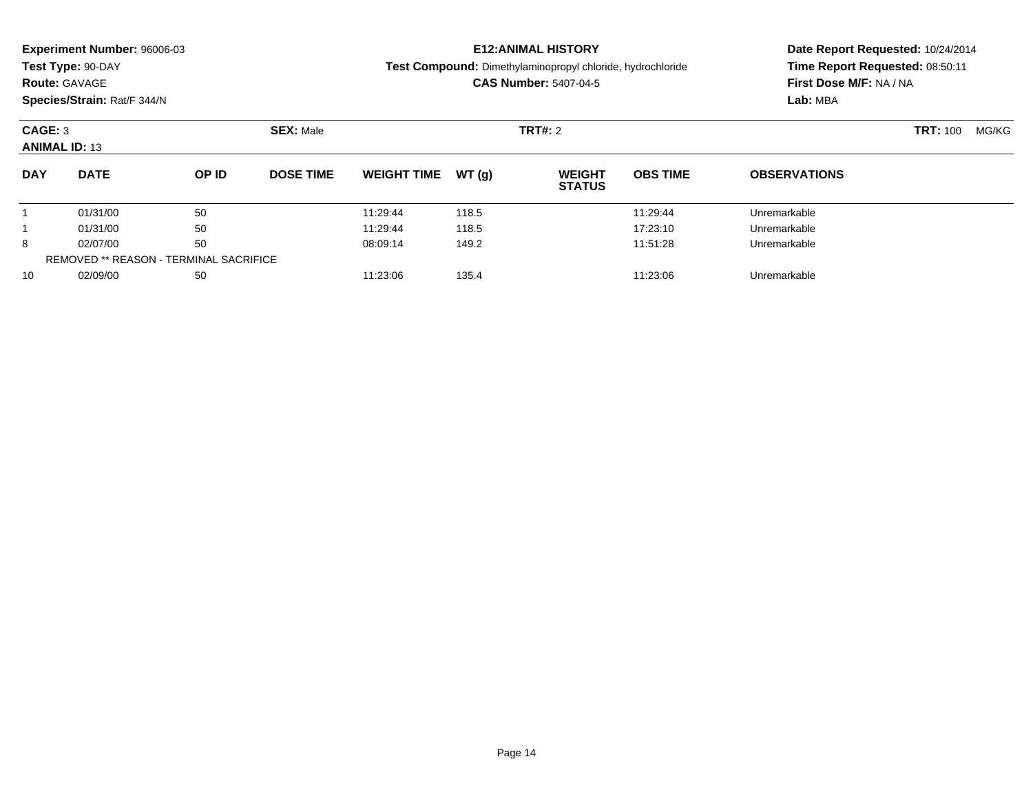**Experiment Number:** 96006-03
**Test Type:** 90-DAY
**Route:** GAVAGE
**Species/Strain:** Rat/F 344/N

**E12:ANIMAL HISTORY**
**Test Compound:** Dimethylaminopropyl chloride, hydrochloride
**CAS Number:** 5407-04-5

**Date Report Requested:** 10/24/2014
**Time Report Requested:** 08:50:11
**First Dose M/F:** NA / NA
**Lab:** MBA

**CAGE:** 3 **SEX:** Male **TRT#:** 2 **TRT:** 100 MG/KG
**ANIMAL ID:** 13

| DAY | DATE | OP ID | DOSE TIME | WEIGHT TIME | WT (g) | WEIGHT STATUS | OBS TIME | OBSERVATIONS |
|---|---|---|---|---|---|---|---|---|
| 1 | 01/31/00 | 50 | | 11:29:44 | 118.5 | | 11:29:44 | Unremarkable |
| 1 | 01/31/00 | 50 | | 11:29:44 | 118.5 | | 17:23:10 | Unremarkable |
| 8 | 02/07/00 | 50 | | 08:09:14 | 149.2 | | 11:51:28 | Unremarkable |
| REMOVED ** REASON - TERMINAL SACRIFICE | | | | | | | | |
| 10 | 02/09/00 | 50 | | 11:23:06 | 135.4 | | 11:23:06 | Unremarkable |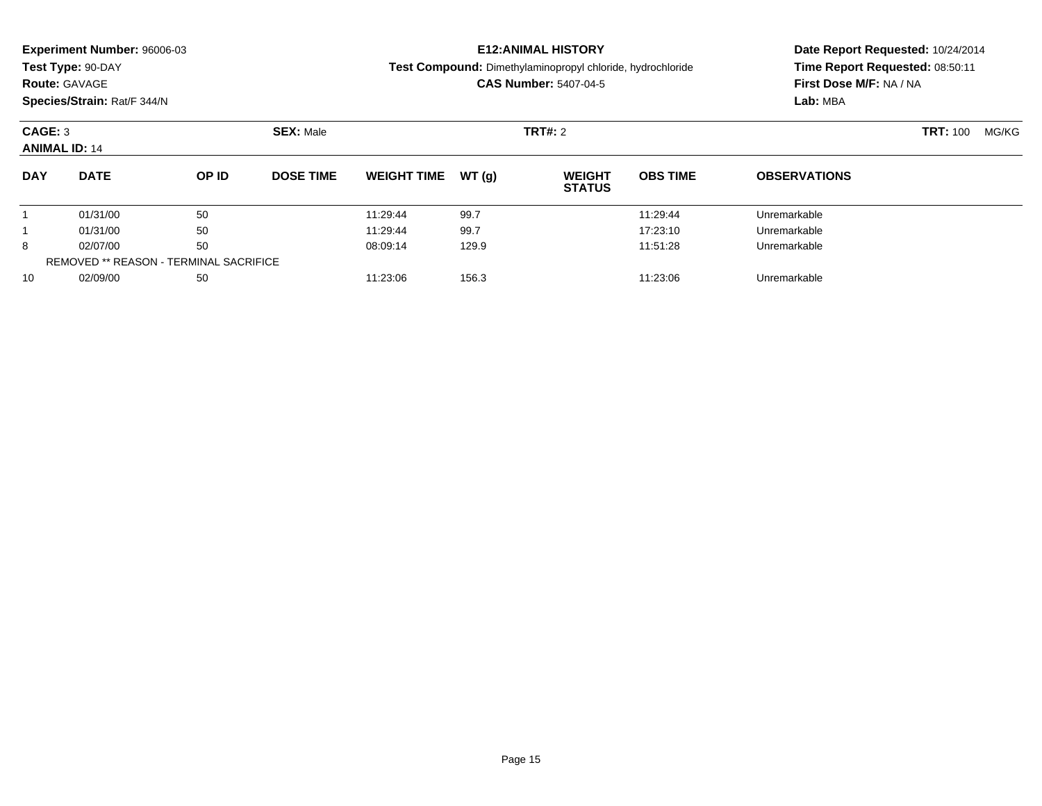**Experiment Number:** 96006-03
**Test Type:** 90-DAY
**Route:** GAVAGE
**Species/Strain:** Rat/F 344/N

**E12:ANIMAL HISTORY**
**Test Compound:** Dimethylaminopropyl chloride, hydrochloride
**CAS Number:** 5407-04-5

**Date Report Requested:** 10/24/2014
**Time Report Requested:** 08:50:11
**First Dose M/F:** NA / NA
**Lab:** MBA

**CAGE:** 3 **SEX:** Male **TRT#:** 2 **TRT:** 100 MG/KG
**ANIMAL ID:** 14

| DAY | DATE | OP ID | DOSE TIME | WEIGHT TIME | WT (g) | WEIGHT STATUS | OBS TIME | OBSERVATIONS |
|---|---|---|---|---|---|---|---|---|
| 1 | 01/31/00 | 50 | | 11:29:44 | 99.7 | | 11:29:44 | Unremarkable |
| 1 | 01/31/00 | 50 | | 11:29:44 | 99.7 | | 17:23:10 | Unremarkable |
| 8 | 02/07/00 | 50 | | 08:09:14 | 129.9 | | 11:51:28 | Unremarkable |
| REMOVED ** REASON - TERMINAL SACRIFICE | | | | | | | | |
| 10 | 02/09/00 | 50 | | 11:23:06 | 156.3 | | 11:23:06 | Unremarkable |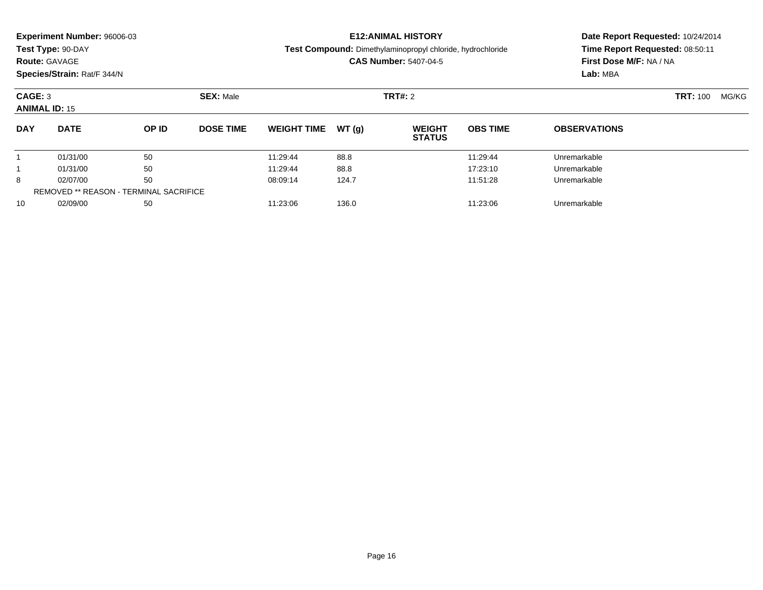**Experiment Number:** 96006-03
**Test Type:** 90-DAY
**Route:** GAVAGE
**Species/Strain:** Rat/F 344/N

**E12:ANIMAL HISTORY**
**Test Compound:** Dimethylaminopropyl chloride, hydrochloride
**CAS Number:** 5407-04-5

**Date Report Requested:** 10/24/2014
**Time Report Requested:** 08:50:11
**First Dose M/F:** NA / NA
**Lab:** MBA

**CAGE:** 3 **SEX:** Male **TRT#:** 2 **TRT:** 100 MG/KG
**ANIMAL ID:** 15

| DAY | DATE | OP ID | DOSE TIME | WEIGHT TIME | WT (g) | WEIGHT STATUS | OBS TIME | OBSERVATIONS |
|---|---|---|---|---|---|---|---|---|
| 1 | 01/31/00 | 50 | | 11:29:44 | 88.8 | | 11:29:44 | Unremarkable |
| 1 | 01/31/00 | 50 | | 11:29:44 | 88.8 | | 17:23:10 | Unremarkable |
| 8 | 02/07/00 | 50 | | 08:09:14 | 124.7 | | 11:51:28 | Unremarkable |
| REMOVED ** REASON - TERMINAL SACRIFICE | | | | | | | | |
| 10 | 02/09/00 | 50 | | 11:23:06 | 136.0 | | 11:23:06 | Unremarkable |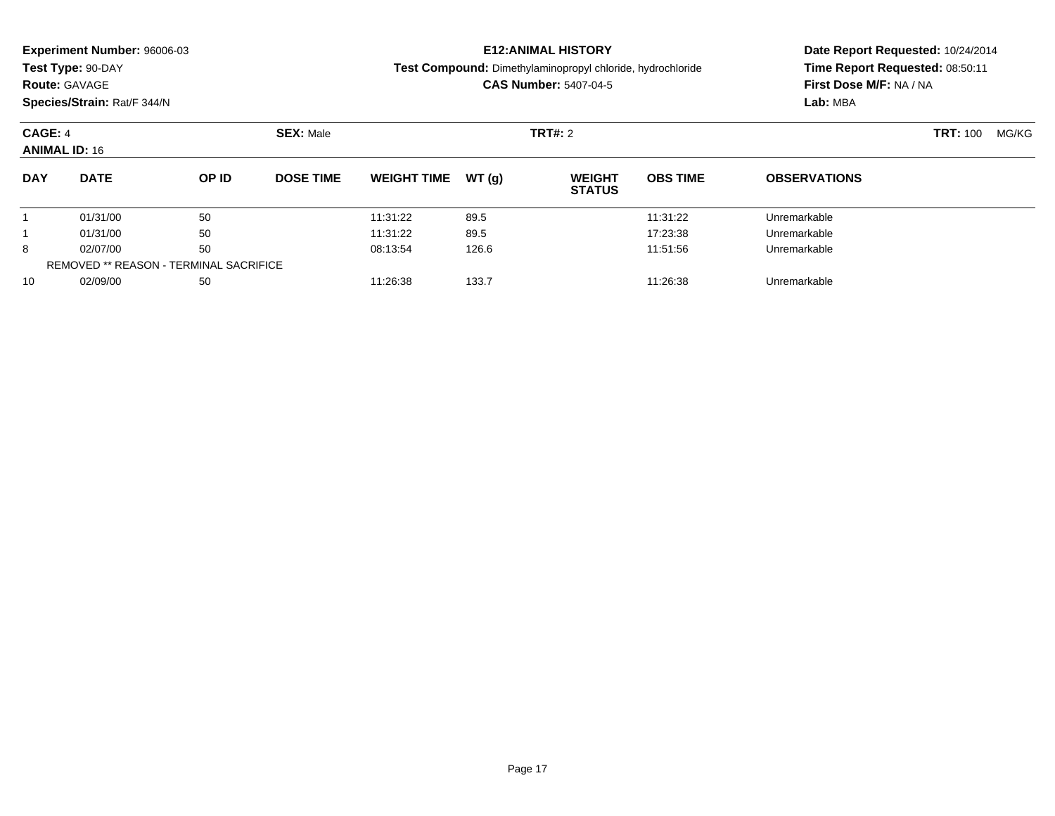**Experiment Number:** 96006-03
**Test Type:** 90-DAY
**Route:** GAVAGE
**Species/Strain:** Rat/F 344/N

**E12:ANIMAL HISTORY**
**Test Compound:** Dimethylaminopropyl chloride, hydrochloride
**CAS Number:** 5407-04-5

**Date Report Requested:** 10/24/2014
**Time Report Requested:** 08:50:11
**First Dose M/F:** NA / NA
**Lab:** MBA

**CAGE:** 4 **SEX:** Male **TRT#:** 2 **TRT:** 100 MG/KG
**ANIMAL ID:** 16

| DAY | DATE | OP ID | DOSE TIME | WEIGHT TIME | WT (g) | WEIGHT STATUS | OBS TIME | OBSERVATIONS |
|---|---|---|---|---|---|---|---|---|
| 1 | 01/31/00 | 50 | | 11:31:22 | 89.5 | | 11:31:22 | Unremarkable |
| 1 | 01/31/00 | 50 | | 11:31:22 | 89.5 | | 17:23:38 | Unremarkable |
| 8 | 02/07/00 | 50 | | 08:13:54 | 126.6 | | 11:51:56 | Unremarkable |
| REMOVED ** REASON - TERMINAL SACRIFICE | | | | | | | | |
| 10 | 02/09/00 | 50 | | 11:26:38 | 133.7 | | 11:26:38 | Unremarkable |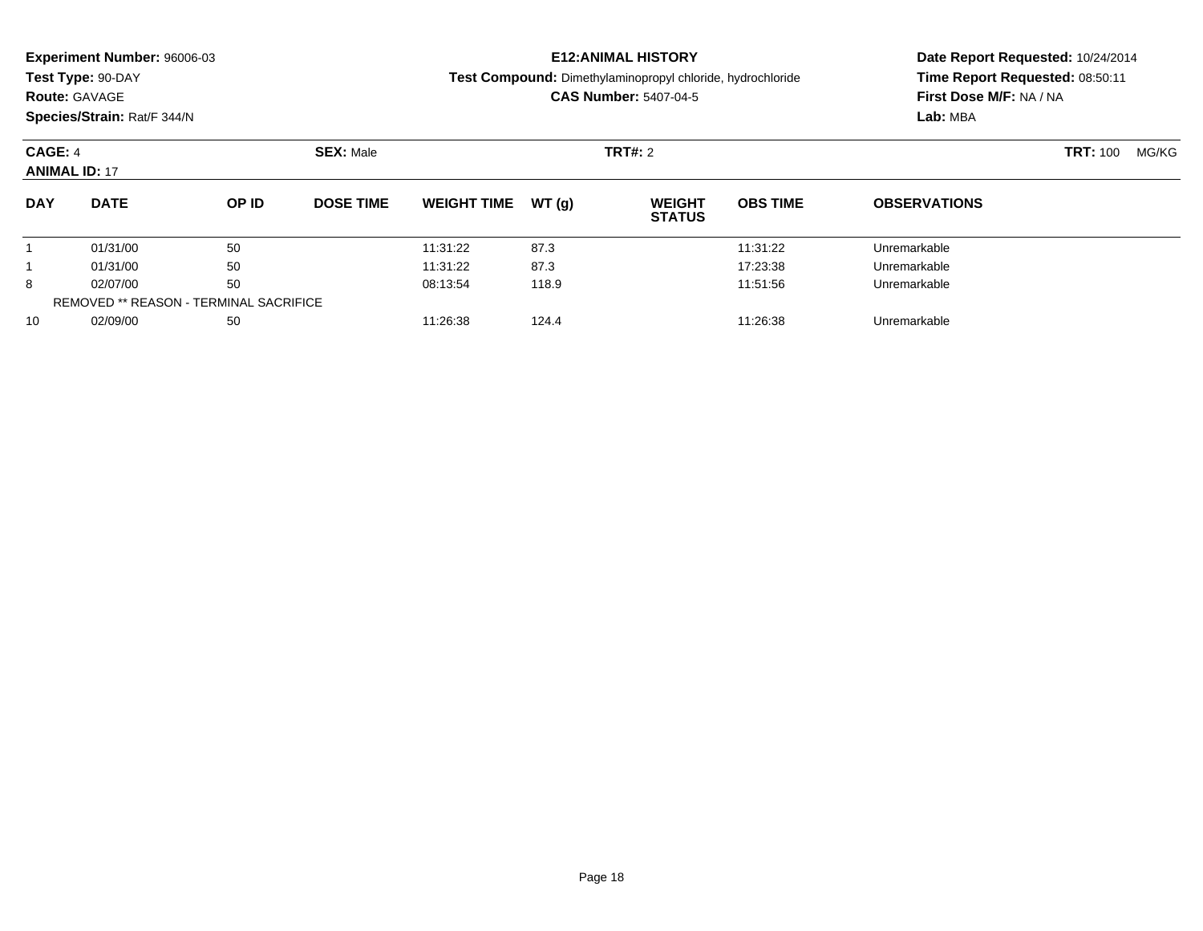**Experiment Number:** 96006-03
**Test Type:** 90-DAY
**Route:** GAVAGE
**Species/Strain:** Rat/F 344/N

**E12:ANIMAL HISTORY**
**Test Compound:** Dimethylaminopropyl chloride, hydrochloride
**CAS Number:** 5407-04-5

**Date Report Requested:** 10/24/2014
**Time Report Requested:** 08:50:11
**First Dose M/F:** NA / NA
**Lab:** MBA

**CAGE:** 4 **SEX:** Male **TRT#:** 2 **TRT:** 100 MG/KG
**ANIMAL ID:** 17

| DAY | DATE | OP ID | DOSE TIME | WEIGHT TIME | WT (g) | WEIGHT STATUS | OBS TIME | OBSERVATIONS |
|---|---|---|---|---|---|---|---|---|
| 1 | 01/31/00 | 50 | | 11:31:22 | 87.3 | | 11:31:22 | Unremarkable |
| 1 | 01/31/00 | 50 | | 11:31:22 | 87.3 | | 17:23:38 | Unremarkable |
| 8 | 02/07/00 | 50 | | 08:13:54 | 118.9 | | 11:51:56 | Unremarkable |
| REMOVED ** REASON - TERMINAL SACRIFICE | | | | | | | | |
| 10 | 02/09/00 | 50 | | 11:26:38 | 124.4 | | 11:26:38 | Unremarkable |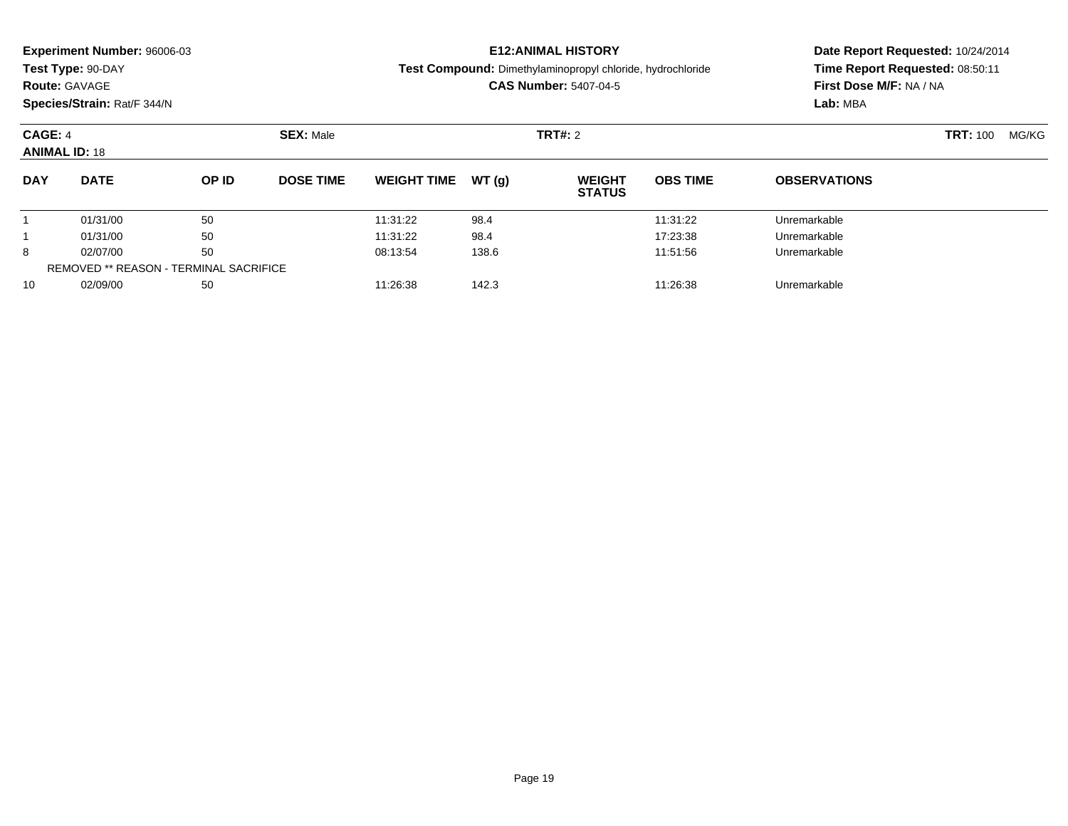**Experiment Number:** 96006-03
**Test Type:** 90-DAY
**Route:** GAVAGE
**Species/Strain:** Rat/F 344/N

**E12:ANIMAL HISTORY**
**Test Compound:** Dimethylaminopropyl chloride, hydrochloride
**CAS Number:** 5407-04-5

**Date Report Requested:** 10/24/2014
**Time Report Requested:** 08:50:11
**First Dose M/F:** NA / NA
**Lab:** MBA

**CAGE:** 4 **SEX:** Male **TRT#:** 2 **TRT:** 100 MG/KG
**ANIMAL ID:** 18

| DAY | DATE | OP ID | DOSE TIME | WEIGHT TIME | WT (g) | WEIGHT STATUS | OBS TIME | OBSERVATIONS |
|---|---|---|---|---|---|---|---|---|
| 1 | 01/31/00 | 50 | | 11:31:22 | 98.4 | | 11:31:22 | Unremarkable |
| 1 | 01/31/00 | 50 | | 11:31:22 | 98.4 | | 17:23:38 | Unremarkable |
| 8 | 02/07/00 | 50 | | 08:13:54 | 138.6 | | 11:51:56 | Unremarkable |
| REMOVED ** REASON - TERMINAL SACRIFICE | | | | | | | | |
| 10 | 02/09/00 | 50 | | 11:26:38 | 142.3 | | 11:26:38 | Unremarkable |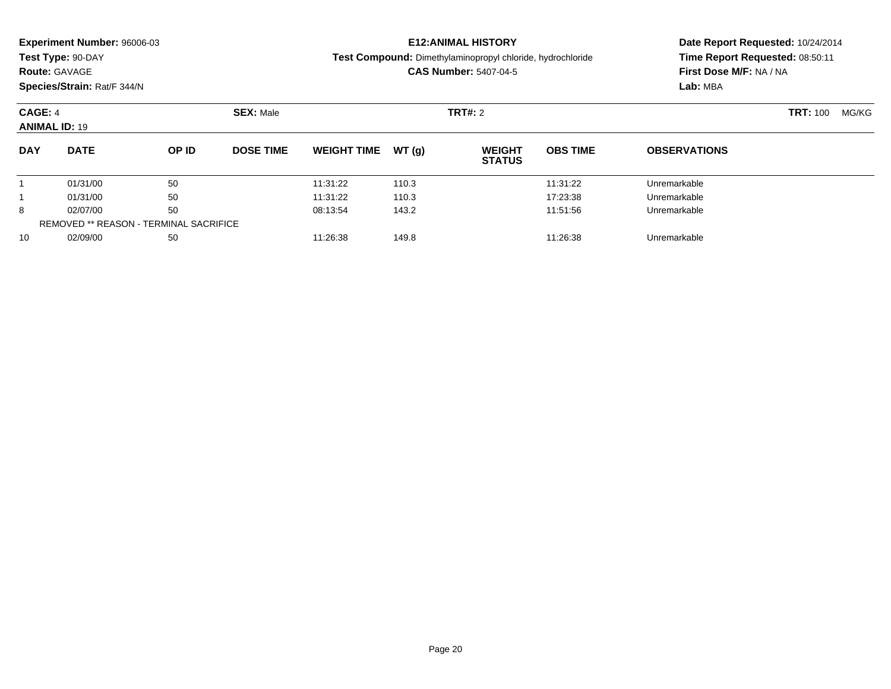**Experiment Number:** 96006-03
**Test Type:** 90-DAY
**Route:** GAVAGE
**Species/Strain:** Rat/F 344/N

**E12:ANIMAL HISTORY**
**Test Compound:** Dimethylaminopropyl chloride, hydrochloride
**CAS Number:** 5407-04-5

**Date Report Requested:** 10/24/2014
**Time Report Requested:** 08:50:11
**First Dose M/F:** NA / NA
**Lab:** MBA

**CAGE:** 4 **SEX:** Male **TRT#:** 2 **TRT:** 100 MG/KG
**ANIMAL ID:** 19

| DAY | DATE | OP ID | DOSE TIME | WEIGHT TIME | WT (g) | WEIGHT STATUS | OBS TIME | OBSERVATIONS |
|---|---|---|---|---|---|---|---|---|
| 1 | 01/31/00 | 50 | | 11:31:22 | 110.3 | | 11:31:22 | Unremarkable |
| 1 | 01/31/00 | 50 | | 11:31:22 | 110.3 | | 17:23:38 | Unremarkable |
| 8 | 02/07/00 | 50 | | 08:13:54 | 143.2 | | 11:51:56 | Unremarkable |
| REMOVED ** REASON - TERMINAL SACRIFICE | | | | | | | | |
| 10 | 02/09/00 | 50 | | 11:26:38 | 149.8 | | 11:26:38 | Unremarkable |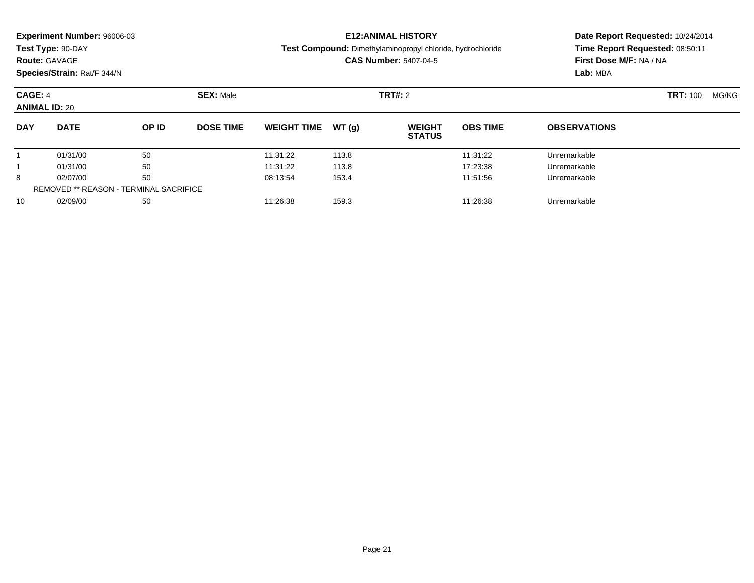**Experiment Number:** 96006-03
**Test Type:** 90-DAY
**Route:** GAVAGE
**Species/Strain:** Rat/F 344/N

**E12:ANIMAL HISTORY**
**Test Compound:** Dimethylaminopropyl chloride, hydrochloride
**CAS Number:** 5407-04-5

**Date Report Requested:** 10/24/2014
**Time Report Requested:** 08:50:11
**First Dose M/F:** NA / NA
**Lab:** MBA

**CAGE:** 4 **SEX:** Male **TRT#:** 2 **TRT:** 100 MG/KG
**ANIMAL ID:** 20

| DAY | DATE | OP ID | DOSE TIME | WEIGHT TIME | WT (g) | WEIGHT STATUS | OBS TIME | OBSERVATIONS |
|---|---|---|---|---|---|---|---|---|
| 1 | 01/31/00 | 50 | | 11:31:22 | 113.8 | | 11:31:22 | Unremarkable |
| 1 | 01/31/00 | 50 | | 11:31:22 | 113.8 | | 17:23:38 | Unremarkable |
| 8 | 02/07/00 | 50 | | 08:13:54 | 153.4 | | 11:51:56 | Unremarkable |
| REMOVED ** REASON - TERMINAL SACRIFICE | | | | | | | | |
| 10 | 02/09/00 | 50 | | 11:26:38 | 159.3 | | 11:26:38 | Unremarkable |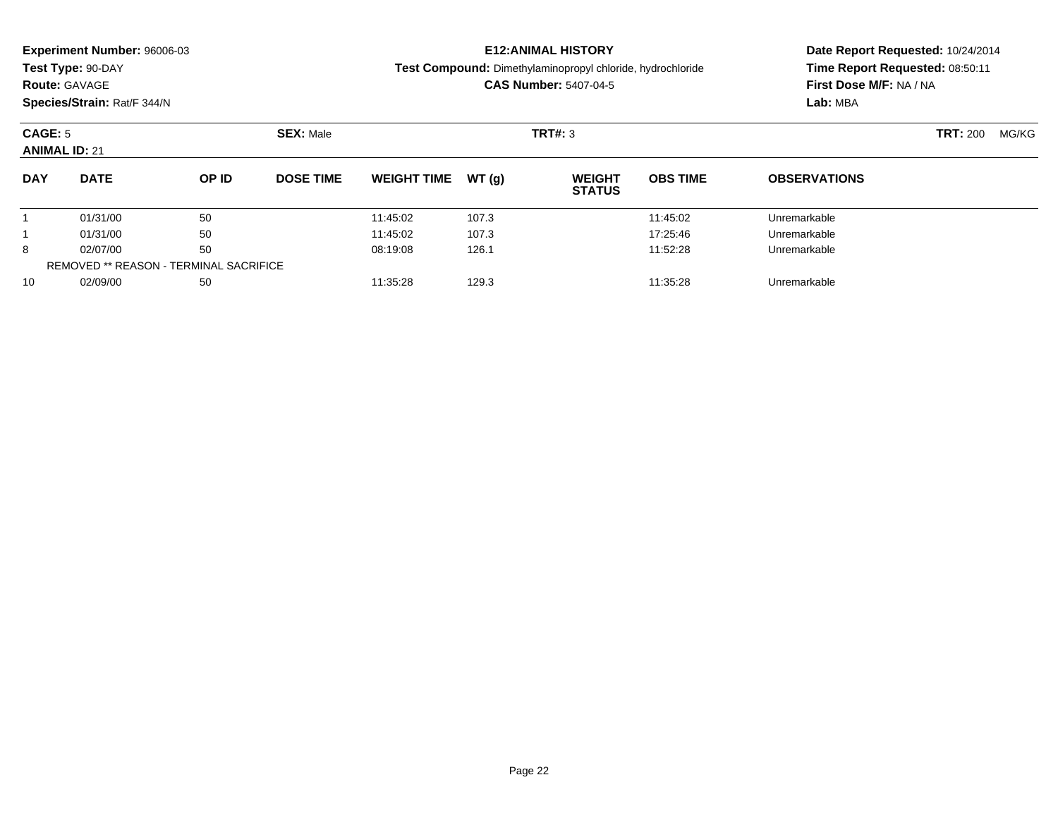**Experiment Number:** 96006-03
**Test Type:** 90-DAY
**Route:** GAVAGE
**Species/Strain:** Rat/F 344/N

**E12:ANIMAL HISTORY**
**Test Compound:** Dimethylaminopropyl chloride, hydrochloride
**CAS Number:** 5407-04-5

**Date Report Requested:** 10/24/2014
**Time Report Requested:** 08:50:11
**First Dose M/F:** NA / NA
**Lab:** MBA

**CAGE:** 5 **SEX:** Male **TRT#:** 3 **TRT:** 200 MG/KG
**ANIMAL ID:** 21

| DAY | DATE | OP ID | DOSE TIME | WEIGHT TIME | WT (g) | WEIGHT STATUS | OBS TIME | OBSERVATIONS |
|---|---|---|---|---|---|---|---|---|
| 1 | 01/31/00 | 50 | | 11:45:02 | 107.3 | | 11:45:02 | Unremarkable |
| 1 | 01/31/00 | 50 | | 11:45:02 | 107.3 | | 17:25:46 | Unremarkable |
| 8 | 02/07/00 | 50 | | 08:19:08 | 126.1 | | 11:52:28 | Unremarkable |
| REMOVED ** REASON - TERMINAL SACRIFICE | | | | | | | | |
| 10 | 02/09/00 | 50 | | 11:35:28 | 129.3 | | 11:35:28 | Unremarkable |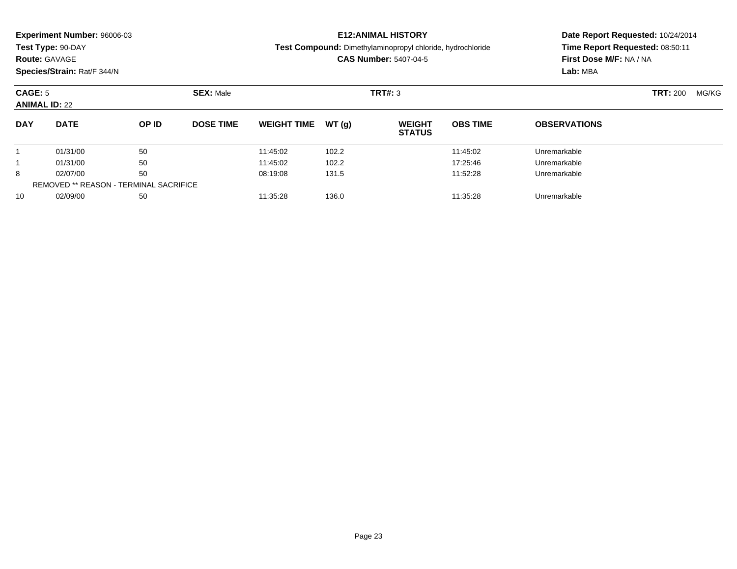**Experiment Number:** 96006-03
**Test Type:** 90-DAY
**Route:** GAVAGE
**Species/Strain:** Rat/F 344/N

**E12:ANIMAL HISTORY**
**Test Compound:** Dimethylaminopropyl chloride, hydrochloride
**CAS Number:** 5407-04-5

**Date Report Requested:** 10/24/2014
**Time Report Requested:** 08:50:11
**First Dose M/F:** NA / NA
**Lab:** MBA

**CAGE:** 5 **SEX:** Male **TRT#:** 3 **TRT:** 200 MG/KG
**ANIMAL ID:** 22

| DAY | DATE | OP ID | DOSE TIME | WEIGHT TIME | WT (g) | WEIGHT STATUS | OBS TIME | OBSERVATIONS |
|---|---|---|---|---|---|---|---|---|
| 1 | 01/31/00 | 50 | | 11:45:02 | 102.2 | | 11:45:02 | Unremarkable |
| 1 | 01/31/00 | 50 | | 11:45:02 | 102.2 | | 17:25:46 | Unremarkable |
| 8 | 02/07/00 | 50 | | 08:19:08 | 131.5 | | 11:52:28 | Unremarkable |
| REMOVED ** REASON - TERMINAL SACRIFICE | | | | | | | | |
| 10 | 02/09/00 | 50 | | 11:35:28 | 136.0 | | 11:35:28 | Unremarkable |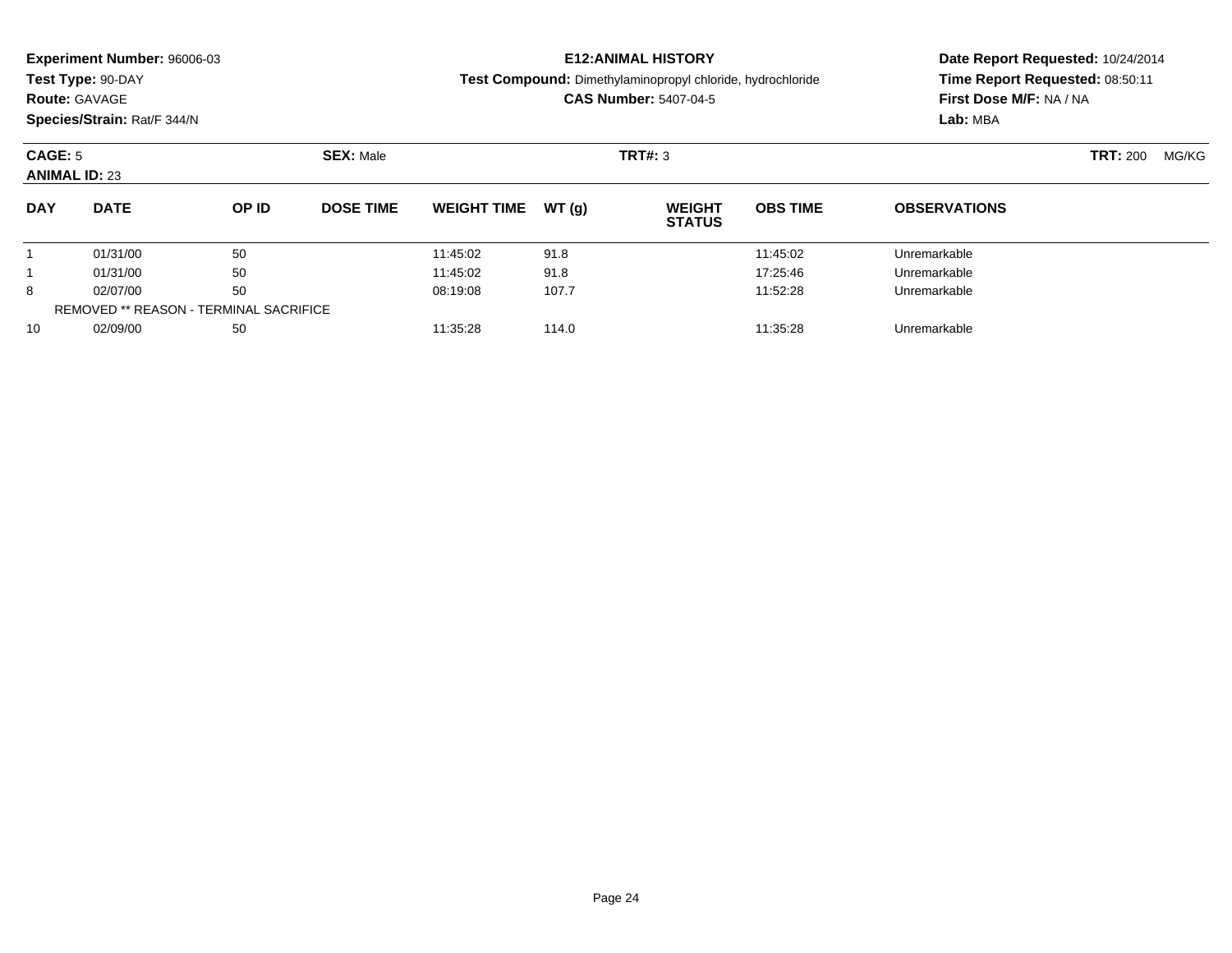**Experiment Number:** 96006-03
**Test Type:** 90-DAY
**Route:** GAVAGE
**Species/Strain:** Rat/F 344/N

**E12:ANIMAL HISTORY**
**Test Compound:** Dimethylaminopropyl chloride, hydrochloride
**CAS Number:** 5407-04-5

**Date Report Requested:** 10/24/2014
**Time Report Requested:** 08:50:11
**First Dose M/F:** NA / NA
**Lab:** MBA

**CAGE:** 5 **SEX:** Male **TRT#:** 3 **TRT:** 200 MG/KG
**ANIMAL ID:** 23

| DAY | DATE | OP ID | DOSE TIME | WEIGHT TIME | WT (g) | WEIGHT STATUS | OBS TIME | OBSERVATIONS |
|---|---|---|---|---|---|---|---|---|
| 1 | 01/31/00 | 50 | | 11:45:02 | 91.8 | | 11:45:02 | Unremarkable |
| 1 | 01/31/00 | 50 | | 11:45:02 | 91.8 | | 17:25:46 | Unremarkable |
| 8 | 02/07/00 | 50 | | 08:19:08 | 107.7 | | 11:52:28 | Unremarkable |
| REMOVED ** REASON - TERMINAL SACRIFICE | | | | | | | | |
| 10 | 02/09/00 | 50 | | 11:35:28 | 114.0 | | 11:35:28 | Unremarkable |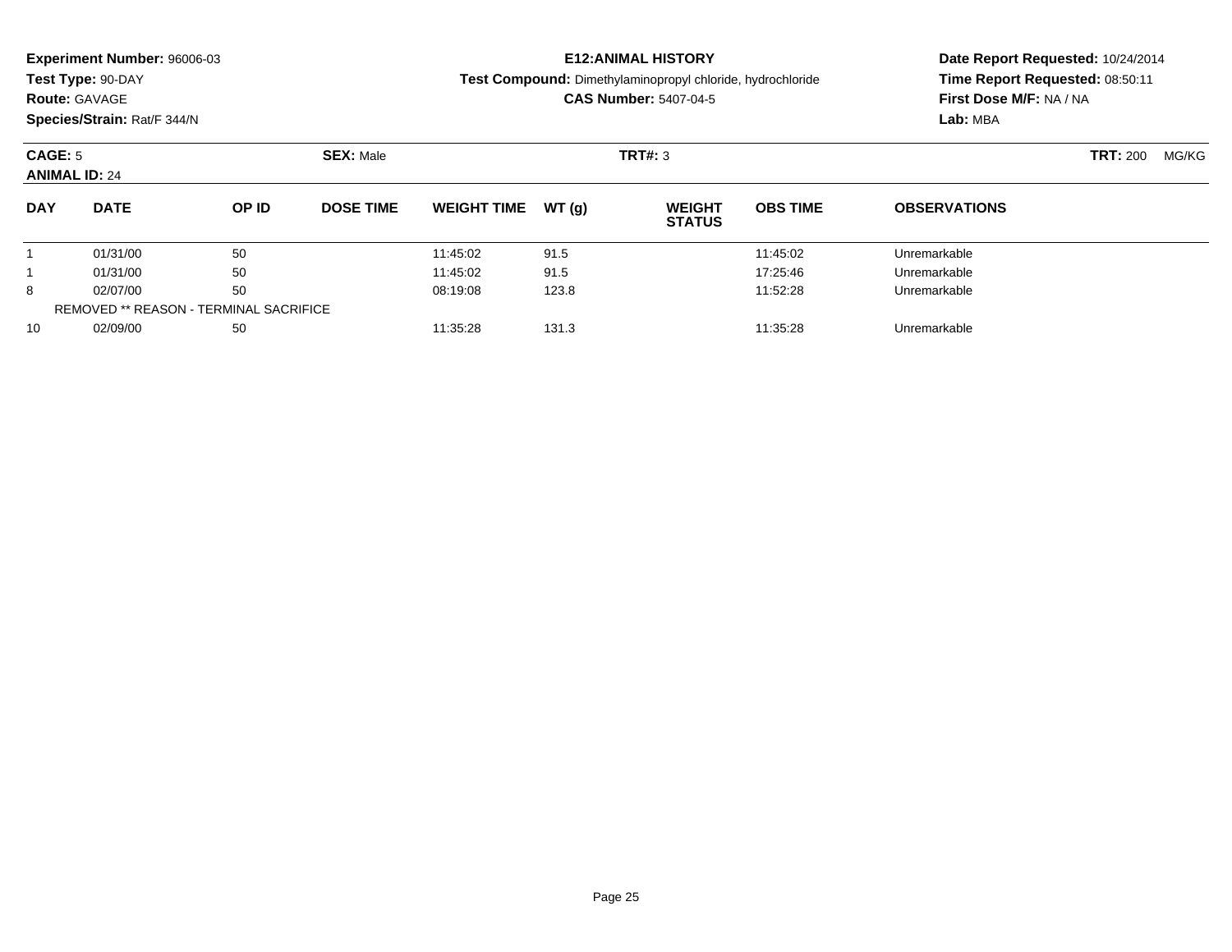**Experiment Number:** 96006-03
**Test Type:** 90-DAY
**Route:** GAVAGE
**Species/Strain:** Rat/F 344/N

**E12:ANIMAL HISTORY**
**Test Compound:** Dimethylaminopropyl chloride, hydrochloride
**CAS Number:** 5407-04-5

**Date Report Requested:** 10/24/2014
**Time Report Requested:** 08:50:11
**First Dose M/F:** NA / NA
**Lab:** MBA

**CAGE:** 5 **SEX:** Male **TRT#:** 3 **TRT:** 200 MG/KG
**ANIMAL ID:** 24

| DAY | DATE | OP ID | DOSE TIME | WEIGHT TIME | WT (g) | WEIGHT STATUS | OBS TIME | OBSERVATIONS |
|---|---|---|---|---|---|---|---|---|
| 1 | 01/31/00 | 50 | | 11:45:02 | 91.5 | | 11:45:02 | Unremarkable |
| 1 | 01/31/00 | 50 | | 11:45:02 | 91.5 | | 17:25:46 | Unremarkable |
| 8 | 02/07/00 | 50 | | 08:19:08 | 123.8 | | 11:52:28 | Unremarkable |
| REMOVED ** REASON - TERMINAL SACRIFICE | | | | | | | | |
| 10 | 02/09/00 | 50 | | 11:35:28 | 131.3 | | 11:35:28 | Unremarkable |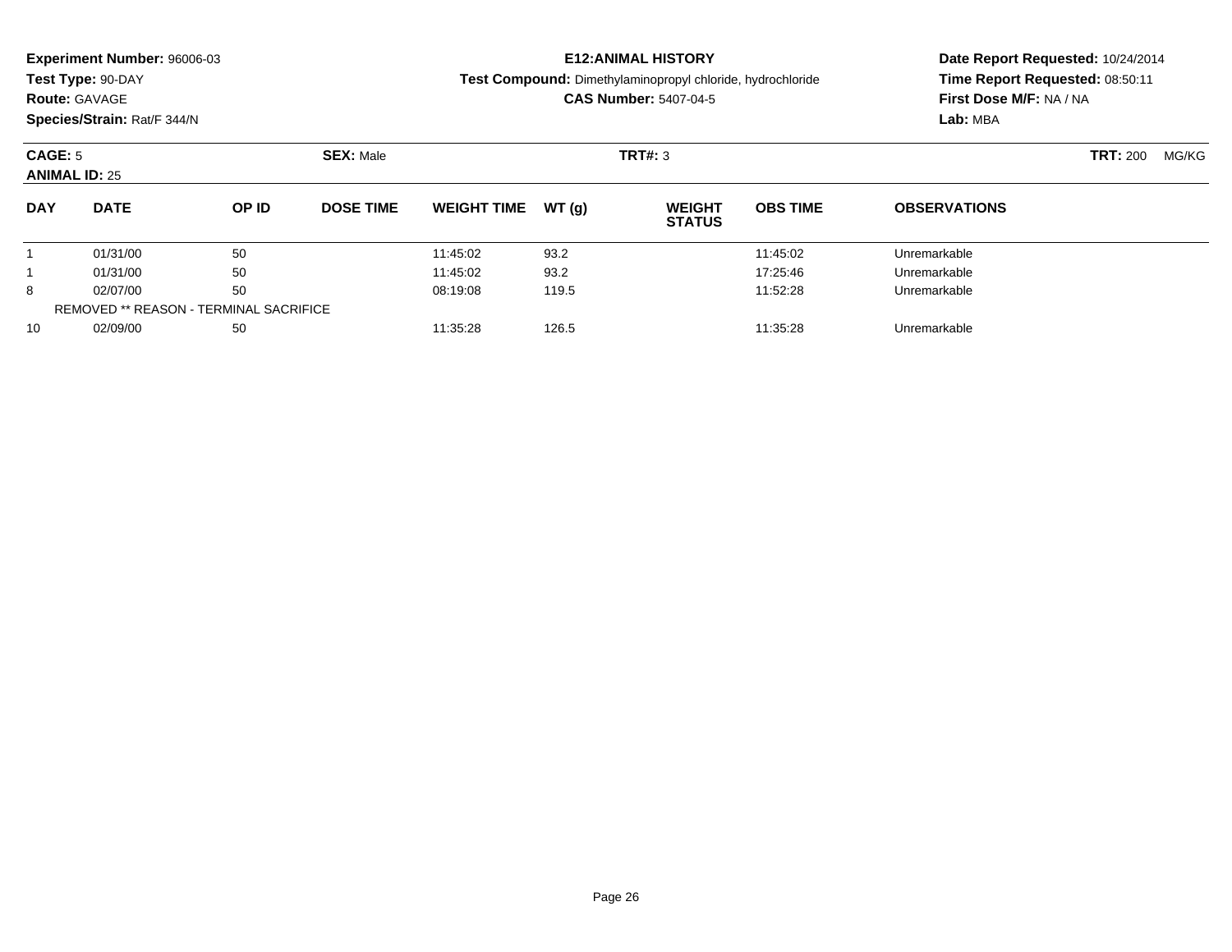**Experiment Number:** 96006-03
**Test Type:** 90-DAY
**Route:** GAVAGE
**Species/Strain:** Rat/F 344/N

**E12:ANIMAL HISTORY**
**Test Compound:** Dimethylaminopropyl chloride, hydrochloride
**CAS Number:** 5407-04-5

**Date Report Requested:** 10/24/2014
**Time Report Requested:** 08:50:11
**First Dose M/F:** NA / NA
**Lab:** MBA

**CAGE:** 5 **SEX:** Male **TRT#:** 3 **TRT:** 200 MG/KG
**ANIMAL ID:** 25

| DAY | DATE | OP ID | DOSE TIME | WEIGHT TIME | WT (g) | WEIGHT STATUS | OBS TIME | OBSERVATIONS |
|---|---|---|---|---|---|---|---|---|
| 1 | 01/31/00 | 50 | | 11:45:02 | 93.2 | | 11:45:02 | Unremarkable |
| 1 | 01/31/00 | 50 | | 11:45:02 | 93.2 | | 17:25:46 | Unremarkable |
| 8 | 02/07/00 | 50 | | 08:19:08 | 119.5 | | 11:52:28 | Unremarkable |
| REMOVED ** REASON - TERMINAL SACRIFICE | | | | | | | | |
| 10 | 02/09/00 | 50 | | 11:35:28 | 126.5 | | 11:35:28 | Unremarkable |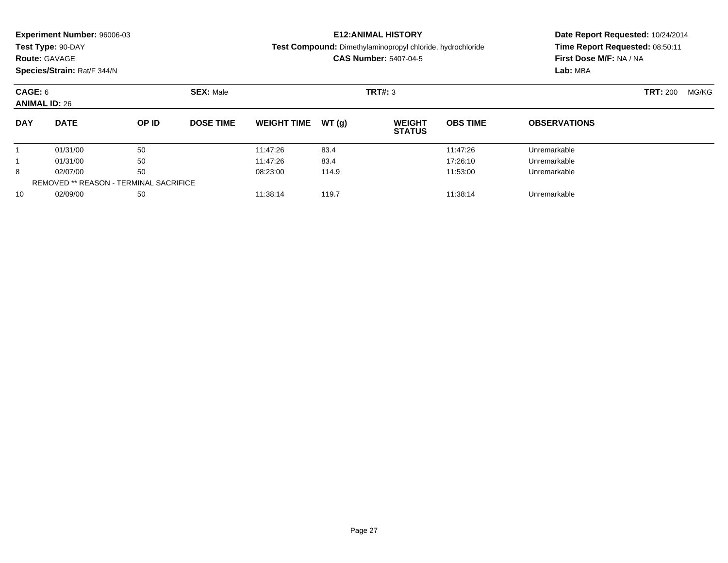**Experiment Number:** 96006-03
**Test Type:** 90-DAY
**Route:** GAVAGE
**Species/Strain:** Rat/F 344/N

**E12:ANIMAL HISTORY**
**Test Compound:** Dimethylaminopropyl chloride, hydrochloride
**CAS Number:** 5407-04-5

**Date Report Requested:** 10/24/2014
**Time Report Requested:** 08:50:11
**First Dose M/F:** NA / NA
**Lab:** MBA

**CAGE:** 6 **SEX:** Male **TRT#:** 3 **TRT:** 200 MG/KG
**ANIMAL ID:** 26

| DAY | DATE | OP ID | DOSE TIME | WEIGHT TIME | WT (g) | WEIGHT STATUS | OBS TIME | OBSERVATIONS |
|---|---|---|---|---|---|---|---|---|
| 1 | 01/31/00 | 50 | | 11:47:26 | 83.4 | | 11:47:26 | Unremarkable |
| 1 | 01/31/00 | 50 | | 11:47:26 | 83.4 | | 17:26:10 | Unremarkable |
| 8 | 02/07/00 | 50 | | 08:23:00 | 114.9 | | 11:53:00 | Unremarkable |
| REMOVED ** REASON - TERMINAL SACRIFICE | | | | | | | | |
| 10 | 02/09/00 | 50 | | 11:38:14 | 119.7 | | 11:38:14 | Unremarkable |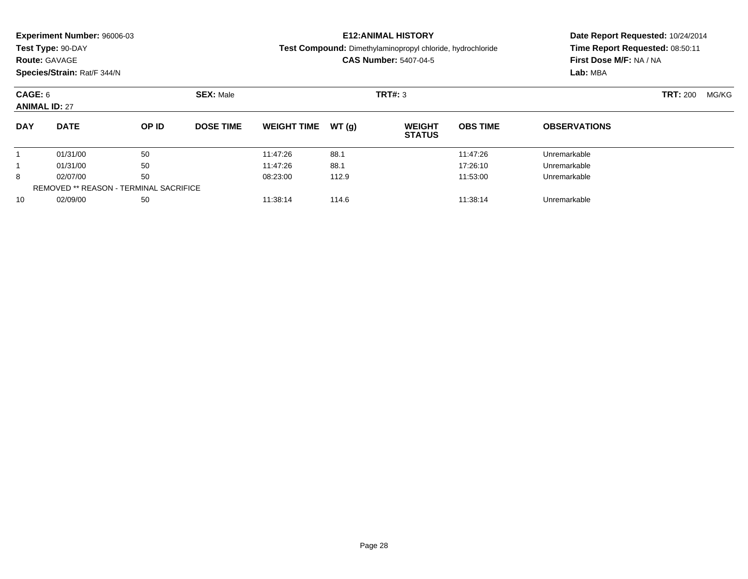**Experiment Number:** 96006-03
**Test Type:** 90-DAY
**Route:** GAVAGE
**Species/Strain:** Rat/F 344/N

**E12:ANIMAL HISTORY**
**Test Compound:** Dimethylaminopropyl chloride, hydrochloride
**CAS Number:** 5407-04-5

**Date Report Requested:** 10/24/2014
**Time Report Requested:** 08:50:11
**First Dose M/F:** NA / NA
**Lab:** MBA

**CAGE:** 6
**ANIMAL ID:** 27
**SEX:** Male
**TRT#:** 3
**TRT:** 200 MG/KG

| DAY | DATE | OP ID | DOSE TIME | WEIGHT TIME | WT (g) | WEIGHT STATUS | OBS TIME | OBSERVATIONS |
|---|---|---|---|---|---|---|---|---|
| 1 | 01/31/00 | 50 | | 11:47:26 | 88.1 | | 11:47:26 | Unremarkable |
| 1 | 01/31/00 | 50 | | 11:47:26 | 88.1 | | 17:26:10 | Unremarkable |
| 8 | 02/07/00 | 50 | | 08:23:00 | 112.9 | | 11:53:00 | Unremarkable |
| REMOVED ** REASON - TERMINAL SACRIFICE | | | | | | | | |
| 10 | 02/09/00 | 50 | | 11:38:14 | 114.6 | | 11:38:14 | Unremarkable |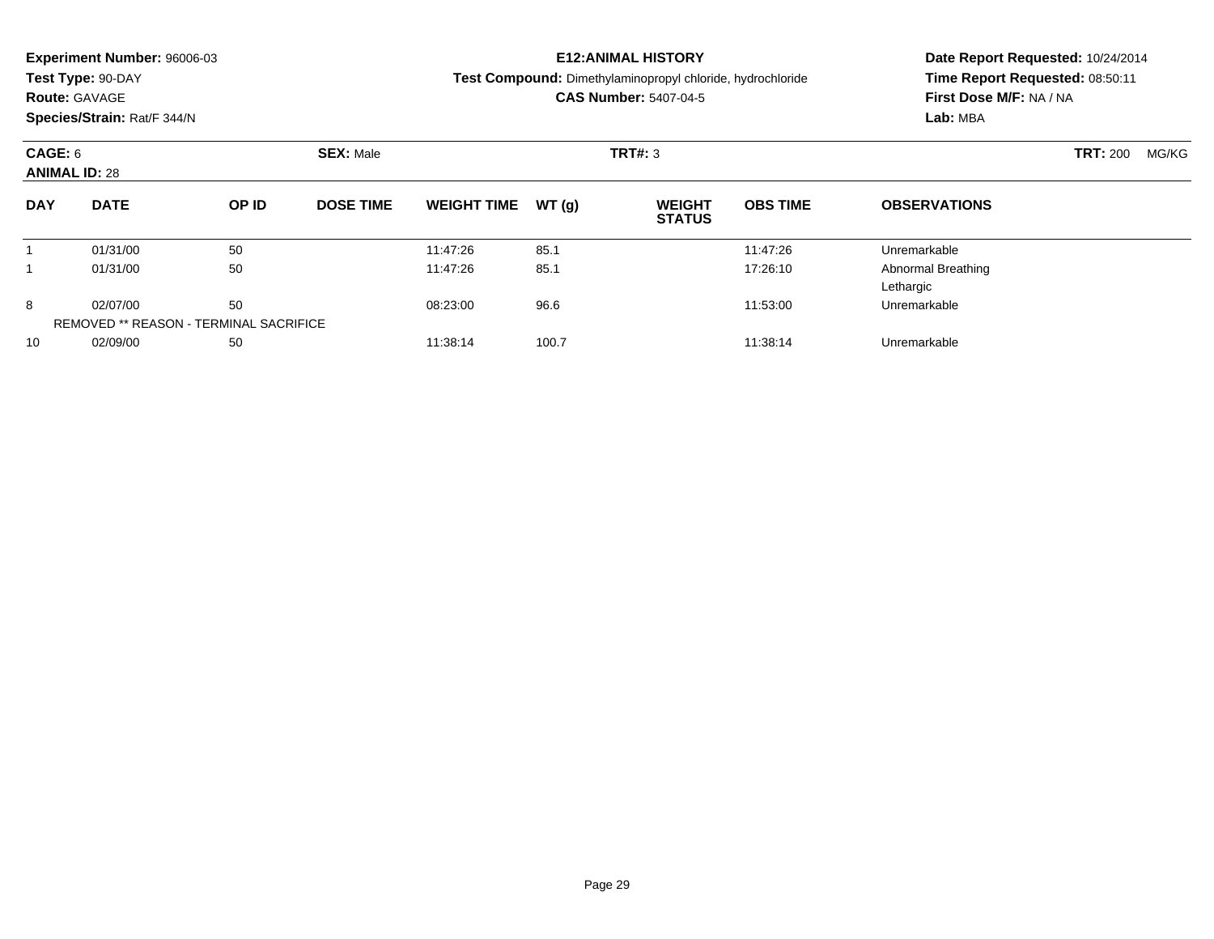**Experiment Number:** 96006-03
**Test Type:** 90-DAY
**Route:** GAVAGE
**Species/Strain:** Rat/F 344/N

**E12:ANIMAL HISTORY**
**Test Compound:** Dimethylaminopropyl chloride, hydrochloride
**CAS Number:** 5407-04-5

**Date Report Requested:** 10/24/2014
**Time Report Requested:** 08:50:11
**First Dose M/F:** NA / NA
**Lab:** MBA

**CAGE:** 6
**ANIMAL ID:** 28
**SEX:** Male
**TRT#:** 3
**TRT:** 200 MG/KG

| DAY | DATE | OP ID | DOSE TIME | WEIGHT TIME | WT (g) | WEIGHT STATUS | OBS TIME | OBSERVATIONS |
|---|---|---|---|---|---|---|---|---|
| 1 | 01/31/00 | 50 | | 11:47:26 | 85.1 | | 11:47:26 | Unremarkable |
| 1 | 01/31/00 | 50 | | 11:47:26 | 85.1 | | 17:26:10 | Abnormal Breathing<br>Lethargic |
| 8 | 02/07/00 | 50 | | 08:23:00 | 96.6 | | 11:53:00 | Unremarkable |
| REMOVED ** REASON - TERMINAL SACRIFICE | | | | | | | | |
| 10 | 02/09/00 | 50 | | 11:38:14 | 100.7 | | 11:38:14 | Unremarkable |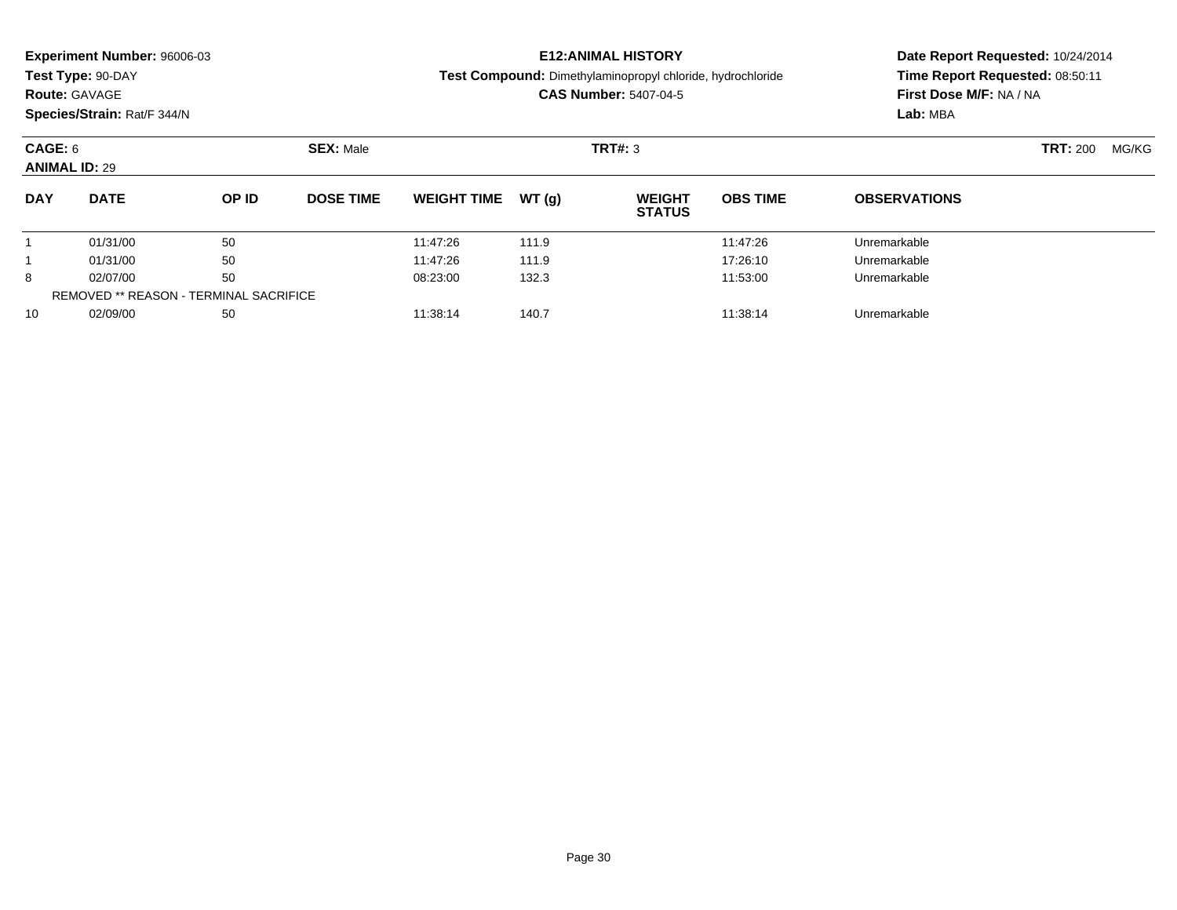**Experiment Number:** 96006-03
**Test Type:** 90-DAY
**Route:** GAVAGE
**Species/Strain:** Rat/F 344/N

**E12:ANIMAL HISTORY**
**Test Compound:** Dimethylaminopropyl chloride, hydrochloride
**CAS Number:** 5407-04-5

**Date Report Requested:** 10/24/2014
**Time Report Requested:** 08:50:11
**First Dose M/F:** NA / NA
**Lab:** MBA

**CAGE:** 6 **SEX:** Male **TRT#:** 3 **TRT:** 200 MG/KG
**ANIMAL ID:** 29

| DAY | DATE | OP ID | DOSE TIME | WEIGHT TIME | WT (g) | WEIGHT STATUS | OBS TIME | OBSERVATIONS |
|---|---|---|---|---|---|---|---|---|
| 1 | 01/31/00 | 50 | | 11:47:26 | 111.9 | | 11:47:26 | Unremarkable |
| 1 | 01/31/00 | 50 | | 11:47:26 | 111.9 | | 17:26:10 | Unremarkable |
| 8 | 02/07/00 | 50 | | 08:23:00 | 132.3 | | 11:53:00 | Unremarkable |
| REMOVED ** REASON - TERMINAL SACRIFICE | | | | | | | | |
| 10 | 02/09/00 | 50 | | 11:38:14 | 140.7 | | 11:38:14 | Unremarkable |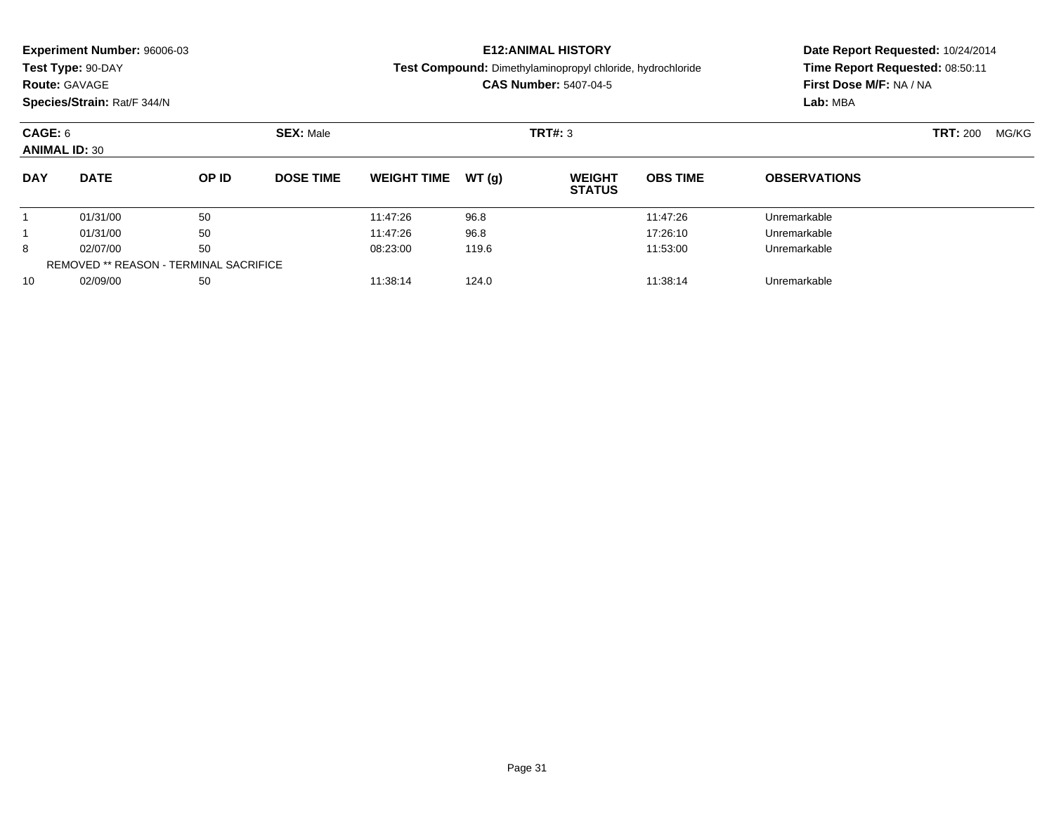**Experiment Number:** 96006-03
**Test Type:** 90-DAY
**Route:** GAVAGE
**Species/Strain:** Rat/F 344/N

**E12:ANIMAL HISTORY**
**Test Compound:** Dimethylaminopropyl chloride, hydrochloride
**CAS Number:** 5407-04-5

**Date Report Requested:** 10/24/2014
**Time Report Requested:** 08:50:11
**First Dose M/F:** NA / NA
**Lab:** MBA

**CAGE:** 6 **SEX:** Male **TRT#:** 3 **TRT:** 200 MG/KG
**ANIMAL ID:** 30

| DAY | DATE | OP ID | DOSE TIME | WEIGHT TIME | WT (g) | WEIGHT STATUS | OBS TIME | OBSERVATIONS |
|---|---|---|---|---|---|---|---|---|
| 1 | 01/31/00 | 50 | | 11:47:26 | 96.8 | | 11:47:26 | Unremarkable |
| 1 | 01/31/00 | 50 | | 11:47:26 | 96.8 | | 17:26:10 | Unremarkable |
| 8 | 02/07/00 | 50 | | 08:23:00 | 119.6 | | 11:53:00 | Unremarkable |
| REMOVED ** REASON - TERMINAL SACRIFICE | | | | | | | | |
| 10 | 02/09/00 | 50 | | 11:38:14 | 124.0 | | 11:38:14 | Unremarkable |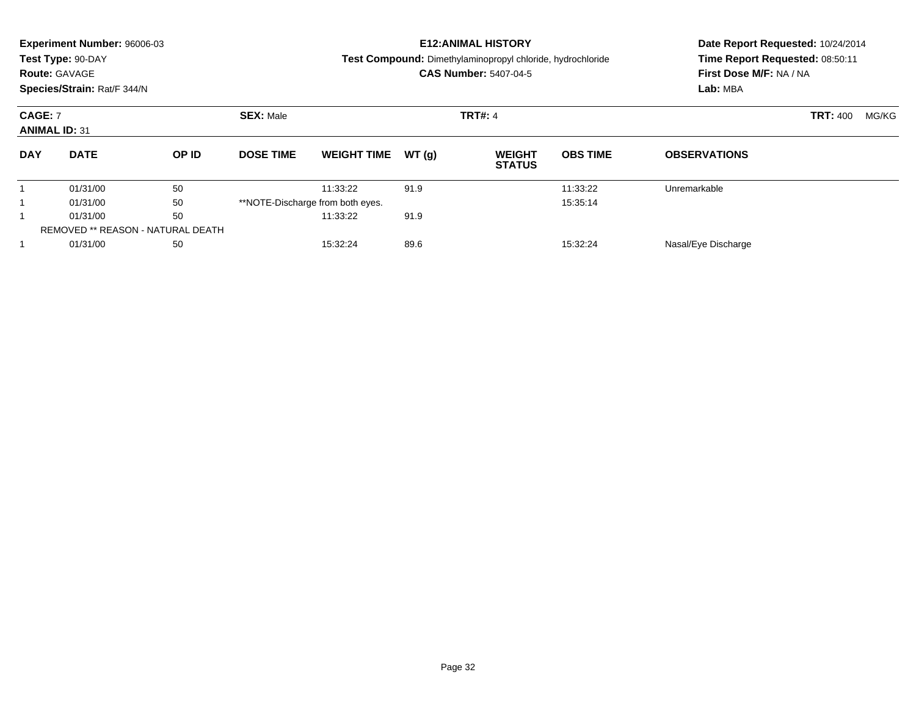**Experiment Number:** 96006-03
**Test Type:** 90-DAY
**Route:** GAVAGE
**Species/Strain:** Rat/F 344/N

**E12:ANIMAL HISTORY**
**Test Compound:** Dimethylaminopropyl chloride, hydrochloride
**CAS Number:** 5407-04-5

**Date Report Requested:** 10/24/2014
**Time Report Requested:** 08:50:11
**First Dose M/F:** NA / NA
**Lab:** MBA

**CAGE:** 7 **SEX:** Male **TRT#:** 4 **TRT:** 400 MG/KG
**ANIMAL ID:** 31

| DAY | DATE | OP ID | DOSE TIME | WEIGHT TIME | WT (g) | WEIGHT STATUS | OBS TIME | OBSERVATIONS |
|---|---|---|---|---|---|---|---|---|
| 1 | 01/31/00 | 50 | | 11:33:22 | 91.9 | | 11:33:22 | Unremarkable |
| 1 | 01/31/00 | 50 | **NOTE-Discharge from both eyes. | | | | 15:35:14 | |
| 1 | 01/31/00 | 50 | | 11:33:22 | 91.9 | | | |
| REMOVED ** REASON - NATURAL DEATH | | | | | | | | |
| 1 | 01/31/00 | 50 | | 15:32:24 | 89.6 | | 15:32:24 | Nasal/Eye Discharge |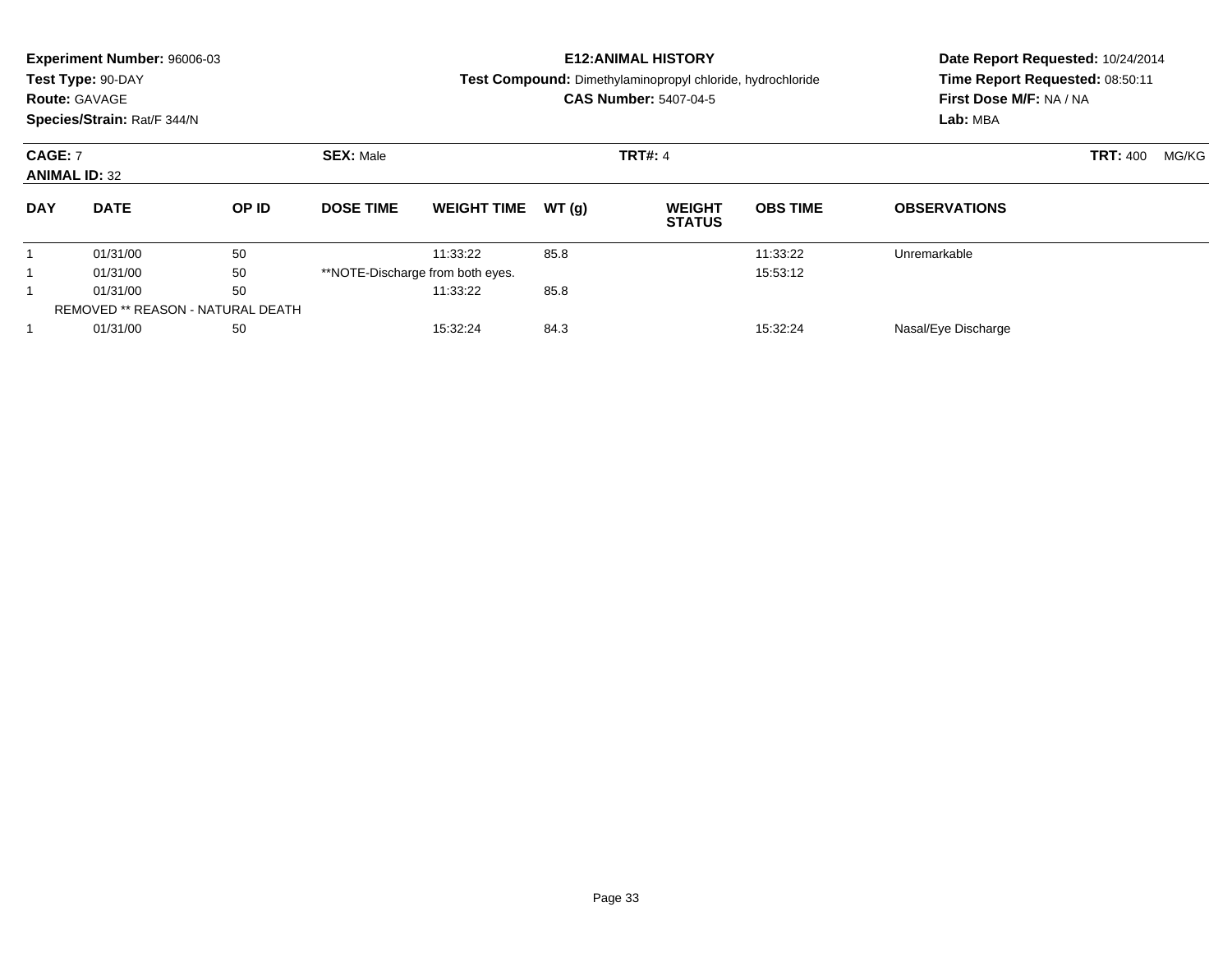**Experiment Number:** 96006-03
**Test Type:** 90-DAY
**Route:** GAVAGE
**Species/Strain:** Rat/F 344/N

**E12:ANIMAL HISTORY**
**Test Compound:** Dimethylaminopropyl chloride, hydrochloride
**CAS Number:** 5407-04-5

**Date Report Requested:** 10/24/2014
**Time Report Requested:** 08:50:11
**First Dose M/F:** NA / NA
**Lab:** MBA

**CAGE:** 7
**ANIMAL ID:** 32
**SEX:** Male
**TRT#:** 4
**TRT:** 400 MG/KG

| DAY | DATE | OP ID | DOSE TIME | WEIGHT TIME | WT (g) | WEIGHT STATUS | OBS TIME | OBSERVATIONS |
|---|---|---|---|---|---|---|---|---|
| 1 | 01/31/00 | 50 | | 11:33:22 | 85.8 | | 11:33:22 | Unremarkable |
| 1 | 01/31/00 | 50 | **NOTE-Discharge from both eyes. | | | | 15:53:12 | |
| 1 | 01/31/00 | 50 | | 11:33:22 | 85.8 | | | |
| REMOVED ** REASON - NATURAL DEATH | | | | | | | | |
| 1 | 01/31/00 | 50 | | 15:32:24 | 84.3 | | 15:32:24 | Nasal/Eye Discharge |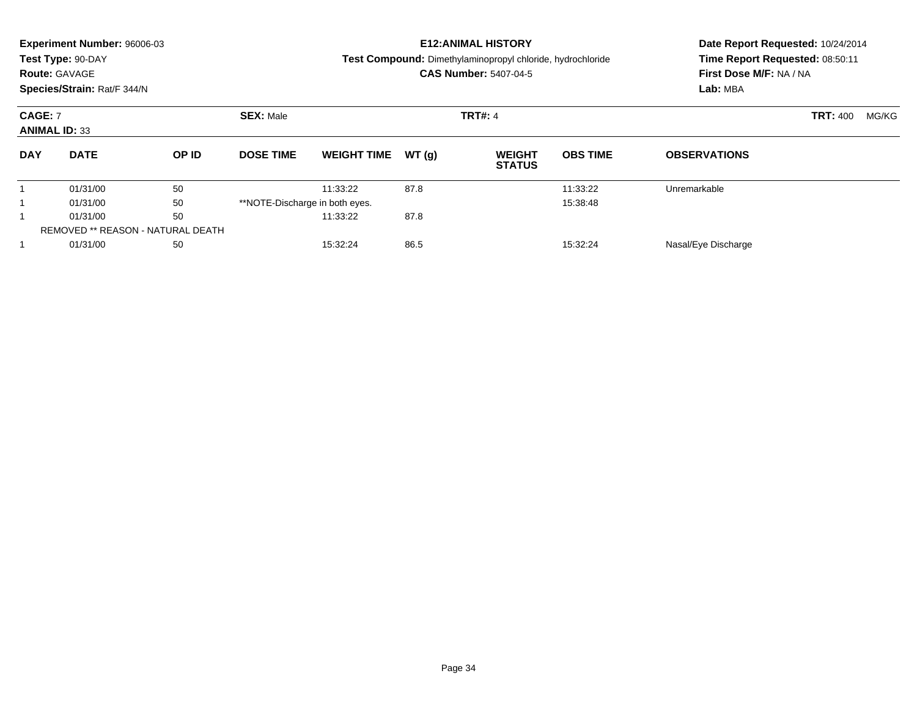**Experiment Number:** 96006-03
**Test Type:** 90-DAY
**Route:** GAVAGE
**Species/Strain:** Rat/F 344/N

**E12:ANIMAL HISTORY**
**Test Compound:** Dimethylaminopropyl chloride, hydrochloride
**CAS Number:** 5407-04-5

**Date Report Requested:** 10/24/2014
**Time Report Requested:** 08:50:11
**First Dose M/F:** NA / NA
**Lab:** MBA

**CAGE:** 7　　**SEX:** Male　　**TRT#:** 4　　**TRT:** 400 MG/KG
**ANIMAL ID:** 33

| DAY | DATE | OP ID | DOSE TIME | WEIGHT TIME | WT (g) | WEIGHT STATUS | OBS TIME | OBSERVATIONS |
|---|---|---|---|---|---|---|---|---|
| 1 | 01/31/00 | 50 | | 11:33:22 | 87.8 | | 11:33:22 | Unremarkable |
| 1 | 01/31/00 | 50 | **NOTE-Discharge in both eyes. | | | | 15:38:48 | |
| 1 | 01/31/00 | 50 | | 11:33:22 | 87.8 | | | |
| REMOVED ** REASON - NATURAL DEATH | | | | | | | | |
| 1 | 01/31/00 | 50 | | 15:32:24 | 86.5 | | 15:32:24 | Nasal/Eye Discharge |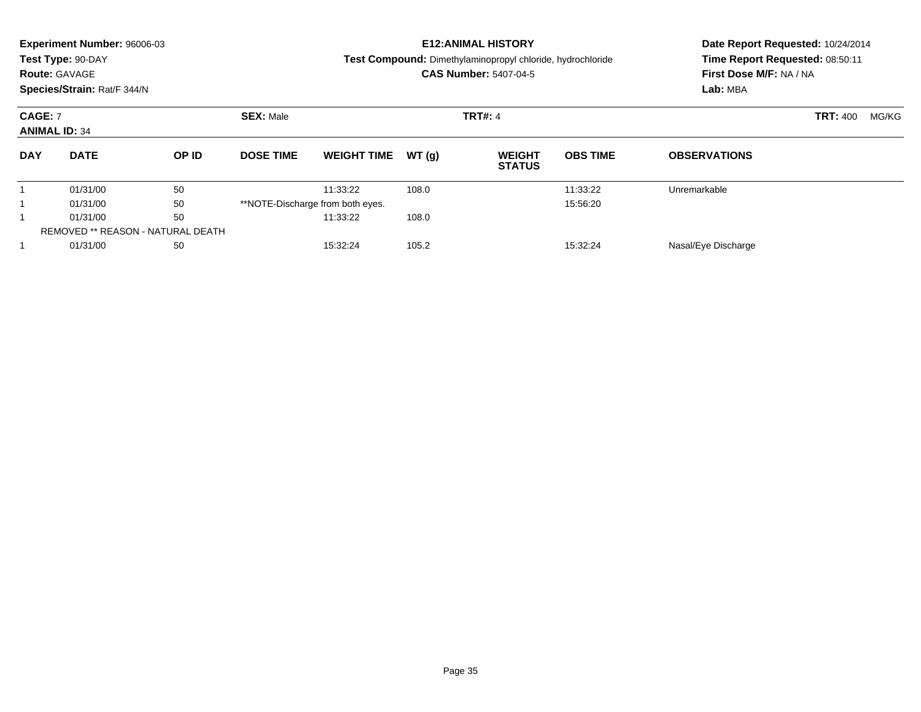**Experiment Number:** 96006-03
**Test Type:** 90-DAY
**Route:** GAVAGE
**Species/Strain:** Rat/F 344/N

**E12:ANIMAL HISTORY**
**Test Compound:** Dimethylaminopropyl chloride, hydrochloride
**CAS Number:** 5407-04-5

**Date Report Requested:** 10/24/2014
**Time Report Requested:** 08:50:11
**First Dose M/F:** NA / NA
**Lab:** MBA

**CAGE:** 7 **SEX:** Male **TRT#:** 4 **TRT:** 400 MG/KG
**ANIMAL ID:** 34

| DAY | DATE | OP ID | DOSE TIME | WEIGHT TIME | WT (g) | WEIGHT STATUS | OBS TIME | OBSERVATIONS |
|---|---|---|---|---|---|---|---|---|
| 1 | 01/31/00 | 50 | | 11:33:22 | 108.0 | | 11:33:22 | Unremarkable |
| 1 | 01/31/00 | 50 | **NOTE-Discharge from both eyes. | | | | 15:56:20 | |
| 1 | 01/31/00 | 50 | | 11:33:22 | 108.0 | | | |
| REMOVED ** REASON - NATURAL DEATH | | | | | | | | |
| 1 | 01/31/00 | 50 | | 15:32:24 | 105.2 | | 15:32:24 | Nasal/Eye Discharge |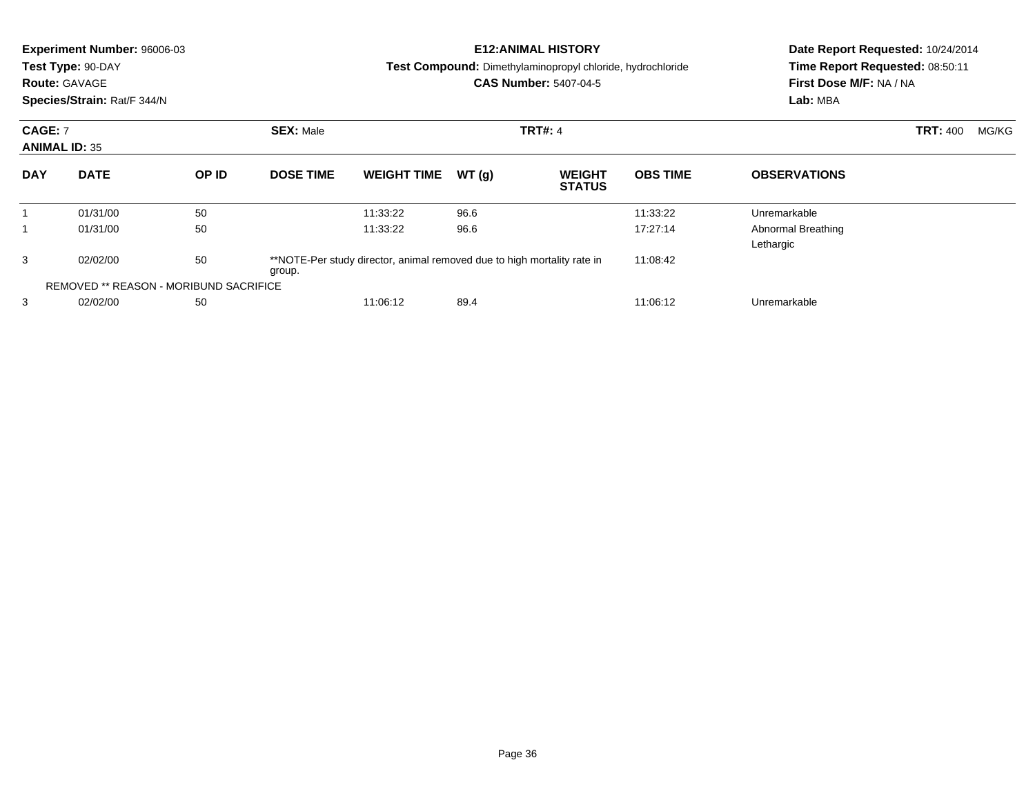**Experiment Number:** 96006-03
**Test Type:** 90-DAY
**Route:** GAVAGE
**Species/Strain:** Rat/F 344/N

**E12:ANIMAL HISTORY**
**Test Compound:** Dimethylaminopropyl chloride, hydrochloride
**CAS Number:** 5407-04-5

**Date Report Requested:** 10/24/2014
**Time Report Requested:** 08:50:11
**First Dose M/F:** NA / NA
**Lab:** MBA

**CAGE:** 7　**SEX:** Male　**TRT#:** 4　**TRT:** 400 MG/KG
**ANIMAL ID:** 35

| DAY | DATE | OP ID | DOSE TIME | WEIGHT TIME | WT (g) | WEIGHT STATUS | OBS TIME | OBSERVATIONS |
|---|---|---|---|---|---|---|---|---|
| 1 | 01/31/00 | 50 | | 11:33:22 | 96.6 | | 11:33:22 | Unremarkable |
| 1 | 01/31/00 | 50 | | 11:33:22 | 96.6 | | 17:27:14 | Abnormal Breathing<br>Lethargic |
| 3 | 02/02/00 | 50 | **NOTE-Per study director, animal removed due to high mortality rate in group. | | | | 11:08:42 | |
| REMOVED ** REASON - MORIBUND SACRIFICE | | | | | | | | |
| 3 | 02/02/00 | 50 | | 11:06:12 | 89.4 | | 11:06:12 | Unremarkable |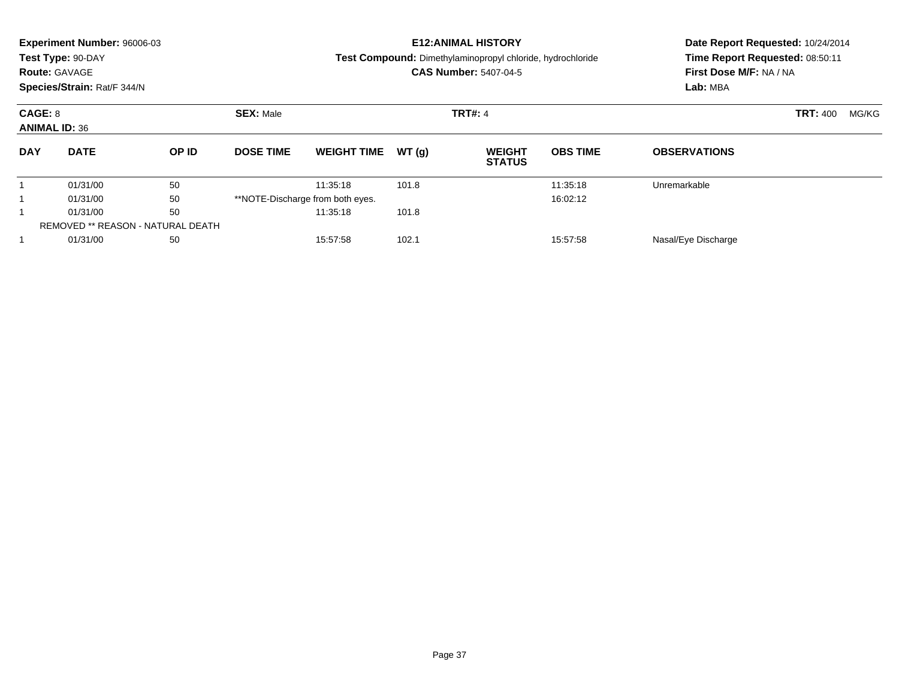**Experiment Number:** 96006-03
**Test Type:** 90-DAY
**Route:** GAVAGE
**Species/Strain:** Rat/F 344/N

**E12:ANIMAL HISTORY**
**Test Compound:** Dimethylaminopropyl chloride, hydrochloride
**CAS Number:** 5407-04-5

**Date Report Requested:** 10/24/2014
**Time Report Requested:** 08:50:11
**First Dose M/F:** NA / NA
**Lab:** MBA

**CAGE:** 8
**ANIMAL ID:** 36
**SEX:** Male
**TRT#:** 4
**TRT:** 400 MG/KG

| DAY | DATE | OP ID | DOSE TIME | WEIGHT TIME | WT (g) | WEIGHT STATUS | OBS TIME | OBSERVATIONS |
|---|---|---|---|---|---|---|---|---|
| 1 | 01/31/00 | 50 | | 11:35:18 | 101.8 | | 11:35:18 | Unremarkable |
| 1 | 01/31/00 | 50 | **NOTE-Discharge from both eyes. | | | | 16:02:12 | |
| 1 | 01/31/00 | 50 | | 11:35:18 | 101.8 | | | |
| REMOVED ** REASON - NATURAL DEATH | | | | | | | | |
| 1 | 01/31/00 | 50 | | 15:57:58 | 102.1 | | 15:57:58 | Nasal/Eye Discharge |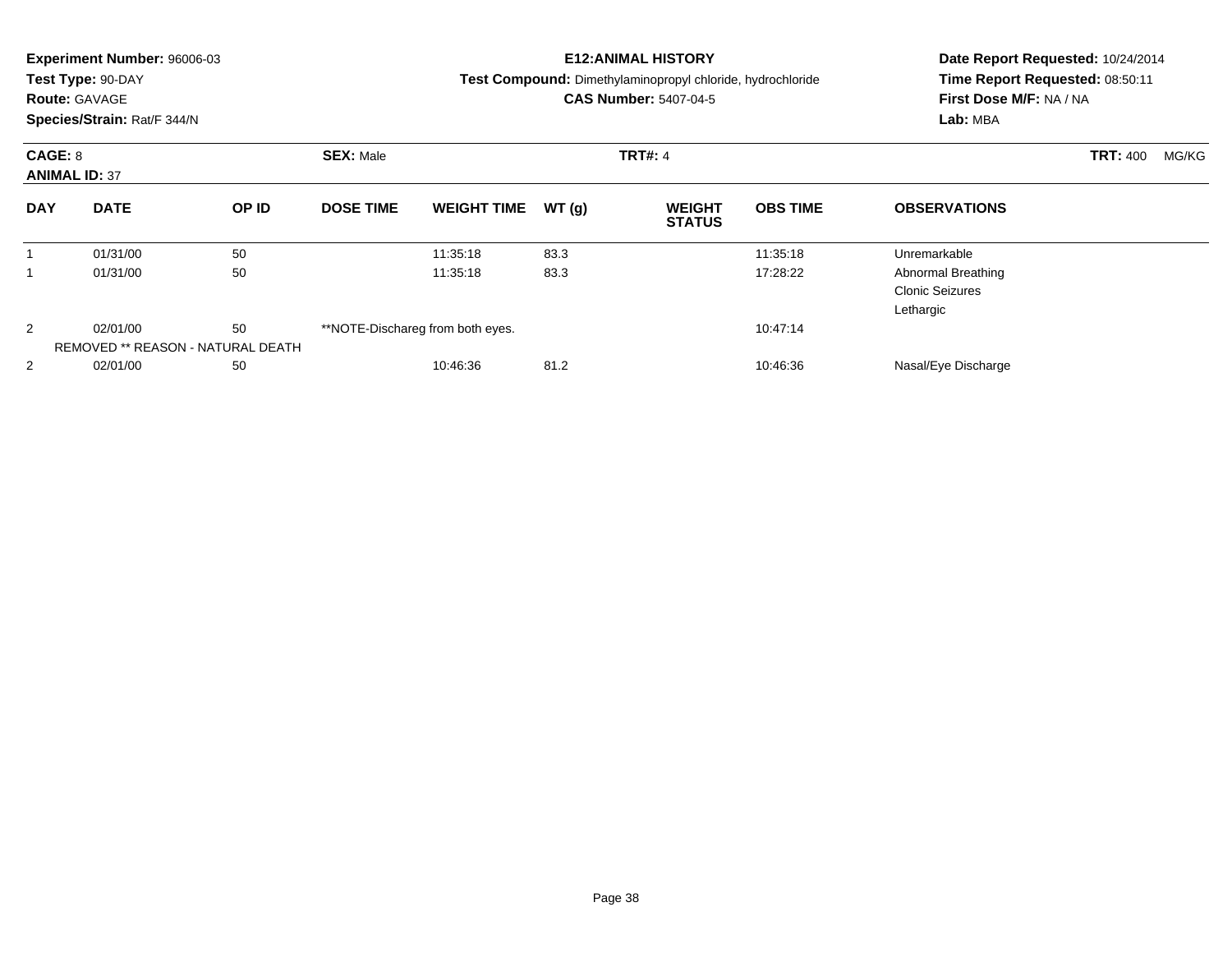**Experiment Number:** 96006-03
**Test Type:** 90-DAY
**Route:** GAVAGE
**Species/Strain:** Rat/F 344/N

**E12:ANIMAL HISTORY**
**Test Compound:** Dimethylaminopropyl chloride, hydrochloride
**CAS Number:** 5407-04-5

**Date Report Requested:** 10/24/2014
**Time Report Requested:** 08:50:11
**First Dose M/F:** NA / NA
**Lab:** MBA

**CAGE:** 8
**ANIMAL ID:** 37
**SEX:** Male
**TRT#:** 4
**TRT:** 400 MG/KG

| DAY | DATE | OP ID | DOSE TIME | WEIGHT TIME | WT (g) | WEIGHT STATUS | OBS TIME | OBSERVATIONS |
|---|---|---|---|---|---|---|---|---|
| 1 | 01/31/00 | 50 | | 11:35:18 | 83.3 | | 11:35:18 | Unremarkable |
| 1 | 01/31/00 | 50 | | 11:35:18 | 83.3 | | 17:28:22 | Abnormal Breathing<br>Clonic Seizures<br>Lethargic |
| 2 | 02/01/00 | 50 | **NOTE-Dischareg from both eyes. | | | | 10:47:14 | |
| REMOVED ** REASON - NATURAL DEATH | | | | | | | | |
| 2 | 02/01/00 | 50 | | 10:46:36 | 81.2 | | 10:46:36 | Nasal/Eye Discharge |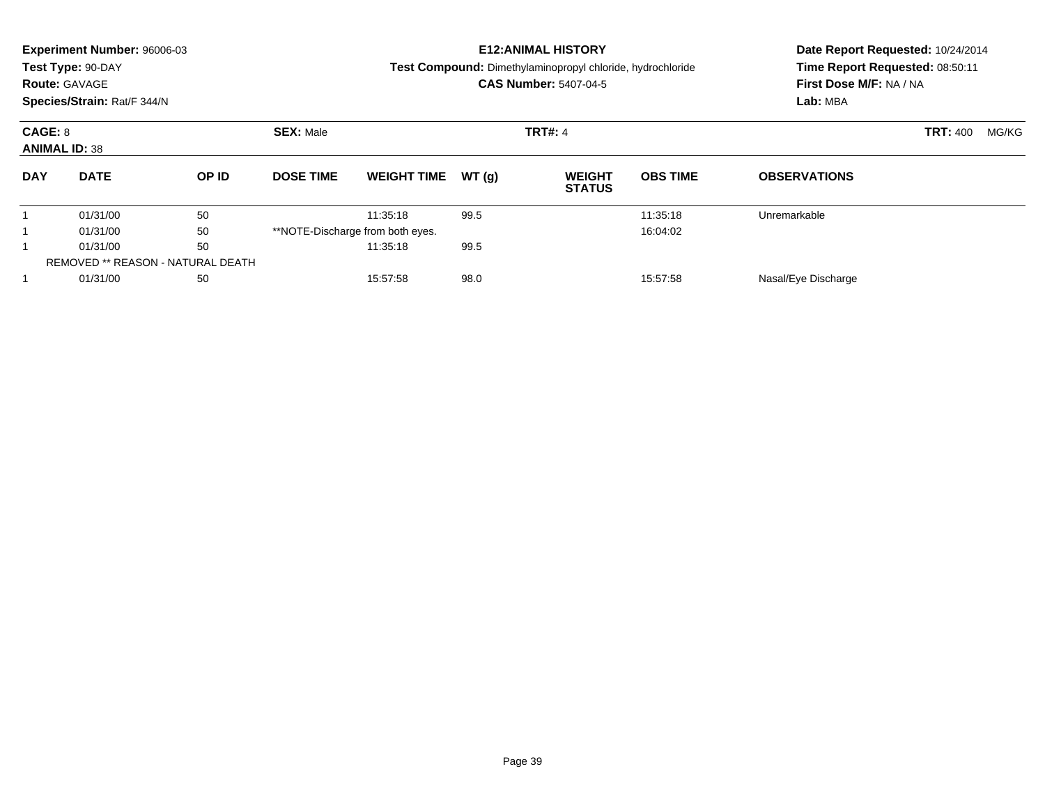**Experiment Number:** 96006-03
**Test Type:** 90-DAY
**Route:** GAVAGE
**Species/Strain:** Rat/F 344/N

**E12:ANIMAL HISTORY**
**Test Compound:** Dimethylaminopropyl chloride, hydrochloride
**CAS Number:** 5407-04-5

**Date Report Requested:** 10/24/2014
**Time Report Requested:** 08:50:11
**First Dose M/F:** NA / NA
**Lab:** MBA

**CAGE:** 8 **SEX:** Male **TRT#:** 4 **TRT:** 400 MG/KG
**ANIMAL ID:** 38

| DAY | DATE | OP ID | DOSE TIME | WEIGHT TIME | WT (g) | WEIGHT STATUS | OBS TIME | OBSERVATIONS |
|---|---|---|---|---|---|---|---|---|
| 1 | 01/31/00 | 50 | | 11:35:18 | 99.5 | | 11:35:18 | Unremarkable |
| 1 | 01/31/00 | 50 | **NOTE-Discharge from both eyes. | | | | 16:04:02 | |
| 1 | 01/31/00 | 50 | | 11:35:18 | 99.5 | | | |
| REMOVED ** REASON - NATURAL DEATH | | | | | | | | |
| 1 | 01/31/00 | 50 | | 15:57:58 | 98.0 | | 15:57:58 | Nasal/Eye Discharge |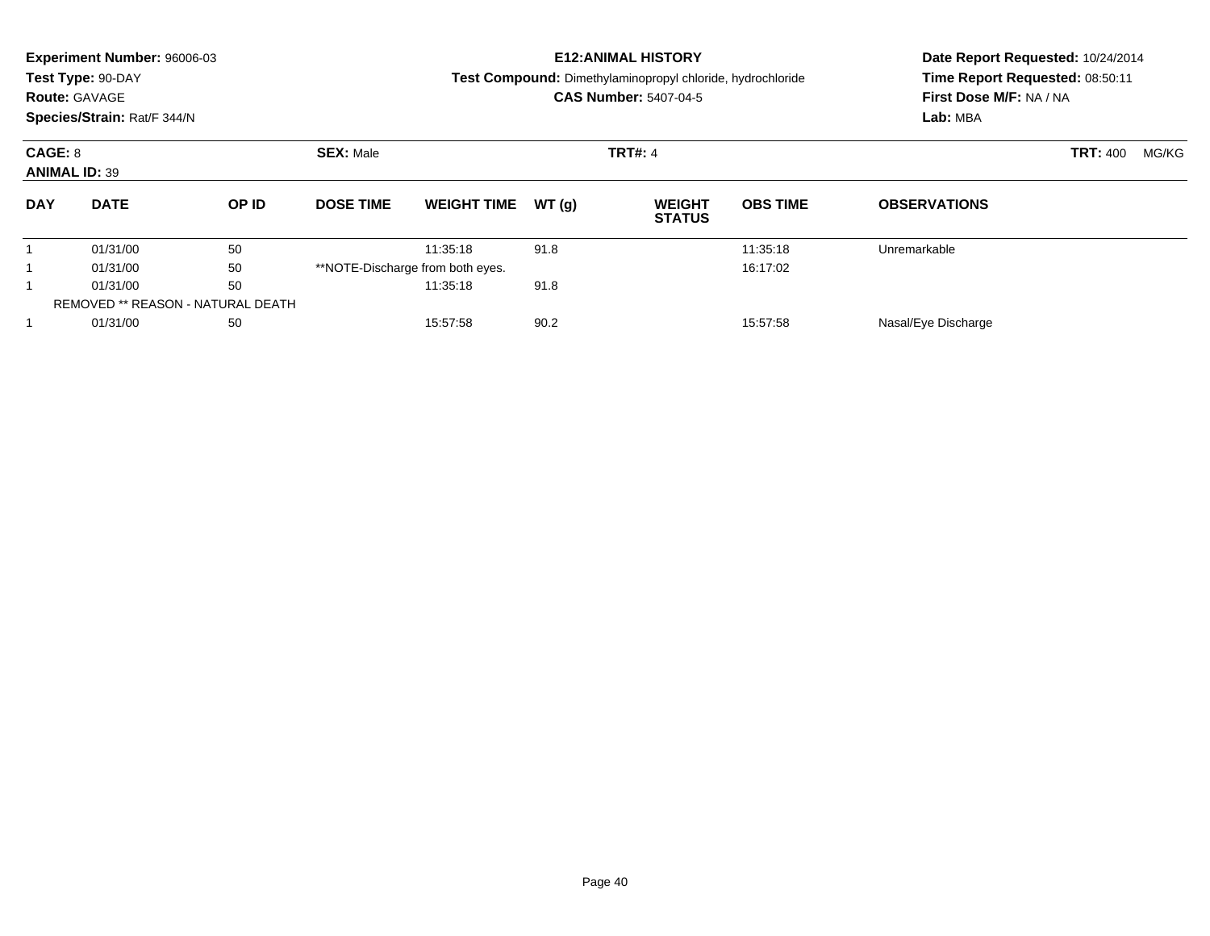**Experiment Number:** 96006-03
**Test Type:** 90-DAY
**Route:** GAVAGE
**Species/Strain:** Rat/F 344/N

**E12:ANIMAL HISTORY**
**Test Compound:** Dimethylaminopropyl chloride, hydrochloride
**CAS Number:** 5407-04-5

**Date Report Requested:** 10/24/2014
**Time Report Requested:** 08:50:11
**First Dose M/F:** NA / NA
**Lab:** MBA

**CAGE:** 8 **SEX:** Male **TRT#:** 4 **TRT:** 400 MG/KG
**ANIMAL ID:** 39

| DAY | DATE | OP ID | DOSE TIME | WEIGHT TIME | WT (g) | WEIGHT STATUS | OBS TIME | OBSERVATIONS |
|---|---|---|---|---|---|---|---|---|
| 1 | 01/31/00 | 50 | | 11:35:18 | 91.8 | | 11:35:18 | Unremarkable |
| 1 | 01/31/00 | 50 | **NOTE-Discharge from both eyes. | | | | 16:17:02 | |
| 1 | 01/31/00 | 50 | | 11:35:18 | 91.8 | | | |
| | REMOVED ** REASON - NATURAL DEATH | | | | | | | |
| 1 | 01/31/00 | 50 | | 15:57:58 | 90.2 | | 15:57:58 | Nasal/Eye Discharge |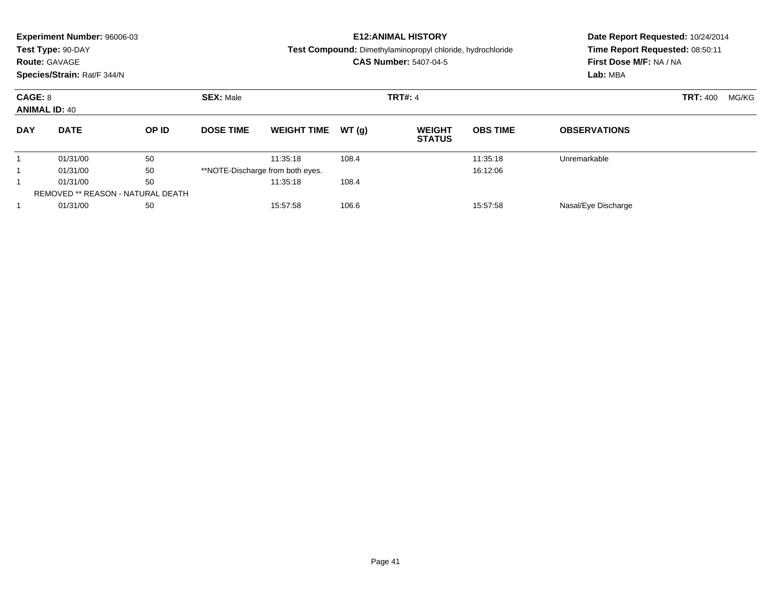**Experiment Number:** 96006-03
**Test Type:** 90-DAY
**Route:** GAVAGE
**Species/Strain:** Rat/F 344/N

**E12:ANIMAL HISTORY**
**Test Compound:** Dimethylaminopropyl chloride, hydrochloride
**CAS Number:** 5407-04-5

**Date Report Requested:** 10/24/2014
**Time Report Requested:** 08:50:11
**First Dose M/F:** NA / NA
**Lab:** MBA

**CAGE:** 8
**ANIMAL ID:** 40
**SEX:** Male
**TRT#:** 4
**TRT:** 400 MG/KG

| DAY | DATE | OP ID | DOSE TIME | WEIGHT TIME | WT (g) | WEIGHT STATUS | OBS TIME | OBSERVATIONS |
|---|---|---|---|---|---|---|---|---|
| 1 | 01/31/00 | 50 | | 11:35:18 | 108.4 | | 11:35:18 | Unremarkable |
| 1 | 01/31/00 | 50 | **NOTE-Discharge from both eyes. | | | | 16:12:06 | |
| 1 | 01/31/00 | 50 | | 11:35:18 | 108.4 | | | |
| REMOVED ** REASON - NATURAL DEATH | | | | | | | | |
| 1 | 01/31/00 | 50 | | 15:57:58 | 106.6 | | 15:57:58 | Nasal/Eye Discharge |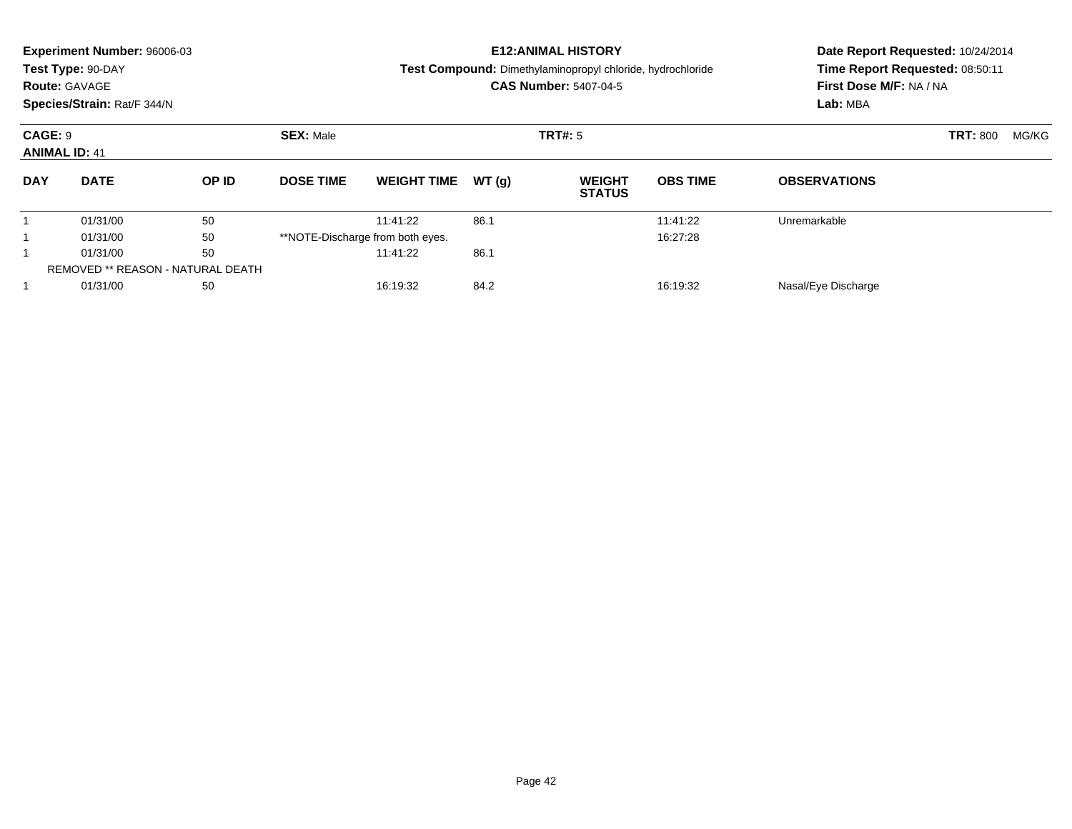**Experiment Number:** 96006-03
**Test Type:** 90-DAY
**Route:** GAVAGE
**Species/Strain:** Rat/F 344/N

**E12:ANIMAL HISTORY**
**Test Compound:** Dimethylaminopropyl chloride, hydrochloride
**CAS Number:** 5407-04-5

**Date Report Requested:** 10/24/2014
**Time Report Requested:** 08:50:11
**First Dose M/F:** NA / NA
**Lab:** MBA

**CAGE:** 9
**ANIMAL ID:** 41
**SEX:** Male
**TRT#:** 5
**TRT:** 800 MG/KG

| DAY | DATE | OP ID | DOSE TIME | WEIGHT TIME | WT (g) | WEIGHT STATUS | OBS TIME | OBSERVATIONS |
|---|---|---|---|---|---|---|---|---|
| 1 | 01/31/00 | 50 | | 11:41:22 | 86.1 | | 11:41:22 | Unremarkable |
| 1 | 01/31/00 | 50 | **NOTE-Discharge from both eyes. | | | | 16:27:28 | |
| 1 | 01/31/00 | 50 | | 11:41:22 | 86.1 | | | |
| REMOVED ** REASON - NATURAL DEATH | | | | | | | | |
| 1 | 01/31/00 | 50 | | 16:19:32 | 84.2 | | 16:19:32 | Nasal/Eye Discharge |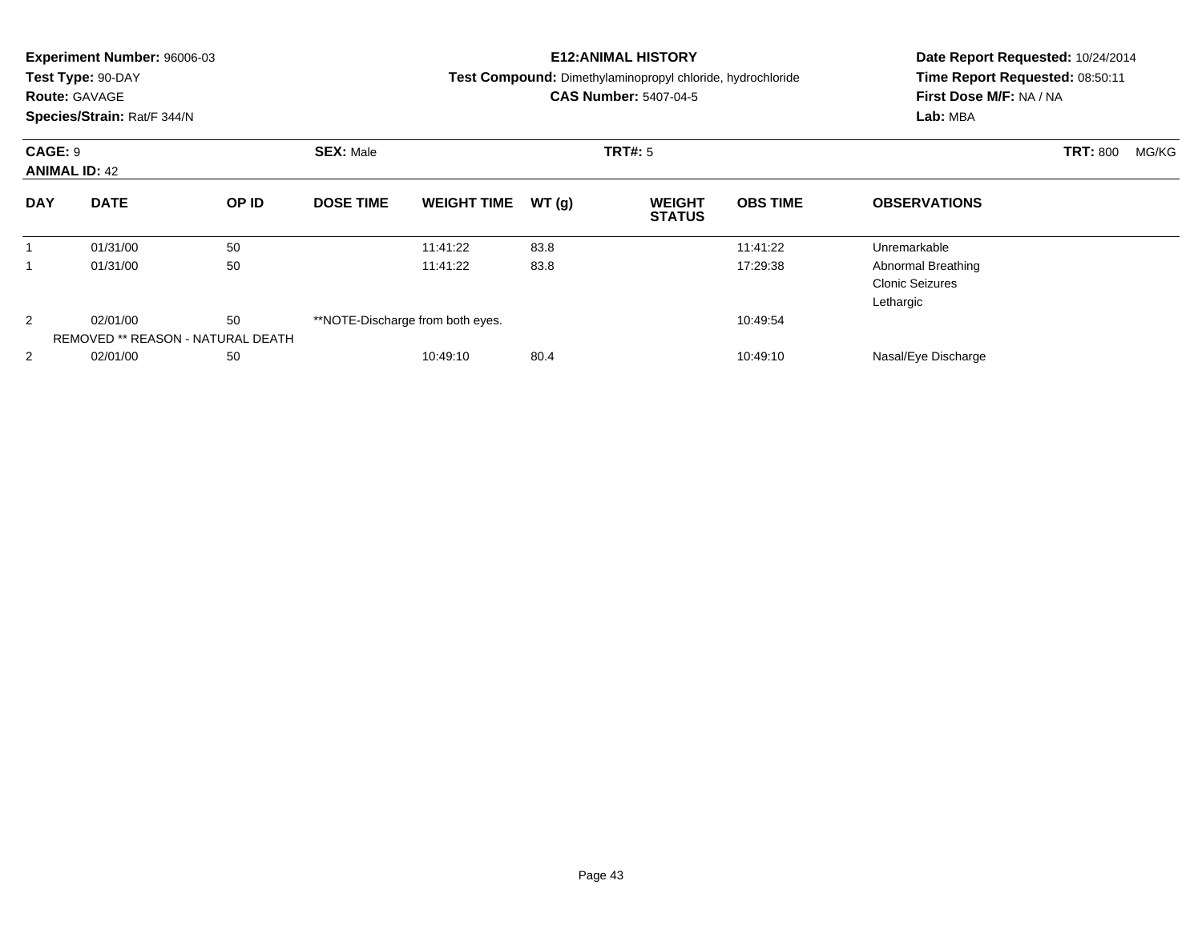**Experiment Number:** 96006-03
**Test Type:** 90-DAY
**Route:** GAVAGE
**Species/Strain:** Rat/F 344/N

**E12:ANIMAL HISTORY**
**Test Compound:** Dimethylaminopropyl chloride, hydrochloride
**CAS Number:** 5407-04-5

**Date Report Requested:** 10/24/2014
**Time Report Requested:** 08:50:11
**First Dose M/F:** NA / NA
**Lab:** MBA

**CAGE:** 9 **SEX:** Male **TRT#:** 5 **TRT:** 800 MG/KG
**ANIMAL ID:** 42

| DAY | DATE | OP ID | DOSE TIME | WEIGHT TIME | WT (g) | WEIGHT STATUS | OBS TIME | OBSERVATIONS |
|---|---|---|---|---|---|---|---|---|
| 1 | 01/31/00 | 50 | | 11:41:22 | 83.8 | | 11:41:22 | Unremarkable |
| 1 | 01/31/00 | 50 | | 11:41:22 | 83.8 | | 17:29:38 | Abnormal Breathing<br>Clonic Seizures<br>Lethargic |
| 2 | 02/01/00 | 50 | **NOTE-Discharge from both eyes. | | | | 10:49:54 | |
| | REMOVED ** REASON - NATURAL DEATH | | | | | | | |
| 2 | 02/01/00 | 50 | | 10:49:10 | 80.4 | | 10:49:10 | Nasal/Eye Discharge |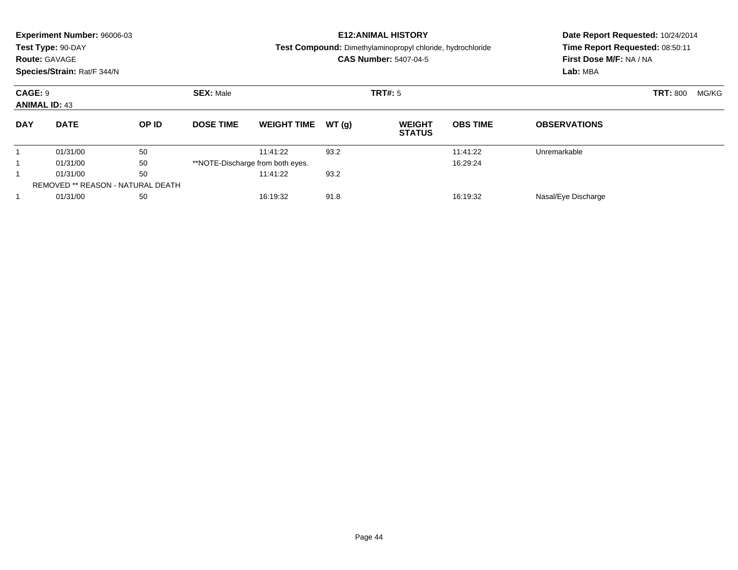**Experiment Number:** 96006-03
**Test Type:** 90-DAY
**Route:** GAVAGE
**Species/Strain:** Rat/F 344/N

**E12:ANIMAL HISTORY**
**Test Compound:** Dimethylaminopropyl chloride, hydrochloride
**CAS Number:** 5407-04-5

**Date Report Requested:** 10/24/2014
**Time Report Requested:** 08:50:11
**First Dose M/F:** NA / NA
**Lab:** MBA

**CAGE:** 9
**ANIMAL ID:** 43
**SEX:** Male
**TRT#:** 5
**TRT:** 800 MG/KG

| DAY | DATE | OP ID | DOSE TIME | WEIGHT TIME | WT (g) | WEIGHT STATUS | OBS TIME | OBSERVATIONS |
|---|---|---|---|---|---|---|---|---|
| 1 | 01/31/00 | 50 | | 11:41:22 | 93.2 | | 11:41:22 | Unremarkable |
| 1 | 01/31/00 | 50 | **NOTE-Discharge from both eyes. | | | | 16:29:24 | |
| 1 | 01/31/00 | 50 | | 11:41:22 | 93.2 | | | |
| REMOVED ** REASON - NATURAL DEATH | | | | | | | | |
| 1 | 01/31/00 | 50 | | 16:19:32 | 91.8 | | 16:19:32 | Nasal/Eye Discharge |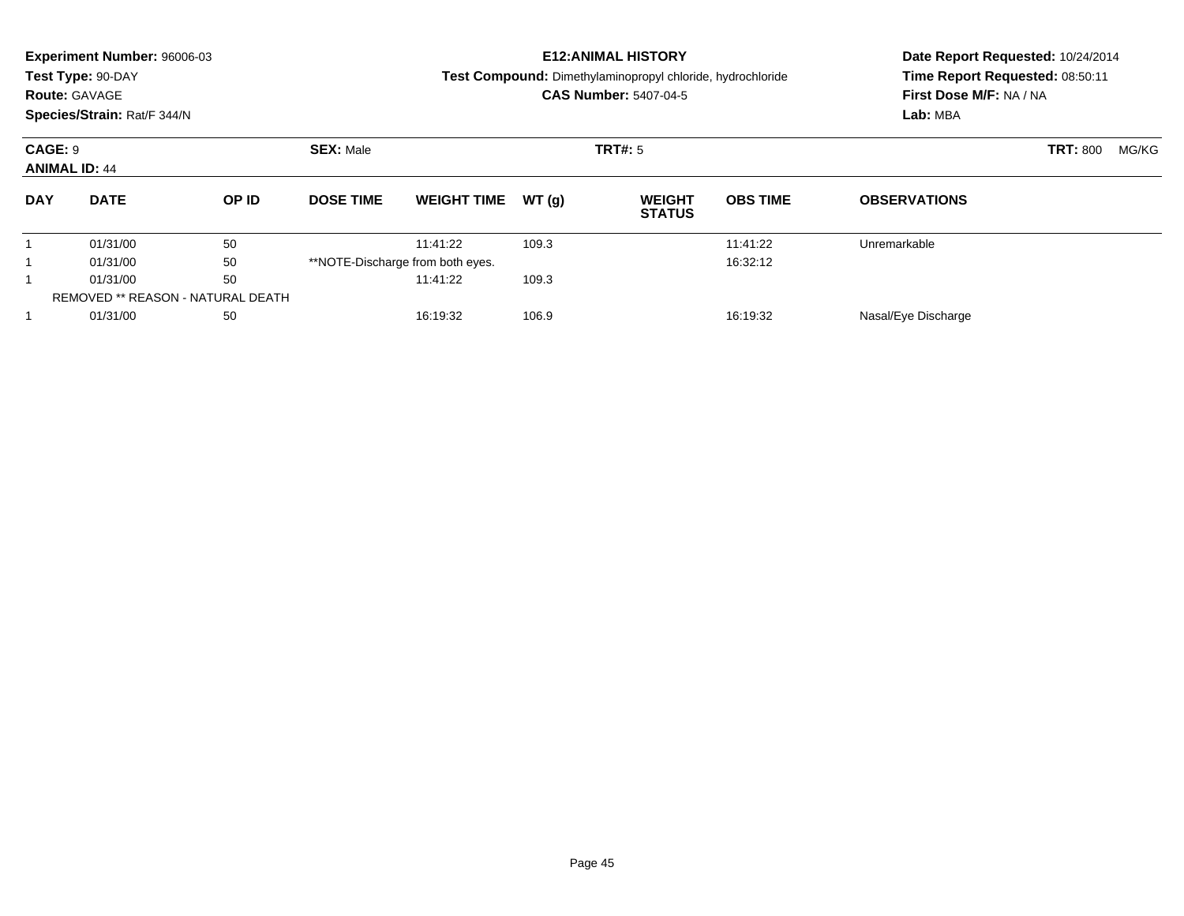**Experiment Number:** 96006-03
**Test Type:** 90-DAY
**Route:** GAVAGE
**Species/Strain:** Rat/F 344/N

**E12:ANIMAL HISTORY**
**Test Compound:** Dimethylaminopropyl chloride, hydrochloride
**CAS Number:** 5407-04-5

**Date Report Requested:** 10/24/2014
**Time Report Requested:** 08:50:11
**First Dose M/F:** NA / NA
**Lab:** MBA

**CAGE:** 9 **SEX:** Male **TRT#:** 5 **TRT:** 800 MG/KG
**ANIMAL ID:** 44

| DAY | DATE | OP ID | DOSE TIME | WEIGHT TIME | WT (g) | WEIGHT STATUS | OBS TIME | OBSERVATIONS |
|---|---|---|---|---|---|---|---|---|
| 1 | 01/31/00 | 50 | | 11:41:22 | 109.3 | | 11:41:22 | Unremarkable |
| 1 | 01/31/00 | 50 | **NOTE-Discharge from both eyes. | | | | 16:32:12 | |
| 1 | 01/31/00 | 50 | | 11:41:22 | 109.3 | | | |
| REMOVED ** REASON - NATURAL DEATH | | | | | | | | |
| 1 | 01/31/00 | 50 | | 16:19:32 | 106.9 | | 16:19:32 | Nasal/Eye Discharge |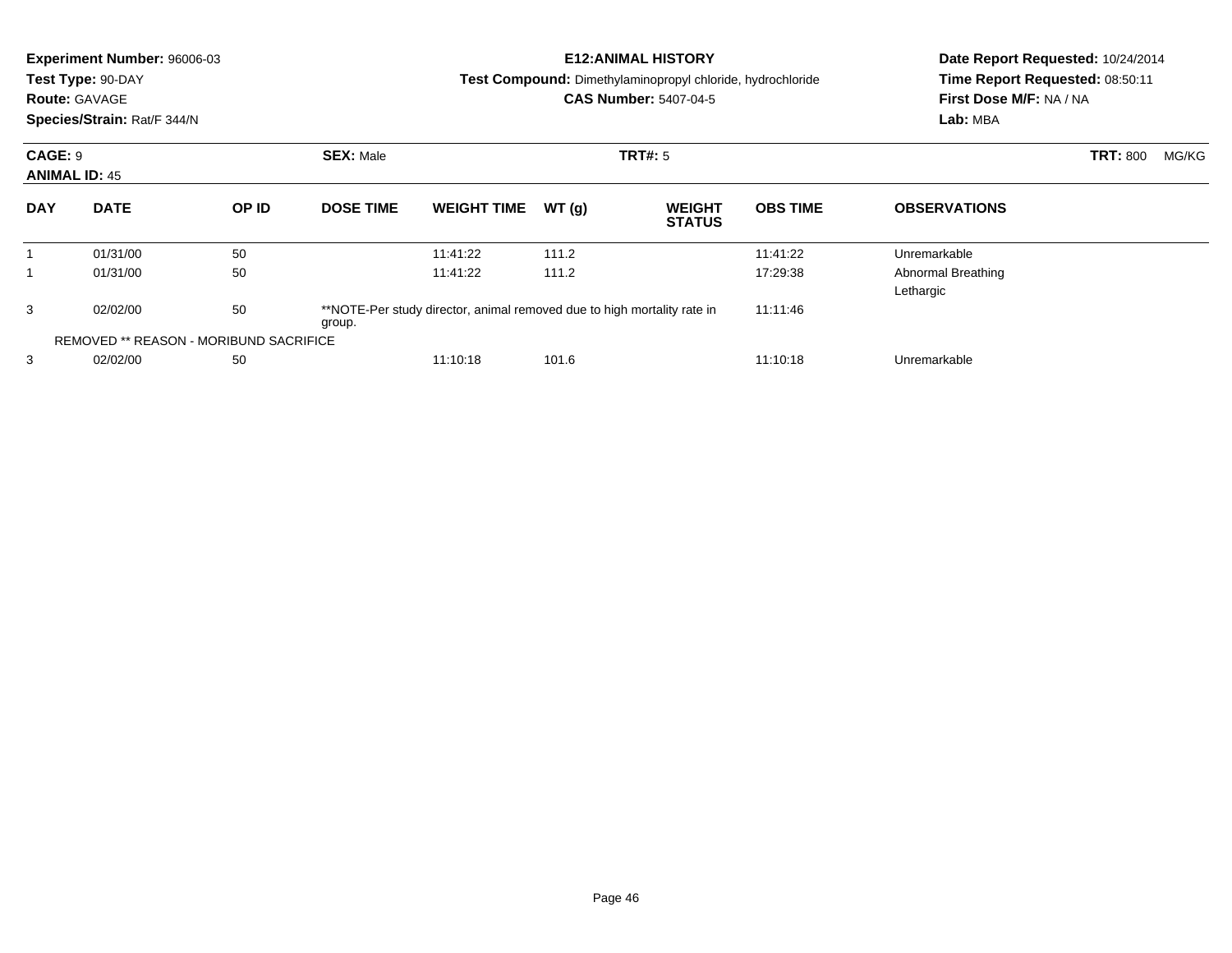**Experiment Number:** 96006-03
**Test Type:** 90-DAY
**Route:** GAVAGE
**Species/Strain:** Rat/F 344/N

**E12:ANIMAL HISTORY**
**Test Compound:** Dimethylaminopropyl chloride, hydrochloride
**CAS Number:** 5407-04-5

**Date Report Requested:** 10/24/2014
**Time Report Requested:** 08:50:11
**First Dose M/F:** NA / NA
**Lab:** MBA

**CAGE:** 9 **SEX:** Male **TRT#:** 5 **TRT:** 800 MG/KG
**ANIMAL ID:** 45

| DAY | DATE | OP ID | DOSE TIME | WEIGHT TIME | WT (g) | WEIGHT STATUS | OBS TIME | OBSERVATIONS |
|---|---|---|---|---|---|---|---|---|
| 1 | 01/31/00 | 50 | | 11:41:22 | 111.2 | | 11:41:22 | Unremarkable |
| 1 | 01/31/00 | 50 | | 11:41:22 | 111.2 | | 17:29:38 | Abnormal Breathing<br>Lethargic |
| 3 | 02/02/00 | 50 | **NOTE-Per study director, animal removed due to high mortality rate in group. | | | | 11:11:46 | |
| REMOVED ** REASON - MORIBUND SACRIFICE | | | | | | | | |
| 3 | 02/02/00 | 50 | | 11:10:18 | 101.6 | | 11:10:18 | Unremarkable |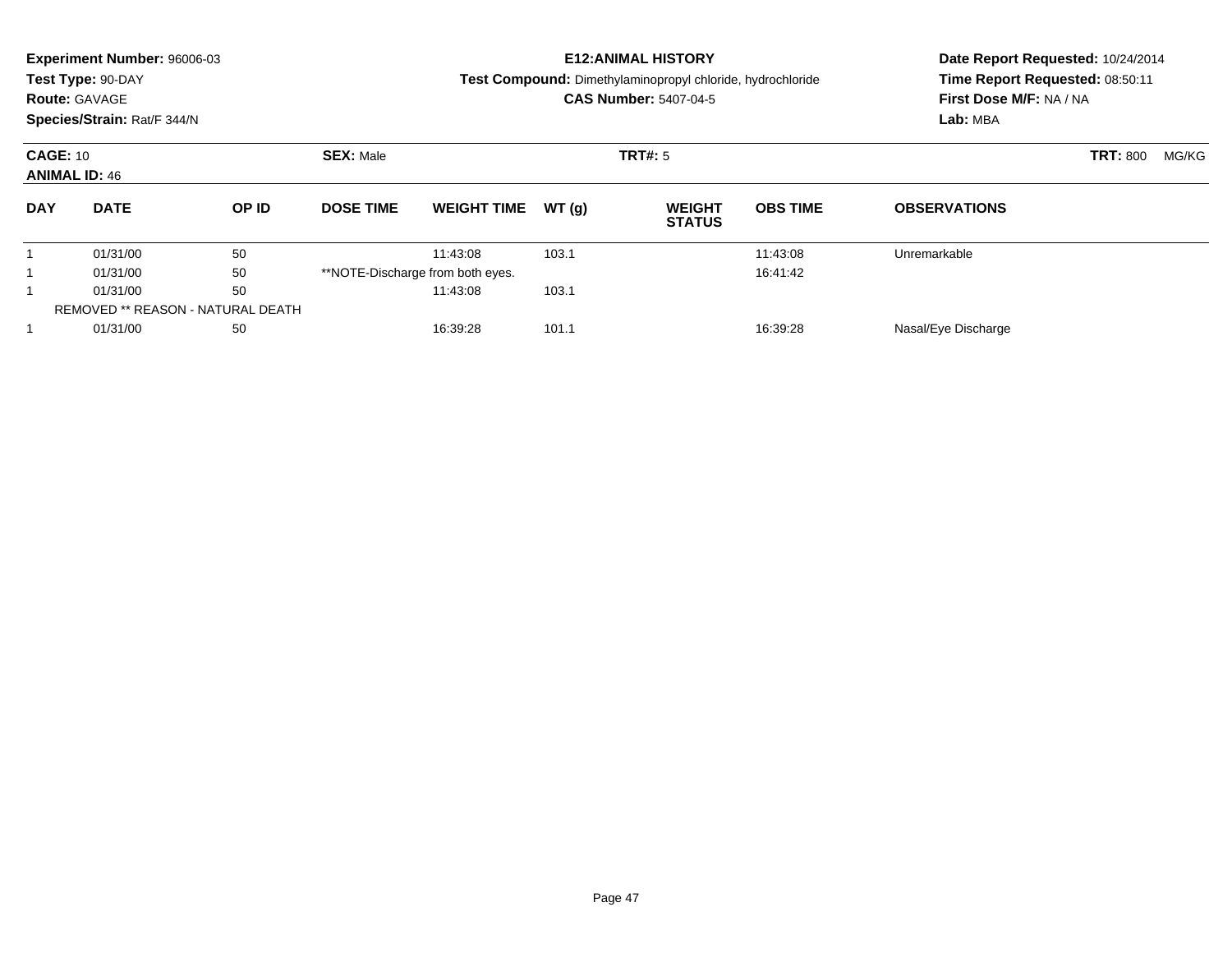**Experiment Number:** 96006-03
**Test Type:** 90-DAY
**Route:** GAVAGE
**Species/Strain:** Rat/F 344/N

**E12:ANIMAL HISTORY**
**Test Compound:** Dimethylaminopropyl chloride, hydrochloride
**CAS Number:** 5407-04-5

**Date Report Requested:** 10/24/2014
**Time Report Requested:** 08:50:11
**First Dose M/F:** NA / NA
**Lab:** MBA

**CAGE:** 10 **SEX:** Male **TRT#:** 5 **TRT:** 800 MG/KG
**ANIMAL ID:** 46

| DAY | DATE | OP ID | DOSE TIME | WEIGHT TIME | WT (g) | WEIGHT STATUS | OBS TIME | OBSERVATIONS |
|---|---|---|---|---|---|---|---|---|
| 1 | 01/31/00 | 50 | | 11:43:08 | 103.1 | | 11:43:08 | Unremarkable |
| 1 | 01/31/00 | 50 | **NOTE-Discharge from both eyes. | | | | 16:41:42 | |
| 1 | 01/31/00 | 50 | | 11:43:08 | 103.1 | | | |
| REMOVED ** REASON - NATURAL DEATH | | | | | | | | |
| 1 | 01/31/00 | 50 | | 16:39:28 | 101.1 | | 16:39:28 | Nasal/Eye Discharge |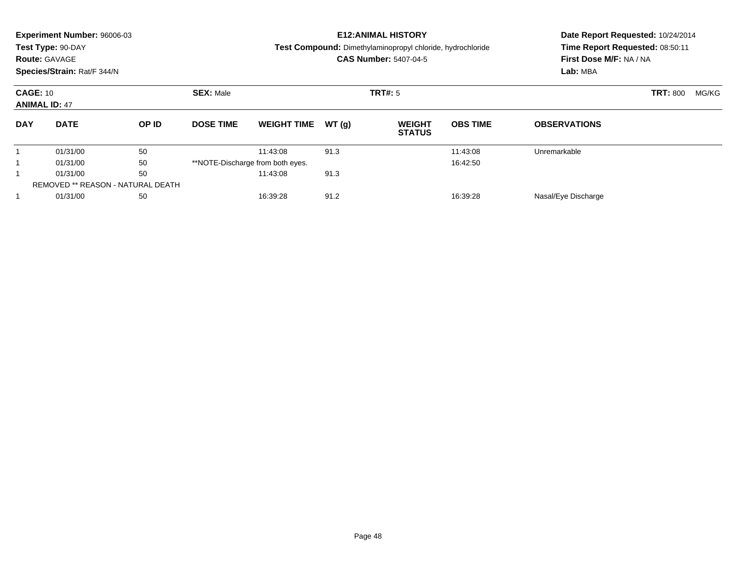**Experiment Number:** 96006-03
**Test Type:** 90-DAY
**Route:** GAVAGE
**Species/Strain:** Rat/F 344/N

**E12:ANIMAL HISTORY**
**Test Compound:** Dimethylaminopropyl chloride, hydrochloride
**CAS Number:** 5407-04-5

**Date Report Requested:** 10/24/2014
**Time Report Requested:** 08:50:11
**First Dose M/F:** NA / NA
**Lab:** MBA

**CAGE:** 10 **SEX:** Male **TRT#:** 5 **TRT:** 800 MG/KG
**ANIMAL ID:** 47

| DAY | DATE | OP ID | DOSE TIME | WEIGHT TIME | WT (g) | WEIGHT STATUS | OBS TIME | OBSERVATIONS |
|---|---|---|---|---|---|---|---|---|
| 1 | 01/31/00 | 50 | | 11:43:08 | 91.3 | | 11:43:08 | Unremarkable |
| 1 | 01/31/00 | 50 | **NOTE-Discharge from both eyes. | | | | 16:42:50 | |
| 1 | 01/31/00 | 50 | | 11:43:08 | 91.3 | | | |
| REMOVED ** REASON - NATURAL DEATH | | | | | | | | |
| 1 | 01/31/00 | 50 | | 16:39:28 | 91.2 | | 16:39:28 | Nasal/Eye Discharge |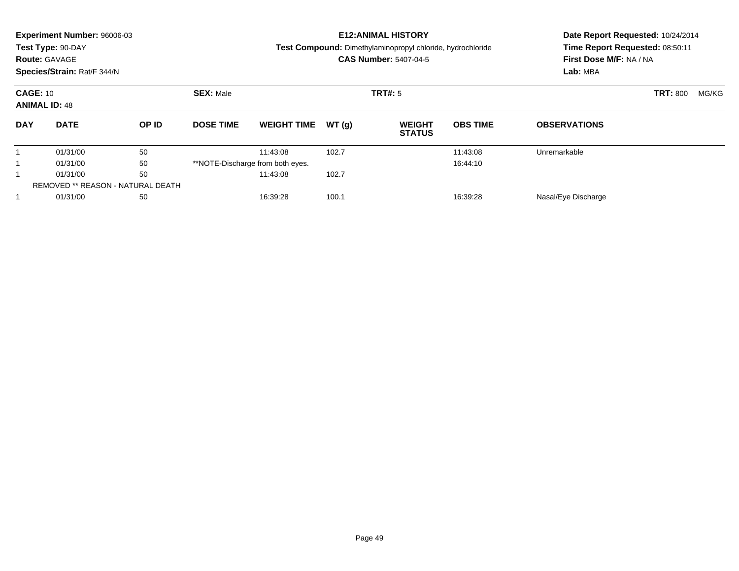**Experiment Number:** 96006-03
**Test Type:** 90-DAY
**Route:** GAVAGE
**Species/Strain:** Rat/F 344/N

**E12:ANIMAL HISTORY**
**Test Compound:** Dimethylaminopropyl chloride, hydrochloride
**CAS Number:** 5407-04-5

**Date Report Requested:** 10/24/2014
**Time Report Requested:** 08:50:11
**First Dose M/F:** NA / NA
**Lab:** MBA

**CAGE:** 10 **SEX:** Male **TRT#:** 5 **TRT:** 800 MG/KG
**ANIMAL ID:** 48

| DAY | DATE | OP ID | DOSE TIME | WEIGHT TIME | WT (g) | WEIGHT STATUS | OBS TIME | OBSERVATIONS |
|---|---|---|---|---|---|---|---|---|
| 1 | 01/31/00 | 50 | | 11:43:08 | 102.7 | | 11:43:08 | Unremarkable |
| 1 | 01/31/00 | 50 | **NOTE-Discharge from both eyes. | | | | 16:44:10 | |
| 1 | 01/31/00 | 50 | | 11:43:08 | 102.7 | | | |
| REMOVED ** REASON - NATURAL DEATH | | | | | | | | |
| 1 | 01/31/00 | 50 | | 16:39:28 | 100.1 | | 16:39:28 | Nasal/Eye Discharge |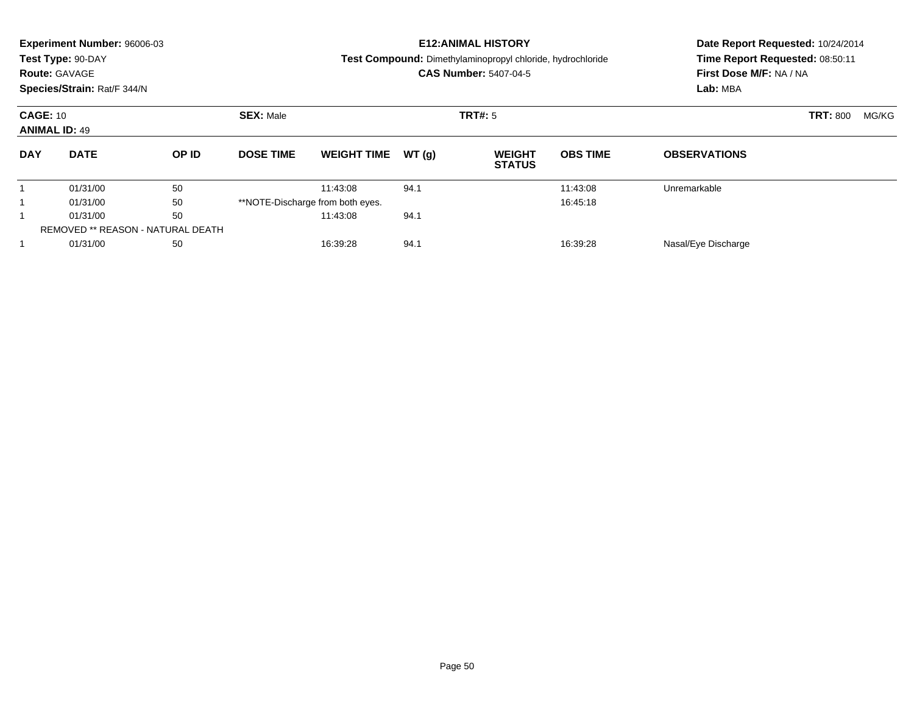**Experiment Number:** 96006-03
**Test Type:** 90-DAY
**Route:** GAVAGE
**Species/Strain:** Rat/F 344/N

**E12:ANIMAL HISTORY**
**Test Compound:** Dimethylaminopropyl chloride, hydrochloride
**CAS Number:** 5407-04-5

**Date Report Requested:** 10/24/2014
**Time Report Requested:** 08:50:11
**First Dose M/F:** NA / NA
**Lab:** MBA

**CAGE:** 10
**ANIMAL ID:** 49
**SEX:** Male
**TRT#:** 5
**TRT:** 800 MG/KG

| DAY | DATE | OP ID | DOSE TIME | WEIGHT TIME | WT (g) | WEIGHT STATUS | OBS TIME | OBSERVATIONS |
|---|---|---|---|---|---|---|---|---|
| 1 | 01/31/00 | 50 | | 11:43:08 | 94.1 | | 11:43:08 | Unremarkable |
| 1 | 01/31/00 | 50 | **NOTE-Discharge from both eyes. | | | | 16:45:18 | |
| 1 | 01/31/00 | 50 | | 11:43:08 | 94.1 | | | |
| REMOVED ** REASON - NATURAL DEATH | | | | | | | | |
| 1 | 01/31/00 | 50 | | 16:39:28 | 94.1 | | 16:39:28 | Nasal/Eye Discharge |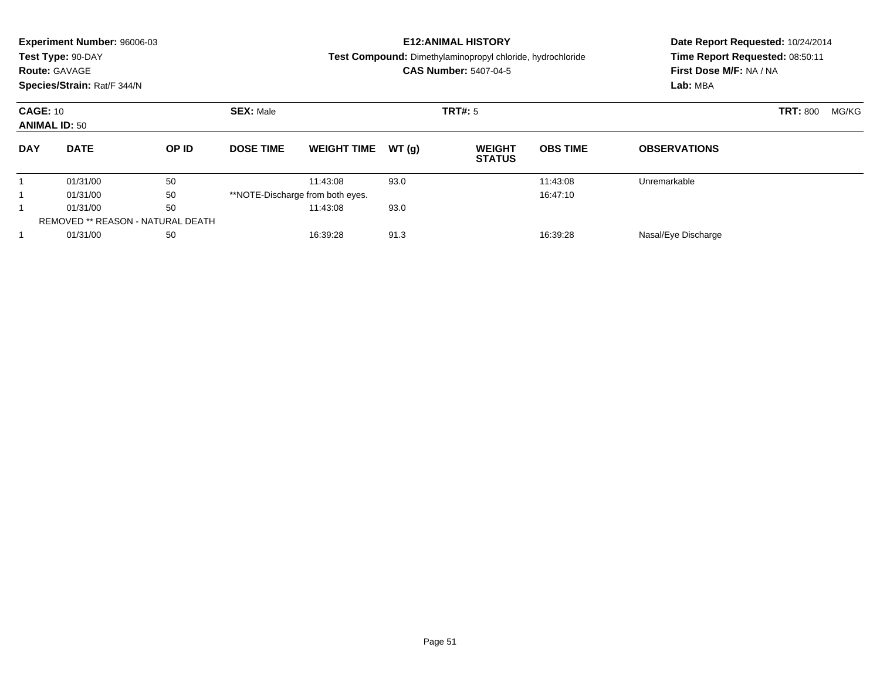**Experiment Number:** 96006-03
**Test Type:** 90-DAY
**Route:** GAVAGE
**Species/Strain:** Rat/F 344/N

**E12:ANIMAL HISTORY**
**Test Compound:** Dimethylaminopropyl chloride, hydrochloride
**CAS Number:** 5407-04-5

**Date Report Requested:** 10/24/2014
**Time Report Requested:** 08:50:11
**First Dose M/F:** NA / NA
**Lab:** MBA

**CAGE:** 10 **SEX:** Male **TRT#:** 5 **TRT:** 800 MG/KG
**ANIMAL ID:** 50

| DAY | DATE | OP ID | DOSE TIME | WEIGHT TIME | WT (g) | WEIGHT STATUS | OBS TIME | OBSERVATIONS |
|---|---|---|---|---|---|---|---|---|
| 1 | 01/31/00 | 50 | | 11:43:08 | 93.0 | | 11:43:08 | Unremarkable |
| 1 | 01/31/00 | 50 | **NOTE-Discharge from both eyes. | | | | 16:47:10 | |
| 1 | 01/31/00 | 50 | | 11:43:08 | 93.0 | | | |
| REMOVED ** REASON - NATURAL DEATH | | | | | | | | |
| 1 | 01/31/00 | 50 | | 16:39:28 | 91.3 | | 16:39:28 | Nasal/Eye Discharge |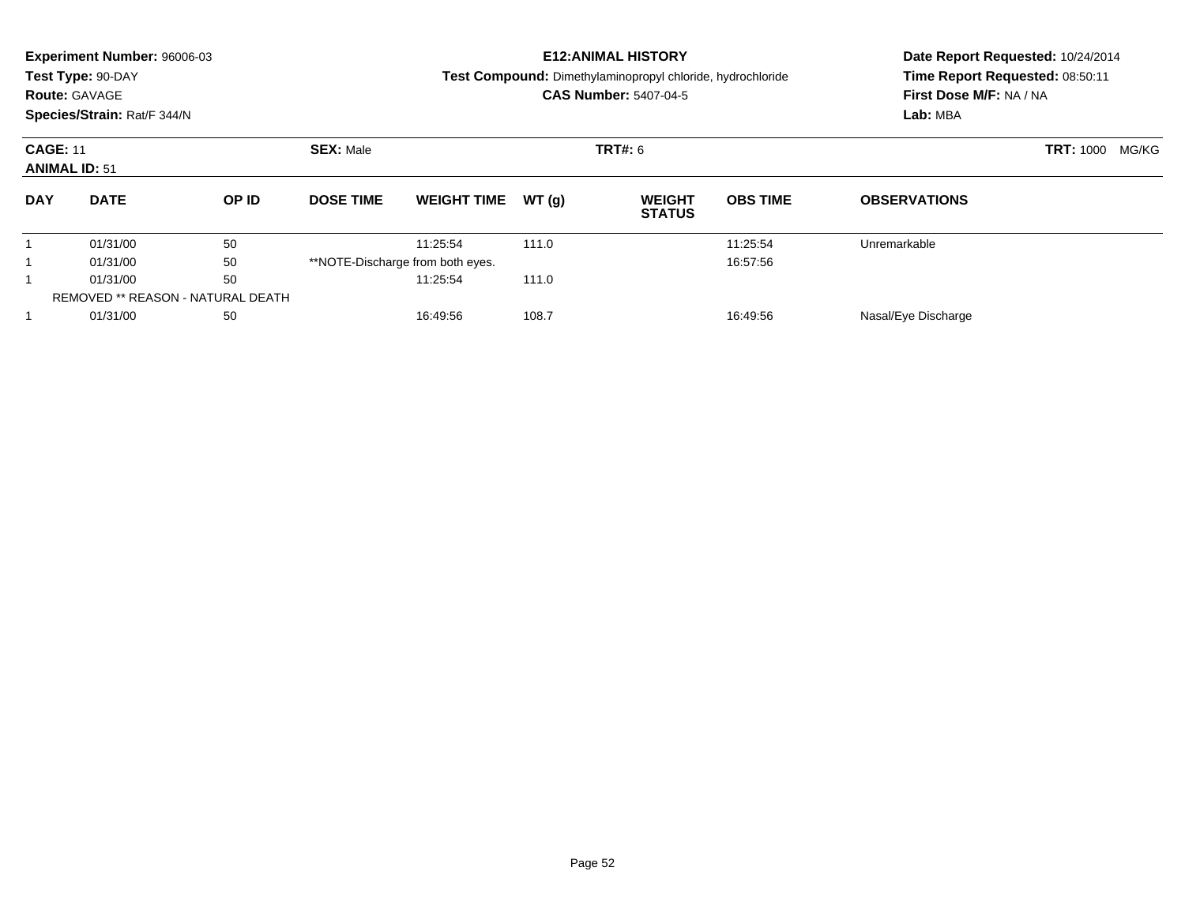**Experiment Number:** 96006-03
**Test Type:** 90-DAY
**Route:** GAVAGE
**Species/Strain:** Rat/F 344/N

**E12:ANIMAL HISTORY**
**Test Compound:** Dimethylaminopropyl chloride, hydrochloride
**CAS Number:** 5407-04-5

**Date Report Requested:** 10/24/2014
**Time Report Requested:** 08:50:11
**First Dose M/F:** NA / NA
**Lab:** MBA

**CAGE:** 11 **SEX:** Male **TRT#:** 6 **TRT:** 1000 MG/KG
**ANIMAL ID:** 51

| DAY | DATE | OP ID | DOSE TIME | WEIGHT TIME | WT (g) | WEIGHT STATUS | OBS TIME | OBSERVATIONS |
|---|---|---|---|---|---|---|---|---|
| 1 | 01/31/00 | 50 | | 11:25:54 | 111.0 | | 11:25:54 | Unremarkable |
| 1 | 01/31/00 | 50 | **NOTE-Discharge from both eyes. | | | | 16:57:56 | |
| 1 | 01/31/00 | 50 | | 11:25:54 | 111.0 | | | |
| REMOVED ** REASON - NATURAL DEATH | | | | | | | | |
| 1 | 01/31/00 | 50 | | 16:49:56 | 108.7 | | 16:49:56 | Nasal/Eye Discharge |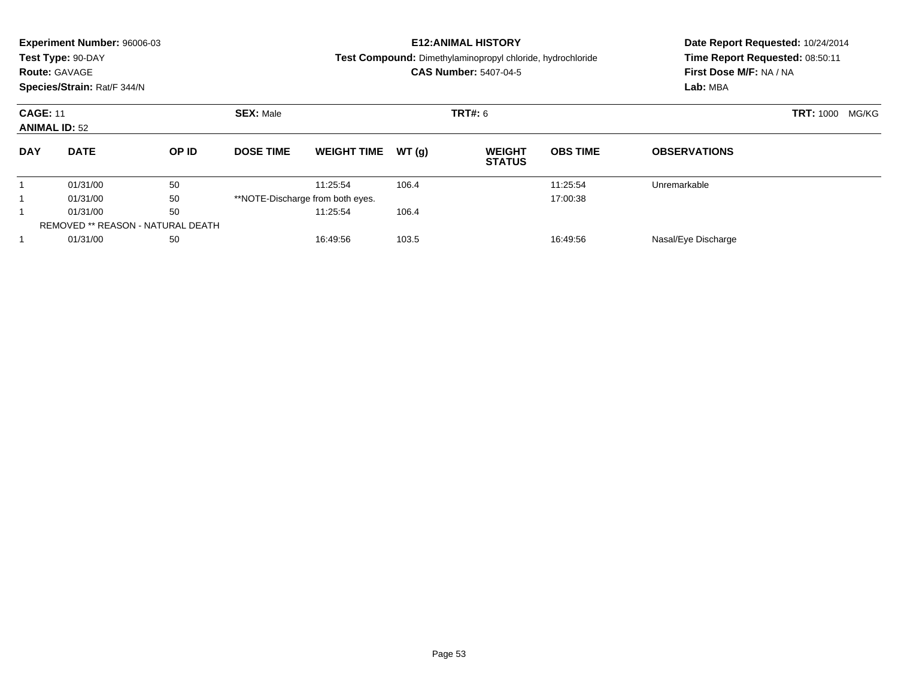**Experiment Number:** 96006-03
**Test Type:** 90-DAY
**Route:** GAVAGE
**Species/Strain:** Rat/F 344/N

**E12:ANIMAL HISTORY**
**Test Compound:** Dimethylaminopropyl chloride, hydrochloride
**CAS Number:** 5407-04-5

**Date Report Requested:** 10/24/2014
**Time Report Requested:** 08:50:11
**First Dose M/F:** NA / NA
**Lab:** MBA

**CAGE:** 11
**ANIMAL ID:** 52
**SEX:** Male
**TRT#:** 6
**TRT:** 1000 MG/KG

| DAY | DATE | OP ID | DOSE TIME | WEIGHT TIME | WT (g) | WEIGHT STATUS | OBS TIME | OBSERVATIONS |
|---|---|---|---|---|---|---|---|---|
| 1 | 01/31/00 | 50 | | 11:25:54 | 106.4 | | 11:25:54 | Unremarkable |
| 1 | 01/31/00 | 50 | **NOTE-Discharge from both eyes. | | | | 17:00:38 | |
| 1 | 01/31/00 | 50 | | 11:25:54 | 106.4 | | | |
| REMOVED ** REASON - NATURAL DEATH | | | | | | | | |
| 1 | 01/31/00 | 50 | | 16:49:56 | 103.5 | | 16:49:56 | Nasal/Eye Discharge |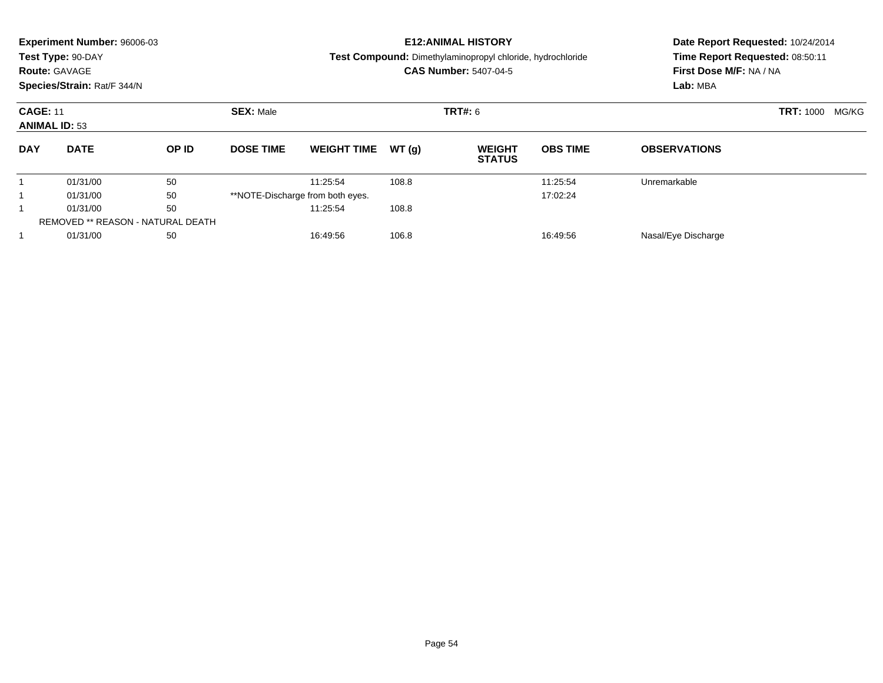**Experiment Number:** 96006-03
**Test Type:** 90-DAY
**Route:** GAVAGE
**Species/Strain:** Rat/F 344/N

**E12:ANIMAL HISTORY**
**Test Compound:** Dimethylaminopropyl chloride, hydrochloride
**CAS Number:** 5407-04-5

**Date Report Requested:** 10/24/2014
**Time Report Requested:** 08:50:11
**First Dose M/F:** NA / NA
**Lab:** MBA

**CAGE:** 11 **SEX:** Male **TRT#:** 6 **TRT:** 1000 MG/KG
**ANIMAL ID:** 53

| DAY | DATE | OP ID | DOSE TIME | WEIGHT TIME | WT (g) | WEIGHT STATUS | OBS TIME | OBSERVATIONS |
|---|---|---|---|---|---|---|---|---|
| 1 | 01/31/00 | 50 | | 11:25:54 | 108.8 | | 11:25:54 | Unremarkable |
| 1 | 01/31/00 | 50 | **NOTE-Discharge from both eyes. | | | | 17:02:24 | |
| 1 | 01/31/00 | 50 | | 11:25:54 | 108.8 | | | |
| REMOVED ** REASON - NATURAL DEATH | | | | | | | | |
| 1 | 01/31/00 | 50 | | 16:49:56 | 106.8 | | 16:49:56 | Nasal/Eye Discharge |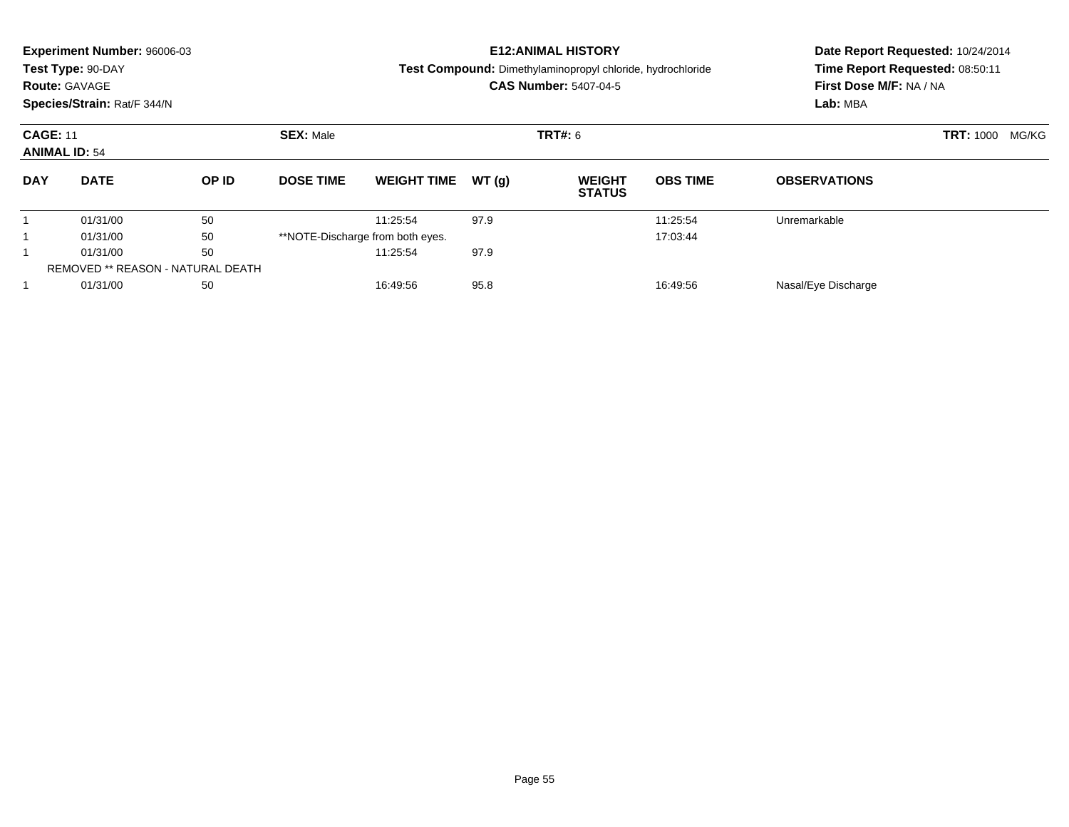**Experiment Number:** 96006-03
**Test Type:** 90-DAY
**Route:** GAVAGE
**Species/Strain:** Rat/F 344/N

**E12:ANIMAL HISTORY**
**Test Compound:** Dimethylaminopropyl chloride, hydrochloride
**CAS Number:** 5407-04-5

**Date Report Requested:** 10/24/2014
**Time Report Requested:** 08:50:11
**First Dose M/F:** NA / NA
**Lab:** MBA

**CAGE:** 11 **SEX:** Male **TRT#:** 6 **TRT:** 1000 MG/KG
**ANIMAL ID:** 54

| DAY | DATE | OP ID | DOSE TIME | WEIGHT TIME | WT (g) | WEIGHT STATUS | OBS TIME | OBSERVATIONS |
|---|---|---|---|---|---|---|---|---|
| 1 | 01/31/00 | 50 | | 11:25:54 | 97.9 | | 11:25:54 | Unremarkable |
| 1 | 01/31/00 | 50 | **NOTE-Discharge from both eyes. | | | | 17:03:44 | |
| 1 | 01/31/00 | 50 | | 11:25:54 | 97.9 | | | |
| REMOVED ** REASON - NATURAL DEATH | | | | | | | | |
| 1 | 01/31/00 | 50 | | 16:49:56 | 95.8 | | 16:49:56 | Nasal/Eye Discharge |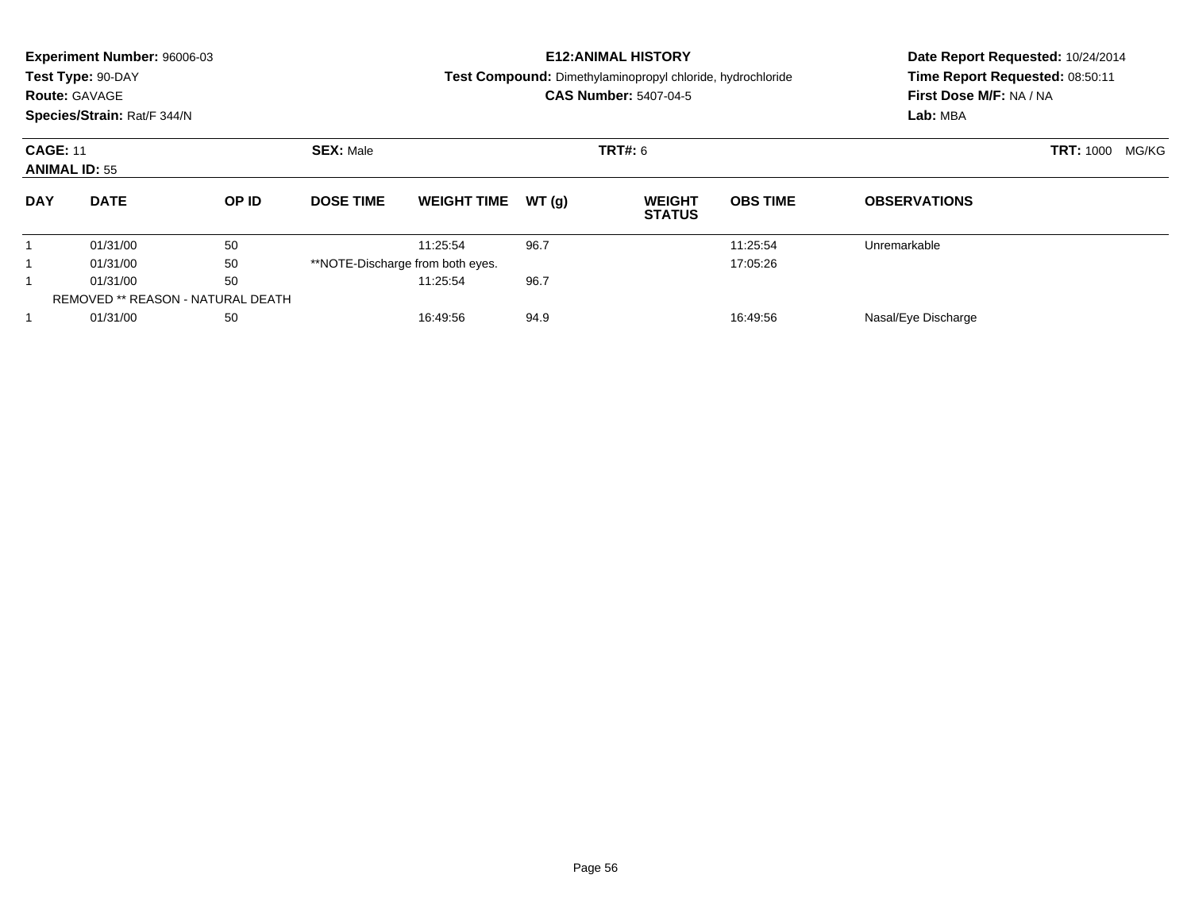**Experiment Number:** 96006-03
**Test Type:** 90-DAY
**Route:** GAVAGE
**Species/Strain:** Rat/F 344/N

**E12:ANIMAL HISTORY**
**Test Compound:** Dimethylaminopropyl chloride, hydrochloride
**CAS Number:** 5407-04-5

**Date Report Requested:** 10/24/2014
**Time Report Requested:** 08:50:11
**First Dose M/F:** NA / NA
**Lab:** MBA

**CAGE:** 11
**ANIMAL ID:** 55
**SEX:** Male
**TRT#:** 6
**TRT:** 1000 MG/KG

| DAY | DATE | OP ID | DOSE TIME | WEIGHT TIME | WT (g) | WEIGHT STATUS | OBS TIME | OBSERVATIONS |
|---|---|---|---|---|---|---|---|---|
| 1 | 01/31/00 | 50 | | 11:25:54 | 96.7 | | 11:25:54 | Unremarkable |
| 1 | 01/31/00 | 50 | **NOTE-Discharge from both eyes. | | | | 17:05:26 | |
| 1 | 01/31/00 | 50 | | 11:25:54 | 96.7 | | | |
| REMOVED ** REASON - NATURAL DEATH | | | | | | | | |
| 1 | 01/31/00 | 50 | | 16:49:56 | 94.9 | | 16:49:56 | Nasal/Eye Discharge |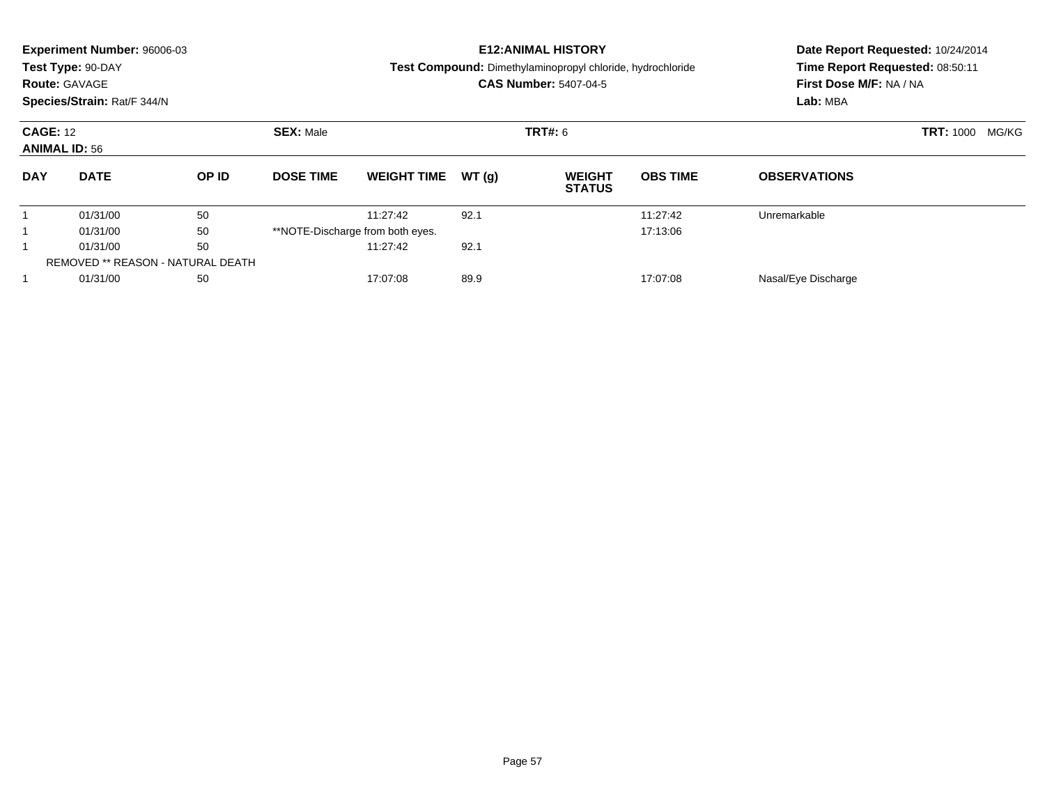**Experiment Number:** 96006-03
**Test Type:** 90-DAY
**Route:** GAVAGE
**Species/Strain:** Rat/F 344/N

**E12:ANIMAL HISTORY**
**Test Compound:** Dimethylaminopropyl chloride, hydrochloride
**CAS Number:** 5407-04-5

**Date Report Requested:** 10/24/2014
**Time Report Requested:** 08:50:11
**First Dose M/F:** NA / NA
**Lab:** MBA

**CAGE:** 12
**ANIMAL ID:** 56
**SEX:** Male
**TRT#:** 6
**TRT:** 1000 MG/KG

| DAY | DATE | OP ID | DOSE TIME | WEIGHT TIME | WT (g) | WEIGHT STATUS | OBS TIME | OBSERVATIONS |
|---|---|---|---|---|---|---|---|---|
| 1 | 01/31/00 | 50 | | 11:27:42 | 92.1 | | 11:27:42 | Unremarkable |
| 1 | 01/31/00 | 50 | **NOTE-Discharge from both eyes. | | | | 17:13:06 | |
| 1 | 01/31/00 | 50 | | 11:27:42 | 92.1 | | | |
| REMOVED ** REASON - NATURAL DEATH | | | | | | | | |
| 1 | 01/31/00 | 50 | | 17:07:08 | 89.9 | | 17:07:08 | Nasal/Eye Discharge |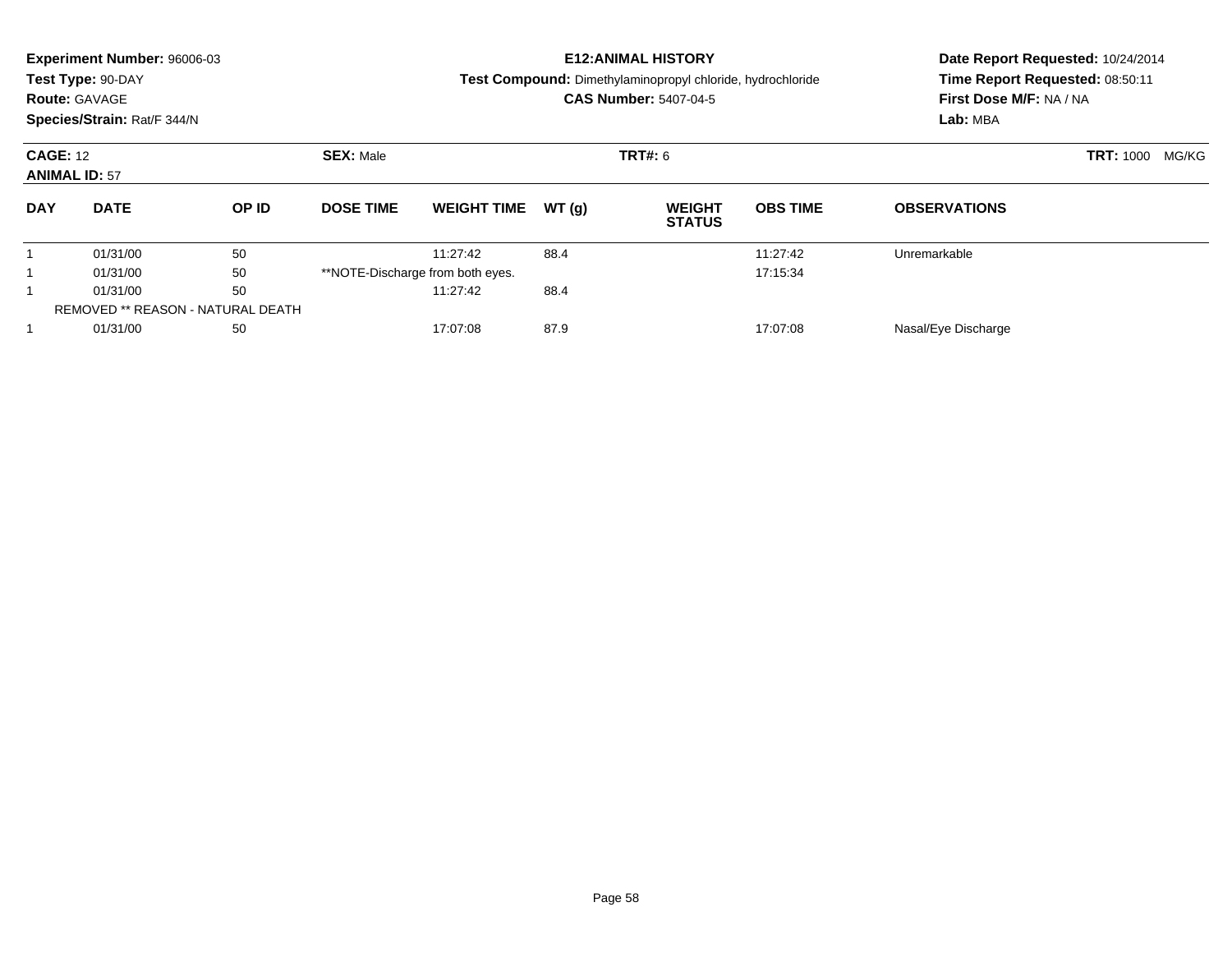**Experiment Number:** 96006-03
**Test Type:** 90-DAY
**Route:** GAVAGE
**Species/Strain:** Rat/F 344/N

**E12:ANIMAL HISTORY**
**Test Compound:** Dimethylaminopropyl chloride, hydrochloride
**CAS Number:** 5407-04-5

**Date Report Requested:** 10/24/2014
**Time Report Requested:** 08:50:11
**First Dose M/F:** NA / NA
**Lab:** MBA

**CAGE:** 12
**ANIMAL ID:** 57
**SEX:** Male
**TRT#:** 6
**TRT:** 1000 MG/KG

| DAY | DATE | OP ID | DOSE TIME | WEIGHT TIME | WT (g) | WEIGHT STATUS | OBS TIME | OBSERVATIONS |
|---|---|---|---|---|---|---|---|---|
| 1 | 01/31/00 | 50 | | 11:27:42 | 88.4 | | 11:27:42 | Unremarkable |
| 1 | 01/31/00 | 50 | **NOTE-Discharge from both eyes. | | | | 17:15:34 | |
| 1 | 01/31/00 | 50 | | 11:27:42 | 88.4 | | | |
| REMOVED ** REASON - NATURAL DEATH | | | | | | | | |
| 1 | 01/31/00 | 50 | | 17:07:08 | 87.9 | | 17:07:08 | Nasal/Eye Discharge |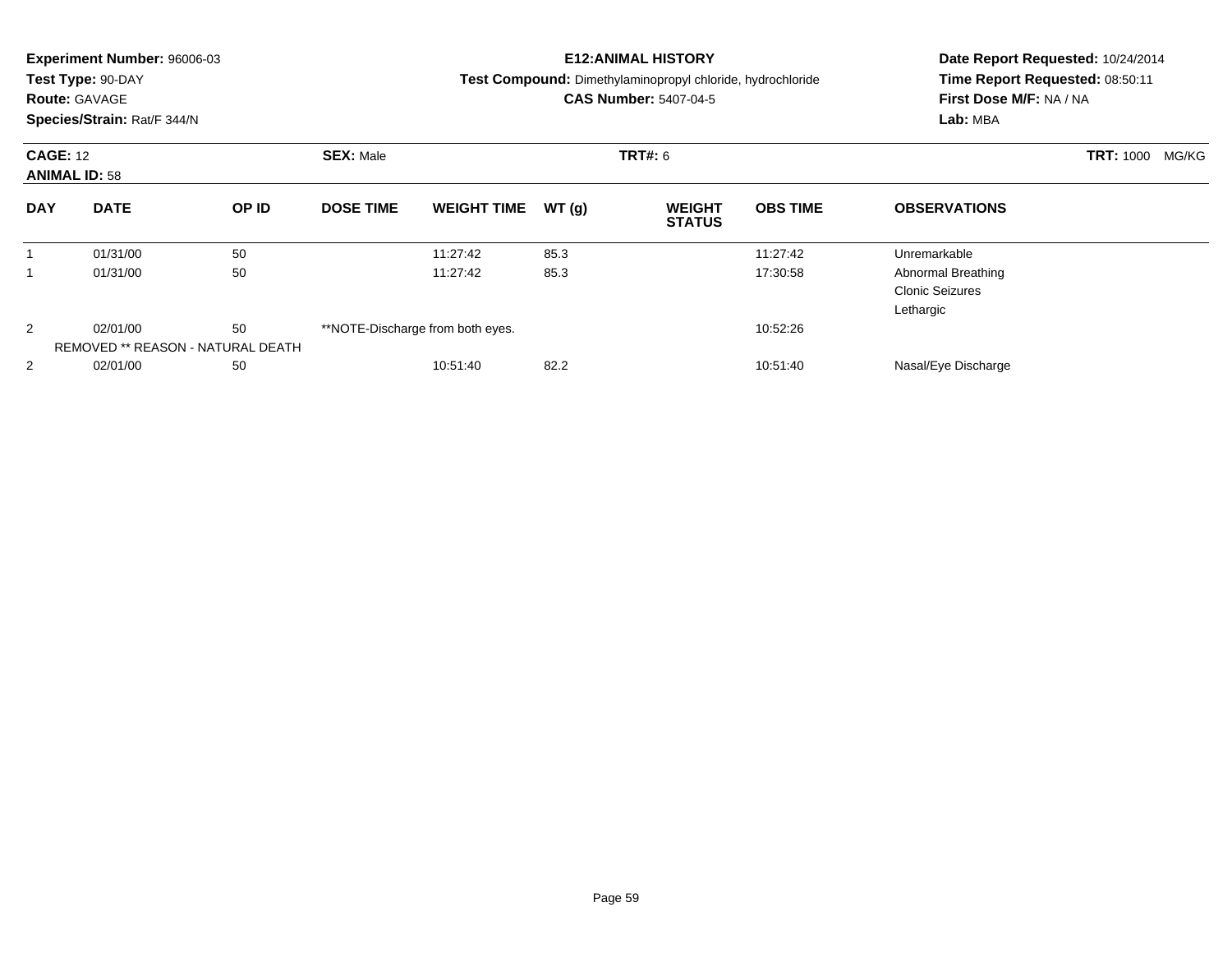**Experiment Number:** 96006-03
**Test Type:** 90-DAY
**Route:** GAVAGE
**Species/Strain:** Rat/F 344/N

**E12:ANIMAL HISTORY**
**Test Compound:** Dimethylaminopropyl chloride, hydrochloride
**CAS Number:** 5407-04-5

**Date Report Requested:** 10/24/2014
**Time Report Requested:** 08:50:11
**First Dose M/F:** NA / NA
**Lab:** MBA

**CAGE:** 12
**ANIMAL ID:** 58
**SEX:** Male
**TRT#:** 6
**TRT:** 1000 MG/KG

| DAY | DATE | OP ID | DOSE TIME | WEIGHT TIME | WT (g) | WEIGHT STATUS | OBS TIME | OBSERVATIONS |
|---|---|---|---|---|---|---|---|---|
| 1 | 01/31/00 | 50 | | 11:27:42 | 85.3 | | 11:27:42 | Unremarkable |
| 1 | 01/31/00 | 50 | | 11:27:42 | 85.3 | | 17:30:58 | Abnormal Breathing<br>Clonic Seizures<br>Lethargic |
| 2 | 02/01/00 | 50 | **NOTE-Discharge from both eyes. | | | | 10:52:26 | |
| | REMOVED ** REASON - NATURAL DEATH | | | | | | | |
| 2 | 02/01/00 | 50 | | 10:51:40 | 82.2 | | 10:51:40 | Nasal/Eye Discharge |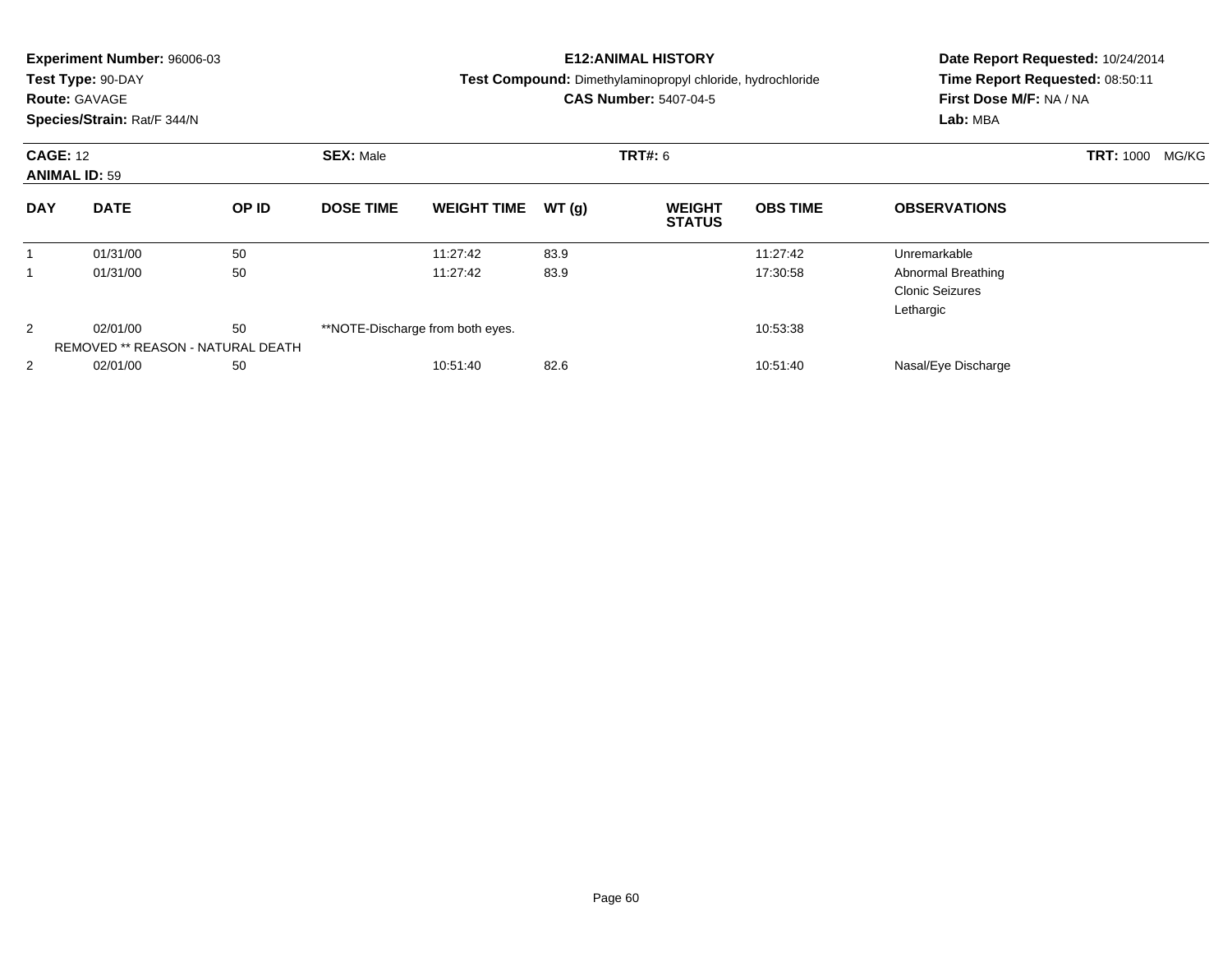**Experiment Number:** 96006-03
**Test Type:** 90-DAY
**Route:** GAVAGE
**Species/Strain:** Rat/F 344/N

**E12:ANIMAL HISTORY**
**Test Compound:** Dimethylaminopropyl chloride, hydrochloride
**CAS Number:** 5407-04-5

**Date Report Requested:** 10/24/2014
**Time Report Requested:** 08:50:11
**First Dose M/F:** NA / NA
**Lab:** MBA

**CAGE:** 12 **SEX:** Male **TRT#:** 6 **TRT:** 1000 MG/KG
**ANIMAL ID:** 59

| DAY | DATE | OP ID | DOSE TIME | WEIGHT TIME | WT (g) | WEIGHT STATUS | OBS TIME | OBSERVATIONS |
|---|---|---|---|---|---|---|---|---|
| 1 | 01/31/00 | 50 | | 11:27:42 | 83.9 | | 11:27:42 | Unremarkable |
| 1 | 01/31/00 | 50 | | 11:27:42 | 83.9 | | 17:30:58 | Abnormal Breathing<br>Clonic Seizures<br>Lethargic |
| 2 | 02/01/00 | 50 | **NOTE-Discharge from both eyes. | | | | 10:53:38 | |
| | REMOVED ** REASON - NATURAL DEATH | | | | | | | |
| 2 | 02/01/00 | 50 | | 10:51:40 | 82.6 | | 10:51:40 | Nasal/Eye Discharge |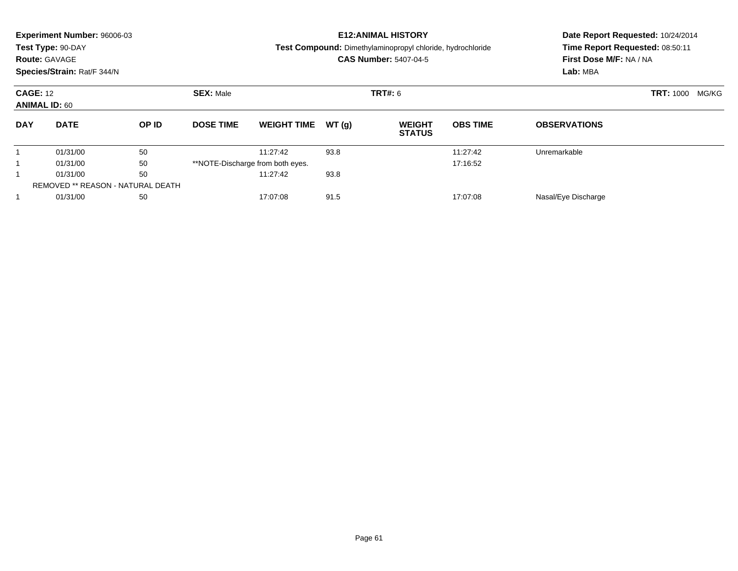**Experiment Number:** 96006-03
**Test Type:** 90-DAY
**Route:** GAVAGE
**Species/Strain:** Rat/F 344/N

**E12:ANIMAL HISTORY**
**Test Compound:** Dimethylaminopropyl chloride, hydrochloride
**CAS Number:** 5407-04-5

**Date Report Requested:** 10/24/2014
**Time Report Requested:** 08:50:11
**First Dose M/F:** NA / NA
**Lab:** MBA

**CAGE:** 12
**ANIMAL ID:** 60
**SEX:** Male
**TRT#:** 6
**TRT:** 1000 MG/KG

| DAY | DATE | OP ID | DOSE TIME | WEIGHT TIME | WT (g) | WEIGHT STATUS | OBS TIME | OBSERVATIONS |
|---|---|---|---|---|---|---|---|---|
| 1 | 01/31/00 | 50 | | 11:27:42 | 93.8 | | 11:27:42 | Unremarkable |
| 1 | 01/31/00 | 50 | **NOTE-Discharge from both eyes. | | | | 17:16:52 | |
| 1 | 01/31/00 | 50 | | 11:27:42 | 93.8 | | | |
| REMOVED ** REASON - NATURAL DEATH | | | | | | | | |
| 1 | 01/31/00 | 50 | | 17:07:08 | 91.5 | | 17:07:08 | Nasal/Eye Discharge |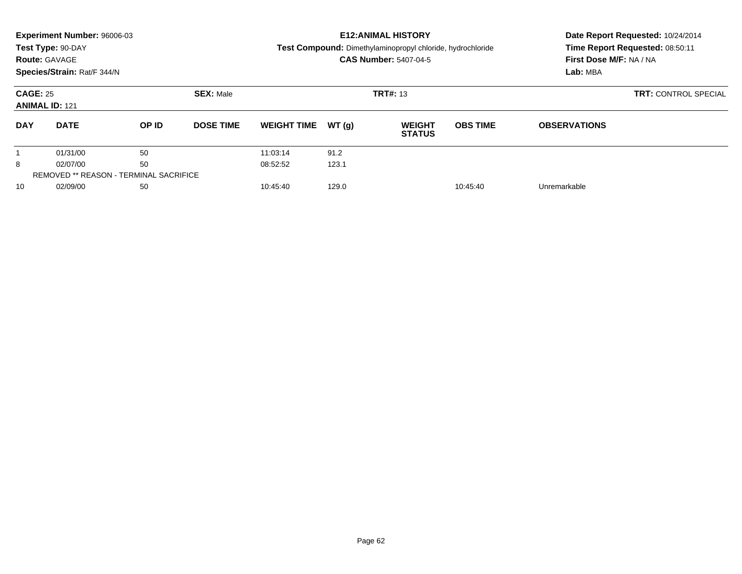**Experiment Number:** 96006-03
**Test Type:** 90-DAY
**Route:** GAVAGE
**Species/Strain:** Rat/F 344/N

**E12:ANIMAL HISTORY**
**Test Compound:** Dimethylaminopropyl chloride, hydrochloride
**CAS Number:** 5407-04-5

**Date Report Requested:** 10/24/2014
**Time Report Requested:** 08:50:11
**First Dose M/F:** NA / NA
**Lab:** MBA

**CAGE:** 25
**ANIMAL ID:** 121
**SEX:** Male
**TRT#:** 13
**TRT:** CONTROL SPECIAL

| DAY | DATE | OP ID | DOSE TIME | WEIGHT TIME | WT (g) | WEIGHT STATUS | OBS TIME | OBSERVATIONS |
|---|---|---|---|---|---|---|---|---|
| 1 | 01/31/00 | 50 | | 11:03:14 | 91.2 | | | |
| 8 | 02/07/00 | 50 | | 08:52:52 | 123.1 | | | |
| REMOVED ** REASON - TERMINAL SACRIFICE | | | | | | | | |
| 10 | 02/09/00 | 50 | | 10:45:40 | 129.0 | | 10:45:40 | Unremarkable |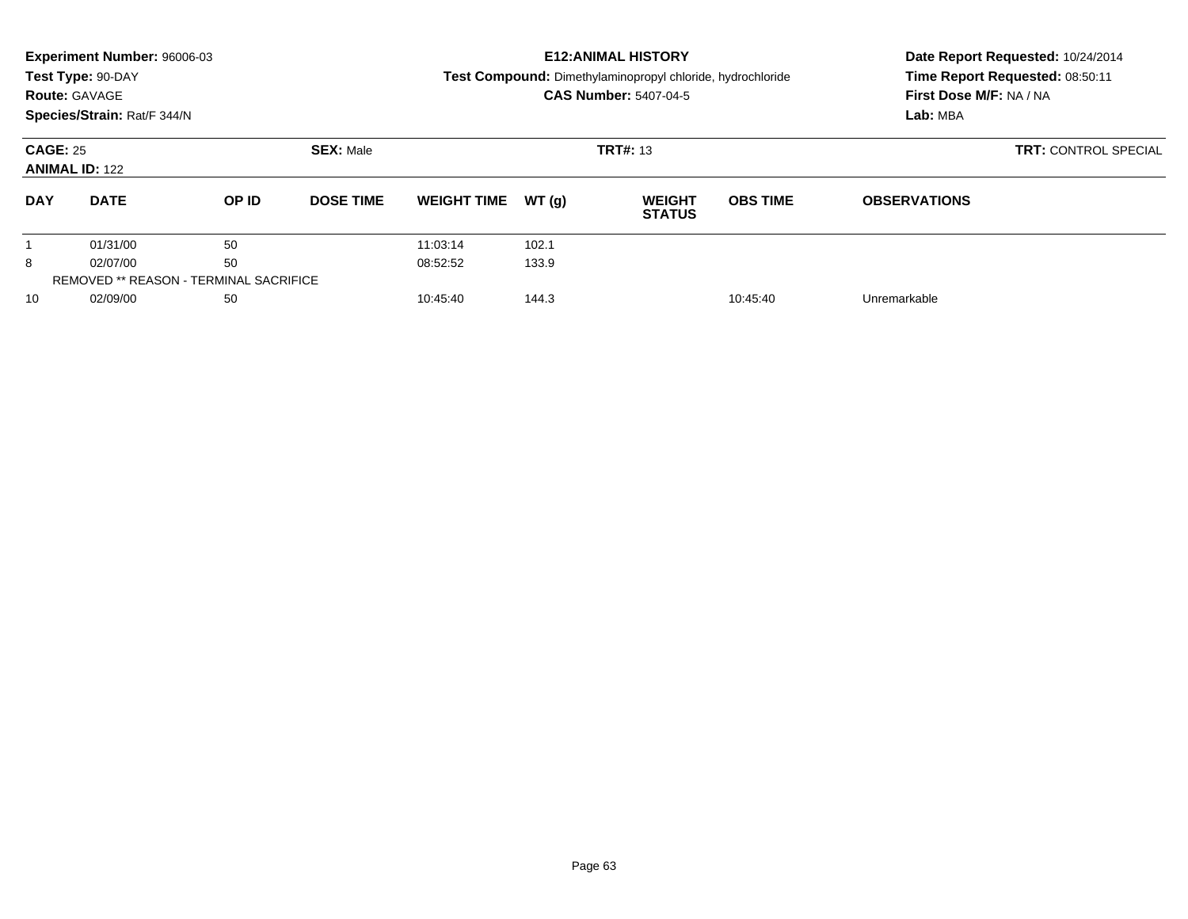**Experiment Number:** 96006-03
**Test Type:** 90-DAY
**Route:** GAVAGE
**Species/Strain:** Rat/F 344/N

**E12:ANIMAL HISTORY**
**Test Compound:** Dimethylaminopropyl chloride, hydrochloride
**CAS Number:** 5407-04-5

**Date Report Requested:** 10/24/2014
**Time Report Requested:** 08:50:11
**First Dose M/F:** NA / NA
**Lab:** MBA

**CAGE:** 25 **SEX:** Male **TRT#:** 13 **TRT:** CONTROL SPECIAL
**ANIMAL ID:** 122

| DAY | DATE | OP ID | DOSE TIME | WEIGHT TIME | WT (g) | WEIGHT STATUS | OBS TIME | OBSERVATIONS |
|---|---|---|---|---|---|---|---|---|
| 1 | 01/31/00 | 50 | | 11:03:14 | 102.1 | | | |
| 8 | 02/07/00 | 50 | | 08:52:52 | 133.9 | | | |
| REMOVED ** REASON - TERMINAL SACRIFICE | | | | | | | | |
| 10 | 02/09/00 | 50 | | 10:45:40 | 144.3 | | 10:45:40 | Unremarkable |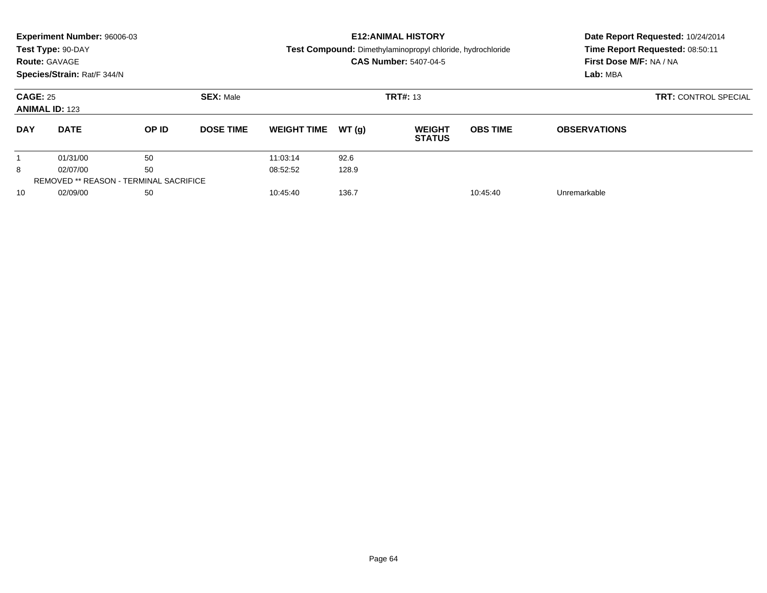**Experiment Number:** 96006-03
**Test Type:** 90-DAY
**Route:** GAVAGE
**Species/Strain:** Rat/F 344/N

**E12:ANIMAL HISTORY**
**Test Compound:** Dimethylaminopropyl chloride, hydrochloride
**CAS Number:** 5407-04-5

**Date Report Requested:** 10/24/2014
**Time Report Requested:** 08:50:11
**First Dose M/F:** NA / NA
**Lab:** MBA

**CAGE:** 25 **SEX:** Male **TRT#:** 13 **TRT:** CONTROL SPECIAL
**ANIMAL ID:** 123

| DAY | DATE | OP ID | DOSE TIME | WEIGHT TIME | WT (g) | WEIGHT STATUS | OBS TIME | OBSERVATIONS |
|---|---|---|---|---|---|---|---|---|
| 1 | 01/31/00 | 50 | | 11:03:14 | 92.6 | | | |
| 8 | 02/07/00 | 50 | | 08:52:52 | 128.9 | | | |
| REMOVED ** REASON - TERMINAL SACRIFICE | | | | | | | | |
| 10 | 02/09/00 | 50 | | 10:45:40 | 136.7 | | 10:45:40 | Unremarkable |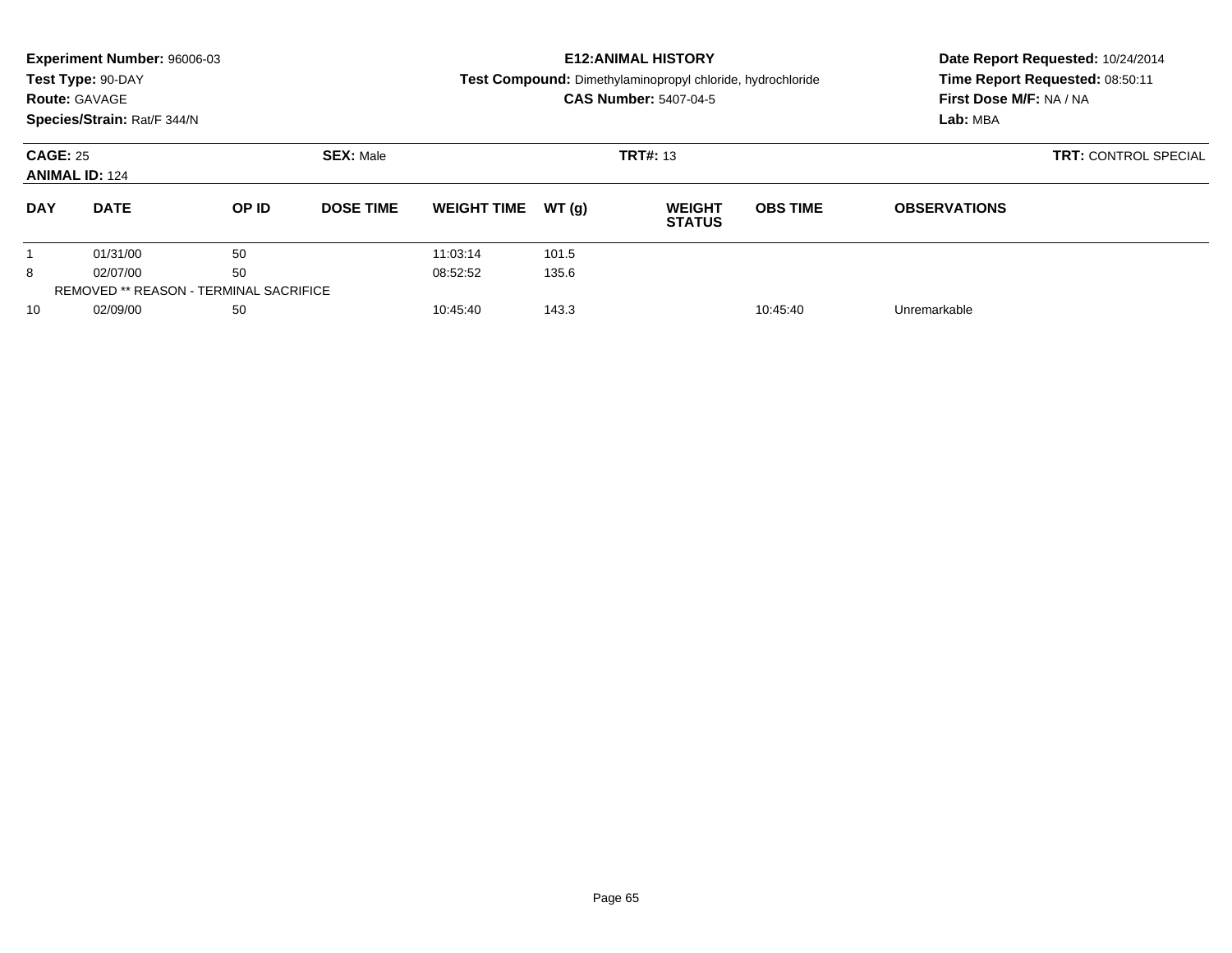**Experiment Number:** 96006-03
**Test Type:** 90-DAY
**Route:** GAVAGE
**Species/Strain:** Rat/F 344/N

# E12:ANIMAL HISTORY

**Test Compound:** Dimethylaminopropyl chloride, hydrochloride
**CAS Number:** 5407-04-5

**Date Report Requested:** 10/24/2014
**Time Report Requested:** 08:50:11
**First Dose M/F:** NA / NA
**Lab:** MBA

**CAGE:** 25 | **SEX:** Male | **TRT#:** 13 | **TRT:** CONTROL SPECIAL
**ANIMAL ID:** 124

| DAY | DATE | OP ID | DOSE TIME | WEIGHT TIME | WT (g) | WEIGHT STATUS | OBS TIME | OBSERVATIONS |
|---|---|---|---|---|---|---|---|---|
| 1 | 01/31/00 | 50 | | 11:03:14 | 101.5 | | | |
| 8 | 02/07/00 | 50 | | 08:52:52 | 135.6 | | | |
| REMOVED ** REASON - TERMINAL SACRIFICE | | | | | | | | |
| 10 | 02/09/00 | 50 | | 10:45:40 | 143.3 | | 10:45:40 | Unremarkable |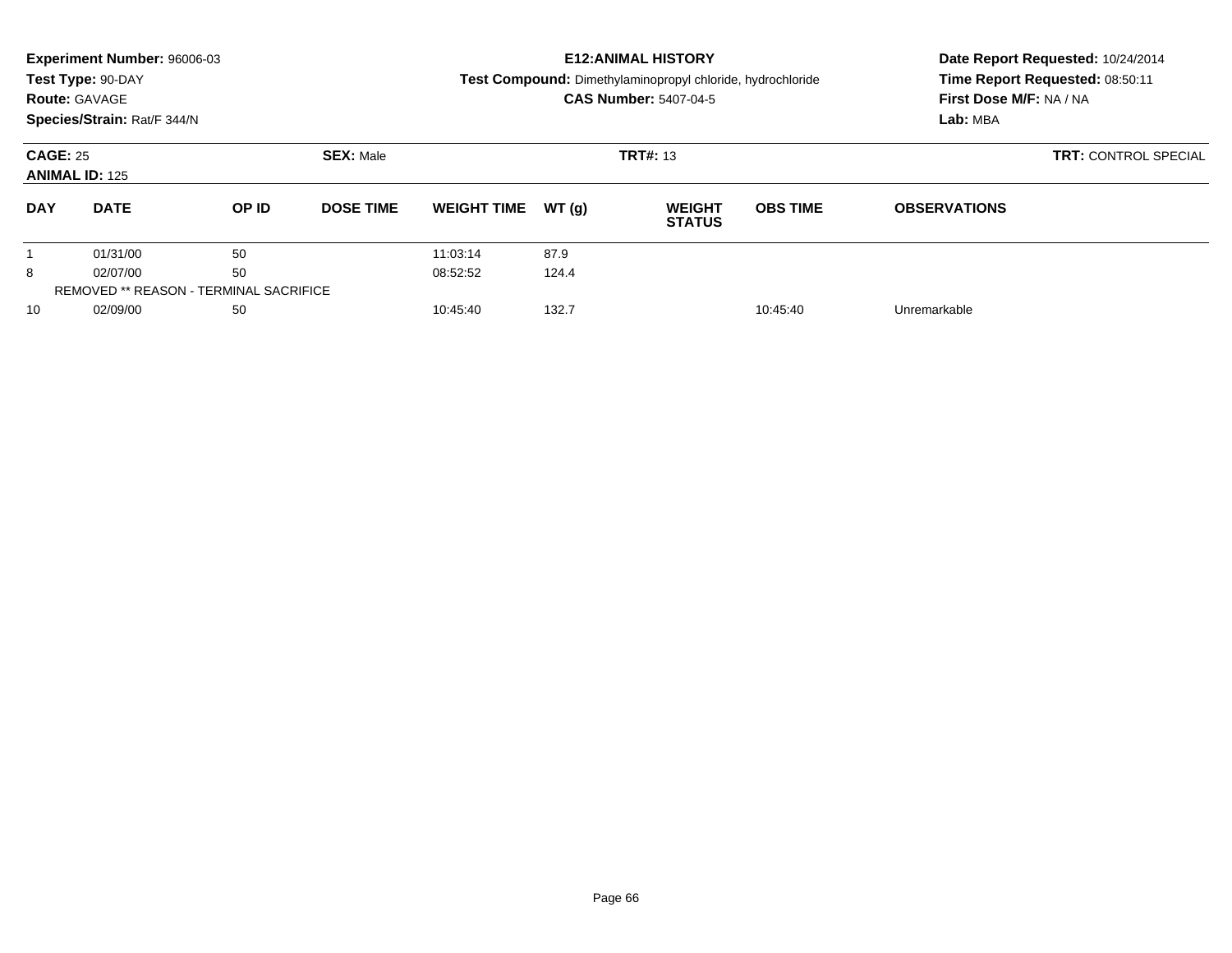**Experiment Number:** 96006-03
**Test Type:** 90-DAY
**Route:** GAVAGE
**Species/Strain:** Rat/F 344/N

**E12:ANIMAL HISTORY**
**Test Compound:** Dimethylaminopropyl chloride, hydrochloride
**CAS Number:** 5407-04-5

**Date Report Requested:** 10/24/2014
**Time Report Requested:** 08:50:11
**First Dose M/F:** NA / NA
**Lab:** MBA

**CAGE:** 25 **SEX:** Male **TRT#:** 13 **TRT:** CONTROL SPECIAL
**ANIMAL ID:** 125

| DAY | DATE | OP ID | DOSE TIME | WEIGHT TIME | WT (g) | WEIGHT STATUS | OBS TIME | OBSERVATIONS |
|---|---|---|---|---|---|---|---|---|
| 1 | 01/31/00 | 50 | | 11:03:14 | 87.9 | | | |
| 8 | 02/07/00 | 50 | | 08:52:52 | 124.4 | | | |
| REMOVED ** REASON - TERMINAL SACRIFICE | | | | | | | | |
| 10 | 02/09/00 | 50 | | 10:45:40 | 132.7 | | 10:45:40 | Unremarkable |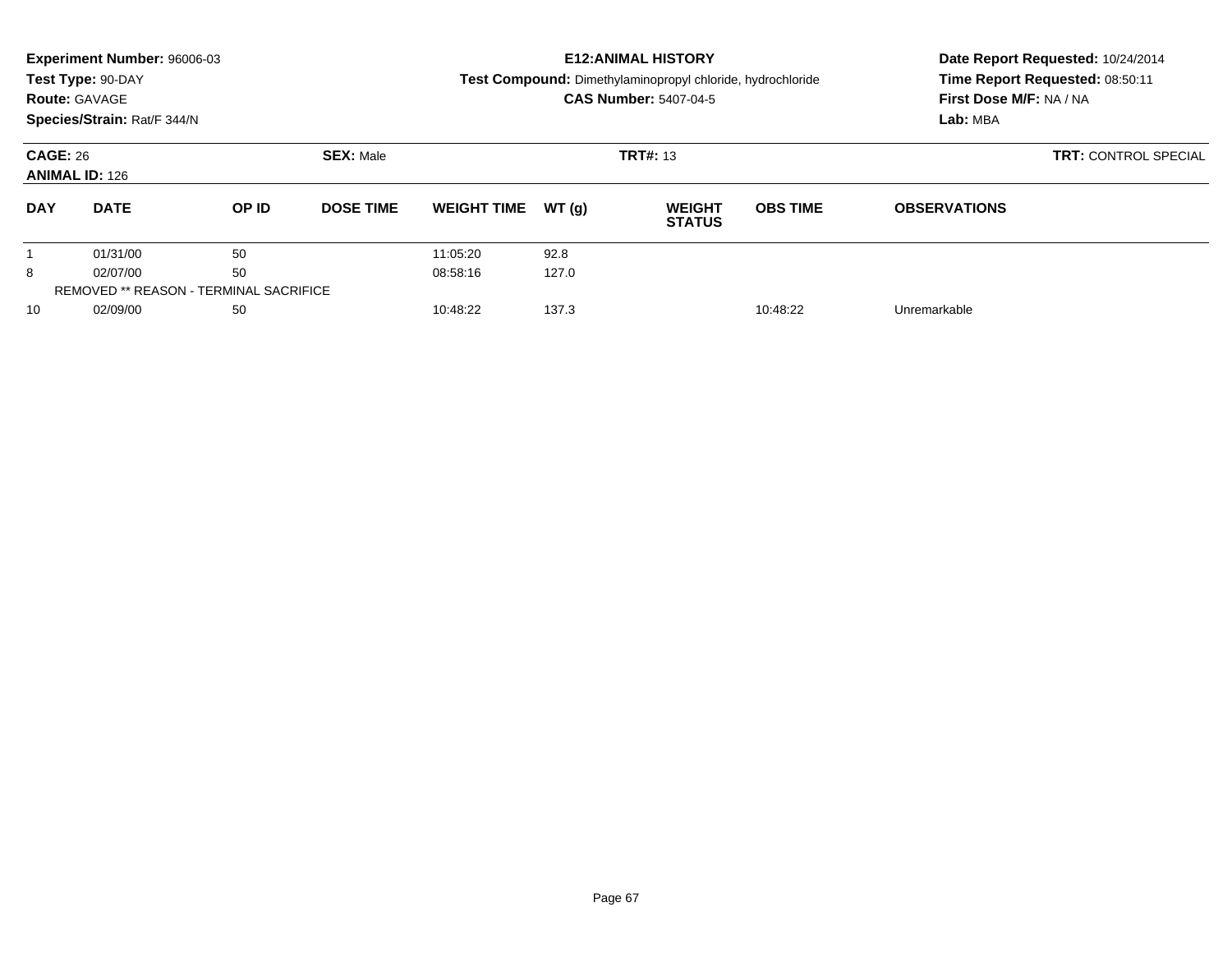**Experiment Number:** 96006-03
**Test Type:** 90-DAY
**Route:** GAVAGE
**Species/Strain:** Rat/F 344/N

**E12:ANIMAL HISTORY**
**Test Compound:** Dimethylaminopropyl chloride, hydrochloride
**CAS Number:** 5407-04-5

**Date Report Requested:** 10/24/2014
**Time Report Requested:** 08:50:11
**First Dose M/F:** NA / NA
**Lab:** MBA

**CAGE:** 26 **SEX:** Male **TRT#:** 13 **TRT:** CONTROL SPECIAL
**ANIMAL ID:** 126

| DAY | DATE | OP ID | DOSE TIME | WEIGHT TIME | WT (g) | WEIGHT STATUS | OBS TIME | OBSERVATIONS |
|---|---|---|---|---|---|---|---|---|
| 1 | 01/31/00 | 50 | | 11:05:20 | 92.8 | | | |
| 8 | 02/07/00 | 50 | | 08:58:16 | 127.0 | | | |
| REMOVED ** REASON - TERMINAL SACRIFICE | | | | | | | | |
| 10 | 02/09/00 | 50 | | 10:48:22 | 137.3 | | 10:48:22 | Unremarkable |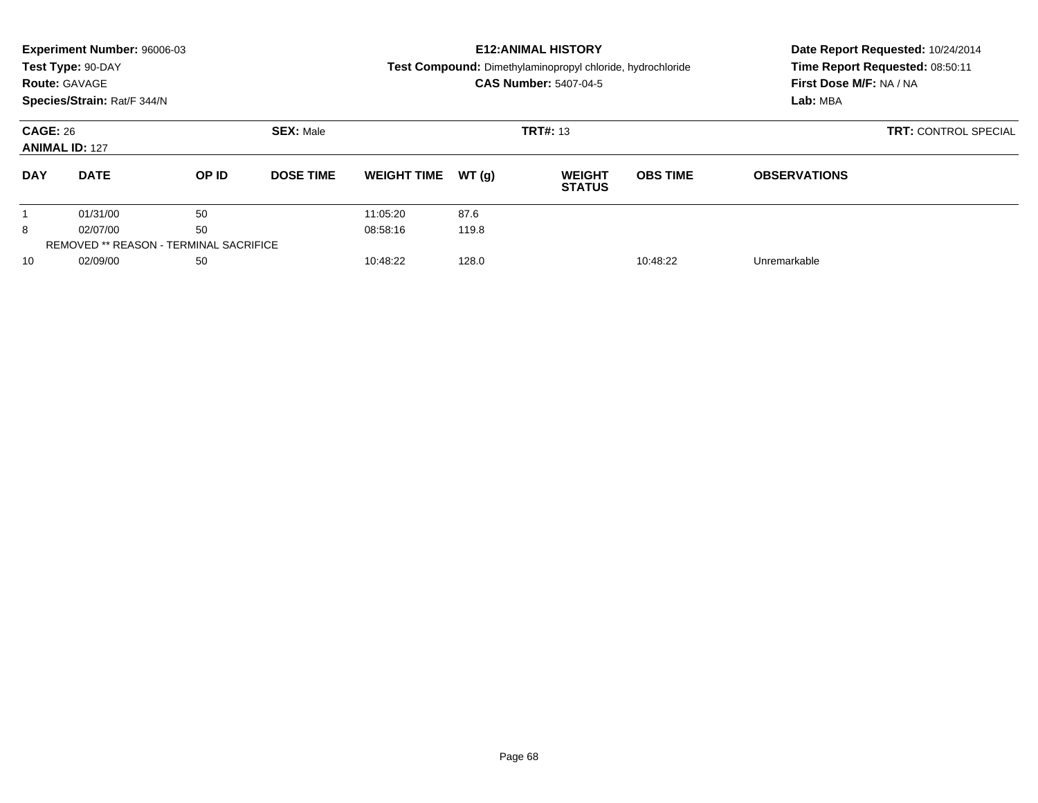**Experiment Number:** 96006-03
**Test Type:** 90-DAY
**Route:** GAVAGE
**Species/Strain:** Rat/F 344/N

**E12:ANIMAL HISTORY**
**Test Compound:** Dimethylaminopropyl chloride, hydrochloride
**CAS Number:** 5407-04-5

**Date Report Requested:** 10/24/2014
**Time Report Requested:** 08:50:11
**First Dose M/F:** NA / NA
**Lab:** MBA

**CAGE:** 26 **SEX:** Male **TRT#:** 13 **TRT:** CONTROL SPECIAL
**ANIMAL ID:** 127

| DAY | DATE | OP ID | DOSE TIME | WEIGHT TIME | WT (g) | WEIGHT STATUS | OBS TIME | OBSERVATIONS |
|---|---|---|---|---|---|---|---|---|
| 1 | 01/31/00 | 50 | | 11:05:20 | 87.6 | | | |
| 8 | 02/07/00 | 50 | | 08:58:16 | 119.8 | | | |
| REMOVED ** REASON - TERMINAL SACRIFICE | | | | | | | | |
| 10 | 02/09/00 | 50 | | 10:48:22 | 128.0 | | 10:48:22 | Unremarkable |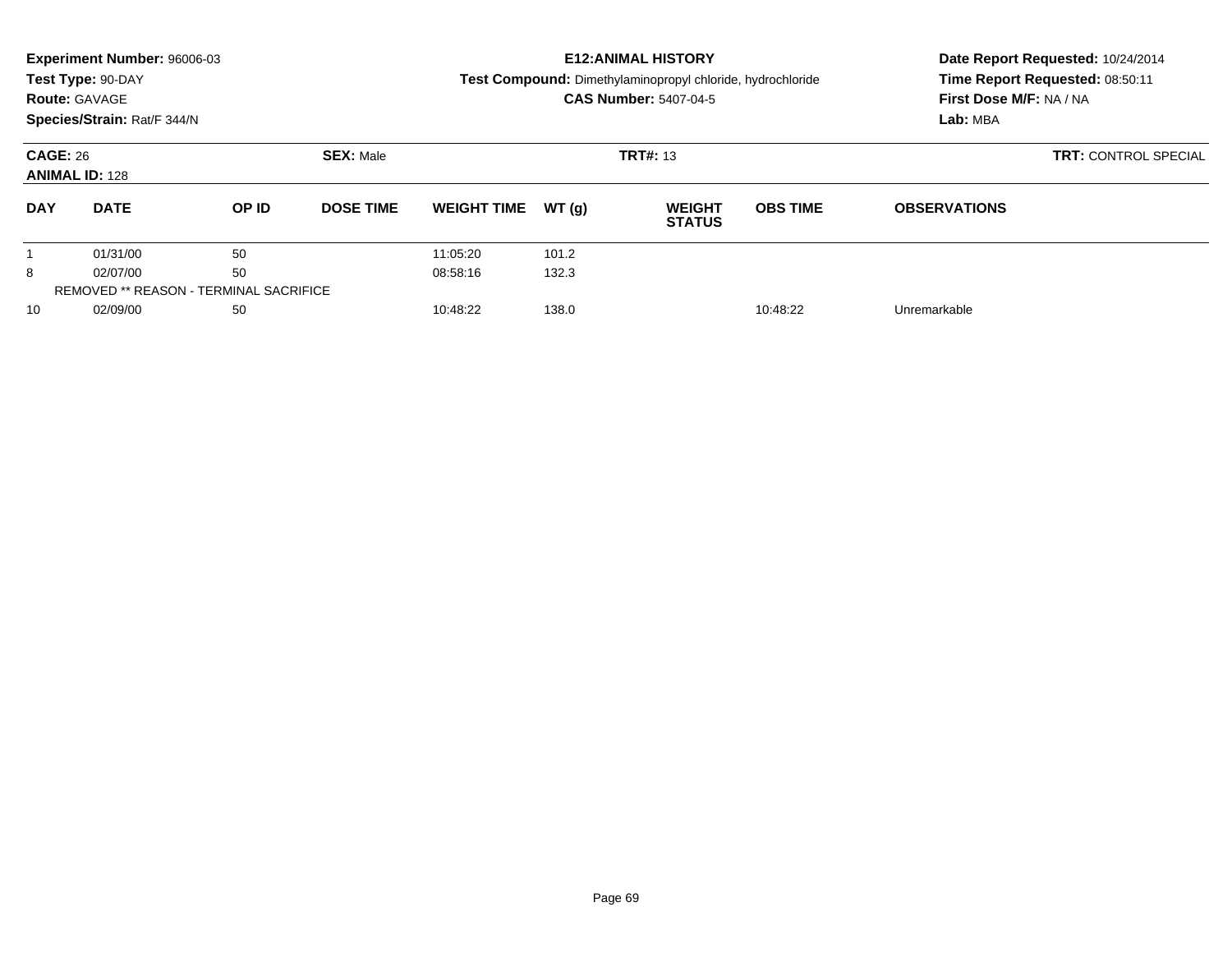**Experiment Number:** 96006-03
**Test Type:** 90-DAY
**Route:** GAVAGE
**Species/Strain:** Rat/F 344/N

**E12:ANIMAL HISTORY**
**Test Compound:** Dimethylaminopropyl chloride, hydrochloride
**CAS Number:** 5407-04-5

**Date Report Requested:** 10/24/2014
**Time Report Requested:** 08:50:11
**First Dose M/F:** NA / NA
**Lab:** MBA

**CAGE:** 26
**ANIMAL ID:** 128
**SEX:** Male
**TRT#:** 13
**TRT:** CONTROL SPECIAL

| DAY | DATE | OP ID | DOSE TIME | WEIGHT TIME | WT (g) | WEIGHT STATUS | OBS TIME | OBSERVATIONS |
|---|---|---|---|---|---|---|---|---|
| 1 | 01/31/00 | 50 | | 11:05:20 | 101.2 | | | |
| 8 | 02/07/00 | 50 | | 08:58:16 | 132.3 | | | |
| REMOVED ** REASON - TERMINAL SACRIFICE | | | | | | | | |
| 10 | 02/09/00 | 50 | | 10:48:22 | 138.0 | | 10:48:22 | Unremarkable |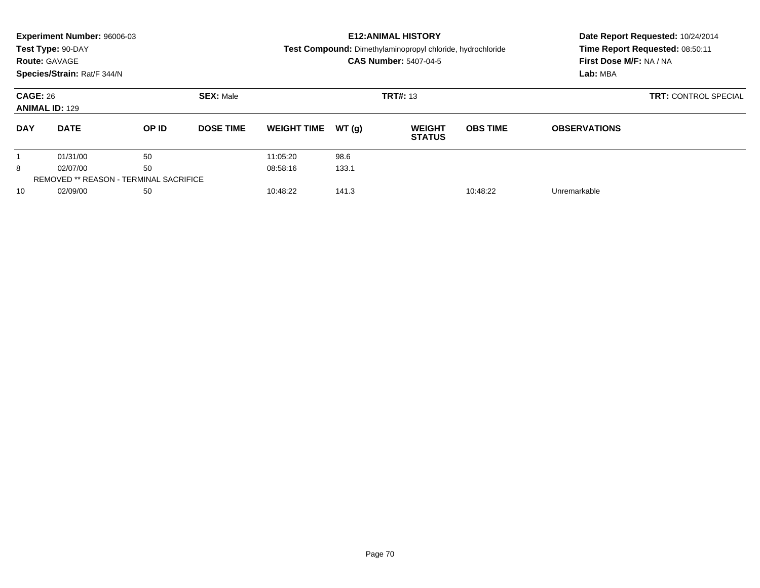**Experiment Number:** 96006-03
**Test Type:** 90-DAY
**Route:** GAVAGE
**Species/Strain:** Rat/F 344/N

**E12:ANIMAL HISTORY**
**Test Compound:** Dimethylaminopropyl chloride, hydrochloride
**CAS Number:** 5407-04-5

**Date Report Requested:** 10/24/2014
**Time Report Requested:** 08:50:11
**First Dose M/F:** NA / NA
**Lab:** MBA

**CAGE:** 26
**ANIMAL ID:** 129
**SEX:** Male
**TRT#:** 13
**TRT:** CONTROL SPECIAL

| DAY | DATE | OP ID | DOSE TIME | WEIGHT TIME | WT (g) | WEIGHT STATUS | OBS TIME | OBSERVATIONS |
|---|---|---|---|---|---|---|---|---|
| 1 | 01/31/00 | 50 | | 11:05:20 | 98.6 | | | |
| 8 | 02/07/00 | 50 | | 08:58:16 | 133.1 | | | |
| REMOVED ** REASON - TERMINAL SACRIFICE | | | | | | | | |
| 10 | 02/09/00 | 50 | | 10:48:22 | 141.3 | | 10:48:22 | Unremarkable |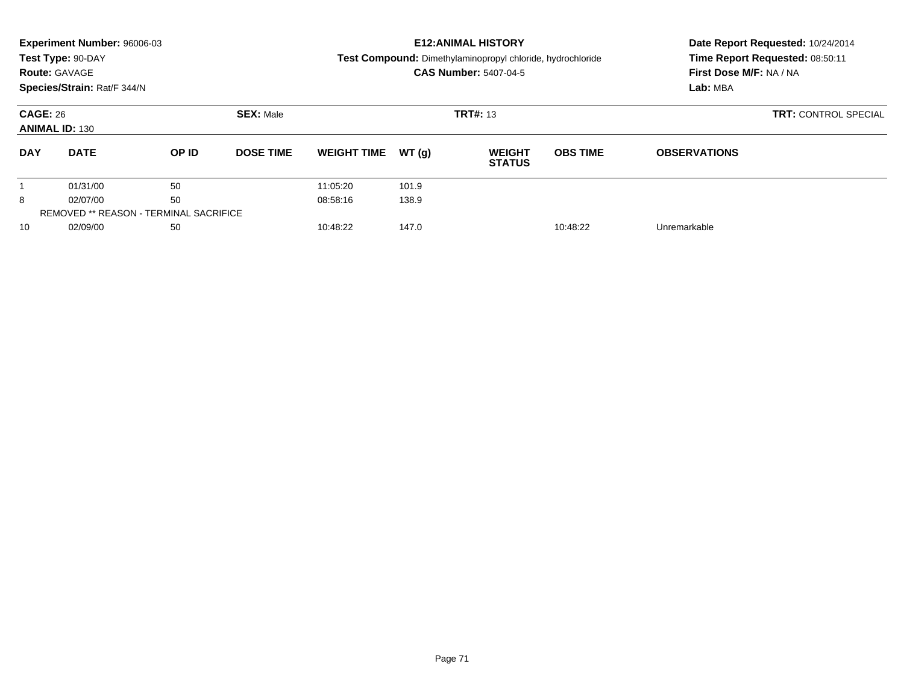**Experiment Number:** 96006-03
**Test Type:** 90-DAY
**Route:** GAVAGE
**Species/Strain:** Rat/F 344/N

**E12:ANIMAL HISTORY**
**Test Compound:** Dimethylaminopropyl chloride, hydrochloride
**CAS Number:** 5407-04-5

**Date Report Requested:** 10/24/2014
**Time Report Requested:** 08:50:11
**First Dose M/F:** NA / NA
**Lab:** MBA

**CAGE:** 26 **SEX:** Male **TRT#:** 13 **TRT:** CONTROL SPECIAL
**ANIMAL ID:** 130

| DAY | DATE | OP ID | DOSE TIME | WEIGHT TIME | WT (g) | WEIGHT STATUS | OBS TIME | OBSERVATIONS |
|---|---|---|---|---|---|---|---|---|
| 1 | 01/31/00 | 50 | | 11:05:20 | 101.9 | | | |
| 8 | 02/07/00 | 50 | | 08:58:16 | 138.9 | | | |
| REMOVED ** REASON - TERMINAL SACRIFICE | | | | | | | | |
| 10 | 02/09/00 | 50 | | 10:48:22 | 147.0 | | 10:48:22 | Unremarkable |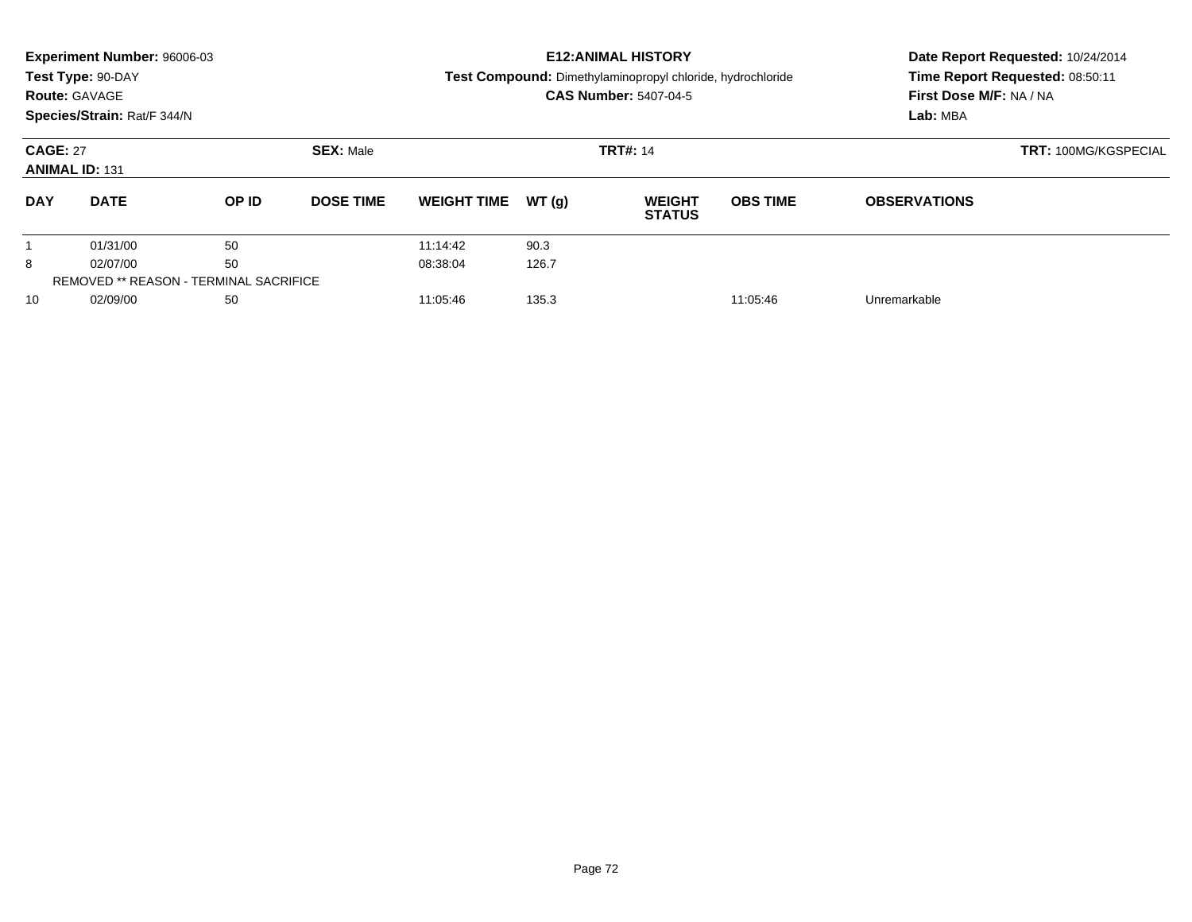**Experiment Number:** 96006-03
**Test Type:** 90-DAY
**Route:** GAVAGE
**Species/Strain:** Rat/F 344/N

**E12:ANIMAL HISTORY**
**Test Compound:** Dimethylaminopropyl chloride, hydrochloride
**CAS Number:** 5407-04-5

**Date Report Requested:** 10/24/2014
**Time Report Requested:** 08:50:11
**First Dose M/F:** NA / NA
**Lab:** MBA

**CAGE:** 27 **SEX:** Male **TRT#:** 14 **TRT:** 100MG/KGSPECIAL
**ANIMAL ID:** 131

| DAY | DATE | OP ID | DOSE TIME | WEIGHT TIME | WT (g) | WEIGHT STATUS | OBS TIME | OBSERVATIONS |
|---|---|---|---|---|---|---|---|---|
| 1 | 01/31/00 | 50 | | 11:14:42 | 90.3 | | | |
| 8 | 02/07/00 | 50 | | 08:38:04 | 126.7 | | | |
| REMOVED ** REASON - TERMINAL SACRIFICE | | | | | | | | |
| 10 | 02/09/00 | 50 | | 11:05:46 | 135.3 | | 11:05:46 | Unremarkable |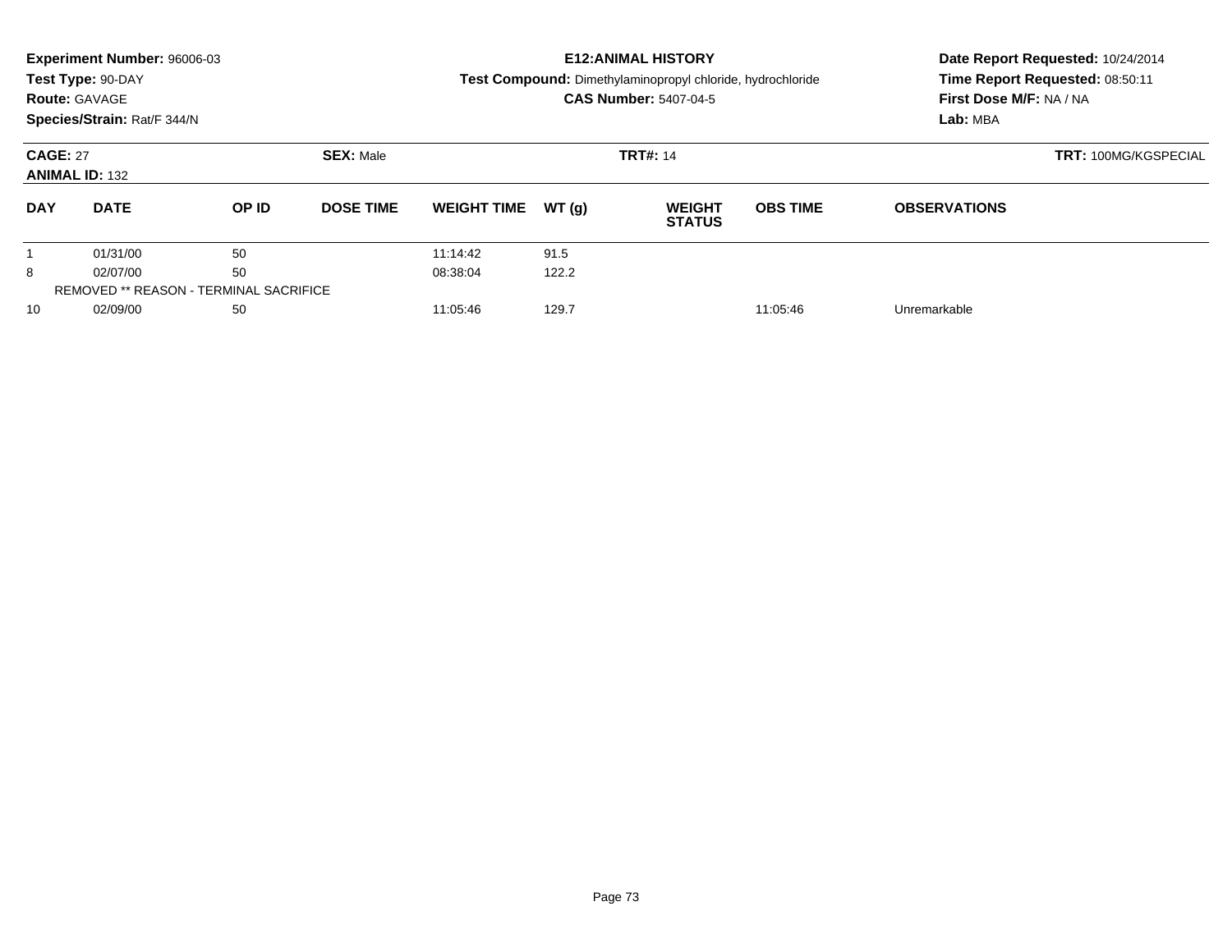**Experiment Number:** 96006-03
**Test Type:** 90-DAY
**Route:** GAVAGE
**Species/Strain:** Rat/F 344/N

**E12:ANIMAL HISTORY**
**Test Compound:** Dimethylaminopropyl chloride, hydrochloride
**CAS Number:** 5407-04-5

**Date Report Requested:** 10/24/2014
**Time Report Requested:** 08:50:11
**First Dose M/F:** NA / NA
**Lab:** MBA

**CAGE:** 27 **SEX:** Male **TRT#:** 14 **TRT:** 100MG/KGSPECIAL
**ANIMAL ID:** 132

| DAY | DATE | OP ID | DOSE TIME | WEIGHT TIME | WT (g) | WEIGHT STATUS | OBS TIME | OBSERVATIONS |
|---|---|---|---|---|---|---|---|---|
| 1 | 01/31/00 | 50 | | 11:14:42 | 91.5 | | | |
| 8 | 02/07/00 | 50 | | 08:38:04 | 122.2 | | | |
| REMOVED ** REASON - TERMINAL SACRIFICE | | | | | | | | |
| 10 | 02/09/00 | 50 | | 11:05:46 | 129.7 | | 11:05:46 | Unremarkable |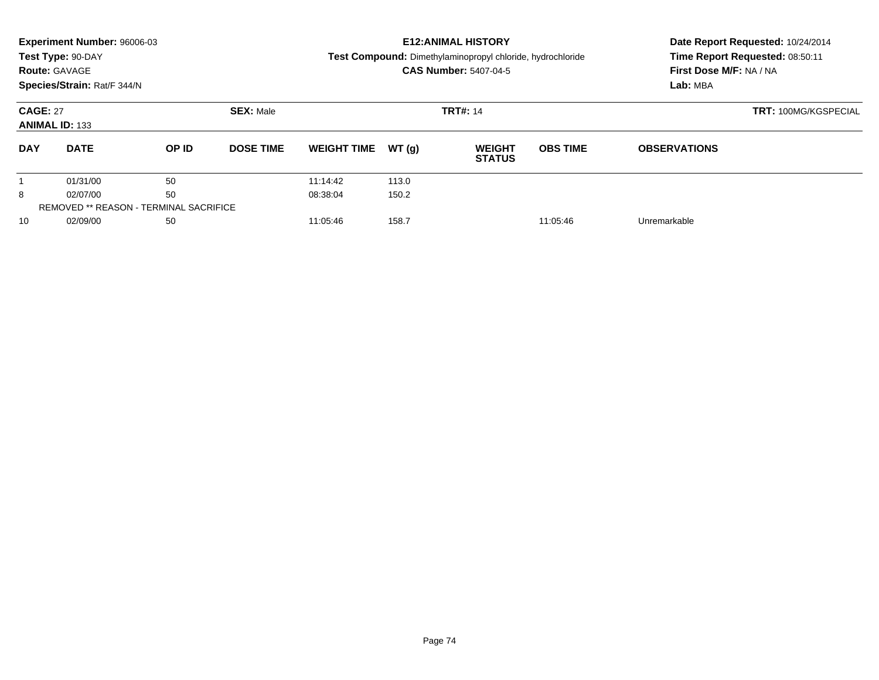**Experiment Number:** 96006-03
**Test Type:** 90-DAY
**Route:** GAVAGE
**Species/Strain:** Rat/F 344/N

**E12:ANIMAL HISTORY**
**Test Compound:** Dimethylaminopropyl chloride, hydrochloride
**CAS Number:** 5407-04-5

**Date Report Requested:** 10/24/2014
**Time Report Requested:** 08:50:11
**First Dose M/F:** NA / NA
**Lab:** MBA

**CAGE:** 27 **SEX:** Male **TRT#:** 14 **TRT:** 100MG/KGSPECIAL
**ANIMAL ID:** 133

| DAY | DATE | OP ID | DOSE TIME | WEIGHT TIME | WT (g) | WEIGHT STATUS | OBS TIME | OBSERVATIONS |
|---|---|---|---|---|---|---|---|---|
| 1 | 01/31/00 | 50 | | 11:14:42 | 113.0 | | | |
| 8 | 02/07/00 | 50 | | 08:38:04 | 150.2 | | | |
| REMOVED ** REASON - TERMINAL SACRIFICE | | | | | | | | |
| 10 | 02/09/00 | 50 | | 11:05:46 | 158.7 | | 11:05:46 | Unremarkable |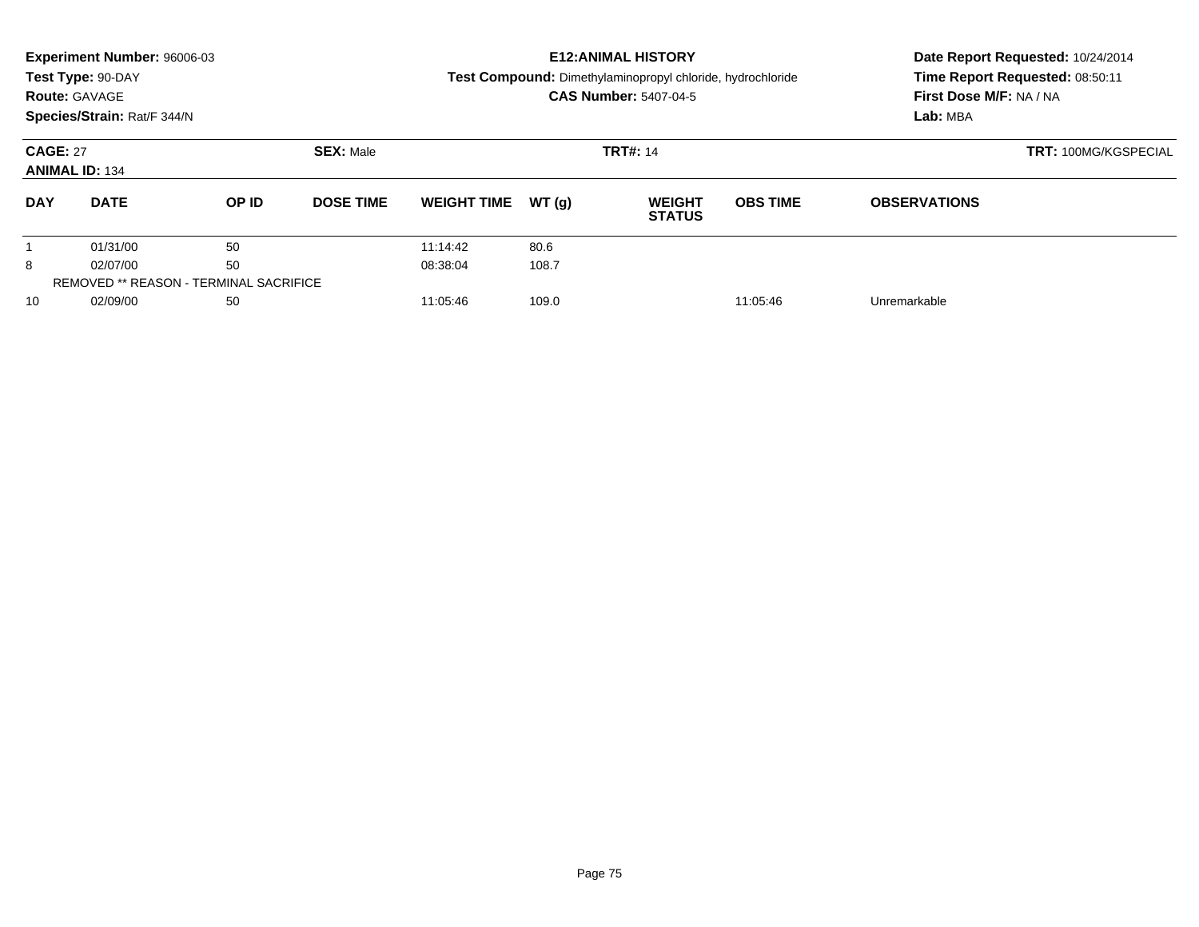**Experiment Number:** 96006-03
**Test Type:** 90-DAY
**Route:** GAVAGE
**Species/Strain:** Rat/F 344/N

**E12:ANIMAL HISTORY**
**Test Compound:** Dimethylaminopropyl chloride, hydrochloride
**CAS Number:** 5407-04-5

**Date Report Requested:** 10/24/2014
**Time Report Requested:** 08:50:11
**First Dose M/F:** NA / NA
**Lab:** MBA

**CAGE:** 27 **SEX:** Male **TRT#:** 14 **TRT:** 100MG/KGSPECIAL
**ANIMAL ID:** 134

| DAY | DATE | OP ID | DOSE TIME | WEIGHT TIME | WT (g) | WEIGHT STATUS | OBS TIME | OBSERVATIONS |
|---|---|---|---|---|---|---|---|---|
| 1 | 01/31/00 | 50 | | 11:14:42 | 80.6 | | | |
| 8 | 02/07/00 | 50 | | 08:38:04 | 108.7 | | | |
| REMOVED ** REASON - TERMINAL SACRIFICE | | | | | | | | |
| 10 | 02/09/00 | 50 | | 11:05:46 | 109.0 | | 11:05:46 | Unremarkable |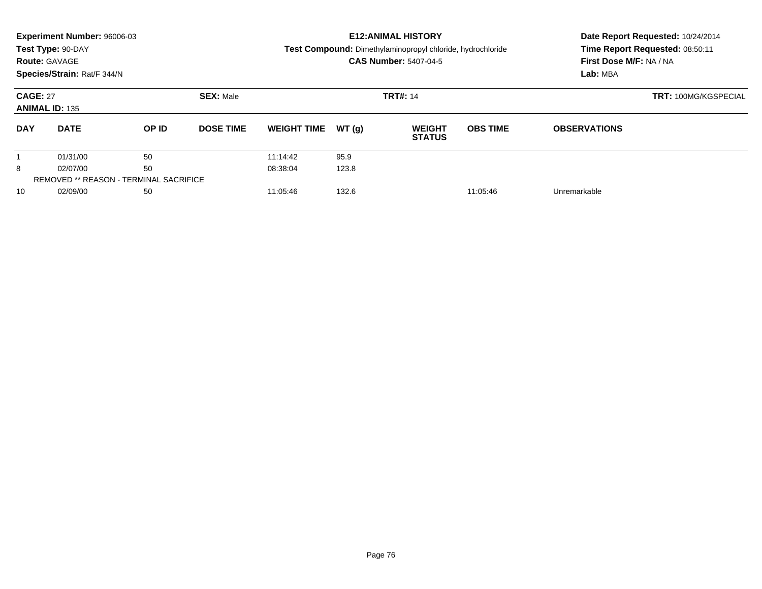**Experiment Number:** 96006-03

**Test Type:** 90-DAY

**Route:** GAVAGE

**Species/Strain:** Rat/F 344/N

**E12:ANIMAL HISTORY**

**Test Compound:** Dimethylaminopropyl chloride, hydrochloride

**CAS Number:** 5407-04-5

**Date Report Requested:** 10/24/2014

**Time Report Requested:** 08:50:11

**First Dose M/F:** NA / NA

**Lab:** MBA

**CAGE:** 27 **SEX:** Male **TRT#:** 14 **TRT:** 100MG/KGSPECIAL

**ANIMAL ID:** 135

| DAY | DATE | OP ID | DOSE TIME | WEIGHT TIME | WT (g) | WEIGHT STATUS | OBS TIME | OBSERVATIONS |
|---|---|---|---|---|---|---|---|---|
| 1 | 01/31/00 | 50 | | 11:14:42 | 95.9 | | | |
| 8 | 02/07/00 | 50 | | 08:38:04 | 123.8 | | | |
| REMOVED ** REASON - TERMINAL SACRIFICE | | | | | | | | |
| 10 | 02/09/00 | 50 | | 11:05:46 | 132.6 | | 11:05:46 | Unremarkable |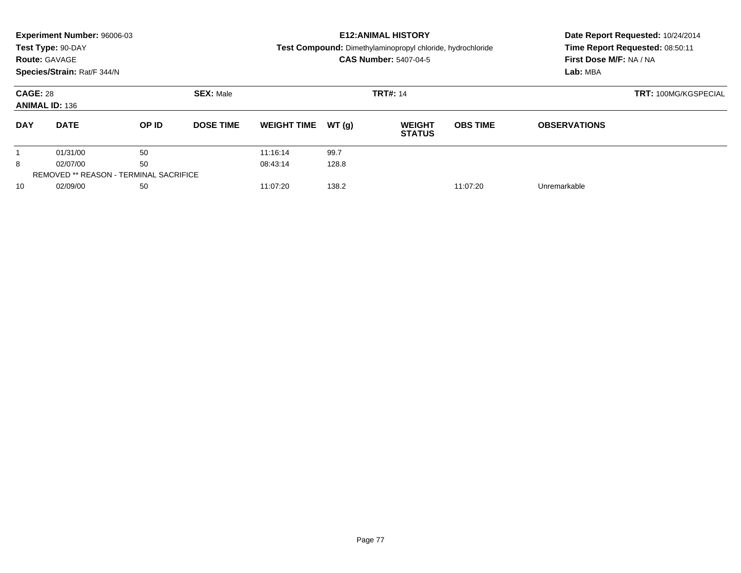**Experiment Number:** 96006-03
**Test Type:** 90-DAY
**Route:** GAVAGE
**Species/Strain:** Rat/F 344/N

**E12:ANIMAL HISTORY**
**Test Compound:** Dimethylaminopropyl chloride, hydrochloride
**CAS Number:** 5407-04-5

**Date Report Requested:** 10/24/2014
**Time Report Requested:** 08:50:11
**First Dose M/F:** NA / NA
**Lab:** MBA

**CAGE:** 28
**ANIMAL ID:** 136
**SEX:** Male
**TRT#:** 14
**TRT:** 100MG/KGSPECIAL

| DAY | DATE | OP ID | DOSE TIME | WEIGHT TIME | WT (g) | WEIGHT STATUS | OBS TIME | OBSERVATIONS |
|---|---|---|---|---|---|---|---|---|
| 1 | 01/31/00 | 50 | | 11:16:14 | 99.7 | | | |
| 8 | 02/07/00 | 50 | | 08:43:14 | 128.8 | | | |
| REMOVED ** REASON - TERMINAL SACRIFICE | | | | | | | | |
| 10 | 02/09/00 | 50 | | 11:07:20 | 138.2 | | 11:07:20 | Unremarkable |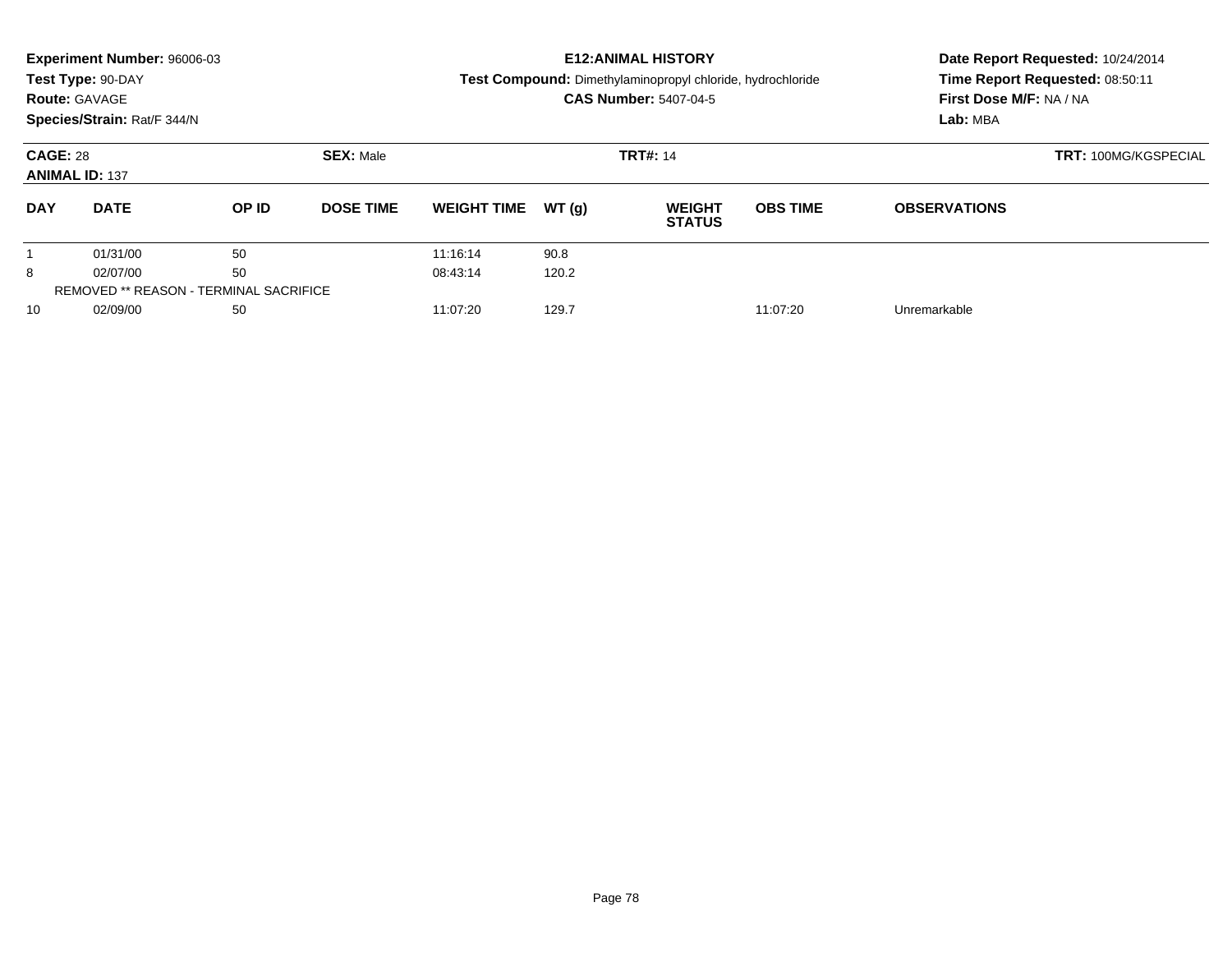**Experiment Number:** 96006-03
**Test Type:** 90-DAY
**Route:** GAVAGE
**Species/Strain:** Rat/F 344/N

**E12:ANIMAL HISTORY**
**Test Compound:** Dimethylaminopropyl chloride, hydrochloride
**CAS Number:** 5407-04-5

**Date Report Requested:** 10/24/2014
**Time Report Requested:** 08:50:11
**First Dose M/F:** NA / NA
**Lab:** MBA

**CAGE:** 28　**SEX:** Male　**TRT#:** 14　**TRT:** 100MG/KGSPECIAL
**ANIMAL ID:** 137

| DAY | DATE | OP ID | DOSE TIME | WEIGHT TIME | WT (g) | WEIGHT STATUS | OBS TIME | OBSERVATIONS |
|---|---|---|---|---|---|---|---|---|
| 1 | 01/31/00 | 50 | | 11:16:14 | 90.8 | | | |
| 8 | 02/07/00 | 50 | | 08:43:14 | 120.2 | | | |
| REMOVED ** REASON - TERMINAL SACRIFICE | | | | | | | | |
| 10 | 02/09/00 | 50 | | 11:07:20 | 129.7 | | 11:07:20 | Unremarkable |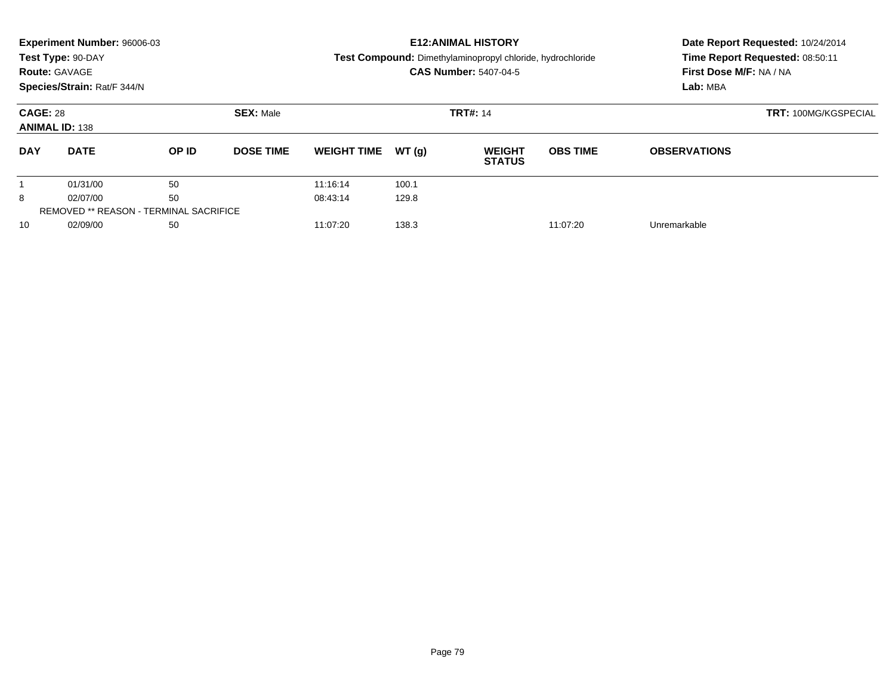**Experiment Number:** 96006-03
**Test Type:** 90-DAY
**Route:** GAVAGE
**Species/Strain:** Rat/F 344/N

**E12:ANIMAL HISTORY**
**Test Compound:** Dimethylaminopropyl chloride, hydrochloride
**CAS Number:** 5407-04-5

**Date Report Requested:** 10/24/2014
**Time Report Requested:** 08:50:11
**First Dose M/F:** NA / NA
**Lab:** MBA

**CAGE:** 28 **SEX:** Male **TRT#:** 14 **TRT:** 100MG/KGSPECIAL
**ANIMAL ID:** 138

| DAY | DATE | OP ID | DOSE TIME | WEIGHT TIME | WT (g) | WEIGHT STATUS | OBS TIME | OBSERVATIONS |
|---|---|---|---|---|---|---|---|---|
| 1 | 01/31/00 | 50 | | 11:16:14 | 100.1 | | | |
| 8 | 02/07/00 | 50 | | 08:43:14 | 129.8 | | | |
| REMOVED ** REASON - TERMINAL SACRIFICE | | | | | | | | |
| 10 | 02/09/00 | 50 | | 11:07:20 | 138.3 | | 11:07:20 | Unremarkable |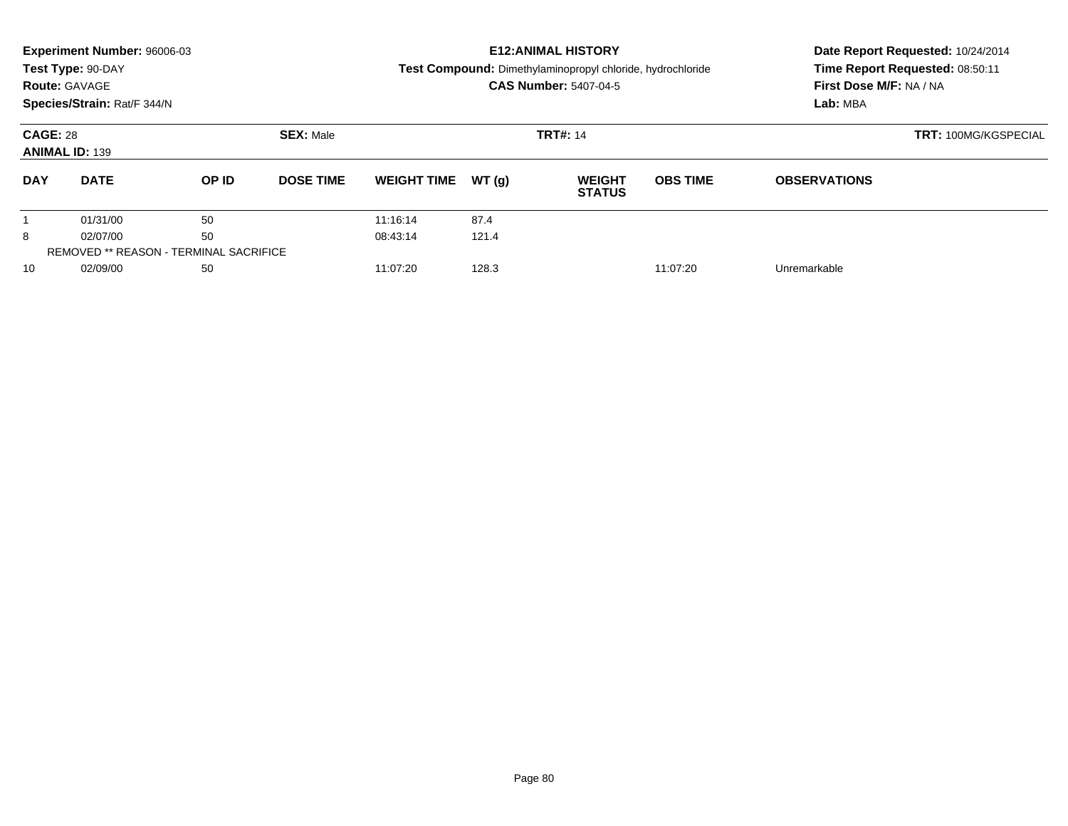**Experiment Number:** 96006-03
**Test Type:** 90-DAY
**Route:** GAVAGE
**Species/Strain:** Rat/F 344/N

**E12:ANIMAL HISTORY**
**Test Compound:** Dimethylaminopropyl chloride, hydrochloride
**CAS Number:** 5407-04-5

**Date Report Requested:** 10/24/2014
**Time Report Requested:** 08:50:11
**First Dose M/F:** NA / NA
**Lab:** MBA

**CAGE:** 28
**ANIMAL ID:** 139
**SEX:** Male
**TRT#:** 14
**TRT:** 100MG/KGSPECIAL

| DAY | DATE | OP ID | DOSE TIME | WEIGHT TIME | WT (g) | WEIGHT STATUS | OBS TIME | OBSERVATIONS |
|---|---|---|---|---|---|---|---|---|
| 1 | 01/31/00 | 50 | | 11:16:14 | 87.4 | | | |
| 8 | 02/07/00 | 50 | | 08:43:14 | 121.4 | | | |
| REMOVED ** REASON - TERMINAL SACRIFICE | | | | | | | | |
| 10 | 02/09/00 | 50 | | 11:07:20 | 128.3 | | 11:07:20 | Unremarkable |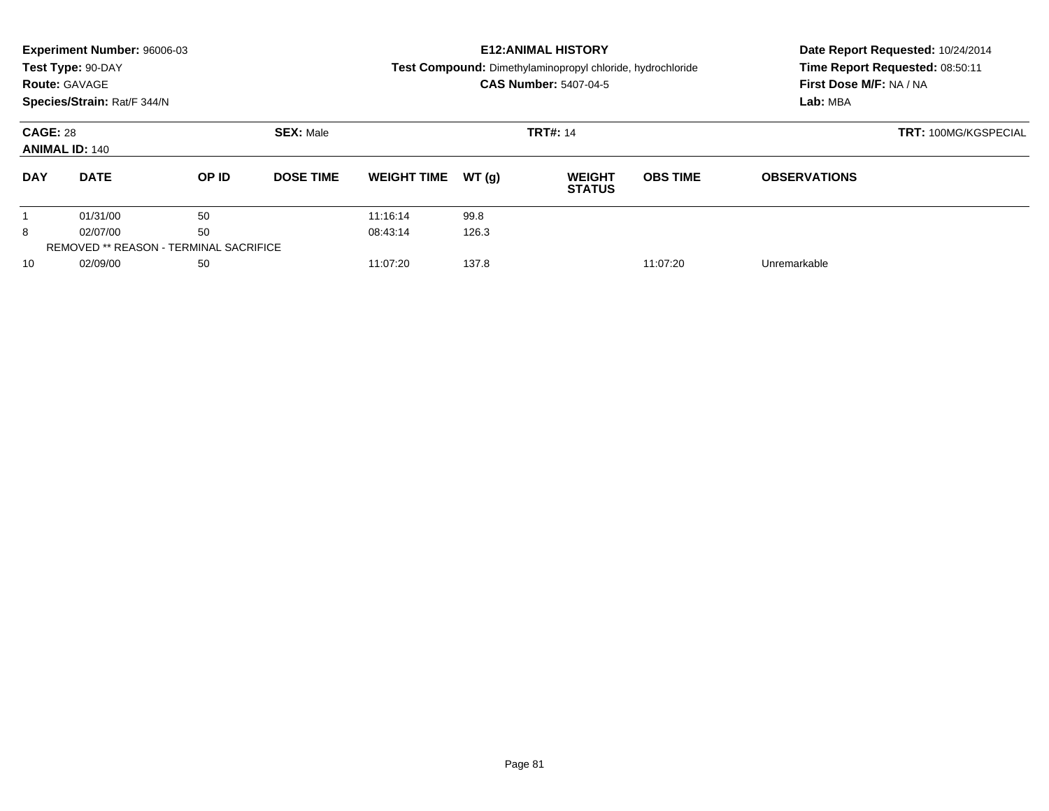**Experiment Number:** 96006-03
**Test Type:** 90-DAY
**Route:** GAVAGE
**Species/Strain:** Rat/F 344/N

**E12:ANIMAL HISTORY**
**Test Compound:** Dimethylaminopropyl chloride, hydrochloride
**CAS Number:** 5407-04-5

**Date Report Requested:** 10/24/2014
**Time Report Requested:** 08:50:11
**First Dose M/F:** NA / NA
**Lab:** MBA

**CAGE:** 28 **SEX:** Male **TRT#:** 14 **TRT:** 100MG/KGSPECIAL
**ANIMAL ID:** 140

| DAY | DATE | OP ID | DOSE TIME | WEIGHT TIME | WT (g) | WEIGHT STATUS | OBS TIME | OBSERVATIONS |
|---|---|---|---|---|---|---|---|---|
| 1 | 01/31/00 | 50 | | 11:16:14 | 99.8 | | | |
| 8 | 02/07/00 | 50 | | 08:43:14 | 126.3 | | | |
| REMOVED ** REASON - TERMINAL SACRIFICE | | | | | | | | |
| 10 | 02/09/00 | 50 | | 11:07:20 | 137.8 | | 11:07:20 | Unremarkable |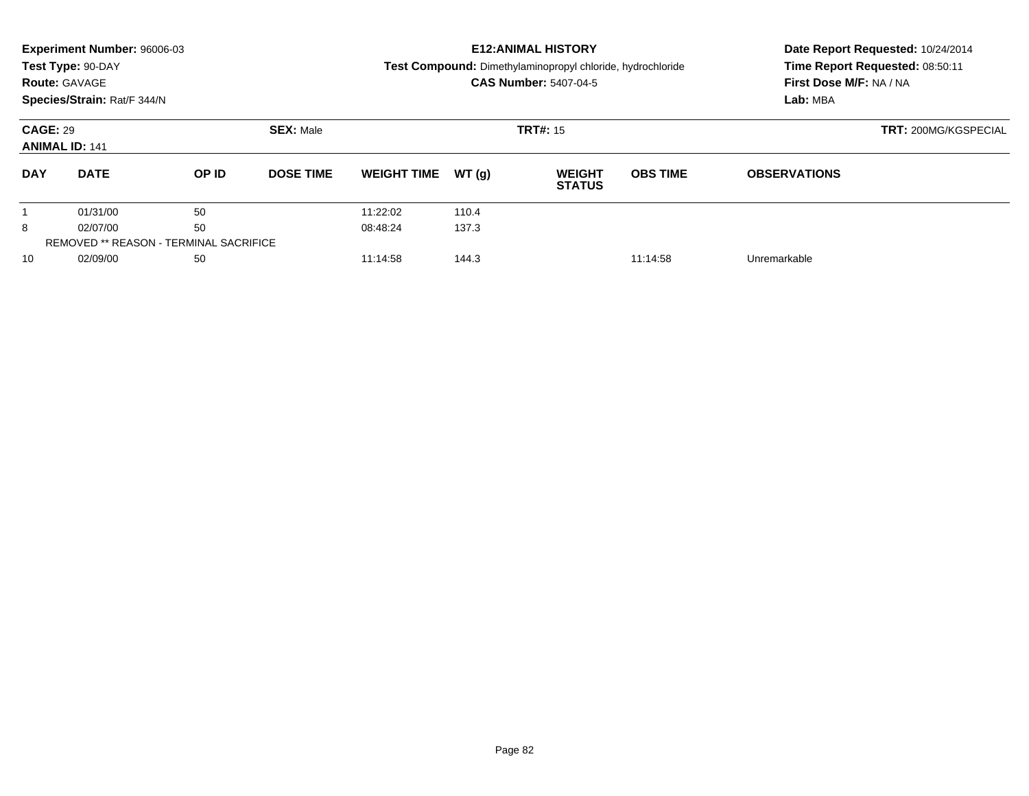**Experiment Number:** 96006-03
**Test Type:** 90-DAY
**Route:** GAVAGE
**Species/Strain:** Rat/F 344/N

**E12:ANIMAL HISTORY**
**Test Compound:** Dimethylaminopropyl chloride, hydrochloride
**CAS Number:** 5407-04-5

**Date Report Requested:** 10/24/2014
**Time Report Requested:** 08:50:11
**First Dose M/F:** NA / NA
**Lab:** MBA

**CAGE:** 29 **SEX:** Male **TRT#:** 15 **TRT:** 200MG/KGSPECIAL
**ANIMAL ID:** 141

| DAY | DATE | OP ID | DOSE TIME | WEIGHT TIME | WT (g) | WEIGHT STATUS | OBS TIME | OBSERVATIONS |
|---|---|---|---|---|---|---|---|---|
| 1 | 01/31/00 | 50 | | 11:22:02 | 110.4 | | | |
| 8 | 02/07/00 | 50 | | 08:48:24 | 137.3 | | | |
| REMOVED ** REASON - TERMINAL SACRIFICE | | | | | | | | |
| 10 | 02/09/00 | 50 | | 11:14:58 | 144.3 | | 11:14:58 | Unremarkable |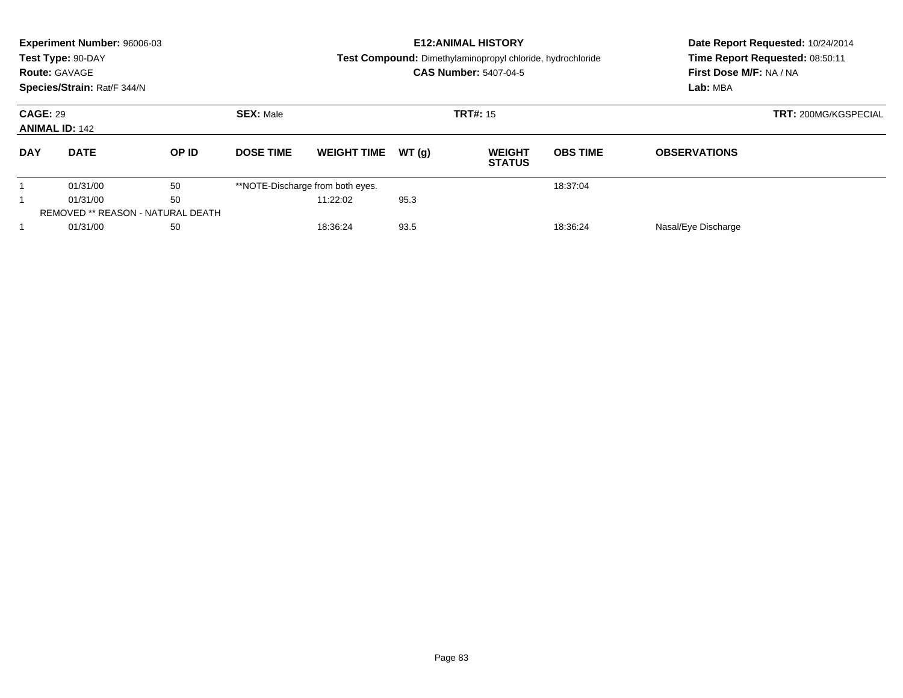**Experiment Number:** 96006-03
**Test Type:** 90-DAY
**Route:** GAVAGE
**Species/Strain:** Rat/F 344/N

**E12:ANIMAL HISTORY**
**Test Compound:** Dimethylaminopropyl chloride, hydrochloride
**CAS Number:** 5407-04-5

**Date Report Requested:** 10/24/2014
**Time Report Requested:** 08:50:11
**First Dose M/F:** NA / NA
**Lab:** MBA

**CAGE:** 29
**ANIMAL ID:** 142
**SEX:** Male
**TRT#:** 15
**TRT:** 200MG/KGSPECIAL

| DAY | DATE | OP ID | DOSE TIME | WEIGHT TIME | WT (g) | WEIGHT STATUS | OBS TIME | OBSERVATIONS |
|---|---|---|---|---|---|---|---|---|
| 1 | 01/31/00 | 50 | **NOTE-Discharge from both eyes. | | | | 18:37:04 | |
| 1 | 01/31/00 | 50 | | 11:22:02 | 95.3 | | | |
| REMOVED ** REASON - NATURAL DEATH | | | | | | | | |
| 1 | 01/31/00 | 50 | | 18:36:24 | 93.5 | | 18:36:24 | Nasal/Eye Discharge |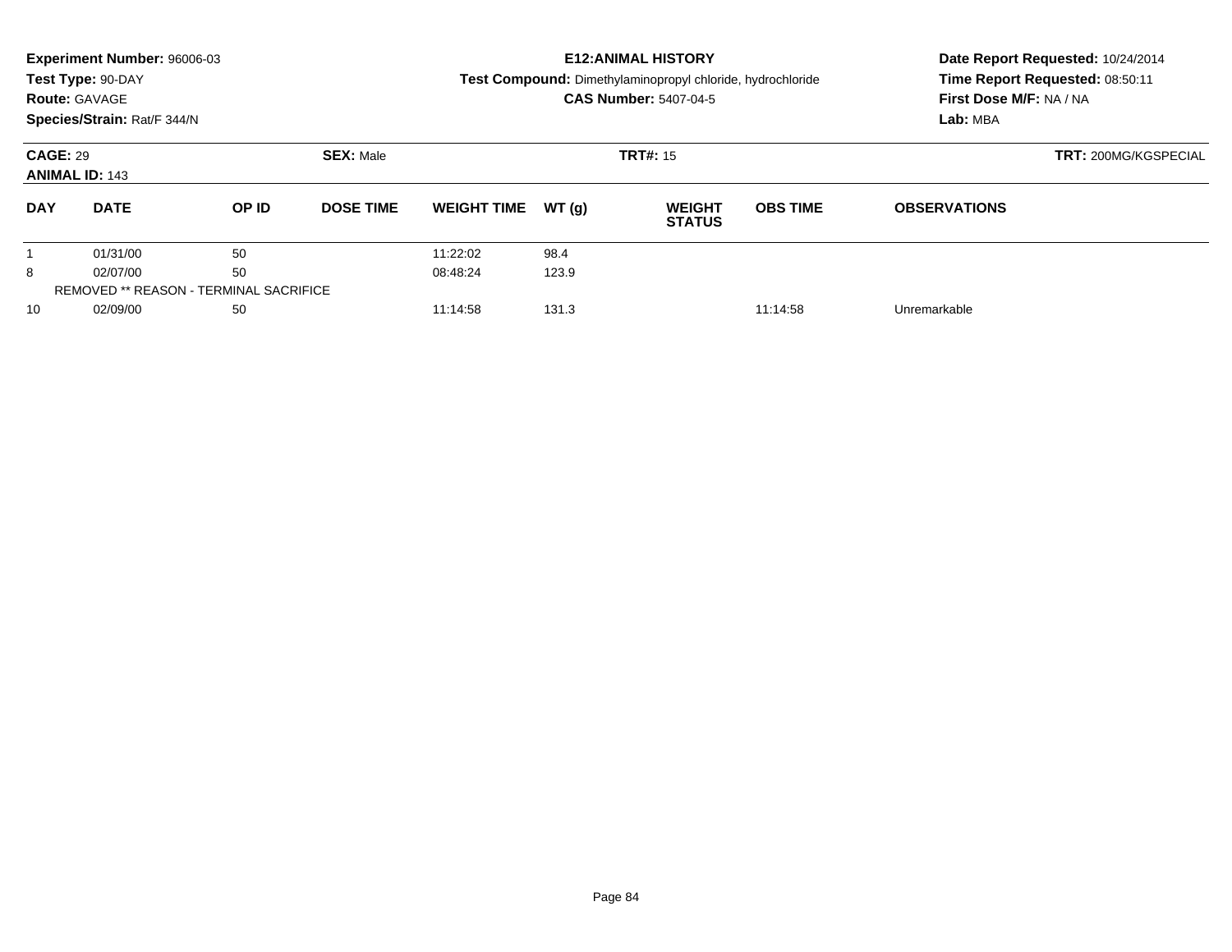**Experiment Number:** 96006-03
**Test Type:** 90-DAY
**Route:** GAVAGE
**Species/Strain:** Rat/F 344/N

**E12:ANIMAL HISTORY**
**Test Compound:** Dimethylaminopropyl chloride, hydrochloride
**CAS Number:** 5407-04-5

**Date Report Requested:** 10/24/2014
**Time Report Requested:** 08:50:11
**First Dose M/F:** NA / NA
**Lab:** MBA

**CAGE:** 29
**ANIMAL ID:** 143
**SEX:** Male
**TRT#:** 15
**TRT:** 200MG/KGSPECIAL

| DAY | DATE | OP ID | DOSE TIME | WEIGHT TIME | WT (g) | WEIGHT STATUS | OBS TIME | OBSERVATIONS |
|---|---|---|---|---|---|---|---|---|
| 1 | 01/31/00 | 50 | | 11:22:02 | 98.4 | | | |
| 8 | 02/07/00 | 50 | | 08:48:24 | 123.9 | | | |
| REMOVED ** REASON - TERMINAL SACRIFICE | | | | | | | | |
| 10 | 02/09/00 | 50 | | 11:14:58 | 131.3 | | 11:14:58 | Unremarkable |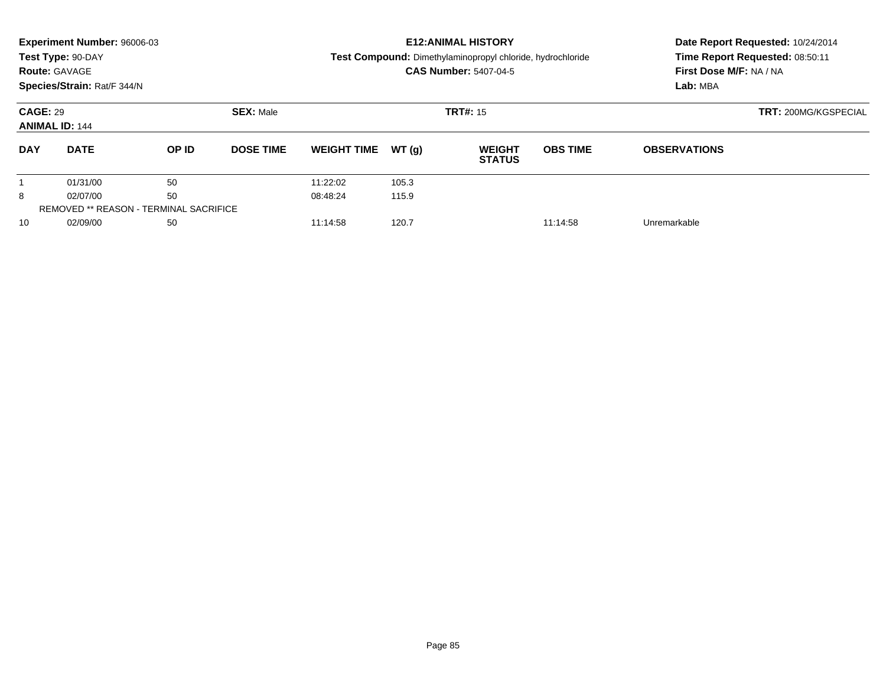**Experiment Number:** 96006-03
**Test Type:** 90-DAY
**Route:** GAVAGE
**Species/Strain:** Rat/F 344/N

**E12:ANIMAL HISTORY**
**Test Compound:** Dimethylaminopropyl chloride, hydrochloride
**CAS Number:** 5407-04-5

**Date Report Requested:** 10/24/2014
**Time Report Requested:** 08:50:11
**First Dose M/F:** NA / NA
**Lab:** MBA

**CAGE:** 29
**ANIMAL ID:** 144
**SEX:** Male
**TRT#:** 15
**TRT:** 200MG/KGSPECIAL

| DAY | DATE | OP ID | DOSE TIME | WEIGHT TIME | WT (g) | WEIGHT STATUS | OBS TIME | OBSERVATIONS |
|---|---|---|---|---|---|---|---|---|
| 1 | 01/31/00 | 50 | | 11:22:02 | 105.3 | | | |
| 8 | 02/07/00 | 50 | | 08:48:24 | 115.9 | | | |
| REMOVED ** REASON - TERMINAL SACRIFICE | | | | | | | | |
| 10 | 02/09/00 | 50 | | 11:14:58 | 120.7 | | 11:14:58 | Unremarkable |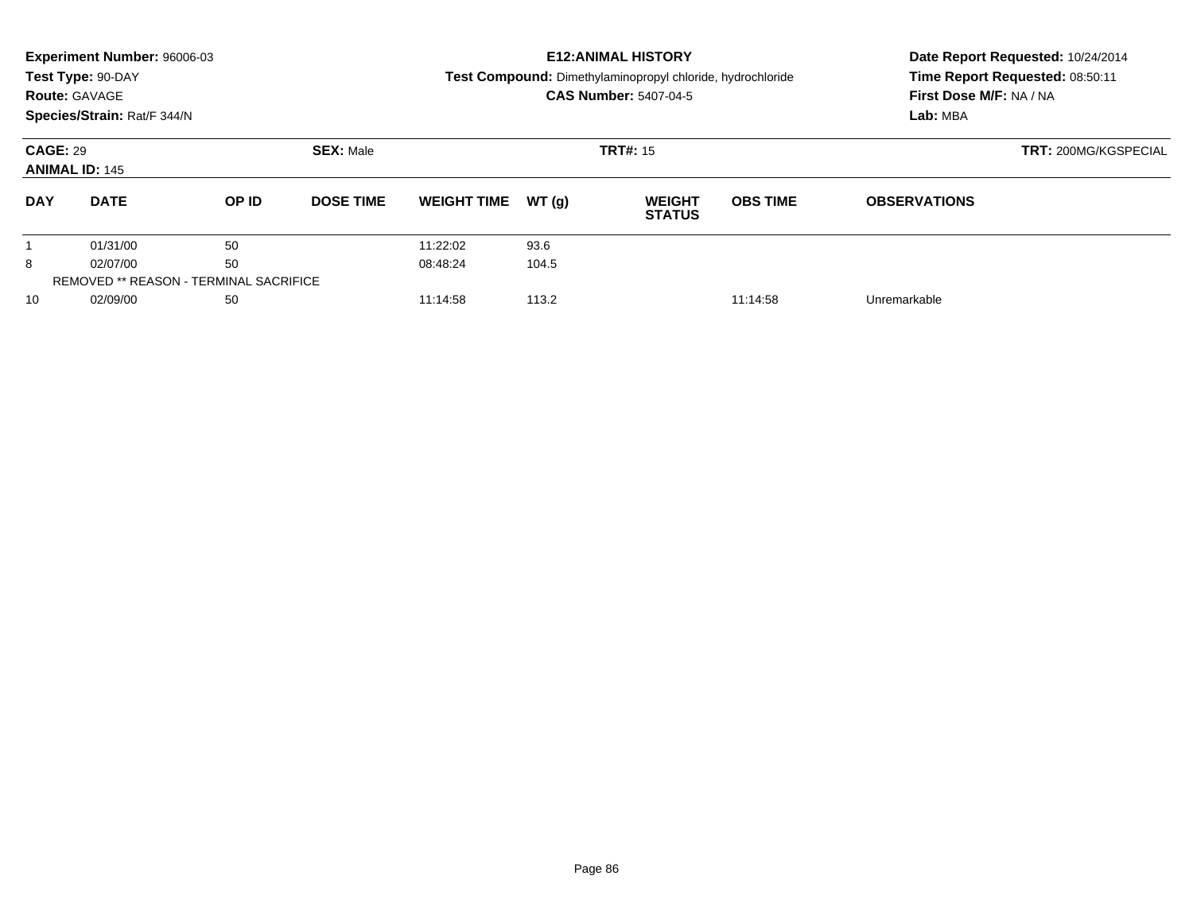**Experiment Number:** 96006-03
**Test Type:** 90-DAY
**Route:** GAVAGE
**Species/Strain:** Rat/F 344/N

**E12:ANIMAL HISTORY**
**Test Compound:** Dimethylaminopropyl chloride, hydrochloride
**CAS Number:** 5407-04-5

**Date Report Requested:** 10/24/2014
**Time Report Requested:** 08:50:11
**First Dose M/F:** NA / NA
**Lab:** MBA

**CAGE:** 29 **SEX:** Male **TRT#:** 15 **TRT:** 200MG/KGSPECIAL
**ANIMAL ID:** 145

| DAY | DATE | OP ID | DOSE TIME | WEIGHT TIME | WT (g) | WEIGHT STATUS | OBS TIME | OBSERVATIONS |
|---|---|---|---|---|---|---|---|---|
| 1 | 01/31/00 | 50 | | 11:22:02 | 93.6 | | | |
| 8 | 02/07/00 | 50 | | 08:48:24 | 104.5 | | | |
| REMOVED ** REASON - TERMINAL SACRIFICE | | | | | | | | |
| 10 | 02/09/00 | 50 | | 11:14:58 | 113.2 | | 11:14:58 | Unremarkable |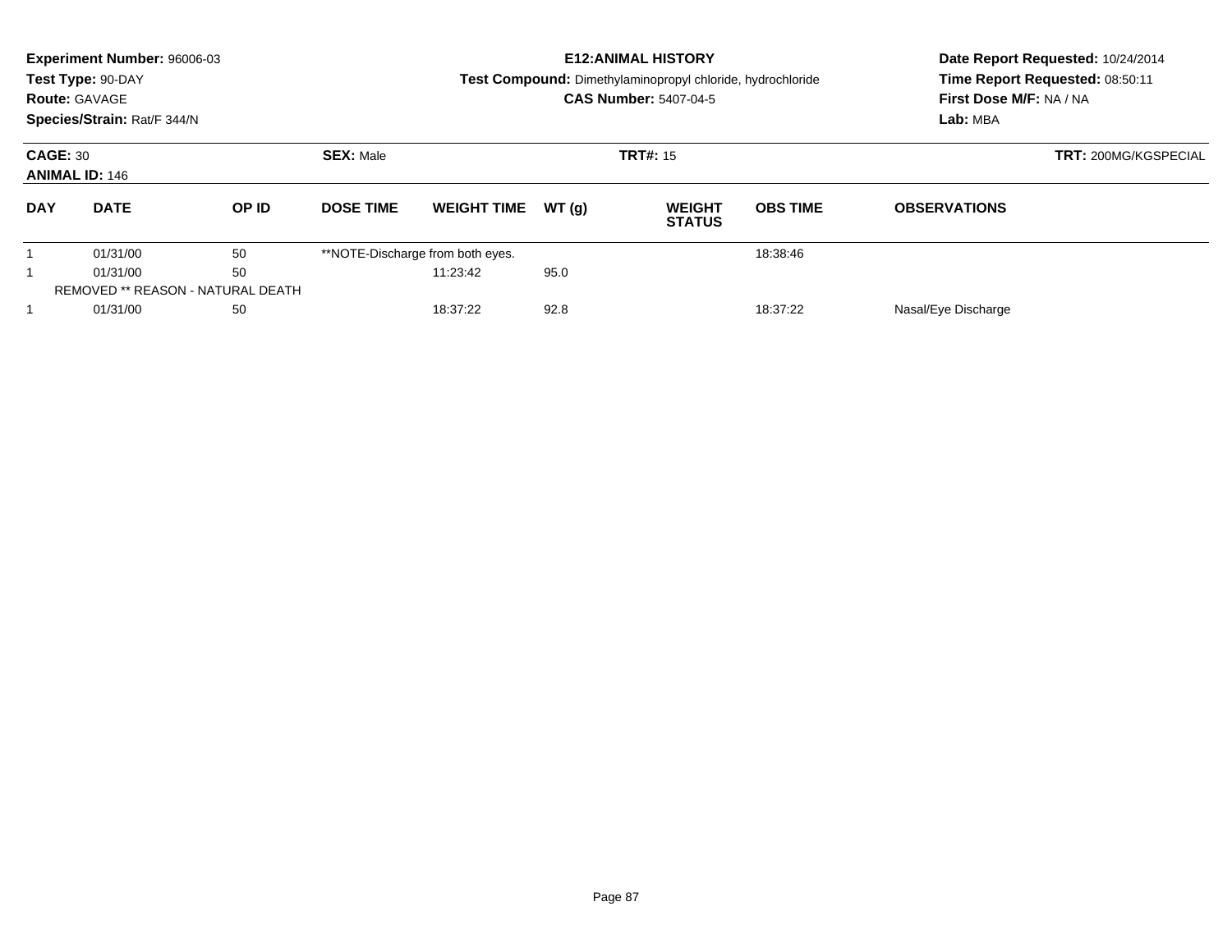**Experiment Number:** 96006-03
**Test Type:** 90-DAY
**Route:** GAVAGE
**Species/Strain:** Rat/F 344/N

**E12:ANIMAL HISTORY**
**Test Compound:** Dimethylaminopropyl chloride, hydrochloride
**CAS Number:** 5407-04-5

**Date Report Requested:** 10/24/2014
**Time Report Requested:** 08:50:11
**First Dose M/F:** NA / NA
**Lab:** MBA

**CAGE:** 30 **SEX:** Male **TRT#:** 15 **TRT:** 200MG/KGSPECIAL
**ANIMAL ID:** 146

| DAY | DATE | OP ID | DOSE TIME | WEIGHT TIME | WT (g) | WEIGHT STATUS | OBS TIME | OBSERVATIONS |
|---|---|---|---|---|---|---|---|---|
| 1 | 01/31/00 | 50 | **NOTE-Discharge from both eyes. | | | | 18:38:46 | |
| 1 | 01/31/00 | 50 | | 11:23:42 | 95.0 | | | |
| REMOVED ** REASON - NATURAL DEATH | | | | | | | | |
| 1 | 01/31/00 | 50 | | 18:37:22 | 92.8 | | 18:37:22 | Nasal/Eye Discharge |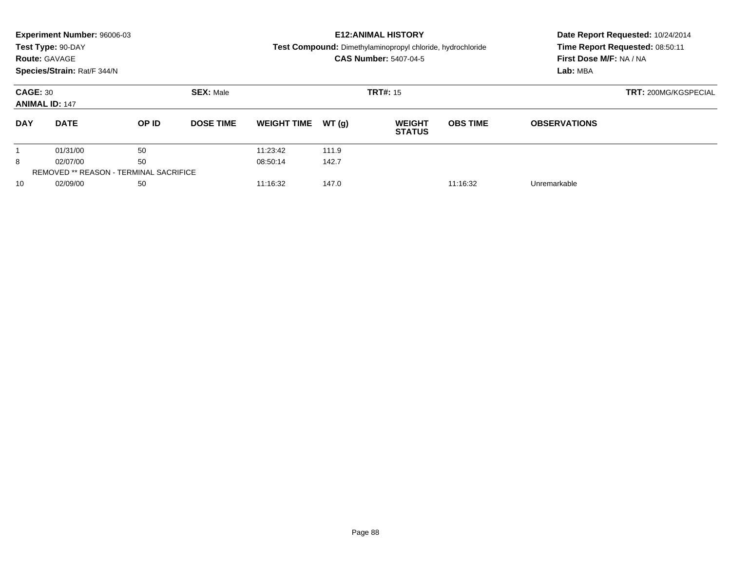**Experiment Number:** 96006-03
**Test Type:** 90-DAY
**Route:** GAVAGE
**Species/Strain:** Rat/F 344/N

**E12:ANIMAL HISTORY**
**Test Compound:** Dimethylaminopropyl chloride, hydrochloride
**CAS Number:** 5407-04-5

**Date Report Requested:** 10/24/2014
**Time Report Requested:** 08:50:11
**First Dose M/F:** NA / NA
**Lab:** MBA

**CAGE:** 30 **SEX:** Male **TRT#:** 15 **TRT:** 200MG/KGSPECIAL
**ANIMAL ID:** 147

| DAY | DATE | OP ID | DOSE TIME | WEIGHT TIME | WT (g) | WEIGHT STATUS | OBS TIME | OBSERVATIONS |
|---|---|---|---|---|---|---|---|---|
| 1 | 01/31/00 | 50 | | 11:23:42 | 111.9 | | | |
| 8 | 02/07/00 | 50 | | 08:50:14 | 142.7 | | | |
| REMOVED ** REASON - TERMINAL SACRIFICE | | | | | | | | |
| 10 | 02/09/00 | 50 | | 11:16:32 | 147.0 | | 11:16:32 | Unremarkable |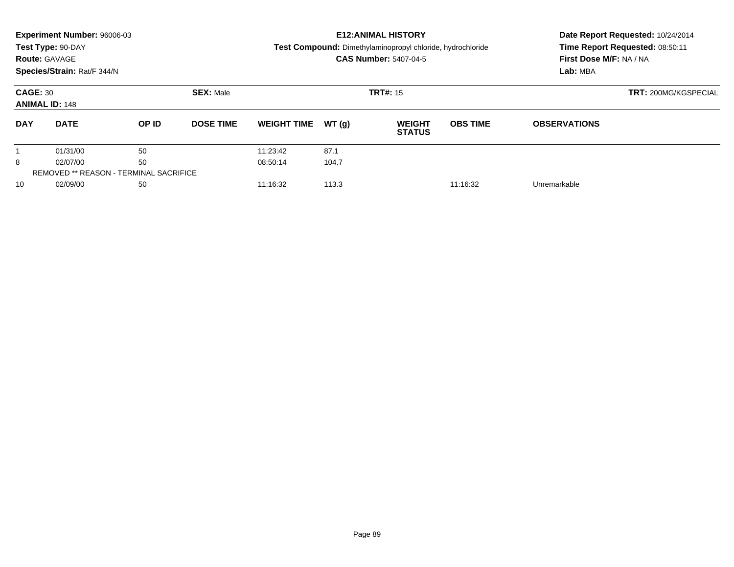**Experiment Number:** 96006-03
**Test Type:** 90-DAY
**Route:** GAVAGE
**Species/Strain:** Rat/F 344/N

**E12:ANIMAL HISTORY**
**Test Compound:** Dimethylaminopropyl chloride, hydrochloride
**CAS Number:** 5407-04-5

**Date Report Requested:** 10/24/2014
**Time Report Requested:** 08:50:11
**First Dose M/F:** NA / NA
**Lab:** MBA

**CAGE:** 30 **SEX:** Male **TRT#:** 15 **TRT:** 200MG/KGSPECIAL
**ANIMAL ID:** 148

| DAY | DATE | OP ID | DOSE TIME | WEIGHT TIME | WT (g) | WEIGHT STATUS | OBS TIME | OBSERVATIONS |
|---|---|---|---|---|---|---|---|---|
| 1 | 01/31/00 | 50 | | 11:23:42 | 87.1 | | | |
| 8 | 02/07/00 | 50 | | 08:50:14 | 104.7 | | | |
| REMOVED ** REASON - TERMINAL SACRIFICE | | | | | | | | |
| 10 | 02/09/00 | 50 | | 11:16:32 | 113.3 | | 11:16:32 | Unremarkable |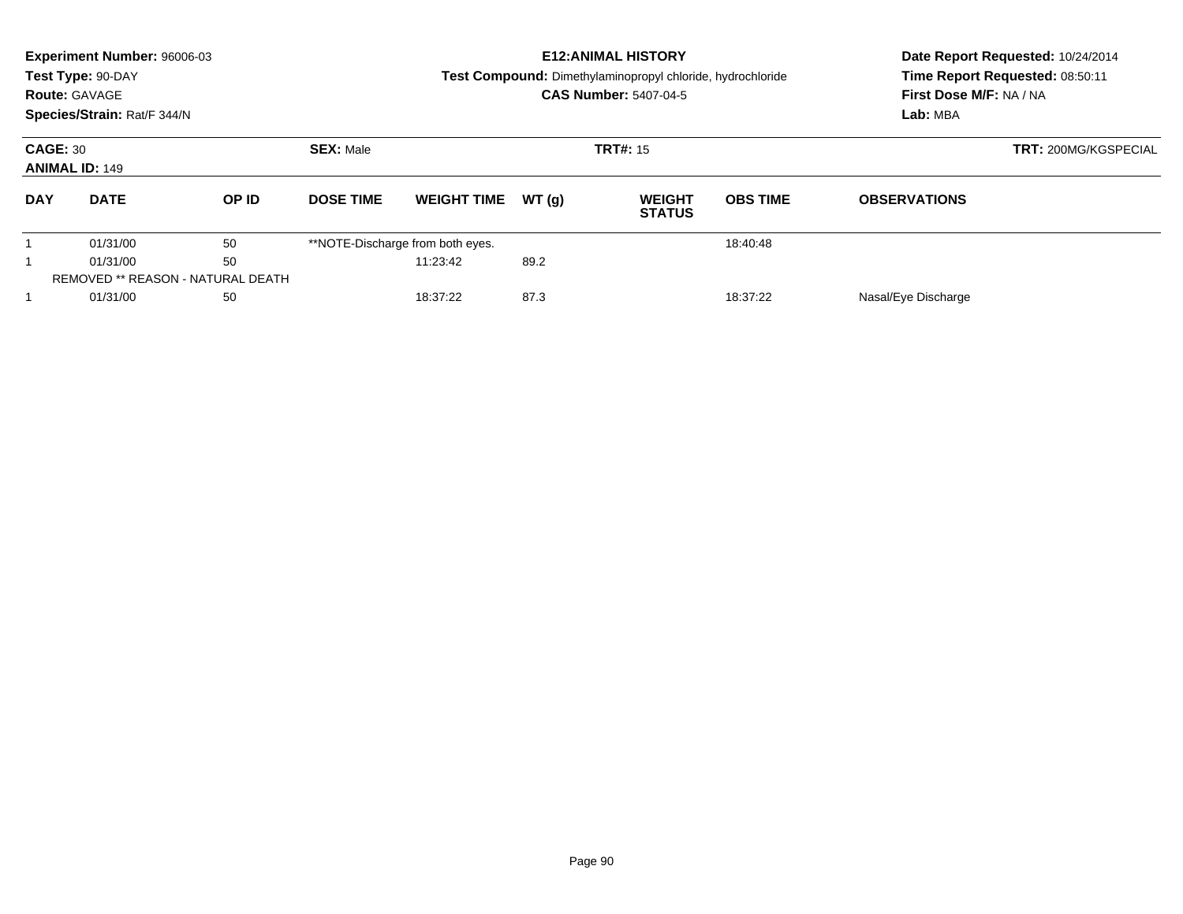**Experiment Number:** 96006-03
**Test Type:** 90-DAY
**Route:** GAVAGE
**Species/Strain:** Rat/F 344/N

**E12:ANIMAL HISTORY**
**Test Compound:** Dimethylaminopropyl chloride, hydrochloride
**CAS Number:** 5407-04-5

**Date Report Requested:** 10/24/2014
**Time Report Requested:** 08:50:11
**First Dose M/F:** NA / NA
**Lab:** MBA

**CAGE:** 30
**ANIMAL ID:** 149
**SEX:** Male
**TRT#:** 15
**TRT:** 200MG/KGSPECIAL

| DAY | DATE | OP ID | DOSE TIME | WEIGHT TIME | WT (g) | WEIGHT STATUS | OBS TIME | OBSERVATIONS |
|---|---|---|---|---|---|---|---|---|
| 1 | 01/31/00 | 50 | **NOTE-Discharge from both eyes. | | | | 18:40:48 | |
| 1 | 01/31/00 | 50 | | 11:23:42 | 89.2 | | | |
| REMOVED ** REASON - NATURAL DEATH | | | | | | | | |
| 1 | 01/31/00 | 50 | | 18:37:22 | 87.3 | | 18:37:22 | Nasal/Eye Discharge |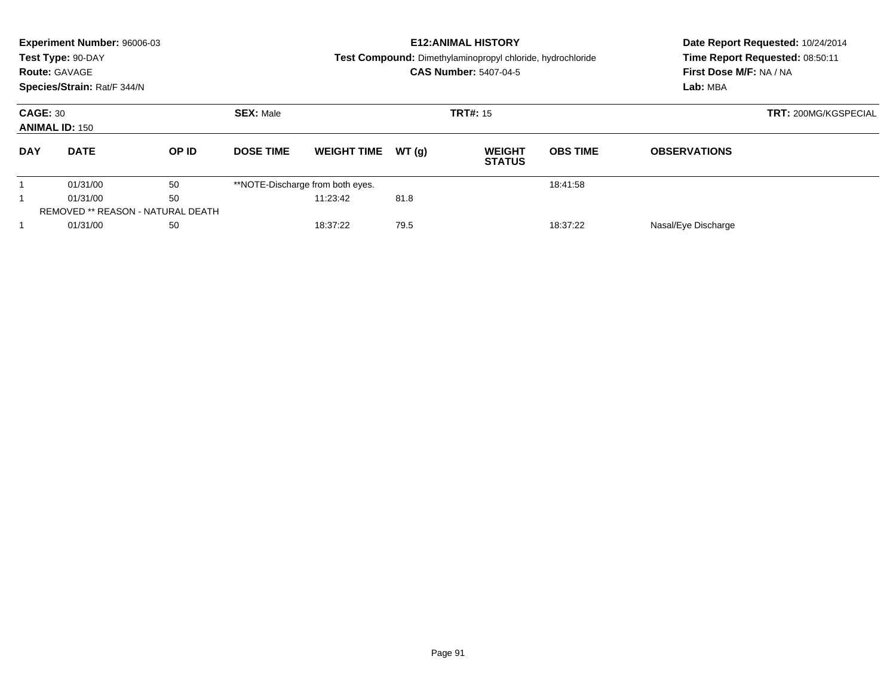**Experiment Number:** 96006-03
**Test Type:** 90-DAY
**Route:** GAVAGE
**Species/Strain:** Rat/F 344/N

**E12:ANIMAL HISTORY**
**Test Compound:** Dimethylaminopropyl chloride, hydrochloride
**CAS Number:** 5407-04-5

**Date Report Requested:** 10/24/2014
**Time Report Requested:** 08:50:11
**First Dose M/F:** NA / NA
**Lab:** MBA

**CAGE:** 30
**ANIMAL ID:** 150
**SEX:** Male
**TRT#:** 15
**TRT:** 200MG/KGSPECIAL

| DAY | DATE | OP ID | DOSE TIME | WEIGHT TIME | WT (g) | WEIGHT STATUS | OBS TIME | OBSERVATIONS |
|---|---|---|---|---|---|---|---|---|
| 1 | 01/31/00 | 50 | **NOTE-Discharge from both eyes. | | | | 18:41:58 | |
| 1 | 01/31/00 | 50 | | 11:23:42 | 81.8 | | | |
| REMOVED ** REASON - NATURAL DEATH | | | | | | | | |
| 1 | 01/31/00 | 50 | | 18:37:22 | 79.5 | | 18:37:22 | Nasal/Eye Discharge |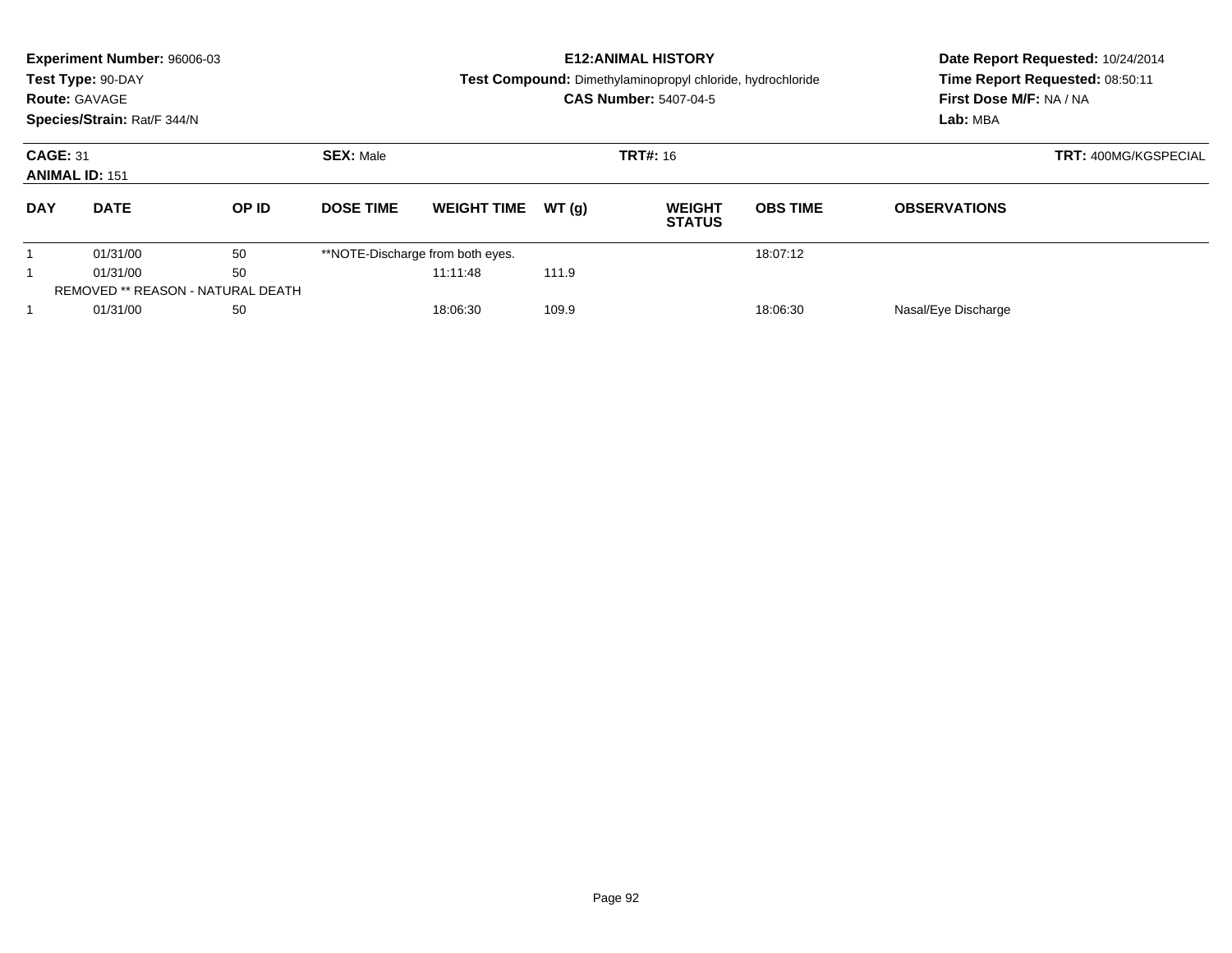**Experiment Number:** 96006-03
**Test Type:** 90-DAY
**Route:** GAVAGE
**Species/Strain:** Rat/F 344/N

**E12:ANIMAL HISTORY**
**Test Compound:** Dimethylaminopropyl chloride, hydrochloride
**CAS Number:** 5407-04-5

**Date Report Requested:** 10/24/2014
**Time Report Requested:** 08:50:11
**First Dose M/F:** NA / NA
**Lab:** MBA

**CAGE:** 31
**ANIMAL ID:** 151
**SEX:** Male
**TRT#:** 16
**TRT:** 400MG/KGSPECIAL

| DAY | DATE | OP ID | DOSE TIME | WEIGHT TIME | WT (g) | WEIGHT STATUS | OBS TIME | OBSERVATIONS |
|---|---|---|---|---|---|---|---|---|
| 1 | 01/31/00 | 50 | **NOTE-Discharge from both eyes. | | | | 18:07:12 | |
| 1 | 01/31/00 | 50 | | 11:11:48 | 111.9 | | | |
| REMOVED ** REASON - NATURAL DEATH | | | | | | | | |
| 1 | 01/31/00 | 50 | | 18:06:30 | 109.9 | | 18:06:30 | Nasal/Eye Discharge |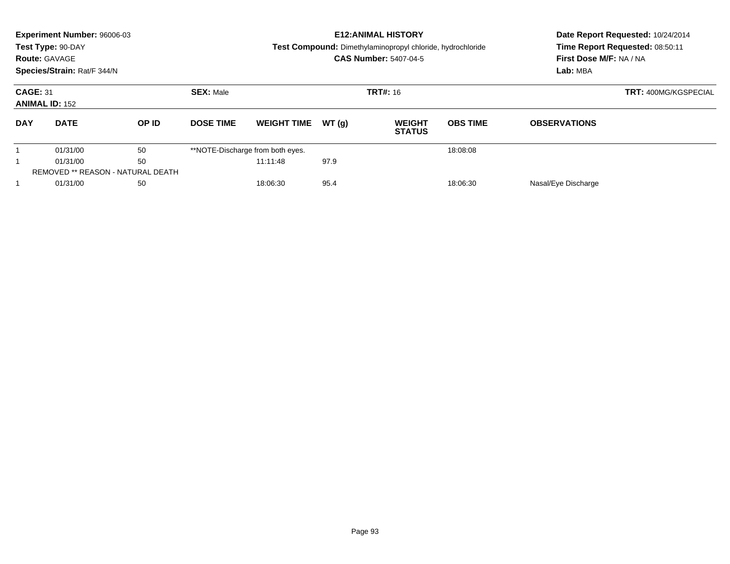**Experiment Number:** 96006-03
**Test Type:** 90-DAY
**Route:** GAVAGE
**Species/Strain:** Rat/F 344/N

**E12:ANIMAL HISTORY**
**Test Compound:** Dimethylaminopropyl chloride, hydrochloride
**CAS Number:** 5407-04-5

**Date Report Requested:** 10/24/2014
**Time Report Requested:** 08:50:11
**First Dose M/F:** NA / NA
**Lab:** MBA

**CAGE:** 31
**ANIMAL ID:** 152
**SEX:** Male
**TRT#:** 16
**TRT:** 400MG/KGSPECIAL

| DAY | DATE | OP ID | DOSE TIME | WEIGHT TIME | WT (g) | WEIGHT STATUS | OBS TIME | OBSERVATIONS |
|---|---|---|---|---|---|---|---|---|
| 1 | 01/31/00 | 50 | **NOTE-Discharge from both eyes. | | | | 18:08:08 | |
| 1 | 01/31/00 | 50 | | 11:11:48 | 97.9 | | | |
| REMOVED ** REASON - NATURAL DEATH | | | | | | | | |
| 1 | 01/31/00 | 50 | | 18:06:30 | 95.4 | | 18:06:30 | Nasal/Eye Discharge |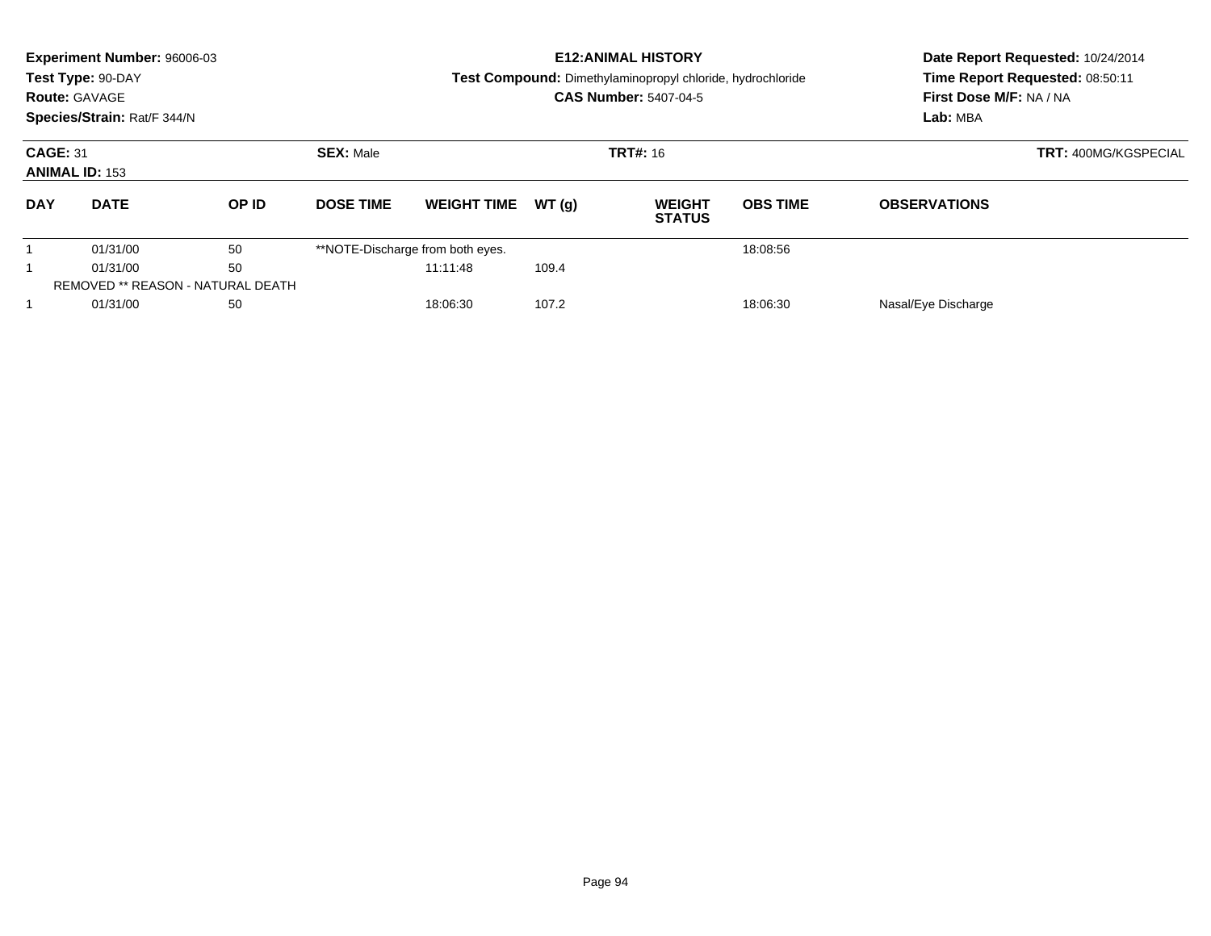**Experiment Number:** 96006-03
**Test Type:** 90-DAY
**Route:** GAVAGE
**Species/Strain:** Rat/F 344/N

**E12:ANIMAL HISTORY**
**Test Compound:** Dimethylaminopropyl chloride, hydrochloride
**CAS Number:** 5407-04-5

**Date Report Requested:** 10/24/2014
**Time Report Requested:** 08:50:11
**First Dose M/F:** NA / NA
**Lab:** MBA

**CAGE:** 31
**ANIMAL ID:** 153
**SEX:** Male
**TRT#:** 16
**TRT:** 400MG/KGSPECIAL

| DAY | DATE | OP ID | DOSE TIME | WEIGHT TIME | WT (g) | WEIGHT STATUS | OBS TIME | OBSERVATIONS |
|---|---|---|---|---|---|---|---|---|
| 1 | 01/31/00 | 50 | **NOTE-Discharge from both eyes. | | | | 18:08:56 | |
| 1 | 01/31/00 | 50 | | 11:11:48 | 109.4 | | | |
| REMOVED ** REASON - NATURAL DEATH | | | | | | | | |
| 1 | 01/31/00 | 50 | | 18:06:30 | 107.2 | | 18:06:30 | Nasal/Eye Discharge |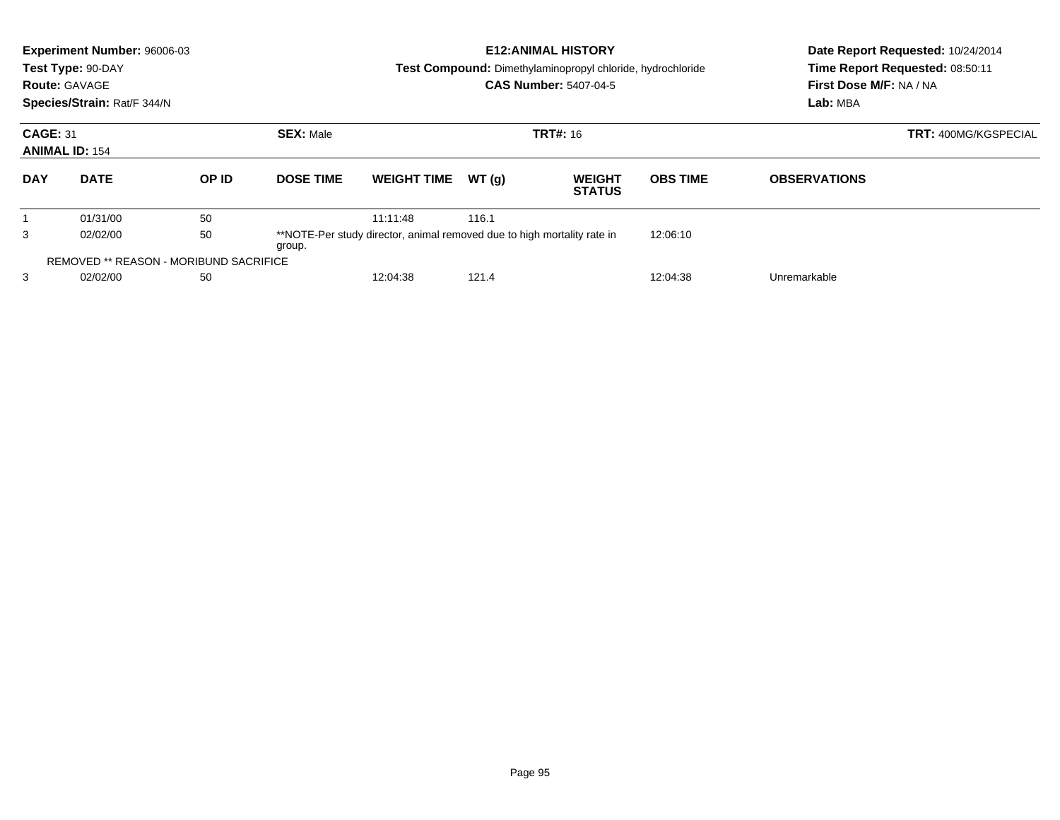**Experiment Number:** 96006-03
**Test Type:** 90-DAY
**Route:** GAVAGE
**Species/Strain:** Rat/F 344/N

**E12:ANIMAL HISTORY**
**Test Compound:** Dimethylaminopropyl chloride, hydrochloride
**CAS Number:** 5407-04-5

**Date Report Requested:** 10/24/2014
**Time Report Requested:** 08:50:11
**First Dose M/F:** NA / NA
**Lab:** MBA

**CAGE:** 31 **SEX:** Male **TRT#:** 16 **TRT:** 400MG/KGSPECIAL
**ANIMAL ID:** 154

| DAY | DATE | OP ID | DOSE TIME | WEIGHT TIME | WT (g) | WEIGHT STATUS | OBS TIME | OBSERVATIONS |
|---|---|---|---|---|---|---|---|---|
| 1 | 01/31/00 | 50 | | 11:11:48 | 116.1 | | | |
| 3 | 02/02/00 | 50 | **NOTE-Per study director, animal removed due to high mortality rate in group. | | | | 12:06:10 | |
| REMOVED ** REASON - MORIBUND SACRIFICE | | | | | | | | |
| 3 | 02/02/00 | 50 | | 12:04:38 | 121.4 | | 12:04:38 | Unremarkable |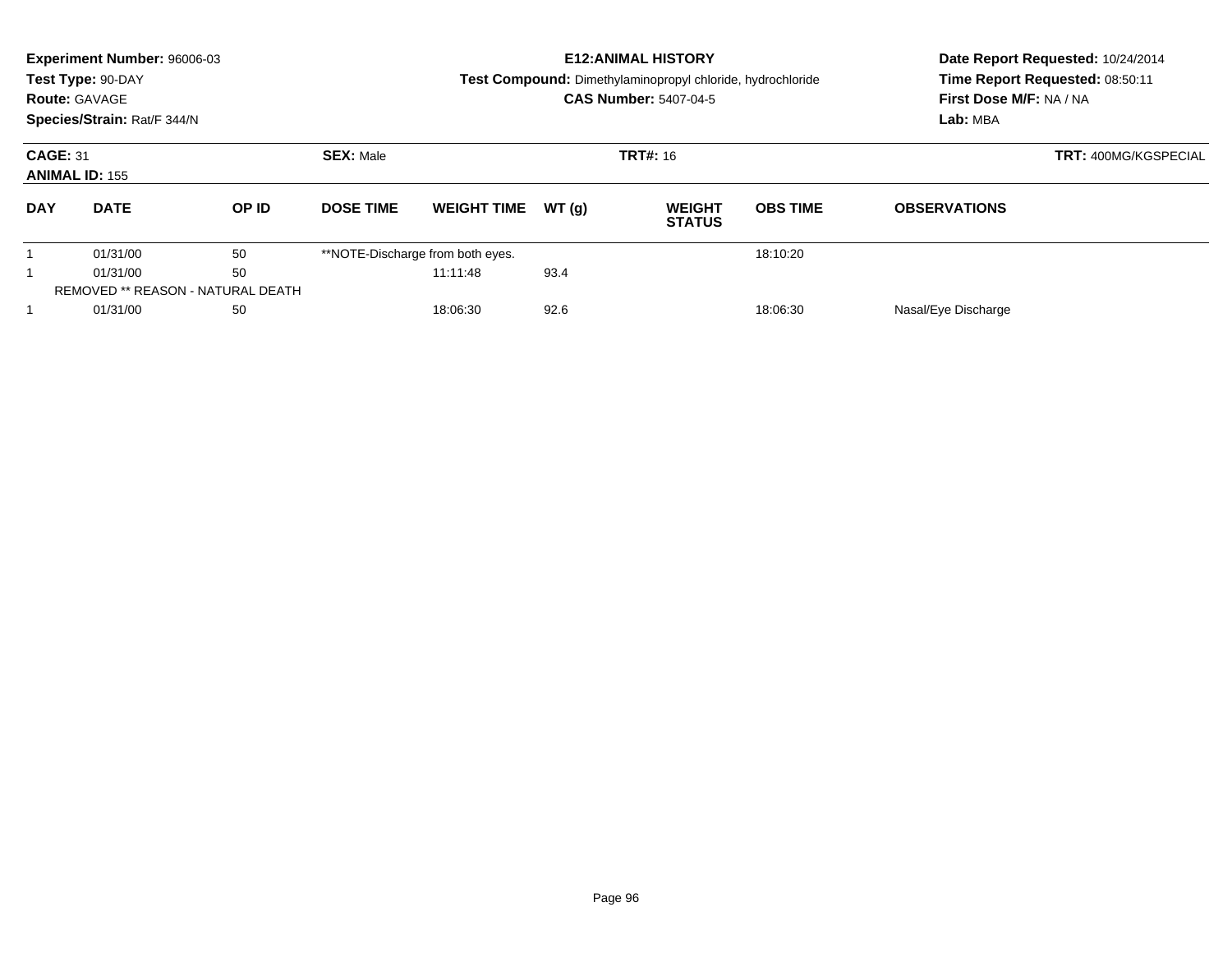**Experiment Number:** 96006-03
**Test Type:** 90-DAY
**Route:** GAVAGE
**Species/Strain:** Rat/F 344/N

**E12:ANIMAL HISTORY**
**Test Compound:** Dimethylaminopropyl chloride, hydrochloride
**CAS Number:** 5407-04-5

**Date Report Requested:** 10/24/2014
**Time Report Requested:** 08:50:11
**First Dose M/F:** NA / NA
**Lab:** MBA

**CAGE:** 31 **SEX:** Male **TRT#:** 16 **TRT:** 400MG/KGSPECIAL
**ANIMAL ID:** 155

| DAY | DATE | OP ID | DOSE TIME | WEIGHT TIME | WT (g) | WEIGHT STATUS | OBS TIME | OBSERVATIONS |
|---|---|---|---|---|---|---|---|---|
| 1 | 01/31/00 | 50 | **NOTE-Discharge from both eyes. | | | | 18:10:20 | |
| 1 | 01/31/00 | 50 | | 11:11:48 | 93.4 | | | |
| REMOVED ** REASON - NATURAL DEATH | | | | | | | | |
| 1 | 01/31/00 | 50 | | 18:06:30 | 92.6 | | 18:06:30 | Nasal/Eye Discharge |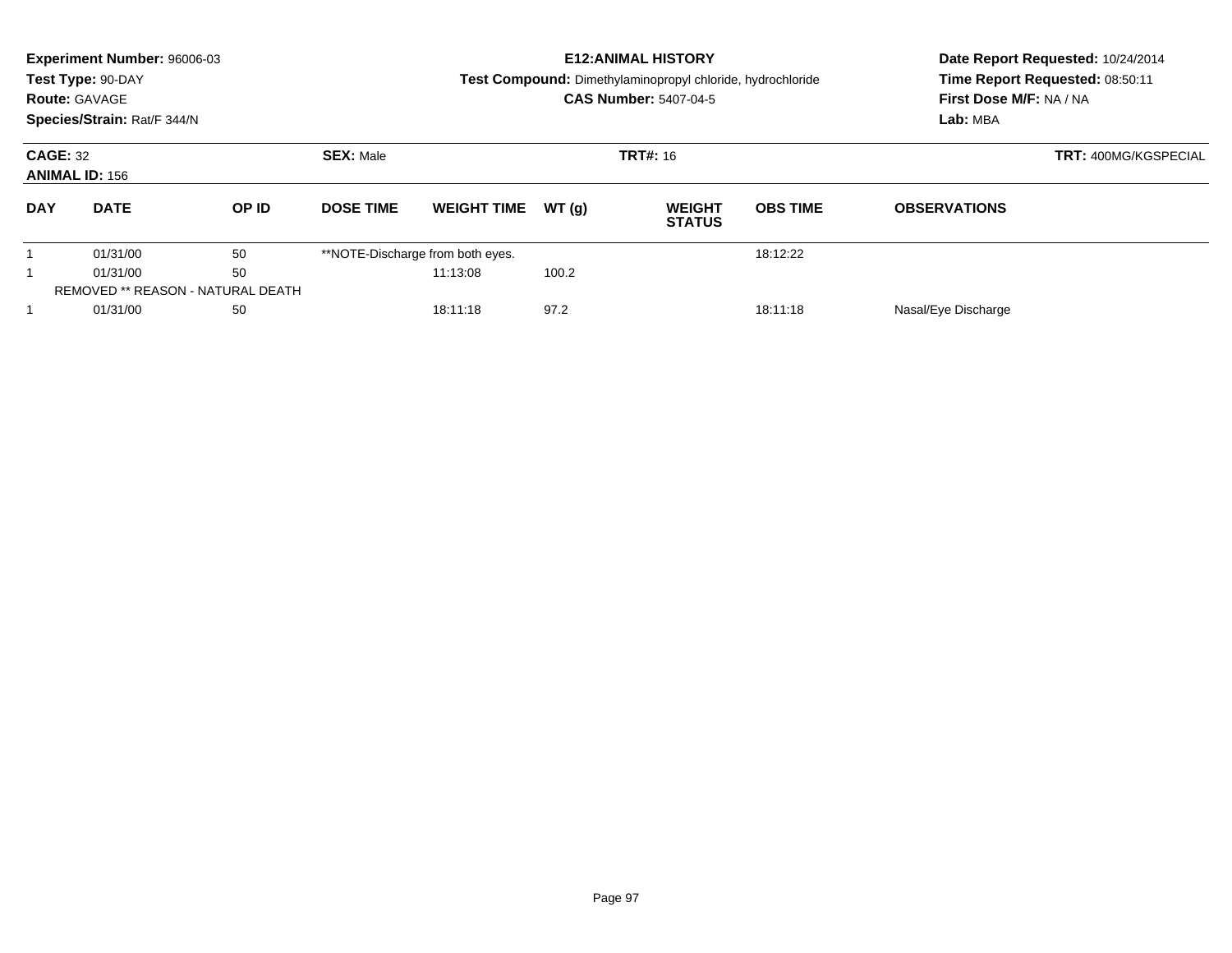**Experiment Number:** 96006-03
**Test Type:** 90-DAY
**Route:** GAVAGE
**Species/Strain:** Rat/F 344/N

**E12:ANIMAL HISTORY**
**Test Compound:** Dimethylaminopropyl chloride, hydrochloride
**CAS Number:** 5407-04-5

**Date Report Requested:** 10/24/2014
**Time Report Requested:** 08:50:11
**First Dose M/F:** NA / NA
**Lab:** MBA

**CAGE:** 32 **SEX:** Male **TRT#:** 16 **TRT:** 400MG/KGSPECIAL
**ANIMAL ID:** 156

| DAY | DATE | OP ID | DOSE TIME | WEIGHT TIME | WT (g) | WEIGHT STATUS | OBS TIME | OBSERVATIONS |
|---|---|---|---|---|---|---|---|---|
| 1 | 01/31/00 | 50 | **NOTE-Discharge from both eyes. | | | | 18:12:22 | |
| 1 | 01/31/00 | 50 | | 11:13:08 | 100.2 | | | |
| REMOVED ** REASON - NATURAL DEATH | | | | | | | | |
| 1 | 01/31/00 | 50 | | 18:11:18 | 97.2 | | 18:11:18 | Nasal/Eye Discharge |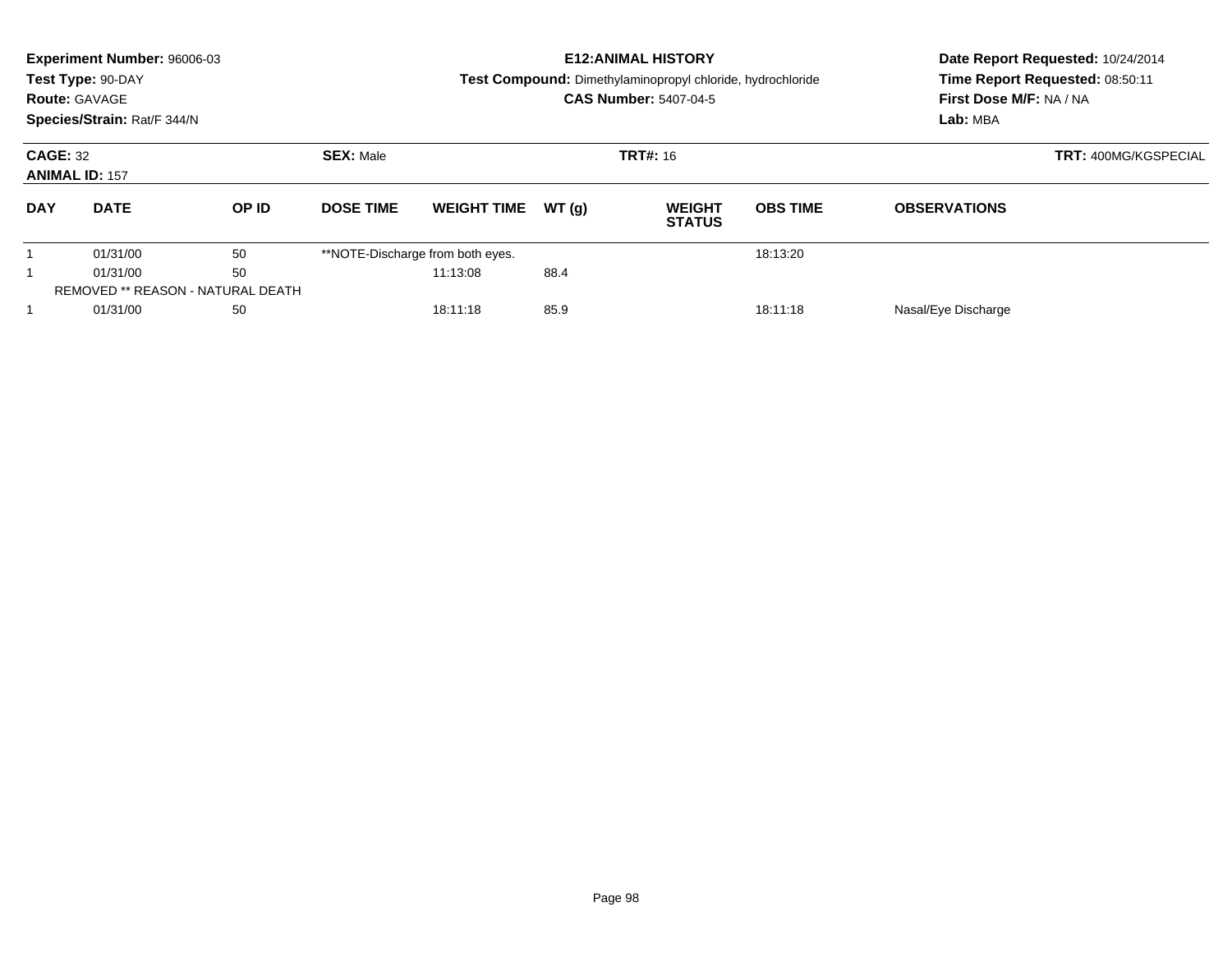**Experiment Number:** 96006-03
**Test Type:** 90-DAY
**Route:** GAVAGE
**Species/Strain:** Rat/F 344/N

**E12:ANIMAL HISTORY**
**Test Compound:** Dimethylaminopropyl chloride, hydrochloride
**CAS Number:** 5407-04-5

**Date Report Requested:** 10/24/2014
**Time Report Requested:** 08:50:11
**First Dose M/F:** NA / NA
**Lab:** MBA

**CAGE:** 32
**ANIMAL ID:** 157
**SEX:** Male
**TRT#:** 16
**TRT:** 400MG/KGSPECIAL

| DAY | DATE | OP ID | DOSE TIME | WEIGHT TIME | WT (g) | WEIGHT STATUS | OBS TIME | OBSERVATIONS |
|---|---|---|---|---|---|---|---|---|
| 1 | 01/31/00 | 50 | **NOTE-Discharge from both eyes. | | | | 18:13:20 | |
| 1 | 01/31/00 | 50 | | 11:13:08 | 88.4 | | | |
| REMOVED ** REASON - NATURAL DEATH | | | | | | | | |
| 1 | 01/31/00 | 50 | | 18:11:18 | 85.9 | | 18:11:18 | Nasal/Eye Discharge |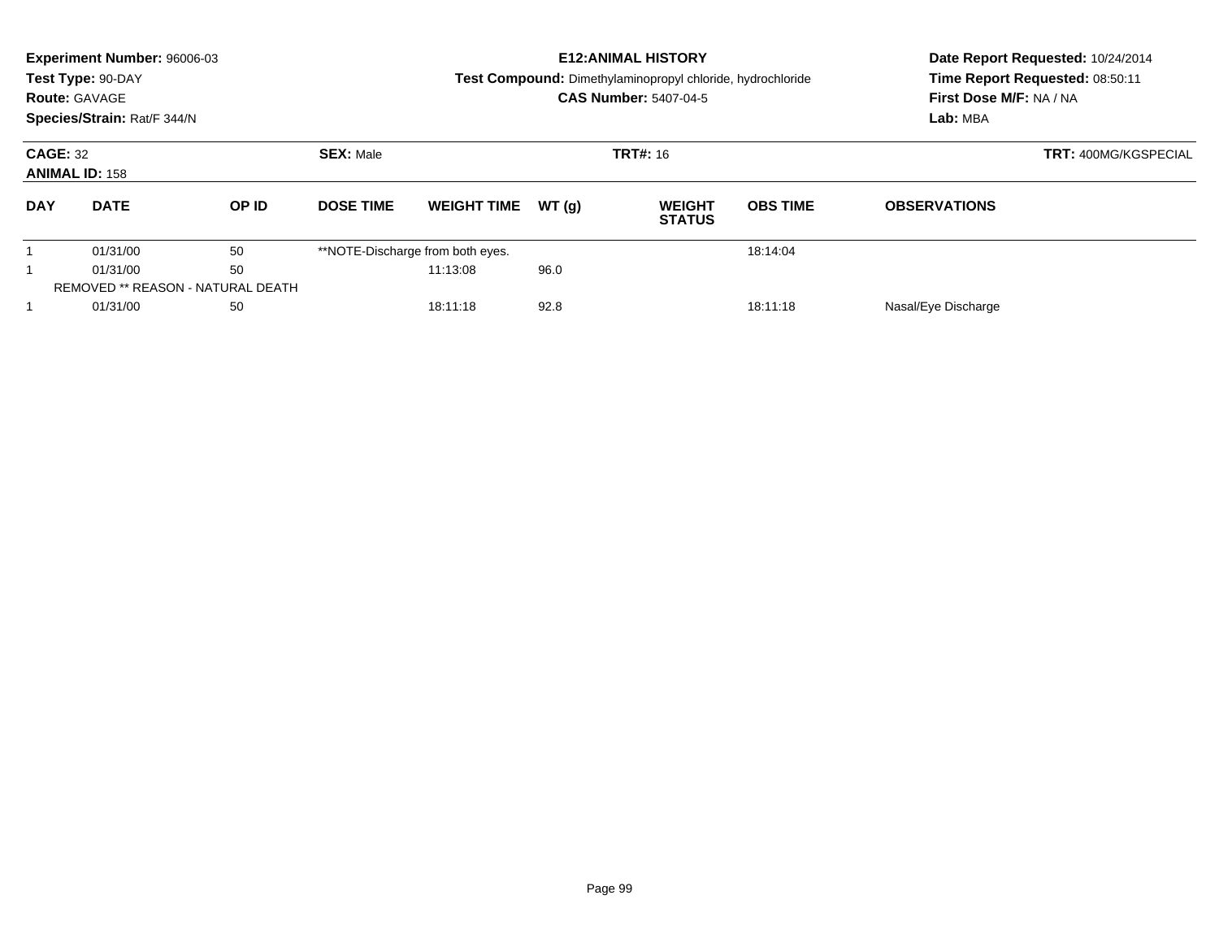**Experiment Number:** 96006-03
**Test Type:** 90-DAY
**Route:** GAVAGE
**Species/Strain:** Rat/F 344/N

**E12:ANIMAL HISTORY**
**Test Compound:** Dimethylaminopropyl chloride, hydrochloride
**CAS Number:** 5407-04-5

**Date Report Requested:** 10/24/2014
**Time Report Requested:** 08:50:11
**First Dose M/F:** NA / NA
**Lab:** MBA

**CAGE:** 32 **SEX:** Male **TRT#:** 16 **TRT:** 400MG/KGSPECIAL
**ANIMAL ID:** 158

| DAY | DATE | OP ID | DOSE TIME | WEIGHT TIME | WT (g) | WEIGHT STATUS | OBS TIME | OBSERVATIONS |
|---|---|---|---|---|---|---|---|---|
| 1 | 01/31/00 | 50 | **NOTE-Discharge from both eyes. | | | | 18:14:04 | |
| 1 | 01/31/00 | 50 | | 11:13:08 | 96.0 | | | |
| REMOVED ** REASON - NATURAL DEATH | | | | | | | | |
| 1 | 01/31/00 | 50 | | 18:11:18 | 92.8 | | 18:11:18 | Nasal/Eye Discharge |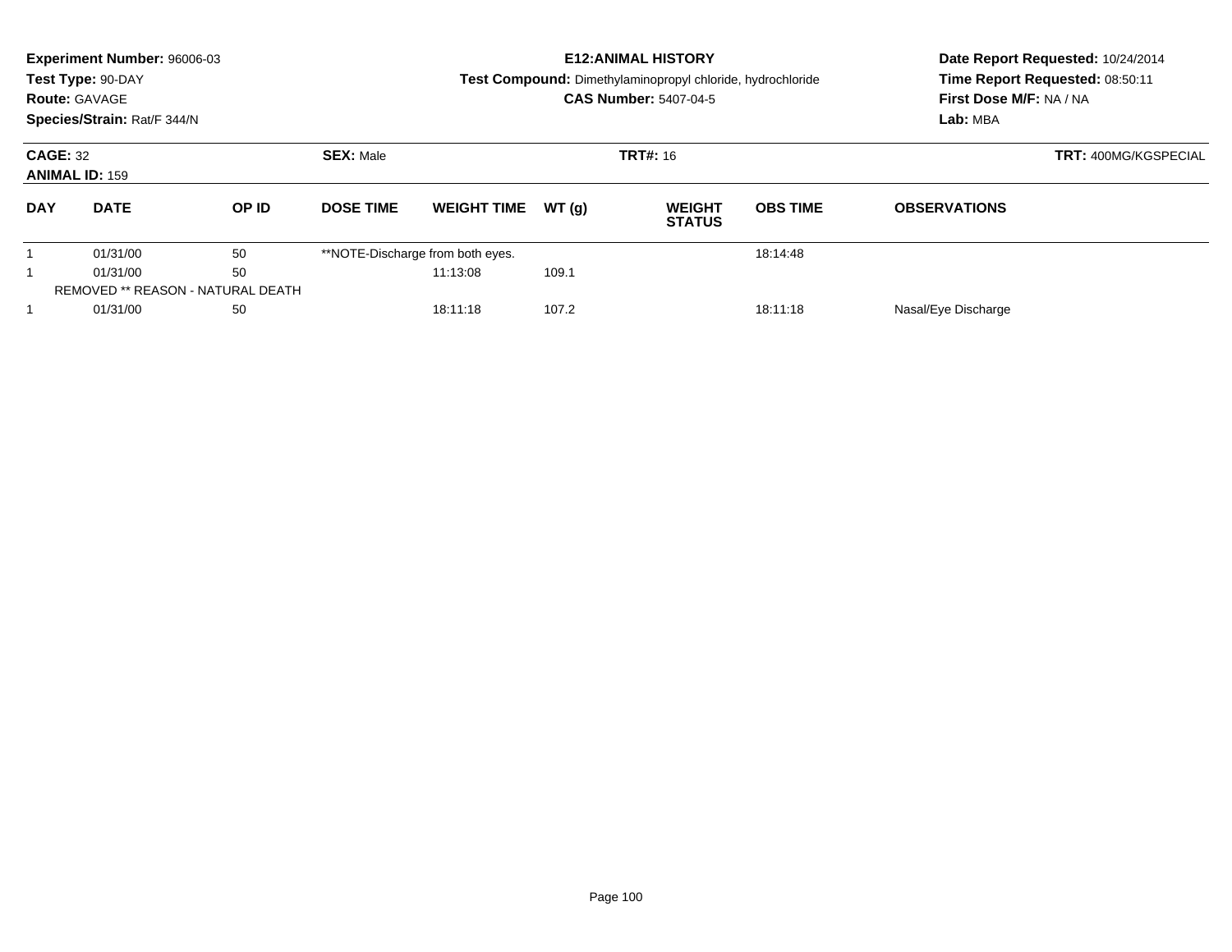**Experiment Number:** 96006-03
**Test Type:** 90-DAY
**Route:** GAVAGE
**Species/Strain:** Rat/F 344/N

**E12:ANIMAL HISTORY**
**Test Compound:** Dimethylaminopropyl chloride, hydrochloride
**CAS Number:** 5407-04-5

**Date Report Requested:** 10/24/2014
**Time Report Requested:** 08:50:11
**First Dose M/F:** NA / NA
**Lab:** MBA

**CAGE:** 32 **SEX:** Male **TRT#:** 16 **TRT:** 400MG/KGSPECIAL
**ANIMAL ID:** 159

| DAY | DATE | OP ID | DOSE TIME | WEIGHT TIME | WT (g) | WEIGHT STATUS | OBS TIME | OBSERVATIONS |
|---|---|---|---|---|---|---|---|---|
| 1 | 01/31/00 | 50 | **NOTE-Discharge from both eyes. | | | | 18:14:48 | |
| 1 | 01/31/00 | 50 | | 11:13:08 | 109.1 | | | |
| REMOVED ** REASON - NATURAL DEATH | | | | | | | | |
| 1 | 01/31/00 | 50 | | 18:11:18 | 107.2 | | 18:11:18 | Nasal/Eye Discharge |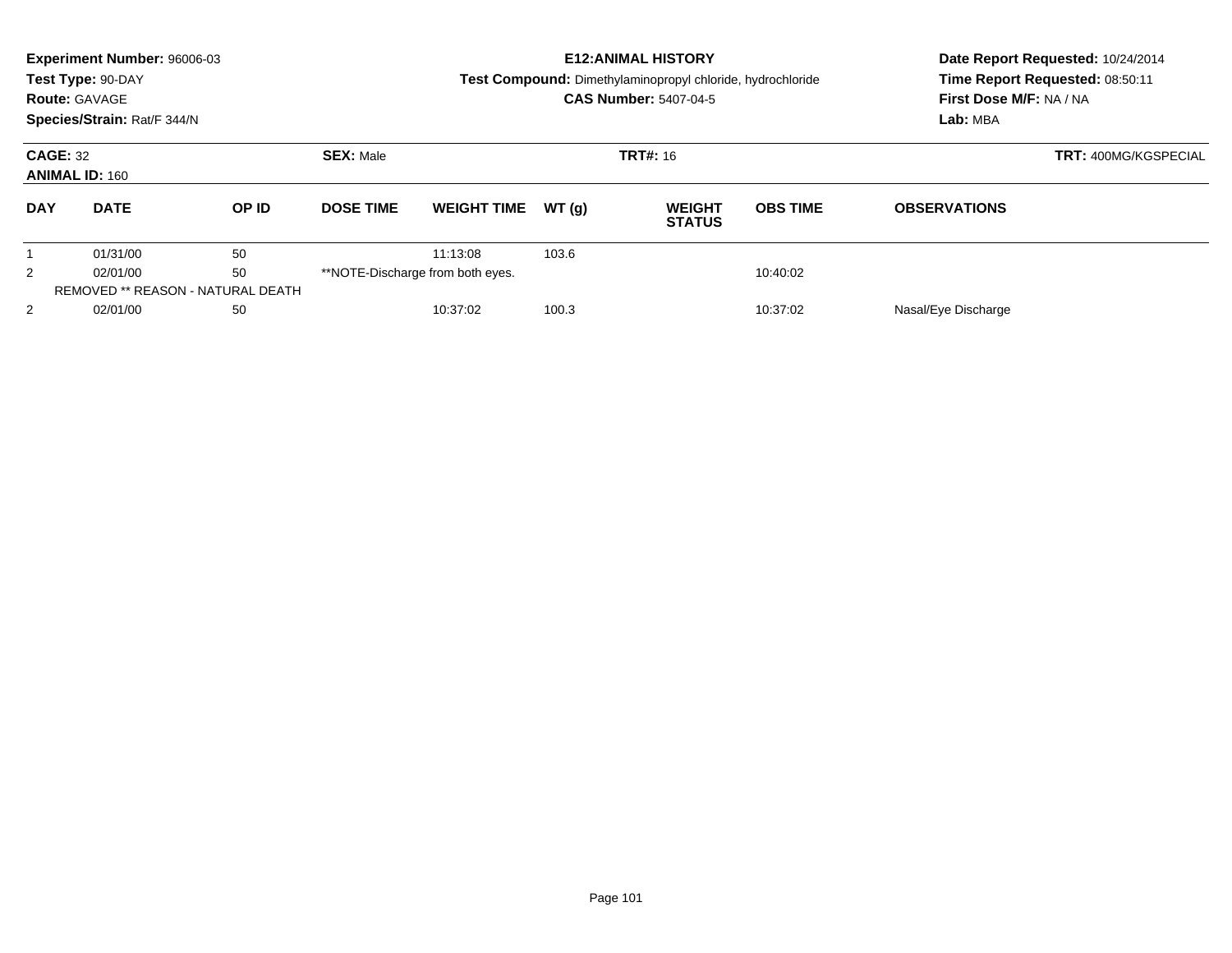**Experiment Number:** 96006-03
**Test Type:** 90-DAY
**Route:** GAVAGE
**Species/Strain:** Rat/F 344/N

**E12:ANIMAL HISTORY**
**Test Compound:** Dimethylaminopropyl chloride, hydrochloride
**CAS Number:** 5407-04-5

**Date Report Requested:** 10/24/2014
**Time Report Requested:** 08:50:11
**First Dose M/F:** NA / NA
**Lab:** MBA

**CAGE:** 32 **SEX:** Male **TRT#:** 16 **TRT:** 400MG/KGSPECIAL
**ANIMAL ID:** 160

| DAY | DATE | OP ID | DOSE TIME | WEIGHT TIME | WT (g) | WEIGHT STATUS | OBS TIME | OBSERVATIONS |
|---|---|---|---|---|---|---|---|---|
| 1 | 01/31/00 | 50 | | 11:13:08 | 103.6 | | | |
| 2 | 02/01/00 | 50 | **NOTE-Discharge from both eyes. | | | | 10:40:02 | |
| REMOVED ** REASON - NATURAL DEATH | | | | | | | | |
| 2 | 02/01/00 | 50 | | 10:37:02 | 100.3 | | 10:37:02 | Nasal/Eye Discharge |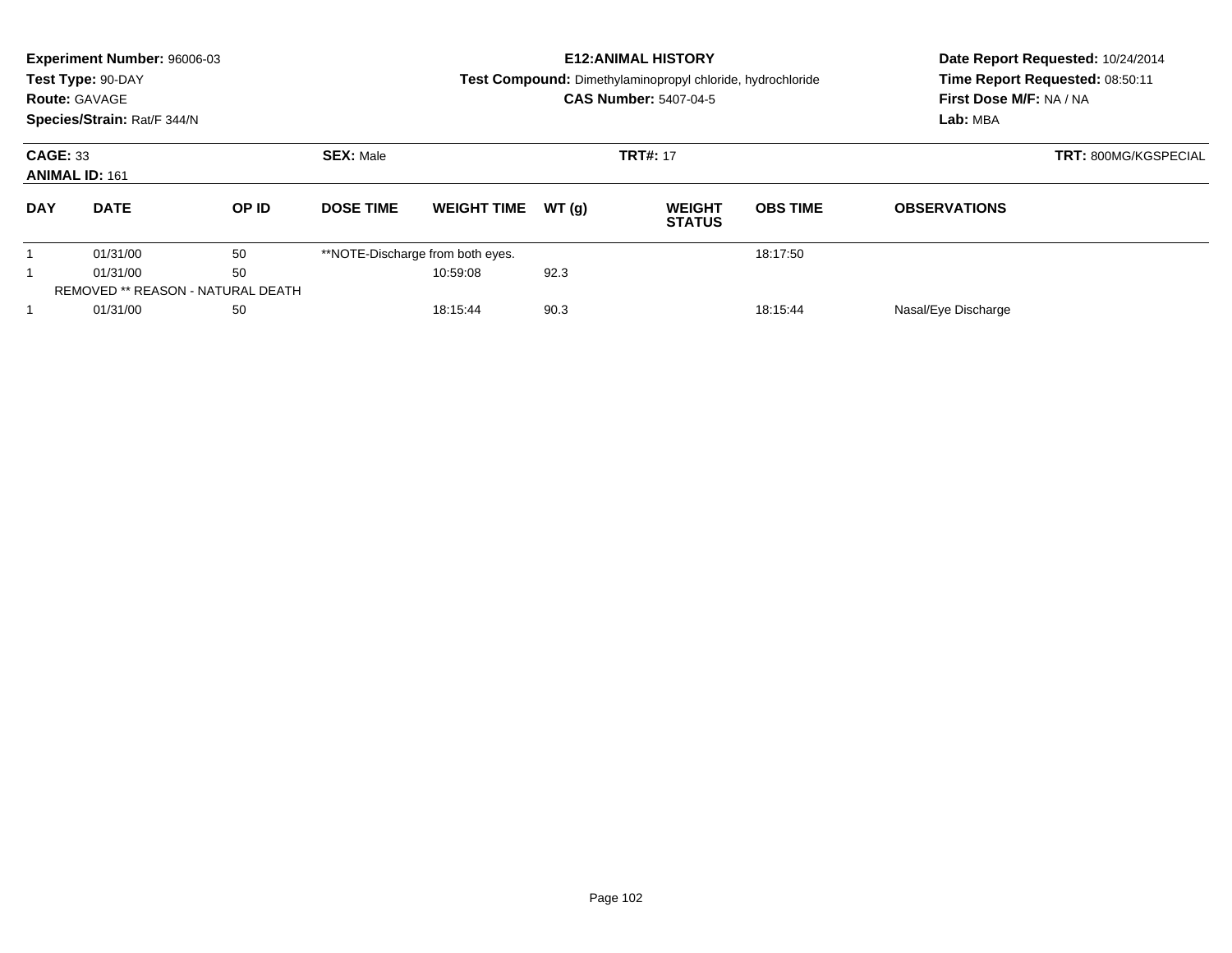**Experiment Number:** 96006-03
**Test Type:** 90-DAY
**Route:** GAVAGE
**Species/Strain:** Rat/F 344/N

**E12:ANIMAL HISTORY**
**Test Compound:** Dimethylaminopropyl chloride, hydrochloride
**CAS Number:** 5407-04-5

**Date Report Requested:** 10/24/2014
**Time Report Requested:** 08:50:11
**First Dose M/F:** NA / NA
**Lab:** MBA

**CAGE:** 33 **SEX:** Male **TRT#:** 17 **TRT:** 800MG/KGSPECIAL
**ANIMAL ID:** 161

| DAY | DATE | OP ID | DOSE TIME | WEIGHT TIME | WT (g) | WEIGHT STATUS | OBS TIME | OBSERVATIONS |
|---|---|---|---|---|---|---|---|---|
| 1 | 01/31/00 | 50 | **NOTE-Discharge from both eyes. | | | | 18:17:50 | |
| 1 | 01/31/00 | 50 | | 10:59:08 | 92.3 | | | |
| REMOVED ** REASON - NATURAL DEATH | | | | | | | | |
| 1 | 01/31/00 | 50 | | 18:15:44 | 90.3 | | 18:15:44 | Nasal/Eye Discharge |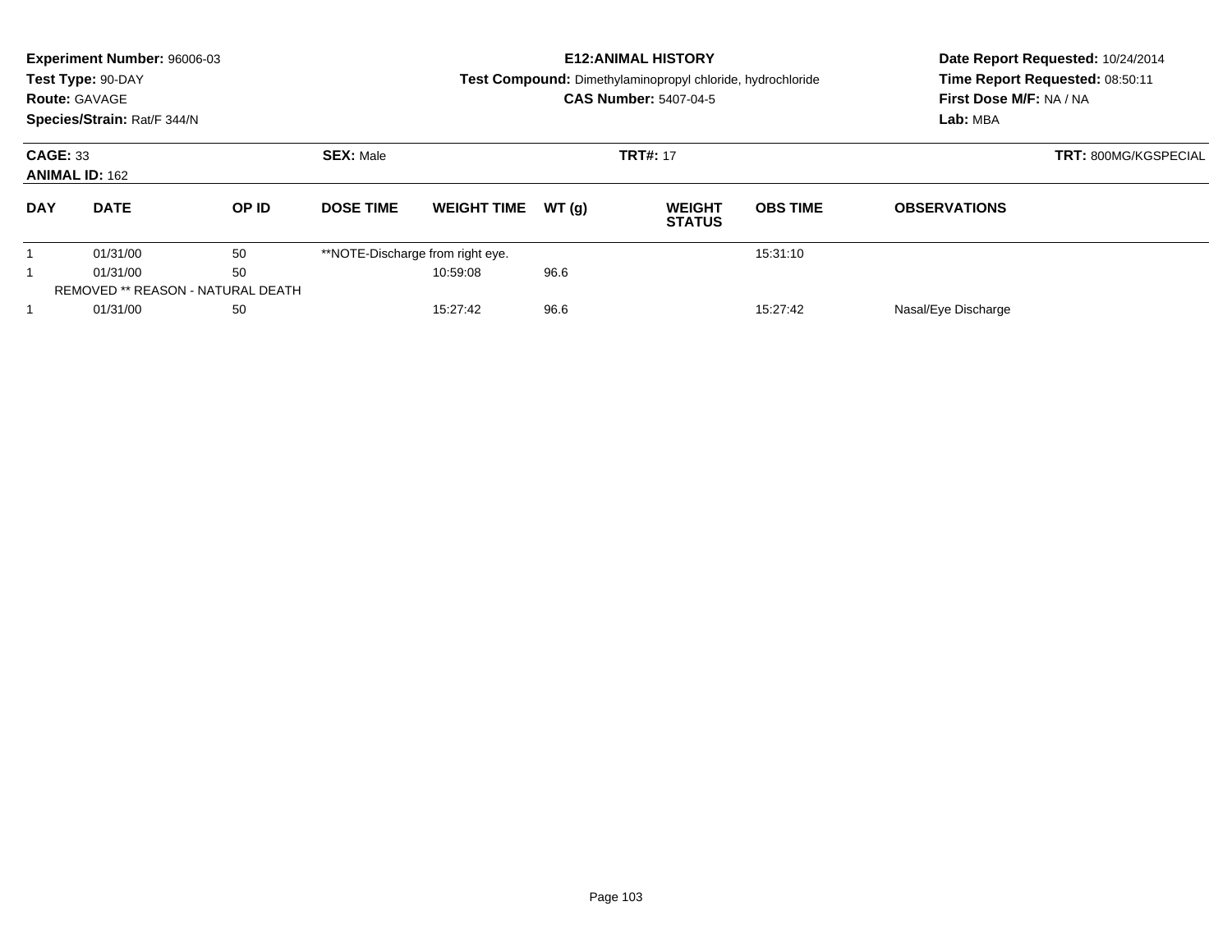**Experiment Number:** 96006-03
**Test Type:** 90-DAY
**Route:** GAVAGE
**Species/Strain:** Rat/F 344/N

**E12:ANIMAL HISTORY**
**Test Compound:** Dimethylaminopropyl chloride, hydrochloride
**CAS Number:** 5407-04-5

**Date Report Requested:** 10/24/2014
**Time Report Requested:** 08:50:11
**First Dose M/F:** NA / NA
**Lab:** MBA

**CAGE:** 33 | **SEX:** Male | **TRT#:** 17 | **TRT:** 800MG/KGSPECIAL

**ANIMAL ID:** 162

| DAY | DATE | OP ID | DOSE TIME | WEIGHT TIME | WT (g) | WEIGHT STATUS | OBS TIME | OBSERVATIONS |
|---|---|---|---|---|---|---|---|---|
| 1 | 01/31/00 | 50 | **NOTE-Discharge from right eye. | | | | 15:31:10 | |
| 1 | 01/31/00 | 50 | | 10:59:08 | 96.6 | | | |
| REMOVED ** REASON - NATURAL DEATH | | | | | | | | |
| 1 | 01/31/00 | 50 | | 15:27:42 | 96.6 | | 15:27:42 | Nasal/Eye Discharge |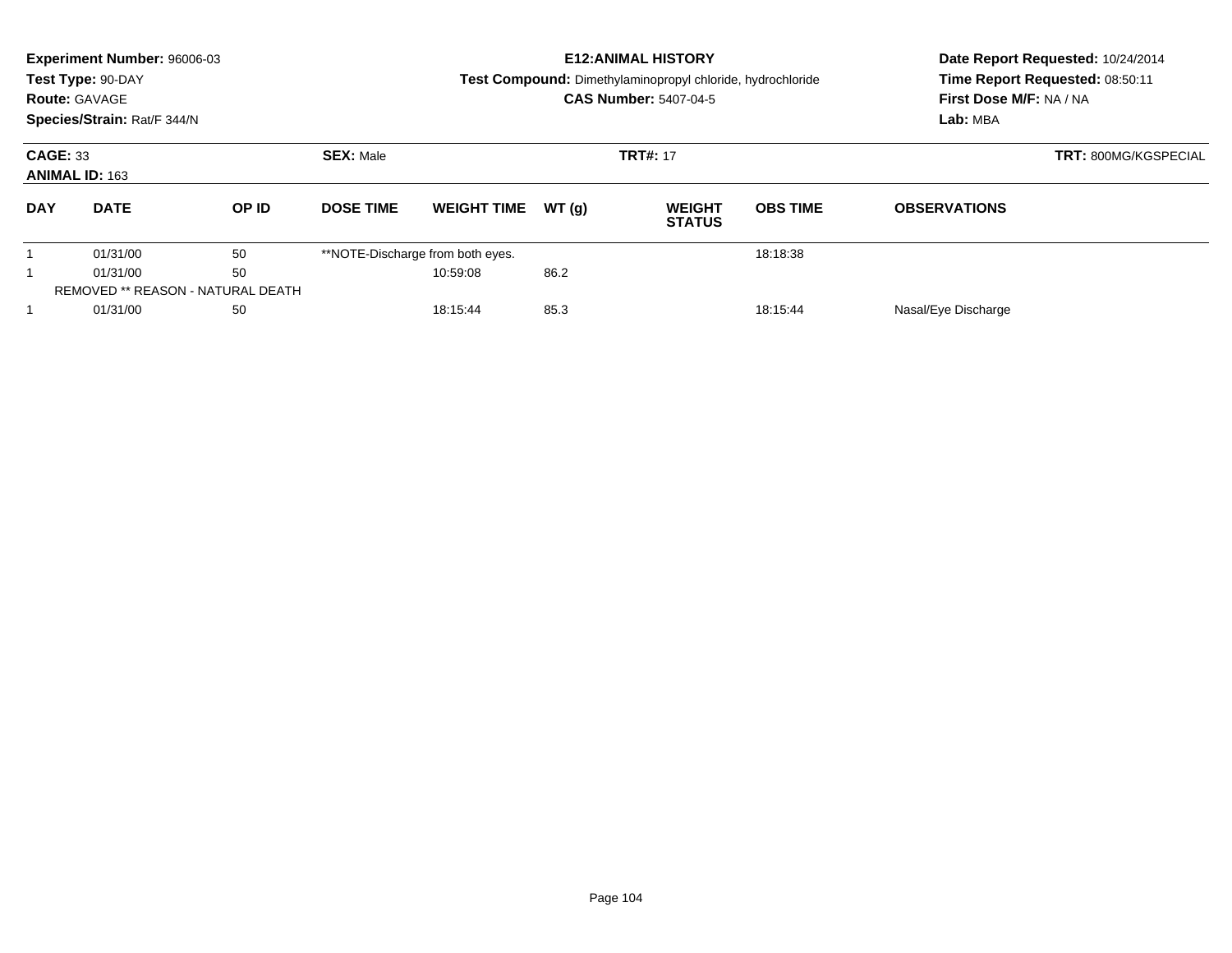**Experiment Number:** 96006-03
**Test Type:** 90-DAY
**Route:** GAVAGE
**Species/Strain:** Rat/F 344/N

**E12:ANIMAL HISTORY**
**Test Compound:** Dimethylaminopropyl chloride, hydrochloride
**CAS Number:** 5407-04-5

**Date Report Requested:** 10/24/2014
**Time Report Requested:** 08:50:11
**First Dose M/F:** NA / NA
**Lab:** MBA

**CAGE:** 33 **SEX:** Male **TRT#:** 17 **TRT:** 800MG/KGSPECIAL
**ANIMAL ID:** 163

| DAY | DATE | OP ID | DOSE TIME | WEIGHT TIME | WT (g) | WEIGHT STATUS | OBS TIME | OBSERVATIONS |
|---|---|---|---|---|---|---|---|---|
| 1 | 01/31/00 | 50 | **NOTE-Discharge from both eyes. | | | | 18:18:38 | |
| 1 | 01/31/00 | 50 | | 10:59:08 | 86.2 | | | |
| REMOVED ** REASON - NATURAL DEATH | | | | | | | | |
| 1 | 01/31/00 | 50 | | 18:15:44 | 85.3 | | 18:15:44 | Nasal/Eye Discharge |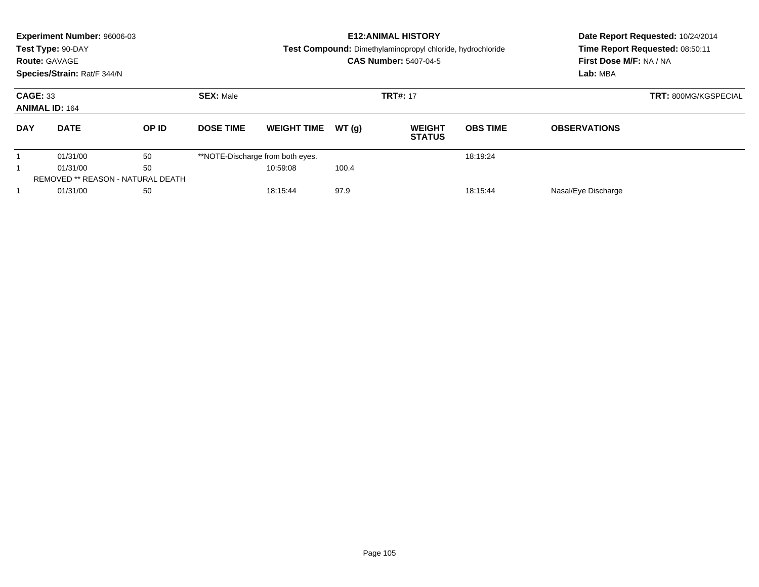**Experiment Number:** 96006-03
**Test Type:** 90-DAY
**Route:** GAVAGE
**Species/Strain:** Rat/F 344/N

**E12:ANIMAL HISTORY**
**Test Compound:** Dimethylaminopropyl chloride, hydrochloride
**CAS Number:** 5407-04-5

**Date Report Requested:** 10/24/2014
**Time Report Requested:** 08:50:11
**First Dose M/F:** NA / NA
**Lab:** MBA

**CAGE:** 33 **SEX:** Male **TRT#:** 17 **TRT:** 800MG/KGSPECIAL
**ANIMAL ID:** 164

| DAY | DATE | OP ID | DOSE TIME | WEIGHT TIME | WT (g) | WEIGHT STATUS | OBS TIME | OBSERVATIONS |
|---|---|---|---|---|---|---|---|---|
| 1 | 01/31/00 | 50 | **NOTE-Discharge from both eyes. | | | | 18:19:24 | |
| 1 | 01/31/00 | 50 | | 10:59:08 | 100.4 | | | |
| REMOVED ** REASON - NATURAL DEATH | | | | | | | | |
| 1 | 01/31/00 | 50 | | 18:15:44 | 97.9 | | 18:15:44 | Nasal/Eye Discharge |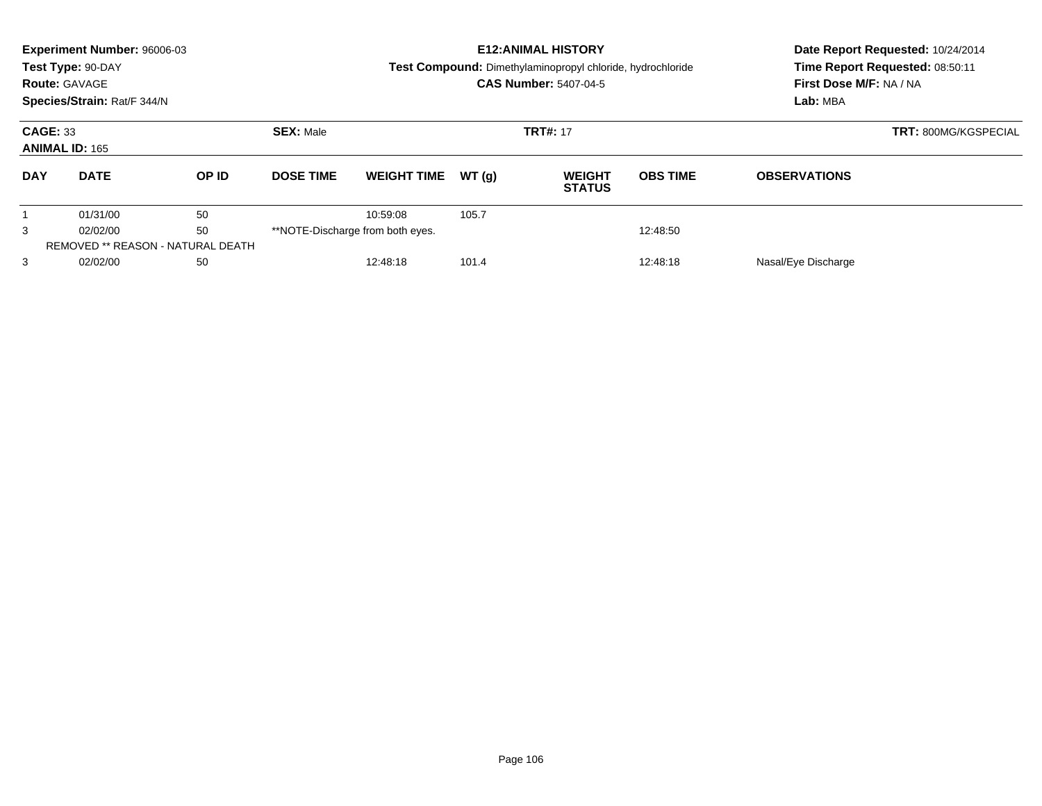**Experiment Number:** 96006-03
**Test Type:** 90-DAY
**Route:** GAVAGE
**Species/Strain:** Rat/F 344/N

**E12:ANIMAL HISTORY**
**Test Compound:** Dimethylaminopropyl chloride, hydrochloride
**CAS Number:** 5407-04-5

**Date Report Requested:** 10/24/2014
**Time Report Requested:** 08:50:11
**First Dose M/F:** NA / NA
**Lab:** MBA

**CAGE:** 33
**ANIMAL ID:** 165
**SEX:** Male
**TRT#:** 17
**TRT:** 800MG/KGSPECIAL

| DAY | DATE | OP ID | DOSE TIME | WEIGHT TIME | WT (g) | WEIGHT STATUS | OBS TIME | OBSERVATIONS |
|---|---|---|---|---|---|---|---|---|
| 1 | 01/31/00 | 50 | | 10:59:08 | 105.7 | | | |
| 3 | 02/02/00 | 50 | **NOTE-Discharge from both eyes. | | | | 12:48:50 | |
| REMOVED ** REASON - NATURAL DEATH | | | | | | | | |
| 3 | 02/02/00 | 50 | | 12:48:18 | 101.4 | | 12:48:18 | Nasal/Eye Discharge |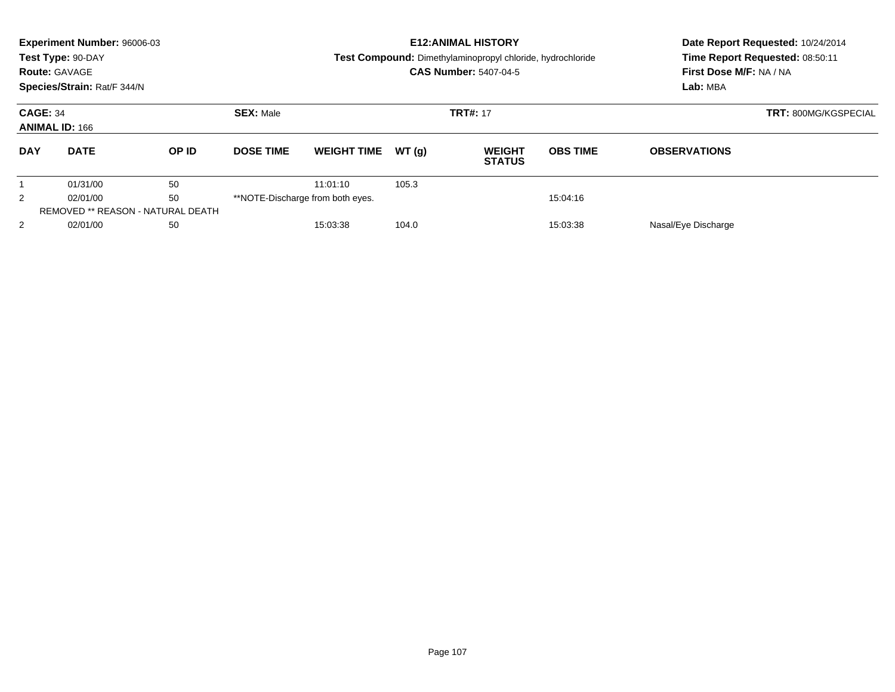**Experiment Number:** 96006-03
**Test Type:** 90-DAY
**Route:** GAVAGE
**Species/Strain:** Rat/F 344/N

**E12:ANIMAL HISTORY**
**Test Compound:** Dimethylaminopropyl chloride, hydrochloride
**CAS Number:** 5407-04-5

**Date Report Requested:** 10/24/2014
**Time Report Requested:** 08:50:11
**First Dose M/F:** NA / NA
**Lab:** MBA

**CAGE:** 34
**ANIMAL ID:** 166
**SEX:** Male
**TRT#:** 17
**TRT:** 800MG/KGSPECIAL

| DAY | DATE | OP ID | DOSE TIME | WEIGHT TIME | WT (g) | WEIGHT STATUS | OBS TIME | OBSERVATIONS |
|---|---|---|---|---|---|---|---|---|
| 1 | 01/31/00 | 50 | | 11:01:10 | 105.3 | | | |
| 2 | 02/01/00 | 50 | **NOTE-Discharge from both eyes. | | | | 15:04:16 | |
| REMOVED ** REASON - NATURAL DEATH | | | | | | | | |
| 2 | 02/01/00 | 50 | | 15:03:38 | 104.0 | | 15:03:38 | Nasal/Eye Discharge |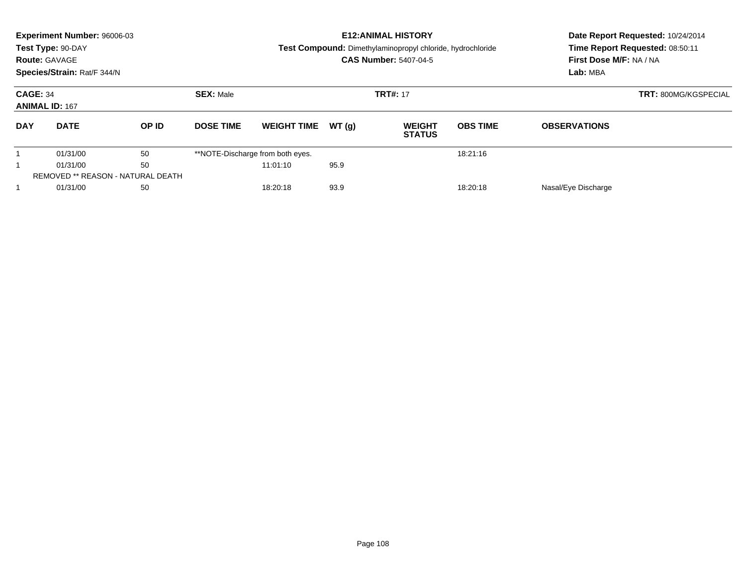**Experiment Number:** 96006-03
**Test Type:** 90-DAY
**Route:** GAVAGE
**Species/Strain:** Rat/F 344/N

**E12:ANIMAL HISTORY**
**Test Compound:** Dimethylaminopropyl chloride, hydrochloride
**CAS Number:** 5407-04-5

**Date Report Requested:** 10/24/2014
**Time Report Requested:** 08:50:11
**First Dose M/F:** NA / NA
**Lab:** MBA

**CAGE:** 34 **SEX:** Male **TRT#:** 17 **TRT:** 800MG/KGSPECIAL
**ANIMAL ID:** 167

| DAY | DATE | OP ID | DOSE TIME | WEIGHT TIME | WT (g) | WEIGHT STATUS | OBS TIME | OBSERVATIONS |
|---|---|---|---|---|---|---|---|---|
| 1 | 01/31/00 | 50 | **NOTE-Discharge from both eyes. | | | | 18:21:16 | |
| 1 | 01/31/00 | 50 | | 11:01:10 | 95.9 | | | |
| REMOVED ** REASON - NATURAL DEATH | | | | | | | | |
| 1 | 01/31/00 | 50 | | 18:20:18 | 93.9 | | 18:20:18 | Nasal/Eye Discharge |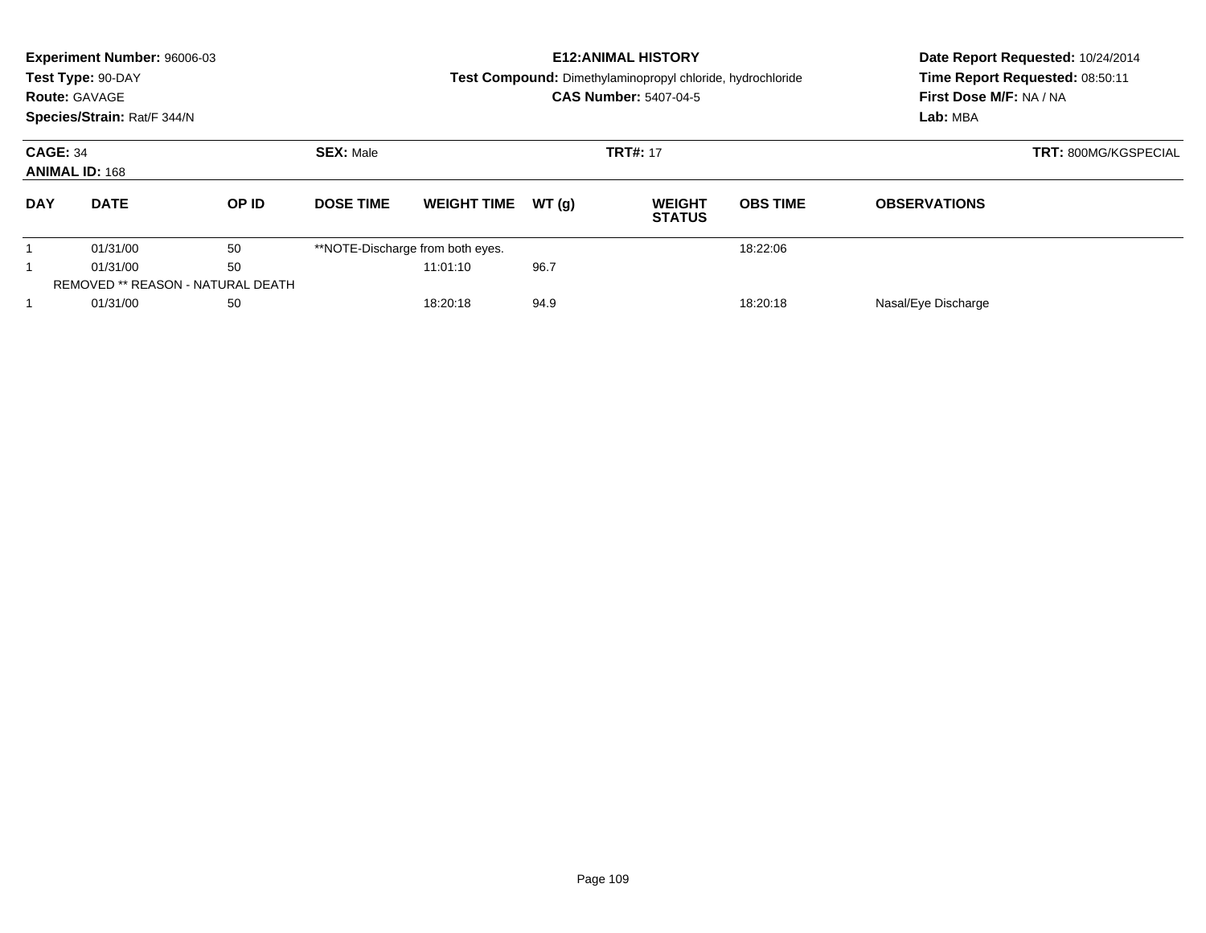**Experiment Number:** 96006-03
**Test Type:** 90-DAY
**Route:** GAVAGE
**Species/Strain:** Rat/F 344/N

**E12:ANIMAL HISTORY**
**Test Compound:** Dimethylaminopropyl chloride, hydrochloride
**CAS Number:** 5407-04-5

**Date Report Requested:** 10/24/2014
**Time Report Requested:** 08:50:11
**First Dose M/F:** NA / NA
**Lab:** MBA

**CAGE:** 34 **SEX:** Male **TRT#:** 17 **TRT:** 800MG/KGSPECIAL
**ANIMAL ID:** 168

| DAY | DATE | OP ID | DOSE TIME | WEIGHT TIME | WT (g) | WEIGHT STATUS | OBS TIME | OBSERVATIONS |
|---|---|---|---|---|---|---|---|---|
| 1 | 01/31/00 | 50 | **NOTE-Discharge from both eyes. | | | | 18:22:06 | |
| 1 | 01/31/00 | 50 | | 11:01:10 | 96.7 | | | |
| REMOVED ** REASON - NATURAL DEATH | | | | | | | | |
| 1 | 01/31/00 | 50 | | 18:20:18 | 94.9 | | 18:20:18 | Nasal/Eye Discharge |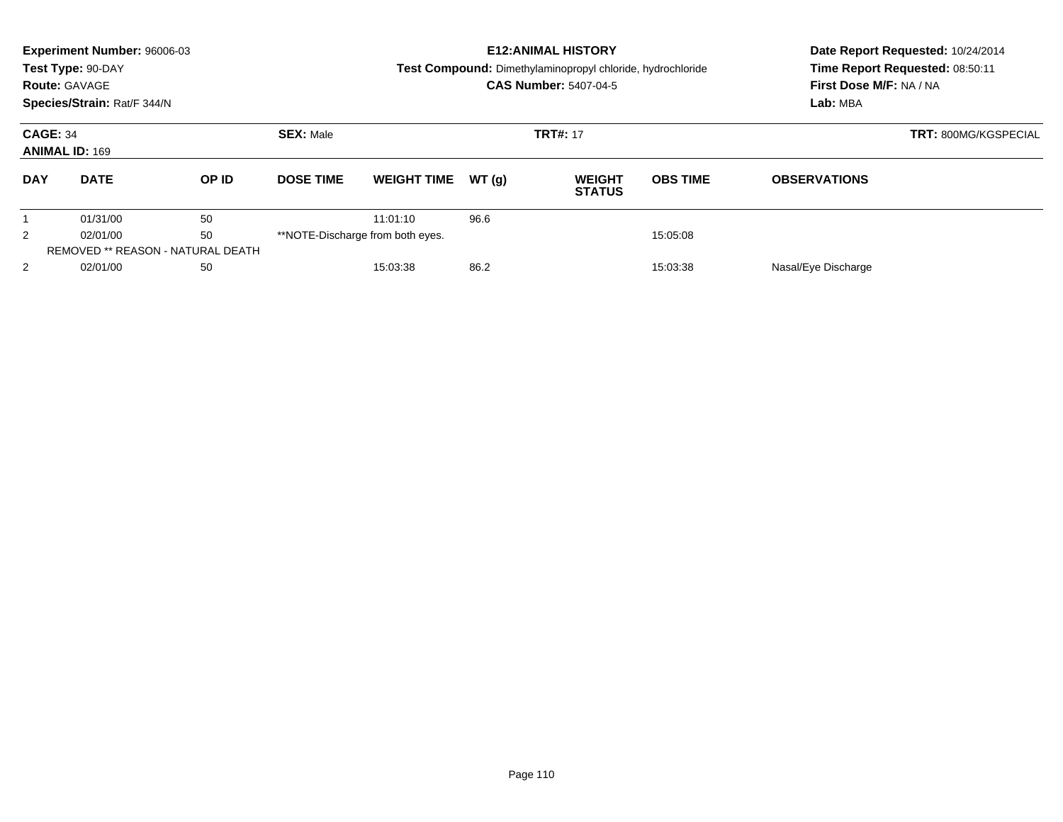**Experiment Number:** 96006-03
**Test Type:** 90-DAY
**Route:** GAVAGE
**Species/Strain:** Rat/F 344/N

**E12:ANIMAL HISTORY**
**Test Compound:** Dimethylaminopropyl chloride, hydrochloride
**CAS Number:** 5407-04-5

**Date Report Requested:** 10/24/2014
**Time Report Requested:** 08:50:11
**First Dose M/F:** NA / NA
**Lab:** MBA

**CAGE:** 34 **SEX:** Male **TRT#:** 17 **TRT:** 800MG/KGSPECIAL
**ANIMAL ID:** 169

| DAY | DATE | OP ID | DOSE TIME | WEIGHT TIME | WT (g) | WEIGHT STATUS | OBS TIME | OBSERVATIONS |
|---|---|---|---|---|---|---|---|---|
| 1 | 01/31/00 | 50 | | 11:01:10 | 96.6 | | | |
| 2 | 02/01/00 | 50 | **NOTE-Discharge from both eyes. | | | | 15:05:08 | |
| | REMOVED ** REASON - NATURAL DEATH | | | | | | | |
| 2 | 02/01/00 | 50 | | 15:03:38 | 86.2 | | 15:03:38 | Nasal/Eye Discharge |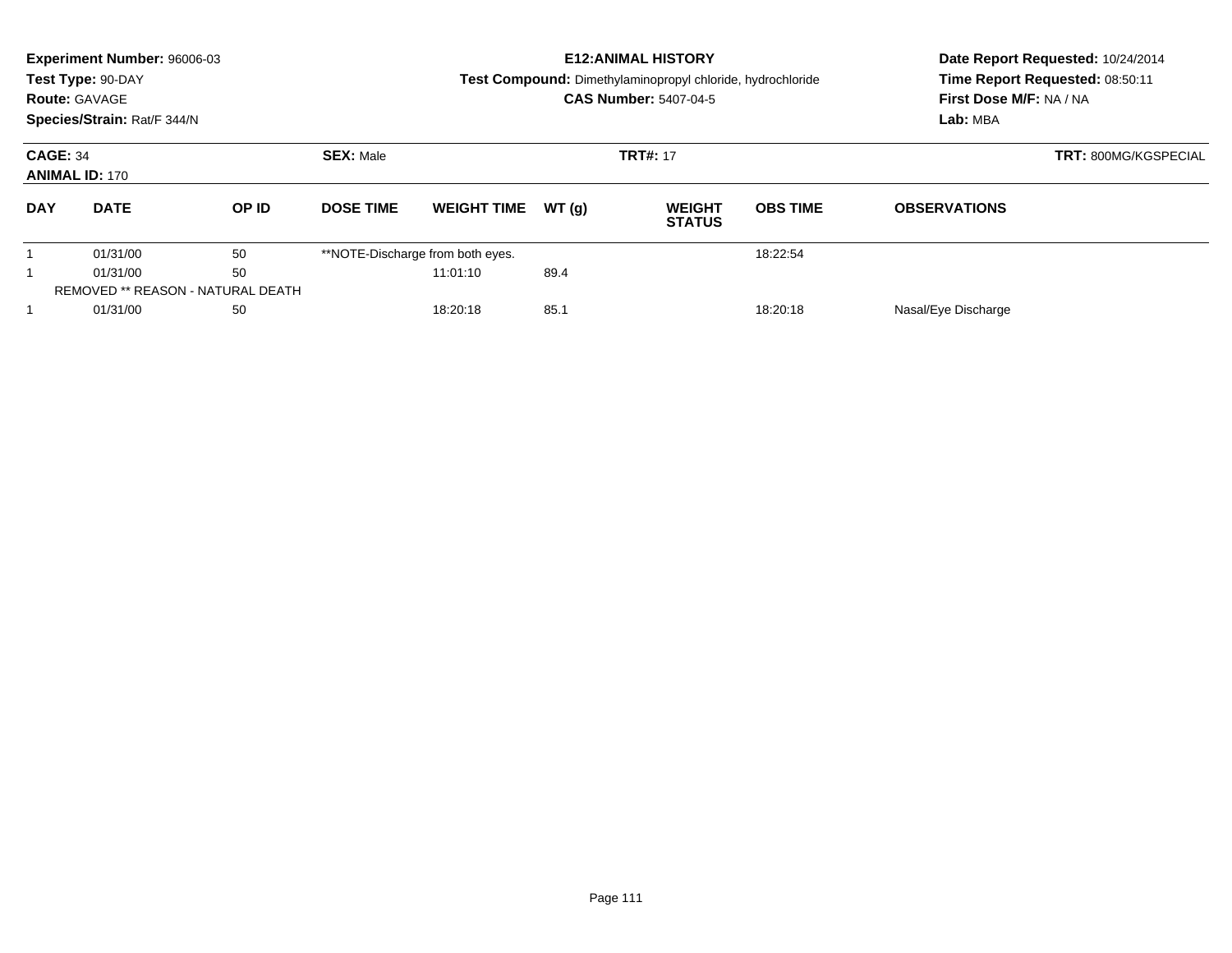**Experiment Number:** 96006-03
**Test Type:** 90-DAY
**Route:** GAVAGE
**Species/Strain:** Rat/F 344/N

**E12:ANIMAL HISTORY**
**Test Compound:** Dimethylaminopropyl chloride, hydrochloride
**CAS Number:** 5407-04-5

**Date Report Requested:** 10/24/2014
**Time Report Requested:** 08:50:11
**First Dose M/F:** NA / NA
**Lab:** MBA

**CAGE:** 34 **SEX:** Male **TRT#:** 17 **TRT:** 800MG/KGSPECIAL
**ANIMAL ID:** 170

| DAY | DATE | OP ID | DOSE TIME | WEIGHT TIME | WT (g) | WEIGHT STATUS | OBS TIME | OBSERVATIONS |
|---|---|---|---|---|---|---|---|---|
| 1 | 01/31/00 | 50 | **NOTE-Discharge from both eyes. | | | | 18:22:54 | |
| 1 | 01/31/00 | 50 | | 11:01:10 | 89.4 | | | |
| REMOVED ** REASON - NATURAL DEATH | | | | | | | | |
| 1 | 01/31/00 | 50 | | 18:20:18 | 85.1 | | 18:20:18 | Nasal/Eye Discharge |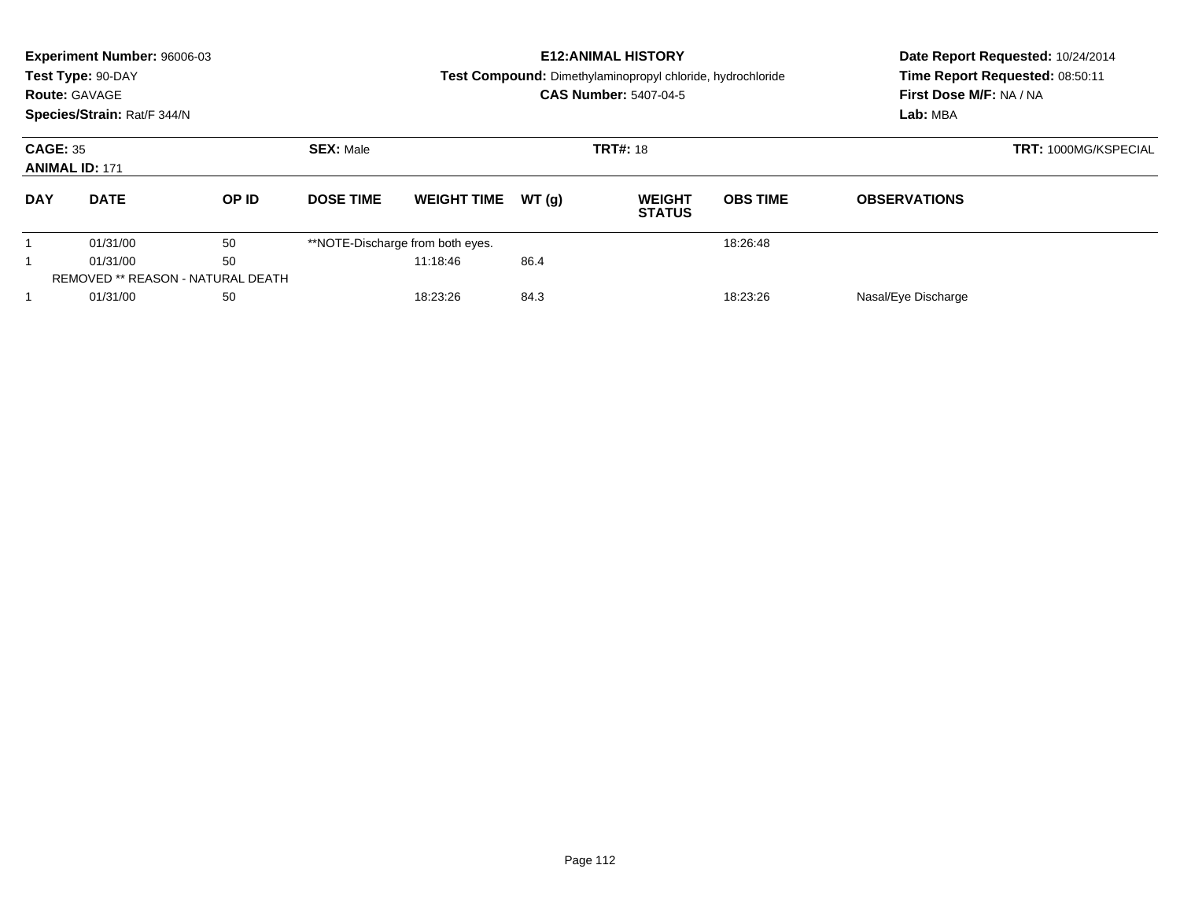**Experiment Number:** 96006-03
**Test Type:** 90-DAY
**Route:** GAVAGE
**Species/Strain:** Rat/F 344/N

**E12:ANIMAL HISTORY**
**Test Compound:** Dimethylaminopropyl chloride, hydrochloride
**CAS Number:** 5407-04-5

**Date Report Requested:** 10/24/2014
**Time Report Requested:** 08:50:11
**First Dose M/F:** NA / NA
**Lab:** MBA

**CAGE:** 35
**ANIMAL ID:** 171
**SEX:** Male
**TRT#:** 18
**TRT:** 1000MG/KSPECIAL

| DAY | DATE | OP ID | DOSE TIME | WEIGHT TIME | WT (g) | WEIGHT STATUS | OBS TIME | OBSERVATIONS |
|---|---|---|---|---|---|---|---|---|
| 1 | 01/31/00 | 50 | **NOTE-Discharge from both eyes. | | | | 18:26:48 | |
| 1 | 01/31/00 | 50 | | 11:18:46 | 86.4 | | | |
| REMOVED ** REASON - NATURAL DEATH | | | | | | | | |
| 1 | 01/31/00 | 50 | | 18:23:26 | 84.3 | | 18:23:26 | Nasal/Eye Discharge |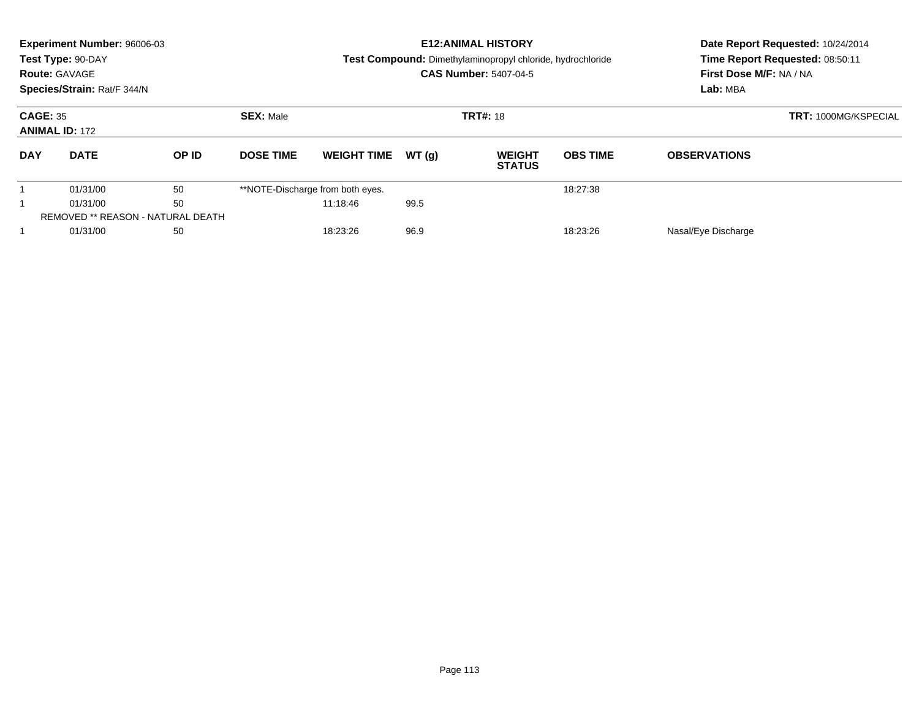**Experiment Number:** 96006-03
**Test Type:** 90-DAY
**Route:** GAVAGE
**Species/Strain:** Rat/F 344/N

**E12:ANIMAL HISTORY**
**Test Compound:** Dimethylaminopropyl chloride, hydrochloride
**CAS Number:** 5407-04-5

**Date Report Requested:** 10/24/2014
**Time Report Requested:** 08:50:11
**First Dose M/F:** NA / NA
**Lab:** MBA

**CAGE:** 35 **SEX:** Male **TRT#:** 18 **TRT:** 1000MG/KSPECIAL
**ANIMAL ID:** 172

| DAY | DATE | OP ID | DOSE TIME | WEIGHT TIME | WT (g) | WEIGHT STATUS | OBS TIME | OBSERVATIONS |
|---|---|---|---|---|---|---|---|---|
| 1 | 01/31/00 | 50 | **NOTE-Discharge from both eyes. | | | | 18:27:38 | |
| 1 | 01/31/00 | 50 | | 11:18:46 | 99.5 | | | |
| REMOVED ** REASON - NATURAL DEATH | | | | | | | | |
| 1 | 01/31/00 | 50 | | 18:23:26 | 96.9 | | 18:23:26 | Nasal/Eye Discharge |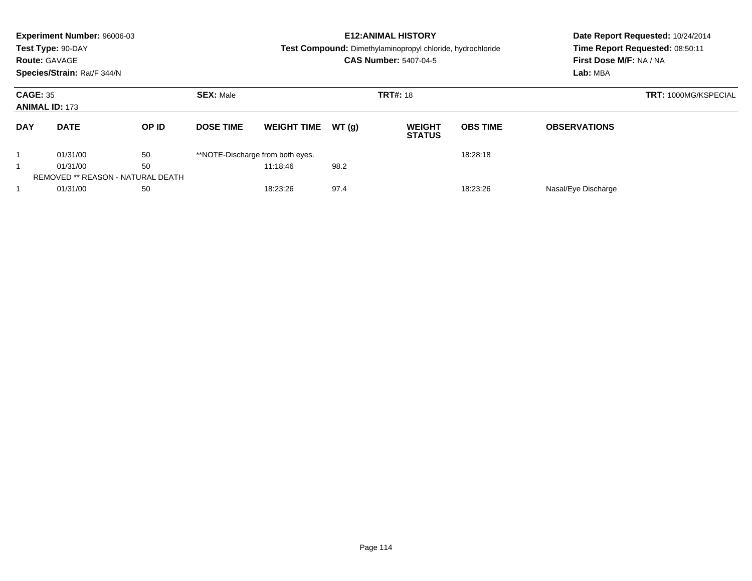**Experiment Number:** 96006-03
**Test Type:** 90-DAY
**Route:** GAVAGE
**Species/Strain:** Rat/F 344/N

**E12:ANIMAL HISTORY**
**Test Compound:** Dimethylaminopropyl chloride, hydrochloride
**CAS Number:** 5407-04-5

**Date Report Requested:** 10/24/2014
**Time Report Requested:** 08:50:11
**First Dose M/F:** NA / NA
**Lab:** MBA

**CAGE:** 35 **SEX:** Male **TRT#:** 18 **TRT:** 1000MG/KSPECIAL
**ANIMAL ID:** 173

| DAY | DATE | OP ID | DOSE TIME | WEIGHT TIME | WT (g) | WEIGHT STATUS | OBS TIME | OBSERVATIONS |
|---|---|---|---|---|---|---|---|---|
| 1 | 01/31/00 | 50 | **NOTE-Discharge from both eyes. | | | | 18:28:18 | |
| 1 | 01/31/00 | 50 | | 11:18:46 | 98.2 | | | |
| REMOVED ** REASON - NATURAL DEATH | | | | | | | | |
| 1 | 01/31/00 | 50 | | 18:23:26 | 97.4 | | 18:23:26 | Nasal/Eye Discharge |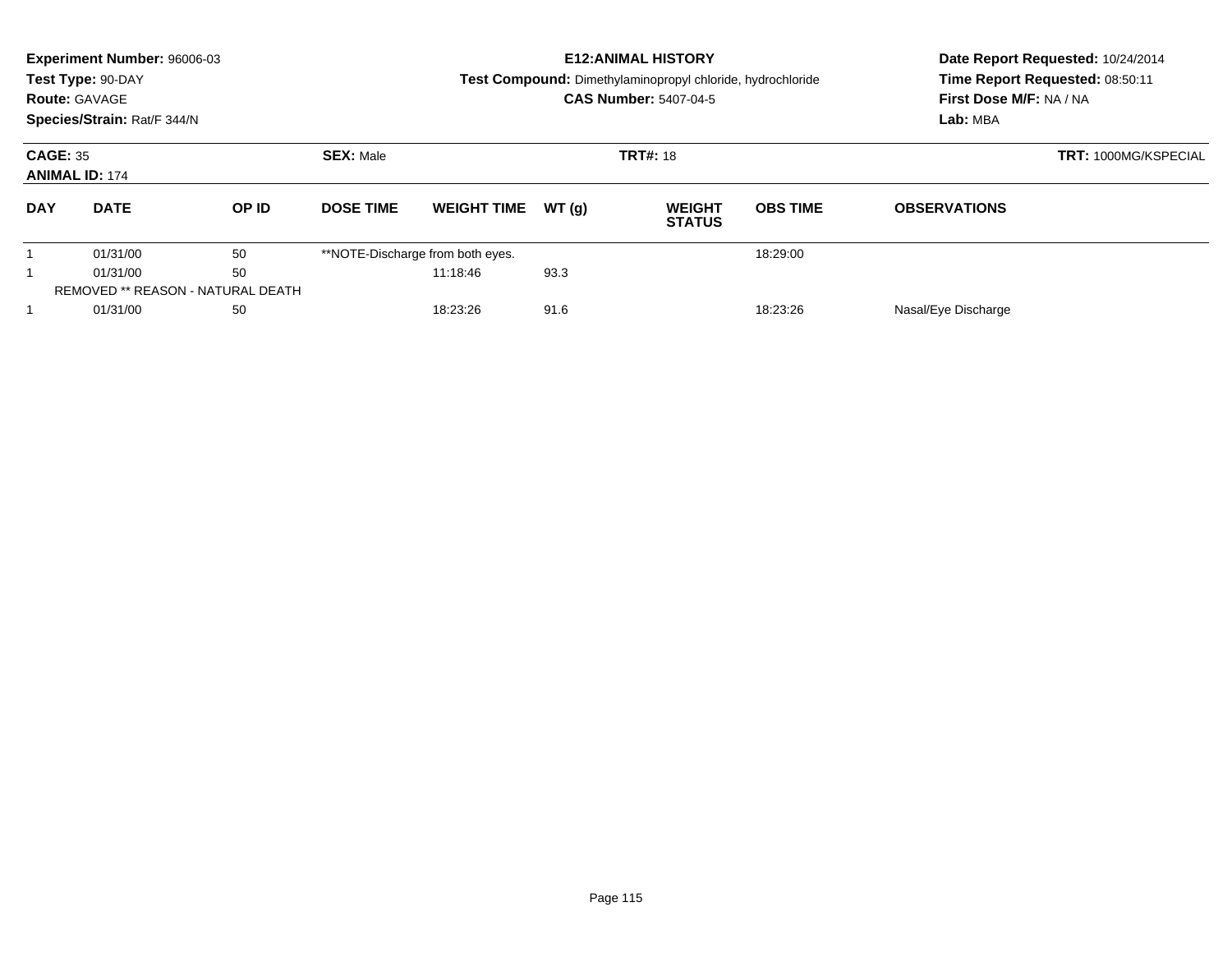**Experiment Number:** 96006-03
**Test Type:** 90-DAY
**Route:** GAVAGE
**Species/Strain:** Rat/F 344/N

**E12:ANIMAL HISTORY**
**Test Compound:** Dimethylaminopropyl chloride, hydrochloride
**CAS Number:** 5407-04-5

**Date Report Requested:** 10/24/2014
**Time Report Requested:** 08:50:11
**First Dose M/F:** NA / NA
**Lab:** MBA

**CAGE:** 35
**ANIMAL ID:** 174
**SEX:** Male
**TRT#:** 18
**TRT:** 1000MG/KSPECIAL

| DAY | DATE | OP ID | DOSE TIME | WEIGHT TIME | WT (g) | WEIGHT STATUS | OBS TIME | OBSERVATIONS |
|---|---|---|---|---|---|---|---|---|
| 1 | 01/31/00 | 50 | **NOTE-Discharge from both eyes. | | | | 18:29:00 | |
| 1 | 01/31/00 | 50 | | 11:18:46 | 93.3 | | | |
| REMOVED ** REASON - NATURAL DEATH | | | | | | | | |
| 1 | 01/31/00 | 50 | | 18:23:26 | 91.6 | | 18:23:26 | Nasal/Eye Discharge |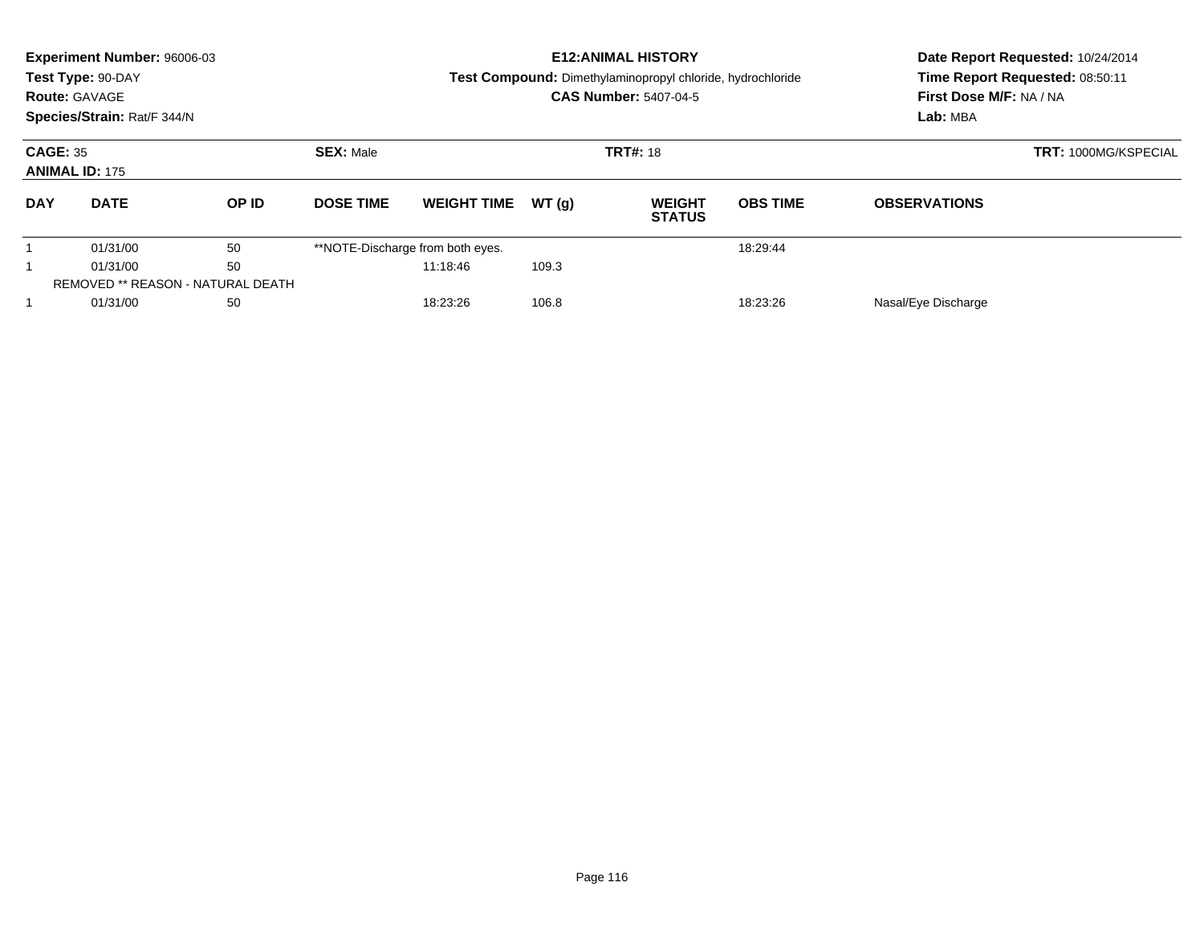**Experiment Number:** 96006-03
**Test Type:** 90-DAY
**Route:** GAVAGE
**Species/Strain:** Rat/F 344/N

**E12:ANIMAL HISTORY**
**Test Compound:** Dimethylaminopropyl chloride, hydrochloride
**CAS Number:** 5407-04-5

**Date Report Requested:** 10/24/2014
**Time Report Requested:** 08:50:11
**First Dose M/F:** NA / NA
**Lab:** MBA

**CAGE:** 35
**ANIMAL ID:** 175
**SEX:** Male
**TRT#:** 18
**TRT:** 1000MG/KSPECIAL

| DAY | DATE | OP ID | DOSE TIME | WEIGHT TIME | WT (g) | WEIGHT STATUS | OBS TIME | OBSERVATIONS |
|---|---|---|---|---|---|---|---|---|
| 1 | 01/31/00 | 50 | **NOTE-Discharge from both eyes. | | | | 18:29:44 | |
| 1 | 01/31/00 | 50 | | 11:18:46 | 109.3 | | | |
| REMOVED ** REASON - NATURAL DEATH | | | | | | | | |
| 1 | 01/31/00 | 50 | | 18:23:26 | 106.8 | | 18:23:26 | Nasal/Eye Discharge |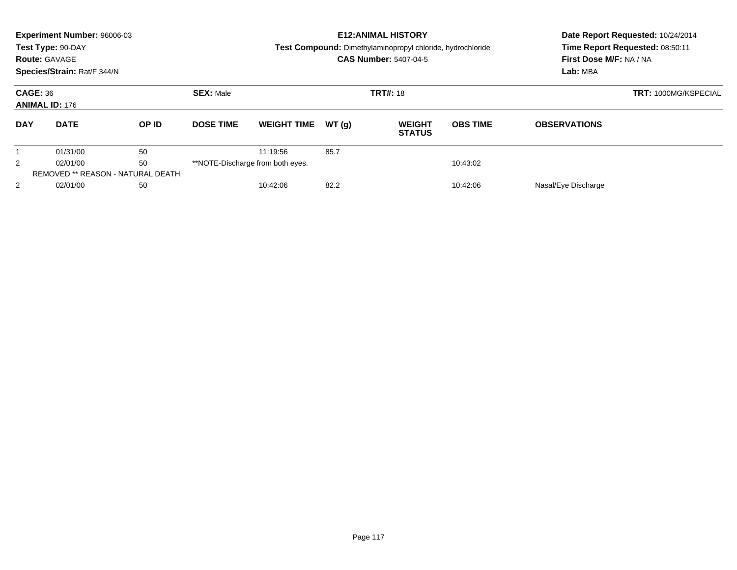**Experiment Number:** 96006-03
**Test Type:** 90-DAY
**Route:** GAVAGE
**Species/Strain:** Rat/F 344/N

**E12:ANIMAL HISTORY**
**Test Compound:** Dimethylaminopropyl chloride, hydrochloride
**CAS Number:** 5407-04-5

**Date Report Requested:** 10/24/2014
**Time Report Requested:** 08:50:11
**First Dose M/F:** NA / NA
**Lab:** MBA

**CAGE:** 36 **SEX:** Male **TRT#:** 18 **TRT:** 1000MG/KSPECIAL
**ANIMAL ID:** 176

| DAY | DATE | OP ID | DOSE TIME | WEIGHT TIME | WT (g) | WEIGHT STATUS | OBS TIME | OBSERVATIONS |
|---|---|---|---|---|---|---|---|---|
| 1 | 01/31/00 | 50 | | 11:19:56 | 85.7 | | | |
| 2 | 02/01/00 | 50 | **NOTE-Discharge from both eyes. | | | | 10:43:02 | |
| REMOVED ** REASON - NATURAL DEATH | | | | | | | | |
| 2 | 02/01/00 | 50 | | 10:42:06 | 82.2 | | 10:42:06 | Nasal/Eye Discharge |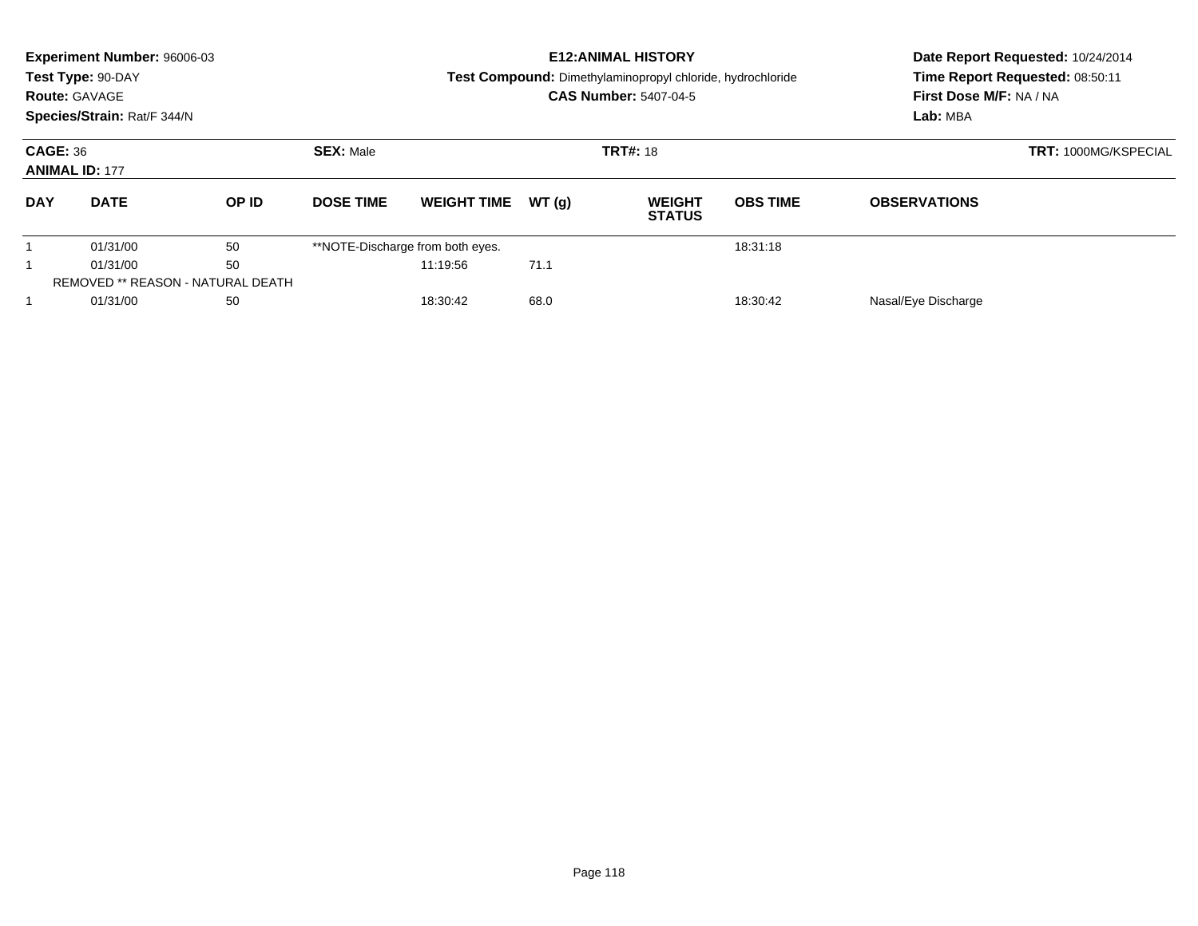**Experiment Number:** 96006-03
**Test Type:** 90-DAY
**Route:** GAVAGE
**Species/Strain:** Rat/F 344/N

**E12:ANIMAL HISTORY**
**Test Compound:** Dimethylaminopropyl chloride, hydrochloride
**CAS Number:** 5407-04-5

**Date Report Requested:** 10/24/2014
**Time Report Requested:** 08:50:11
**First Dose M/F:** NA / NA
**Lab:** MBA

**CAGE:** 36 **SEX:** Male **TRT#:** 18 **TRT:** 1000MG/KSPECIAL
**ANIMAL ID:** 177

| DAY | DATE | OP ID | DOSE TIME | WEIGHT TIME | WT (g) | WEIGHT STATUS | OBS TIME | OBSERVATIONS |
|---|---|---|---|---|---|---|---|---|
| 1 | 01/31/00 | 50 | **NOTE-Discharge from both eyes. | | | | 18:31:18 | |
| 1 | 01/31/00 | 50 | | 11:19:56 | 71.1 | | | |
| REMOVED ** REASON - NATURAL DEATH | | | | | | | | |
| 1 | 01/31/00 | 50 | | 18:30:42 | 68.0 | | 18:30:42 | Nasal/Eye Discharge |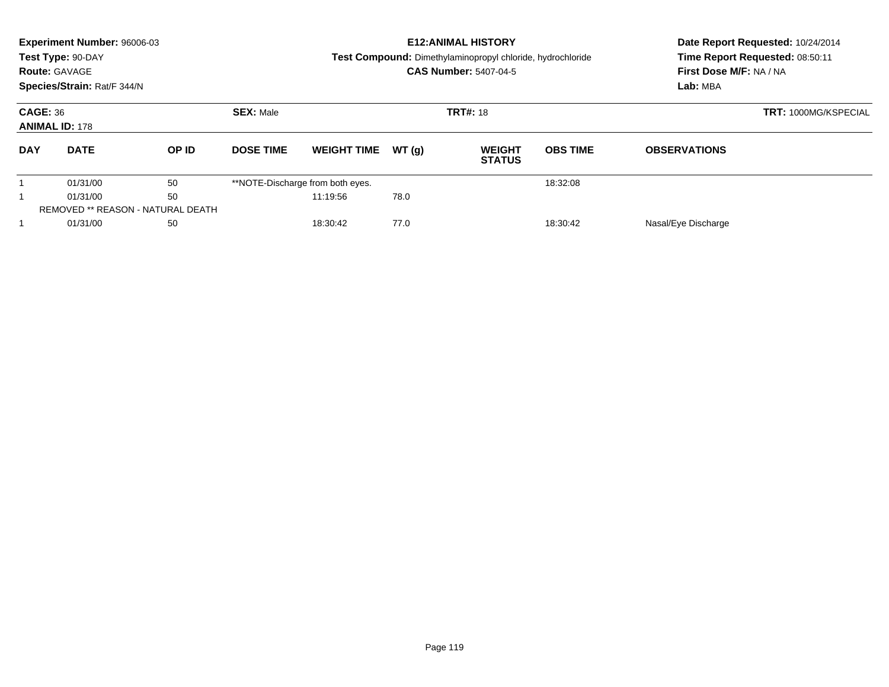**Experiment Number:** 96006-03
**Test Type:** 90-DAY
**Route:** GAVAGE
**Species/Strain:** Rat/F 344/N

**E12:ANIMAL HISTORY**
**Test Compound:** Dimethylaminopropyl chloride, hydrochloride
**CAS Number:** 5407-04-5

**Date Report Requested:** 10/24/2014
**Time Report Requested:** 08:50:11
**First Dose M/F:** NA / NA
**Lab:** MBA

**CAGE:** 36
**ANIMAL ID:** 178
**SEX:** Male
**TRT#:** 18
**TRT:** 1000MG/KSPECIAL

| DAY | DATE | OP ID | DOSE TIME | WEIGHT TIME | WT (g) | WEIGHT STATUS | OBS TIME | OBSERVATIONS |
|---|---|---|---|---|---|---|---|---|
| 1 | 01/31/00 | 50 | **NOTE-Discharge from both eyes. | | | | 18:32:08 | |
| 1 | 01/31/00 | 50 | | 11:19:56 | 78.0 | | | |
| REMOVED ** REASON - NATURAL DEATH | | | | | | | | |
| 1 | 01/31/00 | 50 | | 18:30:42 | 77.0 | | 18:30:42 | Nasal/Eye Discharge |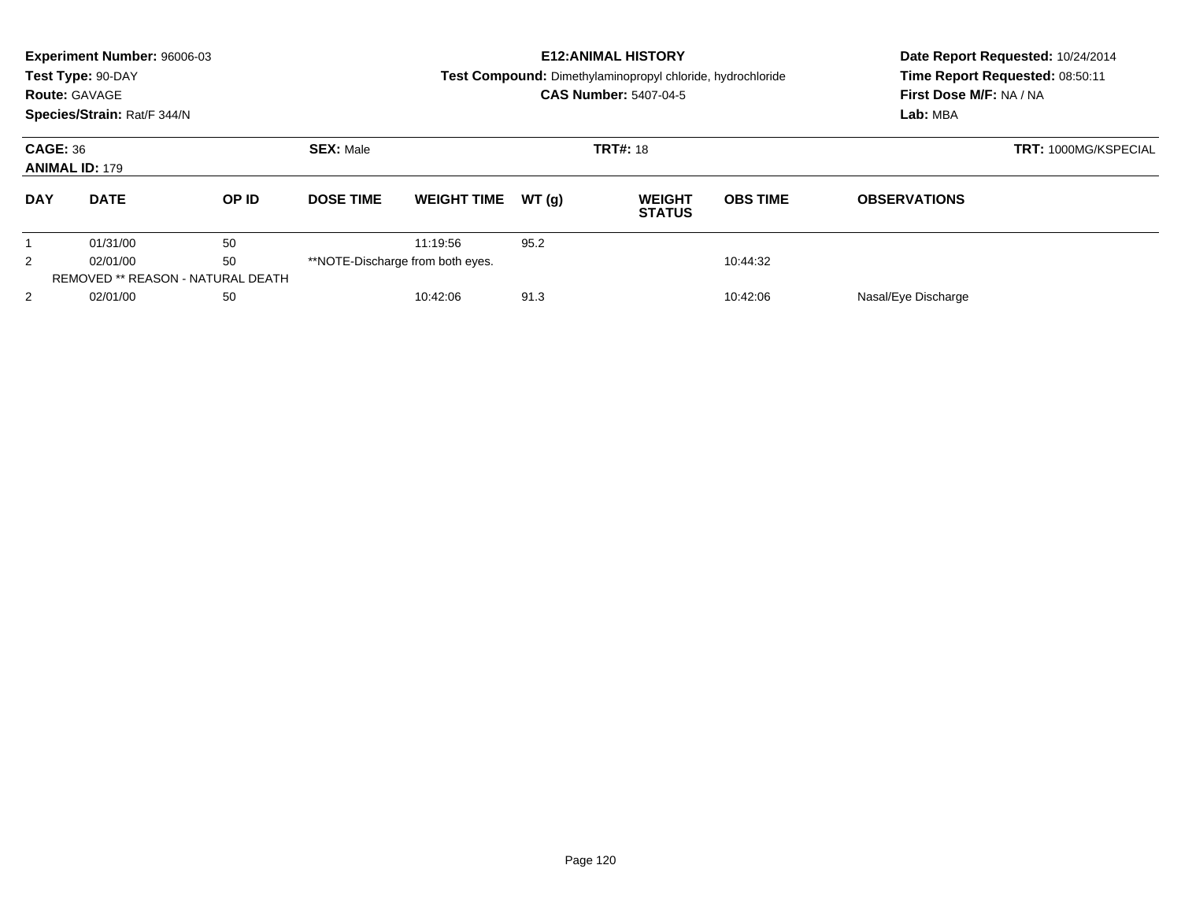**Experiment Number:** 96006-03
**Test Type:** 90-DAY
**Route:** GAVAGE
**Species/Strain:** Rat/F 344/N

**E12:ANIMAL HISTORY**
**Test Compound:** Dimethylaminopropyl chloride, hydrochloride
**CAS Number:** 5407-04-5

**Date Report Requested:** 10/24/2014
**Time Report Requested:** 08:50:11
**First Dose M/F:** NA / NA
**Lab:** MBA

**CAGE:** 36 **SEX:** Male **TRT#:** 18 **TRT:** 1000MG/KSPECIAL
**ANIMAL ID:** 179

| DAY | DATE | OP ID | DOSE TIME | WEIGHT TIME | WT (g) | WEIGHT STATUS | OBS TIME | OBSERVATIONS |
|---|---|---|---|---|---|---|---|---|
| 1 | 01/31/00 | 50 | | 11:19:56 | 95.2 | | | |
| 2 | 02/01/00 | 50 | **NOTE-Discharge from both eyes. | | | | 10:44:32 | |
| REMOVED ** REASON - NATURAL DEATH | | | | | | | | |
| 2 | 02/01/00 | 50 | | 10:42:06 | 91.3 | | 10:42:06 | Nasal/Eye Discharge |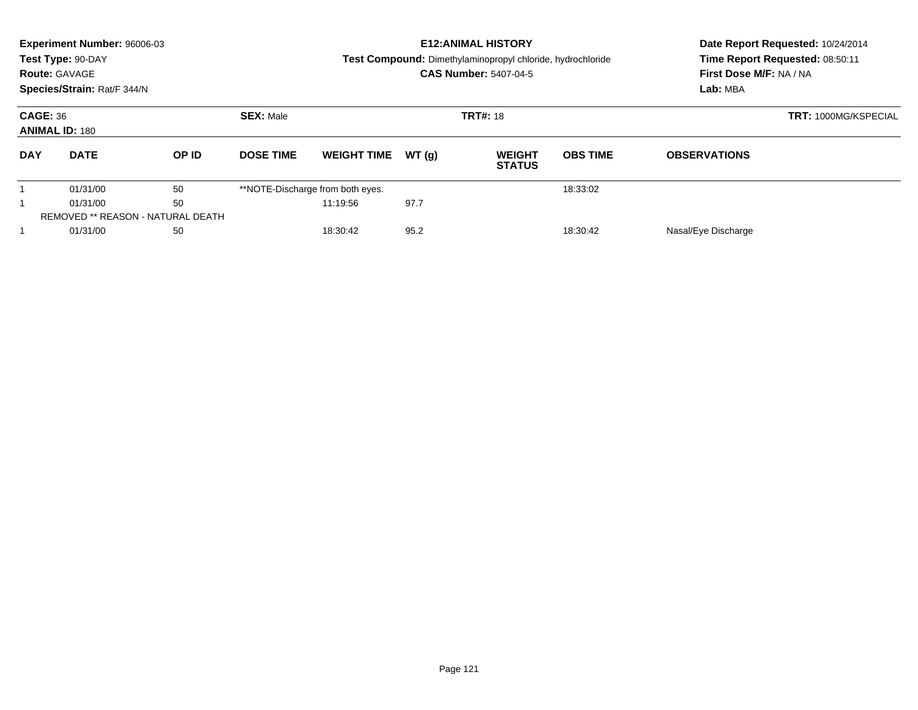**Experiment Number:** 96006-03
**Test Type:** 90-DAY
**Route:** GAVAGE
**Species/Strain:** Rat/F 344/N

**E12:ANIMAL HISTORY**
**Test Compound:** Dimethylaminopropyl chloride, hydrochloride
**CAS Number:** 5407-04-5

**Date Report Requested:** 10/24/2014
**Time Report Requested:** 08:50:11
**First Dose M/F:** NA / NA
**Lab:** MBA

**CAGE:** 36 **SEX:** Male **TRT#:** 18 **TRT:** 1000MG/KSPECIAL
**ANIMAL ID:** 180

| DAY | DATE | OP ID | DOSE TIME | WEIGHT TIME | WT (g) | WEIGHT STATUS | OBS TIME | OBSERVATIONS |
|---|---|---|---|---|---|---|---|---|
| 1 | 01/31/00 | 50 | **NOTE-Discharge from both eyes. | | | | 18:33:02 | |
| 1 | 01/31/00 | 50 | | 11:19:56 | 97.7 | | | |
| REMOVED ** REASON - NATURAL DEATH | | | | | | | | |
| 1 | 01/31/00 | 50 | | 18:30:42 | 95.2 | | 18:30:42 | Nasal/Eye Discharge |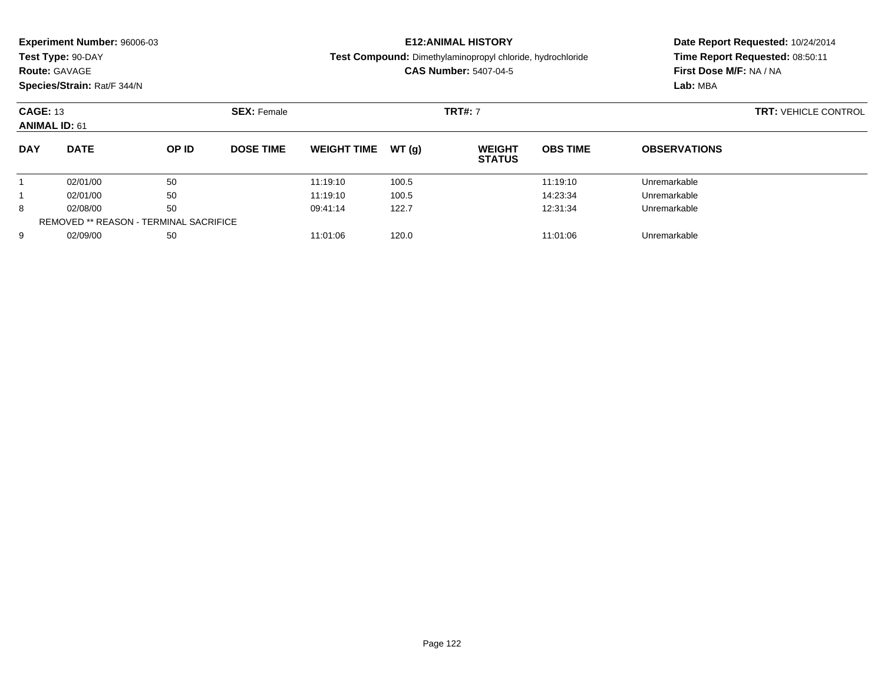**Experiment Number:** 96006-03
**Test Type:** 90-DAY
**Route:** GAVAGE
**Species/Strain:** Rat/F 344/N

**E12:ANIMAL HISTORY**
**Test Compound:** Dimethylaminopropyl chloride, hydrochloride
**CAS Number:** 5407-04-5

**Date Report Requested:** 10/24/2014
**Time Report Requested:** 08:50:11
**First Dose M/F:** NA / NA
**Lab:** MBA

**CAGE:** 13
**ANIMAL ID:** 61
**SEX:** Female
**TRT#:** 7
**TRT:** VEHICLE CONTROL

| DAY | DATE | OP ID | DOSE TIME | WEIGHT TIME | WT (g) | WEIGHT STATUS | OBS TIME | OBSERVATIONS |
|---|---|---|---|---|---|---|---|---|
| 1 | 02/01/00 | 50 | | 11:19:10 | 100.5 | | 11:19:10 | Unremarkable |
| 1 | 02/01/00 | 50 | | 11:19:10 | 100.5 | | 14:23:34 | Unremarkable |
| 8 | 02/08/00 | 50 | | 09:41:14 | 122.7 | | 12:31:34 | Unremarkable |
| REMOVED ** REASON - TERMINAL SACRIFICE | | | | | | | | |
| 9 | 02/09/00 | 50 | | 11:01:06 | 120.0 | | 11:01:06 | Unremarkable |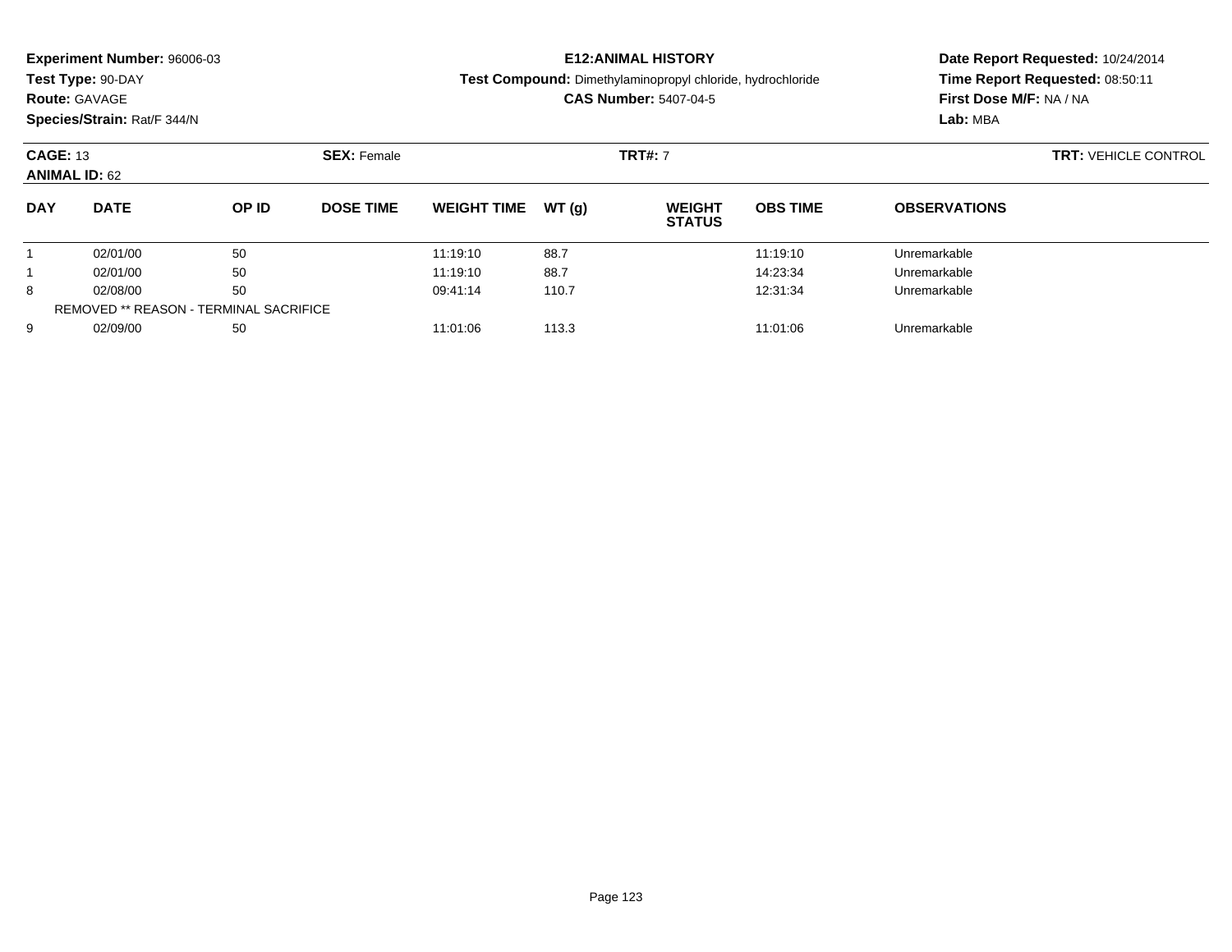**Experiment Number:** 96006-03
**Test Type:** 90-DAY
**Route:** GAVAGE
**Species/Strain:** Rat/F 344/N

**E12:ANIMAL HISTORY**
**Test Compound:** Dimethylaminopropyl chloride, hydrochloride
**CAS Number:** 5407-04-5

**Date Report Requested:** 10/24/2014
**Time Report Requested:** 08:50:11
**First Dose M/F:** NA / NA
**Lab:** MBA

**CAGE:** 13
**ANIMAL ID:** 62
**SEX:** Female
**TRT#:** 7
**TRT:** VEHICLE CONTROL

| DAY | DATE | OP ID | DOSE TIME | WEIGHT TIME | WT (g) | WEIGHT STATUS | OBS TIME | OBSERVATIONS |
|---|---|---|---|---|---|---|---|---|
| 1 | 02/01/00 | 50 | | 11:19:10 | 88.7 | | 11:19:10 | Unremarkable |
| 1 | 02/01/00 | 50 | | 11:19:10 | 88.7 | | 14:23:34 | Unremarkable |
| 8 | 02/08/00 | 50 | | 09:41:14 | 110.7 | | 12:31:34 | Unremarkable |
| REMOVED ** REASON - TERMINAL SACRIFICE | | | | | | | | |
| 9 | 02/09/00 | 50 | | 11:01:06 | 113.3 | | 11:01:06 | Unremarkable |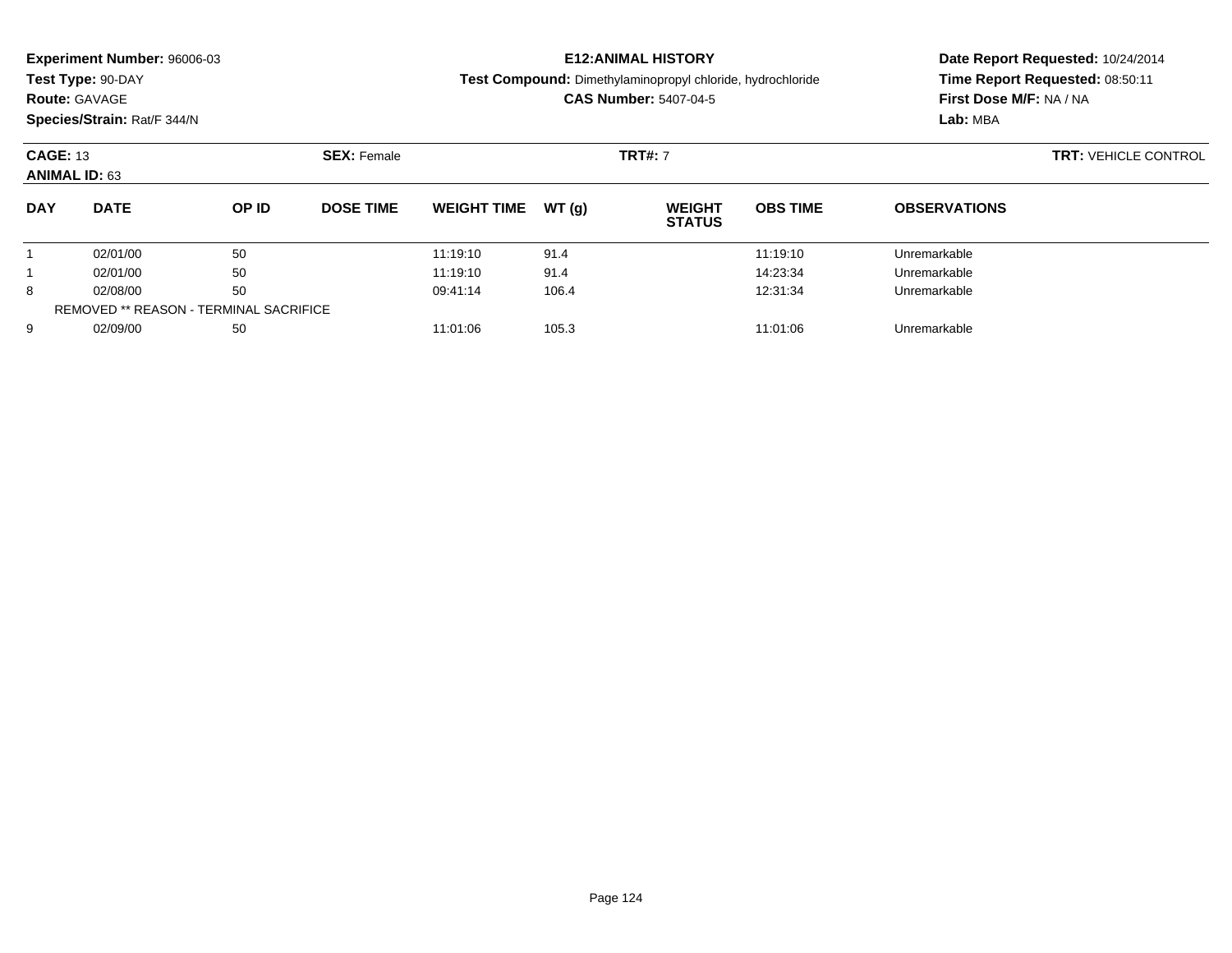**Experiment Number:** 96006-03
**Test Type:** 90-DAY
**Route:** GAVAGE
**Species/Strain:** Rat/F 344/N

**E12:ANIMAL HISTORY**
**Test Compound:** Dimethylaminopropyl chloride, hydrochloride
**CAS Number:** 5407-04-5

**Date Report Requested:** 10/24/2014
**Time Report Requested:** 08:50:11
**First Dose M/F:** NA / NA
**Lab:** MBA

**CAGE:** 13 **SEX:** Female **TRT#:** 7 **TRT:** VEHICLE CONTROL
**ANIMAL ID:** 63

| DAY | DATE | OP ID | DOSE TIME | WEIGHT TIME | WT (g) | WEIGHT STATUS | OBS TIME | OBSERVATIONS |
|---|---|---|---|---|---|---|---|---|
| 1 | 02/01/00 | 50 | | 11:19:10 | 91.4 | | 11:19:10 | Unremarkable |
| 1 | 02/01/00 | 50 | | 11:19:10 | 91.4 | | 14:23:34 | Unremarkable |
| 8 | 02/08/00 | 50 | | 09:41:14 | 106.4 | | 12:31:34 | Unremarkable |
| REMOVED ** REASON - TERMINAL SACRIFICE | | | | | | | | |
| 9 | 02/09/00 | 50 | | 11:01:06 | 105.3 | | 11:01:06 | Unremarkable |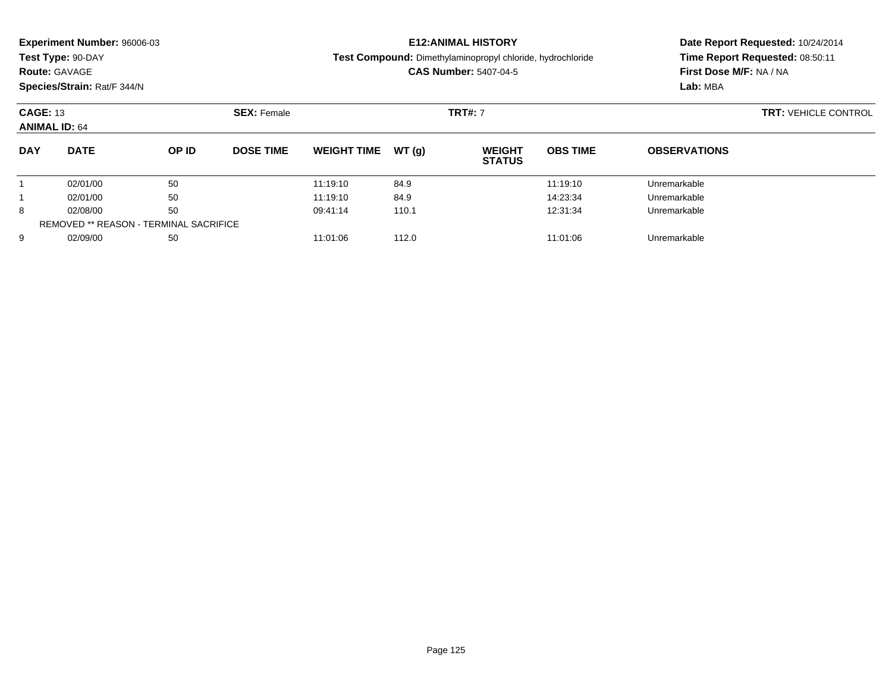**Experiment Number:** 96006-03
**Test Type:** 90-DAY
**Route:** GAVAGE
**Species/Strain:** Rat/F 344/N

**E12:ANIMAL HISTORY**
**Test Compound:** Dimethylaminopropyl chloride, hydrochloride
**CAS Number:** 5407-04-5

**Date Report Requested:** 10/24/2014
**Time Report Requested:** 08:50:11
**First Dose M/F:** NA / NA
**Lab:** MBA

**CAGE:** 13
**ANIMAL ID:** 64
**SEX:** Female
**TRT#:** 7
**TRT:** VEHICLE CONTROL

| DAY | DATE | OP ID | DOSE TIME | WEIGHT TIME | WT (g) | WEIGHT STATUS | OBS TIME | OBSERVATIONS |
|---|---|---|---|---|---|---|---|---|
| 1 | 02/01/00 | 50 | | 11:19:10 | 84.9 | | 11:19:10 | Unremarkable |
| 1 | 02/01/00 | 50 | | 11:19:10 | 84.9 | | 14:23:34 | Unremarkable |
| 8 | 02/08/00 | 50 | | 09:41:14 | 110.1 | | 12:31:34 | Unremarkable |
| REMOVED ** REASON - TERMINAL SACRIFICE | | | | | | | | |
| 9 | 02/09/00 | 50 | | 11:01:06 | 112.0 | | 11:01:06 | Unremarkable |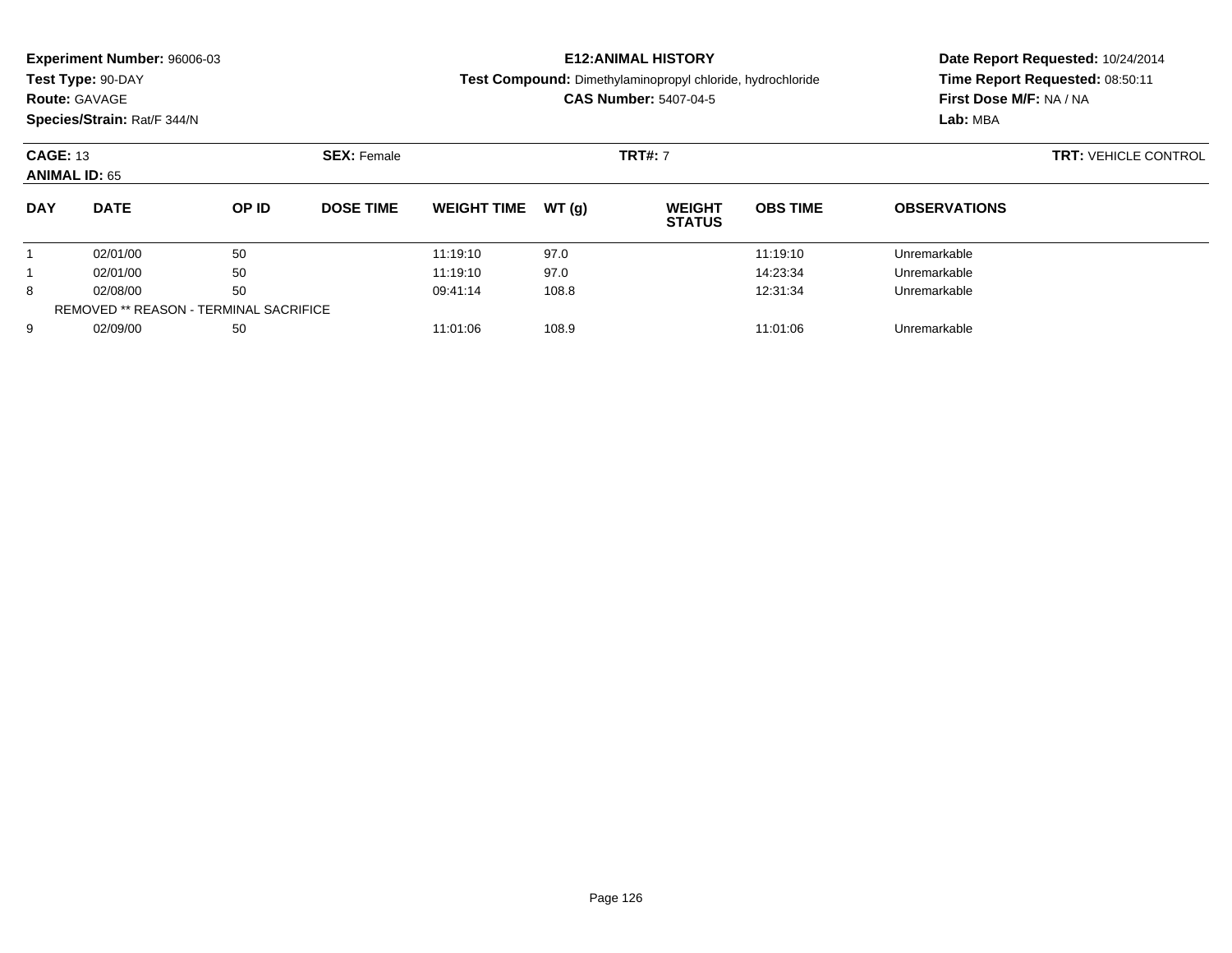**Experiment Number:** 96006-03
**Test Type:** 90-DAY
**Route:** GAVAGE
**Species/Strain:** Rat/F 344/N

**E12:ANIMAL HISTORY**
**Test Compound:** Dimethylaminopropyl chloride, hydrochloride
**CAS Number:** 5407-04-5

**Date Report Requested:** 10/24/2014
**Time Report Requested:** 08:50:11
**First Dose M/F:** NA / NA
**Lab:** MBA

**CAGE:** 13 **SEX:** Female **TRT#:** 7 **TRT:** VEHICLE CONTROL
**ANIMAL ID:** 65

| DAY | DATE | OP ID | DOSE TIME | WEIGHT TIME | WT (g) | WEIGHT STATUS | OBS TIME | OBSERVATIONS |
|---|---|---|---|---|---|---|---|---|
| 1 | 02/01/00 | 50 | | 11:19:10 | 97.0 | | 11:19:10 | Unremarkable |
| 1 | 02/01/00 | 50 | | 11:19:10 | 97.0 | | 14:23:34 | Unremarkable |
| 8 | 02/08/00 | 50 | | 09:41:14 | 108.8 | | 12:31:34 | Unremarkable |
| REMOVED ** REASON - TERMINAL SACRIFICE | | | | | | | | |
| 9 | 02/09/00 | 50 | | 11:01:06 | 108.9 | | 11:01:06 | Unremarkable |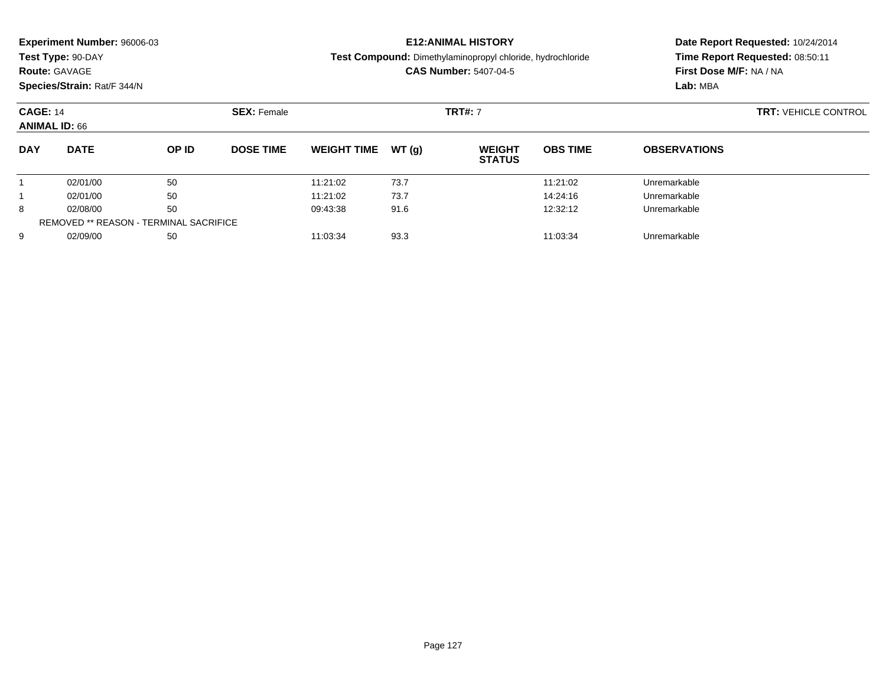**Experiment Number:** 96006-03
**Test Type:** 90-DAY
**Route:** GAVAGE
**Species/Strain:** Rat/F 344/N

**E12:ANIMAL HISTORY**
**Test Compound:** Dimethylaminopropyl chloride, hydrochloride
**CAS Number:** 5407-04-5

**Date Report Requested:** 10/24/2014
**Time Report Requested:** 08:50:11
**First Dose M/F:** NA / NA
**Lab:** MBA

**CAGE:** 14
**ANIMAL ID:** 66

**SEX:** Female

**TRT#:** 7

**TRT:** VEHICLE CONTROL

| DAY | DATE | OP ID | DOSE TIME | WEIGHT TIME | WT (g) | WEIGHT STATUS | OBS TIME | OBSERVATIONS |
|---|---|---|---|---|---|---|---|---|
| 1 | 02/01/00 | 50 | | 11:21:02 | 73.7 | | 11:21:02 | Unremarkable |
| 1 | 02/01/00 | 50 | | 11:21:02 | 73.7 | | 14:24:16 | Unremarkable |
| 8 | 02/08/00 | 50 | | 09:43:38 | 91.6 | | 12:32:12 | Unremarkable |
| REMOVED ** REASON - TERMINAL SACRIFICE | | | | | | | | |
| 9 | 02/09/00 | 50 | | 11:03:34 | 93.3 | | 11:03:34 | Unremarkable |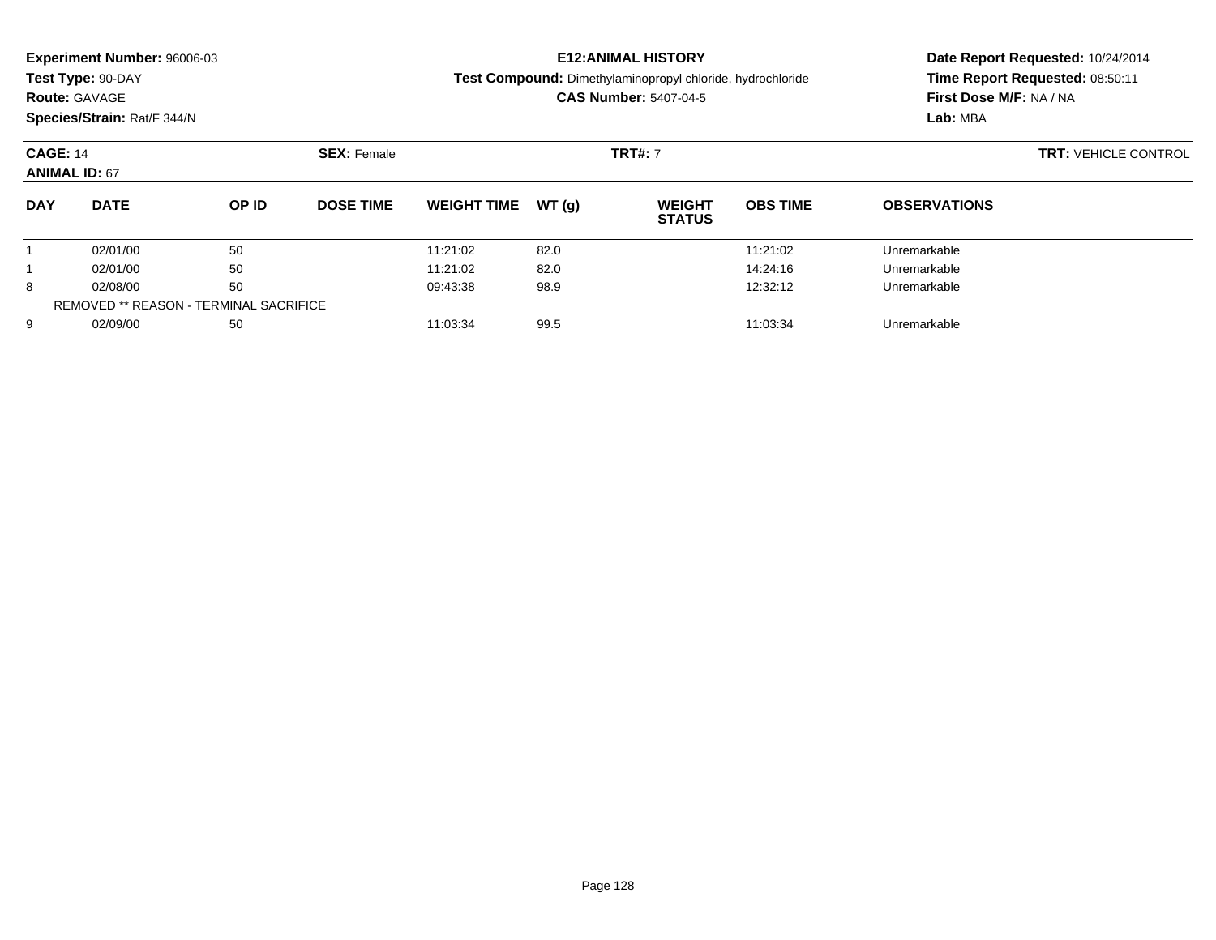**Experiment Number:** 96006-03
**Test Type:** 90-DAY
**Route:** GAVAGE
**Species/Strain:** Rat/F 344/N

**E12:ANIMAL HISTORY**
**Test Compound:** Dimethylaminopropyl chloride, hydrochloride
**CAS Number:** 5407-04-5

**Date Report Requested:** 10/24/2014
**Time Report Requested:** 08:50:11
**First Dose M/F:** NA / NA
**Lab:** MBA

**CAGE:** 14
**ANIMAL ID:** 67
**SEX:** Female
**TRT#:** 7
**TRT:** VEHICLE CONTROL

| DAY | DATE | OP ID | DOSE TIME | WEIGHT TIME | WT (g) | WEIGHT STATUS | OBS TIME | OBSERVATIONS |
|---|---|---|---|---|---|---|---|---|
| 1 | 02/01/00 | 50 | | 11:21:02 | 82.0 | | 11:21:02 | Unremarkable |
| 1 | 02/01/00 | 50 | | 11:21:02 | 82.0 | | 14:24:16 | Unremarkable |
| 8 | 02/08/00 | 50 | | 09:43:38 | 98.9 | | 12:32:12 | Unremarkable |
| REMOVED ** REASON - TERMINAL SACRIFICE | | | | | | | | |
| 9 | 02/09/00 | 50 | | 11:03:34 | 99.5 | | 11:03:34 | Unremarkable |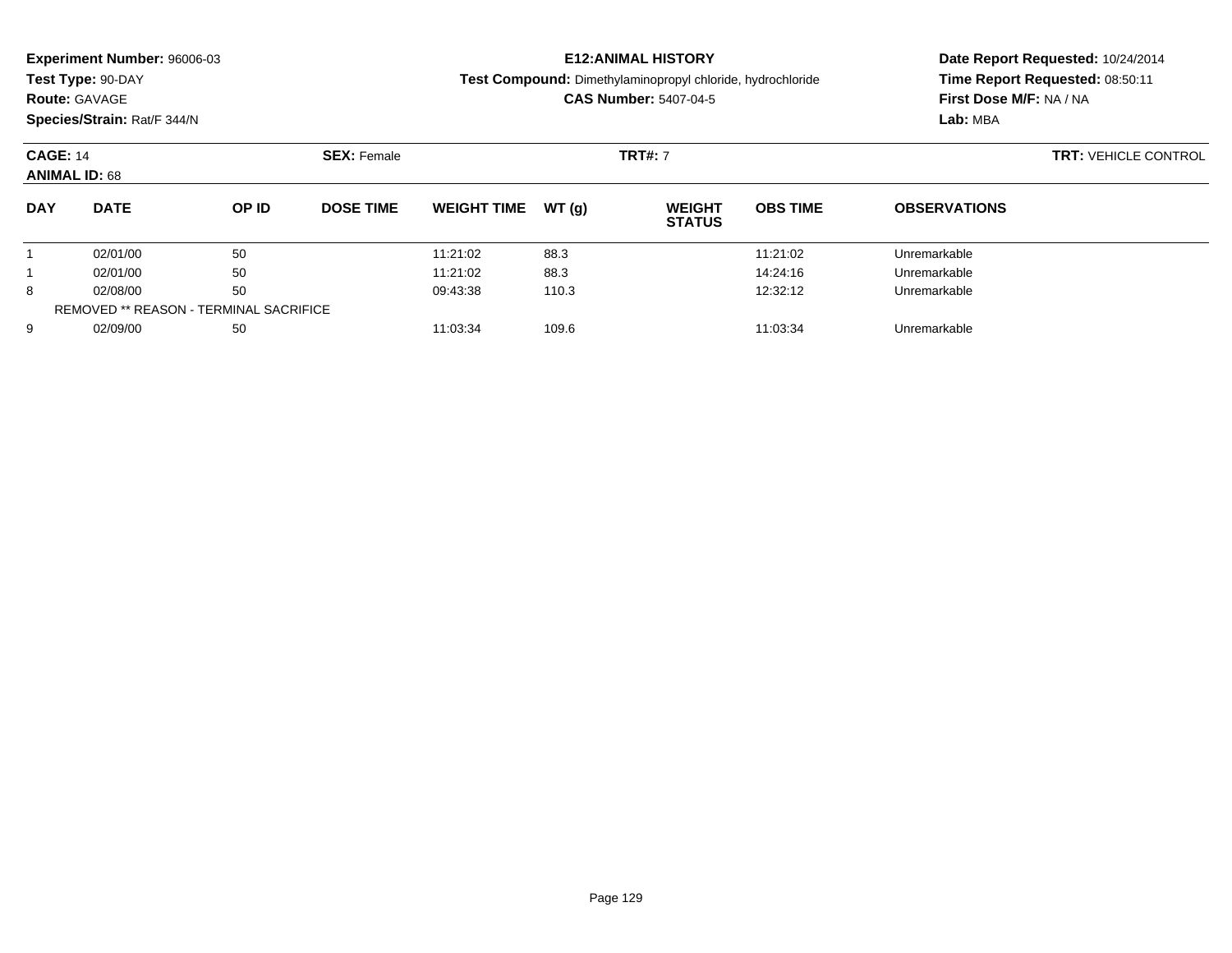**Experiment Number:** 96006-03
**Test Type:** 90-DAY
**Route:** GAVAGE
**Species/Strain:** Rat/F 344/N

**E12:ANIMAL HISTORY**
**Test Compound:** Dimethylaminopropyl chloride, hydrochloride
**CAS Number:** 5407-04-5

**Date Report Requested:** 10/24/2014
**Time Report Requested:** 08:50:11
**First Dose M/F:** NA / NA
**Lab:** MBA

**CAGE:** 14 **SEX:** Female **TRT#:** 7 **TRT:** VEHICLE CONTROL
**ANIMAL ID:** 68

| DAY | DATE | OP ID | DOSE TIME | WEIGHT TIME | WT (g) | WEIGHT STATUS | OBS TIME | OBSERVATIONS |
|---|---|---|---|---|---|---|---|---|
| 1 | 02/01/00 | 50 | | 11:21:02 | 88.3 | | 11:21:02 | Unremarkable |
| 1 | 02/01/00 | 50 | | 11:21:02 | 88.3 | | 14:24:16 | Unremarkable |
| 8 | 02/08/00 | 50 | | 09:43:38 | 110.3 | | 12:32:12 | Unremarkable |
| REMOVED ** REASON - TERMINAL SACRIFICE | | | | | | | | |
| 9 | 02/09/00 | 50 | | 11:03:34 | 109.6 | | 11:03:34 | Unremarkable |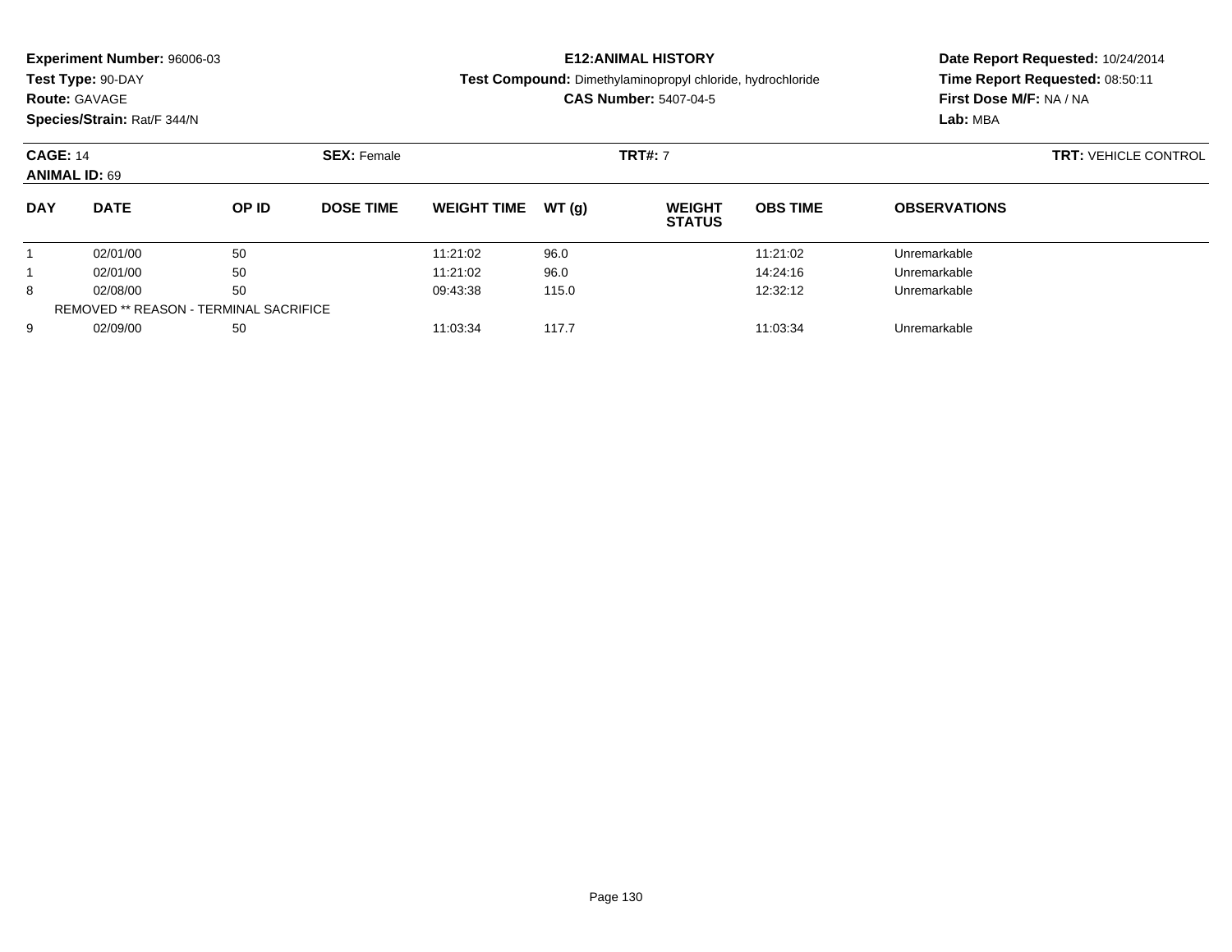**Experiment Number:** 96006-03
**Test Type:** 90-DAY
**Route:** GAVAGE
**Species/Strain:** Rat/F 344/N

**E12:ANIMAL HISTORY**
**Test Compound:** Dimethylaminopropyl chloride, hydrochloride
**CAS Number:** 5407-04-5

**Date Report Requested:** 10/24/2014
**Time Report Requested:** 08:50:11
**First Dose M/F:** NA / NA
**Lab:** MBA

**CAGE:** 14 **SEX:** Female **TRT#:** 7 **TRT:** VEHICLE CONTROL
**ANIMAL ID:** 69

| DAY | DATE | OP ID | DOSE TIME | WEIGHT TIME | WT (g) | WEIGHT STATUS | OBS TIME | OBSERVATIONS |
|---|---|---|---|---|---|---|---|---|
| 1 | 02/01/00 | 50 | | 11:21:02 | 96.0 | | 11:21:02 | Unremarkable |
| 1 | 02/01/00 | 50 | | 11:21:02 | 96.0 | | 14:24:16 | Unremarkable |
| 8 | 02/08/00 | 50 | | 09:43:38 | 115.0 | | 12:32:12 | Unremarkable |
| REMOVED ** REASON - TERMINAL SACRIFICE | | | | | | | | |
| 9 | 02/09/00 | 50 | | 11:03:34 | 117.7 | | 11:03:34 | Unremarkable |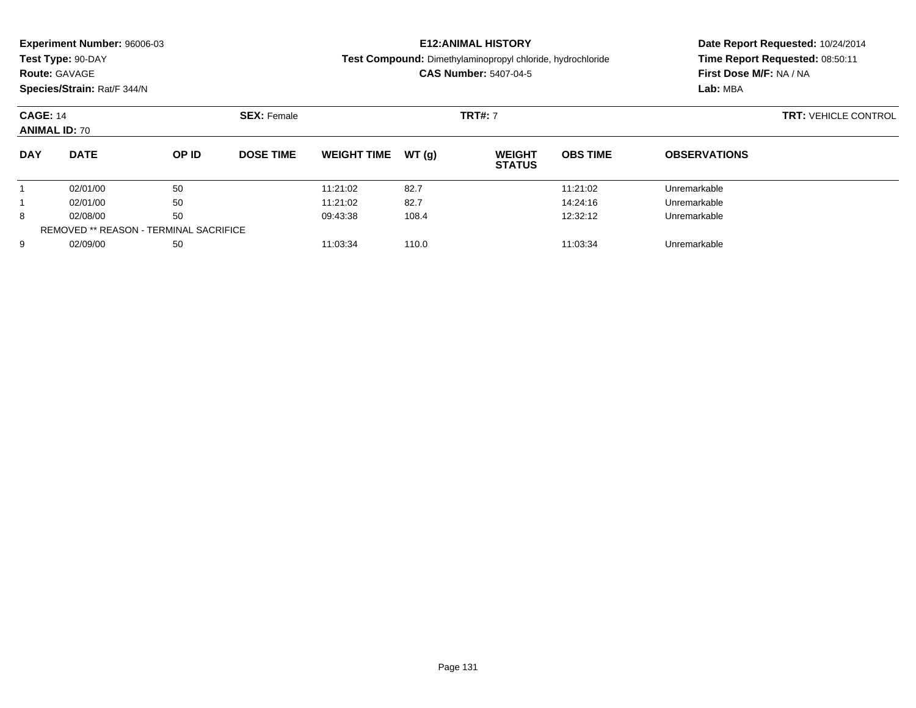**Experiment Number:** 96006-03
**Test Type:** 90-DAY
**Route:** GAVAGE
**Species/Strain:** Rat/F 344/N

**E12:ANIMAL HISTORY**
**Test Compound:** Dimethylaminopropyl chloride, hydrochloride
**CAS Number:** 5407-04-5

**Date Report Requested:** 10/24/2014
**Time Report Requested:** 08:50:11
**First Dose M/F:** NA / NA
**Lab:** MBA

**CAGE:** 14 **SEX:** Female **TRT#:** 7 **TRT:** VEHICLE CONTROL
**ANIMAL ID:** 70

| DAY | DATE | OP ID | DOSE TIME | WEIGHT TIME | WT (g) | WEIGHT STATUS | OBS TIME | OBSERVATIONS |
|---|---|---|---|---|---|---|---|---|
| 1 | 02/01/00 | 50 | | 11:21:02 | 82.7 | | 11:21:02 | Unremarkable |
| 1 | 02/01/00 | 50 | | 11:21:02 | 82.7 | | 14:24:16 | Unremarkable |
| 8 | 02/08/00 | 50 | | 09:43:38 | 108.4 | | 12:32:12 | Unremarkable |
| REMOVED ** REASON - TERMINAL SACRIFICE | | | | | | | | |
| 9 | 02/09/00 | 50 | | 11:03:34 | 110.0 | | 11:03:34 | Unremarkable |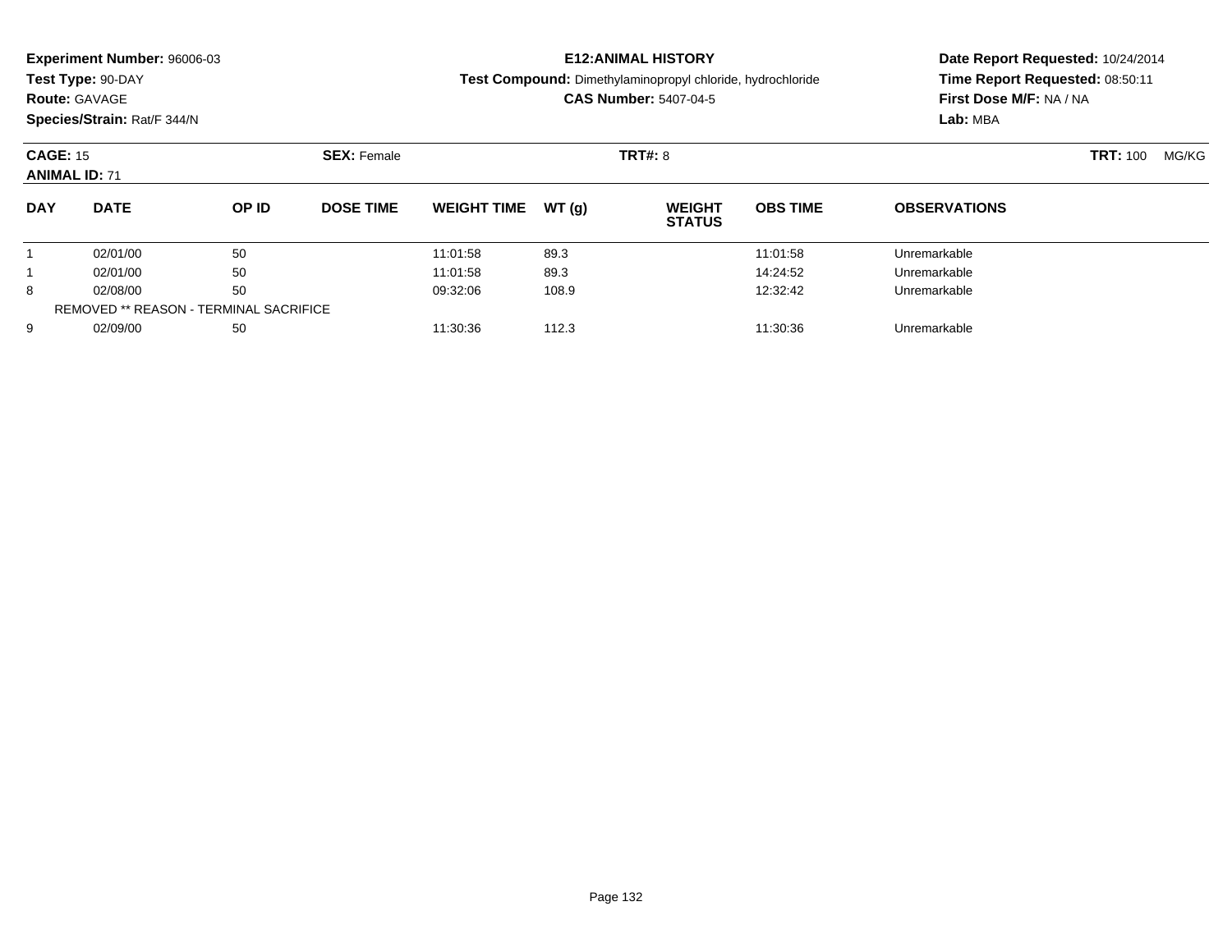**Experiment Number:** 96006-03
**Test Type:** 90-DAY
**Route:** GAVAGE
**Species/Strain:** Rat/F 344/N

**E12:ANIMAL HISTORY**
**Test Compound:** Dimethylaminopropyl chloride, hydrochloride
**CAS Number:** 5407-04-5

**Date Report Requested:** 10/24/2014
**Time Report Requested:** 08:50:11
**First Dose M/F:** NA / NA
**Lab:** MBA

**CAGE:** 15 **SEX:** Female **TRT#:** 8 **TRT:** 100 MG/KG
**ANIMAL ID:** 71

| DAY | DATE | OP ID | DOSE TIME | WEIGHT TIME | WT (g) | WEIGHT STATUS | OBS TIME | OBSERVATIONS |
|---|---|---|---|---|---|---|---|---|
| 1 | 02/01/00 | 50 | | 11:01:58 | 89.3 | | 11:01:58 | Unremarkable |
| 1 | 02/01/00 | 50 | | 11:01:58 | 89.3 | | 14:24:52 | Unremarkable |
| 8 | 02/08/00 | 50 | | 09:32:06 | 108.9 | | 12:32:42 | Unremarkable |
| REMOVED ** REASON - TERMINAL SACRIFICE | | | | | | | | |
| 9 | 02/09/00 | 50 | | 11:30:36 | 112.3 | | 11:30:36 | Unremarkable |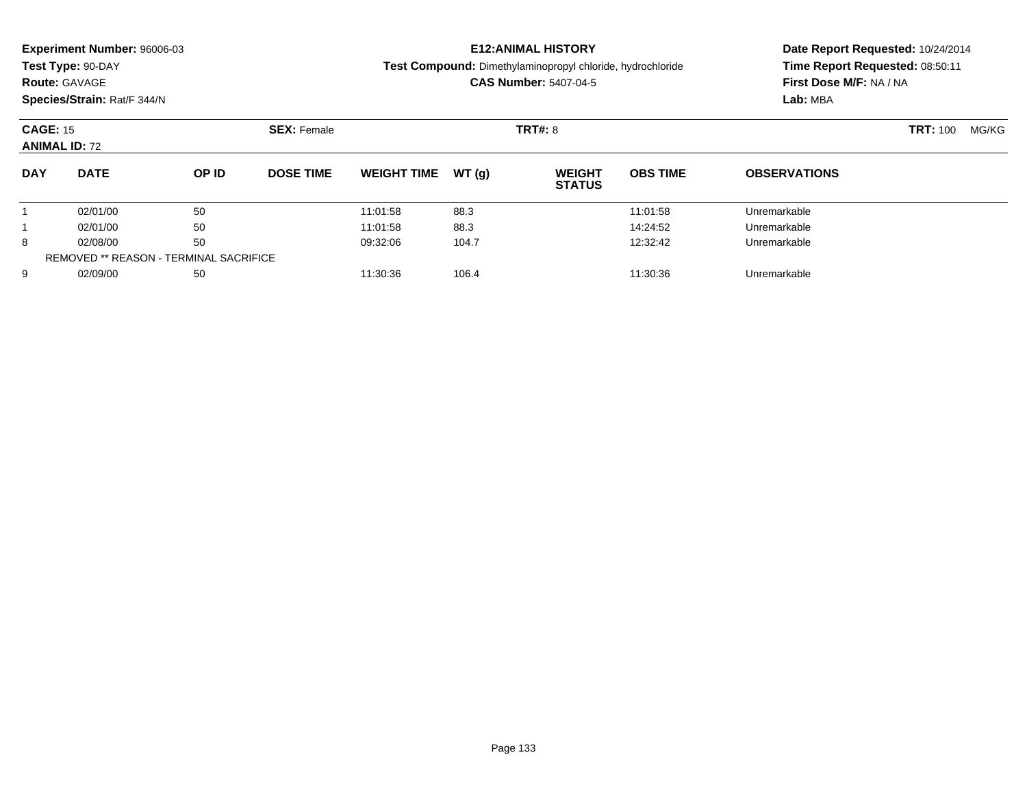**Experiment Number:** 96006-03
**Test Type:** 90-DAY
**Route:** GAVAGE
**Species/Strain:** Rat/F 344/N

**E12:ANIMAL HISTORY**
**Test Compound:** Dimethylaminopropyl chloride, hydrochloride
**CAS Number:** 5407-04-5

**Date Report Requested:** 10/24/2014
**Time Report Requested:** 08:50:11
**First Dose M/F:** NA / NA
**Lab:** MBA

**CAGE:** 15 **SEX:** Female **TRT#:** 8 **TRT:** 100 MG/KG
**ANIMAL ID:** 72

| DAY | DATE | OP ID | DOSE TIME | WEIGHT TIME | WT (g) | WEIGHT STATUS | OBS TIME | OBSERVATIONS |
|---|---|---|---|---|---|---|---|---|
| 1 | 02/01/00 | 50 | | 11:01:58 | 88.3 | | 11:01:58 | Unremarkable |
| 1 | 02/01/00 | 50 | | 11:01:58 | 88.3 | | 14:24:52 | Unremarkable |
| 8 | 02/08/00 | 50 | | 09:32:06 | 104.7 | | 12:32:42 | Unremarkable |
| REMOVED ** REASON - TERMINAL SACRIFICE | | | | | | | | |
| 9 | 02/09/00 | 50 | | 11:30:36 | 106.4 | | 11:30:36 | Unremarkable |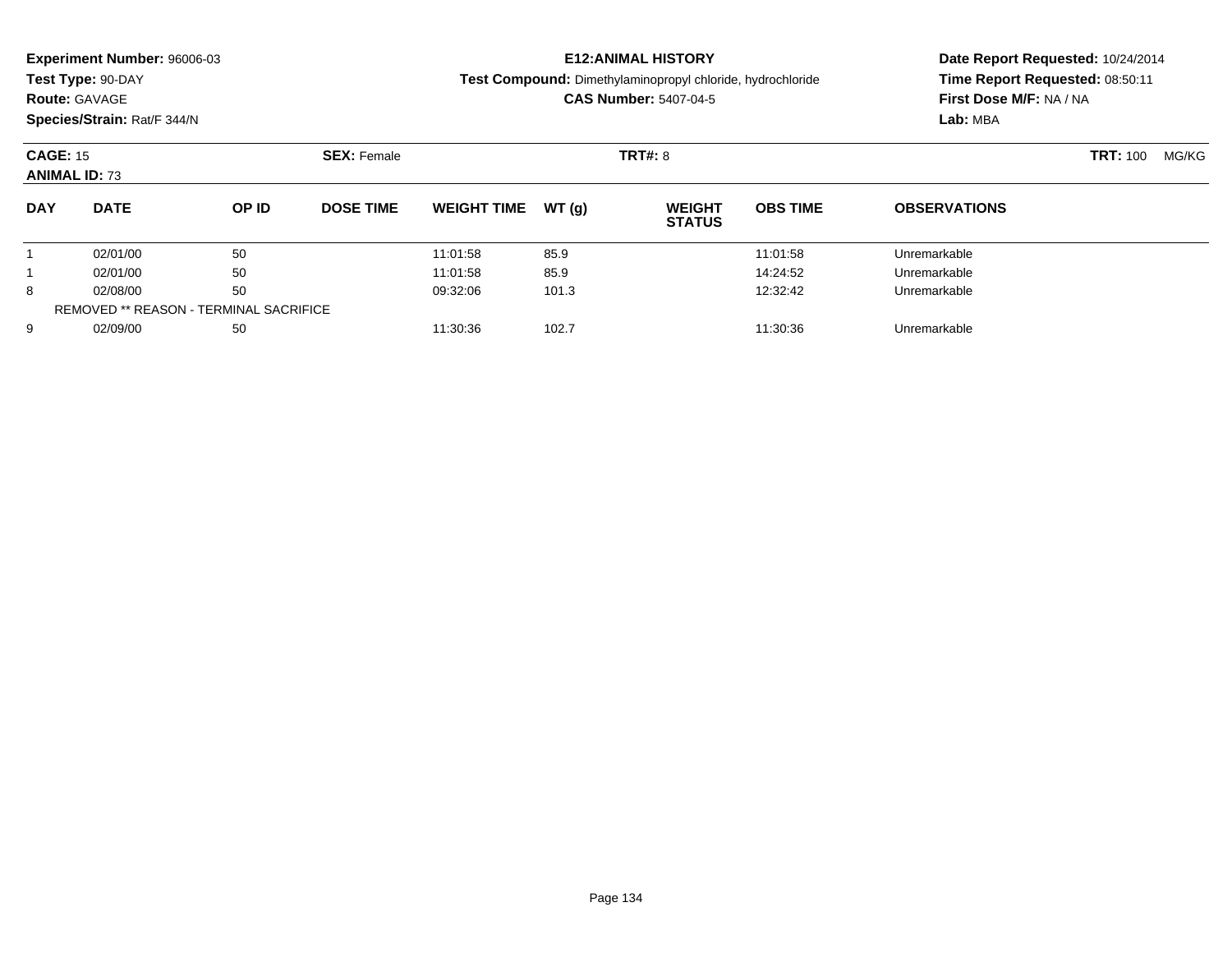**Experiment Number:** 96006-03
**Test Type:** 90-DAY
**Route:** GAVAGE
**Species/Strain:** Rat/F 344/N

**E12:ANIMAL HISTORY**
**Test Compound:** Dimethylaminopropyl chloride, hydrochloride
**CAS Number:** 5407-04-5

**Date Report Requested:** 10/24/2014
**Time Report Requested:** 08:50:11
**First Dose M/F:** NA / NA
**Lab:** MBA

**CAGE:** 15 **SEX:** Female **TRT#:** 8 **TRT:** 100 MG/KG
**ANIMAL ID:** 73

| DAY | DATE | OP ID | DOSE TIME | WEIGHT TIME | WT (g) | WEIGHT STATUS | OBS TIME | OBSERVATIONS |
|---|---|---|---|---|---|---|---|---|
| 1 | 02/01/00 | 50 | | 11:01:58 | 85.9 | | 11:01:58 | Unremarkable |
| 1 | 02/01/00 | 50 | | 11:01:58 | 85.9 | | 14:24:52 | Unremarkable |
| 8 | 02/08/00 | 50 | | 09:32:06 | 101.3 | | 12:32:42 | Unremarkable |
| REMOVED ** REASON - TERMINAL SACRIFICE | | | | | | | | |
| 9 | 02/09/00 | 50 | | 11:30:36 | 102.7 | | 11:30:36 | Unremarkable |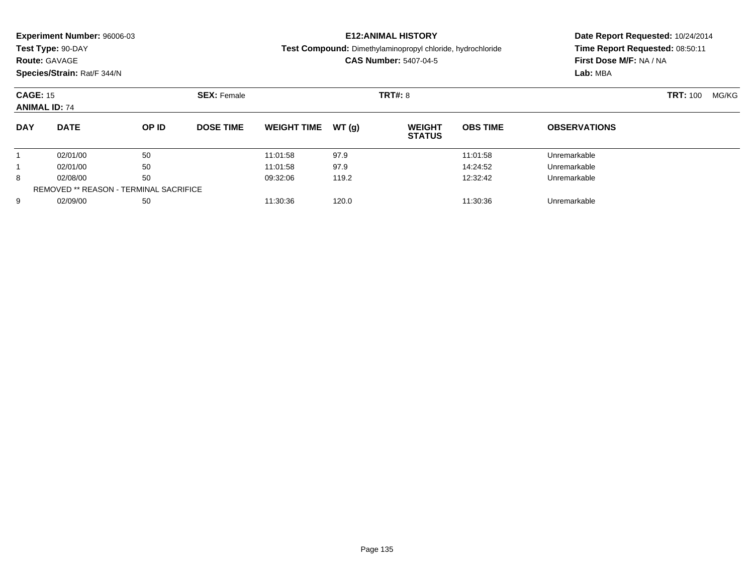**Experiment Number:** 96006-03
**Test Type:** 90-DAY
**Route:** GAVAGE
**Species/Strain:** Rat/F 344/N

**E12:ANIMAL HISTORY**
**Test Compound:** Dimethylaminopropyl chloride, hydrochloride
**CAS Number:** 5407-04-5

**Date Report Requested:** 10/24/2014
**Time Report Requested:** 08:50:11
**First Dose M/F:** NA / NA
**Lab:** MBA

**CAGE:** 15 **SEX:** Female **TRT#:** 8 **TRT:** 100 MG/KG
**ANIMAL ID:** 74

| DAY | DATE | OP ID | DOSE TIME | WEIGHT TIME | WT (g) | WEIGHT STATUS | OBS TIME | OBSERVATIONS |
|---|---|---|---|---|---|---|---|---|
| 1 | 02/01/00 | 50 | | 11:01:58 | 97.9 | | 11:01:58 | Unremarkable |
| 1 | 02/01/00 | 50 | | 11:01:58 | 97.9 | | 14:24:52 | Unremarkable |
| 8 | 02/08/00 | 50 | | 09:32:06 | 119.2 | | 12:32:42 | Unremarkable |
| REMOVED ** REASON - TERMINAL SACRIFICE | | | | | | | | |
| 9 | 02/09/00 | 50 | | 11:30:36 | 120.0 | | 11:30:36 | Unremarkable |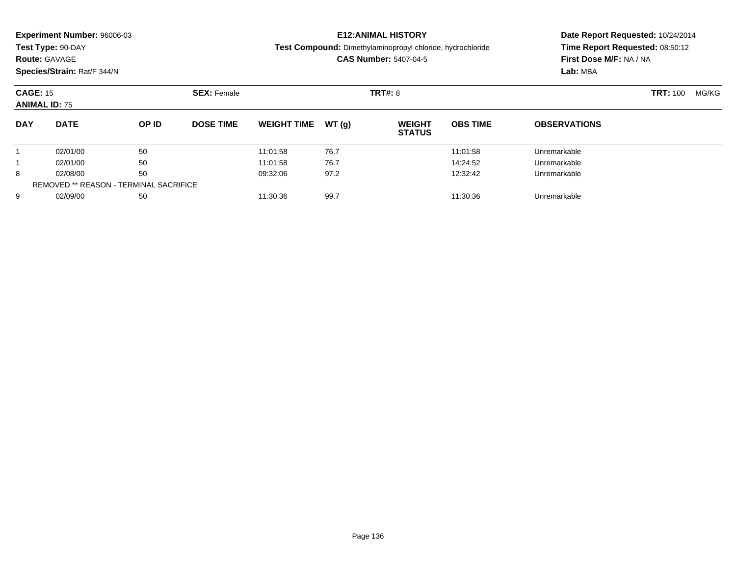**Experiment Number:** 96006-03
**Test Type:** 90-DAY
**Route:** GAVAGE
**Species/Strain:** Rat/F 344/N

**E12:ANIMAL HISTORY**
**Test Compound:** Dimethylaminopropyl chloride, hydrochloride
**CAS Number:** 5407-04-5

**Date Report Requested:** 10/24/2014
**Time Report Requested:** 08:50:12
**First Dose M/F:** NA / NA
**Lab:** MBA

**CAGE:** 15
**ANIMAL ID:** 75
**SEX:** Female
**TRT#:** 8
**TRT:** 100 MG/KG

| DAY | DATE | OP ID | DOSE TIME | WEIGHT TIME | WT (g) | WEIGHT STATUS | OBS TIME | OBSERVATIONS |
|---|---|---|---|---|---|---|---|---|
| 1 | 02/01/00 | 50 | | 11:01:58 | 76.7 | | 11:01:58 | Unremarkable |
| 1 | 02/01/00 | 50 | | 11:01:58 | 76.7 | | 14:24:52 | Unremarkable |
| 8 | 02/08/00 | 50 | | 09:32:06 | 97.2 | | 12:32:42 | Unremarkable |
| REMOVED ** REASON - TERMINAL SACRIFICE | | | | | | | | |
| 9 | 02/09/00 | 50 | | 11:30:36 | 99.7 | | 11:30:36 | Unremarkable |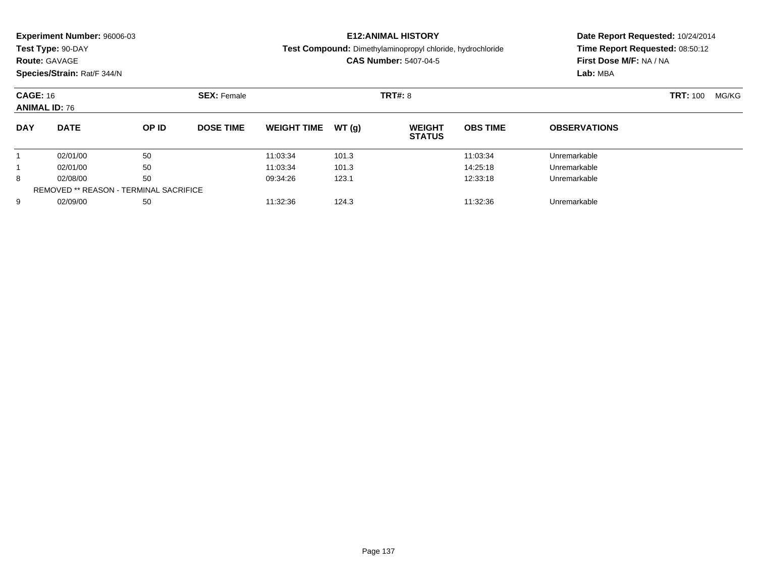**Experiment Number:** 96006-03
**Test Type:** 90-DAY
**Route:** GAVAGE
**Species/Strain:** Rat/F 344/N

**E12:ANIMAL HISTORY**
**Test Compound:** Dimethylaminopropyl chloride, hydrochloride
**CAS Number:** 5407-04-5

**Date Report Requested:** 10/24/2014
**Time Report Requested:** 08:50:12
**First Dose M/F:** NA / NA
**Lab:** MBA

**CAGE:** 16 **SEX:** Female **TRT#:** 8 **TRT:** 100 MG/KG
**ANIMAL ID:** 76

| DAY | DATE | OP ID | DOSE TIME | WEIGHT TIME | WT (g) | WEIGHT STATUS | OBS TIME | OBSERVATIONS |
|---|---|---|---|---|---|---|---|---|
| 1 | 02/01/00 | 50 | | 11:03:34 | 101.3 | | 11:03:34 | Unremarkable |
| 1 | 02/01/00 | 50 | | 11:03:34 | 101.3 | | 14:25:18 | Unremarkable |
| 8 | 02/08/00 | 50 | | 09:34:26 | 123.1 | | 12:33:18 | Unremarkable |
| REMOVED ** REASON - TERMINAL SACRIFICE | | | | | | | | |
| 9 | 02/09/00 | 50 | | 11:32:36 | 124.3 | | 11:32:36 | Unremarkable |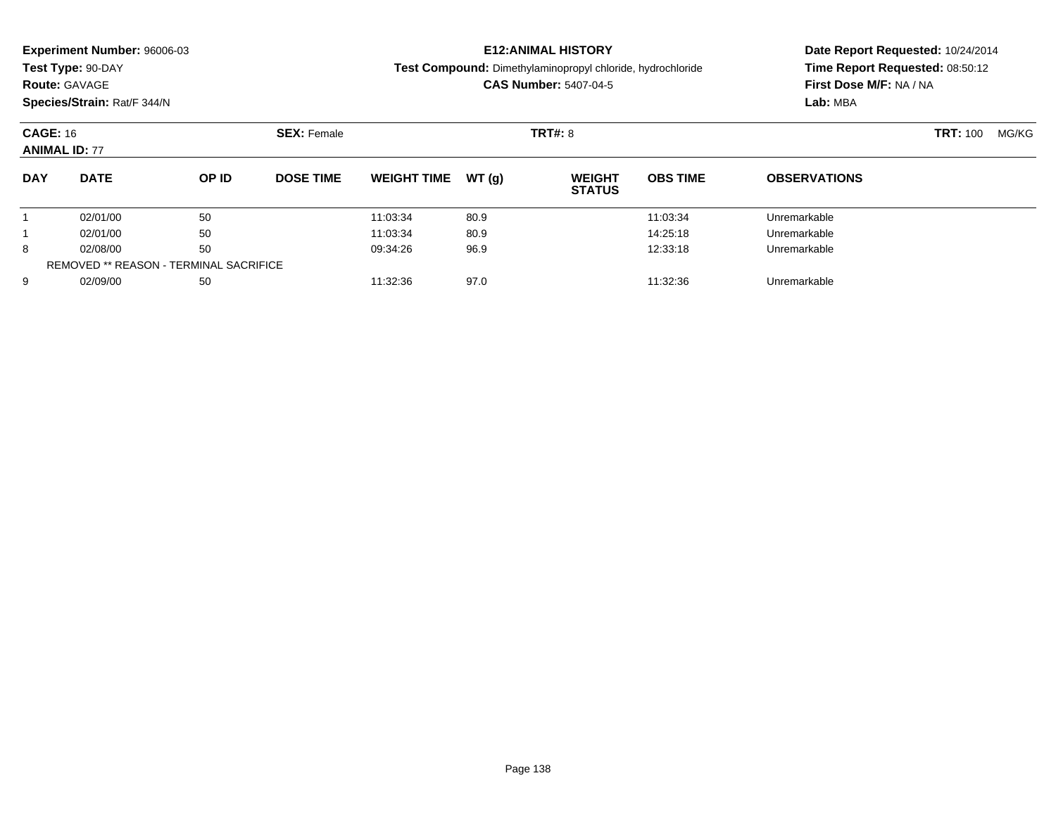**Experiment Number:** 96006-03
**Test Type:** 90-DAY
**Route:** GAVAGE
**Species/Strain:** Rat/F 344/N

**E12:ANIMAL HISTORY**
**Test Compound:** Dimethylaminopropyl chloride, hydrochloride
**CAS Number:** 5407-04-5

**Date Report Requested:** 10/24/2014
**Time Report Requested:** 08:50:12
**First Dose M/F:** NA / NA
**Lab:** MBA

**CAGE:** 16 **SEX:** Female **TRT#:** 8 **TRT:** 100 MG/KG
**ANIMAL ID:** 77

| DAY | DATE | OP ID | DOSE TIME | WEIGHT TIME | WT (g) | WEIGHT STATUS | OBS TIME | OBSERVATIONS |
|---|---|---|---|---|---|---|---|---|
| 1 | 02/01/00 | 50 | | 11:03:34 | 80.9 | | 11:03:34 | Unremarkable |
| 1 | 02/01/00 | 50 | | 11:03:34 | 80.9 | | 14:25:18 | Unremarkable |
| 8 | 02/08/00 | 50 | | 09:34:26 | 96.9 | | 12:33:18 | Unremarkable |
| REMOVED ** REASON - TERMINAL SACRIFICE | | | | | | | | |
| 9 | 02/09/00 | 50 | | 11:32:36 | 97.0 | | 11:32:36 | Unremarkable |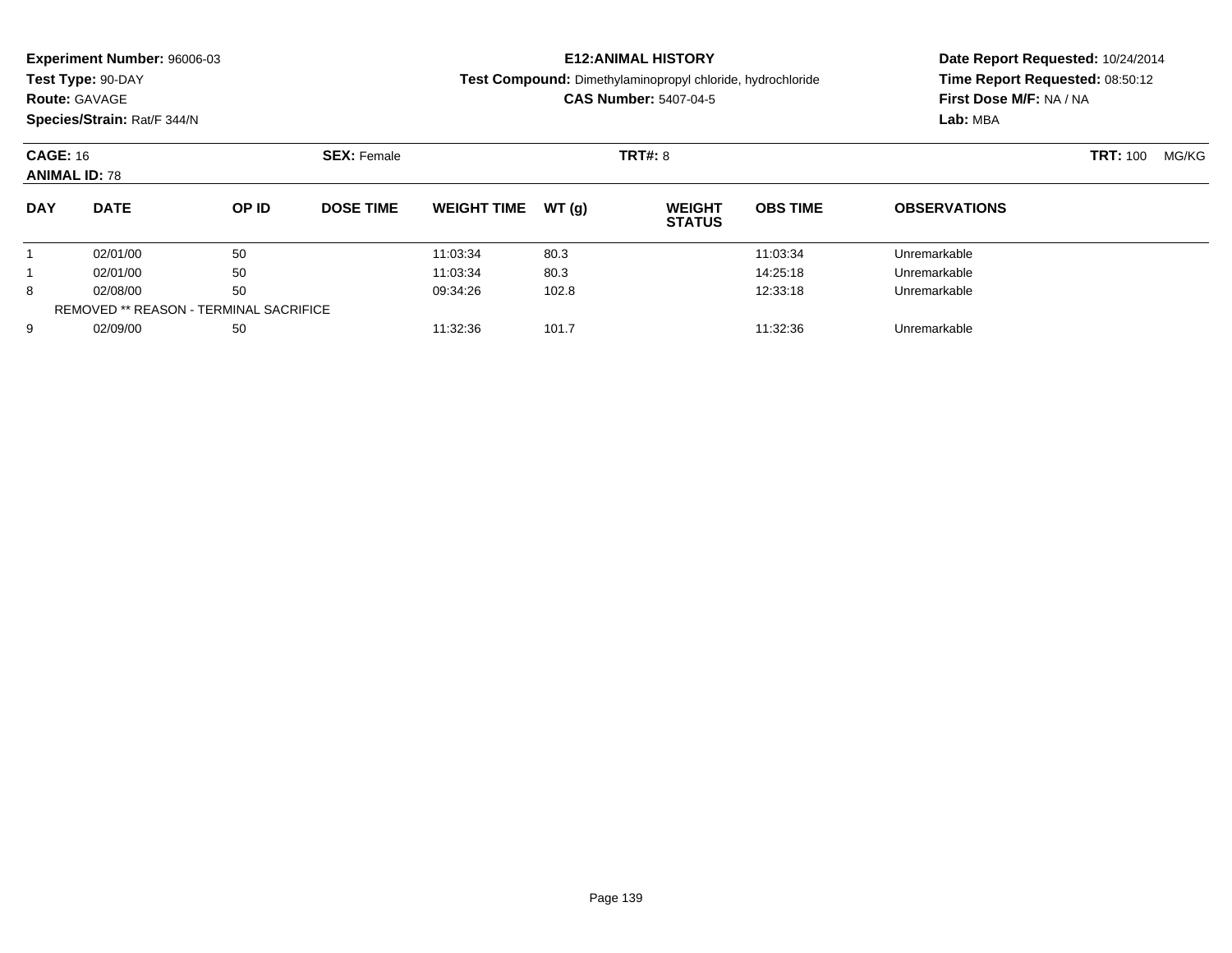**Experiment Number:** 96006-03
**Test Type:** 90-DAY
**Route:** GAVAGE
**Species/Strain:** Rat/F 344/N

**E12:ANIMAL HISTORY**
**Test Compound:** Dimethylaminopropyl chloride, hydrochloride
**CAS Number:** 5407-04-5

**Date Report Requested:** 10/24/2014
**Time Report Requested:** 08:50:12
**First Dose M/F:** NA / NA
**Lab:** MBA

**CAGE:** 16
**ANIMAL ID:** 78
**SEX:** Female
**TRT#:** 8
**TRT:** 100 MG/KG

| DAY | DATE | OP ID | DOSE TIME | WEIGHT TIME | WT (g) | WEIGHT STATUS | OBS TIME | OBSERVATIONS |
|---|---|---|---|---|---|---|---|---|
| 1 | 02/01/00 | 50 | | 11:03:34 | 80.3 | | 11:03:34 | Unremarkable |
| 1 | 02/01/00 | 50 | | 11:03:34 | 80.3 | | 14:25:18 | Unremarkable |
| 8 | 02/08/00 | 50 | | 09:34:26 | 102.8 | | 12:33:18 | Unremarkable |
| REMOVED ** REASON - TERMINAL SACRIFICE | | | | | | | | |
| 9 | 02/09/00 | 50 | | 11:32:36 | 101.7 | | 11:32:36 | Unremarkable |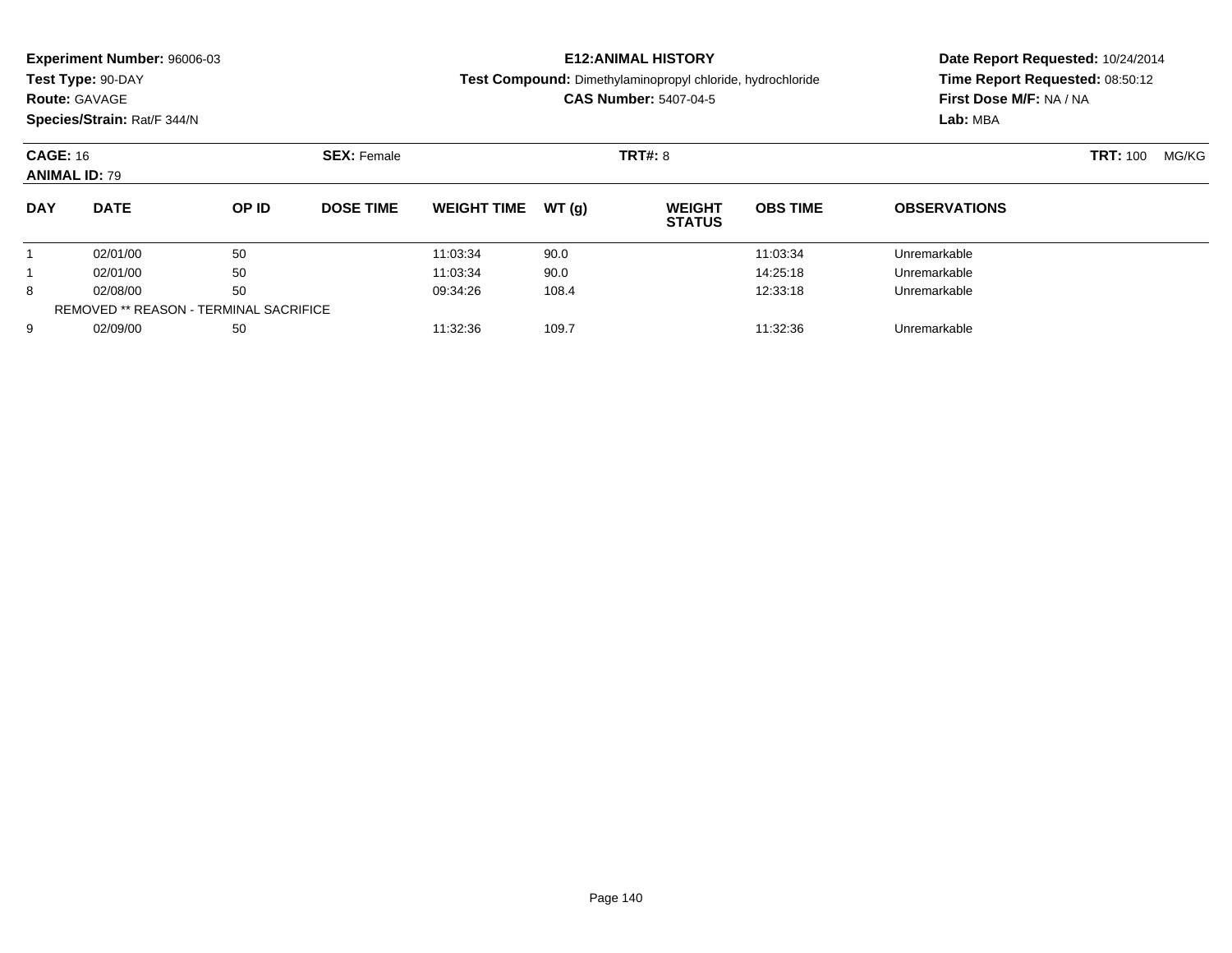**Experiment Number:** 96006-03
**Test Type:** 90-DAY
**Route:** GAVAGE
**Species/Strain:** Rat/F 344/N

**E12:ANIMAL HISTORY**
**Test Compound:** Dimethylaminopropyl chloride, hydrochloride
**CAS Number:** 5407-04-5

**Date Report Requested:** 10/24/2014
**Time Report Requested:** 08:50:12
**First Dose M/F:** NA / NA
**Lab:** MBA

**CAGE:** 16 **SEX:** Female **TRT#:** 8 **TRT:** 100 MG/KG
**ANIMAL ID:** 79

| DAY | DATE | OP ID | DOSE TIME | WEIGHT TIME | WT (g) | WEIGHT STATUS | OBS TIME | OBSERVATIONS |
|---|---|---|---|---|---|---|---|---|
| 1 | 02/01/00 | 50 | | 11:03:34 | 90.0 | | 11:03:34 | Unremarkable |
| 1 | 02/01/00 | 50 | | 11:03:34 | 90.0 | | 14:25:18 | Unremarkable |
| 8 | 02/08/00 | 50 | | 09:34:26 | 108.4 | | 12:33:18 | Unremarkable |
| REMOVED ** REASON - TERMINAL SACRIFICE | | | | | | | | |
| 9 | 02/09/00 | 50 | | 11:32:36 | 109.7 | | 11:32:36 | Unremarkable |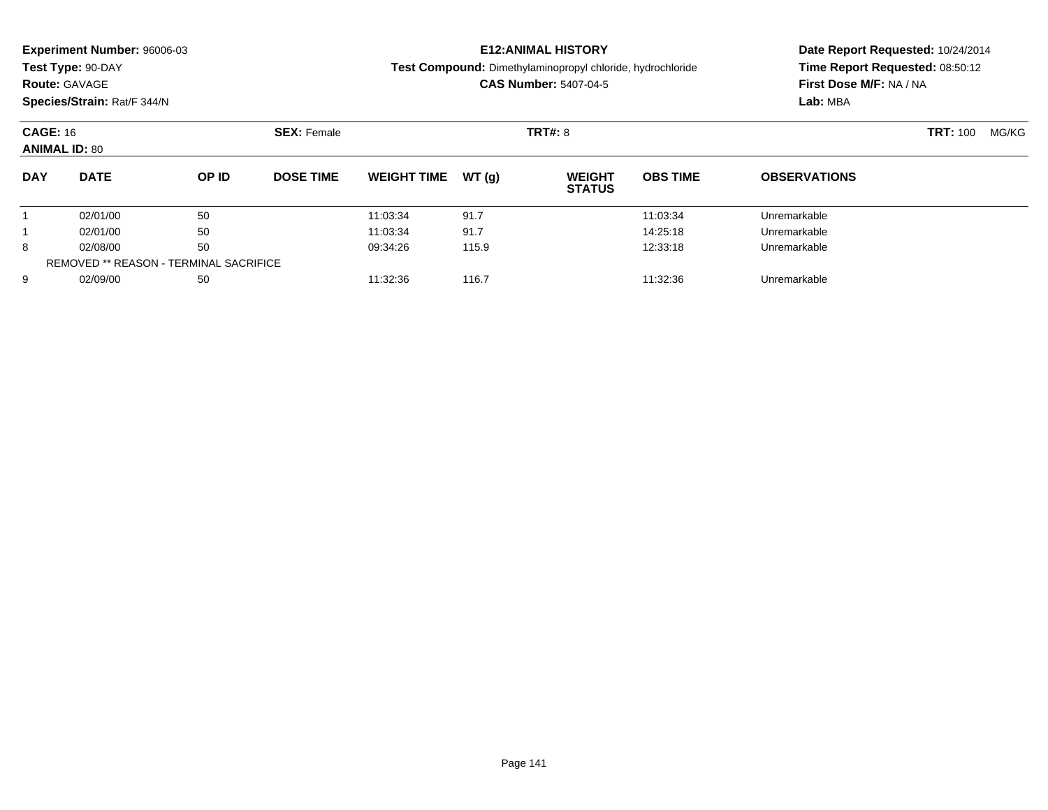**Experiment Number:** 96006-03
**Test Type:** 90-DAY
**Route:** GAVAGE
**Species/Strain:** Rat/F 344/N

**E12:ANIMAL HISTORY**
**Test Compound:** Dimethylaminopropyl chloride, hydrochloride
**CAS Number:** 5407-04-5

**Date Report Requested:** 10/24/2014
**Time Report Requested:** 08:50:12
**First Dose M/F:** NA / NA
**Lab:** MBA

**CAGE:** 16 **SEX:** Female **TRT#:** 8 **TRT:** 100 MG/KG
**ANIMAL ID:** 80

| DAY | DATE | OP ID | DOSE TIME | WEIGHT TIME | WT (g) | WEIGHT STATUS | OBS TIME | OBSERVATIONS |
|---|---|---|---|---|---|---|---|---|
| 1 | 02/01/00 | 50 | | 11:03:34 | 91.7 | | 11:03:34 | Unremarkable |
| 1 | 02/01/00 | 50 | | 11:03:34 | 91.7 | | 14:25:18 | Unremarkable |
| 8 | 02/08/00 | 50 | | 09:34:26 | 115.9 | | 12:33:18 | Unremarkable |
| REMOVED ** REASON - TERMINAL SACRIFICE | | | | | | | | |
| 9 | 02/09/00 | 50 | | 11:32:36 | 116.7 | | 11:32:36 | Unremarkable |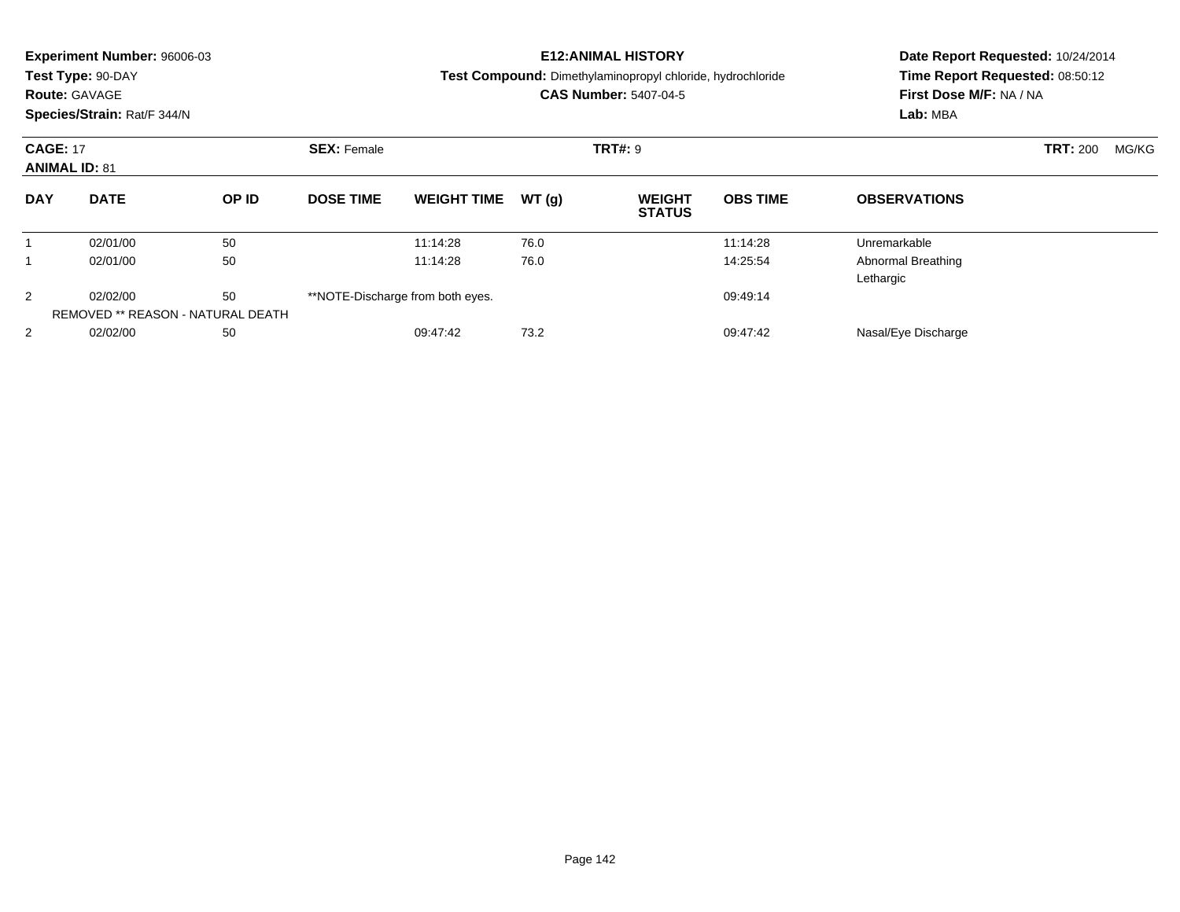**Experiment Number:** 96006-03
**Test Type:** 90-DAY
**Route:** GAVAGE
**Species/Strain:** Rat/F 344/N

**E12:ANIMAL HISTORY**
**Test Compound:** Dimethylaminopropyl chloride, hydrochloride
**CAS Number:** 5407-04-5

**Date Report Requested:** 10/24/2014
**Time Report Requested:** 08:50:12
**First Dose M/F:** NA / NA
**Lab:** MBA

**CAGE:** 17
**ANIMAL ID:** 81
**SEX:** Female
**TRT#:** 9
**TRT:** 200 MG/KG

| DAY | DATE | OP ID | DOSE TIME | WEIGHT TIME | WT (g) | WEIGHT STATUS | OBS TIME | OBSERVATIONS |
|---|---|---|---|---|---|---|---|---|
| 1 | 02/01/00 | 50 | | 11:14:28 | 76.0 | | 11:14:28 | Unremarkable |
| 1 | 02/01/00 | 50 | | 11:14:28 | 76.0 | | 14:25:54 | Abnormal Breathing<br>Lethargic |
| 2 | 02/02/00 | 50 | **NOTE-Discharge from both eyes. | | | | 09:49:14 | |
| REMOVED ** REASON - NATURAL DEATH | | | | | | | | |
| 2 | 02/02/00 | 50 | | 09:47:42 | 73.2 | | 09:47:42 | Nasal/Eye Discharge |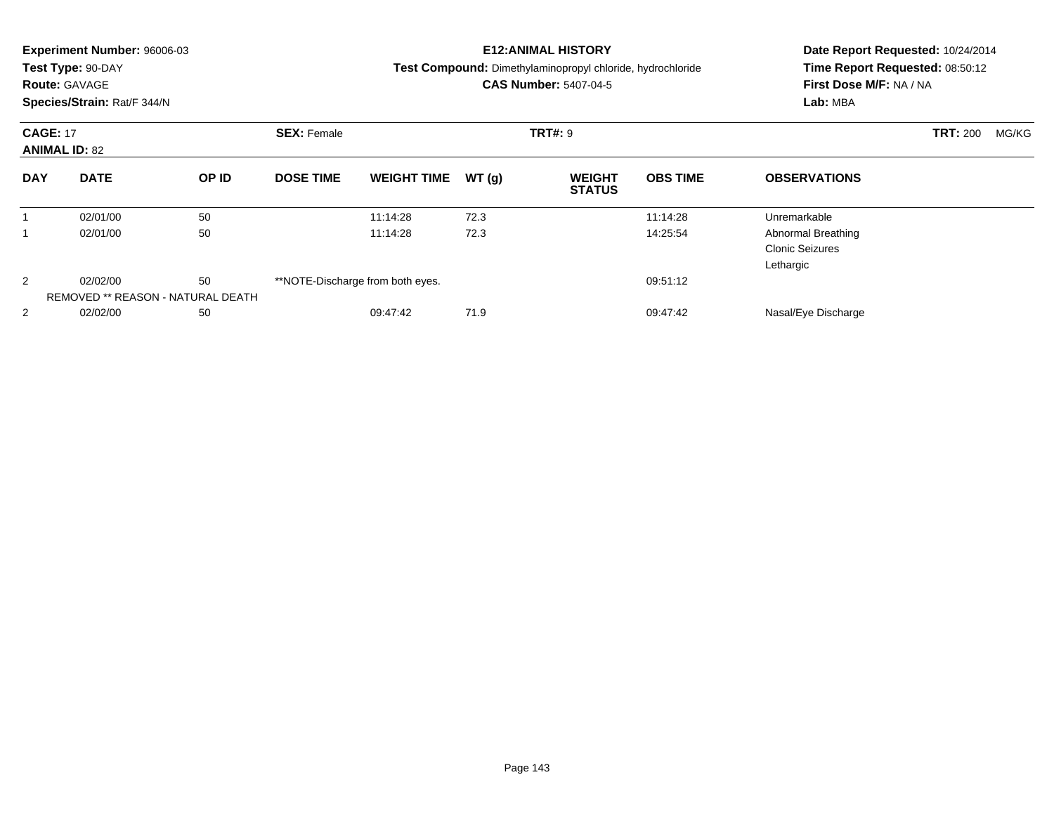**Experiment Number:** 96006-03
**Test Type:** 90-DAY
**Route:** GAVAGE
**Species/Strain:** Rat/F 344/N

**E12:ANIMAL HISTORY**
**Test Compound:** Dimethylaminopropyl chloride, hydrochloride
**CAS Number:** 5407-04-5

**Date Report Requested:** 10/24/2014
**Time Report Requested:** 08:50:12
**First Dose M/F:** NA / NA
**Lab:** MBA

**CAGE:** 17 **SEX:** Female **TRT#:** 9 **TRT:** 200 MG/KG
**ANIMAL ID:** 82

| DAY | DATE | OP ID | DOSE TIME | WEIGHT TIME | WT (g) | WEIGHT STATUS | OBS TIME | OBSERVATIONS |
|---|---|---|---|---|---|---|---|---|
| 1 | 02/01/00 | 50 | | 11:14:28 | 72.3 | | 11:14:28 | Unremarkable |
| 1 | 02/01/00 | 50 | | 11:14:28 | 72.3 | | 14:25:54 | Abnormal Breathing<br>Clonic Seizures<br>Lethargic |
| 2 | 02/02/00 | 50 | **NOTE-Discharge from both eyes. | | | | 09:51:12 | |
| | REMOVED ** REASON - NATURAL DEATH | | | | | | | |
| 2 | 02/02/00 | 50 | | 09:47:42 | 71.9 | | 09:47:42 | Nasal/Eye Discharge |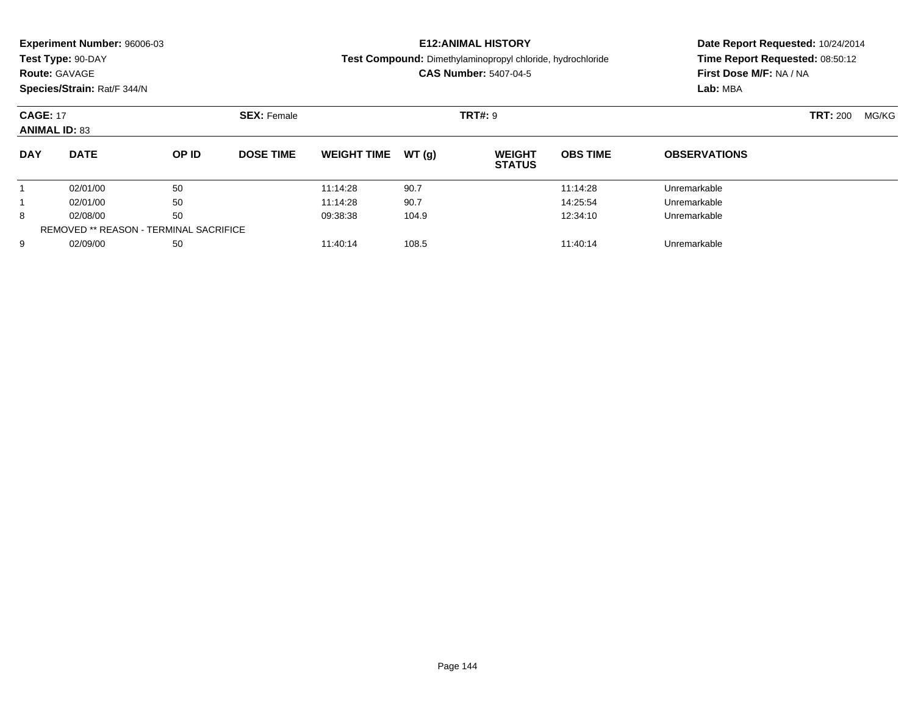**Experiment Number:** 96006-03
**Test Type:** 90-DAY
**Route:** GAVAGE
**Species/Strain:** Rat/F 344/N

**E12:ANIMAL HISTORY**
**Test Compound:** Dimethylaminopropyl chloride, hydrochloride
**CAS Number:** 5407-04-5

**Date Report Requested:** 10/24/2014
**Time Report Requested:** 08:50:12
**First Dose M/F:** NA / NA
**Lab:** MBA

**CAGE:** 17 **SEX:** Female **TRT#:** 9 **TRT:** 200 MG/KG
**ANIMAL ID:** 83

| DAY | DATE | OP ID | DOSE TIME | WEIGHT TIME | WT (g) | WEIGHT STATUS | OBS TIME | OBSERVATIONS |
|---|---|---|---|---|---|---|---|---|
| 1 | 02/01/00 | 50 | | 11:14:28 | 90.7 | | 11:14:28 | Unremarkable |
| 1 | 02/01/00 | 50 | | 11:14:28 | 90.7 | | 14:25:54 | Unremarkable |
| 8 | 02/08/00 | 50 | | 09:38:38 | 104.9 | | 12:34:10 | Unremarkable |
| REMOVED ** REASON - TERMINAL SACRIFICE | | | | | | | | |
| 9 | 02/09/00 | 50 | | 11:40:14 | 108.5 | | 11:40:14 | Unremarkable |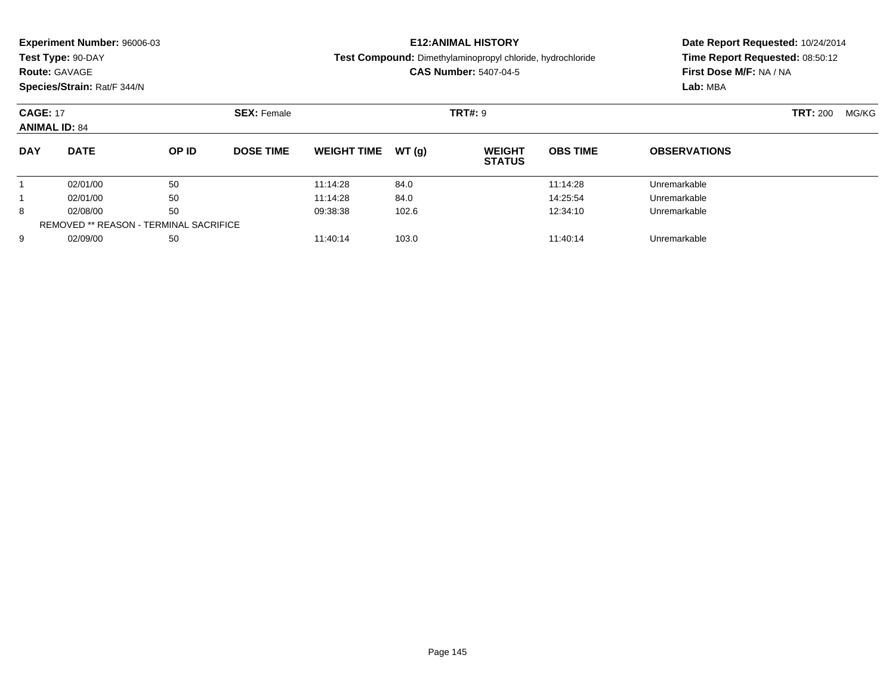**Experiment Number:** 96006-03
**Test Type:** 90-DAY
**Route:** GAVAGE
**Species/Strain:** Rat/F 344/N

**E12:ANIMAL HISTORY**
**Test Compound:** Dimethylaminopropyl chloride, hydrochloride
**CAS Number:** 5407-04-5

**Date Report Requested:** 10/24/2014
**Time Report Requested:** 08:50:12
**First Dose M/F:** NA / NA
**Lab:** MBA

**CAGE:** 17 **SEX:** Female **TRT#:** 9 **TRT:** 200 MG/KG
**ANIMAL ID:** 84

| DAY | DATE | OP ID | DOSE TIME | WEIGHT TIME | WT (g) | WEIGHT STATUS | OBS TIME | OBSERVATIONS |
|---|---|---|---|---|---|---|---|---|
| 1 | 02/01/00 | 50 | | 11:14:28 | 84.0 | | 11:14:28 | Unremarkable |
| 1 | 02/01/00 | 50 | | 11:14:28 | 84.0 | | 14:25:54 | Unremarkable |
| 8 | 02/08/00 | 50 | | 09:38:38 | 102.6 | | 12:34:10 | Unremarkable |
| REMOVED ** REASON - TERMINAL SACRIFICE | | | | | | | | |
| 9 | 02/09/00 | 50 | | 11:40:14 | 103.0 | | 11:40:14 | Unremarkable |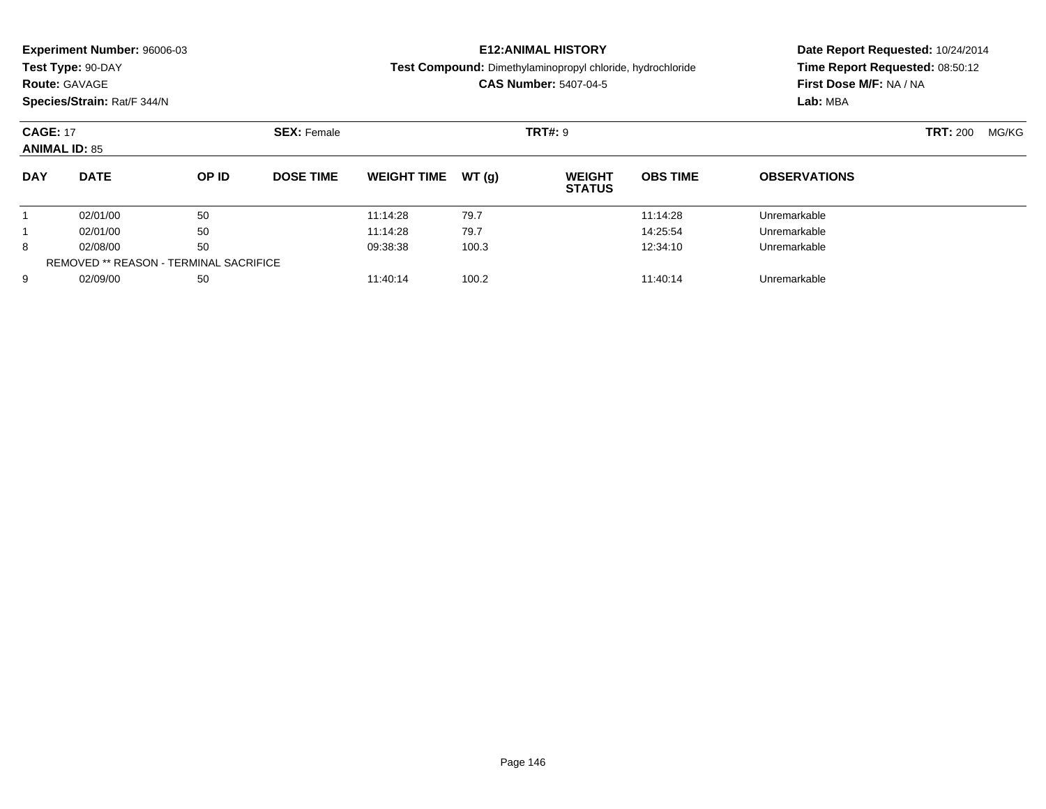**Experiment Number:** 96006-03
**Test Type:** 90-DAY
**Route:** GAVAGE
**Species/Strain:** Rat/F 344/N

**E12:ANIMAL HISTORY**
**Test Compound:** Dimethylaminopropyl chloride, hydrochloride
**CAS Number:** 5407-04-5

**Date Report Requested:** 10/24/2014
**Time Report Requested:** 08:50:12
**First Dose M/F:** NA / NA
**Lab:** MBA

**CAGE:** 17
**ANIMAL ID:** 85
**SEX:** Female
**TRT#:** 9
**TRT:** 200 MG/KG

| DAY | DATE | OP ID | DOSE TIME | WEIGHT TIME | WT (g) | WEIGHT STATUS | OBS TIME | OBSERVATIONS |
|---|---|---|---|---|---|---|---|---|
| 1 | 02/01/00 | 50 | | 11:14:28 | 79.7 | | 11:14:28 | Unremarkable |
| 1 | 02/01/00 | 50 | | 11:14:28 | 79.7 | | 14:25:54 | Unremarkable |
| 8 | 02/08/00 | 50 | | 09:38:38 | 100.3 | | 12:34:10 | Unremarkable |
| REMOVED ** REASON - TERMINAL SACRIFICE | | | | | | | | |
| 9 | 02/09/00 | 50 | | 11:40:14 | 100.2 | | 11:40:14 | Unremarkable |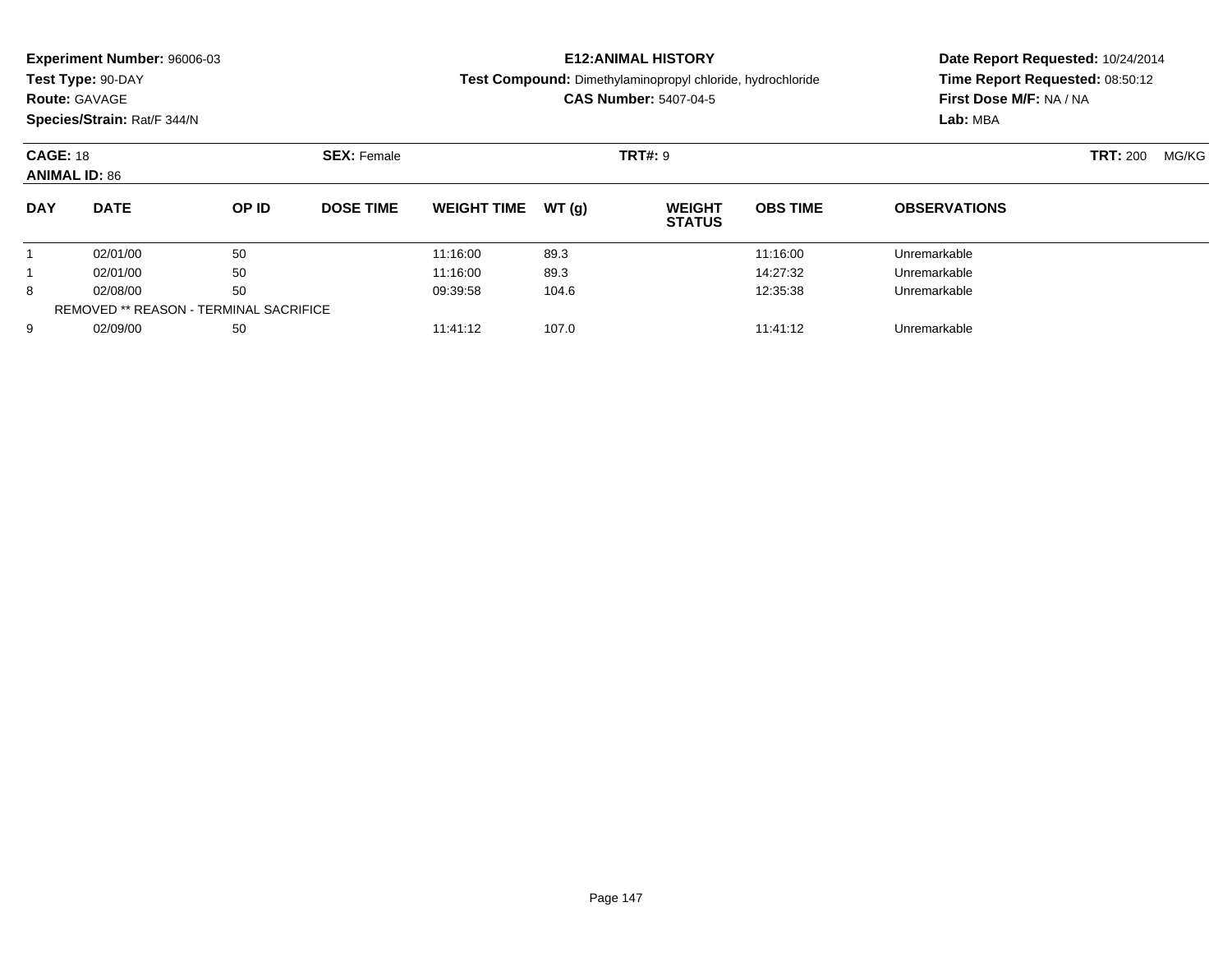**Experiment Number:** 96006-03
**Test Type:** 90-DAY
**Route:** GAVAGE
**Species/Strain:** Rat/F 344/N

**E12:ANIMAL HISTORY**
**Test Compound:** Dimethylaminopropyl chloride, hydrochloride
**CAS Number:** 5407-04-5

**Date Report Requested:** 10/24/2014
**Time Report Requested:** 08:50:12
**First Dose M/F:** NA / NA
**Lab:** MBA

**CAGE:** 18 **SEX:** Female **TRT#:** 9 **TRT:** 200 MG/KG
**ANIMAL ID:** 86

| DAY | DATE | OP ID | DOSE TIME | WEIGHT TIME | WT (g) | WEIGHT STATUS | OBS TIME | OBSERVATIONS |
|---|---|---|---|---|---|---|---|---|
| 1 | 02/01/00 | 50 | | 11:16:00 | 89.3 | | 11:16:00 | Unremarkable |
| 1 | 02/01/00 | 50 | | 11:16:00 | 89.3 | | 14:27:32 | Unremarkable |
| 8 | 02/08/00 | 50 | | 09:39:58 | 104.6 | | 12:35:38 | Unremarkable |
| REMOVED ** REASON - TERMINAL SACRIFICE | | | | | | | | |
| 9 | 02/09/00 | 50 | | 11:41:12 | 107.0 | | 11:41:12 | Unremarkable |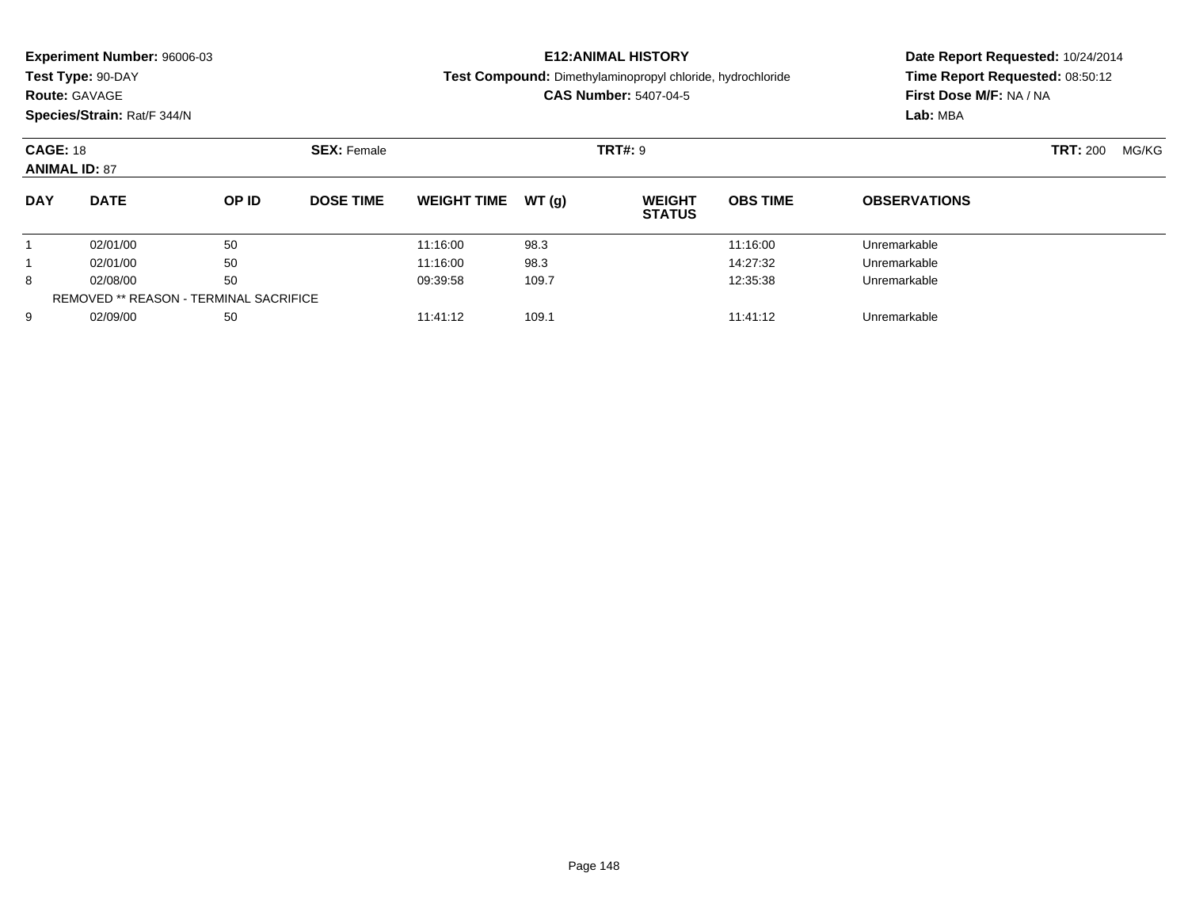**Experiment Number:** 96006-03
**Test Type:** 90-DAY
**Route:** GAVAGE
**Species/Strain:** Rat/F 344/N

**E12:ANIMAL HISTORY**
**Test Compound:** Dimethylaminopropyl chloride, hydrochloride
**CAS Number:** 5407-04-5

**Date Report Requested:** 10/24/2014
**Time Report Requested:** 08:50:12
**First Dose M/F:** NA / NA
**Lab:** MBA

**CAGE:** 18 **SEX:** Female **TRT#:** 9 **TRT:** 200 MG/KG
**ANIMAL ID:** 87

| DAY | DATE | OP ID | DOSE TIME | WEIGHT TIME | WT (g) | WEIGHT STATUS | OBS TIME | OBSERVATIONS |
|---|---|---|---|---|---|---|---|---|
| 1 | 02/01/00 | 50 | | 11:16:00 | 98.3 | | 11:16:00 | Unremarkable |
| 1 | 02/01/00 | 50 | | 11:16:00 | 98.3 | | 14:27:32 | Unremarkable |
| 8 | 02/08/00 | 50 | | 09:39:58 | 109.7 | | 12:35:38 | Unremarkable |
| REMOVED ** REASON - TERMINAL SACRIFICE | | | | | | | | |
| 9 | 02/09/00 | 50 | | 11:41:12 | 109.1 | | 11:41:12 | Unremarkable |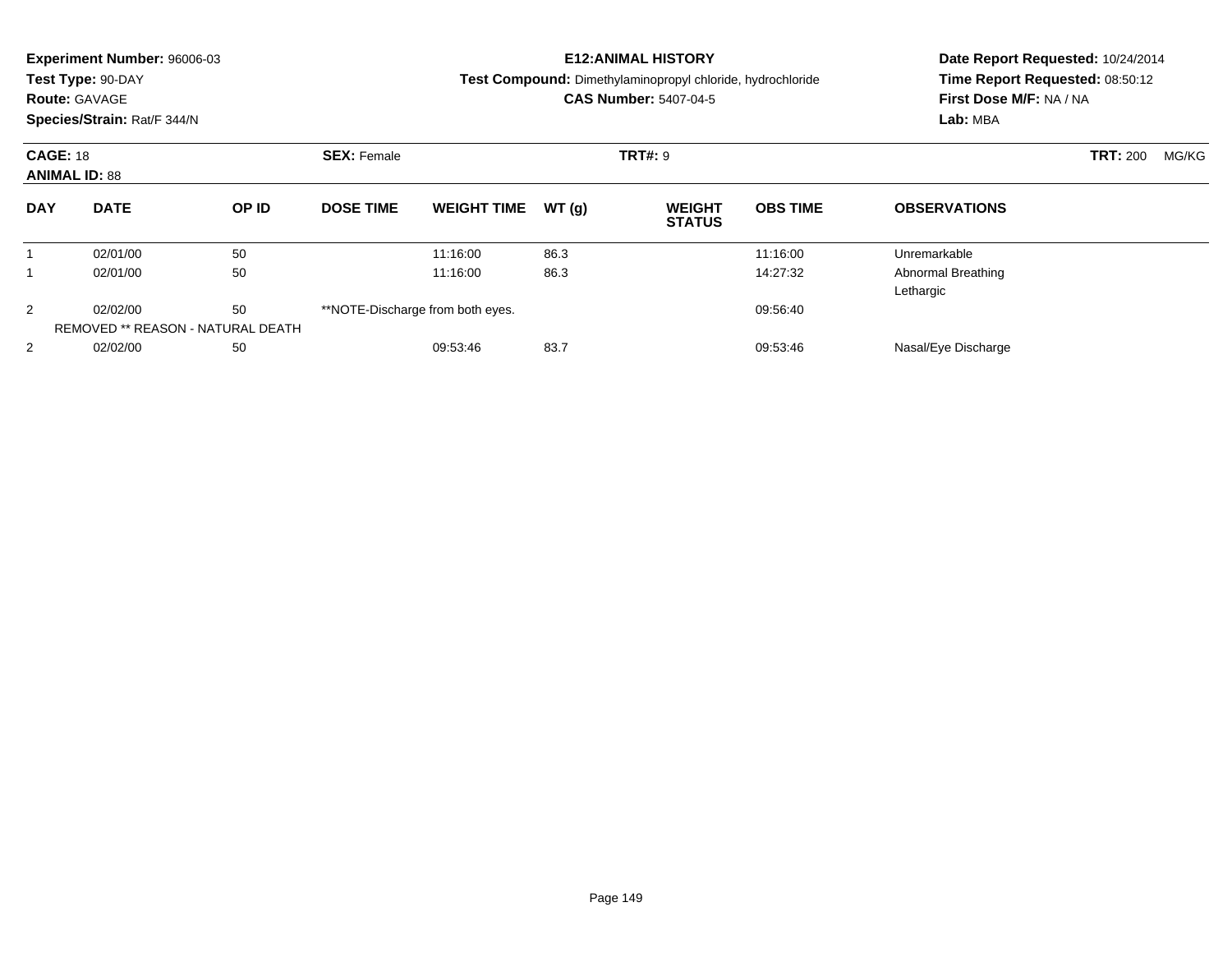**Experiment Number:** 96006-03
**Test Type:** 90-DAY
**Route:** GAVAGE
**Species/Strain:** Rat/F 344/N

**E12:ANIMAL HISTORY**
**Test Compound:** Dimethylaminopropyl chloride, hydrochloride
**CAS Number:** 5407-04-5

**Date Report Requested:** 10/24/2014
**Time Report Requested:** 08:50:12
**First Dose M/F:** NA / NA
**Lab:** MBA

**CAGE:** 18 **SEX:** Female **TRT#:** 9 **TRT:** 200 MG/KG
**ANIMAL ID:** 88

| DAY | DATE | OP ID | DOSE TIME | WEIGHT TIME | WT (g) | WEIGHT STATUS | OBS TIME | OBSERVATIONS |
|---|---|---|---|---|---|---|---|---|
| 1 | 02/01/00 | 50 | | 11:16:00 | 86.3 | | 11:16:00 | Unremarkable |
| 1 | 02/01/00 | 50 | | 11:16:00 | 86.3 | | 14:27:32 | Abnormal Breathing<br>Lethargic |
| 2 | 02/02/00 | 50 | **NOTE-Discharge from both eyes. | | | | 09:56:40 | |
| REMOVED ** REASON - NATURAL DEATH | | | | | | | | |
| 2 | 02/02/00 | 50 | | 09:53:46 | 83.7 | | 09:53:46 | Nasal/Eye Discharge |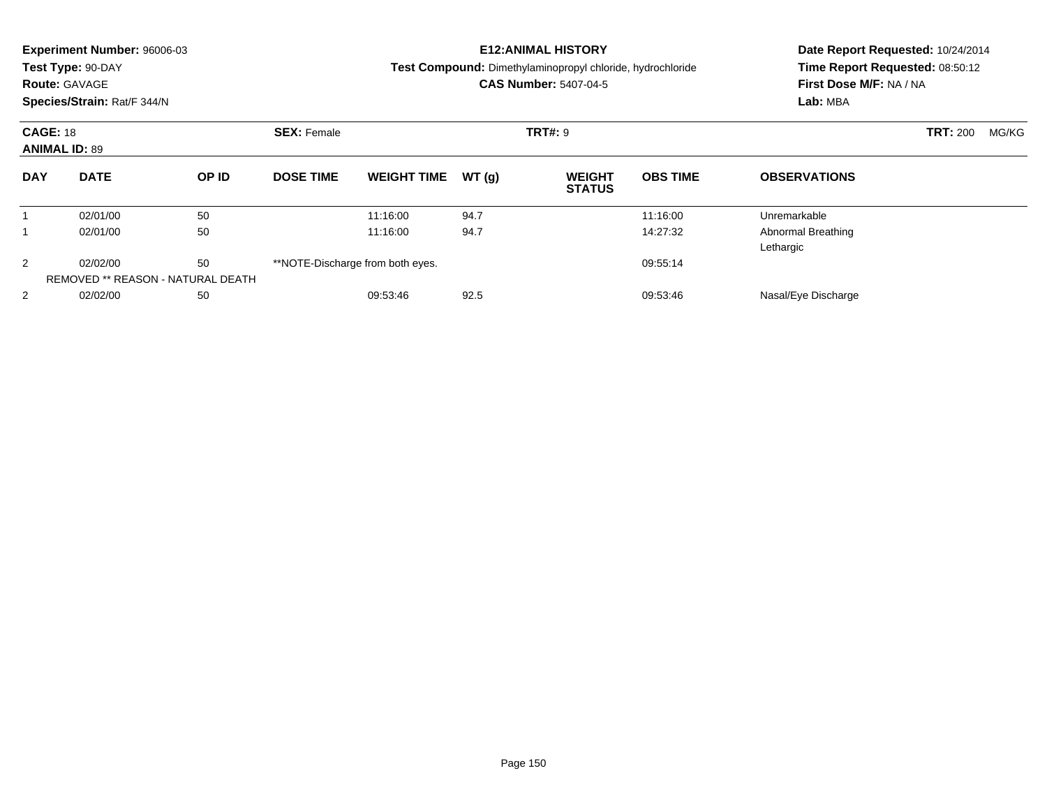**Experiment Number:** 96006-03
**Test Type:** 90-DAY
**Route:** GAVAGE
**Species/Strain:** Rat/F 344/N

**E12:ANIMAL HISTORY**
**Test Compound:** Dimethylaminopropyl chloride, hydrochloride
**CAS Number:** 5407-04-5

**Date Report Requested:** 10/24/2014
**Time Report Requested:** 08:50:12
**First Dose M/F:** NA / NA
**Lab:** MBA

**CAGE:** 18 **SEX:** Female **TRT#:** 9 **TRT:** 200 MG/KG
**ANIMAL ID:** 89

| DAY | DATE | OP ID | DOSE TIME | WEIGHT TIME | WT (g) | WEIGHT STATUS | OBS TIME | OBSERVATIONS |
|---|---|---|---|---|---|---|---|---|
| 1 | 02/01/00 | 50 | | 11:16:00 | 94.7 | | 11:16:00 | Unremarkable |
| 1 | 02/01/00 | 50 | | 11:16:00 | 94.7 | | 14:27:32 | Abnormal Breathing<br>Lethargic |
| 2 | 02/02/00 | 50 | **NOTE-Discharge from both eyes. | | | | 09:55:14 | |
| REMOVED ** REASON - NATURAL DEATH | | | | | | | | |
| 2 | 02/02/00 | 50 | | 09:53:46 | 92.5 | | 09:53:46 | Nasal/Eye Discharge |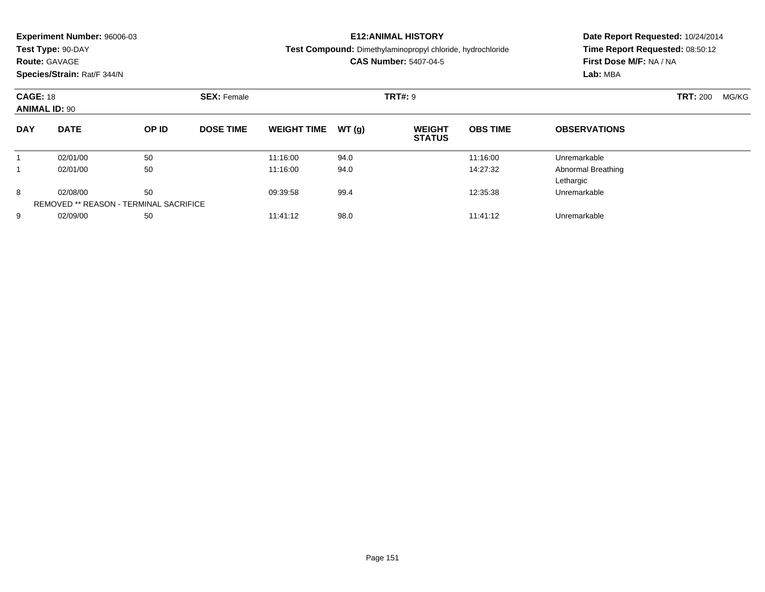**Experiment Number:** 96006-03
**Test Type:** 90-DAY
**Route:** GAVAGE
**Species/Strain:** Rat/F 344/N

**E12:ANIMAL HISTORY**
**Test Compound:** Dimethylaminopropyl chloride, hydrochloride
**CAS Number:** 5407-04-5

**Date Report Requested:** 10/24/2014
**Time Report Requested:** 08:50:12
**First Dose M/F:** NA / NA
**Lab:** MBA

**CAGE:** 18
**ANIMAL ID:** 90
**SEX:** Female
**TRT#:** 9
**TRT:** 200 MG/KG

| DAY | DATE | OP ID | DOSE TIME | WEIGHT TIME | WT (g) | WEIGHT STATUS | OBS TIME | OBSERVATIONS |
|---|---|---|---|---|---|---|---|---|
| 1 | 02/01/00 | 50 | | 11:16:00 | 94.0 | | 11:16:00 | Unremarkable |
| 1 | 02/01/00 | 50 | | 11:16:00 | 94.0 | | 14:27:32 | Abnormal Breathing<br>Lethargic |
| 8 | 02/08/00 | 50 | | 09:39:58 | 99.4 | | 12:35:38 | Unremarkable |
| REMOVED ** REASON - TERMINAL SACRIFICE | | | | | | | | |
| 9 | 02/09/00 | 50 | | 11:41:12 | 98.0 | | 11:41:12 | Unremarkable |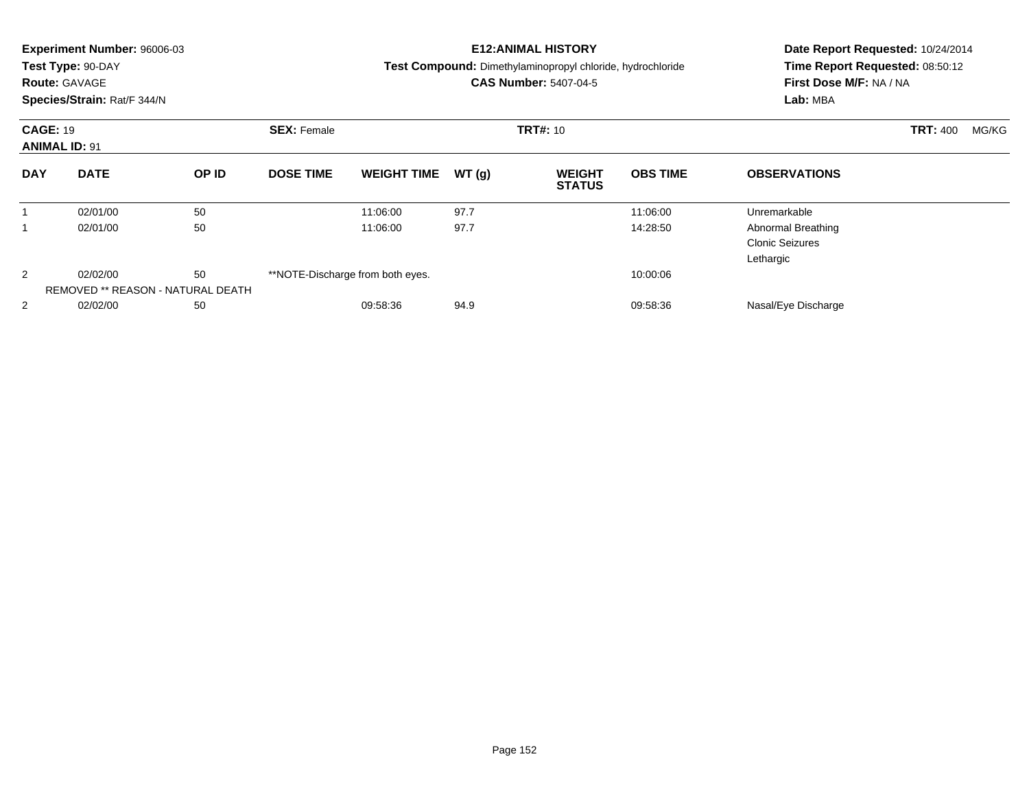**Experiment Number:** 96006-03
**Test Type:** 90-DAY
**Route:** GAVAGE
**Species/Strain:** Rat/F 344/N

**E12:ANIMAL HISTORY**
**Test Compound:** Dimethylaminopropyl chloride, hydrochloride
**CAS Number:** 5407-04-5

**Date Report Requested:** 10/24/2014
**Time Report Requested:** 08:50:12
**First Dose M/F:** NA / NA
**Lab:** MBA

**CAGE:** 19 **SEX:** Female **TRT#:** 10 **TRT:** 400 MG/KG
**ANIMAL ID:** 91

| DAY | DATE | OP ID | DOSE TIME | WEIGHT TIME | WT (g) | WEIGHT STATUS | OBS TIME | OBSERVATIONS |
|---|---|---|---|---|---|---|---|---|
| 1 | 02/01/00 | 50 | | 11:06:00 | 97.7 | | 11:06:00 | Unremarkable |
| 1 | 02/01/00 | 50 | | 11:06:00 | 97.7 | | 14:28:50 | Abnormal Breathing<br>Clonic Seizures<br>Lethargic |
| 2 | 02/02/00 | 50 | **NOTE-Discharge from both eyes. | | | | 10:00:06 | |
| | REMOVED ** REASON - NATURAL DEATH | | | | | | | |
| 2 | 02/02/00 | 50 | | 09:58:36 | 94.9 | | 09:58:36 | Nasal/Eye Discharge |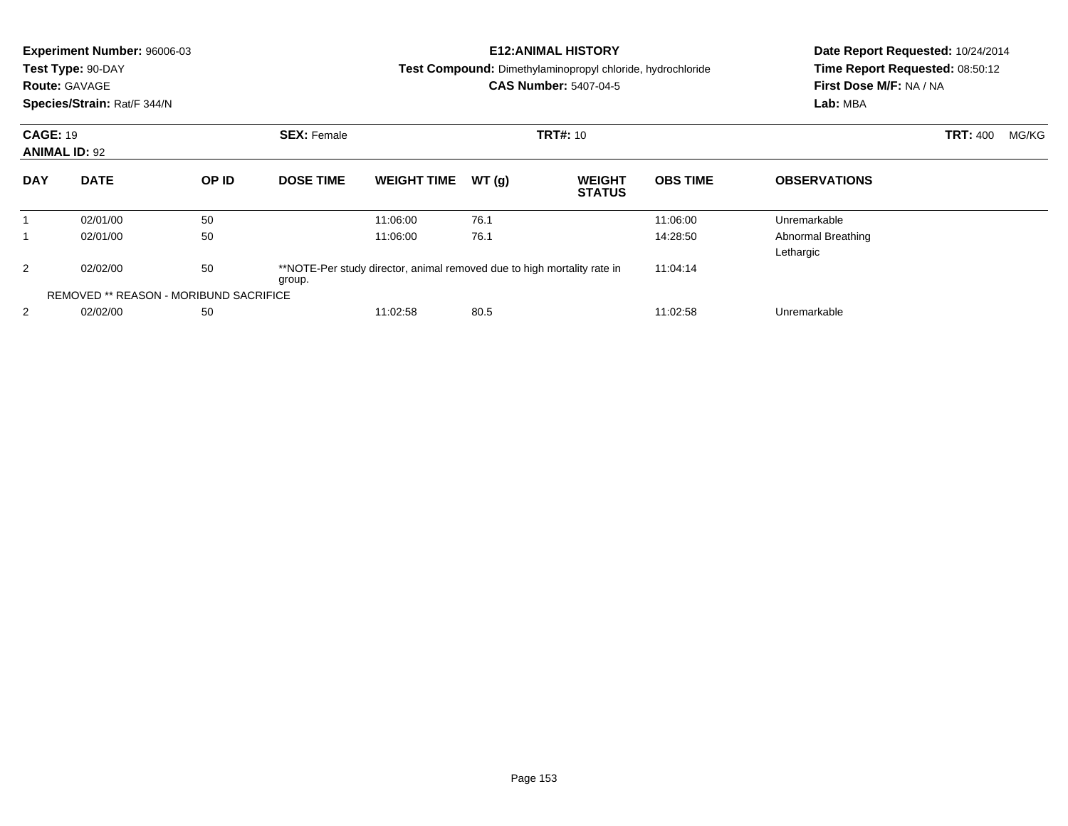**Experiment Number:** 96006-03
**Test Type:** 90-DAY
**Route:** GAVAGE
**Species/Strain:** Rat/F 344/N

**E12:ANIMAL HISTORY**
**Test Compound:** Dimethylaminopropyl chloride, hydrochloride
**CAS Number:** 5407-04-5

**Date Report Requested:** 10/24/2014
**Time Report Requested:** 08:50:12
**First Dose M/F:** NA / NA
**Lab:** MBA

**CAGE:** 19 **SEX:** Female **TRT#:** 10 **TRT:** 400 MG/KG
**ANIMAL ID:** 92

| DAY | DATE | OP ID | DOSE TIME | WEIGHT TIME | WT (g) | WEIGHT STATUS | OBS TIME | OBSERVATIONS |
|---|---|---|---|---|---|---|---|---|
| 1 | 02/01/00 | 50 | | 11:06:00 | 76.1 | | 11:06:00 | Unremarkable |
| 1 | 02/01/00 | 50 | | 11:06:00 | 76.1 | | 14:28:50 | Abnormal Breathing<br>Lethargic |
| 2 | 02/02/00 | 50 | **NOTE-Per study director, animal removed due to high mortality rate in group. | | | | 11:04:04 | |
| REMOVED ** REASON - MORIBUND SACRIFICE | | | | | | | | |
| 2 | 02/02/00 | 50 | | 11:02:58 | 80.5 | | 11:02:58 | Unremarkable |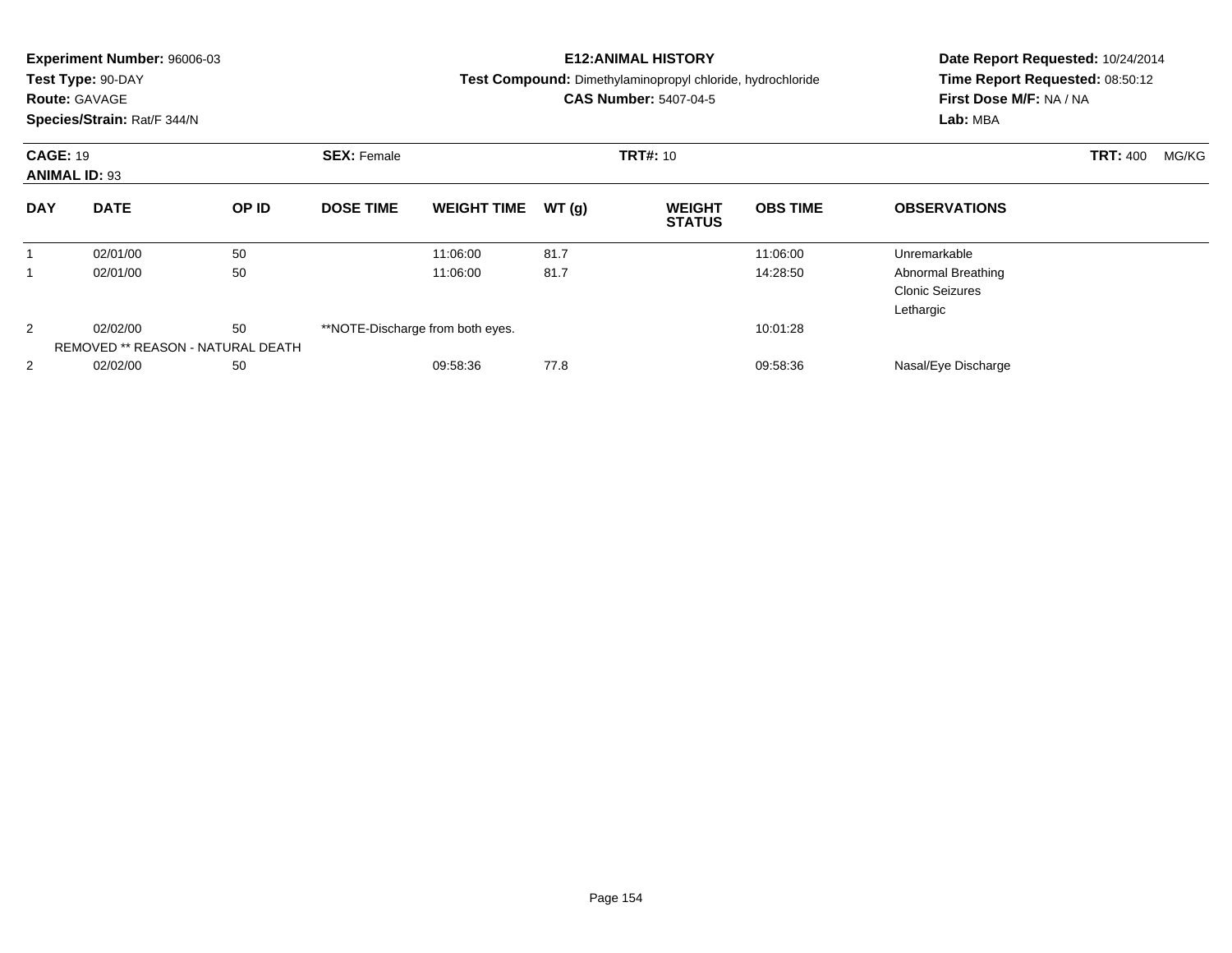**Experiment Number:** 96006-03
**Test Type:** 90-DAY
**Route:** GAVAGE
**Species/Strain:** Rat/F 344/N

**E12:ANIMAL HISTORY**
**Test Compound:** Dimethylaminopropyl chloride, hydrochloride
**CAS Number:** 5407-04-5

**Date Report Requested:** 10/24/2014
**Time Report Requested:** 08:50:12
**First Dose M/F:** NA / NA
**Lab:** MBA

**CAGE:** 19 **SEX:** Female **TRT#:** 10 **TRT:** 400 MG/KG
**ANIMAL ID:** 93

| DAY | DATE | OP ID | DOSE TIME | WEIGHT TIME | WT (g) | WEIGHT STATUS | OBS TIME | OBSERVATIONS |
|---|---|---|---|---|---|---|---|---|
| 1 | 02/01/00 | 50 | | 11:06:00 | 81.7 | | 11:06:00 | Unremarkable |
| 1 | 02/01/00 | 50 | | 11:06:00 | 81.7 | | 14:28:50 | Abnormal Breathing<br>Clonic Seizures<br>Lethargic |
| 2 | 02/02/00 | 50 | **NOTE-Discharge from both eyes. | | | | 10:01:28 | |
| | REMOVED ** REASON - NATURAL DEATH | | | | | | | |
| 2 | 02/02/00 | 50 | | 09:58:36 | 77.8 | | 09:58:36 | Nasal/Eye Discharge |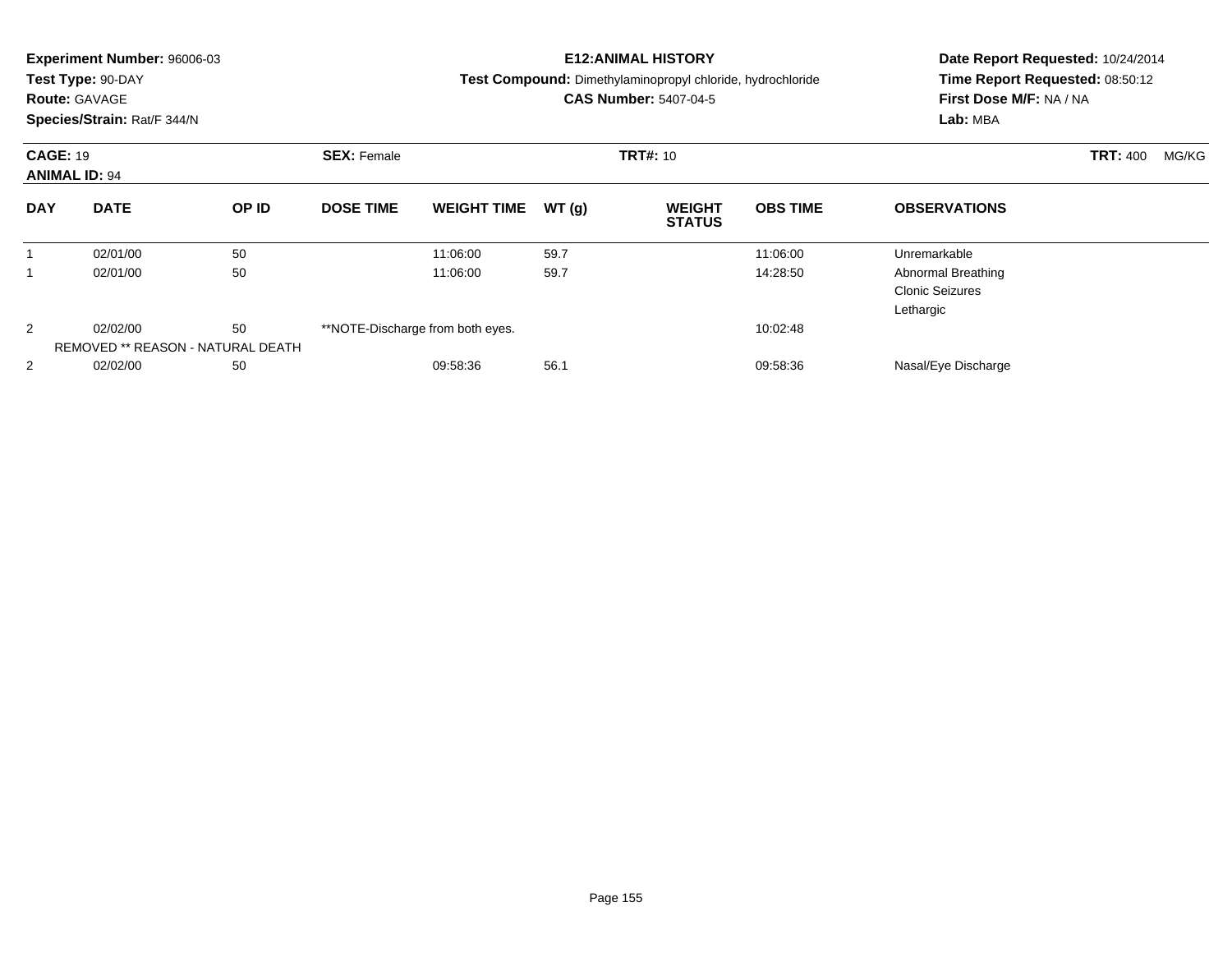**Experiment Number:** 96006-03
**Test Type:** 90-DAY
**Route:** GAVAGE
**Species/Strain:** Rat/F 344/N

**E12:ANIMAL HISTORY**
**Test Compound:** Dimethylaminopropyl chloride, hydrochloride
**CAS Number:** 5407-04-5

**Date Report Requested:** 10/24/2014
**Time Report Requested:** 08:50:12
**First Dose M/F:** NA / NA
**Lab:** MBA

**CAGE:** 19 **SEX:** Female **TRT#:** 10 **TRT:** 400 MG/KG
**ANIMAL ID:** 94

| DAY | DATE | OP ID | DOSE TIME | WEIGHT TIME | WT (g) | WEIGHT STATUS | OBS TIME | OBSERVATIONS |
|---|---|---|---|---|---|---|---|---|
| 1 | 02/01/00 | 50 | | 11:06:00 | 59.7 | | 11:06:00 | Unremarkable |
| 1 | 02/01/00 | 50 | | 11:06:00 | 59.7 | | 14:28:50 | Abnormal Breathing<br>Clonic Seizures<br>Lethargic |
| 2 | 02/02/00 | 50 | **NOTE-Discharge from both eyes. | | | | 10:02:48 | |
| | REMOVED ** REASON - NATURAL DEATH | | | | | | | |
| 2 | 02/02/00 | 50 | | 09:58:36 | 56.1 | | 09:58:36 | Nasal/Eye Discharge |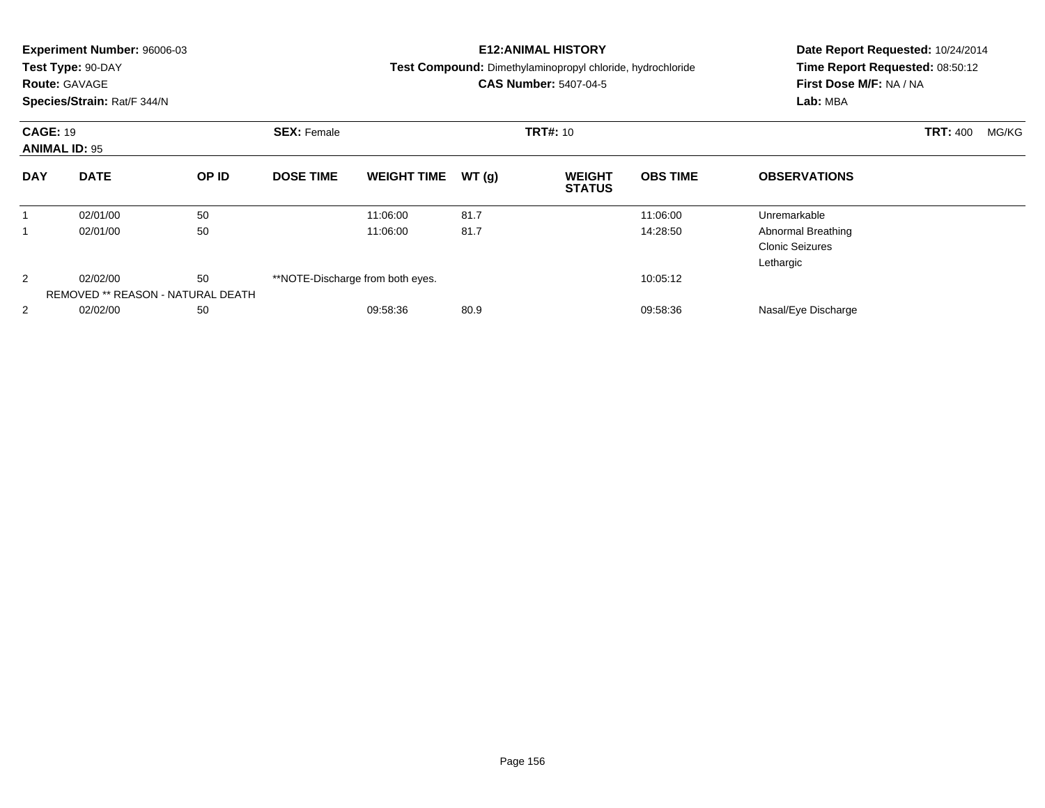**Experiment Number:** 96006-03
**Test Type:** 90-DAY
**Route:** GAVAGE
**Species/Strain:** Rat/F 344/N

**E12:ANIMAL HISTORY**
**Test Compound:** Dimethylaminopropyl chloride, hydrochloride
**CAS Number:** 5407-04-5

**Date Report Requested:** 10/24/2014
**Time Report Requested:** 08:50:12
**First Dose M/F:** NA / NA
**Lab:** MBA

**CAGE:** 19 **SEX:** Female **TRT#:** 10 **TRT:** 400 MG/KG
**ANIMAL ID:** 95

| DAY | DATE | OP ID | DOSE TIME | WEIGHT TIME | WT (g) | WEIGHT STATUS | OBS TIME | OBSERVATIONS |
|---|---|---|---|---|---|---|---|---|
| 1 | 02/01/00 | 50 | | 11:06:00 | 81.7 | | 11:06:00 | Unremarkable |
| 1 | 02/01/00 | 50 | | 11:06:00 | 81.7 | | 14:28:50 | Abnormal Breathing<br>Clonic Seizures<br>Lethargic |
| 2 | 02/02/00 | 50 | **NOTE-Discharge from both eyes. | | | | 10:05:12 | |
| | REMOVED ** REASON - NATURAL DEATH | | | | | | | |
| 2 | 02/02/00 | 50 | | 09:58:36 | 80.9 | | 09:58:36 | Nasal/Eye Discharge |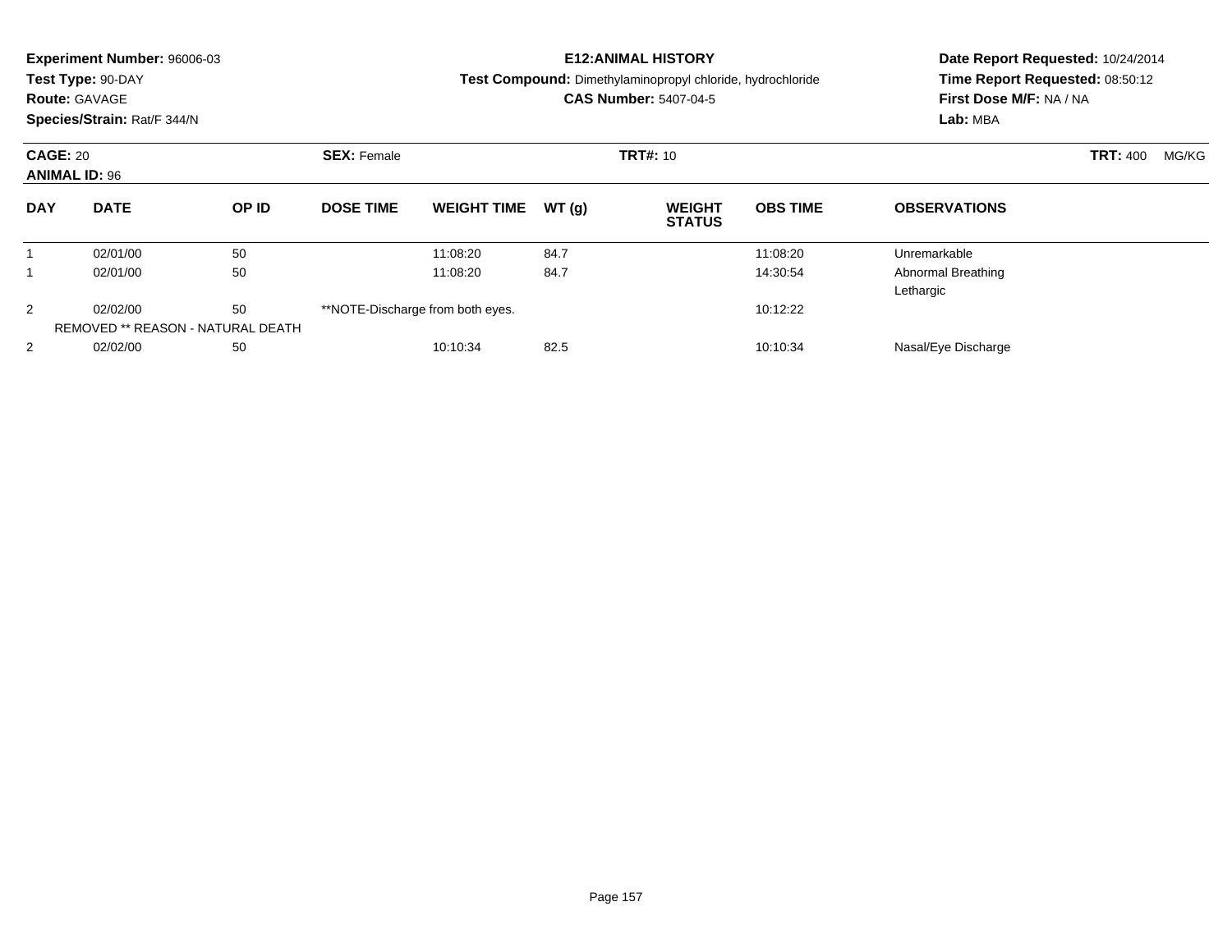**Experiment Number:** 96006-03
**Test Type:** 90-DAY
**Route:** GAVAGE
**Species/Strain:** Rat/F 344/N

**E12:ANIMAL HISTORY**
**Test Compound:** Dimethylaminopropyl chloride, hydrochloride
**CAS Number:** 5407-04-5

**Date Report Requested:** 10/24/2014
**Time Report Requested:** 08:50:12
**First Dose M/F:** NA / NA
**Lab:** MBA

**CAGE:** 20
**ANIMAL ID:** 96
**SEX:** Female
**TRT#:** 10
**TRT:** 400 MG/KG

| DAY | DATE | OP ID | DOSE TIME | WEIGHT TIME | WT (g) | WEIGHT STATUS | OBS TIME | OBSERVATIONS |
|---|---|---|---|---|---|---|---|---|
| 1 | 02/01/00 | 50 | | 11:08:20 | 84.7 | | 11:08:20 | Unremarkable |
| 1 | 02/01/00 | 50 | | 11:08:20 | 84.7 | | 14:30:54 | Abnormal Breathing<br>Lethargic |
| 2 | 02/02/00 | 50 | **NOTE-Discharge from both eyes. | | | | 10:12:22 | |
| REMOVED ** REASON - NATURAL DEATH | | | | | | | | |
| 2 | 02/02/00 | 50 | | 10:10:34 | 82.5 | | 10:10:34 | Nasal/Eye Discharge |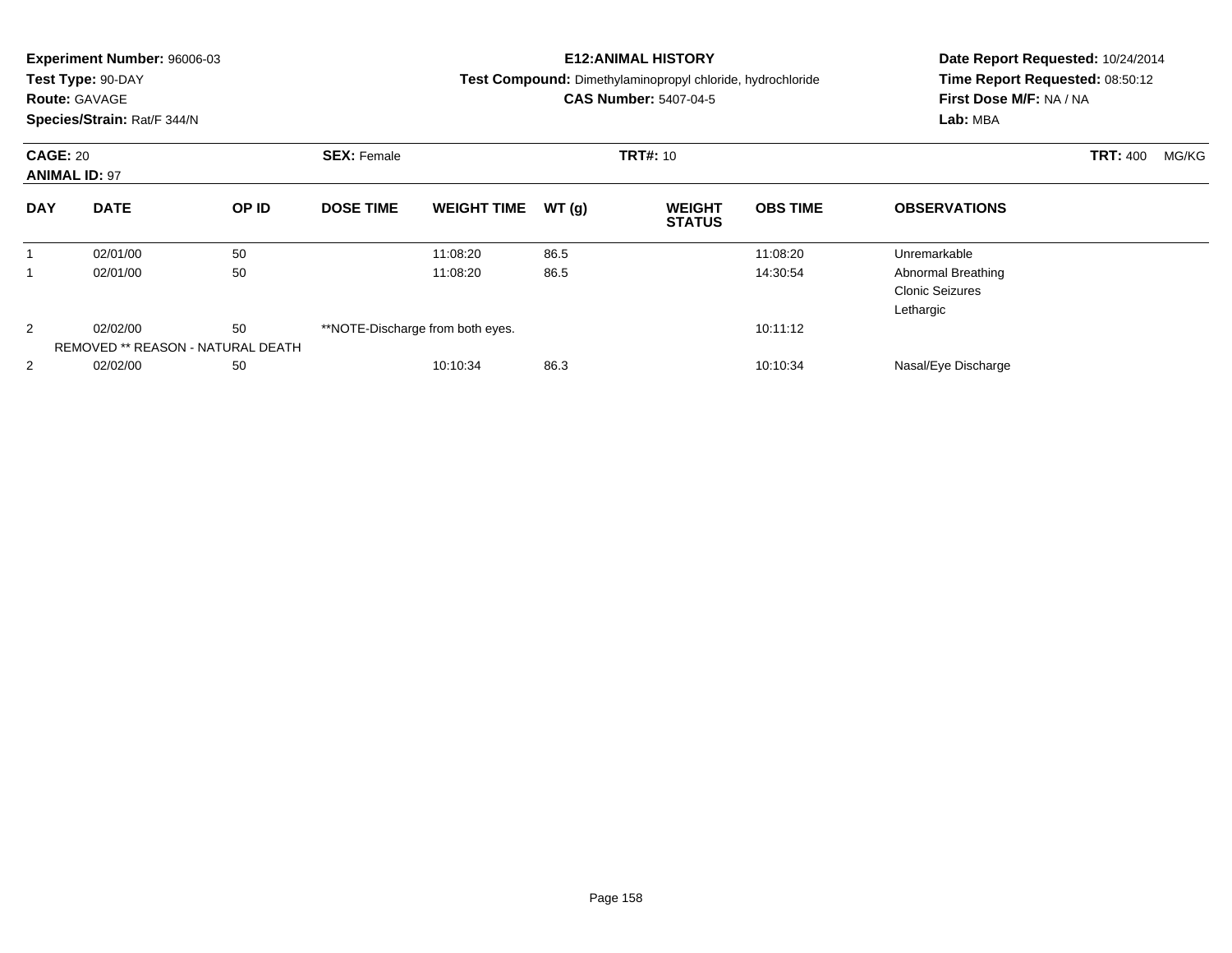**Experiment Number:** 96006-03
**Test Type:** 90-DAY
**Route:** GAVAGE
**Species/Strain:** Rat/F 344/N

**E12:ANIMAL HISTORY**
**Test Compound:** Dimethylaminopropyl chloride, hydrochloride
**CAS Number:** 5407-04-5

**Date Report Requested:** 10/24/2014
**Time Report Requested:** 08:50:12
**First Dose M/F:** NA / NA
**Lab:** MBA

**CAGE:** 20 **SEX:** Female **TRT#:** 10 **TRT:** 400 MG/KG
**ANIMAL ID:** 97

| DAY | DATE | OP ID | DOSE TIME | WEIGHT TIME | WT (g) | WEIGHT STATUS | OBS TIME | OBSERVATIONS |
|---|---|---|---|---|---|---|---|---|
| 1 | 02/01/00 | 50 | | 11:08:20 | 86.5 | | 11:08:20 | Unremarkable |
| 1 | 02/01/00 | 50 | | 11:08:20 | 86.5 | | 14:30:54 | Abnormal Breathing<br>Clonic Seizures<br>Lethargic |
| 2 | 02/02/00 | 50 | **NOTE-Discharge from both eyes. | | | | 10:11:12 | |
| | REMOVED ** REASON - NATURAL DEATH | | | | | | | |
| 2 | 02/02/00 | 50 | | 10:10:34 | 86.3 | | 10:10:34 | Nasal/Eye Discharge |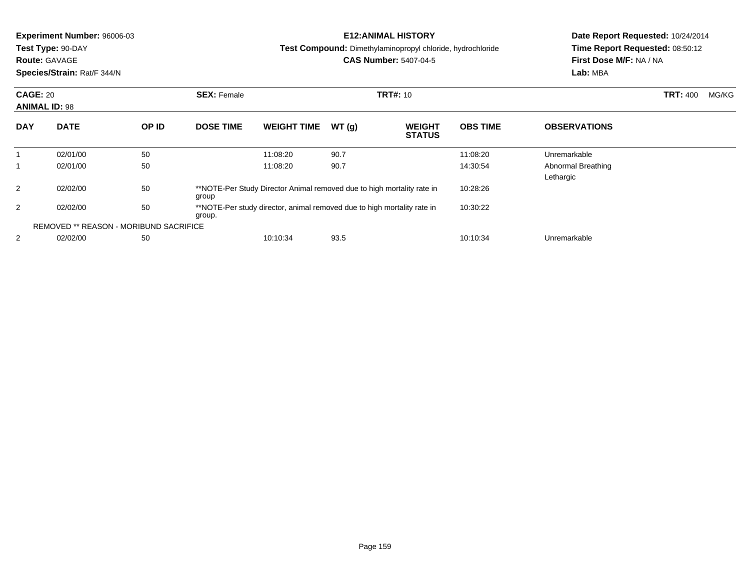**Experiment Number:** 96006-03
**Test Type:** 90-DAY
**Route:** GAVAGE
**Species/Strain:** Rat/F 344/N

**E12:ANIMAL HISTORY**
**Test Compound:** Dimethylaminopropyl chloride, hydrochloride
**CAS Number:** 5407-04-5

**Date Report Requested:** 10/24/2014
**Time Report Requested:** 08:50:12
**First Dose M/F:** NA / NA
**Lab:** MBA

**CAGE:** 20 **SEX:** Female **TRT#:** 10 **TRT:** 400 MG/KG
**ANIMAL ID:** 98

| DAY | DATE | OP ID | DOSE TIME | WEIGHT TIME | WT (g) | WEIGHT STATUS | OBS TIME | OBSERVATIONS |
|---|---|---|---|---|---|---|---|---|
| 1 | 02/01/00 | 50 | | 11:08:20 | 90.7 | | 11:08:20 | Unremarkable |
| 1 | 02/01/00 | 50 | | 11:08:20 | 90.7 | | 14:30:54 | Abnormal Breathing<br>Lethargic |
| 2 | 02/02/00 | 50 | **NOTE-Per Study Director Animal removed due to high mortality rate in group | | | | 10:28:26 | |
| 2 | 02/02/00 | 50 | **NOTE-Per study director, animal removed due to high mortality rate in group. | | | | 10:30:22 | |
| | REMOVED ** REASON - MORIBUND SACRIFICE | | | | | | | |
| 2 | 02/02/00 | 50 | | 10:10:34 | 93.5 | | 10:10:34 | Unremarkable |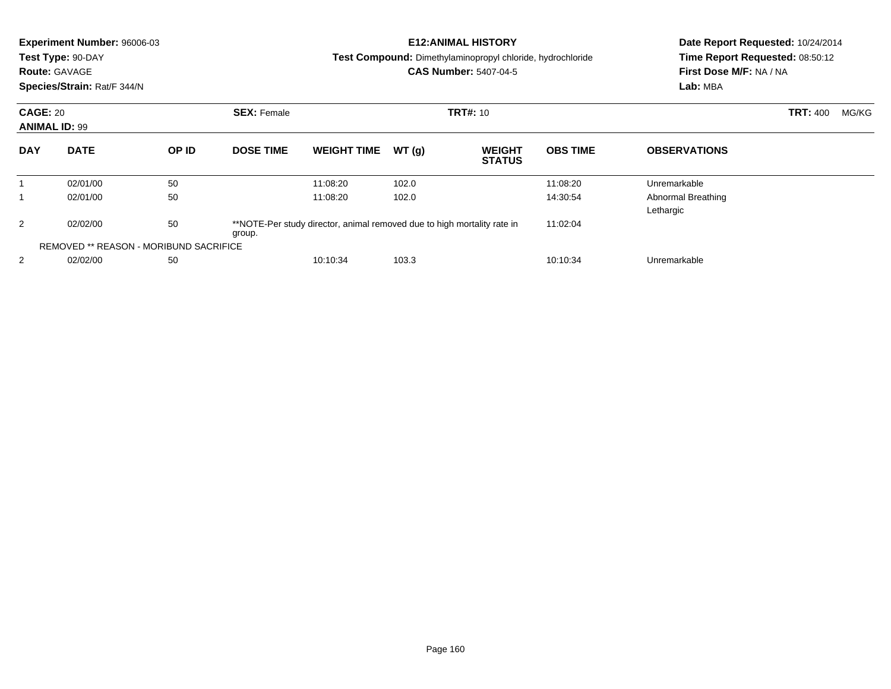**Experiment Number:** 96006-03
**Test Type:** 90-DAY
**Route:** GAVAGE
**Species/Strain:** Rat/F 344/N

**E12:ANIMAL HISTORY**
**Test Compound:** Dimethylaminopropyl chloride, hydrochloride
**CAS Number:** 5407-04-5

**Date Report Requested:** 10/24/2014
**Time Report Requested:** 08:50:12
**First Dose M/F:** NA / NA
**Lab:** MBA

**CAGE:** 20 **SEX:** Female **TRT#:** 10 **TRT:** 400 MG/KG
**ANIMAL ID:** 99

| DAY | DATE | OP ID | DOSE TIME | WEIGHT TIME | WT (g) | WEIGHT STATUS | OBS TIME | OBSERVATIONS |
|---|---|---|---|---|---|---|---|---|
| 1 | 02/01/00 | 50 | | 11:08:20 | 102.0 | | 11:08:20 | Unremarkable |
| 1 | 02/01/00 | 50 | | 11:08:20 | 102.0 | | 14:30:54 | Abnormal Breathing<br>Lethargic |
| 2 | 02/02/00 | 50 | **NOTE-Per study director, animal removed due to high mortality rate in group. | | | | 11:02:04 | |
| REMOVED ** REASON - MORIBUND SACRIFICE | | | | | | | | |
| 2 | 02/02/00 | 50 | | 10:10:34 | 103.3 | | 10:10:34 | Unremarkable |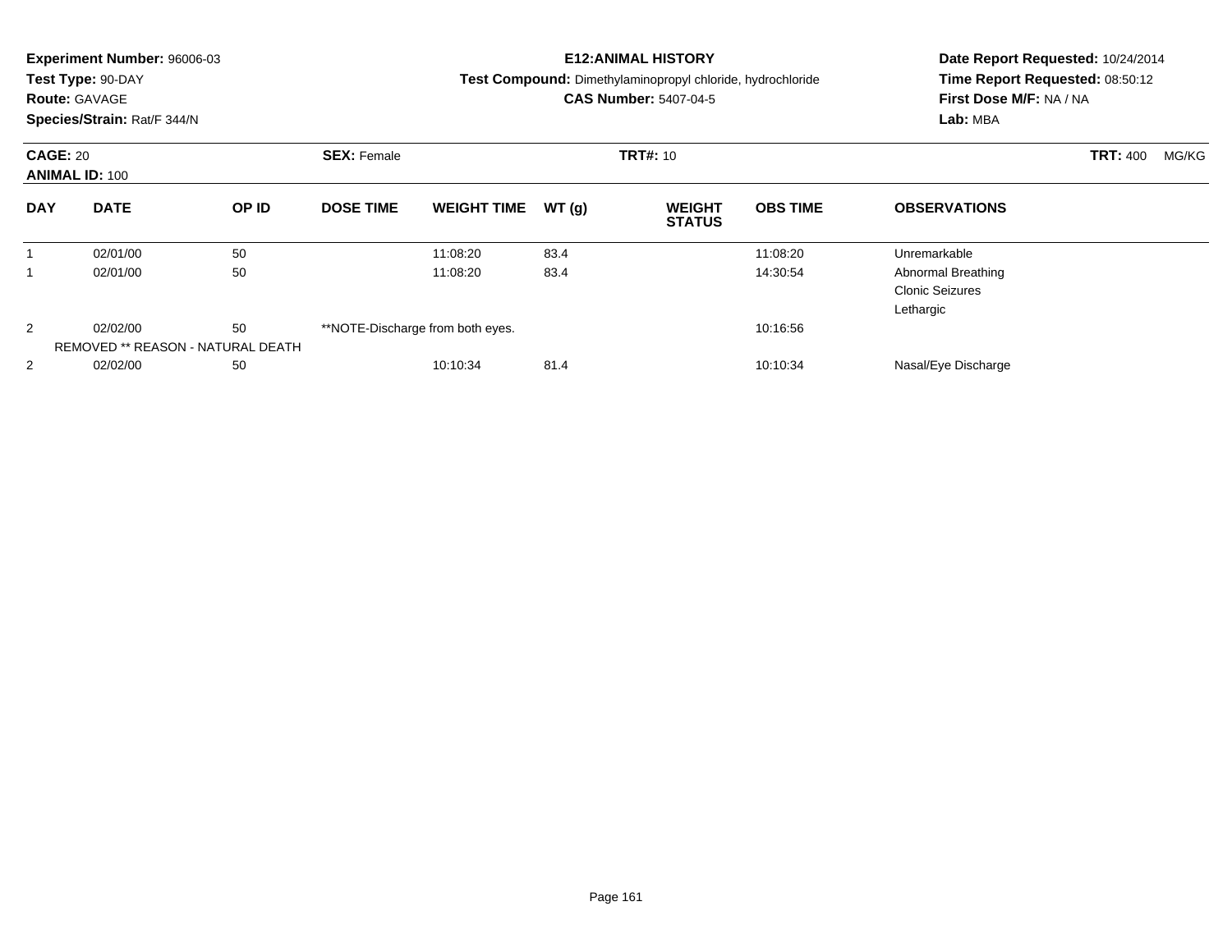**Experiment Number:** 96006-03
**Test Type:** 90-DAY
**Route:** GAVAGE
**Species/Strain:** Rat/F 344/N

**E12:ANIMAL HISTORY**
**Test Compound:** Dimethylaminopropyl chloride, hydrochloride
**CAS Number:** 5407-04-5

**Date Report Requested:** 10/24/2014
**Time Report Requested:** 08:50:12
**First Dose M/F:** NA / NA
**Lab:** MBA

**CAGE:** 20 **SEX:** Female **TRT#:** 10 **TRT:** 400 MG/KG
**ANIMAL ID:** 100

| DAY | DATE | OP ID | DOSE TIME | WEIGHT TIME | WT (g) | WEIGHT STATUS | OBS TIME | OBSERVATIONS |
|---|---|---|---|---|---|---|---|---|
| 1 | 02/01/00 | 50 | | 11:08:20 | 83.4 | | 11:08:20 | Unremarkable |
| 1 | 02/01/00 | 50 | | 11:08:20 | 83.4 | | 14:30:54 | Abnormal Breathing<br>Clonic Seizures<br>Lethargic |
| 2 | 02/02/00 | 50 | **NOTE-Discharge from both eyes. | | | | 10:16:56 | |
| | REMOVED ** REASON - NATURAL DEATH | | | | | | | |
| 2 | 02/02/00 | 50 | | 10:10:34 | 81.4 | | 10:10:34 | Nasal/Eye Discharge |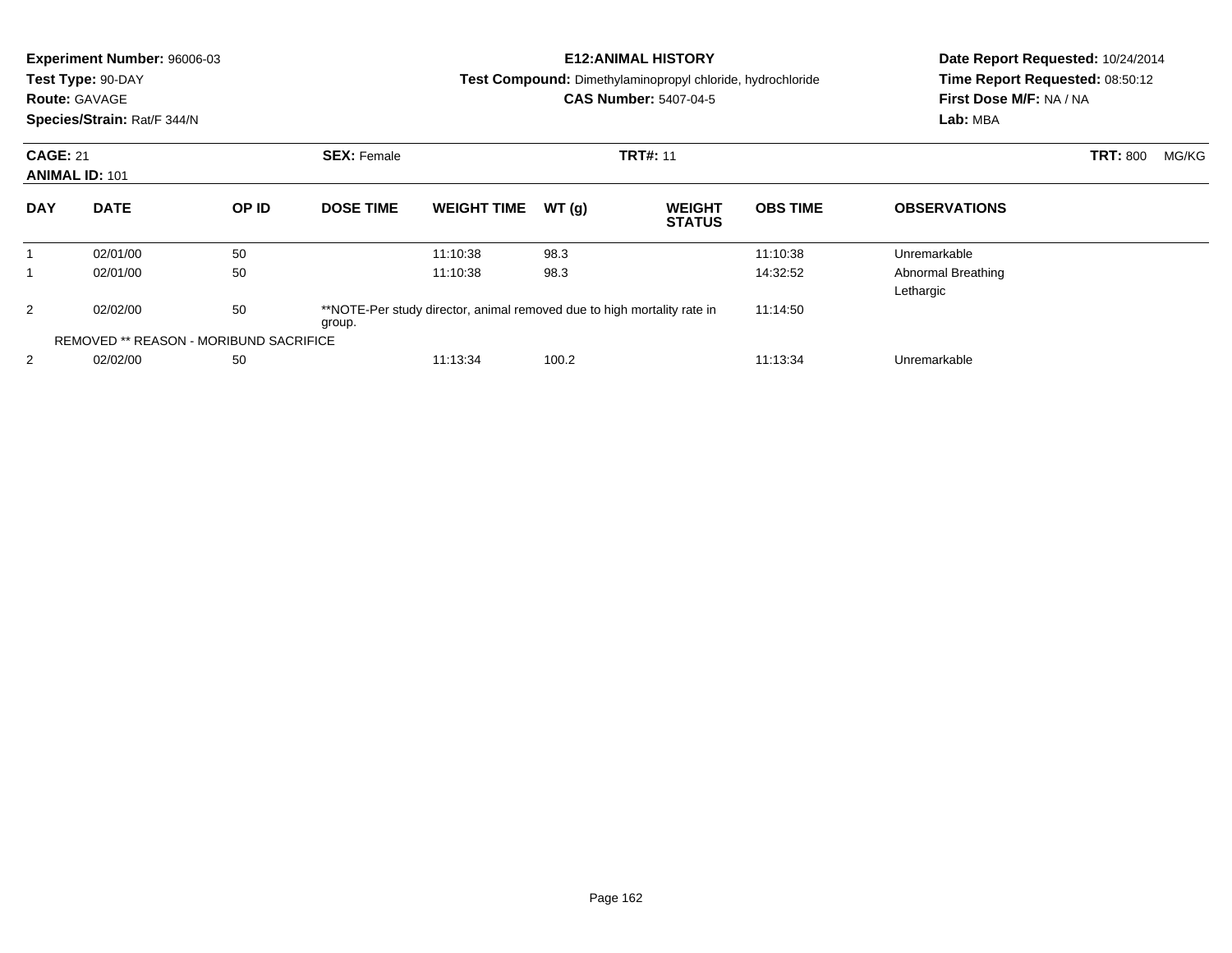**Experiment Number:** 96006-03
**Test Type:** 90-DAY
**Route:** GAVAGE
**Species/Strain:** Rat/F 344/N

**E12:ANIMAL HISTORY**
**Test Compound:** Dimethylaminopropyl chloride, hydrochloride
**CAS Number:** 5407-04-5

**Date Report Requested:** 10/24/2014
**Time Report Requested:** 08:50:12
**First Dose M/F:** NA / NA
**Lab:** MBA

**CAGE:** 21 **SEX:** Female **TRT#:** 11 **TRT:** 800 MG/KG
**ANIMAL ID:** 101

| DAY | DATE | OP ID | DOSE TIME | WEIGHT TIME | WT (g) | WEIGHT STATUS | OBS TIME | OBSERVATIONS |
|---|---|---|---|---|---|---|---|---|
| 1 | 02/01/00 | 50 | | 11:10:38 | 98.3 | | 11:10:38 | Unremarkable |
| 1 | 02/01/00 | 50 | | 11:10:38 | 98.3 | | 14:32:52 | Abnormal Breathing<br>Lethargic |
| 2 | 02/02/00 | 50 | **NOTE-Per study director, animal removed due to high mortality rate in group. | | | | 11:14:50 | |
| REMOVED ** REASON - MORIBUND SACRIFICE | | | | | | | | |
| 2 | 02/02/00 | 50 | | 11:13:34 | 100.2 | | 11:13:34 | Unremarkable |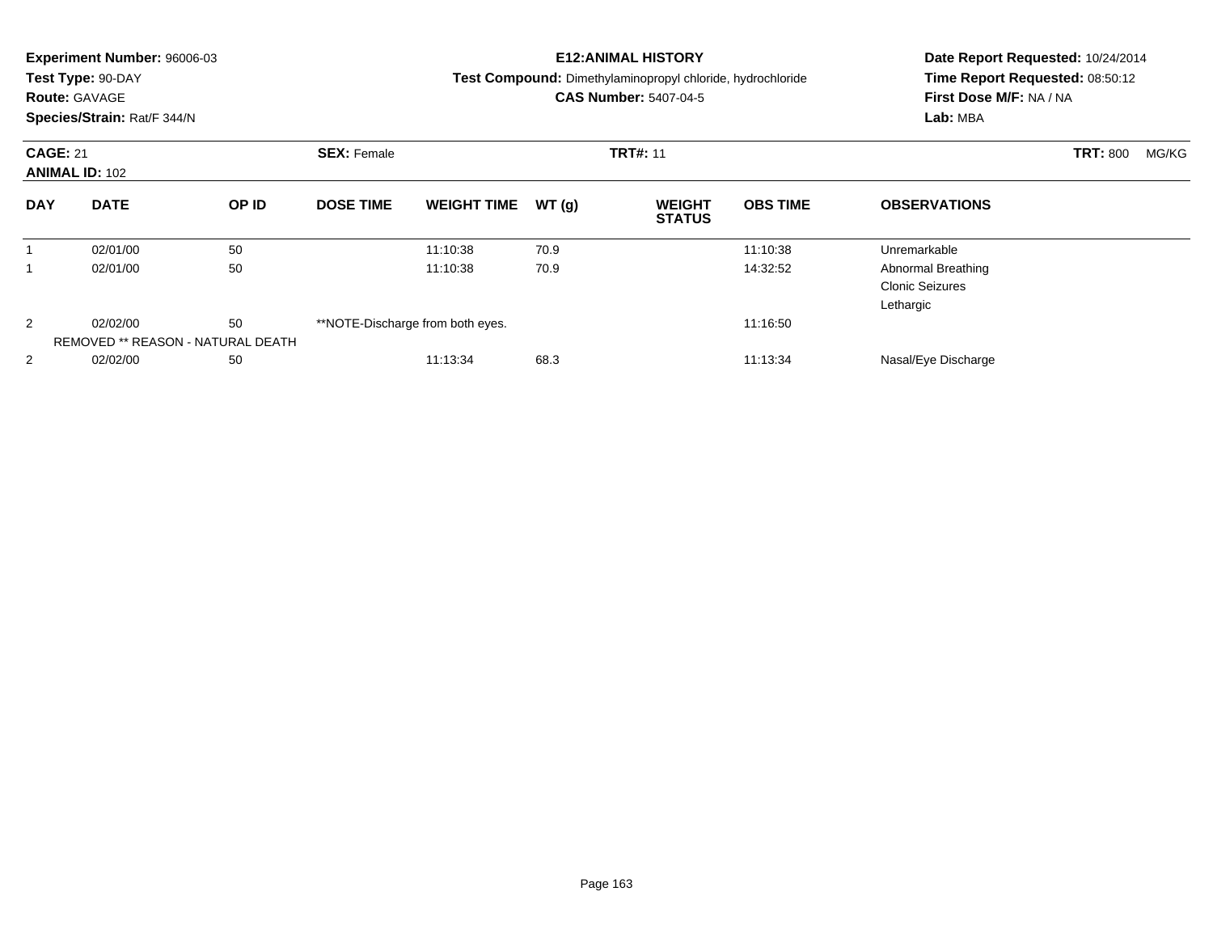**Experiment Number:** 96006-03
**Test Type:** 90-DAY
**Route:** GAVAGE
**Species/Strain:** Rat/F 344/N

**E12:ANIMAL HISTORY**
**Test Compound:** Dimethylaminopropyl chloride, hydrochloride
**CAS Number:** 5407-04-5

**Date Report Requested:** 10/24/2014
**Time Report Requested:** 08:50:12
**First Dose M/F:** NA / NA
**Lab:** MBA

**CAGE:** 21 **SEX:** Female **TRT#:** 11 **TRT:** 800 MG/KG
**ANIMAL ID:** 102

| DAY | DATE | OP ID | DOSE TIME | WEIGHT TIME | WT (g) | WEIGHT STATUS | OBS TIME | OBSERVATIONS |
|---|---|---|---|---|---|---|---|---|
| 1 | 02/01/00 | 50 | | 11:10:38 | 70.9 | | 11:10:38 | Unremarkable |
| 1 | 02/01/00 | 50 | | 11:10:38 | 70.9 | | 14:32:52 | Abnormal Breathing<br>Clonic Seizures<br>Lethargic |
| 2 | 02/02/00 | 50 | **NOTE-Discharge from both eyes. | | | | 11:16:50 | |
| | REMOVED ** REASON - NATURAL DEATH | | | | | | | |
| 2 | 02/02/00 | 50 | | 11:13:34 | 68.3 | | 11:13:34 | Nasal/Eye Discharge |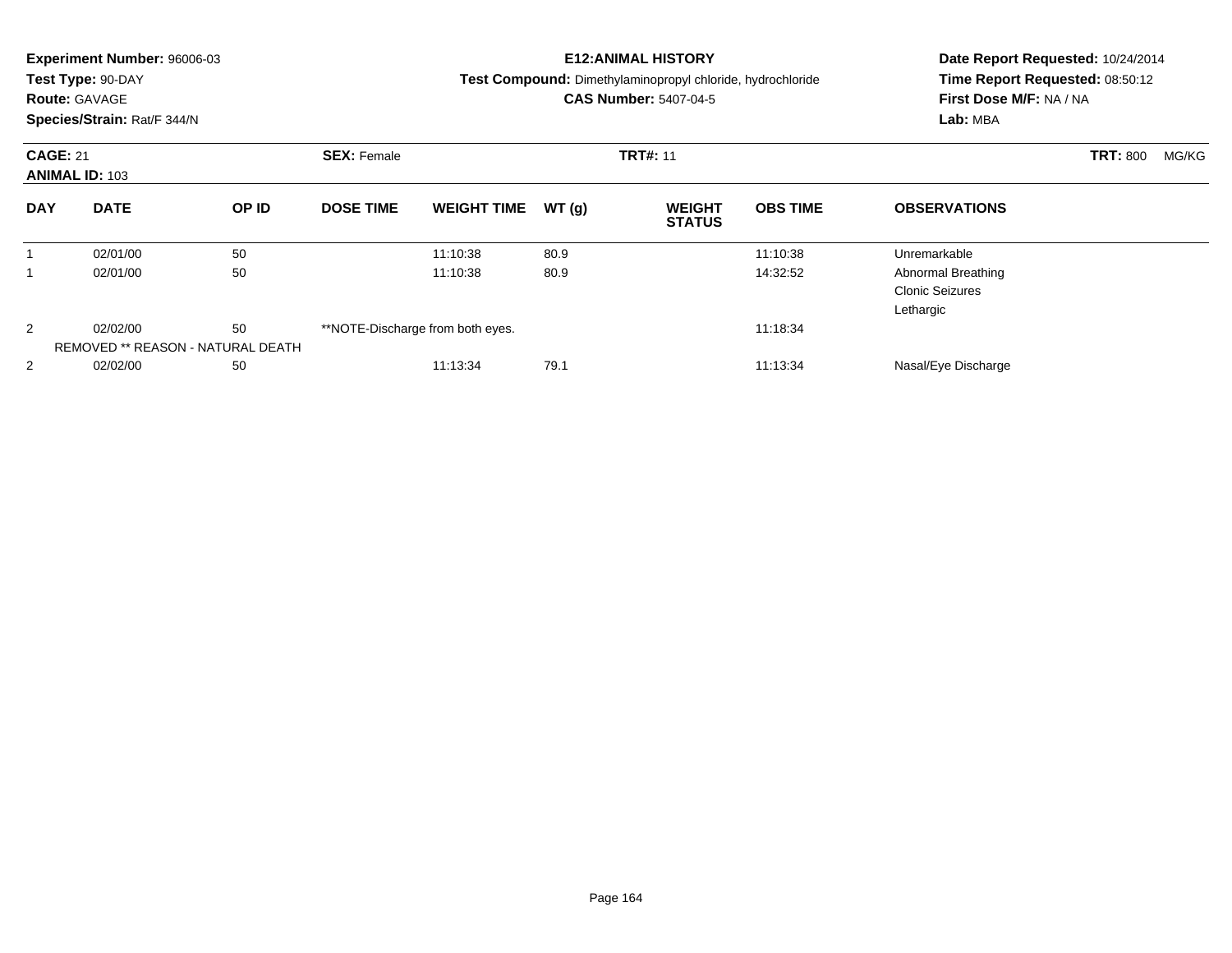**Experiment Number:** 96006-03
**Test Type:** 90-DAY
**Route:** GAVAGE
**Species/Strain:** Rat/F 344/N

**E12:ANIMAL HISTORY**
**Test Compound:** Dimethylaminopropyl chloride, hydrochloride
**CAS Number:** 5407-04-5

**Date Report Requested:** 10/24/2014
**Time Report Requested:** 08:50:12
**First Dose M/F:** NA / NA
**Lab:** MBA

**CAGE:** 21 **SEX:** Female **TRT#:** 11 **TRT:** 800 MG/KG
**ANIMAL ID:** 103

| DAY | DATE | OP ID | DOSE TIME | WEIGHT TIME | WT (g) | WEIGHT STATUS | OBS TIME | OBSERVATIONS |
|---|---|---|---|---|---|---|---|---|
| 1 | 02/01/00 | 50 | | 11:10:38 | 80.9 | | 11:10:38 | Unremarkable |
| 1 | 02/01/00 | 50 | | 11:10:38 | 80.9 | | 14:32:52 | Abnormal Breathing<br>Clonic Seizures<br>Lethargic |
| 2 | 02/02/00 | 50 | **NOTE-Discharge from both eyes. | | | | 11:18:34 | |
| | REMOVED ** REASON - NATURAL DEATH | | | | | | | |
| 2 | 02/02/00 | 50 | | 11:13:34 | 79.1 | | 11:13:34 | Nasal/Eye Discharge |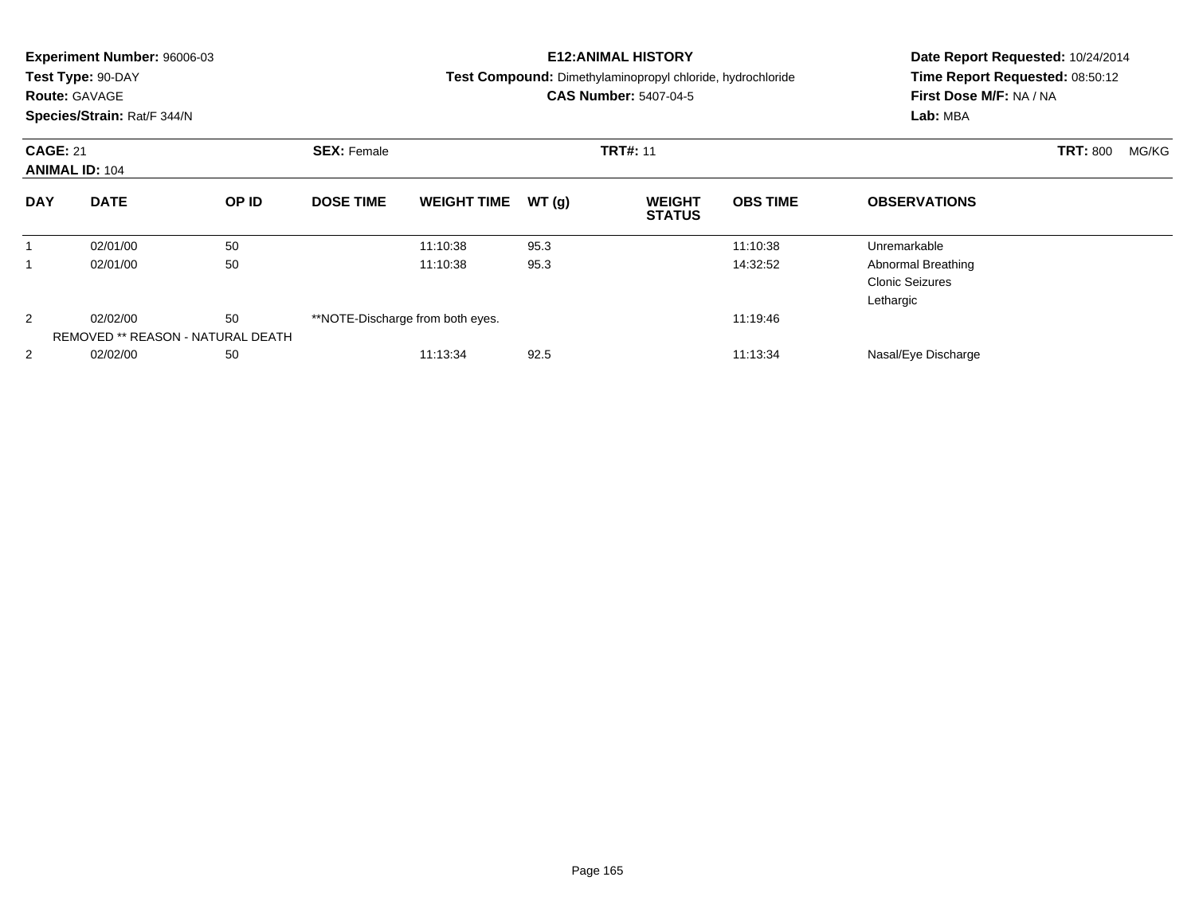**Experiment Number:** 96006-03
**Test Type:** 90-DAY
**Route:** GAVAGE
**Species/Strain:** Rat/F 344/N

**E12:ANIMAL HISTORY**
**Test Compound:** Dimethylaminopropyl chloride, hydrochloride
**CAS Number:** 5407-04-5

**Date Report Requested:** 10/24/2014
**Time Report Requested:** 08:50:12
**First Dose M/F:** NA / NA
**Lab:** MBA

**CAGE:** 21 **SEX:** Female **TRT#:** 11 **TRT:** 800 MG/KG
**ANIMAL ID:** 104

| DAY | DATE | OP ID | DOSE TIME | WEIGHT TIME | WT (g) | WEIGHT STATUS | OBS TIME | OBSERVATIONS |
|---|---|---|---|---|---|---|---|---|
| 1 | 02/01/00 | 50 | | 11:10:38 | 95.3 | | 11:10:38 | Unremarkable |
| 1 | 02/01/00 | 50 | | 11:10:38 | 95.3 | | 14:32:52 | Abnormal Breathing<br>Clonic Seizures<br>Lethargic |
| 2 | 02/02/00 | 50 | **NOTE-Discharge from both eyes. | | | | 11:19:46 | |
| | REMOVED ** REASON - NATURAL DEATH | | | | | | | |
| 2 | 02/02/00 | 50 | | 11:13:34 | 92.5 | | 11:13:34 | Nasal/Eye Discharge |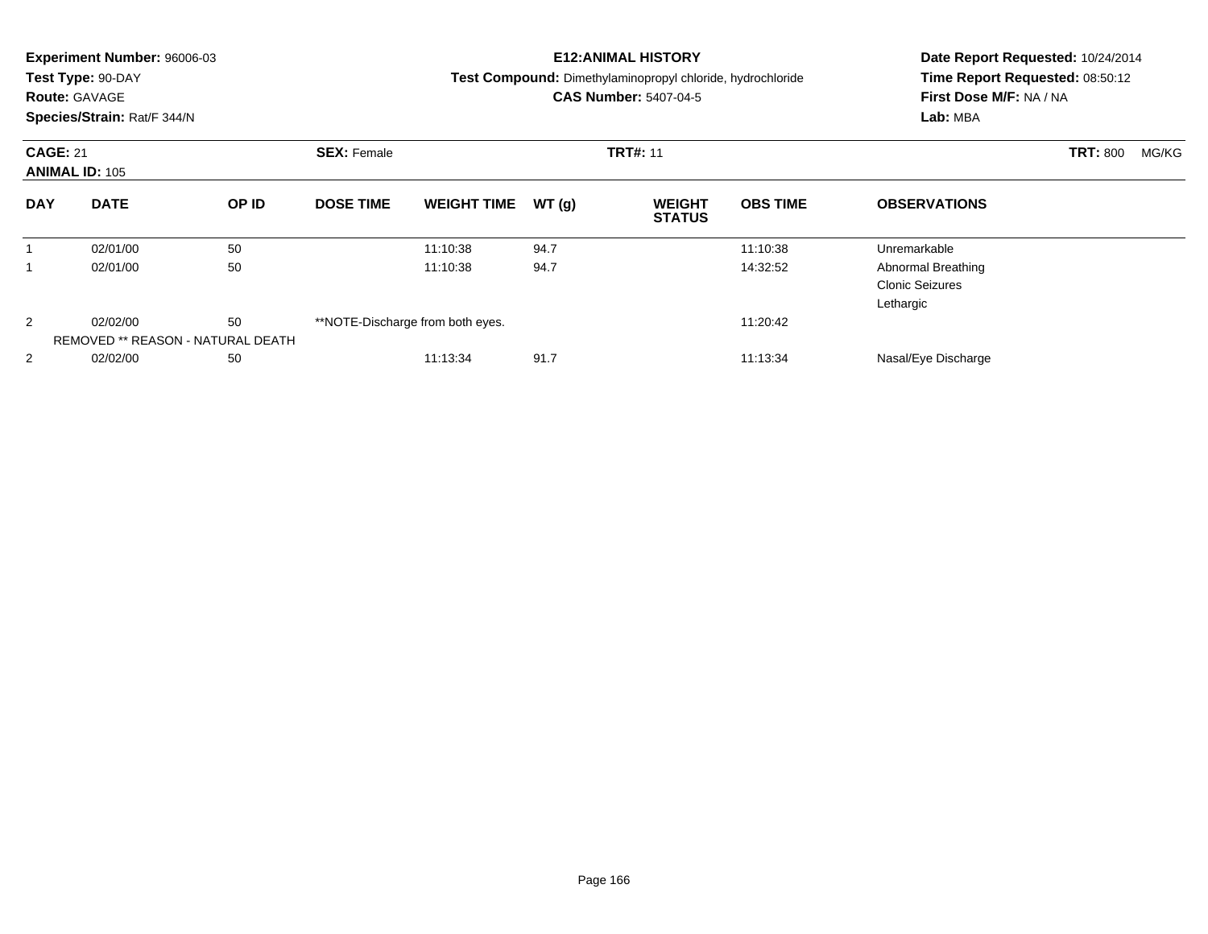**Experiment Number:** 96006-03
**Test Type:** 90-DAY
**Route:** GAVAGE
**Species/Strain:** Rat/F 344/N

**E12:ANIMAL HISTORY**
**Test Compound:** Dimethylaminopropyl chloride, hydrochloride
**CAS Number:** 5407-04-5

**Date Report Requested:** 10/24/2014
**Time Report Requested:** 08:50:12
**First Dose M/F:** NA / NA
**Lab:** MBA

**CAGE:** 21 **SEX:** Female **TRT#:** 11 **TRT:** 800 MG/KG
**ANIMAL ID:** 105

| DAY | DATE | OP ID | DOSE TIME | WEIGHT TIME | WT (g) | WEIGHT STATUS | OBS TIME | OBSERVATIONS |
|---|---|---|---|---|---|---|---|---|
| 1 | 02/01/00 | 50 | | 11:10:38 | 94.7 | | 11:10:38 | Unremarkable |
| 1 | 02/01/00 | 50 | | 11:10:38 | 94.7 | | 14:32:52 | Abnormal Breathing<br>Clonic Seizures<br>Lethargic |
| 2 | 02/02/00 | 50 | **NOTE-Discharge from both eyes. | | | | 11:20:42 | |
| REMOVED ** REASON - NATURAL DEATH | | | | | | | | |
| 2 | 02/02/00 | 50 | | 11:13:34 | 91.7 | | 11:13:34 | Nasal/Eye Discharge |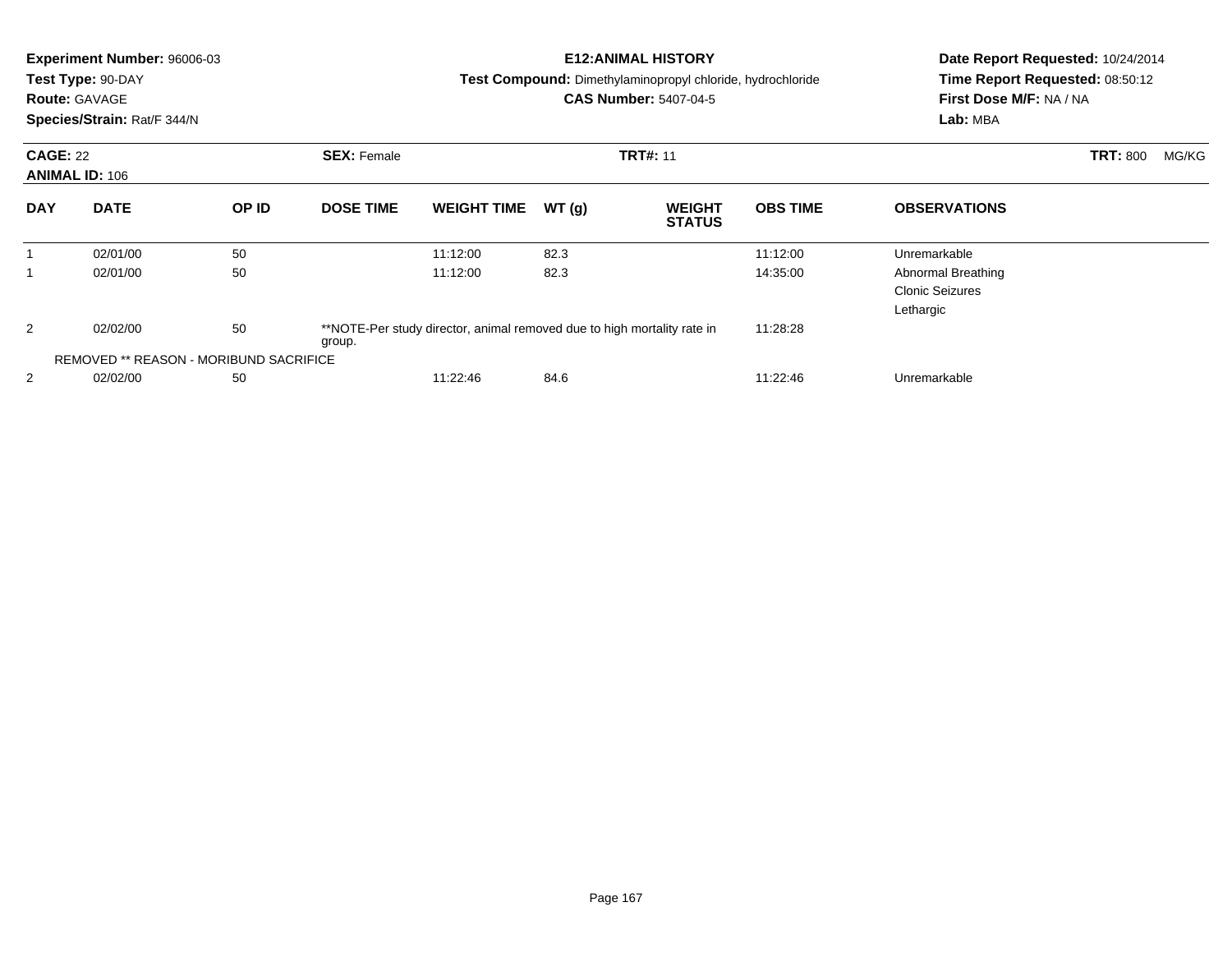**Experiment Number:** 96006-03
**Test Type:** 90-DAY
**Route:** GAVAGE
**Species/Strain:** Rat/F 344/N

**E12:ANIMAL HISTORY**
**Test Compound:** Dimethylaminopropyl chloride, hydrochloride
**CAS Number:** 5407-04-5

**Date Report Requested:** 10/24/2014
**Time Report Requested:** 08:50:12
**First Dose M/F:** NA / NA
**Lab:** MBA

**CAGE:** 22 **SEX:** Female **TRT#:** 11 **TRT:** 800 MG/KG
**ANIMAL ID:** 106

| DAY | DATE | OP ID | DOSE TIME | WEIGHT TIME | WT (g) | WEIGHT STATUS | OBS TIME | OBSERVATIONS |
|---|---|---|---|---|---|---|---|---|
| 1 | 02/01/00 | 50 | | 11:12:00 | 82.3 | | 11:12:00 | Unremarkable |
| 1 | 02/01/00 | 50 | | 11:12:00 | 82.3 | | 14:35:00 | Abnormal Breathing<br>Clonic Seizures<br>Lethargic |
| 2 | 02/02/00 | 50 | **NOTE-Per study director, animal removed due to high mortality rate in group. | | | | 11:28:28 | |
| REMOVED ** REASON - MORIBUND SACRIFICE | | | | | | | | |
| 2 | 02/02/00 | 50 | | 11:22:46 | 84.6 | | 11:22:46 | Unremarkable |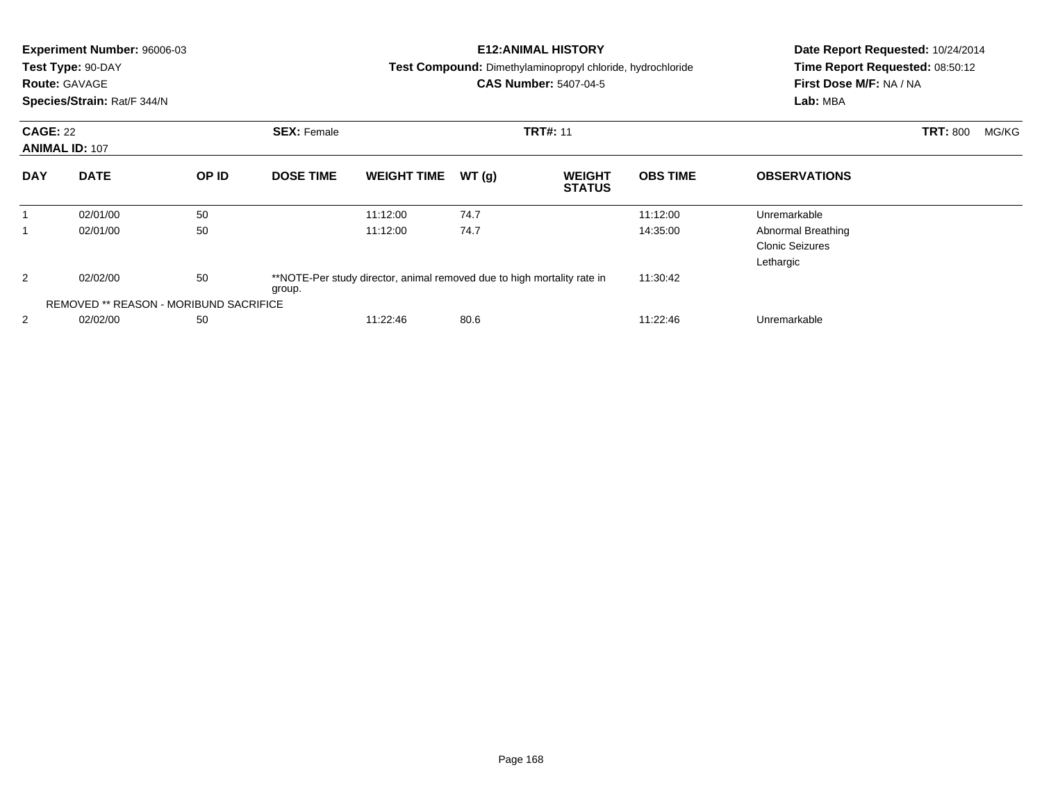**Experiment Number:** 96006-03
**Test Type:** 90-DAY
**Route:** GAVAGE
**Species/Strain:** Rat/F 344/N

**E12:ANIMAL HISTORY**
**Test Compound:** Dimethylaminopropyl chloride, hydrochloride
**CAS Number:** 5407-04-5

**Date Report Requested:** 10/24/2014
**Time Report Requested:** 08:50:12
**First Dose M/F:** NA / NA
**Lab:** MBA

**CAGE:** 22 **SEX:** Female **TRT#:** 11 **TRT:** 800 MG/KG
**ANIMAL ID:** 107

| DAY | DATE | OP ID | DOSE TIME | WEIGHT TIME | WT (g) | WEIGHT STATUS | OBS TIME | OBSERVATIONS |
|---|---|---|---|---|---|---|---|---|
| 1 | 02/01/00 | 50 | | 11:12:00 | 74.7 | | 11:12:00 | Unremarkable |
| 1 | 02/01/00 | 50 | | 11:12:00 | 74.7 | | 14:35:00 | Abnormal Breathing<br>Clonic Seizures<br>Lethargic |
| 2 | 02/02/00 | 50 | **NOTE-Per study director, animal removed due to high mortality rate in group. | | | | 11:30:42 | |
| REMOVED ** REASON - MORIBUND SACRIFICE | | | | | | | | |
| 2 | 02/02/00 | 50 | | 11:22:46 | 80.6 | | 11:22:46 | Unremarkable |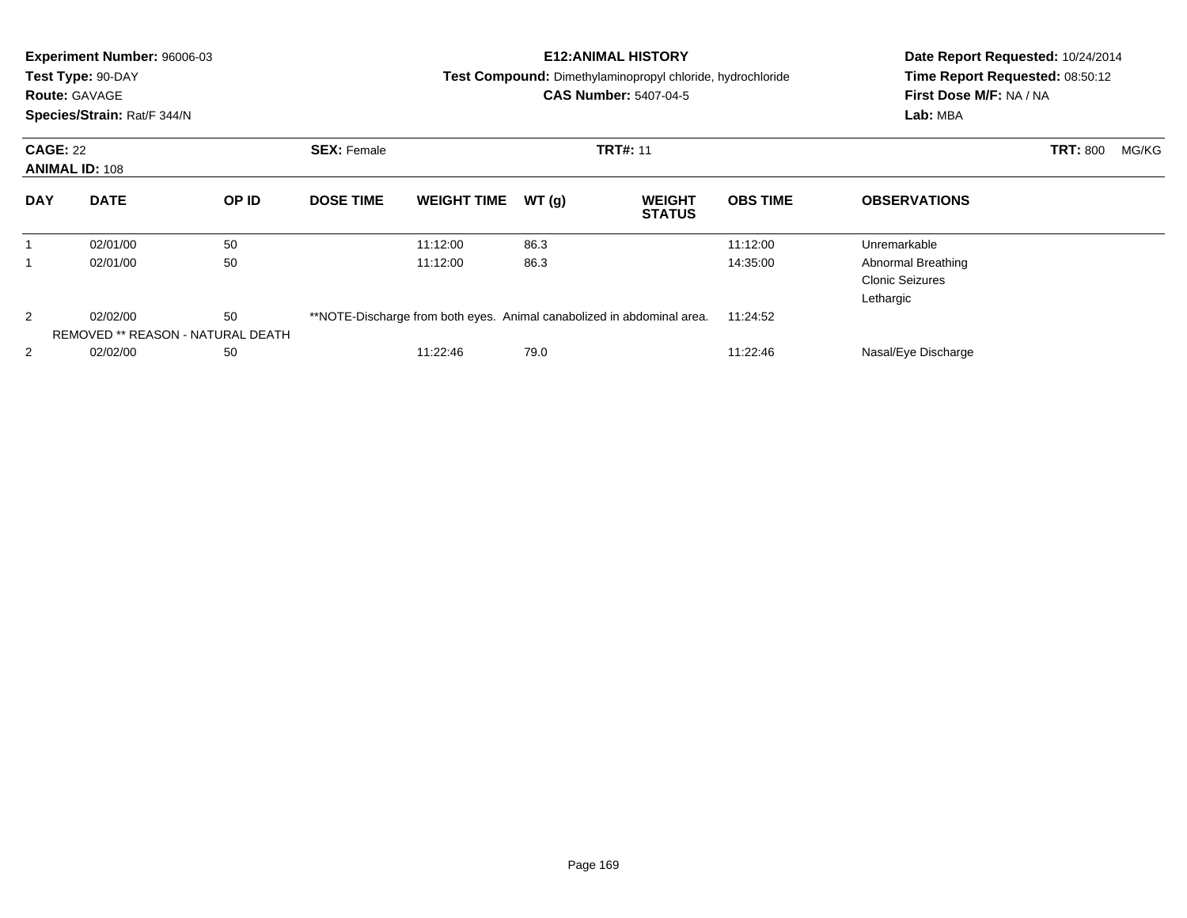**Experiment Number:** 96006-03
**Test Type:** 90-DAY
**Route:** GAVAGE
**Species/Strain:** Rat/F 344/N

**E12:ANIMAL HISTORY**
**Test Compound:** Dimethylaminopropyl chloride, hydrochloride
**CAS Number:** 5407-04-5

**Date Report Requested:** 10/24/2014
**Time Report Requested:** 08:50:12
**First Dose M/F:** NA / NA
**Lab:** MBA

**CAGE:** 22 **SEX:** Female **TRT#:** 11 **TRT:** 800 MG/KG
**ANIMAL ID:** 108

| DAY | DATE | OP ID | DOSE TIME | WEIGHT TIME | WT (g) | WEIGHT STATUS | OBS TIME | OBSERVATIONS |
|---|---|---|---|---|---|---|---|---|
| 1 | 02/01/00 | 50 | | 11:12:00 | 86.3 | | 11:12:00 | Unremarkable |
| 1 | 02/01/00 | 50 | | 11:12:00 | 86.3 | | 14:35:00 | Abnormal Breathing<br>Clonic Seizures<br>Lethargic |
| 2 | 02/02/00 | 50 | **NOTE-Discharge from both eyes. Animal canabolized in abdominal area. | | | | 11:24:52 | |
| | REMOVED ** REASON - NATURAL DEATH | | | | | | | |
| 2 | 02/02/00 | 50 | | 11:22:46 | 79.0 | | 11:22:46 | Nasal/Eye Discharge |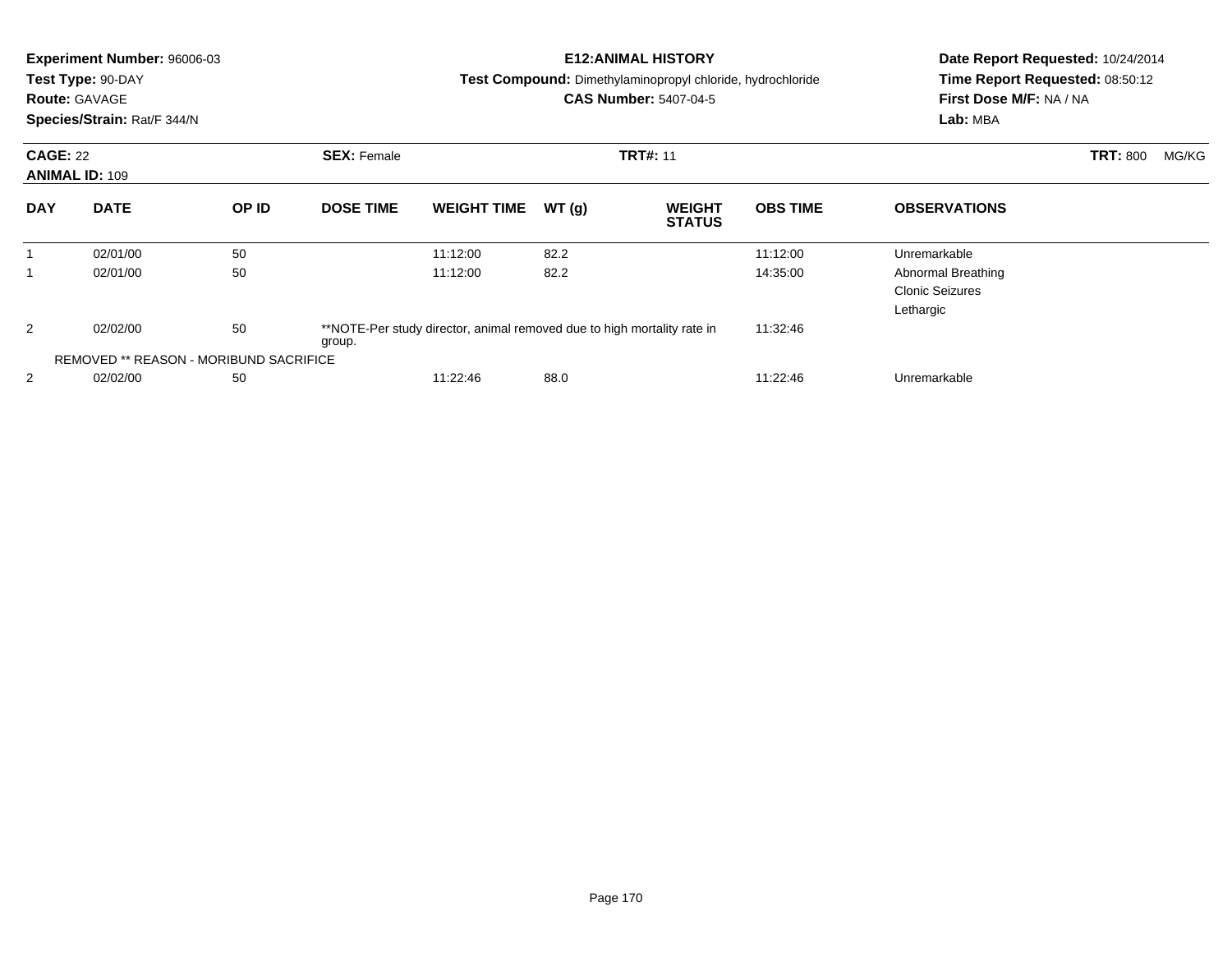**Experiment Number:** 96006-03
**Test Type:** 90-DAY
**Route:** GAVAGE
**Species/Strain:** Rat/F 344/N

**E12:ANIMAL HISTORY**
**Test Compound:** Dimethylaminopropyl chloride, hydrochloride
**CAS Number:** 5407-04-5

**Date Report Requested:** 10/24/2014
**Time Report Requested:** 08:50:12
**First Dose M/F:** NA / NA
**Lab:** MBA

**CAGE:** 22 **SEX:** Female **TRT#:** 11 **TRT:** 800 MG/KG
**ANIMAL ID:** 109

| DAY | DATE | OP ID | DOSE TIME | WEIGHT TIME | WT (g) | WEIGHT STATUS | OBS TIME | OBSERVATIONS |
|---|---|---|---|---|---|---|---|---|
| 1 | 02/01/00 | 50 | | 11:12:00 | 82.2 | | 11:12:00 | Unremarkable |
| 1 | 02/01/00 | 50 | | 11:12:00 | 82.2 | | 14:35:00 | Abnormal Breathing<br>Clonic Seizures<br>Lethargic |
| 2 | 02/02/00 | 50 | **NOTE-Per study director, animal removed due to high mortality rate in group. | | | | 11:32:46 | |
| REMOVED ** REASON - MORIBUND SACRIFICE | | | | | | | | |
| 2 | 02/02/00 | 50 | | 11:22:46 | 88.0 | | 11:22:46 | Unremarkable |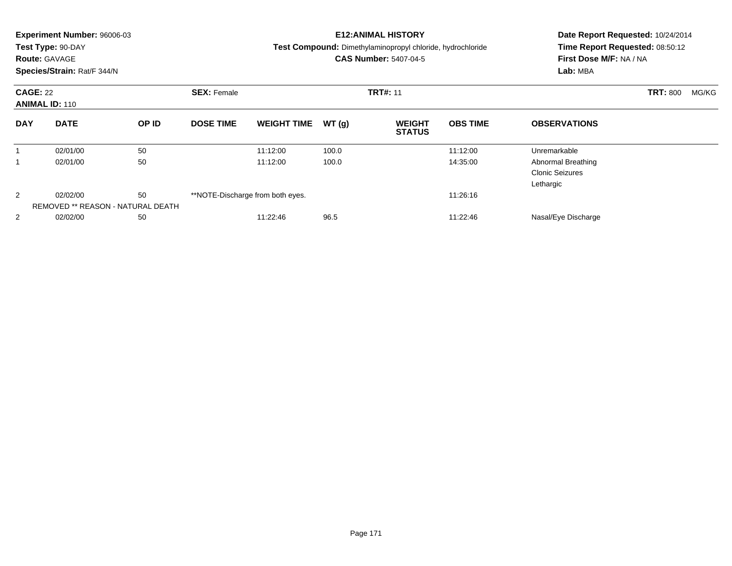**Experiment Number:** 96006-03
**Test Type:** 90-DAY
**Route:** GAVAGE
**Species/Strain:** Rat/F 344/N

**E12:ANIMAL HISTORY**
**Test Compound:** Dimethylaminopropyl chloride, hydrochloride
**CAS Number:** 5407-04-5

**Date Report Requested:** 10/24/2014
**Time Report Requested:** 08:50:12
**First Dose M/F:** NA / NA
**Lab:** MBA

**CAGE:** 22 **SEX:** Female **TRT#:** 11 **TRT:** 800 MG/KG
**ANIMAL ID:** 110

| DAY | DATE | OP ID | DOSE TIME | WEIGHT TIME | WT (g) | WEIGHT STATUS | OBS TIME | OBSERVATIONS |
|---|---|---|---|---|---|---|---|---|
| 1 | 02/01/00 | 50 | | 11:12:00 | 100.0 | | 11:12:00 | Unremarkable |
| 1 | 02/01/00 | 50 | | 11:12:00 | 100.0 | | 14:35:00 | Abnormal Breathing<br>Clonic Seizures<br>Lethargic |
| 2 | 02/02/00 | 50 | **NOTE-Discharge from both eyes. | | | | 11:26:16 | |
| REMOVED ** REASON - NATURAL DEATH | | | | | | | | |
| 2 | 02/02/00 | 50 | | 11:22:46 | 96.5 | | 11:22:46 | Nasal/Eye Discharge |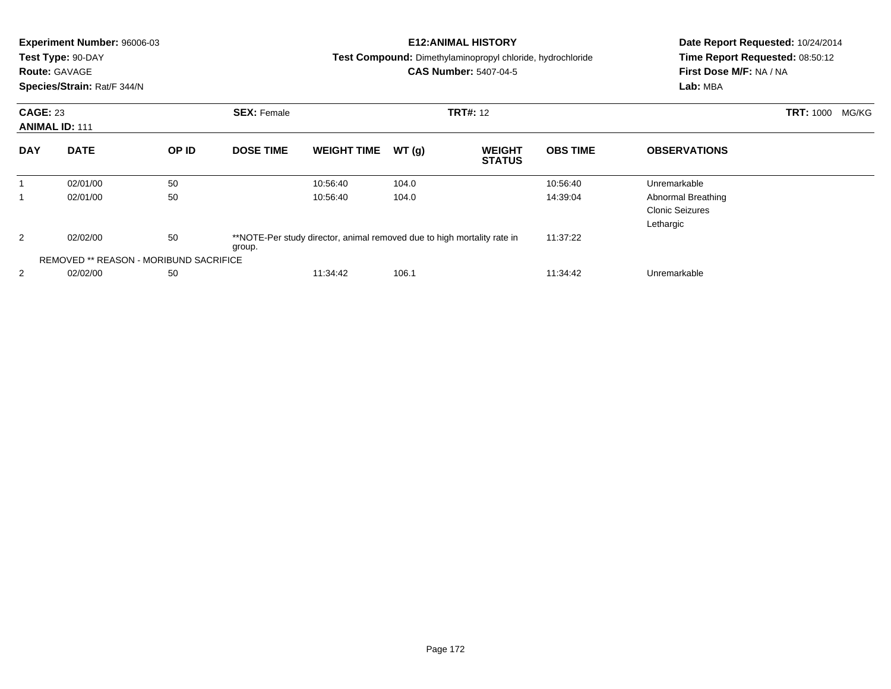**Experiment Number:** 96006-03
**Test Type:** 90-DAY
**Route:** GAVAGE
**Species/Strain:** Rat/F 344/N

**E12:ANIMAL HISTORY**
**Test Compound:** Dimethylaminopropyl chloride, hydrochloride
**CAS Number:** 5407-04-5

**Date Report Requested:** 10/24/2014
**Time Report Requested:** 08:50:12
**First Dose M/F:** NA / NA
**Lab:** MBA

**CAGE:** 23 **SEX:** Female **TRT#:** 12 **TRT:** 1000 MG/KG
**ANIMAL ID:** 111

| DAY | DATE | OP ID | DOSE TIME | WEIGHT TIME | WT (g) | WEIGHT STATUS | OBS TIME | OBSERVATIONS |
|---|---|---|---|---|---|---|---|---|
| 1 | 02/01/00 | 50 | | 10:56:40 | 104.0 | | 10:56:40 | Unremarkable |
| 1 | 02/01/00 | 50 | | 10:56:40 | 104.0 | | 14:39:04 | Abnormal Breathing<br>Clonic Seizures<br>Lethargic |
| 2 | 02/02/00 | 50 | **NOTE-Per study director, animal removed due to high mortality rate in group. | | | | 11:37:22 | |
| REMOVED ** REASON - MORIBUND SACRIFICE | | | | | | | | |
| 2 | 02/02/00 | 50 | | 11:34:42 | 106.1 | | 11:34:42 | Unremarkable |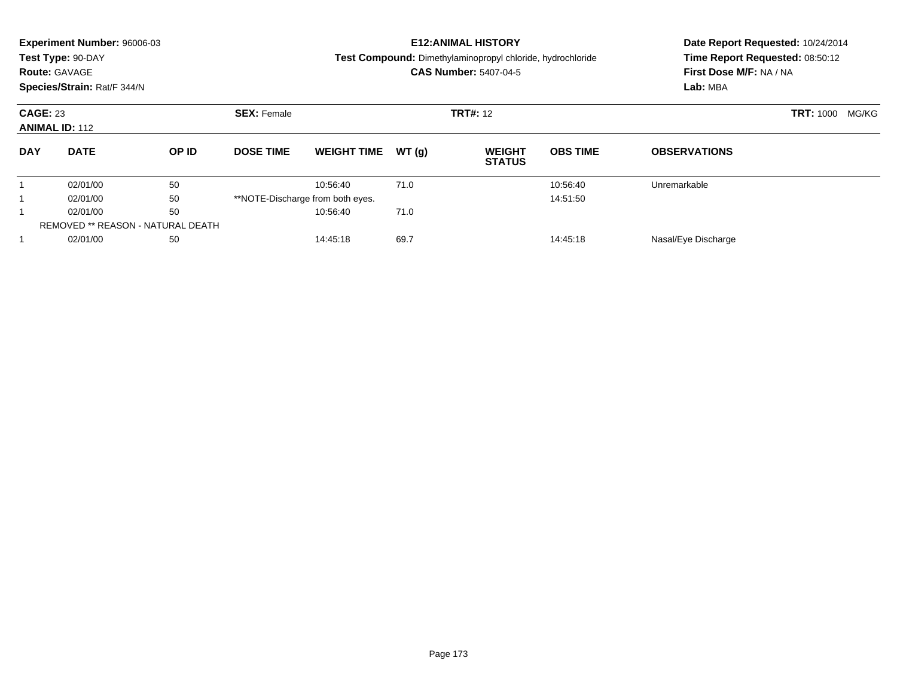**Experiment Number:** 96006-03
**Test Type:** 90-DAY
**Route:** GAVAGE
**Species/Strain:** Rat/F 344/N

**E12:ANIMAL HISTORY**
**Test Compound:** Dimethylaminopropyl chloride, hydrochloride
**CAS Number:** 5407-04-5

**Date Report Requested:** 10/24/2014
**Time Report Requested:** 08:50:12
**First Dose M/F:** NA / NA
**Lab:** MBA

**CAGE:** 23
**ANIMAL ID:** 112

**SEX:** Female

**TRT#:** 12

**TRT:** 1000 MG/KG

| DAY | DATE | OP ID | DOSE TIME | WEIGHT TIME | WT (g) | WEIGHT STATUS | OBS TIME | OBSERVATIONS |
|---|---|---|---|---|---|---|---|---|
| 1 | 02/01/00 | 50 | | 10:56:40 | 71.0 | | 10:56:40 | Unremarkable |
| 1 | 02/01/00 | 50 | **NOTE-Discharge from both eyes. | | | | 14:51:50 | |
| 1 | 02/01/00 | 50 | | 10:56:40 | 71.0 | | | |
| REMOVED ** REASON - NATURAL DEATH | | | | | | | | |
| 1 | 02/01/00 | 50 | | 14:45:18 | 69.7 | | 14:45:18 | Nasal/Eye Discharge |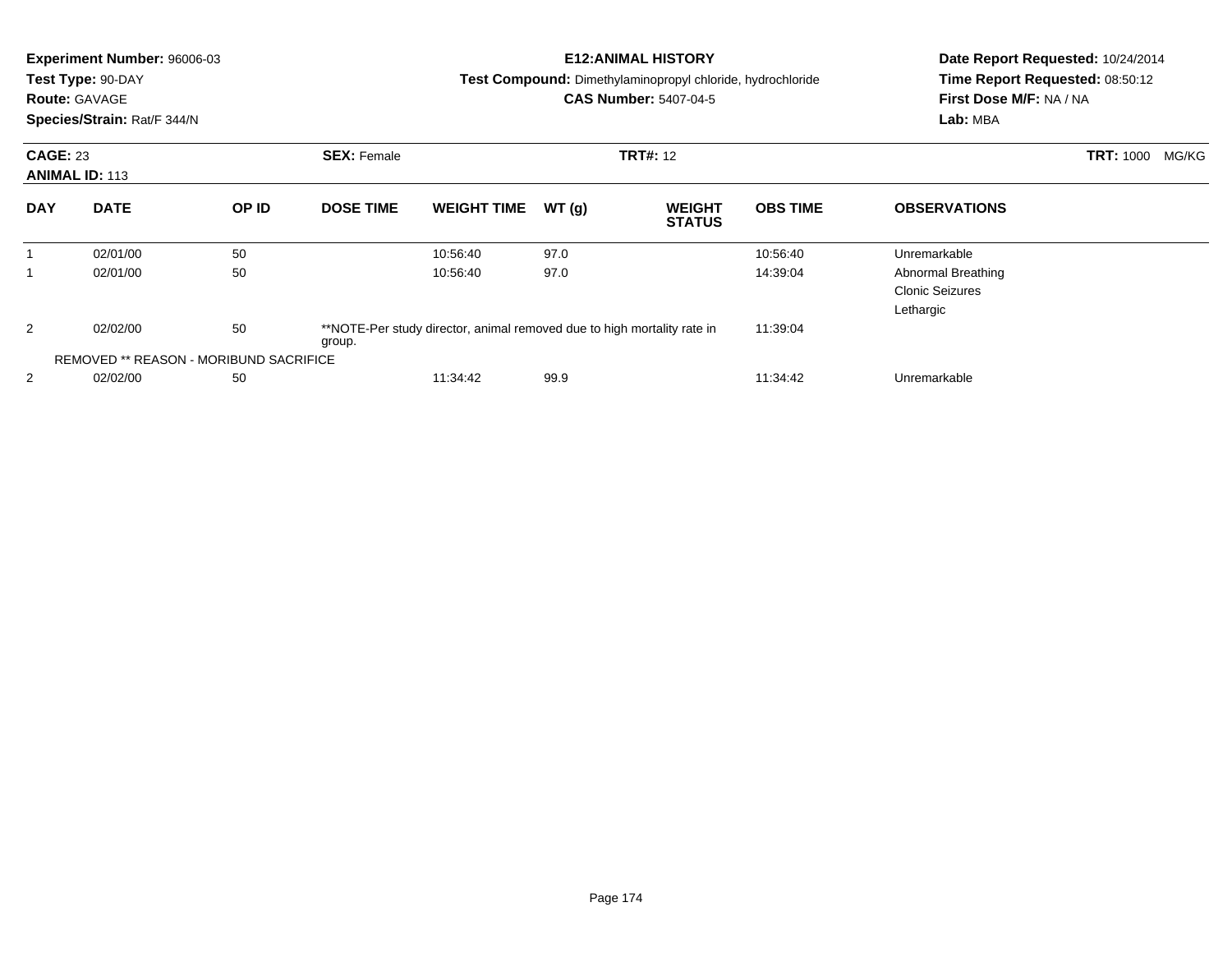**Experiment Number:** 96006-03
**Test Type:** 90-DAY
**Route:** GAVAGE
**Species/Strain:** Rat/F 344/N

**E12:ANIMAL HISTORY**
**Test Compound:** Dimethylaminopropyl chloride, hydrochloride
**CAS Number:** 5407-04-5

**Date Report Requested:** 10/24/2014
**Time Report Requested:** 08:50:12
**First Dose M/F:** NA / NA
**Lab:** MBA

**CAGE:** 23 **SEX:** Female **TRT#:** 12 **TRT:** 1000 MG/KG
**ANIMAL ID:** 113

| DAY | DATE | OP ID | DOSE TIME | WEIGHT TIME | WT (g) | WEIGHT STATUS | OBS TIME | OBSERVATIONS |
|---|---|---|---|---|---|---|---|---|
| 1 | 02/01/00 | 50 | | 10:56:40 | 97.0 | | 10:56:40 | Unremarkable |
| 1 | 02/01/00 | 50 | | 10:56:40 | 97.0 | | 14:39:04 | Abnormal Breathing<br>Clonic Seizures<br>Lethargic |
| 2 | 02/02/00 | 50 | **NOTE-Per study director, animal removed due to high mortality rate in group. | | | | 11:39:04 | |
| REMOVED ** REASON - MORIBUND SACRIFICE | | | | | | | | |
| 2 | 02/02/00 | 50 | | 11:34:42 | 99.9 | | 11:34:42 | Unremarkable |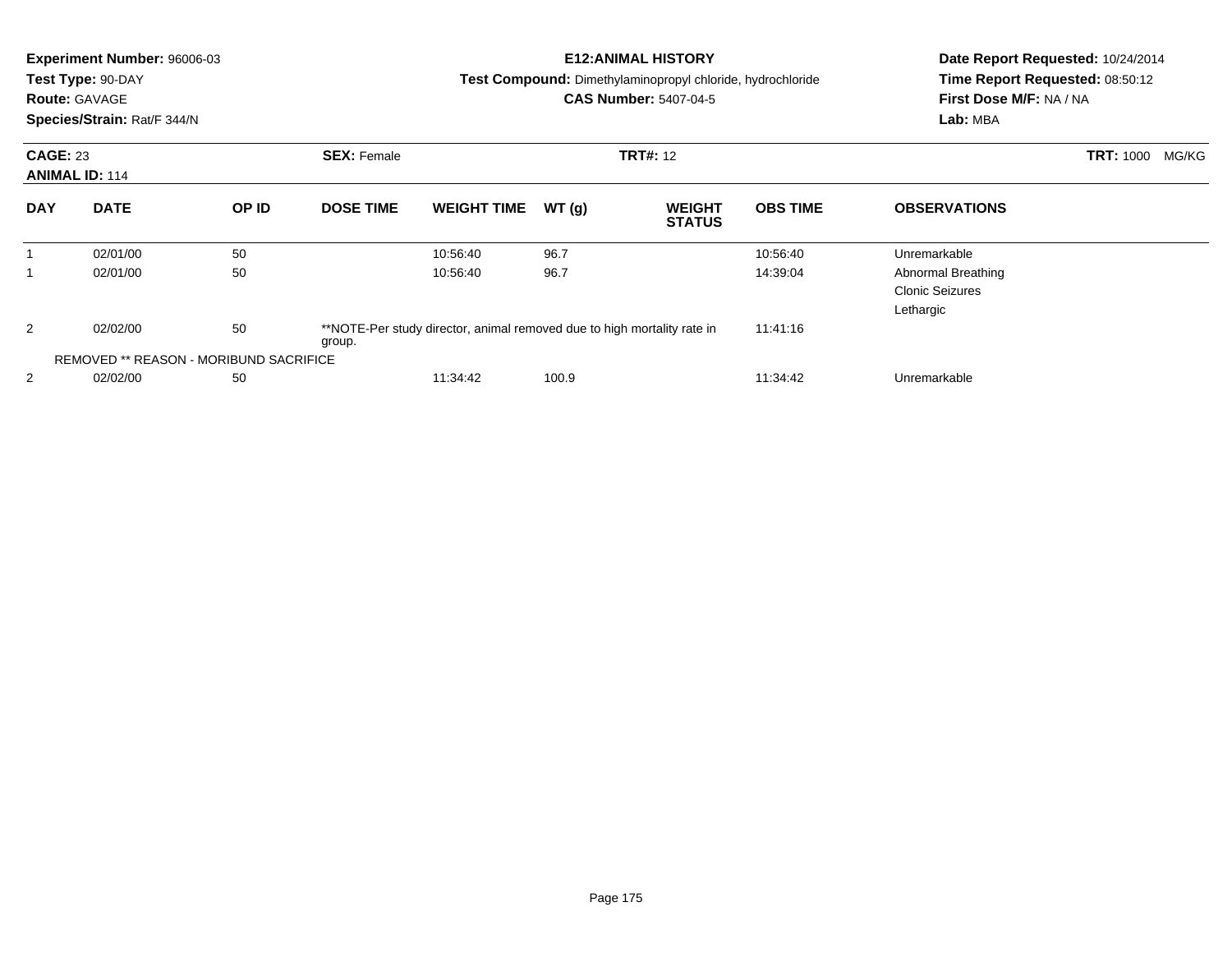**Experiment Number:** 96006-03
**Test Type:** 90-DAY
**Route:** GAVAGE
**Species/Strain:** Rat/F 344/N

**E12:ANIMAL HISTORY**
**Test Compound:** Dimethylaminopropyl chloride, hydrochloride
**CAS Number:** 5407-04-5

**Date Report Requested:** 10/24/2014
**Time Report Requested:** 08:50:12
**First Dose M/F:** NA / NA
**Lab:** MBA

**CAGE:** 23 **SEX:** Female **TRT#:** 12 **TRT:** 1000 MG/KG
**ANIMAL ID:** 114

| DAY | DATE | OP ID | DOSE TIME | WEIGHT TIME | WT (g) | WEIGHT STATUS | OBS TIME | OBSERVATIONS |
|---|---|---|---|---|---|---|---|---|
| 1 | 02/01/00 | 50 | | 10:56:40 | 96.7 | | 10:56:40 | Unremarkable |
| 1 | 02/01/00 | 50 | | 10:56:40 | 96.7 | | 14:39:04 | Abnormal Breathing<br>Clonic Seizures<br>Lethargic |
| 2 | 02/02/00 | 50 | **NOTE-Per study director, animal removed due to high mortality rate in group. | | | | 11:41:16 | |
| REMOVED ** REASON - MORIBUND SACRIFICE | | | | | | | | |
| 2 | 02/02/00 | 50 | | 11:34:42 | 100.9 | | 11:34:42 | Unremarkable |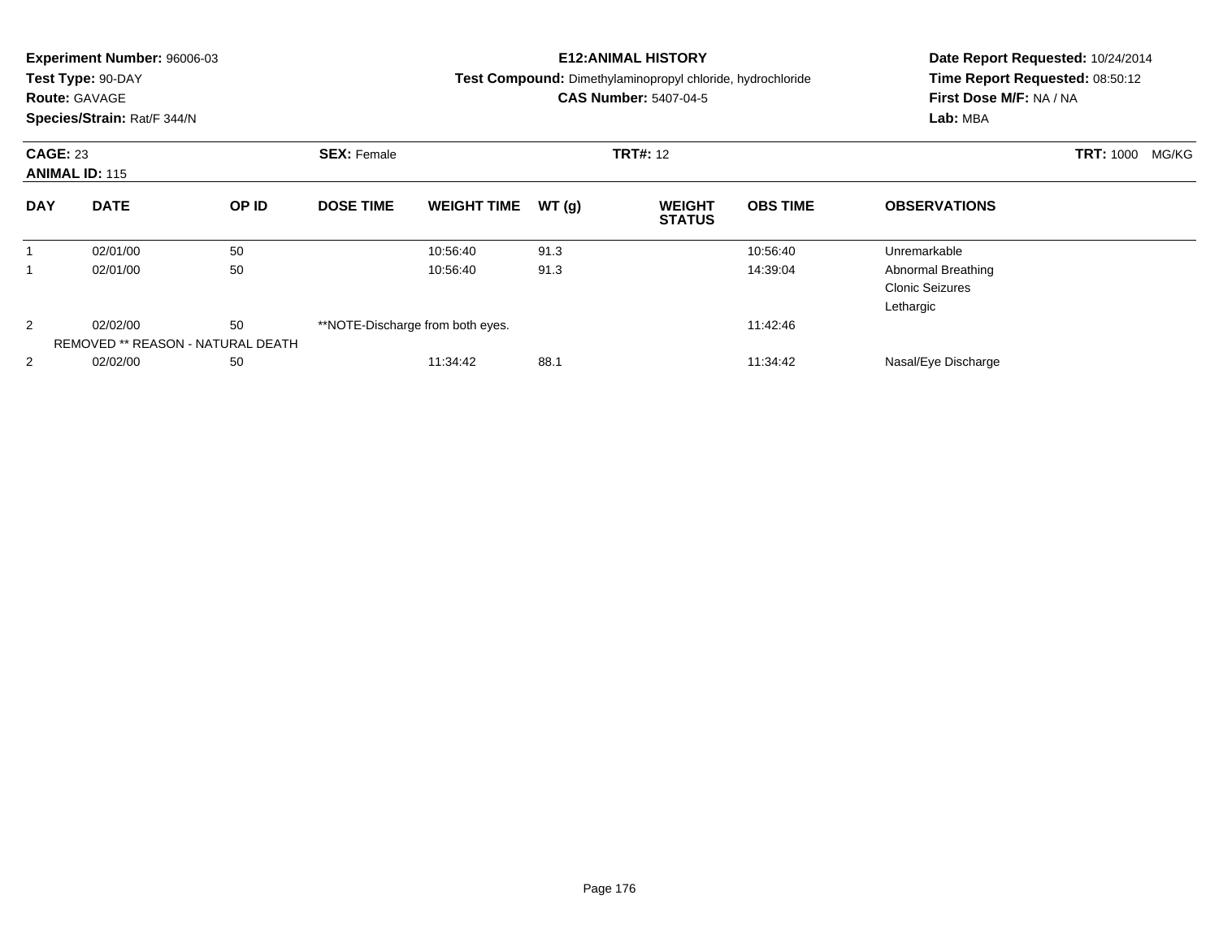**Experiment Number:** 96006-03
**Test Type:** 90-DAY
**Route:** GAVAGE
**Species/Strain:** Rat/F 344/N

**E12:ANIMAL HISTORY**
**Test Compound:** Dimethylaminopropyl chloride, hydrochloride
**CAS Number:** 5407-04-5

**Date Report Requested:** 10/24/2014
**Time Report Requested:** 08:50:12
**First Dose M/F:** NA / NA
**Lab:** MBA

**CAGE:** 23 **SEX:** Female **TRT#:** 12 **TRT:** 1000 MG/KG
**ANIMAL ID:** 115

| DAY | DATE | OP ID | DOSE TIME | WEIGHT TIME | WT (g) | WEIGHT STATUS | OBS TIME | OBSERVATIONS |
|---|---|---|---|---|---|---|---|---|
| 1 | 02/01/00 | 50 | | 10:56:40 | 91.3 | | 10:56:40 | Unremarkable |
| 1 | 02/01/00 | 50 | | 10:56:40 | 91.3 | | 14:39:04 | Abnormal Breathing<br>Clonic Seizures<br>Lethargic |
| 2 | 02/02/00 | 50 | **NOTE-Discharge from both eyes. | | | | 11:42:46 | |
| | REMOVED ** REASON - NATURAL DEATH | | | | | | | |
| 2 | 02/02/00 | 50 | | 11:34:42 | 88.1 | | 11:34:42 | Nasal/Eye Discharge |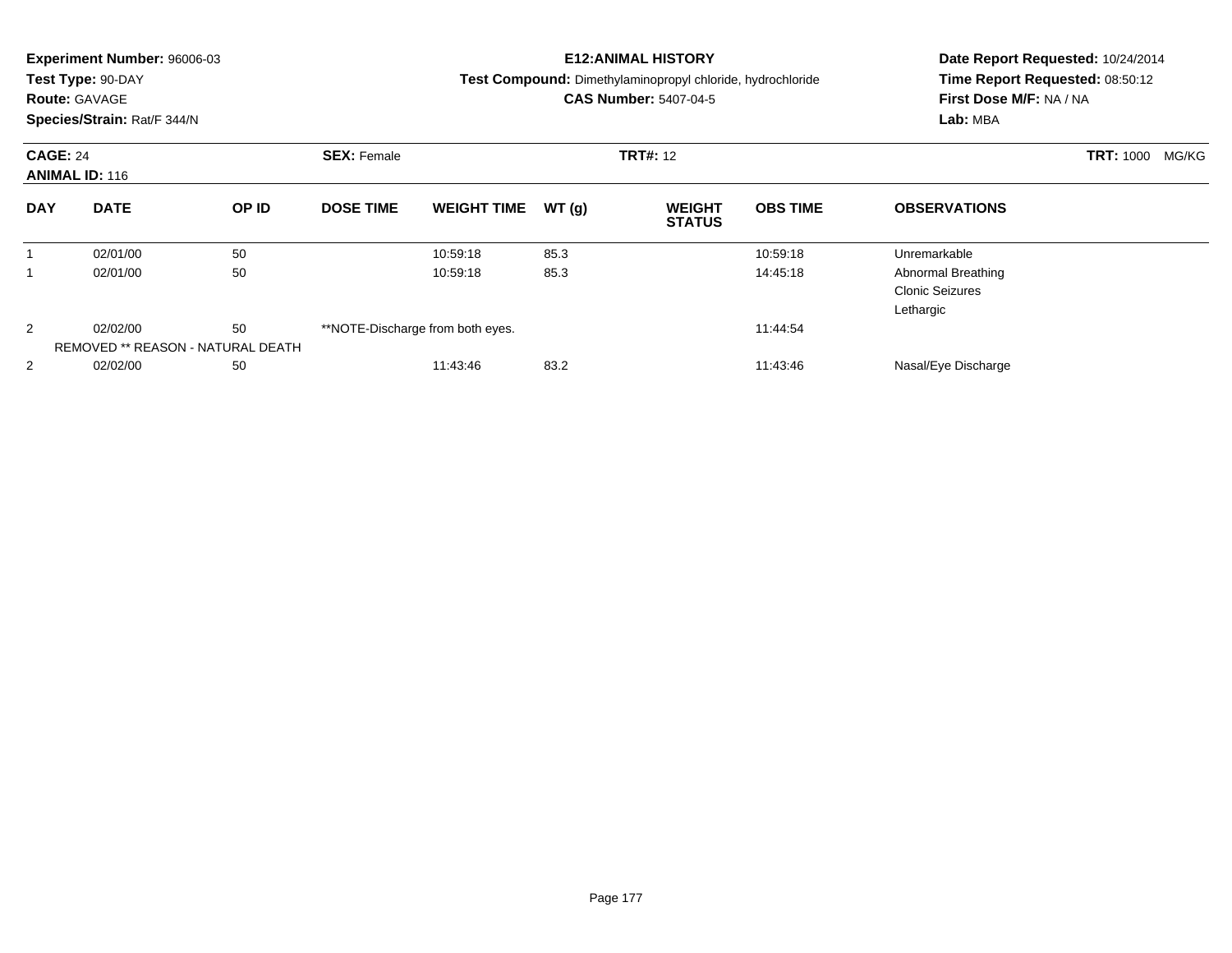**Experiment Number:** 96006-03
**Test Type:** 90-DAY
**Route:** GAVAGE
**Species/Strain:** Rat/F 344/N

**E12:ANIMAL HISTORY**
**Test Compound:** Dimethylaminopropyl chloride, hydrochloride
**CAS Number:** 5407-04-5

**Date Report Requested:** 10/24/2014
**Time Report Requested:** 08:50:12
**First Dose M/F:** NA / NA
**Lab:** MBA

**CAGE:** 24 **SEX:** Female **TRT#:** 12 **TRT:** 1000 MG/KG
**ANIMAL ID:** 116

| DAY | DATE | OP ID | DOSE TIME | WEIGHT TIME | WT (g) | WEIGHT STATUS | OBS TIME | OBSERVATIONS |
|---|---|---|---|---|---|---|---|---|
| 1 | 02/01/00 | 50 | | 10:59:18 | 85.3 | | 10:59:18 | Unremarkable |
| 1 | 02/01/00 | 50 | | 10:59:18 | 85.3 | | 14:45:18 | Abnormal Breathing<br>Clonic Seizures<br>Lethargic |
| 2 | 02/02/00 | 50 | **NOTE-Discharge from both eyes. | | | | 11:44:54 | |
| | REMOVED ** REASON - NATURAL DEATH | | | | | | | |
| 2 | 02/02/00 | 50 | | 11:43:46 | 83.2 | | 11:43:46 | Nasal/Eye Discharge |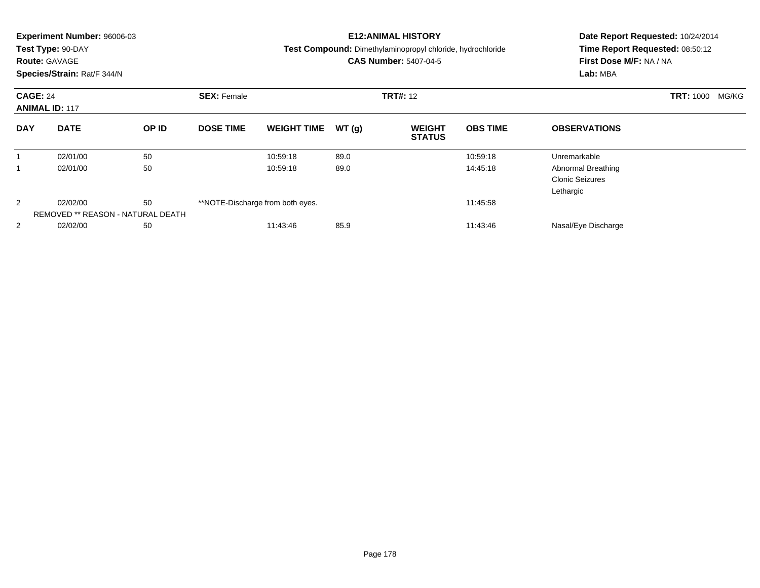**Experiment Number:** 96006-03
**Test Type:** 90-DAY
**Route:** GAVAGE
**Species/Strain:** Rat/F 344/N

**E12:ANIMAL HISTORY**
**Test Compound:** Dimethylaminopropyl chloride, hydrochloride
**CAS Number:** 5407-04-5

**Date Report Requested:** 10/24/2014
**Time Report Requested:** 08:50:12
**First Dose M/F:** NA / NA
**Lab:** MBA

**CAGE:** 24 **SEX:** Female **TRT#:** 12 **TRT:** 1000 MG/KG
**ANIMAL ID:** 117

| DAY | DATE | OP ID | DOSE TIME | WEIGHT TIME | WT (g) | WEIGHT STATUS | OBS TIME | OBSERVATIONS |
|---|---|---|---|---|---|---|---|---|
| 1 | 02/01/00 | 50 | | 10:59:18 | 89.0 | | 10:59:18 | Unremarkable |
| 1 | 02/01/00 | 50 | | 10:59:18 | 89.0 | | 14:45:18 | Abnormal Breathing<br>Clonic Seizures<br>Lethargic |
| 2 | 02/02/00 | 50 | **NOTE-Discharge from both eyes. | | | | 11:45:58 | |
| | REMOVED ** REASON - NATURAL DEATH | | | | | | | |
| 2 | 02/02/00 | 50 | | 11:43:46 | 85.9 | | 11:43:46 | Nasal/Eye Discharge |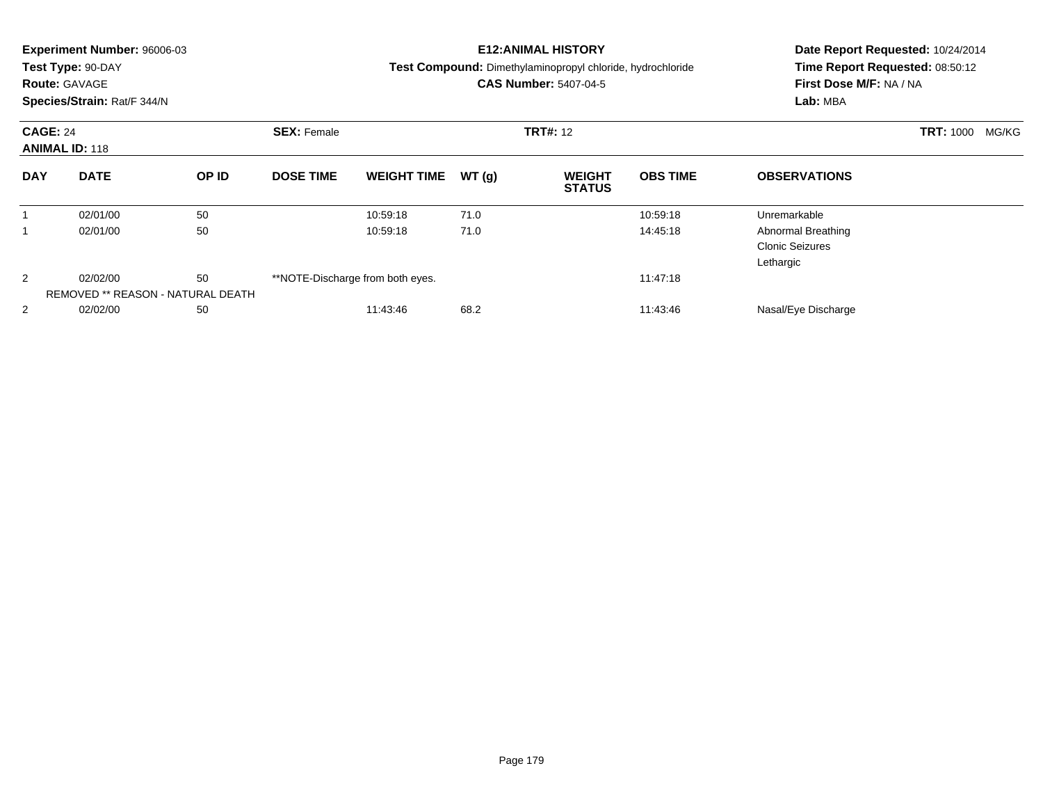**Experiment Number:** 96006-03
**Test Type:** 90-DAY
**Route:** GAVAGE
**Species/Strain:** Rat/F 344/N

**E12:ANIMAL HISTORY**
**Test Compound:** Dimethylaminopropyl chloride, hydrochloride
**CAS Number:** 5407-04-5

**Date Report Requested:** 10/24/2014
**Time Report Requested:** 08:50:12
**First Dose M/F:** NA / NA
**Lab:** MBA

**CAGE:** 24 **SEX:** Female **TRT#:** 12 **TRT:** 1000 MG/KG
**ANIMAL ID:** 118

| DAY | DATE | OP ID | DOSE TIME | WEIGHT TIME | WT (g) | WEIGHT STATUS | OBS TIME | OBSERVATIONS |
|---|---|---|---|---|---|---|---|---|
| 1 | 02/01/00 | 50 | | 10:59:18 | 71.0 | | 10:59:18 | Unremarkable |
| 1 | 02/01/00 | 50 | | 10:59:18 | 71.0 | | 14:45:18 | Abnormal Breathing<br>Clonic Seizures<br>Lethargic |
| 2 | 02/02/00 | 50 | **NOTE-Discharge from both eyes. | | | | 11:47:18 | |
| | REMOVED ** REASON - NATURAL DEATH | | | | | | | |
| 2 | 02/02/00 | 50 | | 11:43:46 | 68.2 | | 11:43:46 | Nasal/Eye Discharge |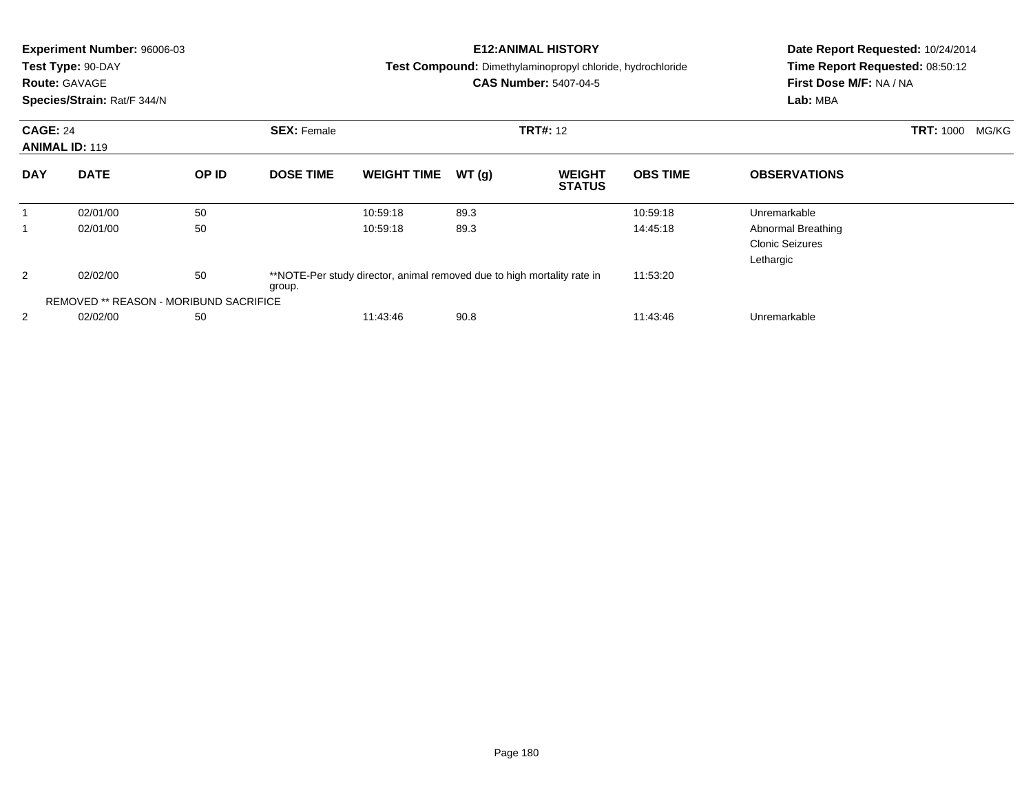**Experiment Number:** 96006-03
**Test Type:** 90-DAY
**Route:** GAVAGE
**Species/Strain:** Rat/F 344/N

**E12:ANIMAL HISTORY**
**Test Compound:** Dimethylaminopropyl chloride, hydrochloride
**CAS Number:** 5407-04-5

**Date Report Requested:** 10/24/2014
**Time Report Requested:** 08:50:12
**First Dose M/F:** NA / NA
**Lab:** MBA

**CAGE:** 24 **SEX:** Female **TRT#:** 12 **TRT:** 1000 MG/KG
**ANIMAL ID:** 119

| DAY | DATE | OP ID | DOSE TIME | WEIGHT TIME | WT (g) | WEIGHT STATUS | OBS TIME | OBSERVATIONS |
|---|---|---|---|---|---|---|---|---|
| 1 | 02/01/00 | 50 | | 10:59:18 | 89.3 | | 10:59:18 | Unremarkable |
| 1 | 02/01/00 | 50 | | 10:59:18 | 89.3 | | 14:45:18 | Abnormal Breathing<br>Clonic Seizures<br>Lethargic |
| 2 | 02/02/00 | 50 | **NOTE-Per study director, animal removed due to high mortality rate in group. | | | | 11:53:20 | |
| REMOVED ** REASON - MORIBUND SACRIFICE | | | | | | | | |
| 2 | 02/02/00 | 50 | | 11:43:46 | 90.8 | | 11:43:46 | Unremarkable |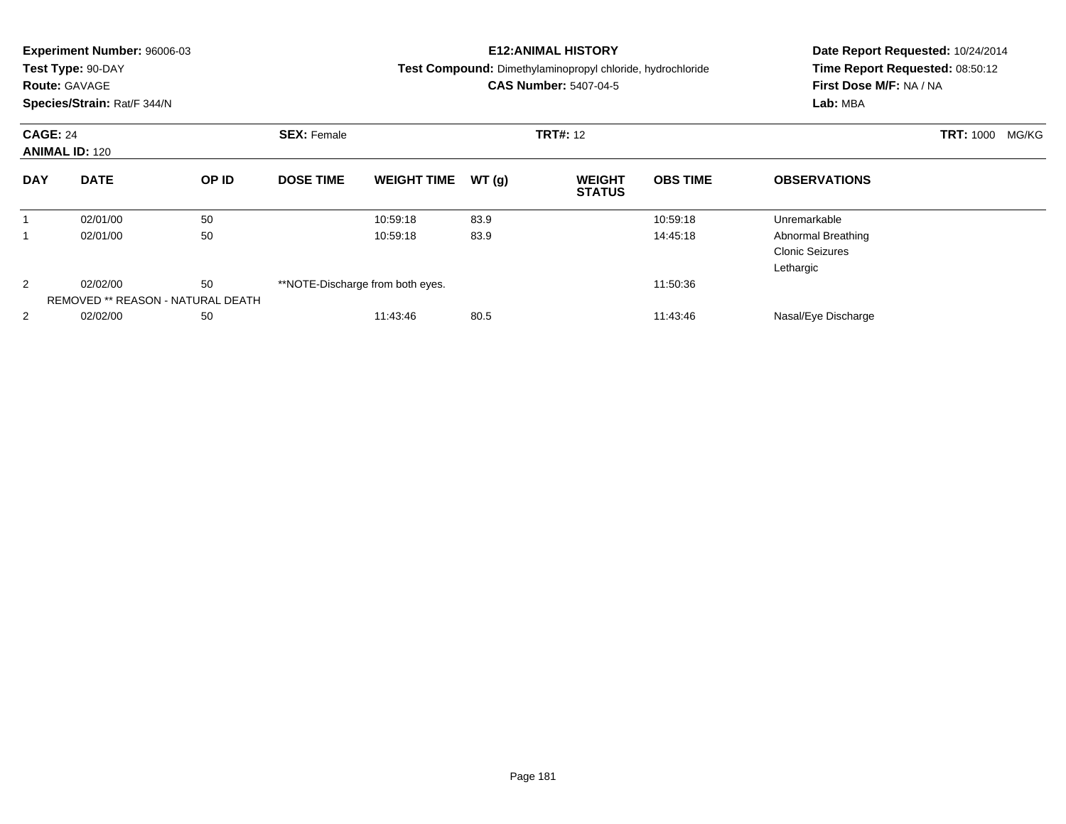**Experiment Number:** 96006-03
**Test Type:** 90-DAY
**Route:** GAVAGE
**Species/Strain:** Rat/F 344/N

**E12:ANIMAL HISTORY**
**Test Compound:** Dimethylaminopropyl chloride, hydrochloride
**CAS Number:** 5407-04-5

**Date Report Requested:** 10/24/2014
**Time Report Requested:** 08:50:12
**First Dose M/F:** NA / NA
**Lab:** MBA

**CAGE:** 24 **SEX:** Female **TRT#:** 12 **TRT:** 1000 MG/KG
**ANIMAL ID:** 120

| DAY | DATE | OP ID | DOSE TIME | WEIGHT TIME | WT (g) | WEIGHT STATUS | OBS TIME | OBSERVATIONS |
|---|---|---|---|---|---|---|---|---|
| 1 | 02/01/00 | 50 | | 10:59:18 | 83.9 | | 10:59:18 | Unremarkable |
| 1 | 02/01/00 | 50 | | 10:59:18 | 83.9 | | 14:45:18 | Abnormal Breathing<br>Clonic Seizures<br>Lethargic |
| 2 | 02/02/00 | 50 | **NOTE-Discharge from both eyes. | | | | 11:50:36 | |
| | REMOVED ** REASON - NATURAL DEATH | | | | | | | |
| 2 | 02/02/00 | 50 | | 11:43:46 | 80.5 | | 11:43:46 | Nasal/Eye Discharge |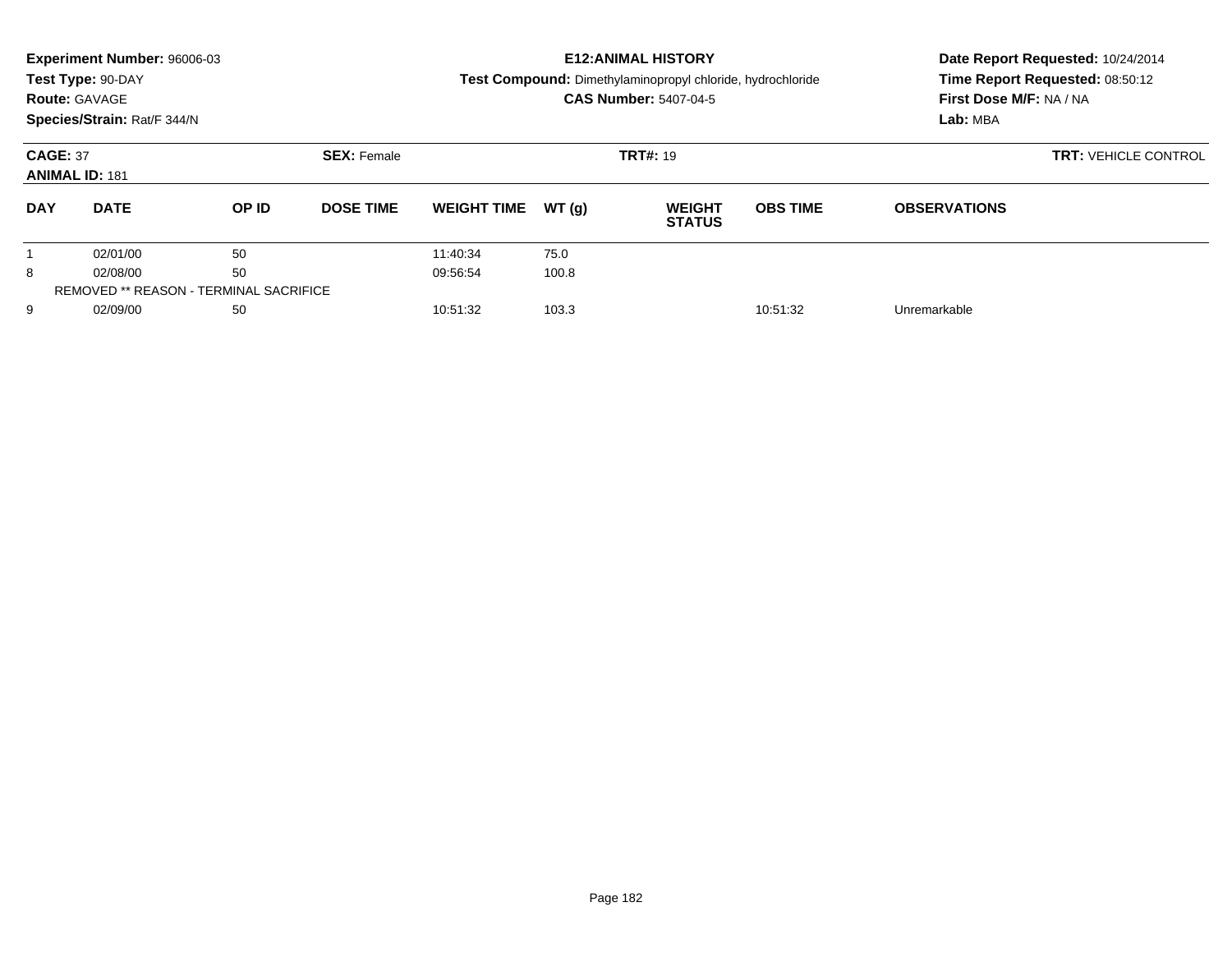**Experiment Number:** 96006-03
**Test Type:** 90-DAY
**Route:** GAVAGE
**Species/Strain:** Rat/F 344/N

# E12:ANIMAL HISTORY

**Test Compound:** Dimethylaminopropyl chloride, hydrochloride
**CAS Number:** 5407-04-5

**Date Report Requested:** 10/24/2014
**Time Report Requested:** 08:50:12
**First Dose M/F:** NA / NA
**Lab:** MBA

**CAGE:** 37 **SEX:** Female **TRT#:** 19 **TRT:** VEHICLE CONTROL
**ANIMAL ID:** 181

| DAY | DATE | OP ID | DOSE TIME | WEIGHT TIME | WT (g) | WEIGHT STATUS | OBS TIME | OBSERVATIONS |
|---|---|---|---|---|---|---|---|---|
| 1 | 02/01/00 | 50 | | 11:40:34 | 75.0 | | | |
| 8 | 02/08/00 | 50 | | 09:56:54 | 100.8 | | | |
| REMOVED ** REASON - TERMINAL SACRIFICE | | | | | | | | |
| 9 | 02/09/00 | 50 | | 10:51:32 | 103.3 | | 10:51:32 | Unremarkable |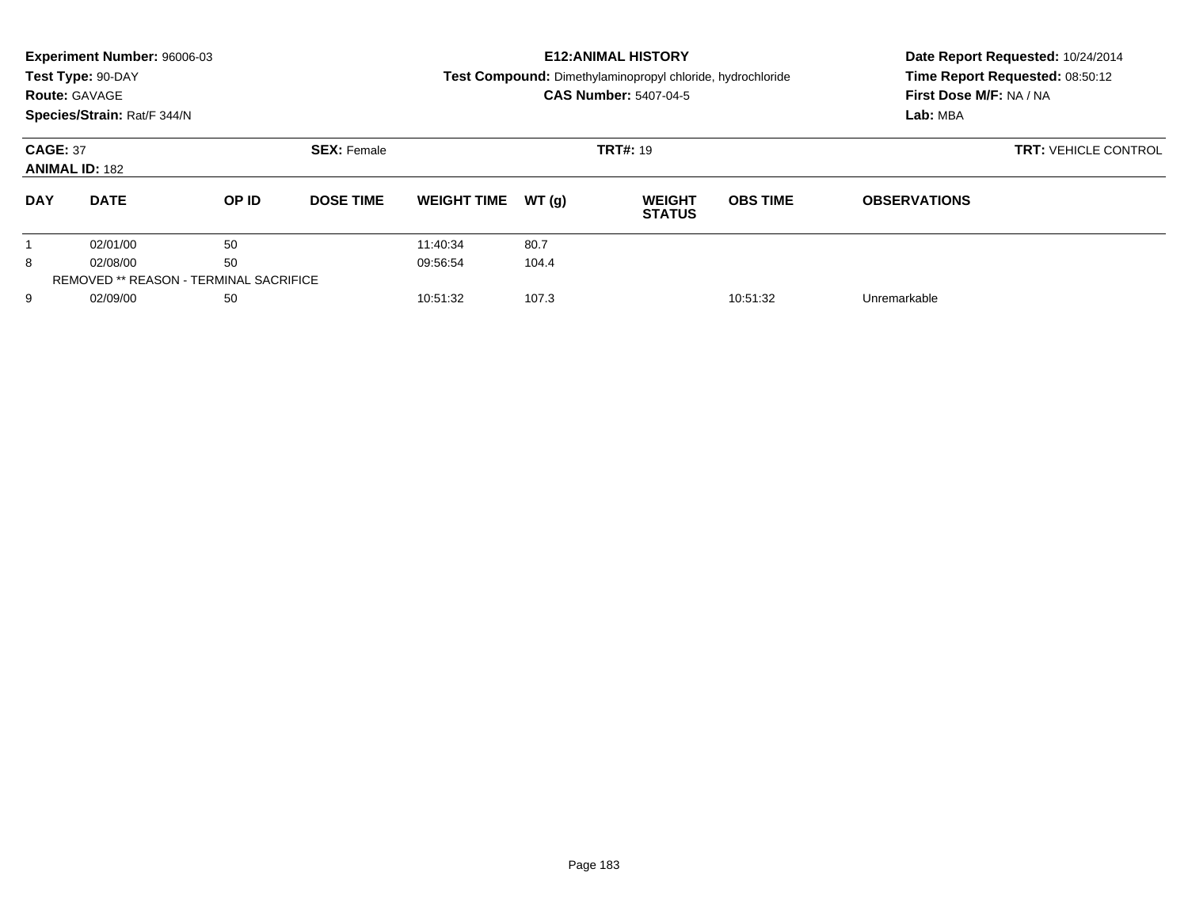**Experiment Number:** 96006-03
**Test Type:** 90-DAY
**Route:** GAVAGE
**Species/Strain:** Rat/F 344/N

**E12:ANIMAL HISTORY**
**Test Compound:** Dimethylaminopropyl chloride, hydrochloride
**CAS Number:** 5407-04-5

**Date Report Requested:** 10/24/2014
**Time Report Requested:** 08:50:12
**First Dose M/F:** NA / NA
**Lab:** MBA

**CAGE:** 37 **SEX:** Female **TRT#:** 19 **TRT:** VEHICLE CONTROL
**ANIMAL ID:** 182

| DAY | DATE | OP ID | DOSE TIME | WEIGHT TIME | WT (g) | WEIGHT STATUS | OBS TIME | OBSERVATIONS |
|---|---|---|---|---|---|---|---|---|
| 1 | 02/01/00 | 50 | | 11:40:34 | 80.7 | | | |
| 8 | 02/08/00 | 50 | | 09:56:54 | 104.4 | | | |
| REMOVED ** REASON - TERMINAL SACRIFICE | | | | | | | | |
| 9 | 02/09/00 | 50 | | 10:51:32 | 107.3 | | 10:51:32 | Unremarkable |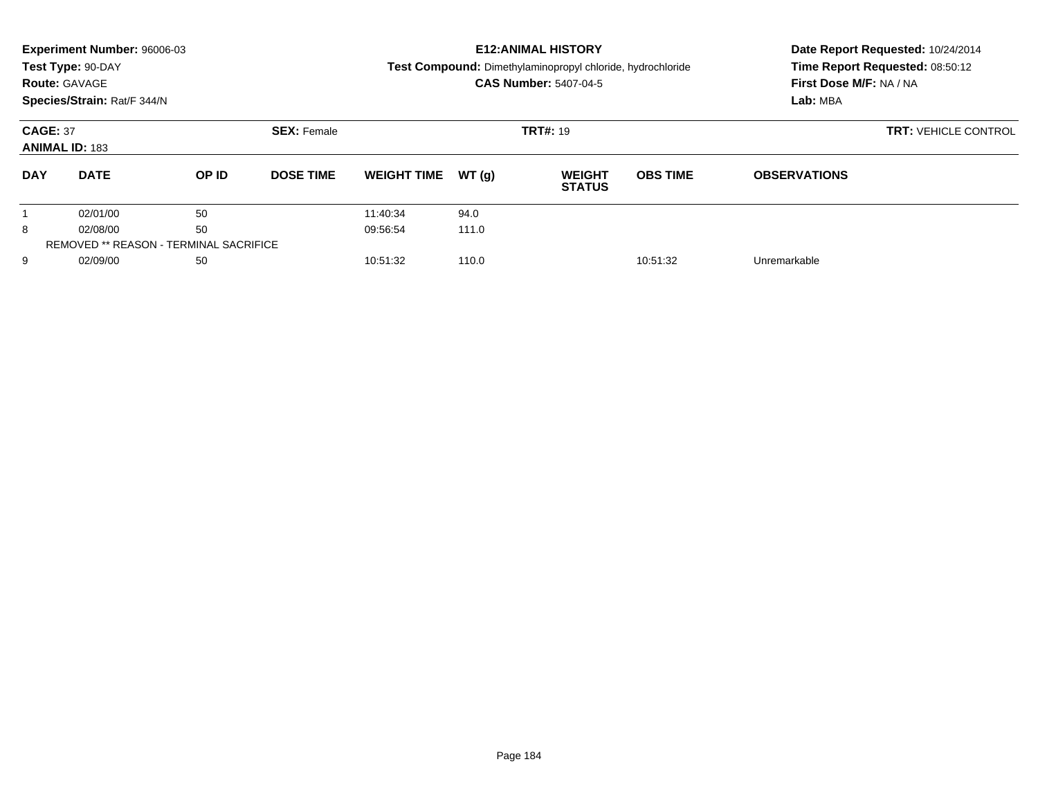**Experiment Number:** 96006-03
**Test Type:** 90-DAY
**Route:** GAVAGE
**Species/Strain:** Rat/F 344/N

**E12:ANIMAL HISTORY**
**Test Compound:** Dimethylaminopropyl chloride, hydrochloride
**CAS Number:** 5407-04-5

**Date Report Requested:** 10/24/2014
**Time Report Requested:** 08:50:12
**First Dose M/F:** NA / NA
**Lab:** MBA

**CAGE:** 37
**ANIMAL ID:** 183

**SEX:** Female

**TRT#:** 19

**TRT:** VEHICLE CONTROL

| DAY | DATE | OP ID | DOSE TIME | WEIGHT TIME | WT (g) | WEIGHT STATUS | OBS TIME | OBSERVATIONS |
|---|---|---|---|---|---|---|---|---|
| 1 | 02/01/00 | 50 | | 11:40:34 | 94.0 | | | |
| 8 | 02/08/00 | 50 | | 09:56:54 | 111.0 | | | |
| REMOVED ** REASON - TERMINAL SACRIFICE | | | | | | | | |
| 9 | 02/09/00 | 50 | | 10:51:32 | 110.0 | | 10:51:32 | Unremarkable |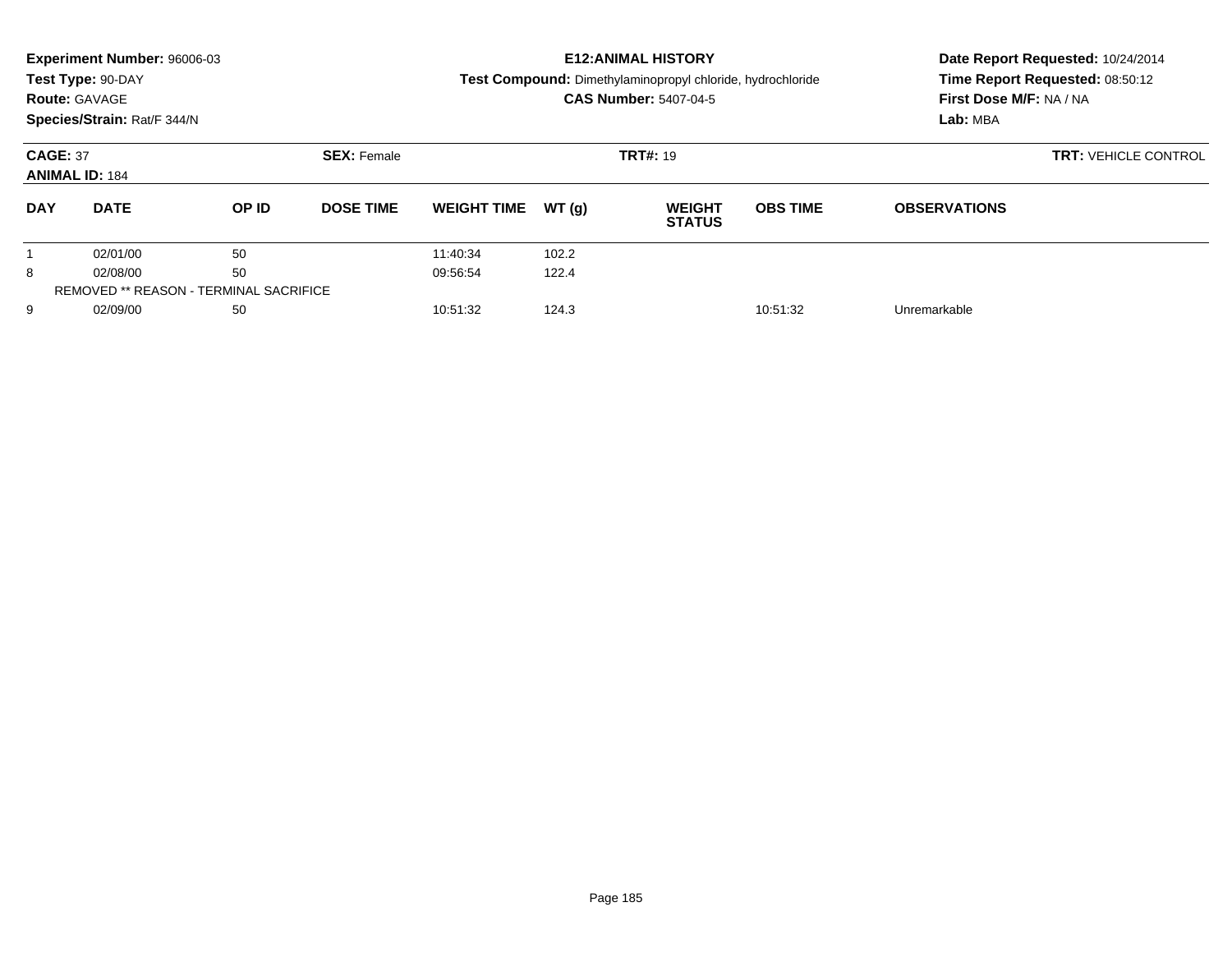**Experiment Number:** 96006-03
**Test Type:** 90-DAY
**Route:** GAVAGE
**Species/Strain:** Rat/F 344/N

**E12:ANIMAL HISTORY**
**Test Compound:** Dimethylaminopropyl chloride, hydrochloride
**CAS Number:** 5407-04-5

**Date Report Requested:** 10/24/2014
**Time Report Requested:** 08:50:12
**First Dose M/F:** NA / NA
**Lab:** MBA

**CAGE:** 37 **SEX:** Female **TRT#:** 19 **TRT:** VEHICLE CONTROL
**ANIMAL ID:** 184

| DAY | DATE | OP ID | DOSE TIME | WEIGHT TIME | WT (g) | WEIGHT STATUS | OBS TIME | OBSERVATIONS |
|---|---|---|---|---|---|---|---|---|
| 1 | 02/01/00 | 50 | | 11:40:34 | 102.2 | | | |
| 8 | 02/08/00 | 50 | | 09:56:54 | 122.4 | | | |
| REMOVED ** REASON - TERMINAL SACRIFICE | | | | | | | | |
| 9 | 02/09/00 | 50 | | 10:51:32 | 124.3 | | 10:51:32 | Unremarkable |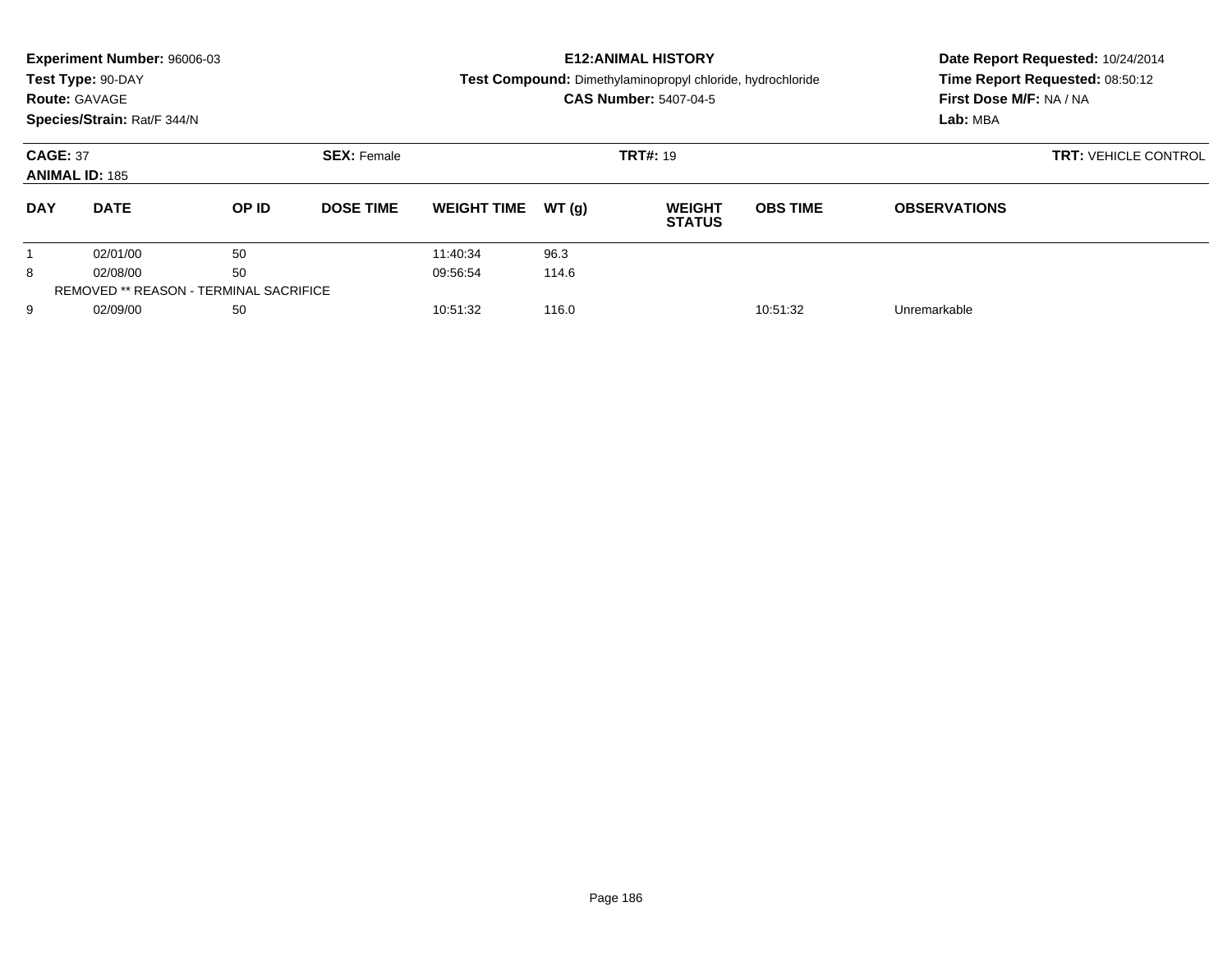**Experiment Number:** 96006-03
**Test Type:** 90-DAY
**Route:** GAVAGE
**Species/Strain:** Rat/F 344/N

**E12:ANIMAL HISTORY**
**Test Compound:** Dimethylaminopropyl chloride, hydrochloride
**CAS Number:** 5407-04-5

**Date Report Requested:** 10/24/2014
**Time Report Requested:** 08:50:12
**First Dose M/F:** NA / NA
**Lab:** MBA

**CAGE:** 37 **SEX:** Female **TRT#:** 19 **TRT:** VEHICLE CONTROL
**ANIMAL ID:** 185

| DAY | DATE | OP ID | DOSE TIME | WEIGHT TIME | WT (g) | WEIGHT STATUS | OBS TIME | OBSERVATIONS |
|---|---|---|---|---|---|---|---|---|
| 1 | 02/01/00 | 50 | | 11:40:34 | 96.3 | | | |
| 8 | 02/08/00 | 50 | | 09:56:54 | 114.6 | | | |
| REMOVED ** REASON - TERMINAL SACRIFICE | | | | | | | | |
| 9 | 02/09/00 | 50 | | 10:51:32 | 116.0 | | 10:51:32 | Unremarkable |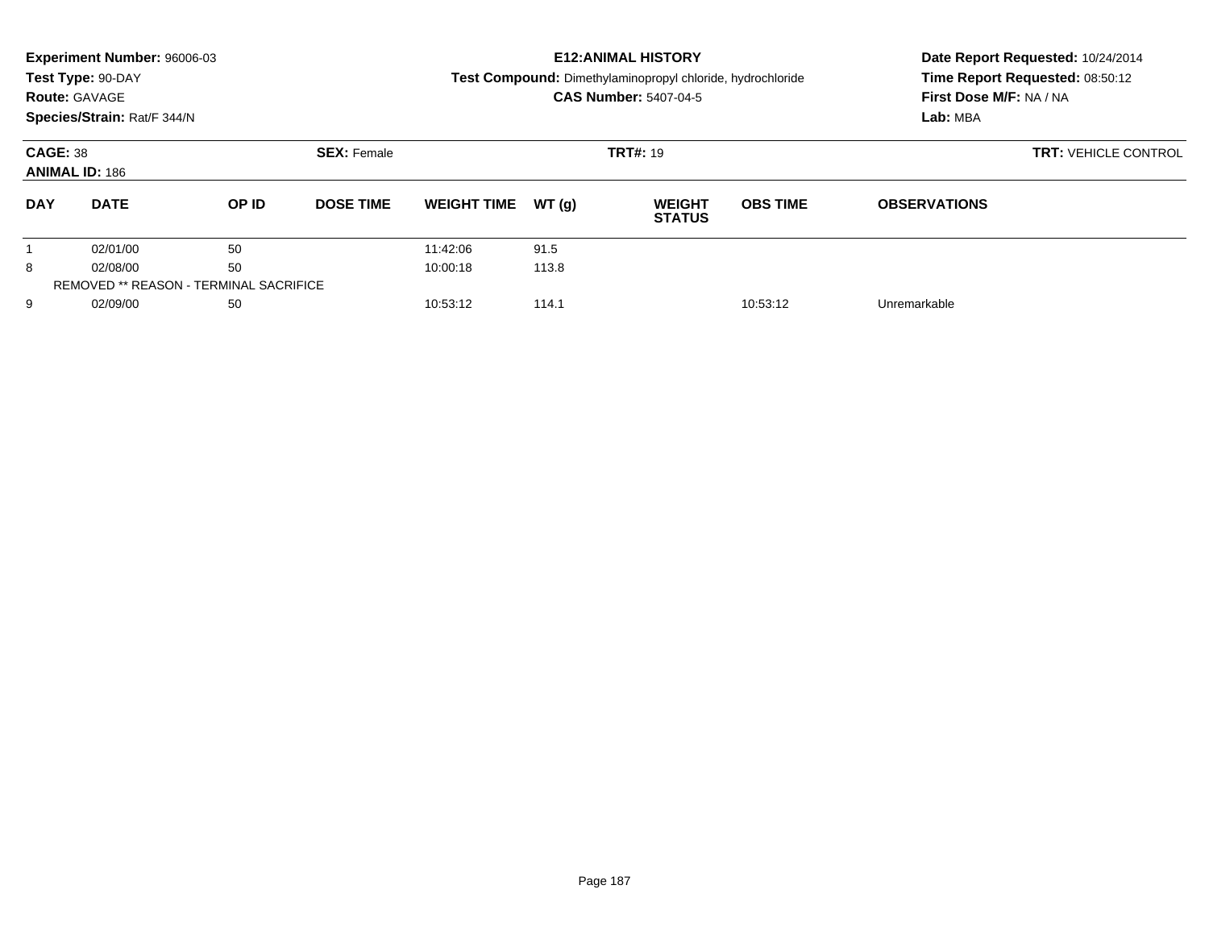**Experiment Number:** 96006-03
**Test Type:** 90-DAY
**Route:** GAVAGE
**Species/Strain:** Rat/F 344/N

**E12:ANIMAL HISTORY**
**Test Compound:** Dimethylaminopropyl chloride, hydrochloride
**CAS Number:** 5407-04-5

**Date Report Requested:** 10/24/2014
**Time Report Requested:** 08:50:12
**First Dose M/F:** NA / NA
**Lab:** MBA

**CAGE:** 38
**ANIMAL ID:** 186

**SEX:** Female

**TRT#:** 19

**TRT:** VEHICLE CONTROL

| DAY | DATE | OP ID | DOSE TIME | WEIGHT TIME | WT (g) | WEIGHT STATUS | OBS TIME | OBSERVATIONS |
|---|---|---|---|---|---|---|---|---|
| 1 | 02/01/00 | 50 | | 11:42:06 | 91.5 | | | |
| 8 | 02/08/00 | 50 | | 10:00:18 | 113.8 | | | |
| REMOVED ** REASON - TERMINAL SACRIFICE | | | | | | | | |
| 9 | 02/09/00 | 50 | | 10:53:12 | 114.1 | | 10:53:12 | Unremarkable |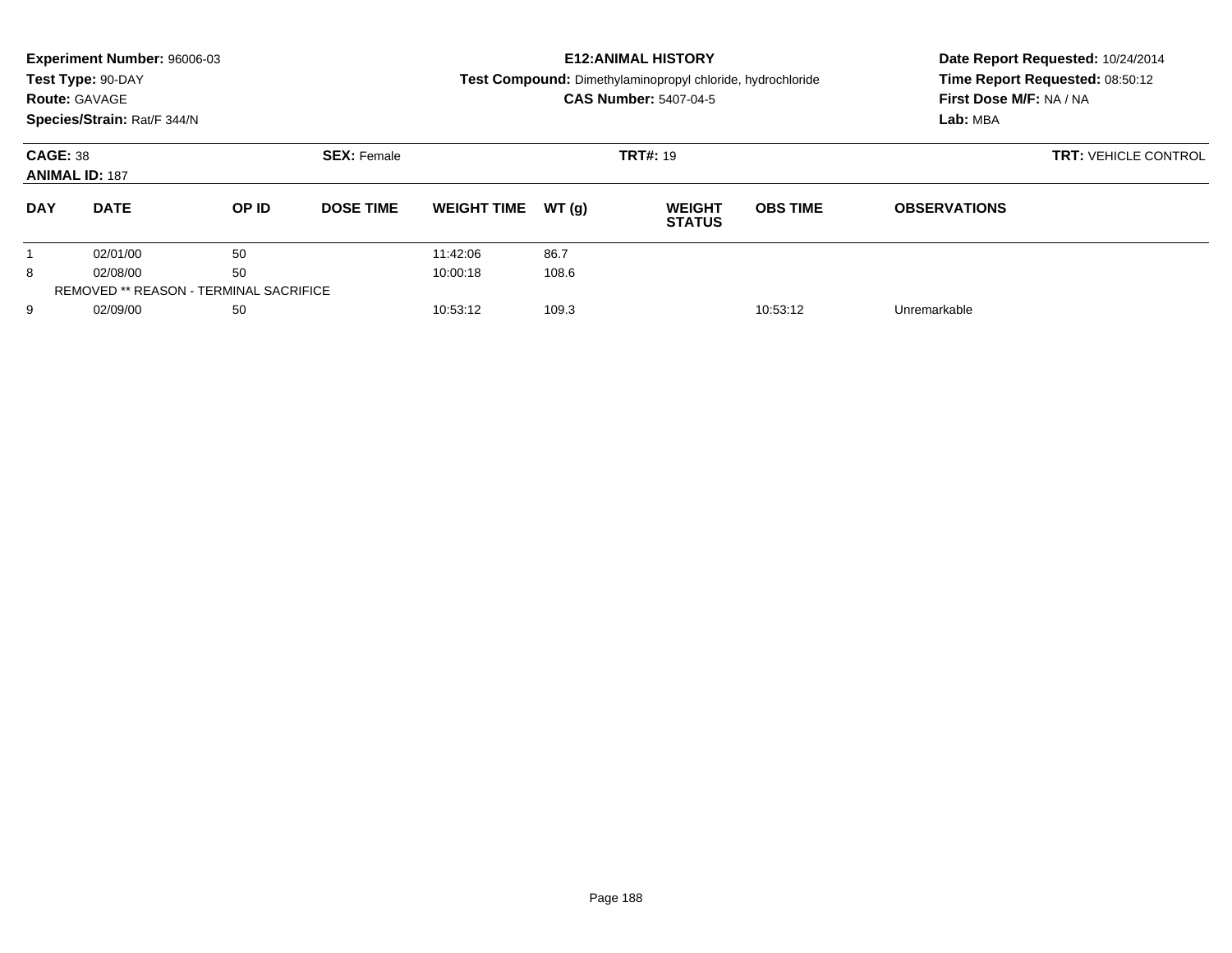**Experiment Number:** 96006-03
**Test Type:** 90-DAY
**Route:** GAVAGE
**Species/Strain:** Rat/F 344/N

**E12:ANIMAL HISTORY**
**Test Compound:** Dimethylaminopropyl chloride, hydrochloride
**CAS Number:** 5407-04-5

**Date Report Requested:** 10/24/2014
**Time Report Requested:** 08:50:12
**First Dose M/F:** NA / NA
**Lab:** MBA

**CAGE:** 38 **SEX:** Female **TRT#:** 19 **TRT:** VEHICLE CONTROL
**ANIMAL ID:** 187

| DAY | DATE | OP ID | DOSE TIME | WEIGHT TIME | WT (g) | WEIGHT STATUS | OBS TIME | OBSERVATIONS |
|---|---|---|---|---|---|---|---|---|
| 1 | 02/01/00 | 50 | | 11:42:06 | 86.7 | | | |
| 8 | 02/08/00 | 50 | | 10:00:18 | 108.6 | | | |
| REMOVED ** REASON - TERMINAL SACRIFICE | | | | | | | | |
| 9 | 02/09/00 | 50 | | 10:53:12 | 109.3 | | 10:53:12 | Unremarkable |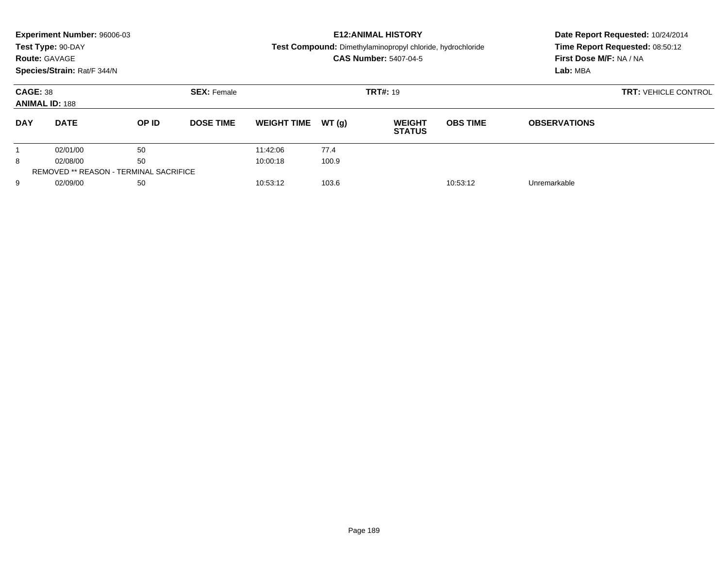**Experiment Number:** 96006-03
**Test Type:** 90-DAY
**Route:** GAVAGE
**Species/Strain:** Rat/F 344/N

**E12:ANIMAL HISTORY**
**Test Compound:** Dimethylaminopropyl chloride, hydrochloride
**CAS Number:** 5407-04-5

**Date Report Requested:** 10/24/2014
**Time Report Requested:** 08:50:12
**First Dose M/F:** NA / NA
**Lab:** MBA

**CAGE:** 38 **SEX:** Female **TRT#:** 19 **TRT:** VEHICLE CONTROL
**ANIMAL ID:** 188

| DAY | DATE | OP ID | DOSE TIME | WEIGHT TIME | WT (g) | WEIGHT STATUS | OBS TIME | OBSERVATIONS |
|---|---|---|---|---|---|---|---|---|
| 1 | 02/01/00 | 50 | | 11:42:06 | 77.4 | | | |
| 8 | 02/08/00 | 50 | | 10:00:18 | 100.9 | | | |
| REMOVED ** REASON - TERMINAL SACRIFICE | | | | | | | | |
| 9 | 02/09/00 | 50 | | 10:53:12 | 103.6 | | 10:53:12 | Unremarkable |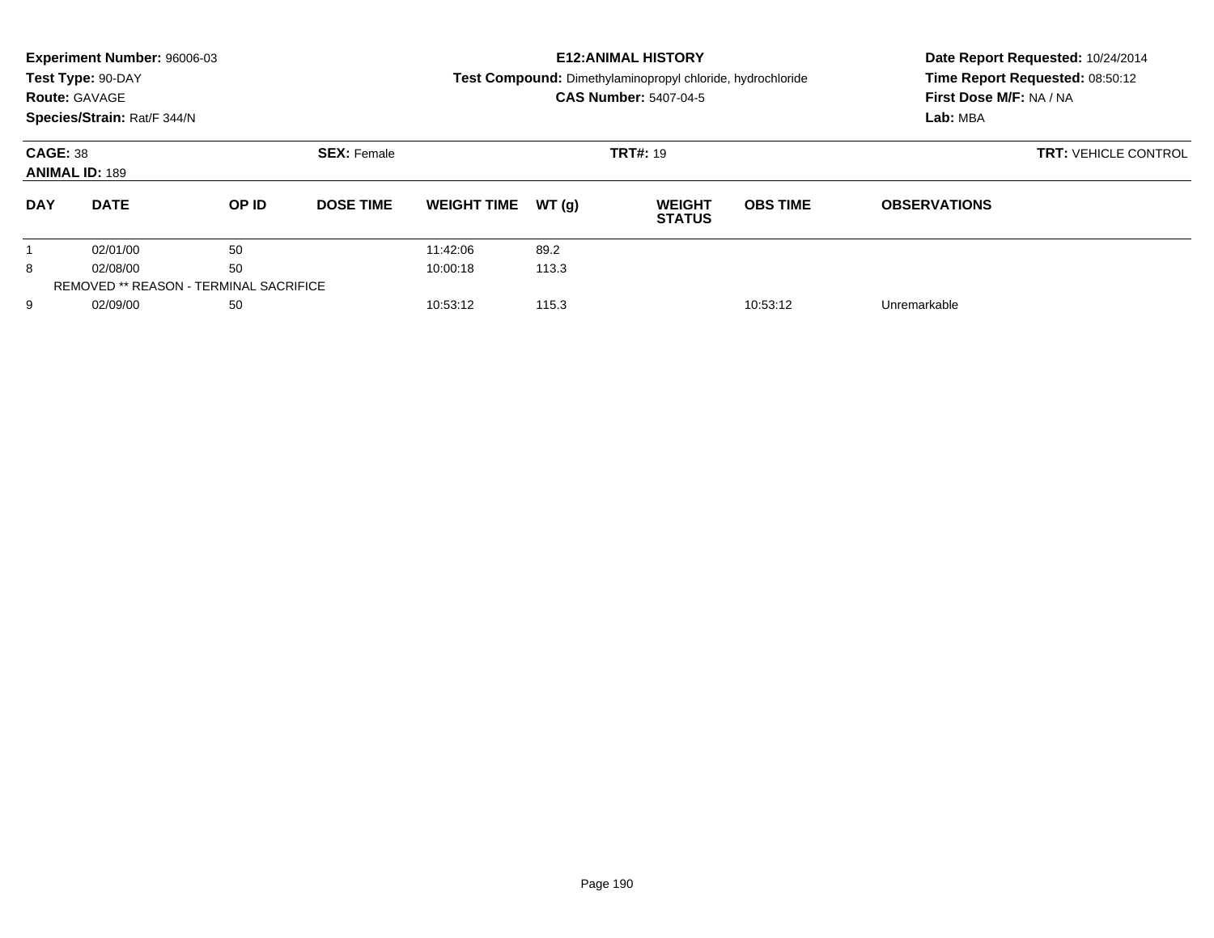**Experiment Number:** 96006-03
**Test Type:** 90-DAY
**Route:** GAVAGE
**Species/Strain:** Rat/F 344/N

**E12:ANIMAL HISTORY**
**Test Compound:** Dimethylaminopropyl chloride, hydrochloride
**CAS Number:** 5407-04-5

**Date Report Requested:** 10/24/2014
**Time Report Requested:** 08:50:12
**First Dose M/F:** NA / NA
**Lab:** MBA

**CAGE:** 38 **SEX:** Female **TRT#:** 19 **TRT:** VEHICLE CONTROL
**ANIMAL ID:** 189

| DAY | DATE | OP ID | DOSE TIME | WEIGHT TIME | WT (g) | WEIGHT STATUS | OBS TIME | OBSERVATIONS |
|---|---|---|---|---|---|---|---|---|
| 1 | 02/01/00 | 50 | | 11:42:06 | 89.2 | | | |
| 8 | 02/08/00 | 50 | | 10:00:18 | 113.3 | | | |
| REMOVED ** REASON - TERMINAL SACRIFICE | | | | | | | | |
| 9 | 02/09/00 | 50 | | 10:53:12 | 115.3 | | 10:53:12 | Unremarkable |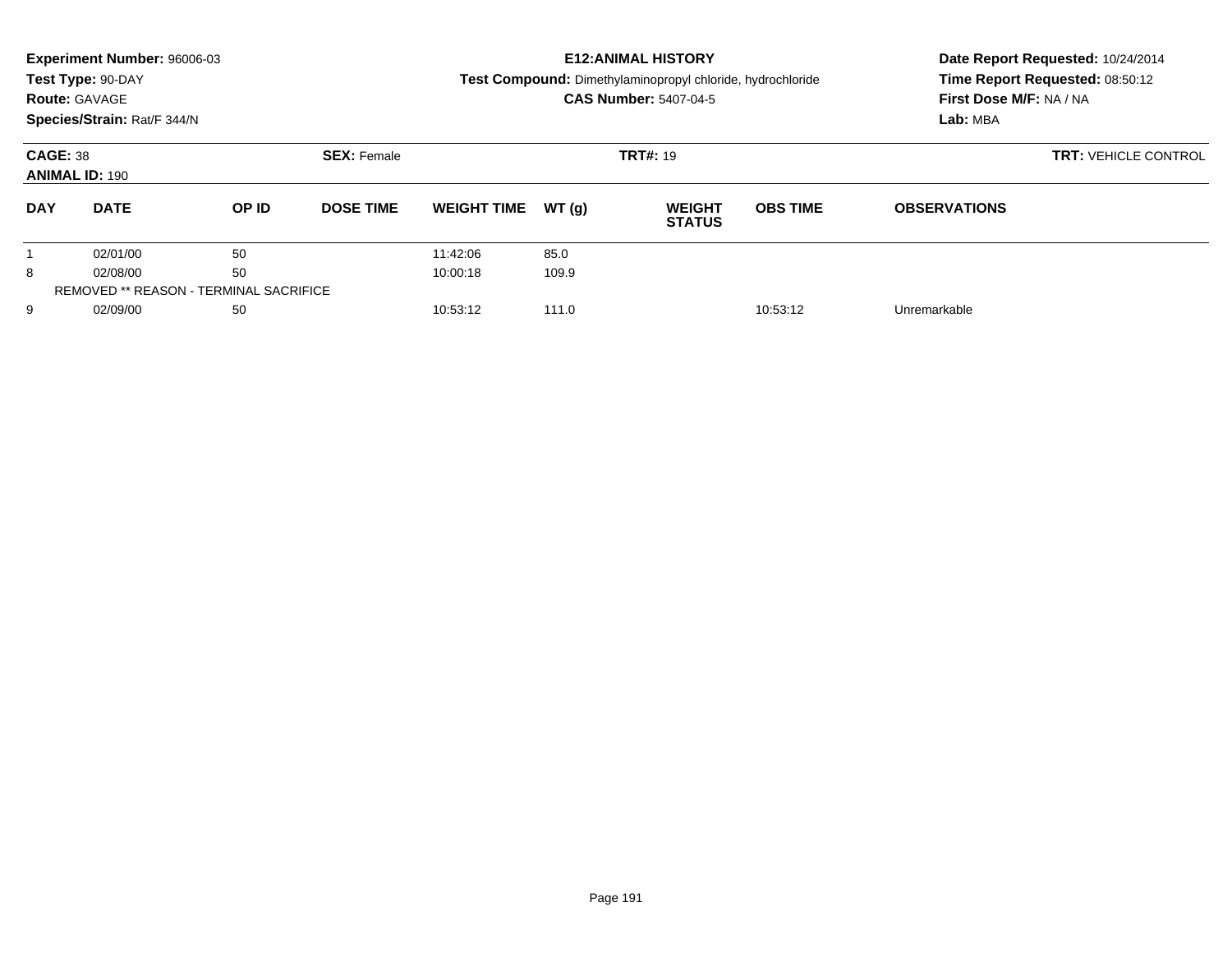**Experiment Number:** 96006-03
**Test Type:** 90-DAY
**Route:** GAVAGE
**Species/Strain:** Rat/F 344/N

**E12:ANIMAL HISTORY**
**Test Compound:** Dimethylaminopropyl chloride, hydrochloride
**CAS Number:** 5407-04-5

**Date Report Requested:** 10/24/2014
**Time Report Requested:** 08:50:12
**First Dose M/F:** NA / NA
**Lab:** MBA

**CAGE:** 38
**ANIMAL ID:** 190
**SEX:** Female
**TRT#:** 19
**TRT:** VEHICLE CONTROL

| DAY | DATE | OP ID | DOSE TIME | WEIGHT TIME | WT (g) | WEIGHT STATUS | OBS TIME | OBSERVATIONS |
|---|---|---|---|---|---|---|---|---|
| 1 | 02/01/00 | 50 | | 11:42:06 | 85.0 | | | |
| 8 | 02/08/00 | 50 | | 10:00:18 | 109.9 | | | |
| REMOVED ** REASON - TERMINAL SACRIFICE | | | | | | | | |
| 9 | 02/09/00 | 50 | | 10:53:12 | 111.0 | | 10:53:12 | Unremarkable |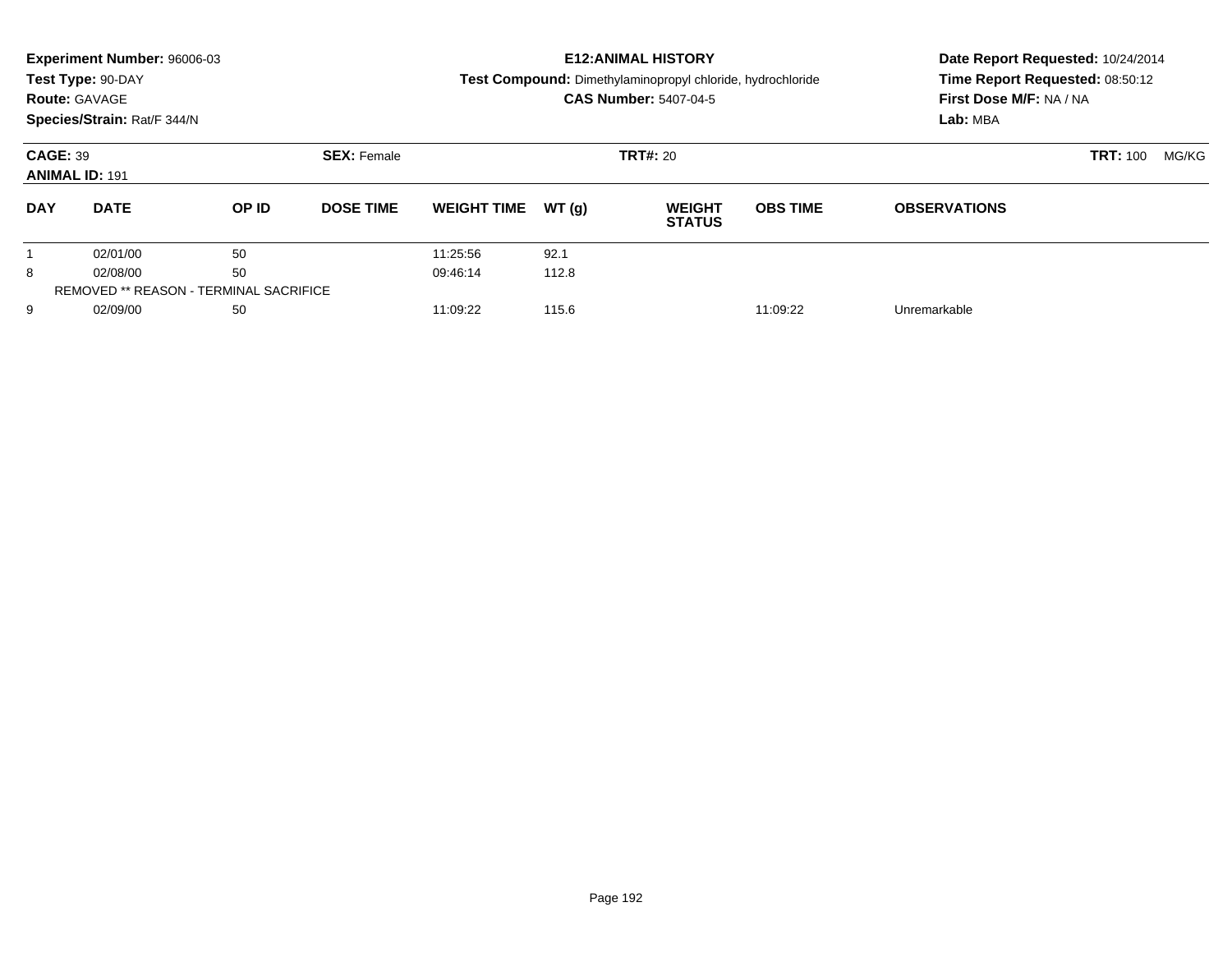**Experiment Number:** 96006-03
**Test Type:** 90-DAY
**Route:** GAVAGE
**Species/Strain:** Rat/F 344/N

**E12:ANIMAL HISTORY**
**Test Compound:** Dimethylaminopropyl chloride, hydrochloride
**CAS Number:** 5407-04-5

**Date Report Requested:** 10/24/2014
**Time Report Requested:** 08:50:12
**First Dose M/F:** NA / NA
**Lab:** MBA

**CAGE:** 39 **SEX:** Female **TRT#:** 20 **TRT:** 100 MG/KG
**ANIMAL ID:** 191

| DAY | DATE | OP ID | DOSE TIME | WEIGHT TIME | WT (g) | WEIGHT STATUS | OBS TIME | OBSERVATIONS |
|---|---|---|---|---|---|---|---|---|
| 1 | 02/01/00 | 50 | | 11:25:56 | 92.1 | | | |
| 8 | 02/08/00 | 50 | | 09:46:14 | 112.8 | | | |
| REMOVED ** REASON - TERMINAL SACRIFICE | | | | | | | | |
| 9 | 02/09/00 | 50 | | 11:09:22 | 115.6 | | 11:09:22 | Unremarkable |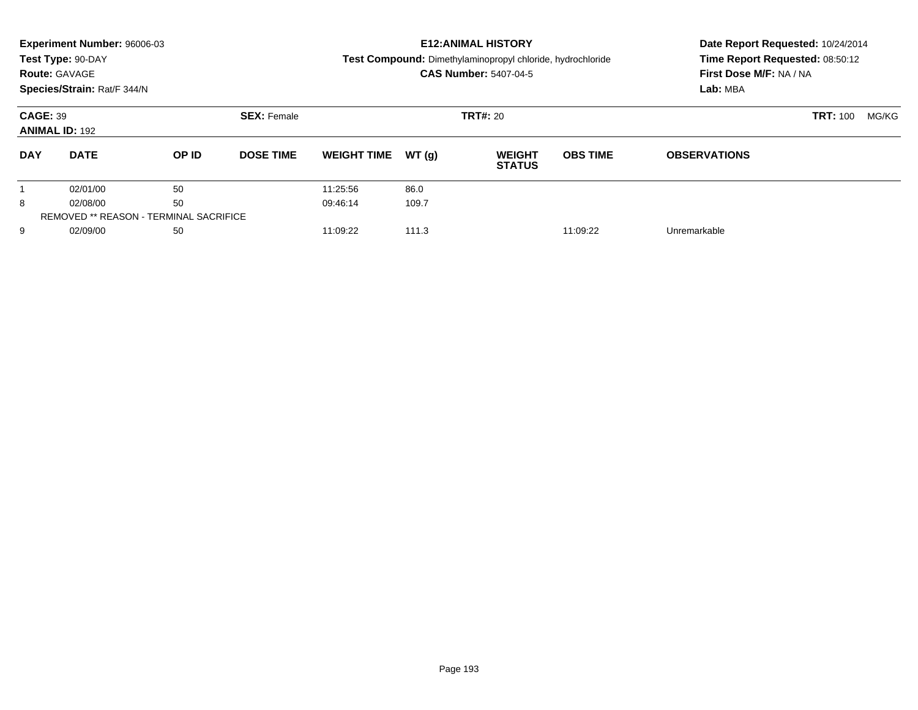**Experiment Number:** 96006-03
**Test Type:** 90-DAY
**Route:** GAVAGE
**Species/Strain:** Rat/F 344/N

**E12:ANIMAL HISTORY**
**Test Compound:** Dimethylaminopropyl chloride, hydrochloride
**CAS Number:** 5407-04-5

**Date Report Requested:** 10/24/2014
**Time Report Requested:** 08:50:12
**First Dose M/F:** NA / NA
**Lab:** MBA

**CAGE:** 39　**SEX:** Female　**TRT#:** 20　**TRT:** 100 MG/KG
**ANIMAL ID:** 192

| DAY | DATE | OP ID | DOSE TIME | WEIGHT TIME | WT (g) | WEIGHT STATUS | OBS TIME | OBSERVATIONS |
|---|---|---|---|---|---|---|---|---|
| 1 | 02/01/00 | 50 | | 11:25:56 | 86.0 | | | |
| 8 | 02/08/00 | 50 | | 09:46:14 | 109.7 | | | |
| REMOVED ** REASON - TERMINAL SACRIFICE | | | | | | | | |
| 9 | 02/09/00 | 50 | | 11:09:22 | 111.3 | | 11:09:22 | Unremarkable |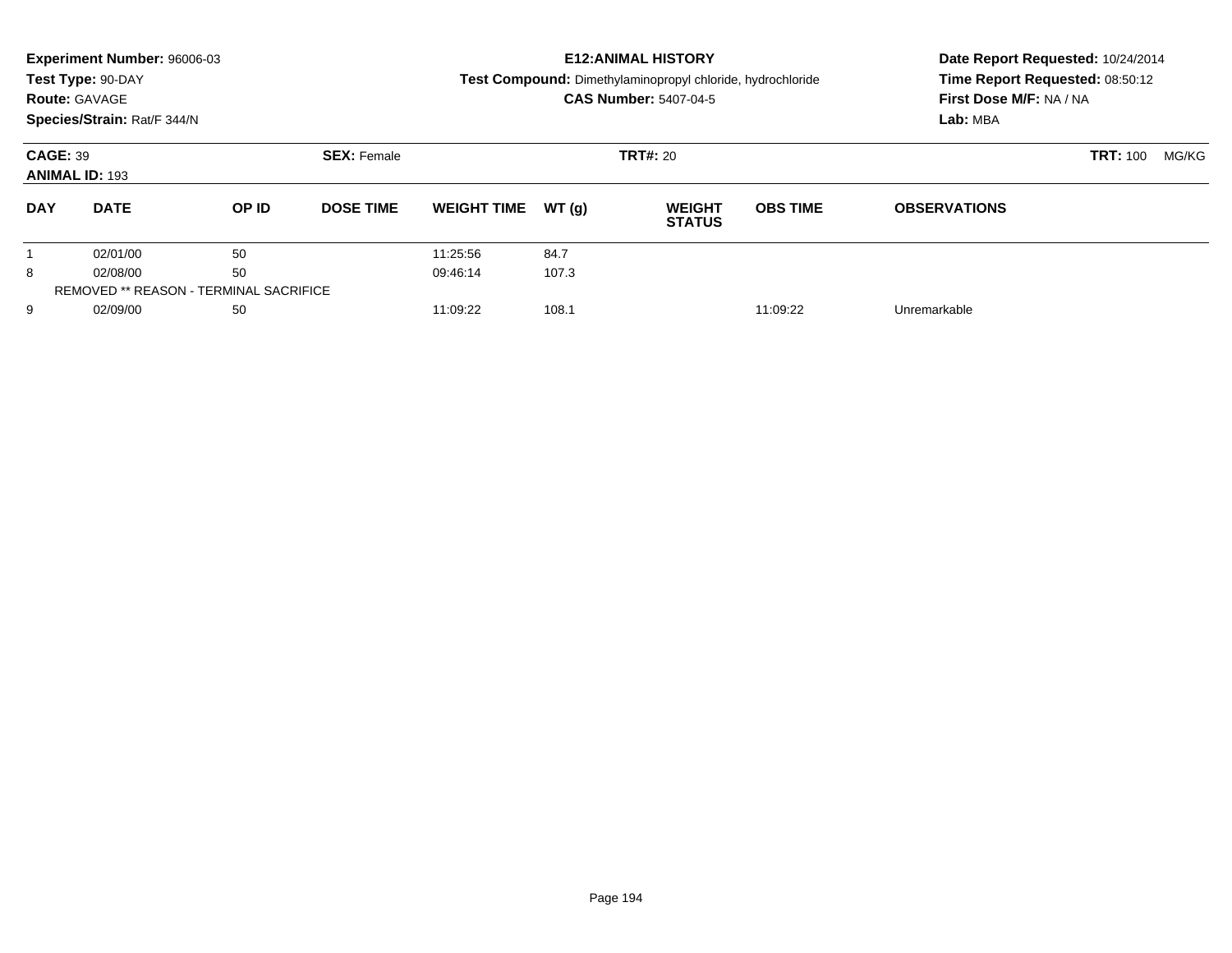**Experiment Number:** 96006-03
**Test Type:** 90-DAY
**Route:** GAVAGE
**Species/Strain:** Rat/F 344/N

**E12:ANIMAL HISTORY**
**Test Compound:** Dimethylaminopropyl chloride, hydrochloride
**CAS Number:** 5407-04-5

**Date Report Requested:** 10/24/2014
**Time Report Requested:** 08:50:12
**First Dose M/F:** NA / NA
**Lab:** MBA

**CAGE:** 39 **SEX:** Female **TRT#:** 20 **TRT:** 100 MG/KG
**ANIMAL ID:** 193

| DAY | DATE | OP ID | DOSE TIME | WEIGHT TIME | WT (g) | WEIGHT STATUS | OBS TIME | OBSERVATIONS |
|---|---|---|---|---|---|---|---|---|
| 1 | 02/01/00 | 50 | | 11:25:56 | 84.7 | | | |
| 8 | 02/08/00 | 50 | | 09:46:14 | 107.3 | | | |
| REMOVED ** REASON - TERMINAL SACRIFICE | | | | | | | | |
| 9 | 02/09/00 | 50 | | 11:09:22 | 108.1 | | 11:09:22 | Unremarkable |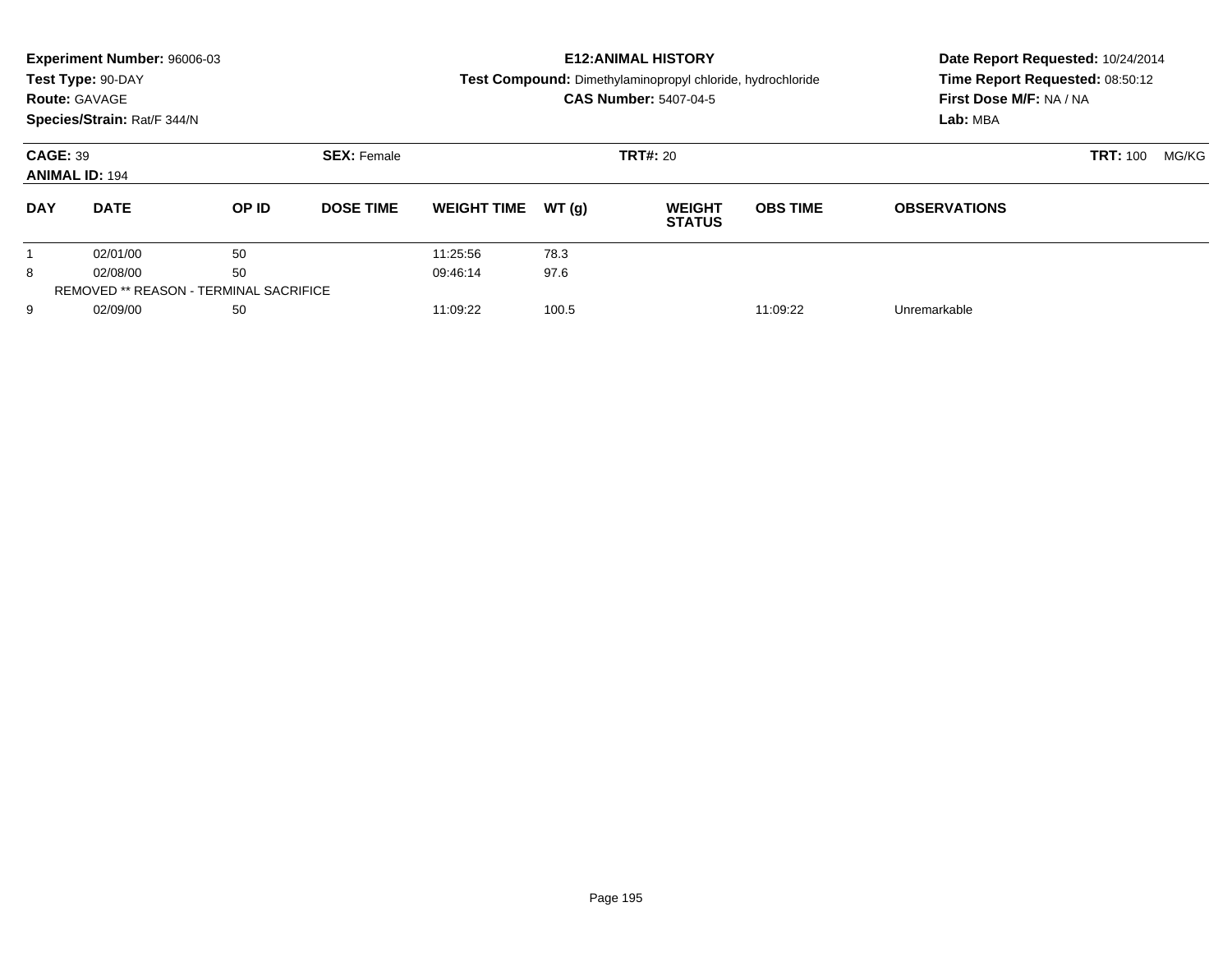**Experiment Number:** 96006-03
**Test Type:** 90-DAY
**Route:** GAVAGE
**Species/Strain:** Rat/F 344/N

**E12:ANIMAL HISTORY**
**Test Compound:** Dimethylaminopropyl chloride, hydrochloride
**CAS Number:** 5407-04-5

**Date Report Requested:** 10/24/2014
**Time Report Requested:** 08:50:12
**First Dose M/F:** NA / NA
**Lab:** MBA

**CAGE:** 39
**ANIMAL ID:** 194
**SEX:** Female
**TRT#:** 20
**TRT:** 100 MG/KG

| DAY | DATE | OP ID | DOSE TIME | WEIGHT TIME | WT (g) | WEIGHT STATUS | OBS TIME | OBSERVATIONS |
|---|---|---|---|---|---|---|---|---|
| 1 | 02/01/00 | 50 | | 11:25:56 | 78.3 | | | |
| 8 | 02/08/00 | 50 | | 09:46:14 | 97.6 | | | |
| REMOVED ** REASON - TERMINAL SACRIFICE | | | | | | | | |
| 9 | 02/09/00 | 50 | | 11:09:22 | 100.5 | | 11:09:22 | Unremarkable |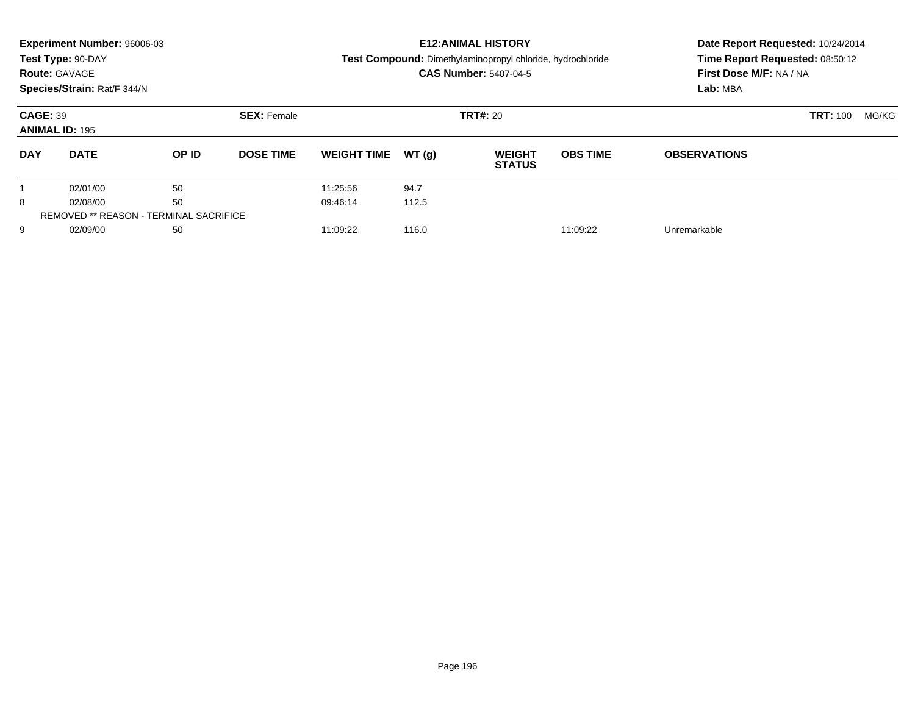**Experiment Number:** 96006-03
**Test Type:** 90-DAY
**Route:** GAVAGE
**Species/Strain:** Rat/F 344/N

**E12:ANIMAL HISTORY**
**Test Compound:** Dimethylaminopropyl chloride, hydrochloride
**CAS Number:** 5407-04-5

**Date Report Requested:** 10/24/2014
**Time Report Requested:** 08:50:12
**First Dose M/F:** NA / NA
**Lab:** MBA

**CAGE:** 39 **SEX:** Female **TRT#:** 20 **TRT:** 100 MG/KG
**ANIMAL ID:** 195

| DAY | DATE | OP ID | DOSE TIME | WEIGHT TIME | WT (g) | WEIGHT STATUS | OBS TIME | OBSERVATIONS |
|---|---|---|---|---|---|---|---|---|
| 1 | 02/01/00 | 50 | | 11:25:56 | 94.7 | | | |
| 8 | 02/08/00 | 50 | | 09:46:14 | 112.5 | | | |
| REMOVED ** REASON - TERMINAL SACRIFICE | | | | | | | | |
| 9 | 02/09/00 | 50 | | 11:09:22 | 116.0 | | 11:09:22 | Unremarkable |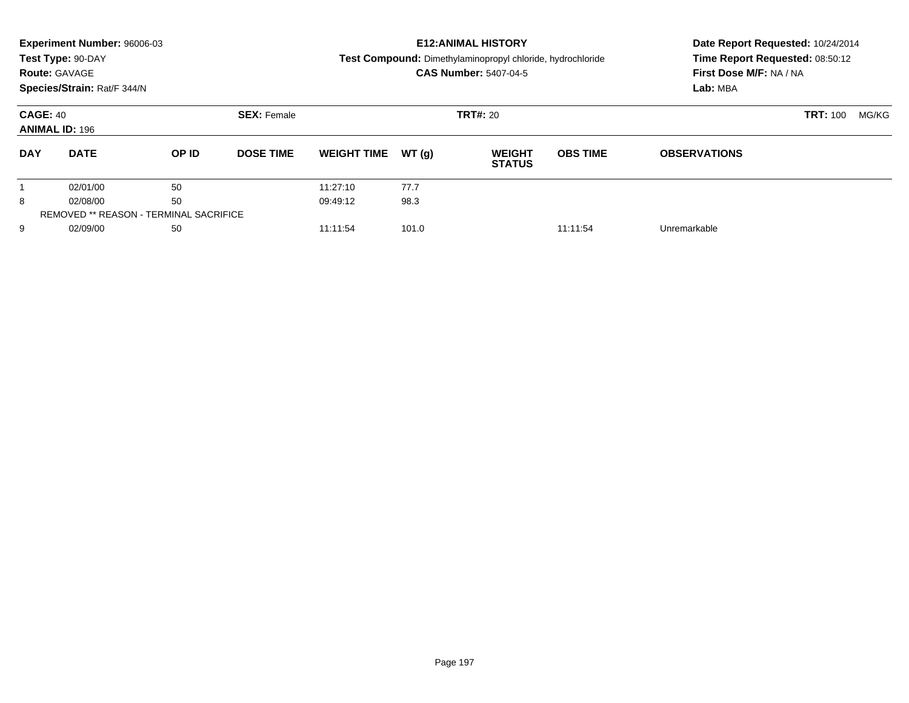**Experiment Number:** 96006-03
**Test Type:** 90-DAY
**Route:** GAVAGE
**Species/Strain:** Rat/F 344/N

**E12:ANIMAL HISTORY**
**Test Compound:** Dimethylaminopropyl chloride, hydrochloride
**CAS Number:** 5407-04-5

**Date Report Requested:** 10/24/2014
**Time Report Requested:** 08:50:12
**First Dose M/F:** NA / NA
**Lab:** MBA

**CAGE:** 40 **SEX:** Female **TRT#:** 20 **TRT:** 100 MG/KG
**ANIMAL ID:** 196

| DAY | DATE | OP ID | DOSE TIME | WEIGHT TIME | WT (g) | WEIGHT STATUS | OBS TIME | OBSERVATIONS |
|---|---|---|---|---|---|---|---|---|
| 1 | 02/01/00 | 50 | | 11:27:10 | 77.7 | | | |
| 8 | 02/08/00 | 50 | | 09:49:12 | 98.3 | | | |
| REMOVED ** REASON - TERMINAL SACRIFICE | | | | | | | | |
| 9 | 02/09/00 | 50 | | 11:11:54 | 101.0 | | 11:11:54 | Unremarkable |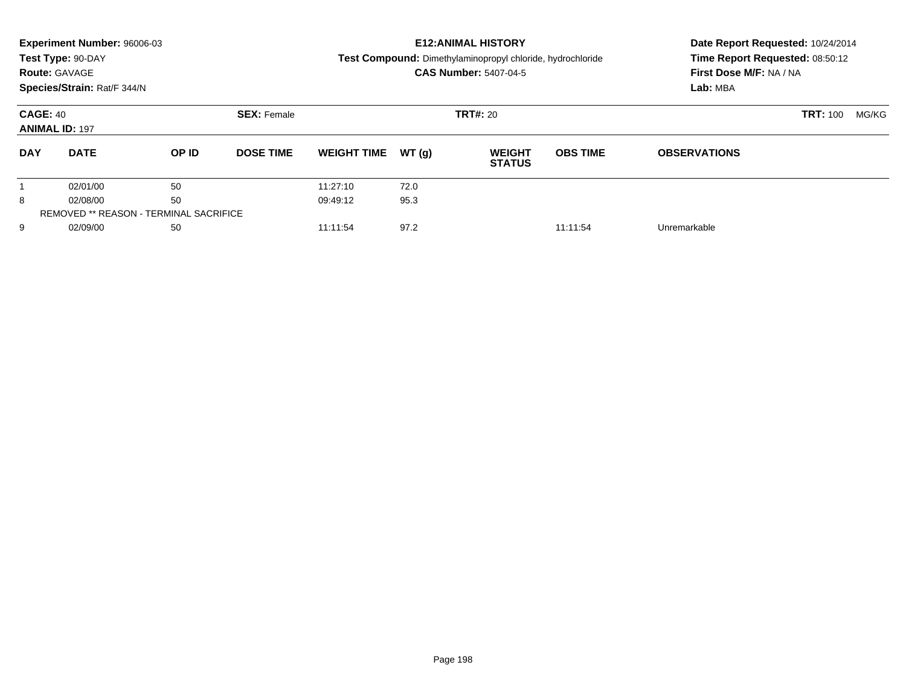**Experiment Number:** 96006-03
**Test Type:** 90-DAY
**Route:** GAVAGE
**Species/Strain:** Rat/F 344/N

**E12:ANIMAL HISTORY**
**Test Compound:** Dimethylaminopropyl chloride, hydrochloride
**CAS Number:** 5407-04-5

**Date Report Requested:** 10/24/2014
**Time Report Requested:** 08:50:12
**First Dose M/F:** NA / NA
**Lab:** MBA

**CAGE:** 40 **SEX:** Female **TRT#:** 20 **TRT:** 100 MG/KG
**ANIMAL ID:** 197

| DAY | DATE | OP ID | DOSE TIME | WEIGHT TIME | WT (g) | WEIGHT STATUS | OBS TIME | OBSERVATIONS |
|---|---|---|---|---|---|---|---|---|
| 1 | 02/01/00 | 50 | | 11:27:10 | 72.0 | | | |
| 8 | 02/08/00 | 50 | | 09:49:12 | 95.3 | | | |
| REMOVED ** REASON - TERMINAL SACRIFICE | | | | | | | | |
| 9 | 02/09/00 | 50 | | 11:11:54 | 97.2 | | 11:11:54 | Unremarkable |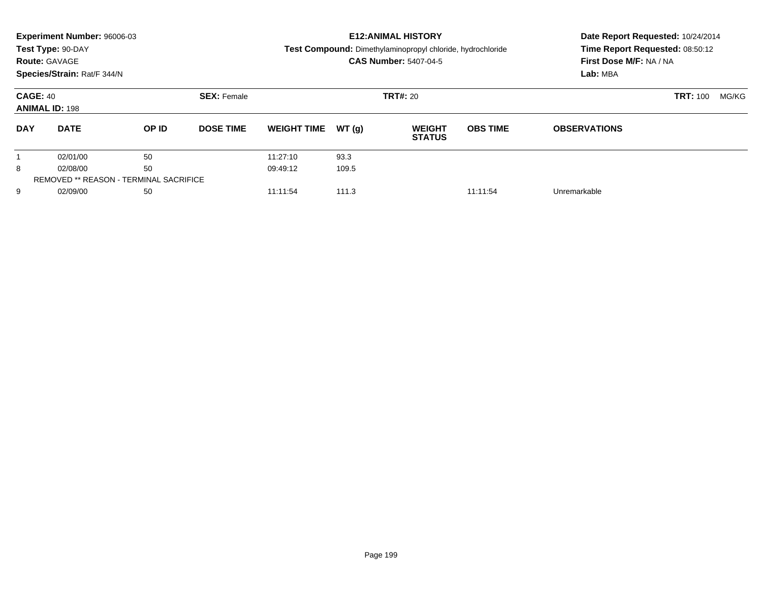**Experiment Number:** 96006-03
**Test Type:** 90-DAY
**Route:** GAVAGE
**Species/Strain:** Rat/F 344/N

**E12:ANIMAL HISTORY**
**Test Compound:** Dimethylaminopropyl chloride, hydrochloride
**CAS Number:** 5407-04-5

**Date Report Requested:** 10/24/2014
**Time Report Requested:** 08:50:12
**First Dose M/F:** NA / NA
**Lab:** MBA

**CAGE:** 40
**ANIMAL ID:** 198
**SEX:** Female
**TRT#:** 20
**TRT:** 100 MG/KG

| DAY | DATE | OP ID | DOSE TIME | WEIGHT TIME | WT (g) | WEIGHT STATUS | OBS TIME | OBSERVATIONS |
|---|---|---|---|---|---|---|---|---|
| 1 | 02/01/00 | 50 | | 11:27:10 | 93.3 | | | |
| 8 | 02/08/00 | 50 | | 09:49:12 | 109.5 | | | |
| REMOVED ** REASON - TERMINAL SACRIFICE | | | | | | | | |
| 9 | 02/09/00 | 50 | | 11:11:54 | 111.3 | | 11:11:54 | Unremarkable |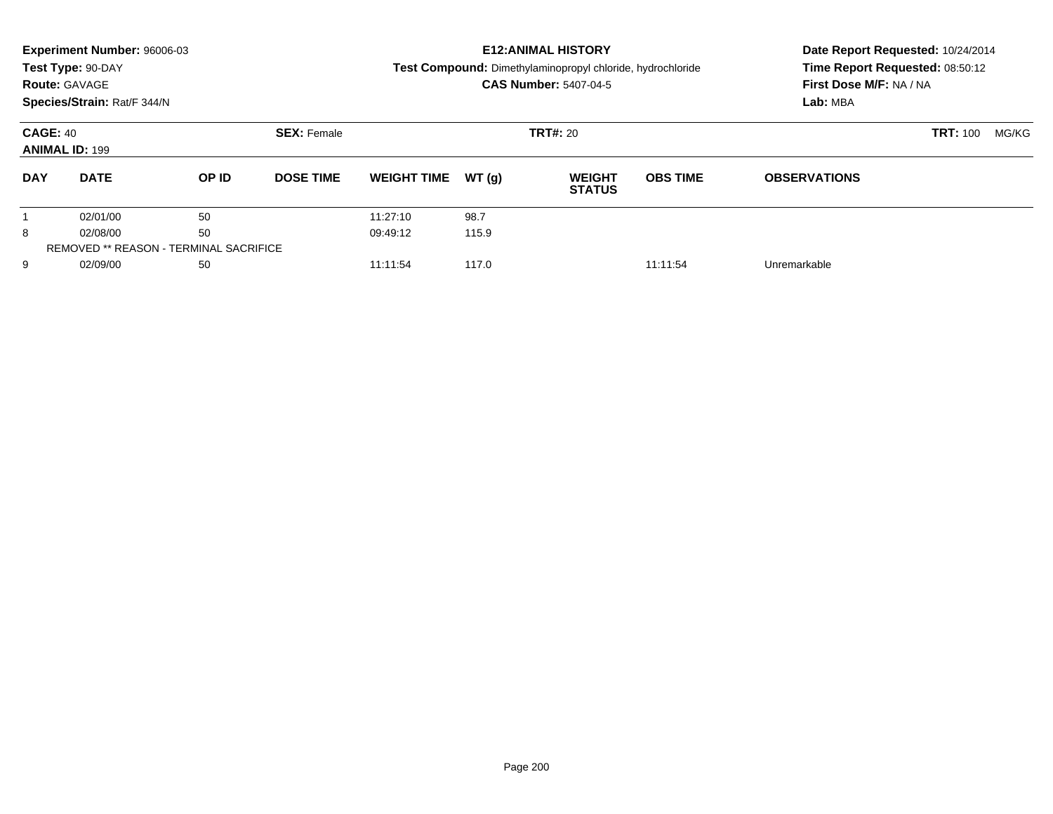**Experiment Number:** 96006-03
**Test Type:** 90-DAY
**Route:** GAVAGE
**Species/Strain:** Rat/F 344/N

**E12:ANIMAL HISTORY**
**Test Compound:** Dimethylaminopropyl chloride, hydrochloride
**CAS Number:** 5407-04-5

**Date Report Requested:** 10/24/2014
**Time Report Requested:** 08:50:12
**First Dose M/F:** NA / NA
**Lab:** MBA

**CAGE:** 40 **SEX:** Female **TRT#:** 20 **TRT:** 100 MG/KG
**ANIMAL ID:** 199

| DAY | DATE | OP ID | DOSE TIME | WEIGHT TIME | WT (g) | WEIGHT STATUS | OBS TIME | OBSERVATIONS |
|---|---|---|---|---|---|---|---|---|
| 1 | 02/01/00 | 50 | | 11:27:10 | 98.7 | | | |
| 8 | 02/08/00 | 50 | | 09:49:12 | 115.9 | | | |
| REMOVED ** REASON - TERMINAL SACRIFICE | | | | | | | | |
| 9 | 02/09/00 | 50 | | 11:11:54 | 117.0 | | 11:11:54 | Unremarkable |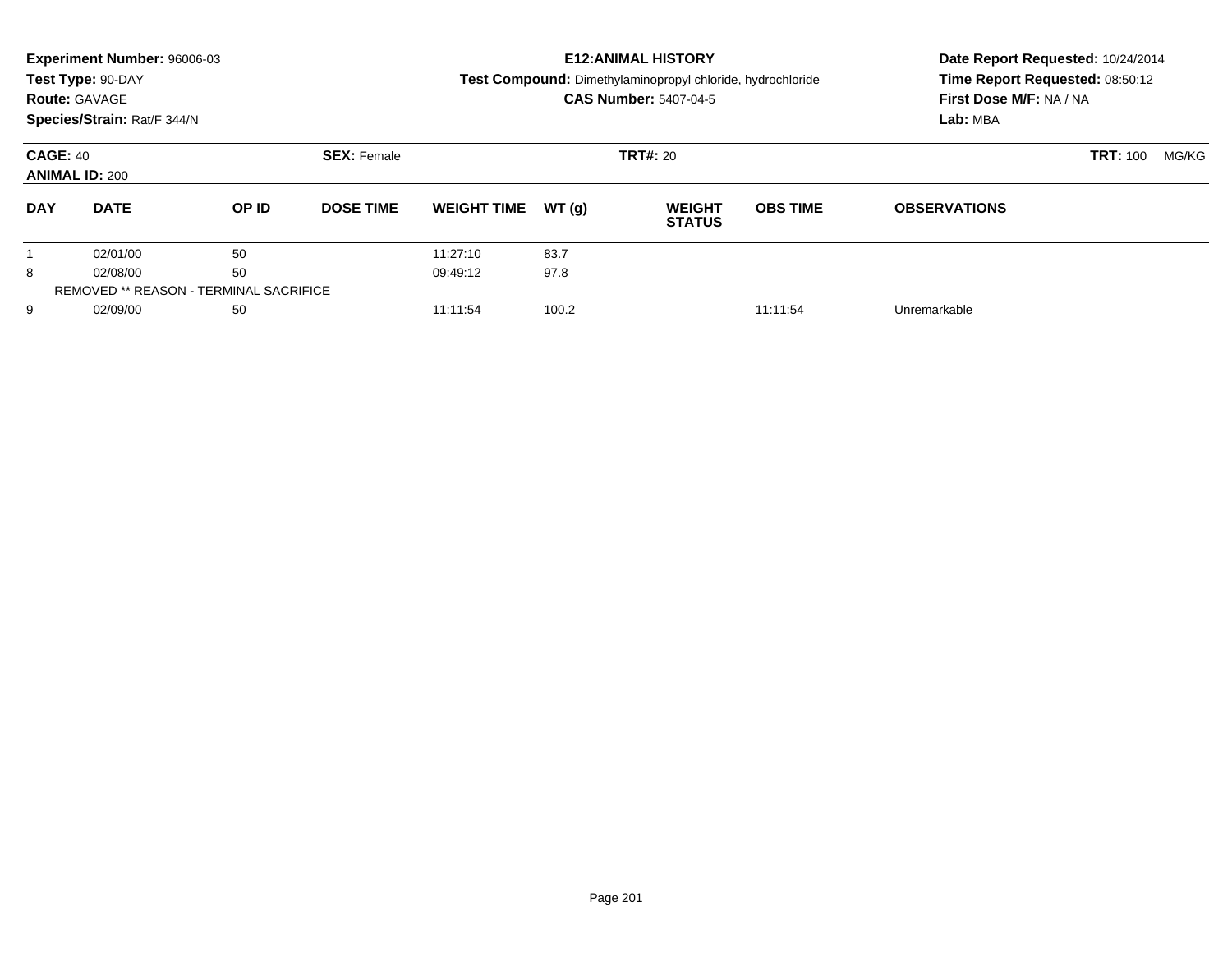**Experiment Number:** 96006-03
**Test Type:** 90-DAY
**Route:** GAVAGE
**Species/Strain:** Rat/F 344/N

**E12:ANIMAL HISTORY**
**Test Compound:** Dimethylaminopropyl chloride, hydrochloride
**CAS Number:** 5407-04-5

**Date Report Requested:** 10/24/2014
**Time Report Requested:** 08:50:12
**First Dose M/F:** NA / NA
**Lab:** MBA

**CAGE:** 40 **SEX:** Female **TRT#:** 20 **TRT:** 100 MG/KG
**ANIMAL ID:** 200

| DAY | DATE | OP ID | DOSE TIME | WEIGHT TIME | WT (g) | WEIGHT STATUS | OBS TIME | OBSERVATIONS |
|---|---|---|---|---|---|---|---|---|
| 1 | 02/01/00 | 50 | | 11:27:10 | 83.7 | | | |
| 8 | 02/08/00 | 50 | | 09:49:12 | 97.8 | | | |
| REMOVED ** REASON - TERMINAL SACRIFICE | | | | | | | | |
| 9 | 02/09/00 | 50 | | 11:11:54 | 100.2 | | 11:11:54 | Unremarkable |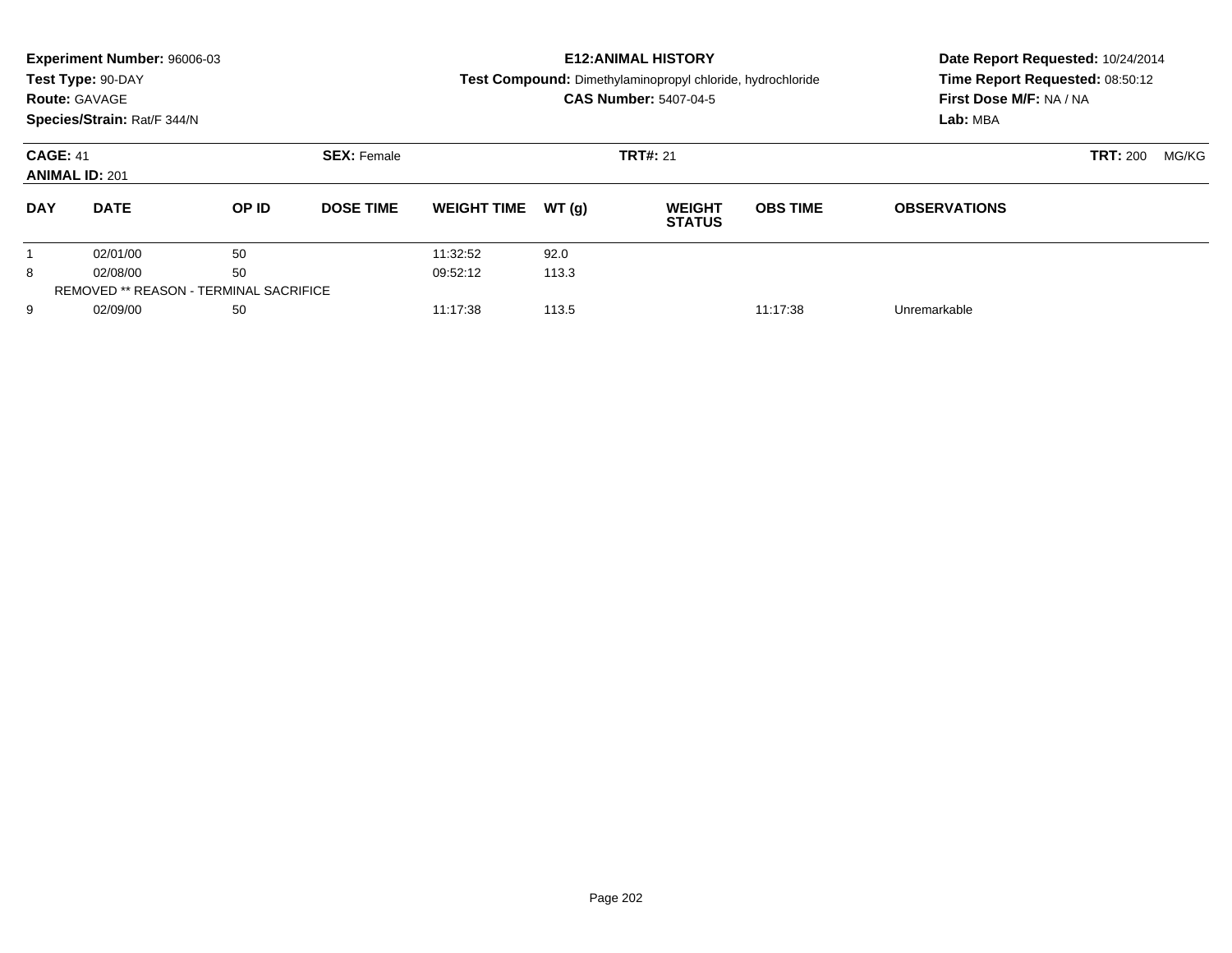**Experiment Number:** 96006-03
**Test Type:** 90-DAY
**Route:** GAVAGE
**Species/Strain:** Rat/F 344/N

**E12:ANIMAL HISTORY**
**Test Compound:** Dimethylaminopropyl chloride, hydrochloride
**CAS Number:** 5407-04-5

**Date Report Requested:** 10/24/2014
**Time Report Requested:** 08:50:12
**First Dose M/F:** NA / NA
**Lab:** MBA

**CAGE:** 41 **SEX:** Female **TRT#:** 21 **TRT:** 200 MG/KG
**ANIMAL ID:** 201

| DAY | DATE | OP ID | DOSE TIME | WEIGHT TIME | WT (g) | WEIGHT STATUS | OBS TIME | OBSERVATIONS |
|---|---|---|---|---|---|---|---|---|
| 1 | 02/01/00 | 50 | | 11:32:52 | 92.0 | | | |
| 8 | 02/08/00 | 50 | | 09:52:12 | 113.3 | | | |
| REMOVED ** REASON - TERMINAL SACRIFICE | | | | | | | | |
| 9 | 02/09/00 | 50 | | 11:17:38 | 113.5 | | 11:17:38 | Unremarkable |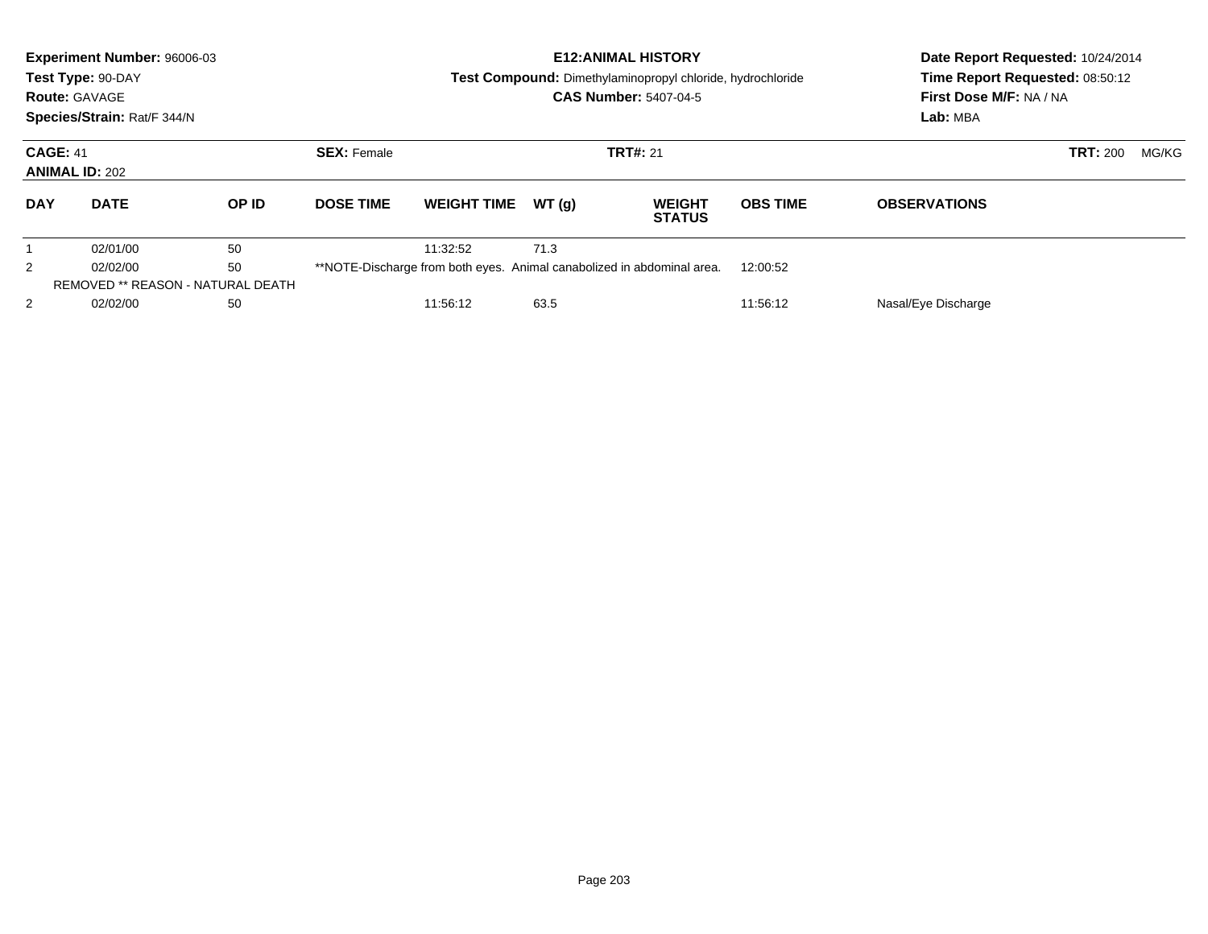**Experiment Number:** 96006-03
**Test Type:** 90-DAY
**Route:** GAVAGE
**Species/Strain:** Rat/F 344/N

**E12:ANIMAL HISTORY**
**Test Compound:** Dimethylaminopropyl chloride, hydrochloride
**CAS Number:** 5407-04-5

**Date Report Requested:** 10/24/2014
**Time Report Requested:** 08:50:12
**First Dose M/F:** NA / NA
**Lab:** MBA

**CAGE:** 41 **SEX:** Female **TRT#:** 21 **TRT:** 200 MG/KG
**ANIMAL ID:** 202

| DAY | DATE | OP ID | DOSE TIME | WEIGHT TIME | WT (g) | WEIGHT STATUS | OBS TIME | OBSERVATIONS |
|---|---|---|---|---|---|---|---|---|
| 1 | 02/01/00 | 50 | | 11:32:52 | 71.3 | | | |
| 2 | 02/02/00 | 50 | **NOTE-Discharge from both eyes. Animal canabolized in abdominal area. | | | | 12:00:52 | |
| REMOVED ** REASON - NATURAL DEATH | | | | | | | | |
| 2 | 02/02/00 | 50 | | 11:56:12 | 63.5 | | 11:56:12 | Nasal/Eye Discharge |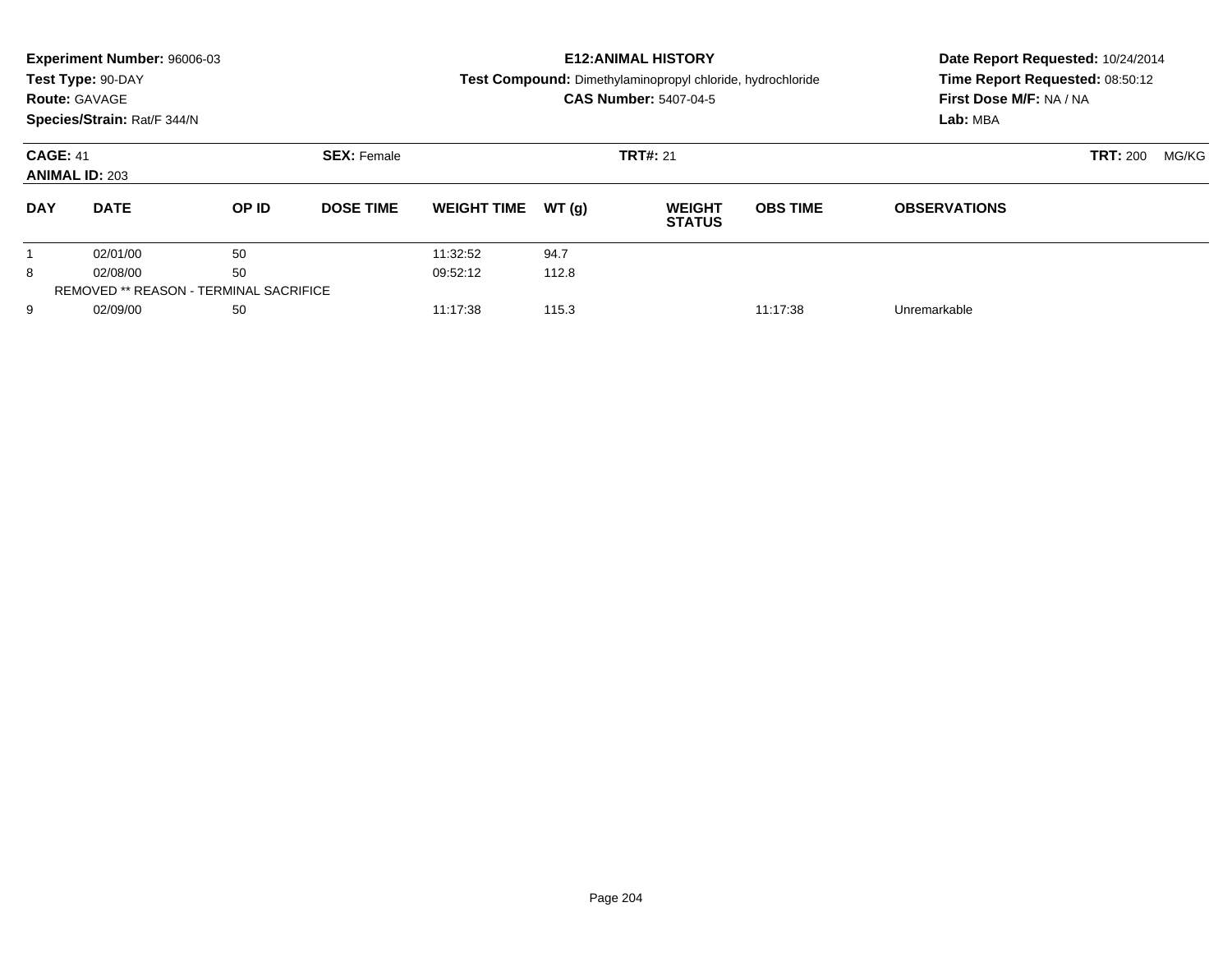**Experiment Number:** 96006-03
**Test Type:** 90-DAY
**Route:** GAVAGE
**Species/Strain:** Rat/F 344/N

**E12:ANIMAL HISTORY**
**Test Compound:** Dimethylaminopropyl chloride, hydrochloride
**CAS Number:** 5407-04-5

**Date Report Requested:** 10/24/2014
**Time Report Requested:** 08:50:12
**First Dose M/F:** NA / NA
**Lab:** MBA

**CAGE:** 41 **SEX:** Female **TRT#:** 21 **TRT:** 200 MG/KG
**ANIMAL ID:** 203

| DAY | DATE | OP ID | DOSE TIME | WEIGHT TIME | WT (g) | WEIGHT STATUS | OBS TIME | OBSERVATIONS |
|---|---|---|---|---|---|---|---|---|
| 1 | 02/01/00 | 50 | | 11:32:52 | 94.7 | | | |
| 8 | 02/08/00 | 50 | | 09:52:12 | 112.8 | | | |
| REMOVED ** REASON - TERMINAL SACRIFICE | | | | | | | | |
| 9 | 02/09/00 | 50 | | 11:17:38 | 115.3 | | 11:17:38 | Unremarkable |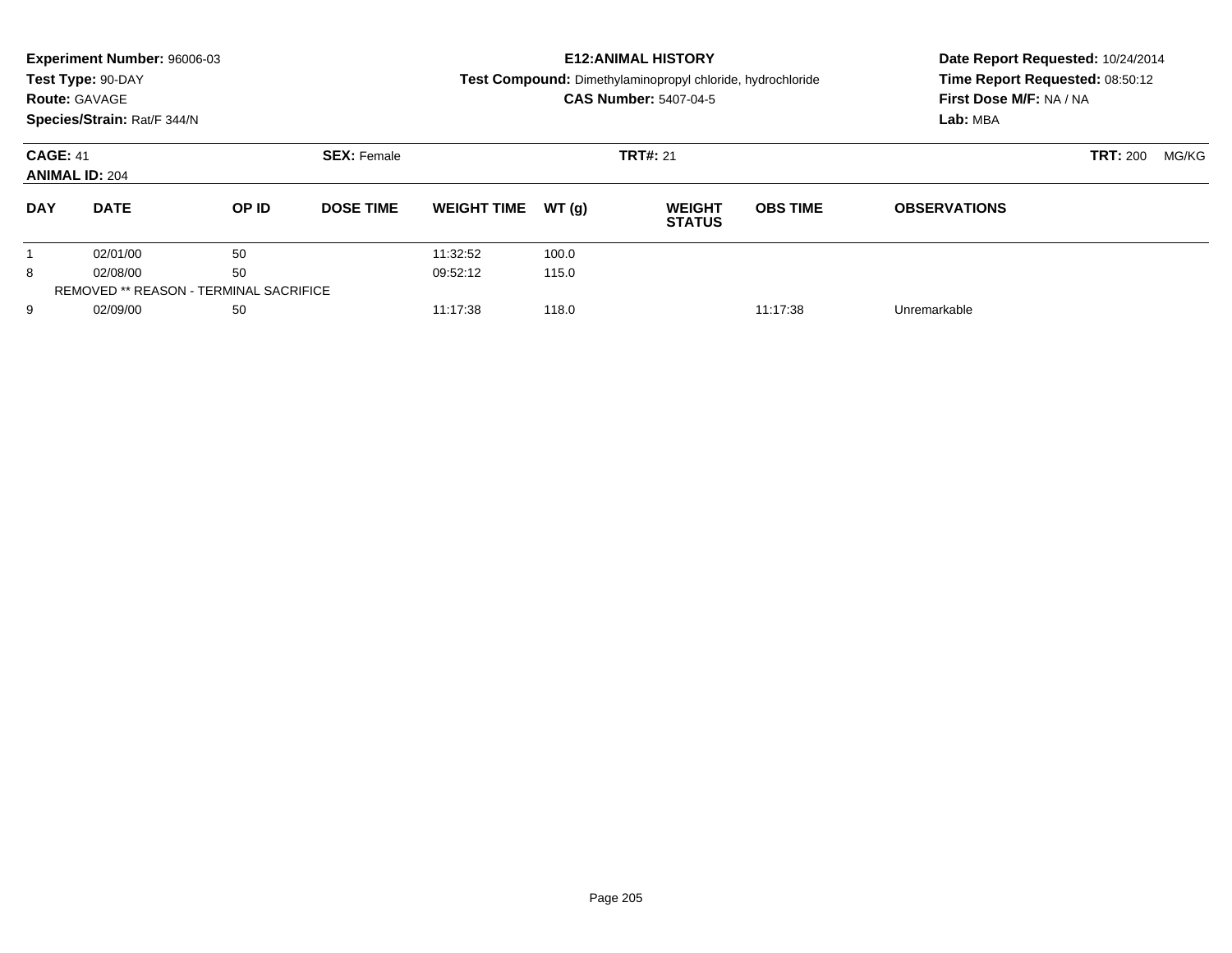**Experiment Number:** 96006-03
**Test Type:** 90-DAY
**Route:** GAVAGE
**Species/Strain:** Rat/F 344/N

**E12:ANIMAL HISTORY**
**Test Compound:** Dimethylaminopropyl chloride, hydrochloride
**CAS Number:** 5407-04-5

**Date Report Requested:** 10/24/2014
**Time Report Requested:** 08:50:12
**First Dose M/F:** NA / NA
**Lab:** MBA

**CAGE:** 41 **SEX:** Female **TRT#:** 21 **TRT:** 200 MG/KG
**ANIMAL ID:** 204

| DAY | DATE | OP ID | DOSE TIME | WEIGHT TIME | WT (g) | WEIGHT STATUS | OBS TIME | OBSERVATIONS |
|---|---|---|---|---|---|---|---|---|
| 1 | 02/01/00 | 50 | | 11:32:52 | 100.0 | | | |
| 8 | 02/08/00 | 50 | | 09:52:12 | 115.0 | | | |
| REMOVED ** REASON - TERMINAL SACRIFICE | | | | | | | | |
| 9 | 02/09/00 | 50 | | 11:17:38 | 118.0 | | 11:17:38 | Unremarkable |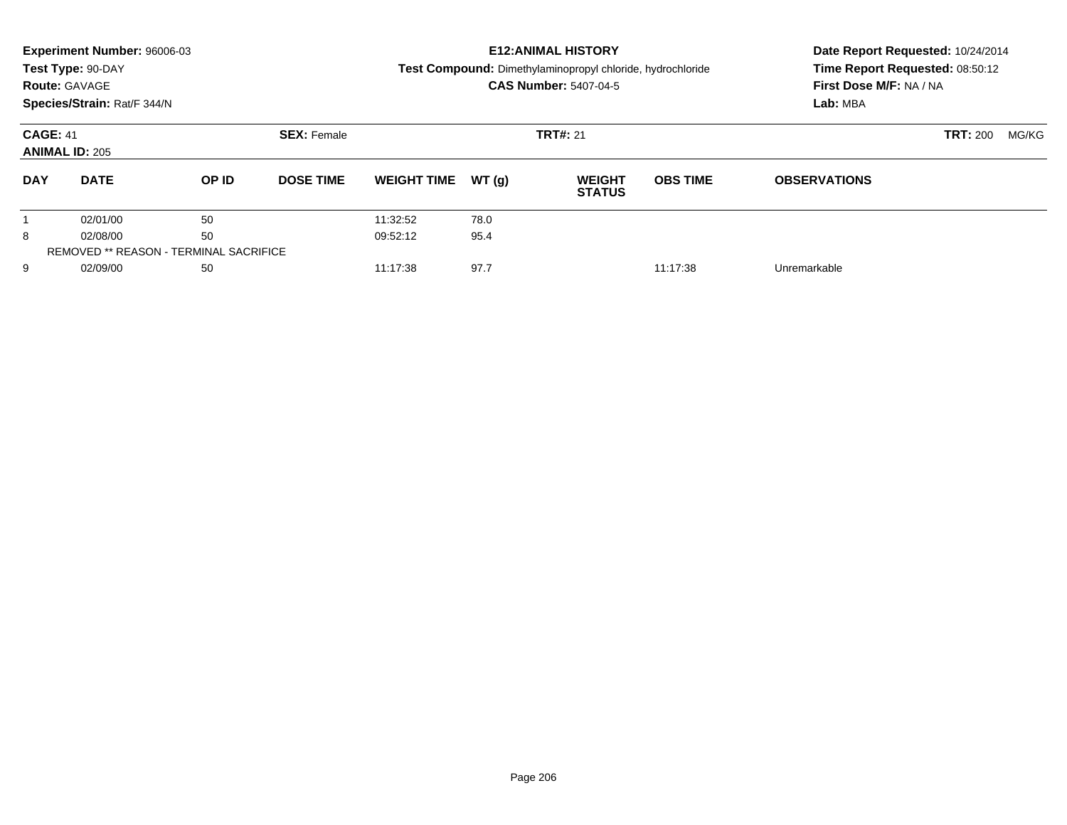**Experiment Number:** 96006-03
**Test Type:** 90-DAY
**Route:** GAVAGE
**Species/Strain:** Rat/F 344/N

**E12:ANIMAL HISTORY**
**Test Compound:** Dimethylaminopropyl chloride, hydrochloride
**CAS Number:** 5407-04-5

**Date Report Requested:** 10/24/2014
**Time Report Requested:** 08:50:12
**First Dose M/F:** NA / NA
**Lab:** MBA

**CAGE:** 41 **SEX:** Female **TRT#:** 21 **TRT:** 200 MG/KG
**ANIMAL ID:** 205

| DAY | DATE | OP ID | DOSE TIME | WEIGHT TIME | WT (g) | WEIGHT STATUS | OBS TIME | OBSERVATIONS |
|---|---|---|---|---|---|---|---|---|
| 1 | 02/01/00 | 50 | | 11:32:52 | 78.0 | | | |
| 8 | 02/08/00 | 50 | | 09:52:12 | 95.4 | | | |
| REMOVED ** REASON - TERMINAL SACRIFICE | | | | | | | | |
| 9 | 02/09/00 | 50 | | 11:17:38 | 97.7 | | 11:17:38 | Unremarkable |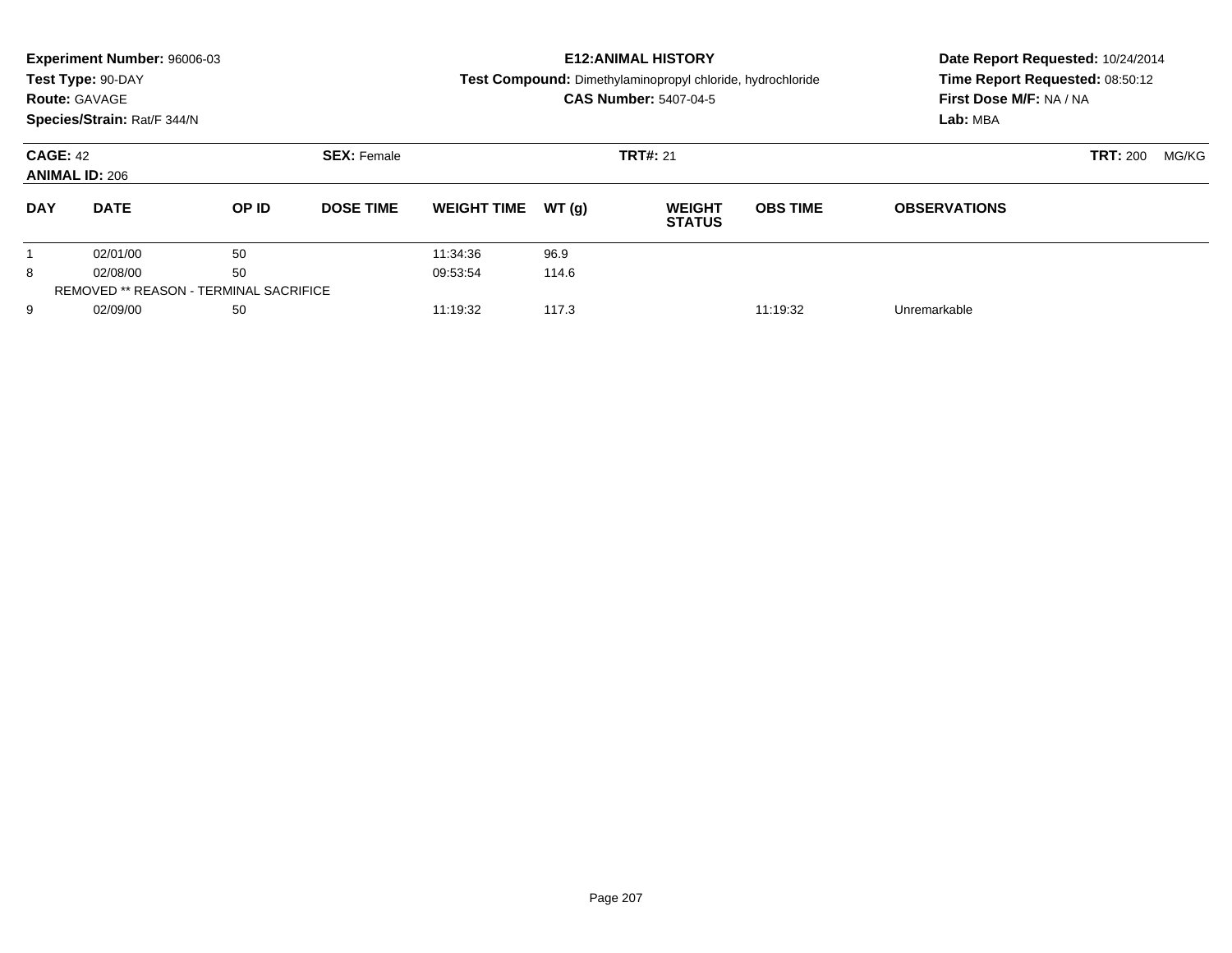**Experiment Number:** 96006-03
**Test Type:** 90-DAY
**Route:** GAVAGE
**Species/Strain:** Rat/F 344/N

## E12:ANIMAL HISTORY

**Test Compound:** Dimethylaminopropyl chloride, hydrochloride
**CAS Number:** 5407-04-5

**Date Report Requested:** 10/24/2014
**Time Report Requested:** 08:50:12
**First Dose M/F:** NA / NA
**Lab:** MBA

**CAGE:** 42 **SEX:** Female **TRT#:** 21 **TRT:** 200 MG/KG
**ANIMAL ID:** 206

| DAY | DATE | OP ID | DOSE TIME | WEIGHT TIME | WT (g) | WEIGHT STATUS | OBS TIME | OBSERVATIONS |
|---|---|---|---|---|---|---|---|---|
| 1 | 02/01/00 | 50 | | 11:34:36 | 96.9 | | | |
| 8 | 02/08/00 | 50 | | 09:53:54 | 114.6 | | | |
| REMOVED ** REASON - TERMINAL SACRIFICE | | | | | | | | |
| 9 | 02/09/00 | 50 | | 11:19:32 | 117.3 | | 11:19:32 | Unremarkable |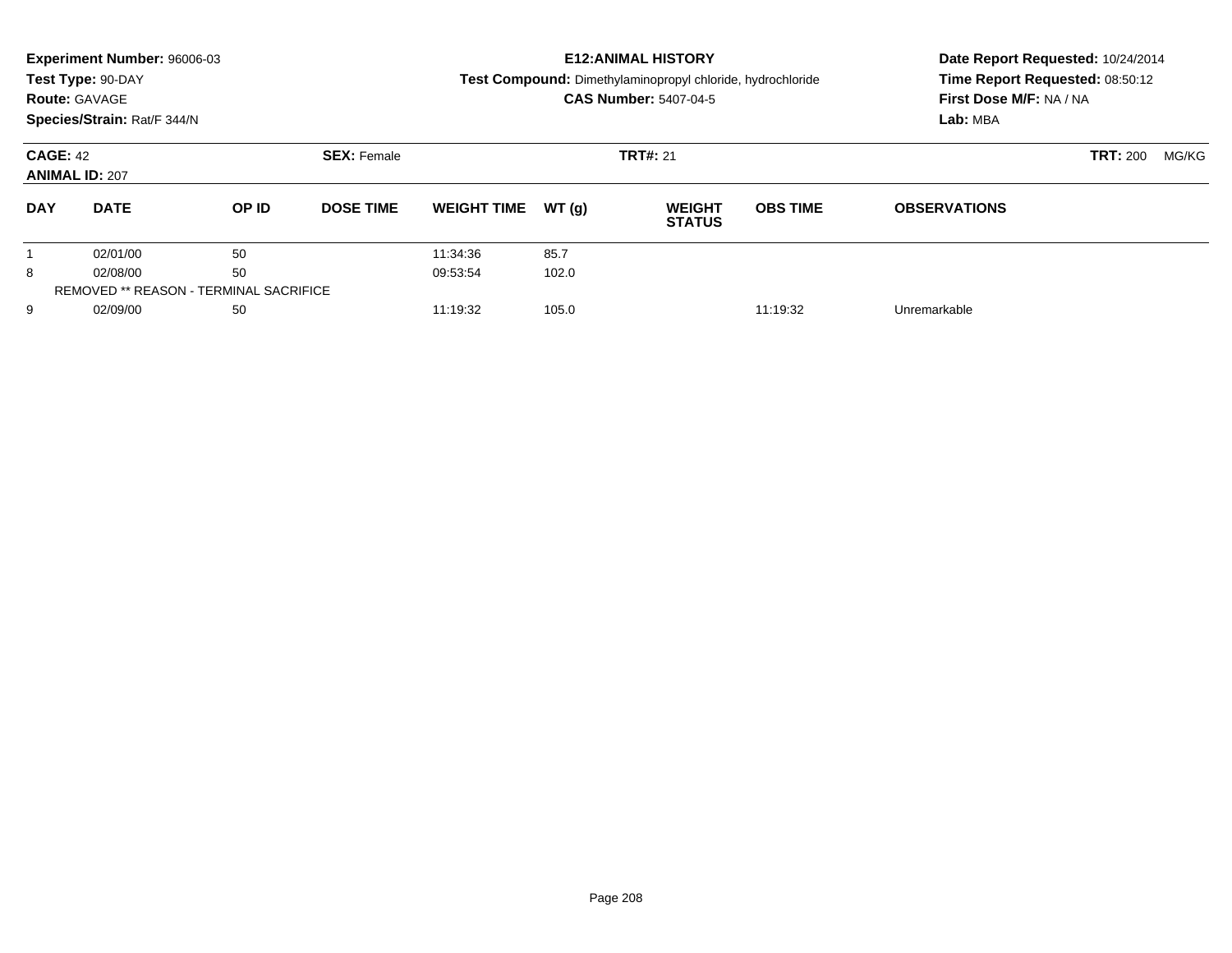**Experiment Number:** 96006-03
**Test Type:** 90-DAY
**Route:** GAVAGE
**Species/Strain:** Rat/F 344/N

**E12:ANIMAL HISTORY**
**Test Compound:** Dimethylaminopropyl chloride, hydrochloride
**CAS Number:** 5407-04-5

**Date Report Requested:** 10/24/2014
**Time Report Requested:** 08:50:12
**First Dose M/F:** NA / NA
**Lab:** MBA

**CAGE:** 42
**ANIMAL ID:** 207
**SEX:** Female
**TRT#:** 21
**TRT:** 200 MG/KG

| DAY | DATE | OP ID | DOSE TIME | WEIGHT TIME | WT (g) | WEIGHT STATUS | OBS TIME | OBSERVATIONS |
|---|---|---|---|---|---|---|---|---|
| 1 | 02/01/00 | 50 | | 11:34:36 | 85.7 | | | |
| 8 | 02/08/00 | 50 | | 09:53:54 | 102.0 | | | |
| REMOVED ** REASON - TERMINAL SACRIFICE | | | | | | | | |
| 9 | 02/09/00 | 50 | | 11:19:32 | 105.0 | | 11:19:32 | Unremarkable |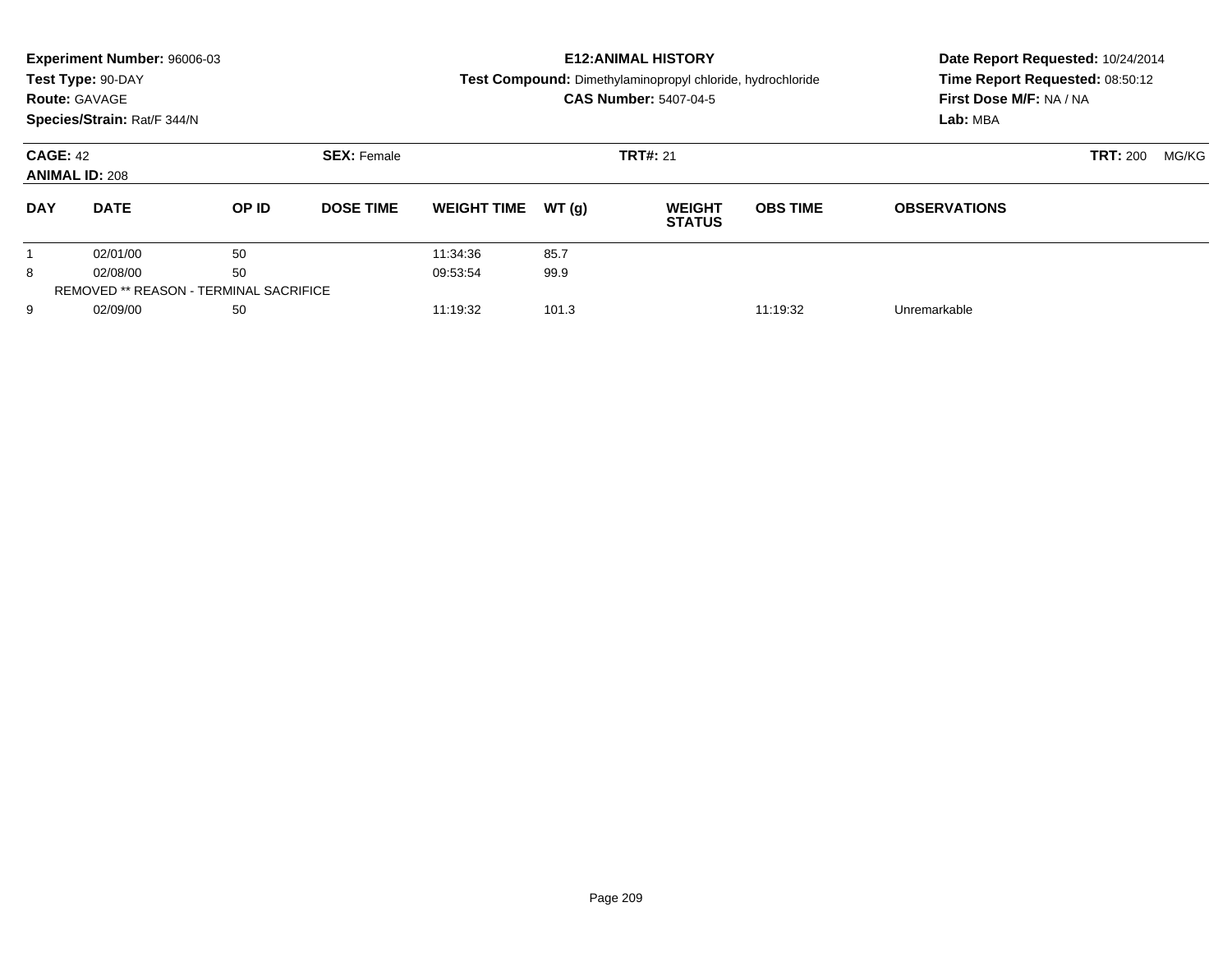**Experiment Number:** 96006-03
**Test Type:** 90-DAY
**Route:** GAVAGE
**Species/Strain:** Rat/F 344/N

# E12:ANIMAL HISTORY

**Test Compound:** Dimethylaminopropyl chloride, hydrochloride
**CAS Number:** 5407-04-5

**Date Report Requested:** 10/24/2014
**Time Report Requested:** 08:50:12
**First Dose M/F:** NA / NA
**Lab:** MBA

**CAGE:** 42 **SEX:** Female **TRT#:** 21 **TRT:** 200 MG/KG
**ANIMAL ID:** 208

| DAY | DATE | OP ID | DOSE TIME | WEIGHT TIME | WT (g) | WEIGHT STATUS | OBS TIME | OBSERVATIONS |
|---|---|---|---|---|---|---|---|---|
| 1 | 02/01/00 | 50 | | 11:34:36 | 85.7 | | | |
| 8 | 02/08/00 | 50 | | 09:53:54 | 99.9 | | | |
| REMOVED ** REASON - TERMINAL SACRIFICE | | | | | | | | |
| 9 | 02/09/00 | 50 | | 11:19:32 | 101.3 | | 11:19:32 | Unremarkable |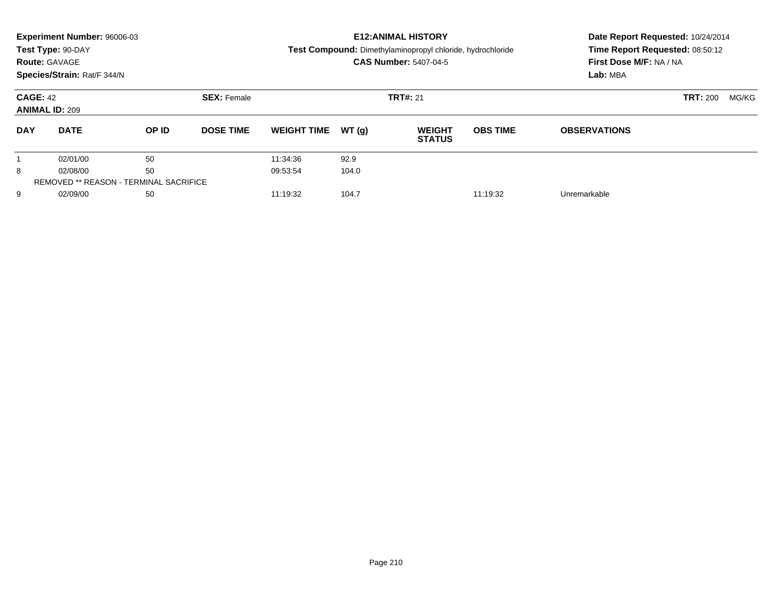**Experiment Number:** 96006-03
**Test Type:** 90-DAY
**Route:** GAVAGE
**Species/Strain:** Rat/F 344/N

**E12:ANIMAL HISTORY**
**Test Compound:** Dimethylaminopropyl chloride, hydrochloride
**CAS Number:** 5407-04-5

**Date Report Requested:** 10/24/2014
**Time Report Requested:** 08:50:12
**First Dose M/F:** NA / NA
**Lab:** MBA

**CAGE:** 42 **SEX:** Female **TRT#:** 21 **TRT:** 200 MG/KG
**ANIMAL ID:** 209

| DAY | DATE | OP ID | DOSE TIME | WEIGHT TIME | WT (g) | WEIGHT STATUS | OBS TIME | OBSERVATIONS |
|---|---|---|---|---|---|---|---|---|
| 1 | 02/01/00 | 50 | | 11:34:36 | 92.9 | | | |
| 8 | 02/08/00 | 50 | | 09:53:54 | 104.0 | | | |
| REMOVED ** REASON - TERMINAL SACRIFICE | | | | | | | | |
| 9 | 02/09/00 | 50 | | 11:19:32 | 104.7 | | 11:19:32 | Unremarkable |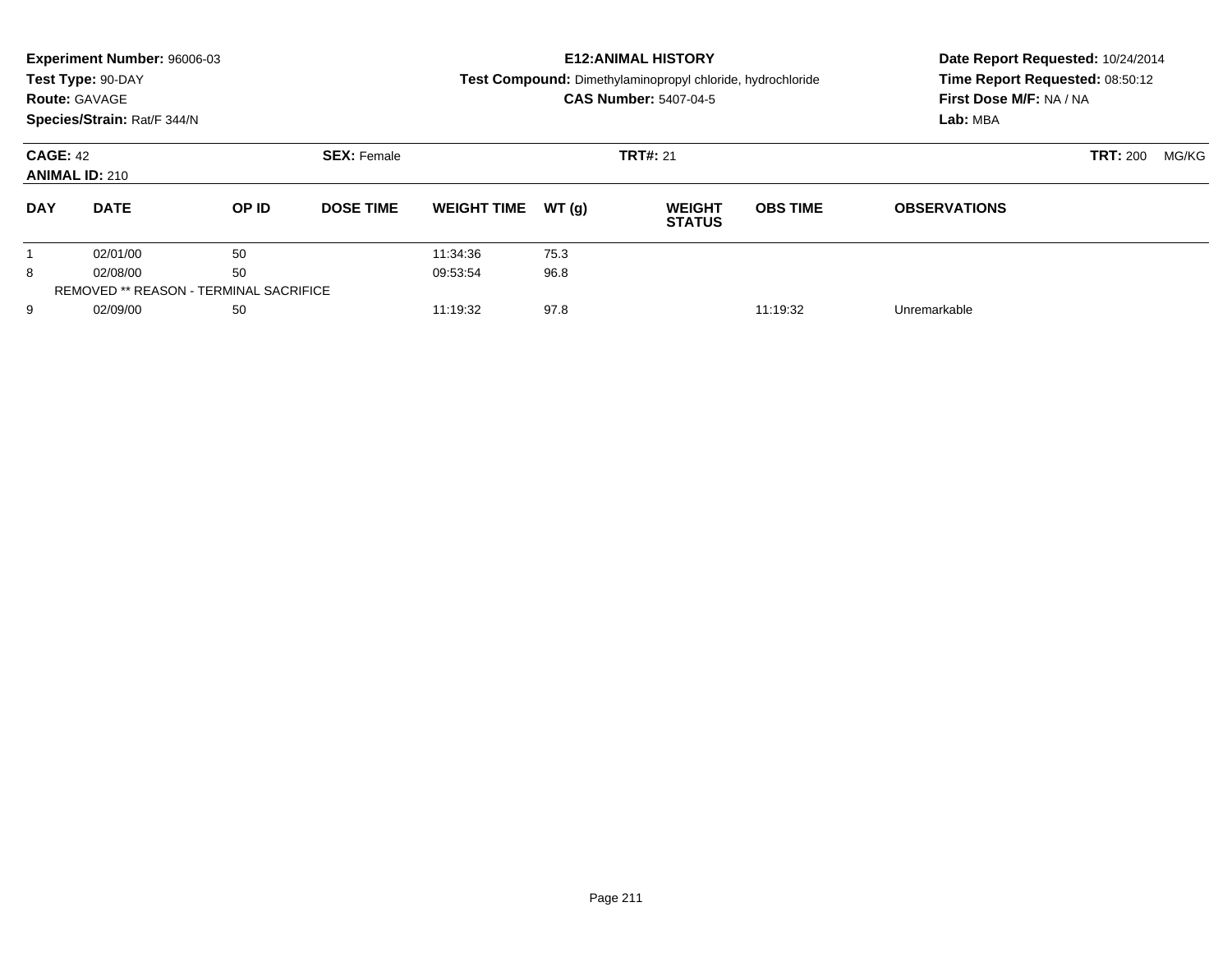**Experiment Number:** 96006-03
**Test Type:** 90-DAY
**Route:** GAVAGE
**Species/Strain:** Rat/F 344/N

**E12:ANIMAL HISTORY**
**Test Compound:** Dimethylaminopropyl chloride, hydrochloride
**CAS Number:** 5407-04-5

**Date Report Requested:** 10/24/2014
**Time Report Requested:** 08:50:12
**First Dose M/F:** NA / NA
**Lab:** MBA

**CAGE:** 42 **SEX:** Female **TRT#:** 21 **TRT:** 200 MG/KG
**ANIMAL ID:** 210

| DAY | DATE | OP ID | DOSE TIME | WEIGHT TIME | WT (g) | WEIGHT STATUS | OBS TIME | OBSERVATIONS |
|---|---|---|---|---|---|---|---|---|
| 1 | 02/01/00 | 50 | | 11:34:36 | 75.3 | | | |
| 8 | 02/08/00 | 50 | | 09:53:54 | 96.8 | | | |
| REMOVED ** REASON - TERMINAL SACRIFICE | | | | | | | | |
| 9 | 02/09/00 | 50 | | 11:19:32 | 97.8 | | 11:19:32 | Unremarkable |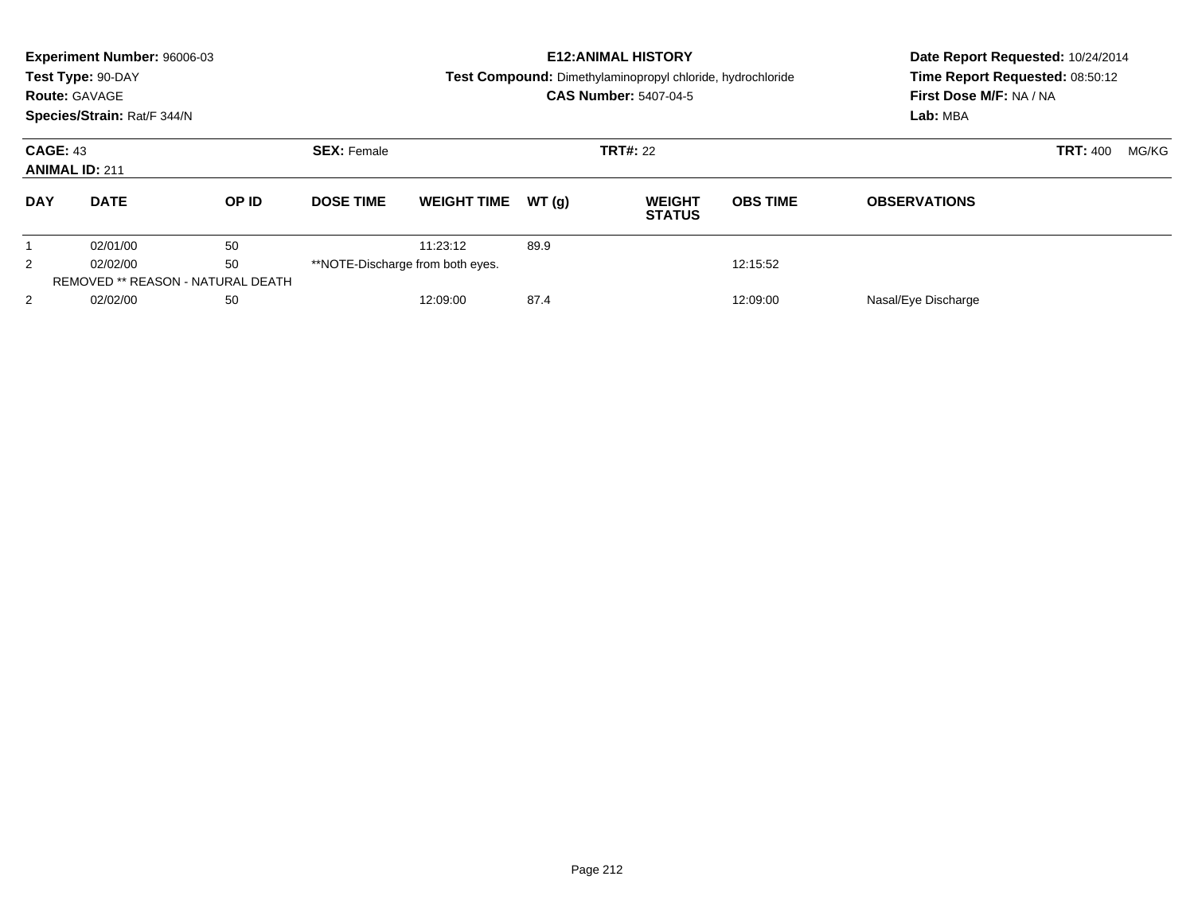**Experiment Number:** 96006-03
**Test Type:** 90-DAY
**Route:** GAVAGE
**Species/Strain:** Rat/F 344/N

**E12:ANIMAL HISTORY**
**Test Compound:** Dimethylaminopropyl chloride, hydrochloride
**CAS Number:** 5407-04-5

**Date Report Requested:** 10/24/2014
**Time Report Requested:** 08:50:12
**First Dose M/F:** NA / NA
**Lab:** MBA

**CAGE:** 43
**ANIMAL ID:** 211
**SEX:** Female
**TRT#:** 22
**TRT:** 400 MG/KG

| DAY | DATE | OP ID | DOSE TIME | WEIGHT TIME | WT (g) | WEIGHT STATUS | OBS TIME | OBSERVATIONS |
|---|---|---|---|---|---|---|---|---|
| 1 | 02/01/00 | 50 | | 11:23:12 | 89.9 | | | |
| 2 | 02/02/00 | 50 | **NOTE-Discharge from both eyes. | | | | 12:15:52 | |
| REMOVED ** REASON - NATURAL DEATH | | | | | | | | |
| 2 | 02/02/00 | 50 | | 12:09:00 | 87.4 | | 12:09:00 | Nasal/Eye Discharge |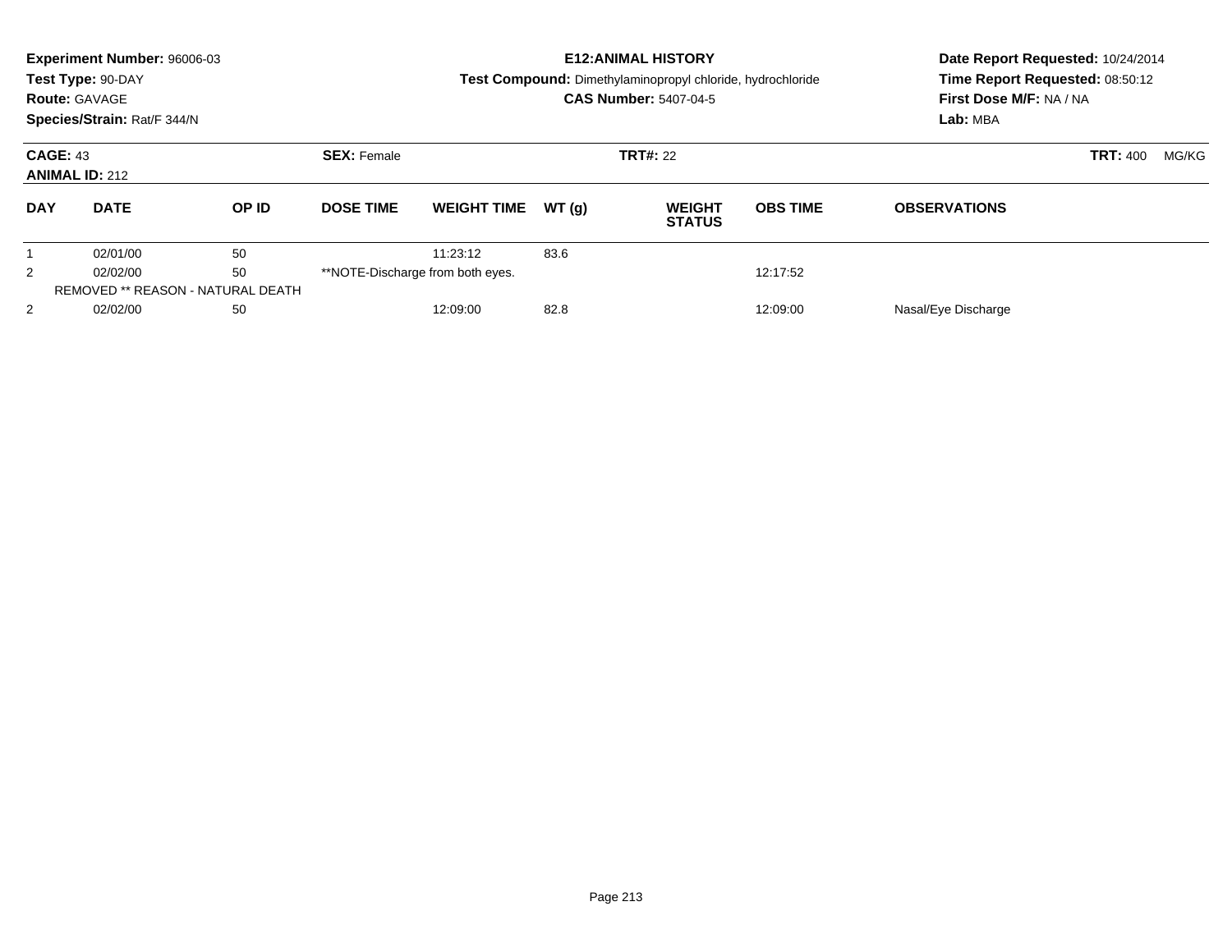**Experiment Number:** 96006-03
**Test Type:** 90-DAY
**Route:** GAVAGE
**Species/Strain:** Rat/F 344/N

**E12:ANIMAL HISTORY**
**Test Compound:** Dimethylaminopropyl chloride, hydrochloride
**CAS Number:** 5407-04-5

**Date Report Requested:** 10/24/2014
**Time Report Requested:** 08:50:12
**First Dose M/F:** NA / NA
**Lab:** MBA

**CAGE:** 43
**ANIMAL ID:** 212
**SEX:** Female
**TRT#:** 22
**TRT:** 400 MG/KG

| DAY | DATE | OP ID | DOSE TIME | WEIGHT TIME | WT (g) | WEIGHT STATUS | OBS TIME | OBSERVATIONS |
|---|---|---|---|---|---|---|---|---|
| 1 | 02/01/00 | 50 | | 11:23:12 | 83.6 | | | |
| 2 | 02/02/00 | 50 | **NOTE-Discharge from both eyes. | | | | 12:17:52 | |
| REMOVED ** REASON - NATURAL DEATH | | | | | | | | |
| 2 | 02/02/00 | 50 | | 12:09:00 | 82.8 | | 12:09:00 | Nasal/Eye Discharge |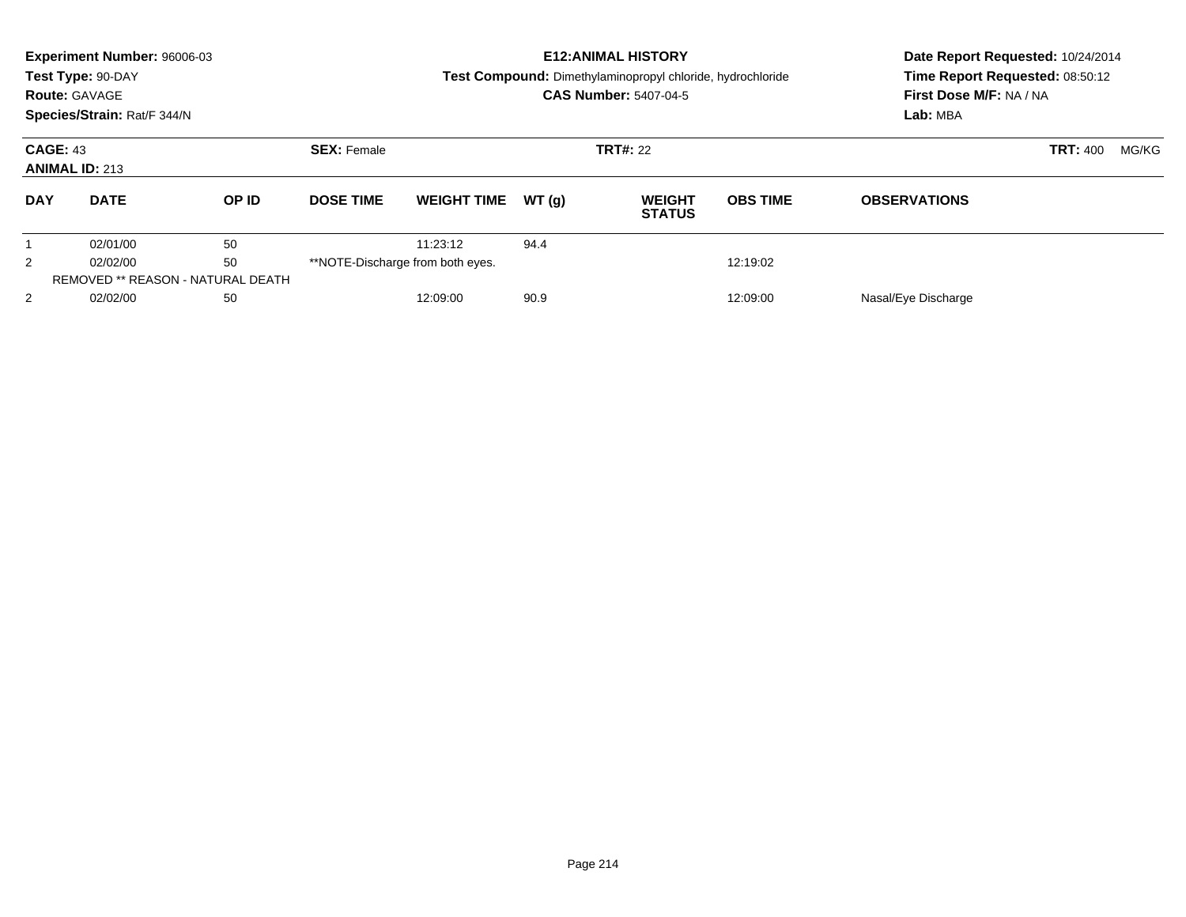**Experiment Number:** 96006-03
**Test Type:** 90-DAY
**Route:** GAVAGE
**Species/Strain:** Rat/F 344/N

**E12:ANIMAL HISTORY**
**Test Compound:** Dimethylaminopropyl chloride, hydrochloride
**CAS Number:** 5407-04-5

**Date Report Requested:** 10/24/2014
**Time Report Requested:** 08:50:12
**First Dose M/F:** NA / NA
**Lab:** MBA

**CAGE:** 43 **SEX:** Female **TRT#:** 22 **TRT:** 400 MG/KG
**ANIMAL ID:** 213

| DAY | DATE | OP ID | DOSE TIME | WEIGHT TIME | WT (g) | WEIGHT STATUS | OBS TIME | OBSERVATIONS |
|---|---|---|---|---|---|---|---|---|
| 1 | 02/01/00 | 50 | | 11:23:12 | 94.4 | | | |
| 2 | 02/02/00 | 50 | **NOTE-Discharge from both eyes. | | | | 12:19:02 | |
| REMOVED ** REASON - NATURAL DEATH | | | | | | | | |
| 2 | 02/02/00 | 50 | | 12:09:00 | 90.9 | | 12:09:00 | Nasal/Eye Discharge |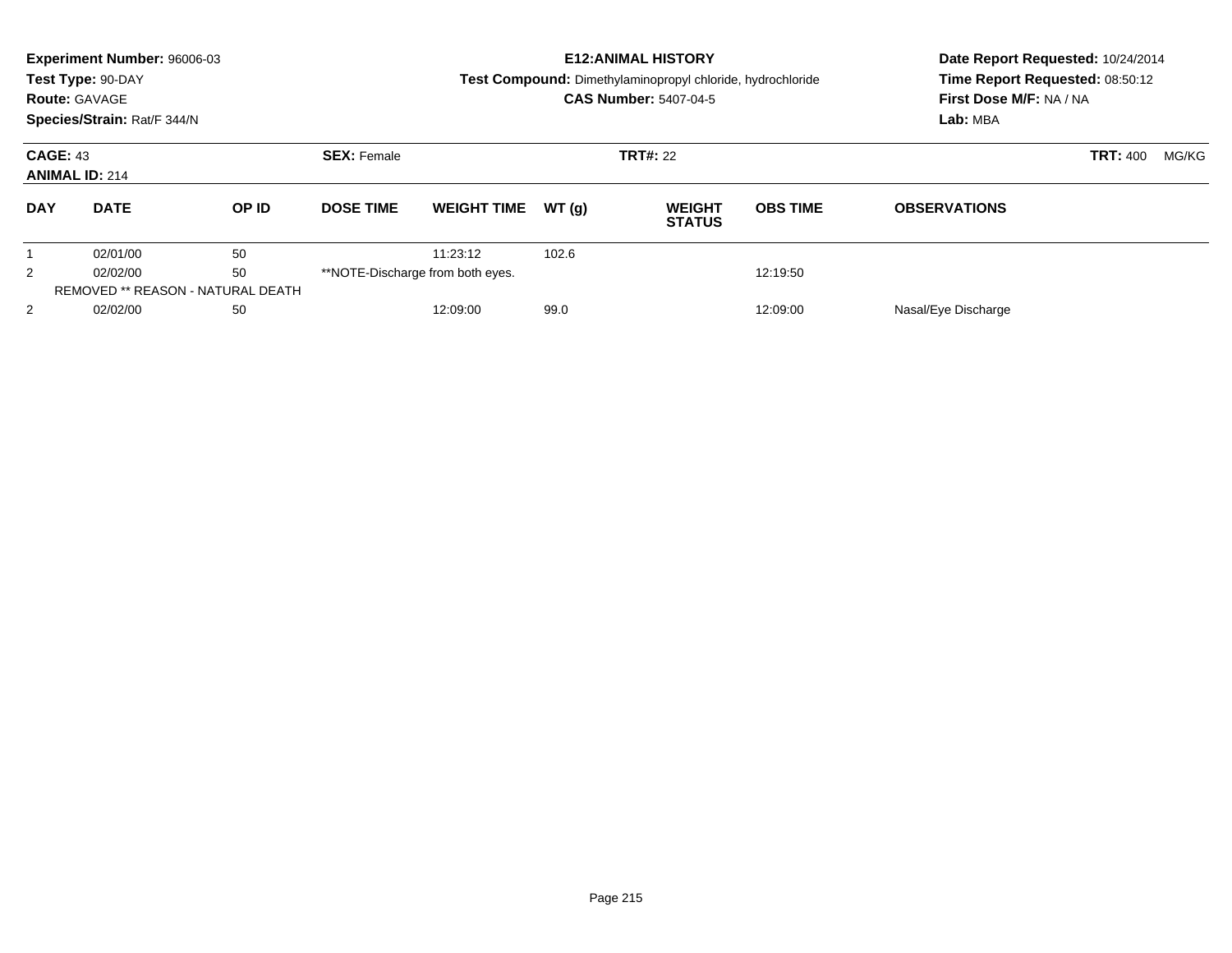**Experiment Number:** 96006-03
**Test Type:** 90-DAY
**Route:** GAVAGE
**Species/Strain:** Rat/F 344/N

**E12:ANIMAL HISTORY**
**Test Compound:** Dimethylaminopropyl chloride, hydrochloride
**CAS Number:** 5407-04-5

**Date Report Requested:** 10/24/2014
**Time Report Requested:** 08:50:12
**First Dose M/F:** NA / NA
**Lab:** MBA

**CAGE:** 43 **SEX:** Female **TRT#:** 22 **TRT:** 400 MG/KG
**ANIMAL ID:** 214

| DAY | DATE | OP ID | DOSE TIME | WEIGHT TIME | WT (g) | WEIGHT STATUS | OBS TIME | OBSERVATIONS |
|---|---|---|---|---|---|---|---|---|
| 1 | 02/01/00 | 50 | | 11:23:12 | 102.6 | | | |
| 2 | 02/02/00 | 50 | **NOTE-Discharge from both eyes. | | | | 12:19:50 | |
| REMOVED ** REASON - NATURAL DEATH | | | | | | | | |
| 2 | 02/02/00 | 50 | | 12:09:00 | 99.0 | | 12:09:00 | Nasal/Eye Discharge |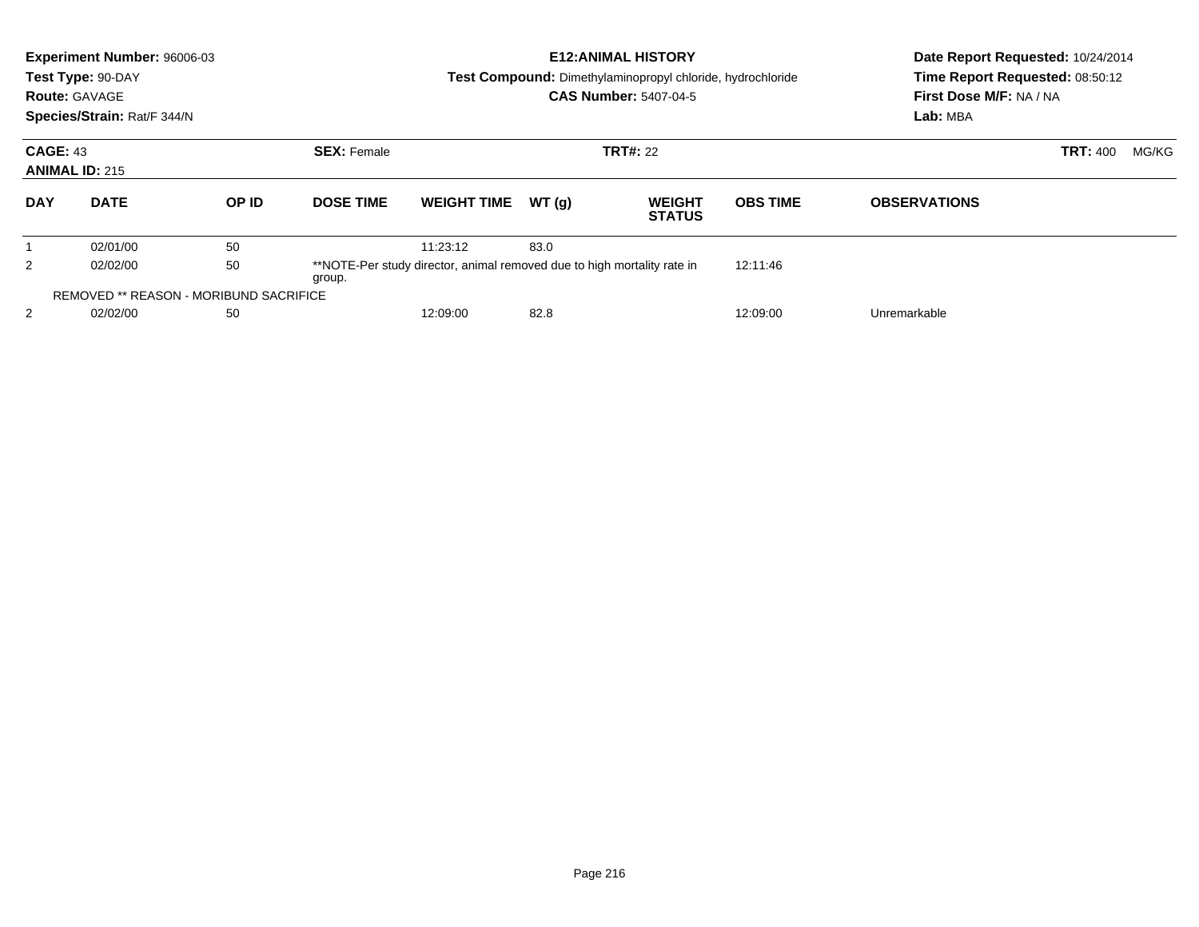**Experiment Number:** 96006-03
**Test Type:** 90-DAY
**Route:** GAVAGE
**Species/Strain:** Rat/F 344/N

**E12:ANIMAL HISTORY**
**Test Compound:** Dimethylaminopropyl chloride, hydrochloride
**CAS Number:** 5407-04-5

**Date Report Requested:** 10/24/2014
**Time Report Requested:** 08:50:12
**First Dose M/F:** NA / NA
**Lab:** MBA

**CAGE:** 43 **SEX:** Female **TRT#:** 22 **TRT:** 400 MG/KG
**ANIMAL ID:** 215

| DAY | DATE | OP ID | DOSE TIME | WEIGHT TIME | WT (g) | WEIGHT STATUS | OBS TIME | OBSERVATIONS |
|---|---|---|---|---|---|---|---|---|
| 1 | 02/01/00 | 50 | | 11:23:12 | 83.0 | | | |
| 2 | 02/02/00 | 50 | **NOTE-Per study director, animal removed due to high mortality rate in group. | | | | 12:11:46 | |
| REMOVED ** REASON - MORIBUND SACRIFICE | | | | | | | | |
| 2 | 02/02/00 | 50 | | 12:09:00 | 82.8 | | 12:09:00 | Unremarkable |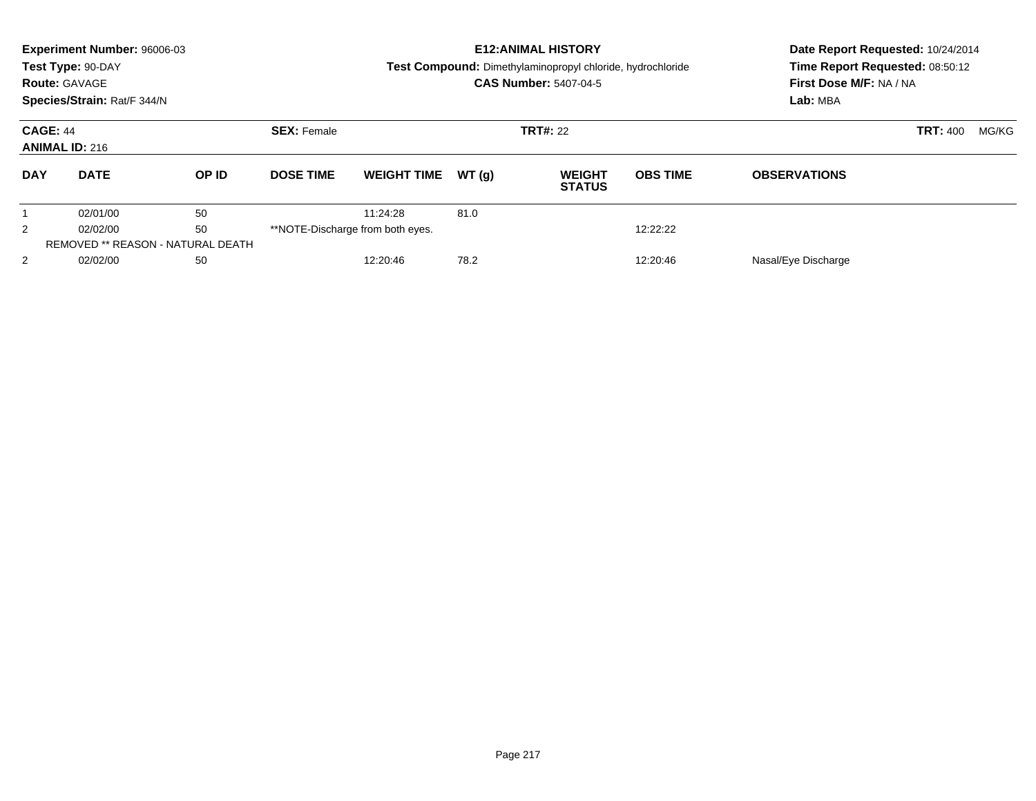**Experiment Number:** 96006-03
**Test Type:** 90-DAY
**Route:** GAVAGE
**Species/Strain:** Rat/F 344/N

**E12:ANIMAL HISTORY**
**Test Compound:** Dimethylaminopropyl chloride, hydrochloride
**CAS Number:** 5407-04-5

**Date Report Requested:** 10/24/2014
**Time Report Requested:** 08:50:12
**First Dose M/F:** NA / NA
**Lab:** MBA

**CAGE:** 44 **SEX:** Female **TRT#:** 22 **TRT:** 400 MG/KG
**ANIMAL ID:** 216

| DAY | DATE | OP ID | DOSE TIME | WEIGHT TIME | WT (g) | WEIGHT STATUS | OBS TIME | OBSERVATIONS |
|---|---|---|---|---|---|---|---|---|
| 1 | 02/01/00 | 50 | | 11:24:28 | 81.0 | | | |
| 2 | 02/02/00 | 50 | **NOTE-Discharge from both eyes. | | | | 12:22:22 | |
| REMOVED ** REASON - NATURAL DEATH | | | | | | | | |
| 2 | 02/02/00 | 50 | | 12:20:46 | 78.2 | | 12:20:46 | Nasal/Eye Discharge |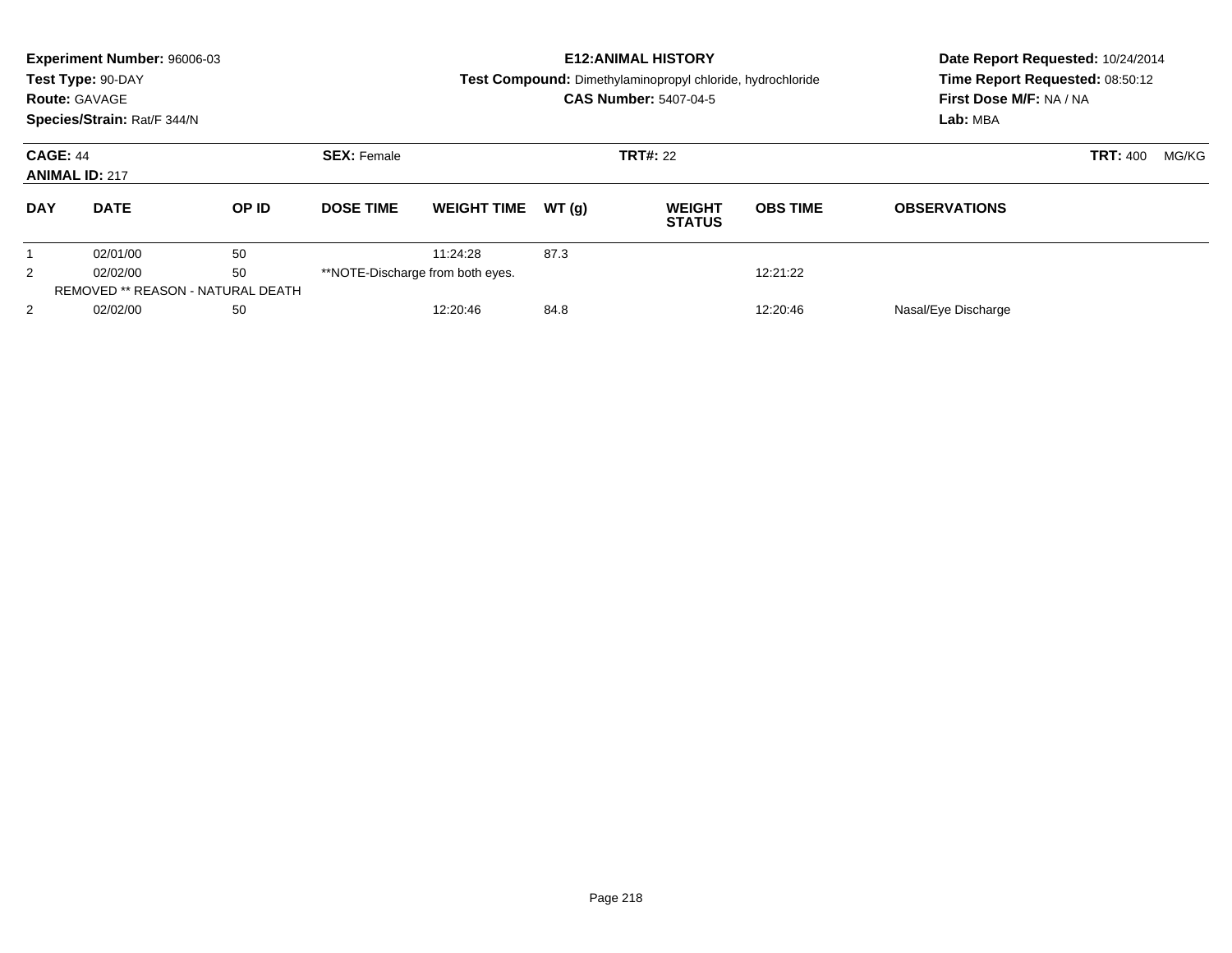**Experiment Number:** 96006-03
**Test Type:** 90-DAY
**Route:** GAVAGE
**Species/Strain:** Rat/F 344/N

**E12:ANIMAL HISTORY**
**Test Compound:** Dimethylaminopropyl chloride, hydrochloride
**CAS Number:** 5407-04-5

**Date Report Requested:** 10/24/2014
**Time Report Requested:** 08:50:12
**First Dose M/F:** NA / NA
**Lab:** MBA

**CAGE:** 44 **SEX:** Female **TRT#:** 22 **TRT:** 400 MG/KG
**ANIMAL ID:** 217

| DAY | DATE | OP ID | DOSE TIME | WEIGHT TIME | WT (g) | WEIGHT STATUS | OBS TIME | OBSERVATIONS |
|---|---|---|---|---|---|---|---|---|
| 1 | 02/01/00 | 50 | | 11:24:28 | 87.3 | | | |
| 2 | 02/02/00 | 50 | **NOTE-Discharge from both eyes. | | | | 12:21:22 | |
| REMOVED ** REASON - NATURAL DEATH | | | | | | | | |
| 2 | 02/02/00 | 50 | | 12:20:46 | 84.8 | | 12:20:46 | Nasal/Eye Discharge |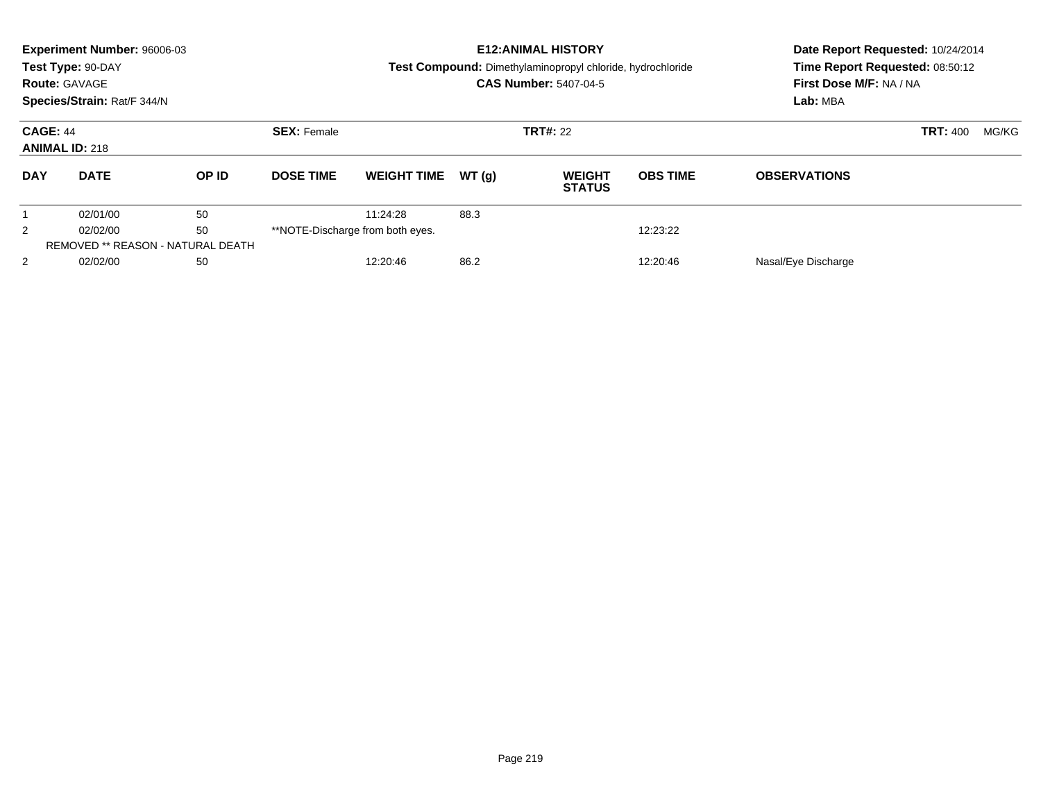**Experiment Number:** 96006-03
**Test Type:** 90-DAY
**Route:** GAVAGE
**Species/Strain:** Rat/F 344/N

**E12:ANIMAL HISTORY**
**Test Compound:** Dimethylaminopropyl chloride, hydrochloride
**CAS Number:** 5407-04-5

**Date Report Requested:** 10/24/2014
**Time Report Requested:** 08:50:12
**First Dose M/F:** NA / NA
**Lab:** MBA

**CAGE:** 44
**ANIMAL ID:** 218
**SEX:** Female
**TRT#:** 22
**TRT:** 400 MG/KG

| DAY | DATE | OP ID | DOSE TIME | WEIGHT TIME | WT (g) | WEIGHT STATUS | OBS TIME | OBSERVATIONS |
|---|---|---|---|---|---|---|---|---|
| 1 | 02/01/00 | 50 | | 11:24:28 | 88.3 | | | |
| 2 | 02/02/00 | 50 | **NOTE-Discharge from both eyes. | | | | 12:23:22 | |
| REMOVED ** REASON - NATURAL DEATH | | | | | | | | |
| 2 | 02/02/00 | 50 | | 12:20:46 | 86.2 | | 12:20:46 | Nasal/Eye Discharge |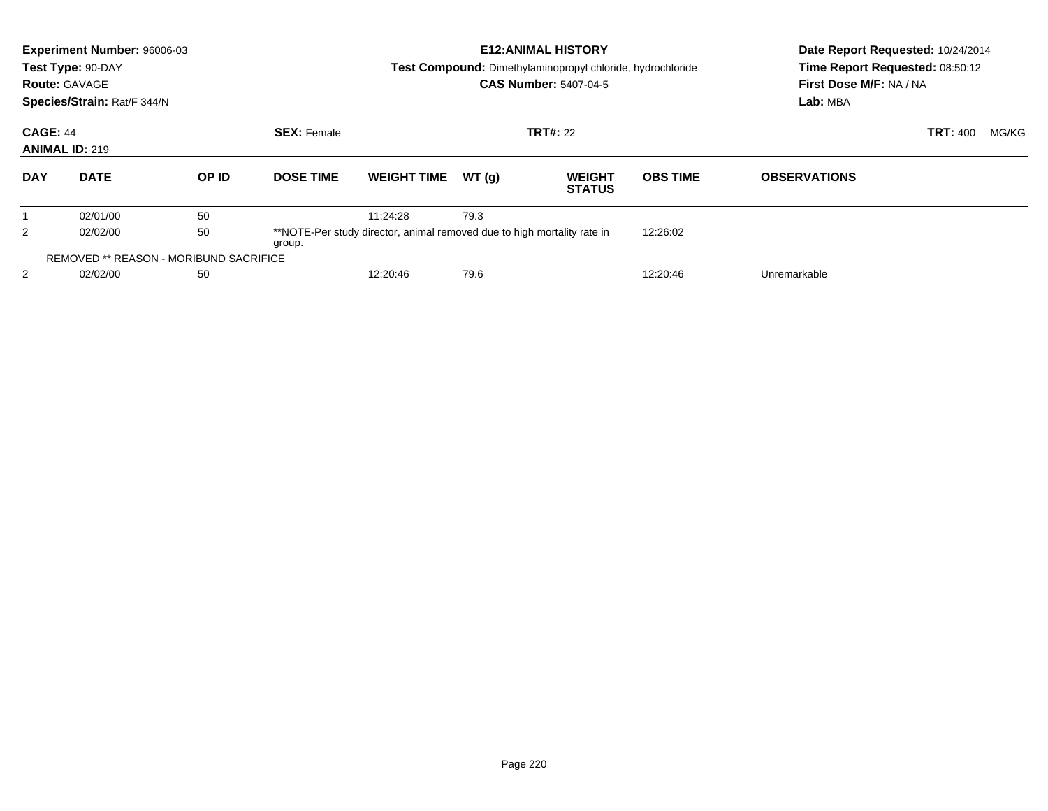**Experiment Number:** 96006-03
**Test Type:** 90-DAY
**Route:** GAVAGE
**Species/Strain:** Rat/F 344/N

**E12:ANIMAL HISTORY**
**Test Compound:** Dimethylaminopropyl chloride, hydrochloride
**CAS Number:** 5407-04-5

**Date Report Requested:** 10/24/2014
**Time Report Requested:** 08:50:12
**First Dose M/F:** NA / NA
**Lab:** MBA

**CAGE:** 44 **SEX:** Female **TRT#:** 22 **TRT:** 400 MG/KG
**ANIMAL ID:** 219

| DAY | DATE | OP ID | DOSE TIME | WEIGHT TIME | WT (g) | WEIGHT STATUS | OBS TIME | OBSERVATIONS |
|---|---|---|---|---|---|---|---|---|
| 1 | 02/01/00 | 50 | | 11:24:28 | 79.3 | | | |
| 2 | 02/02/00 | 50 | **NOTE-Per study director, animal removed due to high mortality rate in group. | | | | 12:26:02 | |
| REMOVED ** REASON - MORIBUND SACRIFICE | | | | | | | | |
| 2 | 02/02/00 | 50 | | 12:20:46 | 79.6 | | 12:20:46 | Unremarkable |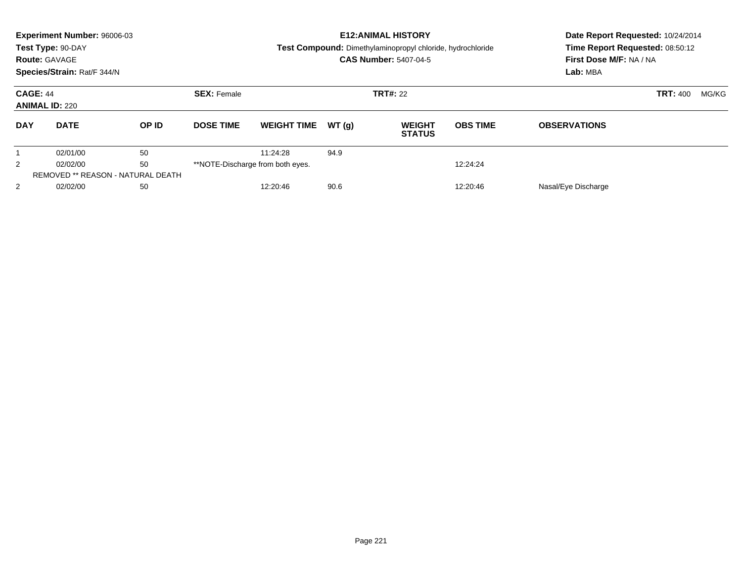**Experiment Number:** 96006-03
**Test Type:** 90-DAY
**Route:** GAVAGE
**Species/Strain:** Rat/F 344/N

**E12:ANIMAL HISTORY**
**Test Compound:** Dimethylaminopropyl chloride, hydrochloride
**CAS Number:** 5407-04-5

**Date Report Requested:** 10/24/2014
**Time Report Requested:** 08:50:12
**First Dose M/F:** NA / NA
**Lab:** MBA

**CAGE:** 44
**ANIMAL ID:** 220
**SEX:** Female
**TRT#:** 22
**TRT:** 400 MG/KG

| DAY | DATE | OP ID | DOSE TIME | WEIGHT TIME | WT (g) | WEIGHT STATUS | OBS TIME | OBSERVATIONS |
|---|---|---|---|---|---|---|---|---|
| 1 | 02/01/00 | 50 | | 11:24:28 | 94.9 | | | |
| 2 | 02/02/00 | 50 | **NOTE-Discharge from both eyes. | | | | 12:24:24 | |
| | REMOVED ** REASON - NATURAL DEATH | | | | | | | |
| 2 | 02/02/00 | 50 | | 12:20:46 | 90.6 | | 12:20:46 | Nasal/Eye Discharge |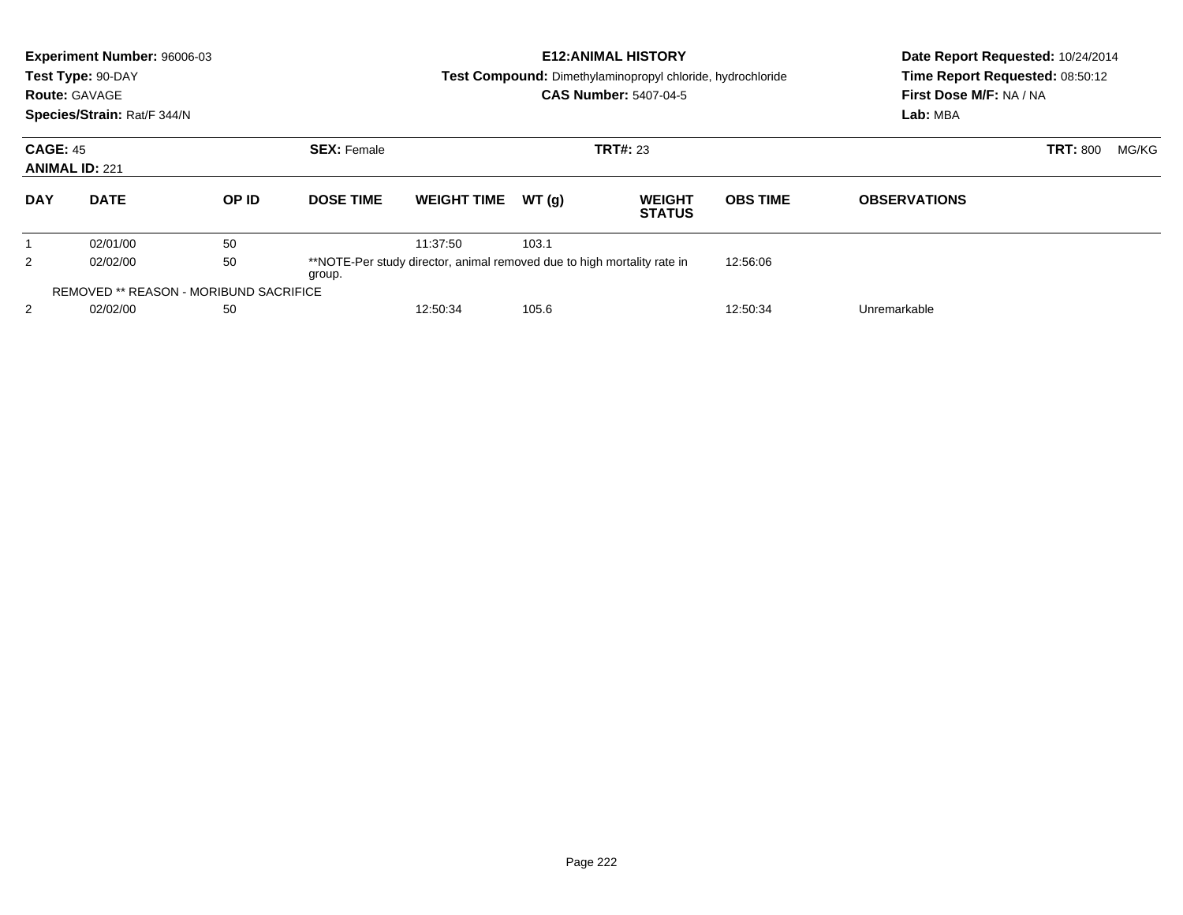**Experiment Number:** 96006-03
**Test Type:** 90-DAY
**Route:** GAVAGE
**Species/Strain:** Rat/F 344/N

**E12:ANIMAL HISTORY**
**Test Compound:** Dimethylaminopropyl chloride, hydrochloride
**CAS Number:** 5407-04-5

**Date Report Requested:** 10/24/2014
**Time Report Requested:** 08:50:12
**First Dose M/F:** NA / NA
**Lab:** MBA

**CAGE:** 45 **SEX:** Female **TRT#:** 23 **TRT:** 800 MG/KG
**ANIMAL ID:** 221

| DAY | DATE | OP ID | DOSE TIME | WEIGHT TIME | WT (g) | WEIGHT STATUS | OBS TIME | OBSERVATIONS |
|---|---|---|---|---|---|---|---|---|
| 1 | 02/01/00 | 50 | | 11:37:50 | 103.1 | | | |
| 2 | 02/02/00 | 50 | **NOTE-Per study director, animal removed due to high mortality rate in group. | | | | 12:56:06 | |
| REMOVED ** REASON - MORIBUND SACRIFICE | | | | | | | | |
| 2 | 02/02/00 | 50 | | 12:50:34 | 105.6 | | 12:50:34 | Unremarkable |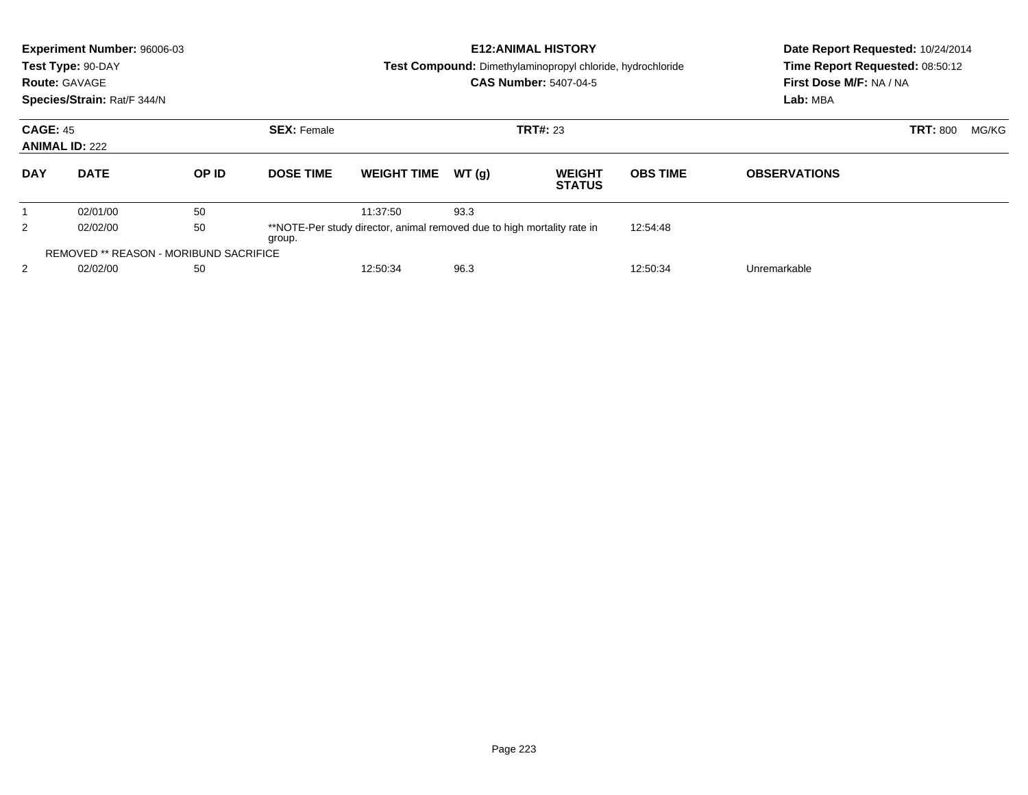**Experiment Number:** 96006-03
**Test Type:** 90-DAY
**Route:** GAVAGE
**Species/Strain:** Rat/F 344/N

**E12:ANIMAL HISTORY**
**Test Compound:** Dimethylaminopropyl chloride, hydrochloride
**CAS Number:** 5407-04-5

**Date Report Requested:** 10/24/2014
**Time Report Requested:** 08:50:12
**First Dose M/F:** NA / NA
**Lab:** MBA

**CAGE:** 45 **SEX:** Female **TRT#:** 23 **TRT:** 800 MG/KG
**ANIMAL ID:** 222

| DAY | DATE | OP ID | DOSE TIME | WEIGHT TIME | WT (g) | WEIGHT STATUS | OBS TIME | OBSERVATIONS |
|---|---|---|---|---|---|---|---|---|
| 1 | 02/01/00 | 50 | | 11:37:50 | 93.3 | | | |
| 2 | 02/02/00 | 50 | **NOTE-Per study director, animal removed due to high mortality rate in group. | | | | 12:54:48 | |
| REMOVED ** REASON - MORIBUND SACRIFICE | | | | | | | | |
| 2 | 02/02/00 | 50 | | 12:50:34 | 96.3 | | 12:50:34 | Unremarkable |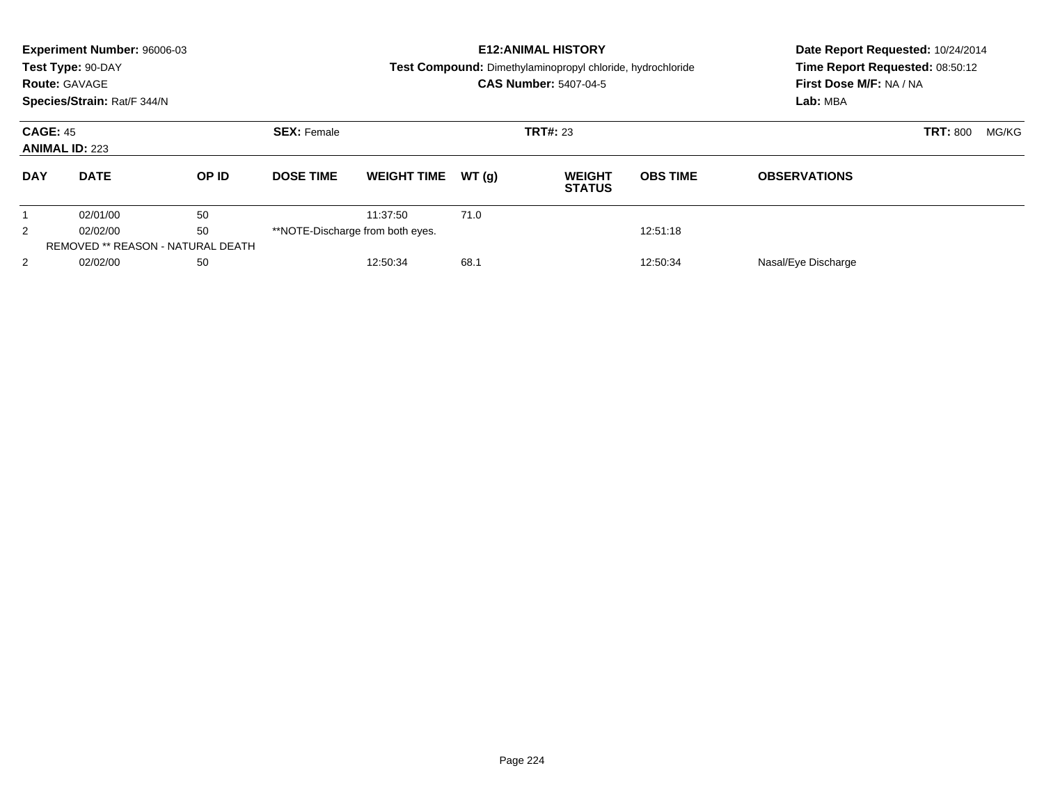**Experiment Number:** 96006-03
**Test Type:** 90-DAY
**Route:** GAVAGE
**Species/Strain:** Rat/F 344/N

**E12:ANIMAL HISTORY**
**Test Compound:** Dimethylaminopropyl chloride, hydrochloride
**CAS Number:** 5407-04-5

**Date Report Requested:** 10/24/2014
**Time Report Requested:** 08:50:12
**First Dose M/F:** NA / NA
**Lab:** MBA

**CAGE:** 45
**ANIMAL ID:** 223
**SEX:** Female
**TRT#:** 23
**TRT:** 800 MG/KG

| DAY | DATE | OP ID | DOSE TIME | WEIGHT TIME | WT (g) | WEIGHT STATUS | OBS TIME | OBSERVATIONS |
|---|---|---|---|---|---|---|---|---|
| 1 | 02/01/00 | 50 | | 11:37:50 | 71.0 | | | |
| 2 | 02/02/00 | 50 | **NOTE-Discharge from both eyes. | | | | 12:51:18 | |
| REMOVED ** REASON - NATURAL DEATH | | | | | | | | |
| 2 | 02/02/00 | 50 | | 12:50:34 | 68.1 | | 12:50:34 | Nasal/Eye Discharge |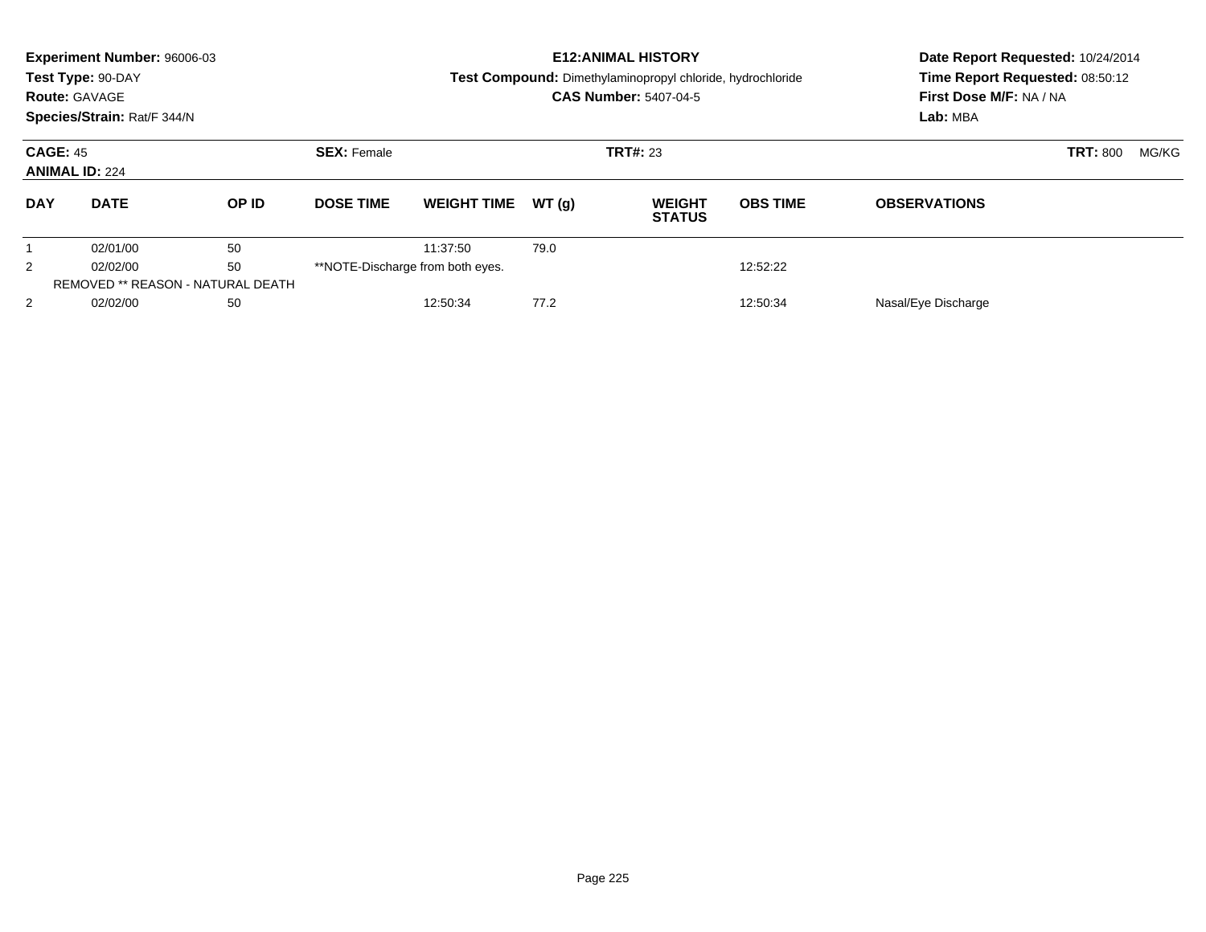**Experiment Number:** 96006-03
**Test Type:** 90-DAY
**Route:** GAVAGE
**Species/Strain:** Rat/F 344/N

**E12:ANIMAL HISTORY**
**Test Compound:** Dimethylaminopropyl chloride, hydrochloride
**CAS Number:** 5407-04-5

**Date Report Requested:** 10/24/2014
**Time Report Requested:** 08:50:12
**First Dose M/F:** NA / NA
**Lab:** MBA

**CAGE:** 45 **SEX:** Female **TRT#:** 23 **TRT:** 800 MG/KG
**ANIMAL ID:** 224

| DAY | DATE | OP ID | DOSE TIME | WEIGHT TIME | WT (g) | WEIGHT STATUS | OBS TIME | OBSERVATIONS |
|---|---|---|---|---|---|---|---|---|
| 1 | 02/01/00 | 50 | | 11:37:50 | 79.0 | | | |
| 2 | 02/02/00 | 50 | **NOTE-Discharge from both eyes. | | | | 12:52:22 | |
| REMOVED ** REASON - NATURAL DEATH | | | | | | | | |
| 2 | 02/02/00 | 50 | | 12:50:34 | 77.2 | | 12:50:34 | Nasal/Eye Discharge |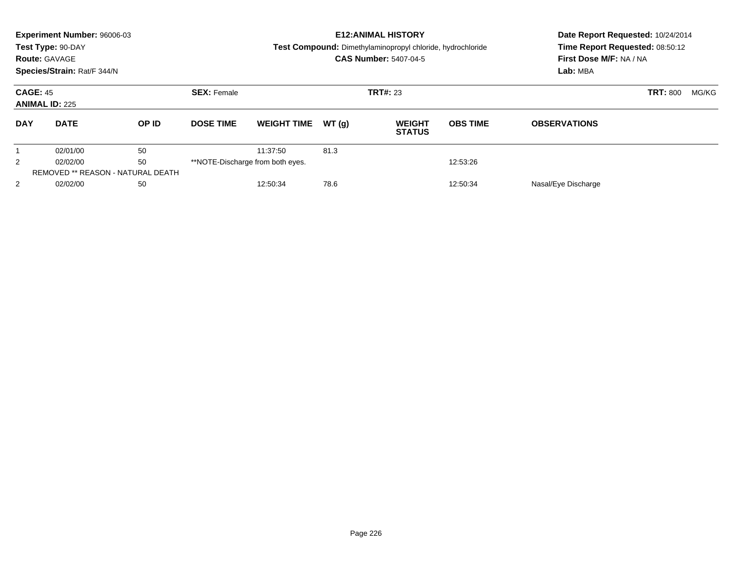**Experiment Number:** 96006-03
**Test Type:** 90-DAY
**Route:** GAVAGE
**Species/Strain:** Rat/F 344/N

**E12:ANIMAL HISTORY**
**Test Compound:** Dimethylaminopropyl chloride, hydrochloride
**CAS Number:** 5407-04-5

**Date Report Requested:** 10/24/2014
**Time Report Requested:** 08:50:12
**First Dose M/F:** NA / NA
**Lab:** MBA

**CAGE:** 45 **SEX:** Female **TRT#:** 23 **TRT:** 800 MG/KG
**ANIMAL ID:** 225

| DAY | DATE | OP ID | DOSE TIME | WEIGHT TIME | WT (g) | WEIGHT STATUS | OBS TIME | OBSERVATIONS |
|---|---|---|---|---|---|---|---|---|
| 1 | 02/01/00 | 50 | | 11:37:50 | 81.3 | | | |
| 2 | 02/02/00 | 50 | **NOTE-Discharge from both eyes. | | | | 12:53:26 | |
| REMOVED ** REASON - NATURAL DEATH | | | | | | | | |
| 2 | 02/02/00 | 50 | | 12:50:34 | 78.6 | | 12:50:34 | Nasal/Eye Discharge |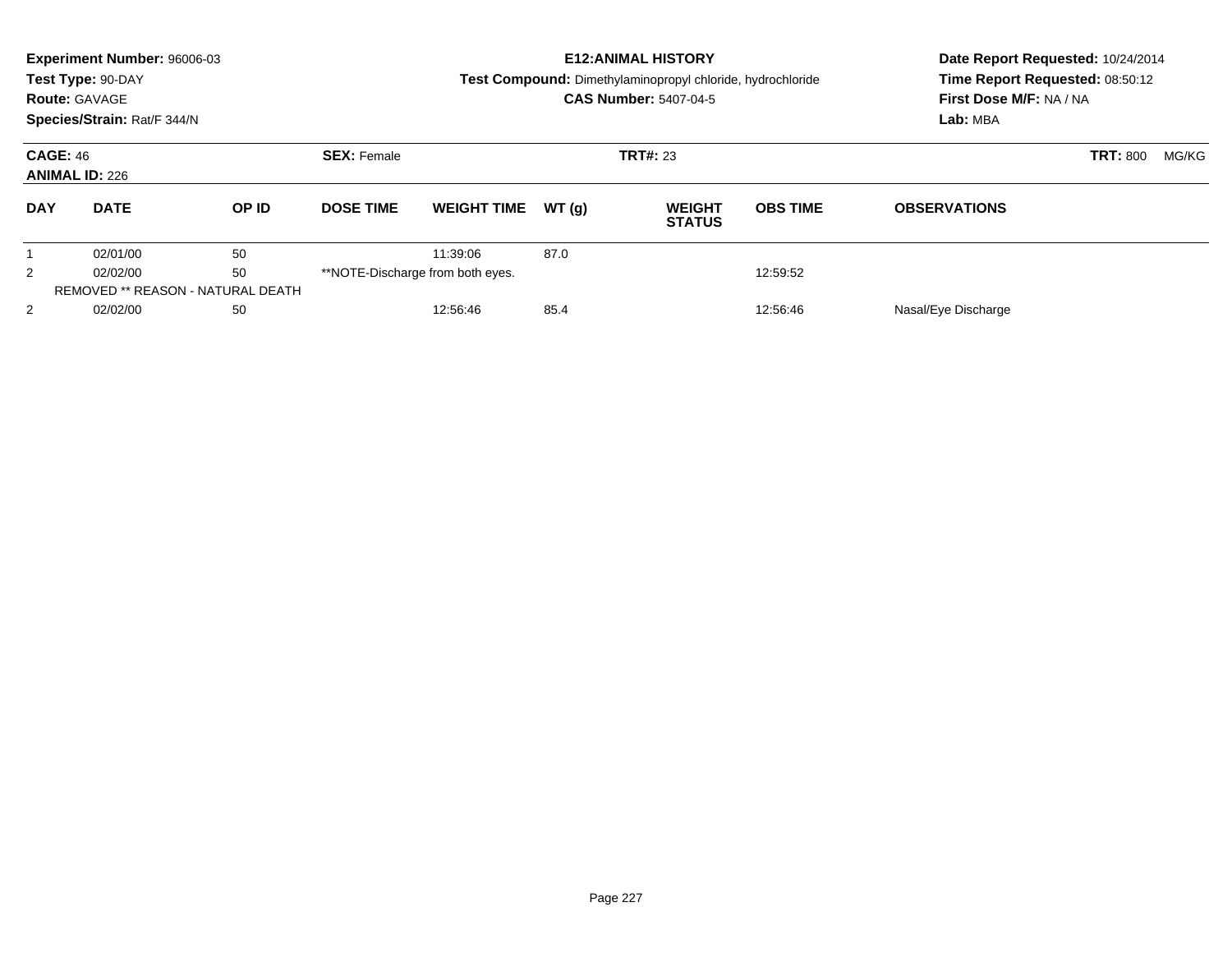**Experiment Number:** 96006-03
**Test Type:** 90-DAY
**Route:** GAVAGE
**Species/Strain:** Rat/F 344/N

**E12:ANIMAL HISTORY**
**Test Compound:** Dimethylaminopropyl chloride, hydrochloride
**CAS Number:** 5407-04-5

**Date Report Requested:** 10/24/2014
**Time Report Requested:** 08:50:12
**First Dose M/F:** NA / NA
**Lab:** MBA

**CAGE:** 46 **SEX:** Female **TRT#:** 23 **TRT:** 800 MG/KG
**ANIMAL ID:** 226

| DAY | DATE | OP ID | DOSE TIME | WEIGHT TIME | WT (g) | WEIGHT STATUS | OBS TIME | OBSERVATIONS |
|---|---|---|---|---|---|---|---|---|
| 1 | 02/01/00 | 50 | | 11:39:06 | 87.0 | | | |
| 2 | 02/02/00 | 50 | **NOTE-Discharge from both eyes. | | | | 12:59:52 | |
| REMOVED ** REASON - NATURAL DEATH | | | | | | | | |
| 2 | 02/02/00 | 50 | | 12:56:46 | 85.4 | | 12:56:46 | Nasal/Eye Discharge |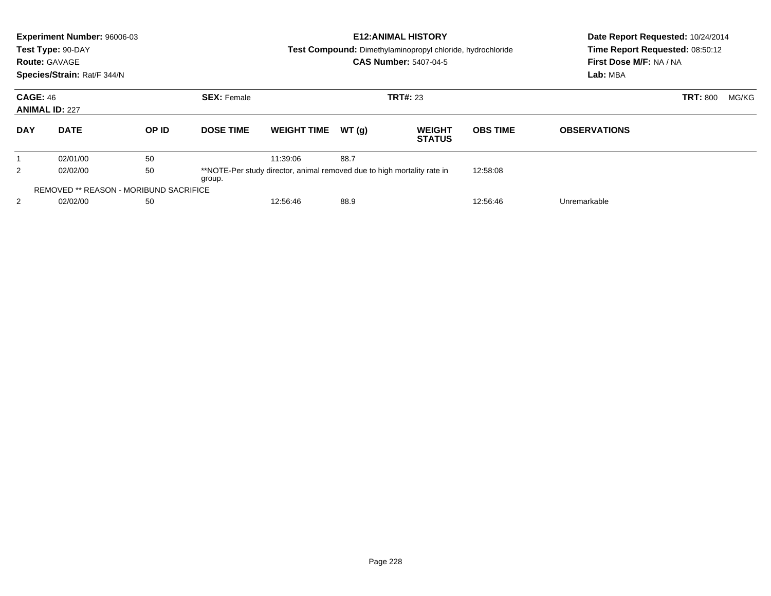**Experiment Number:** 96006-03
**Test Type:** 90-DAY
**Route:** GAVAGE
**Species/Strain:** Rat/F 344/N

**E12:ANIMAL HISTORY**
**Test Compound:** Dimethylaminopropyl chloride, hydrochloride
**CAS Number:** 5407-04-5

**Date Report Requested:** 10/24/2014
**Time Report Requested:** 08:50:12
**First Dose M/F:** NA / NA
**Lab:** MBA

**CAGE:** 46 **SEX:** Female **TRT#:** 23 **TRT:** 800 MG/KG
**ANIMAL ID:** 227

| DAY | DATE | OP ID | DOSE TIME | WEIGHT TIME | WT (g) | WEIGHT STATUS | OBS TIME | OBSERVATIONS |
|---|---|---|---|---|---|---|---|---|
| 1 | 02/01/00 | 50 | | 11:39:06 | 88.7 | | | |
| 2 | 02/02/00 | 50 | **NOTE-Per study director, animal removed due to high mortality rate in group. | | | | 12:58:08 | |
| REMOVED ** REASON - MORIBUND SACRIFICE | | | | | | | | |
| 2 | 02/02/00 | 50 | | 12:56:46 | 88.9 | | 12:56:46 | Unremarkable |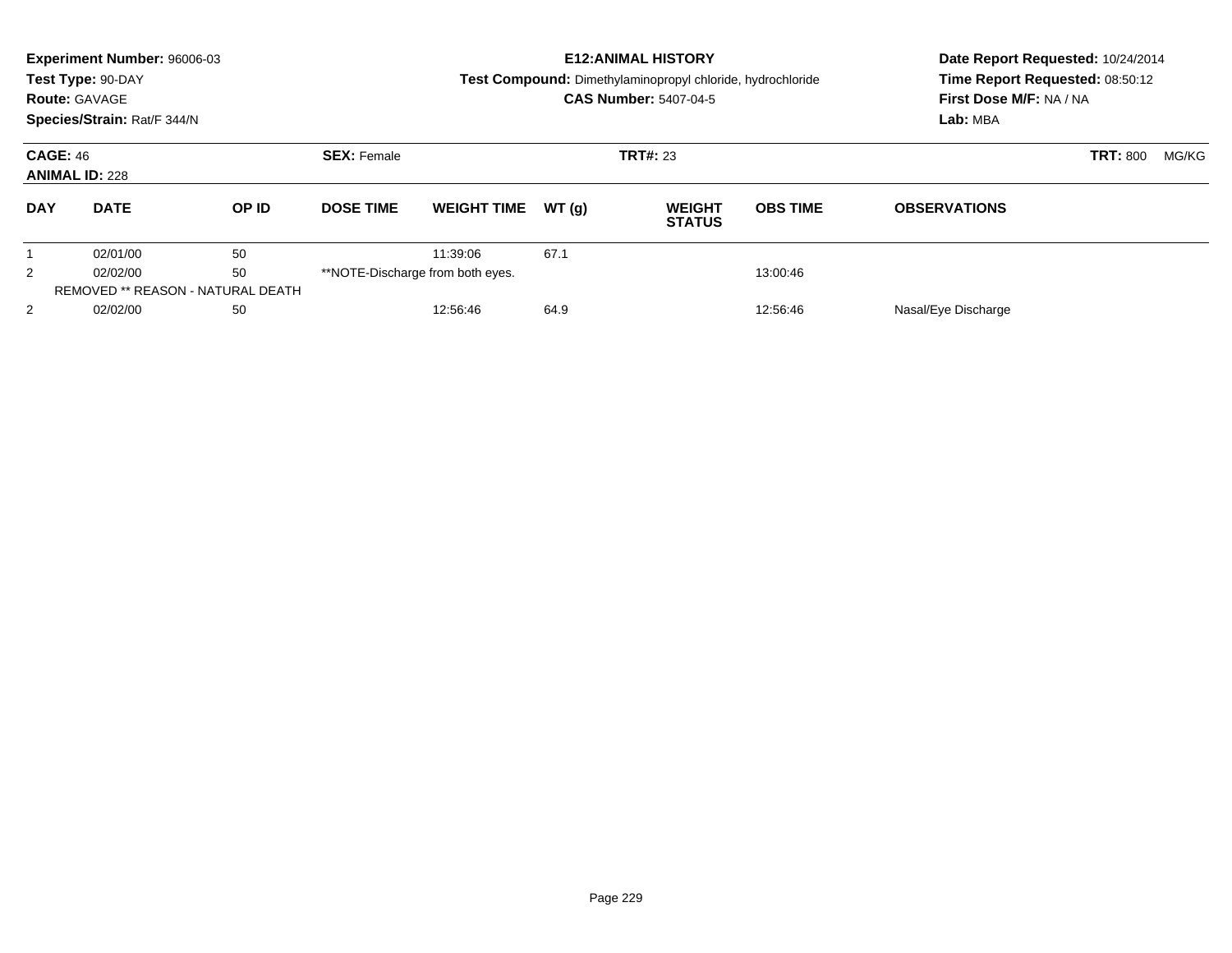**Experiment Number:** 96006-03
**Test Type:** 90-DAY
**Route:** GAVAGE
**Species/Strain:** Rat/F 344/N

**E12:ANIMAL HISTORY**
**Test Compound:** Dimethylaminopropyl chloride, hydrochloride
**CAS Number:** 5407-04-5

**Date Report Requested:** 10/24/2014
**Time Report Requested:** 08:50:12
**First Dose M/F:** NA / NA
**Lab:** MBA

**CAGE:** 46 **SEX:** Female **TRT#:** 23 **TRT:** 800 MG/KG
**ANIMAL ID:** 228

| DAY | DATE | OP ID | DOSE TIME | WEIGHT TIME | WT (g) | WEIGHT STATUS | OBS TIME | OBSERVATIONS |
|---|---|---|---|---|---|---|---|---|
| 1 | 02/01/00 | 50 | | 11:39:06 | 67.1 | | | |
| 2 | 02/02/00 | 50 | **NOTE-Discharge from both eyes. | | | | 13:00:46 | |
| REMOVED ** REASON - NATURAL DEATH | | | | | | | | |
| 2 | 02/02/00 | 50 | | 12:56:46 | 64.9 | | 12:56:46 | Nasal/Eye Discharge |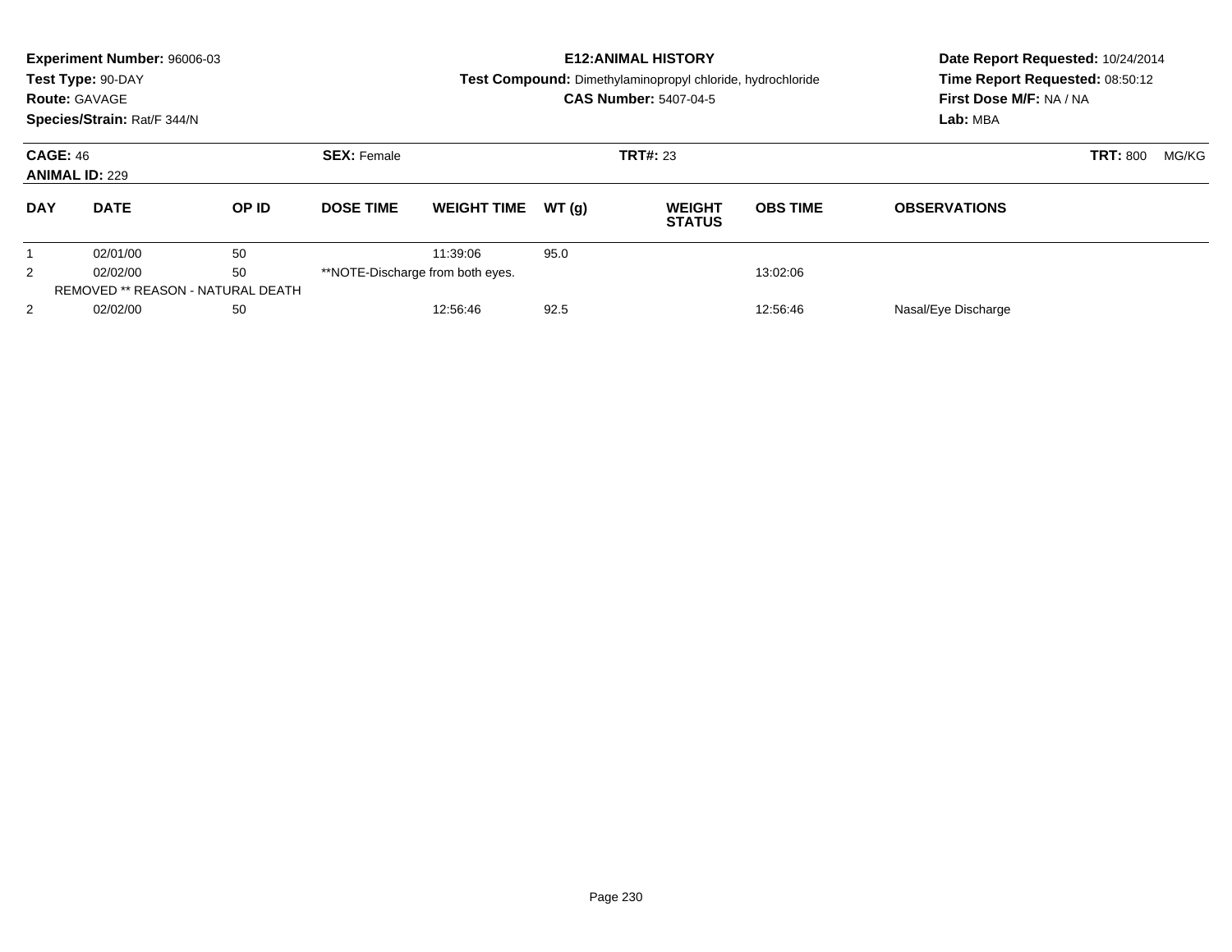**Experiment Number:** 96006-03
**Test Type:** 90-DAY
**Route:** GAVAGE
**Species/Strain:** Rat/F 344/N

**E12:ANIMAL HISTORY**
**Test Compound:** Dimethylaminopropyl chloride, hydrochloride
**CAS Number:** 5407-04-5

**Date Report Requested:** 10/24/2014
**Time Report Requested:** 08:50:12
**First Dose M/F:** NA / NA
**Lab:** MBA

**CAGE:** 46 **SEX:** Female **TRT#:** 23 **TRT:** 800 MG/KG
**ANIMAL ID:** 229

| DAY | DATE | OP ID | DOSE TIME | WEIGHT TIME | WT (g) | WEIGHT STATUS | OBS TIME | OBSERVATIONS |
|---|---|---|---|---|---|---|---|---|
| 1 | 02/01/00 | 50 | | 11:39:06 | 95.0 | | | |
| 2 | 02/02/00 | 50 | **NOTE-Discharge from both eyes. | | | | 13:02:06 | |
| REMOVED ** REASON - NATURAL DEATH | | | | | | | | |
| 2 | 02/02/00 | 50 | | 12:56:46 | 92.5 | | 12:56:46 | Nasal/Eye Discharge |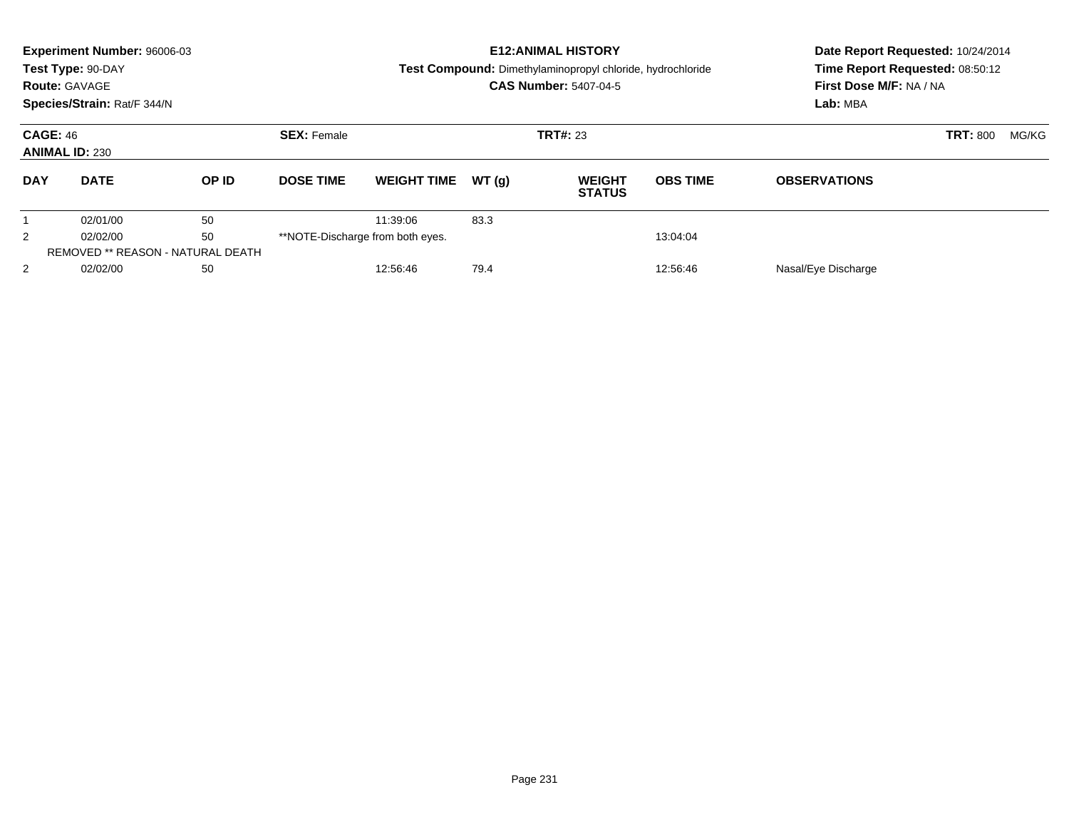**Experiment Number:** 96006-03
**Test Type:** 90-DAY
**Route:** GAVAGE
**Species/Strain:** Rat/F 344/N

**E12:ANIMAL HISTORY**
**Test Compound:** Dimethylaminopropyl chloride, hydrochloride
**CAS Number:** 5407-04-5

**Date Report Requested:** 10/24/2014
**Time Report Requested:** 08:50:12
**First Dose M/F:** NA / NA
**Lab:** MBA

**CAGE:** 46 **SEX:** Female **TRT#:** 23 **TRT:** 800 MG/KG
**ANIMAL ID:** 230

| DAY | DATE | OP ID | DOSE TIME | WEIGHT TIME | WT (g) | WEIGHT STATUS | OBS TIME | OBSERVATIONS |
|---|---|---|---|---|---|---|---|---|
| 1 | 02/01/00 | 50 | | 11:39:06 | 83.3 | | | |
| 2 | 02/02/00 | 50 | **NOTE-Discharge from both eyes. | | | | 13:04:04 | |
| REMOVED ** REASON - NATURAL DEATH | | | | | | | | |
| 2 | 02/02/00 | 50 | | 12:56:46 | 79.4 | | 12:56:46 | Nasal/Eye Discharge |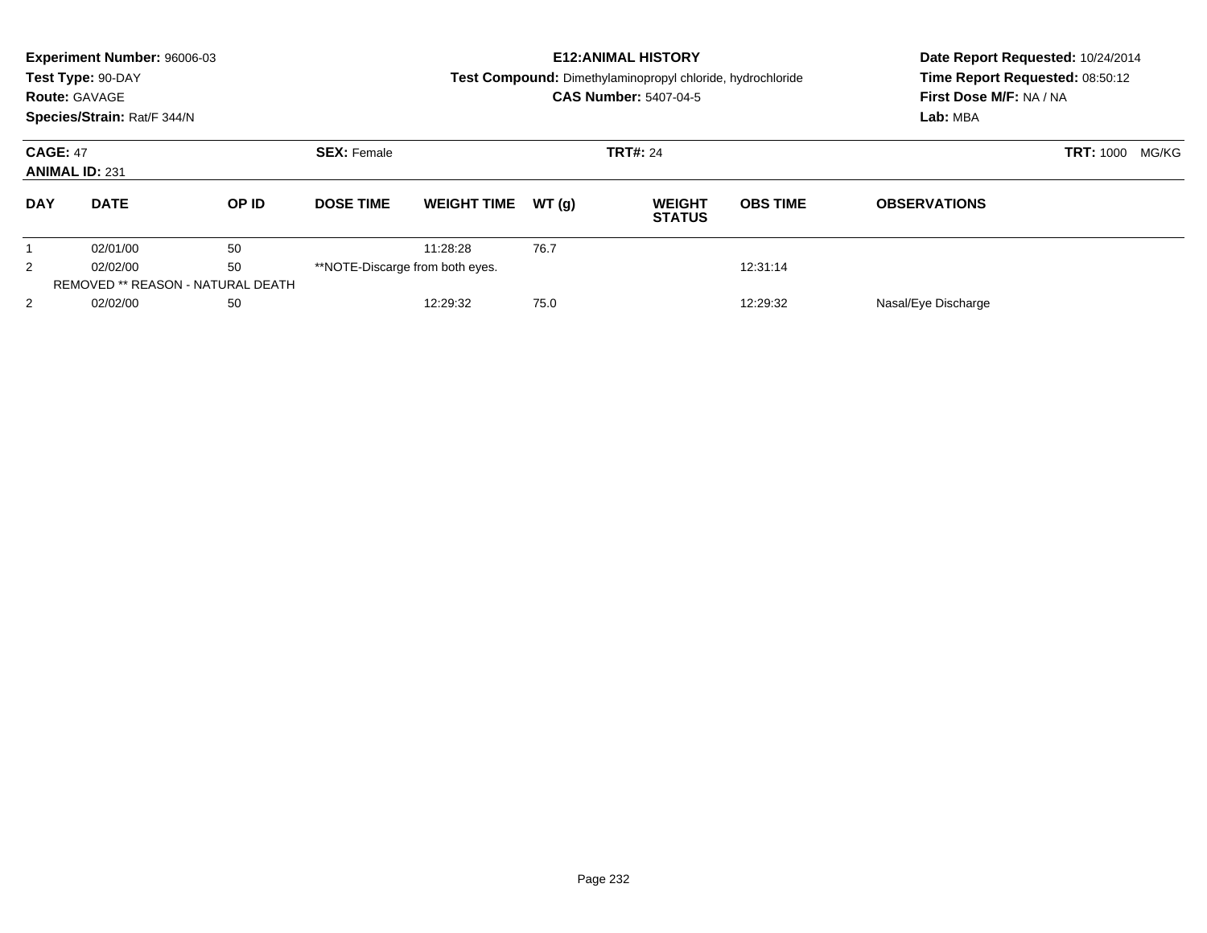**Experiment Number:** 96006-03
**Test Type:** 90-DAY
**Route:** GAVAGE
**Species/Strain:** Rat/F 344/N

**E12:ANIMAL HISTORY**
**Test Compound:** Dimethylaminopropyl chloride, hydrochloride
**CAS Number:** 5407-04-5

**Date Report Requested:** 10/24/2014
**Time Report Requested:** 08:50:12
**First Dose M/F:** NA / NA
**Lab:** MBA

**CAGE:** 47 **SEX:** Female **TRT#:** 24 **TRT:** 1000 MG/KG
**ANIMAL ID:** 231

| DAY | DATE | OP ID | DOSE TIME | WEIGHT TIME | WT (g) | WEIGHT STATUS | OBS TIME | OBSERVATIONS |
|---|---|---|---|---|---|---|---|---|
| 1 | 02/01/00 | 50 | | 11:28:28 | 76.7 | | | |
| 2 | 02/02/00 | 50 | **NOTE-Discarge from both eyes. | | | | 12:31:14 | |
| | REMOVED ** REASON - NATURAL DEATH | | | | | | | |
| 2 | 02/02/00 | 50 | | 12:29:32 | 75.0 | | 12:29:32 | Nasal/Eye Discharge |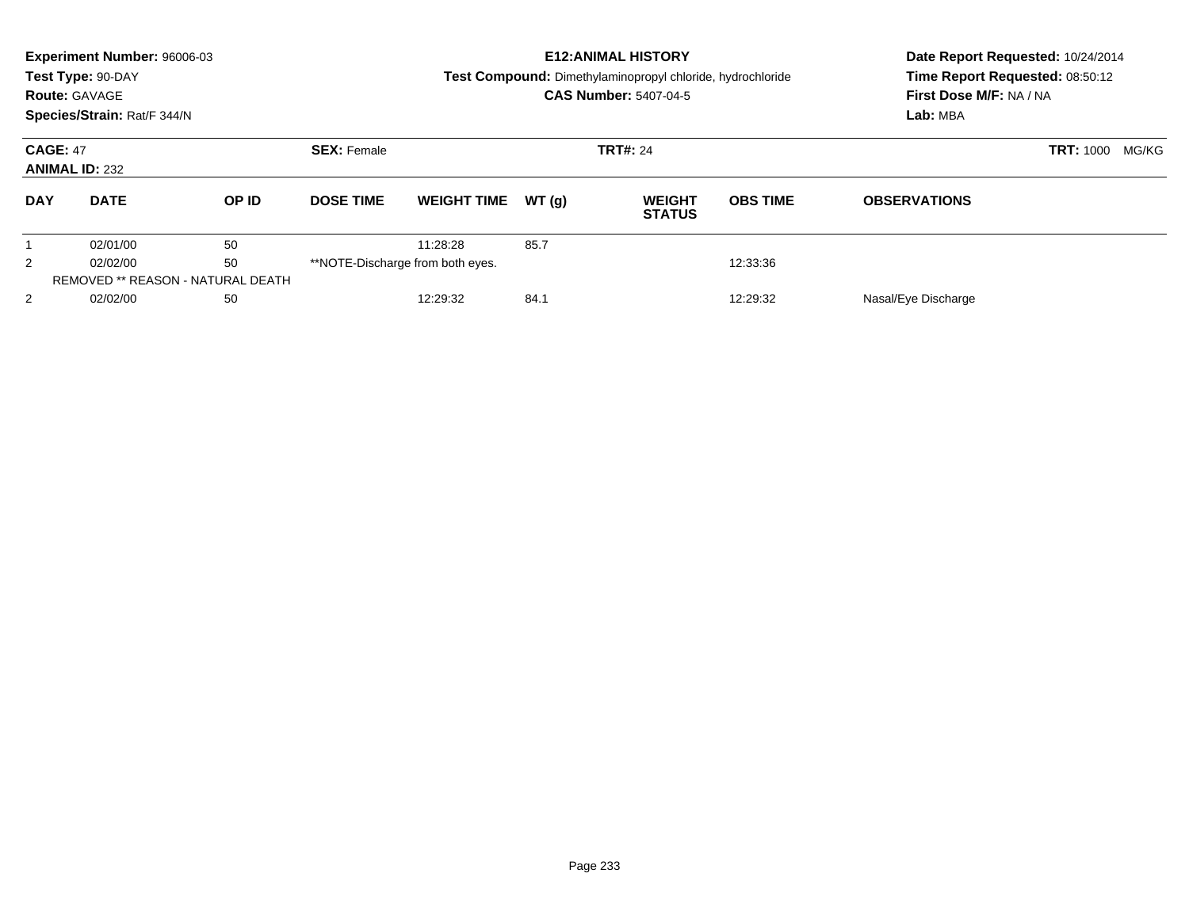**Experiment Number:** 96006-03
**Test Type:** 90-DAY
**Route:** GAVAGE
**Species/Strain:** Rat/F 344/N

**E12:ANIMAL HISTORY**
**Test Compound:** Dimethylaminopropyl chloride, hydrochloride
**CAS Number:** 5407-04-5

**Date Report Requested:** 10/24/2014
**Time Report Requested:** 08:50:12
**First Dose M/F:** NA / NA
**Lab:** MBA

**CAGE:** 47 **SEX:** Female **TRT#:** 24 **TRT:** 1000 MG/KG
**ANIMAL ID:** 232

| DAY | DATE | OP ID | DOSE TIME | WEIGHT TIME | WT (g) | WEIGHT STATUS | OBS TIME | OBSERVATIONS |
|---|---|---|---|---|---|---|---|---|
| 1 | 02/01/00 | 50 | | 11:28:28 | 85.7 | | | |
| 2 | 02/02/00 | 50 | **NOTE-Discharge from both eyes. | | | | 12:33:36 | |
| REMOVED ** REASON - NATURAL DEATH | | | | | | | | |
| 2 | 02/02/00 | 50 | | 12:29:32 | 84.1 | | 12:29:32 | Nasal/Eye Discharge |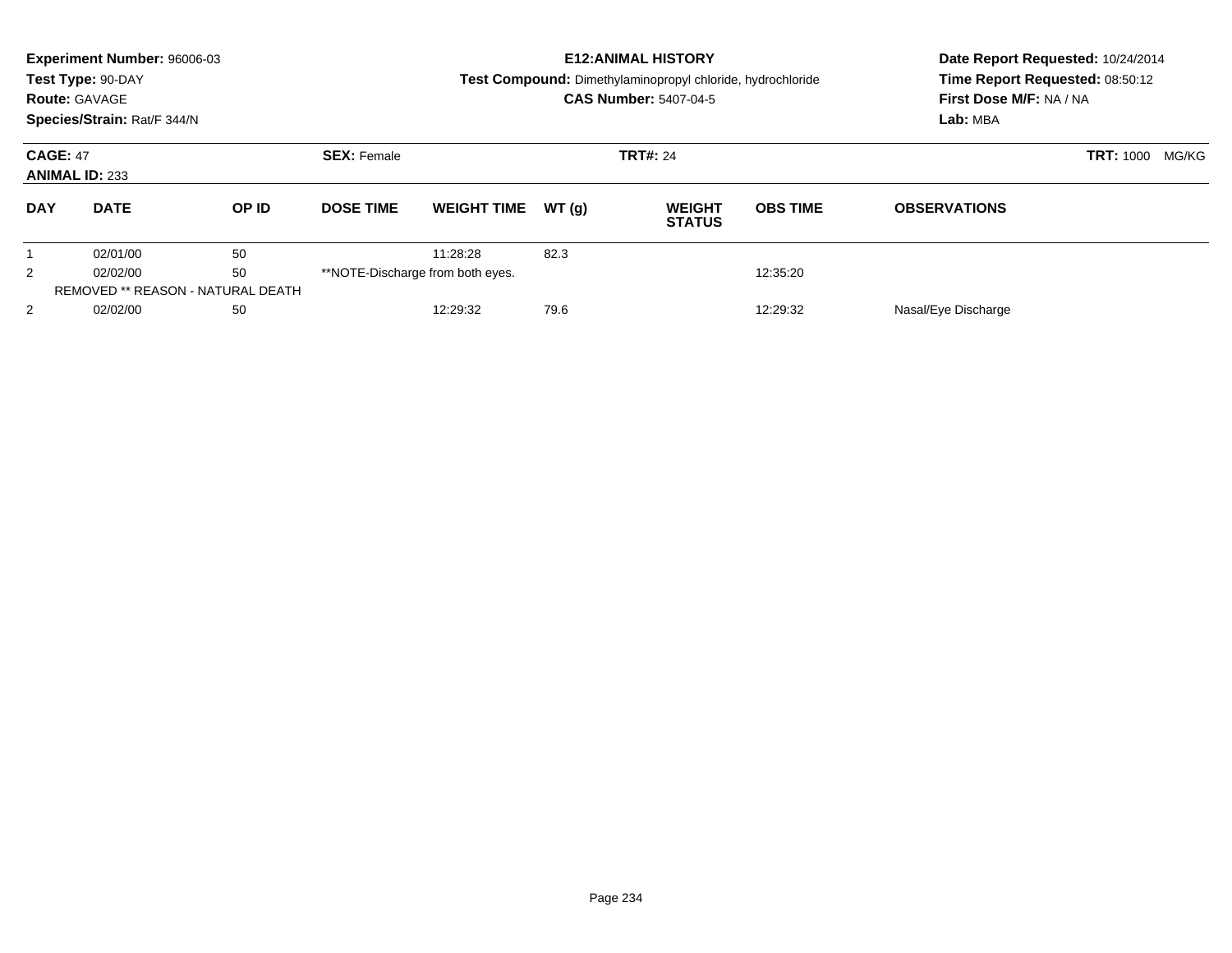**Experiment Number:** 96006-03
**Test Type:** 90-DAY
**Route:** GAVAGE
**Species/Strain:** Rat/F 344/N

**E12:ANIMAL HISTORY**
**Test Compound:** Dimethylaminopropyl chloride, hydrochloride
**CAS Number:** 5407-04-5

**Date Report Requested:** 10/24/2014
**Time Report Requested:** 08:50:12
**First Dose M/F:** NA / NA
**Lab:** MBA

**CAGE:** 47
**ANIMAL ID:** 233
**SEX:** Female
**TRT#:** 24
**TRT:** 1000 MG/KG

| DAY | DATE | OP ID | DOSE TIME | WEIGHT TIME | WT (g) | WEIGHT STATUS | OBS TIME | OBSERVATIONS |
|---|---|---|---|---|---|---|---|---|
| 1 | 02/01/00 | 50 | | 11:28:28 | 82.3 | | | |
| 2 | 02/02/00 | 50 | **NOTE-Discharge from both eyes. | | | | 12:35:20 | |
| REMOVED ** REASON - NATURAL DEATH | | | | | | | | |
| 2 | 02/02/00 | 50 | | 12:29:32 | 79.6 | | 12:29:32 | Nasal/Eye Discharge |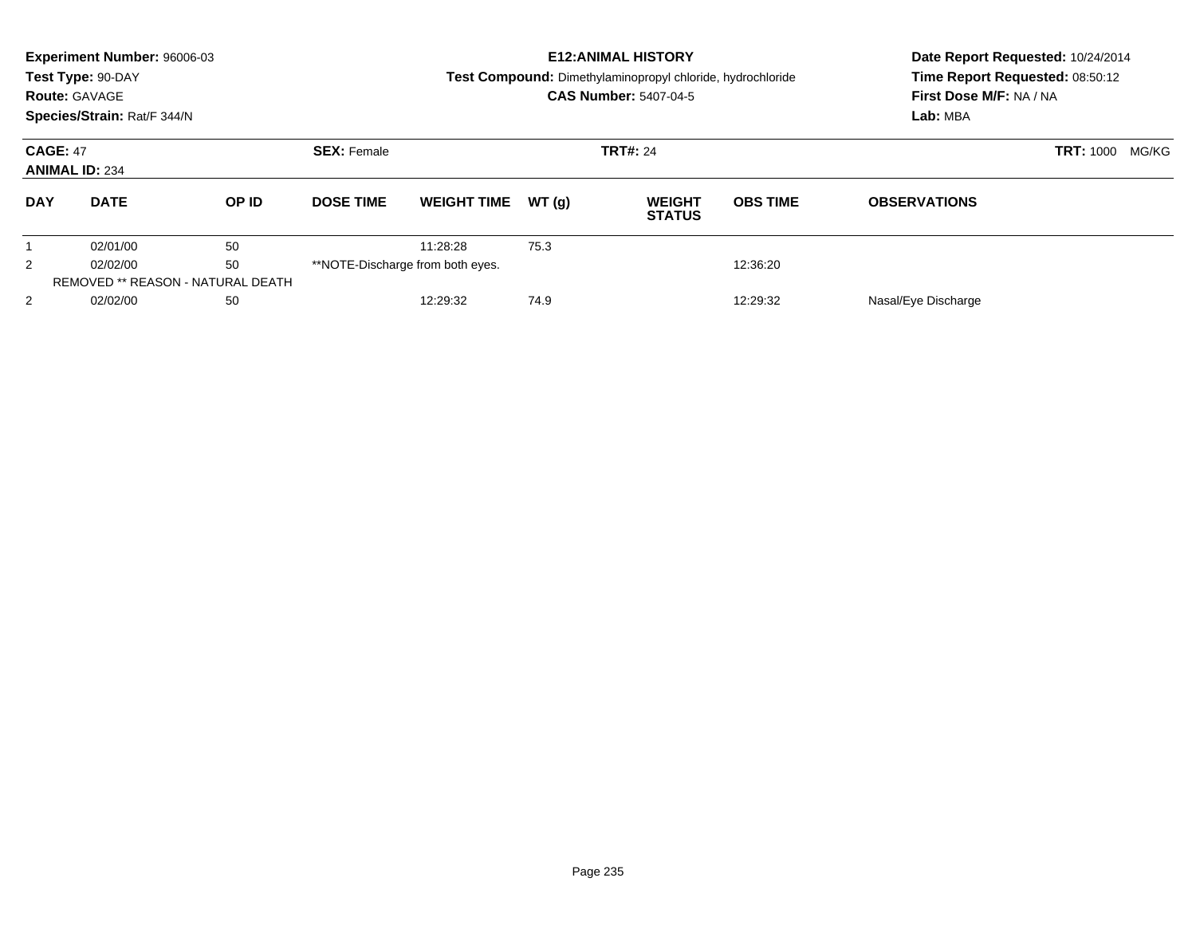**Experiment Number:** 96006-03
**Test Type:** 90-DAY
**Route:** GAVAGE
**Species/Strain:** Rat/F 344/N

**E12:ANIMAL HISTORY**
**Test Compound:** Dimethylaminopropyl chloride, hydrochloride
**CAS Number:** 5407-04-5

**Date Report Requested:** 10/24/2014
**Time Report Requested:** 08:50:12
**First Dose M/F:** NA / NA
**Lab:** MBA

**CAGE:** 47
**ANIMAL ID:** 234
**SEX:** Female
**TRT#:** 24
**TRT:** 1000 MG/KG

| DAY | DATE | OP ID | DOSE TIME | WEIGHT TIME | WT (g) | WEIGHT STATUS | OBS TIME | OBSERVATIONS |
|---|---|---|---|---|---|---|---|---|
| 1 | 02/01/00 | 50 | | 11:28:28 | 75.3 | | | |
| 2 | 02/02/00 | 50 | **NOTE-Discharge from both eyes. | | | | 12:36:20 | |
| REMOVED ** REASON - NATURAL DEATH | | | | | | | | |
| 2 | 02/02/00 | 50 | | 12:29:32 | 74.9 | | 12:29:32 | Nasal/Eye Discharge |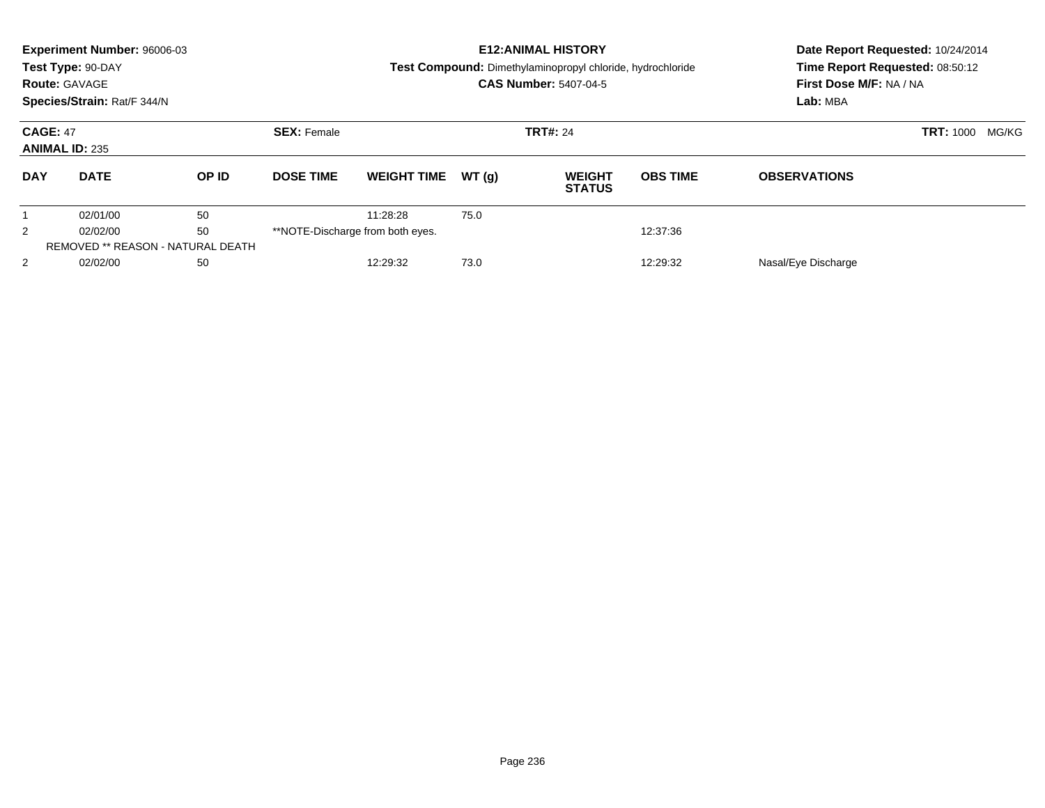**Experiment Number:** 96006-03
**Test Type:** 90-DAY
**Route:** GAVAGE
**Species/Strain:** Rat/F 344/N

**E12:ANIMAL HISTORY**
**Test Compound:** Dimethylaminopropyl chloride, hydrochloride
**CAS Number:** 5407-04-5

**Date Report Requested:** 10/24/2014
**Time Report Requested:** 08:50:12
**First Dose M/F:** NA / NA
**Lab:** MBA

**CAGE:** 47 **SEX:** Female **TRT#:** 24 **TRT:** 1000 MG/KG
**ANIMAL ID:** 235

| DAY | DATE | OP ID | DOSE TIME | WEIGHT TIME | WT (g) | WEIGHT STATUS | OBS TIME | OBSERVATIONS |
|---|---|---|---|---|---|---|---|---|
| 1 | 02/01/00 | 50 | | 11:28:28 | 75.0 | | | |
| 2 | 02/02/00 | 50 | **NOTE-Discharge from both eyes. | | | | 12:37:36 | |
| REMOVED ** REASON - NATURAL DEATH | | | | | | | | |
| 2 | 02/02/00 | 50 | | 12:29:32 | 73.0 | | 12:29:32 | Nasal/Eye Discharge |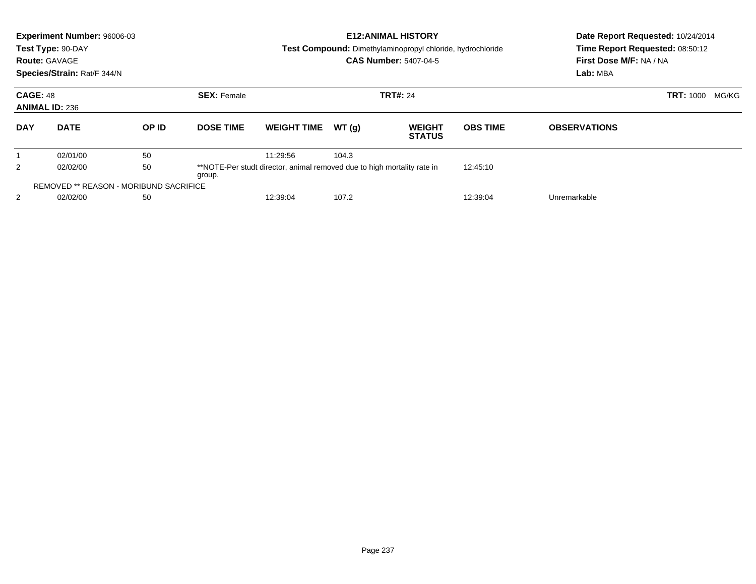**Experiment Number:** 96006-03
**Test Type:** 90-DAY
**Route:** GAVAGE
**Species/Strain:** Rat/F 344/N

**E12:ANIMAL HISTORY**
**Test Compound:** Dimethylaminopropyl chloride, hydrochloride
**CAS Number:** 5407-04-5

**Date Report Requested:** 10/24/2014
**Time Report Requested:** 08:50:12
**First Dose M/F:** NA / NA
**Lab:** MBA

**CAGE:** 48 **SEX:** Female **TRT#:** 24 **TRT:** 1000 MG/KG
**ANIMAL ID:** 236

| DAY | DATE | OP ID | DOSE TIME | WEIGHT TIME | WT (g) | WEIGHT STATUS | OBS TIME | OBSERVATIONS |
|---|---|---|---|---|---|---|---|---|
| 1 | 02/01/00 | 50 | | 11:29:56 | 104.3 | | | |
| 2 | 02/02/00 | 50 | **NOTE-Per studt director, animal removed due to high mortality rate in group. | | | | 12:45:10 | |
| REMOVED ** REASON - MORIBUND SACRIFICE | | | | | | | | |
| 2 | 02/02/00 | 50 | | 12:39:04 | 107.2 | | 12:39:04 | Unremarkable |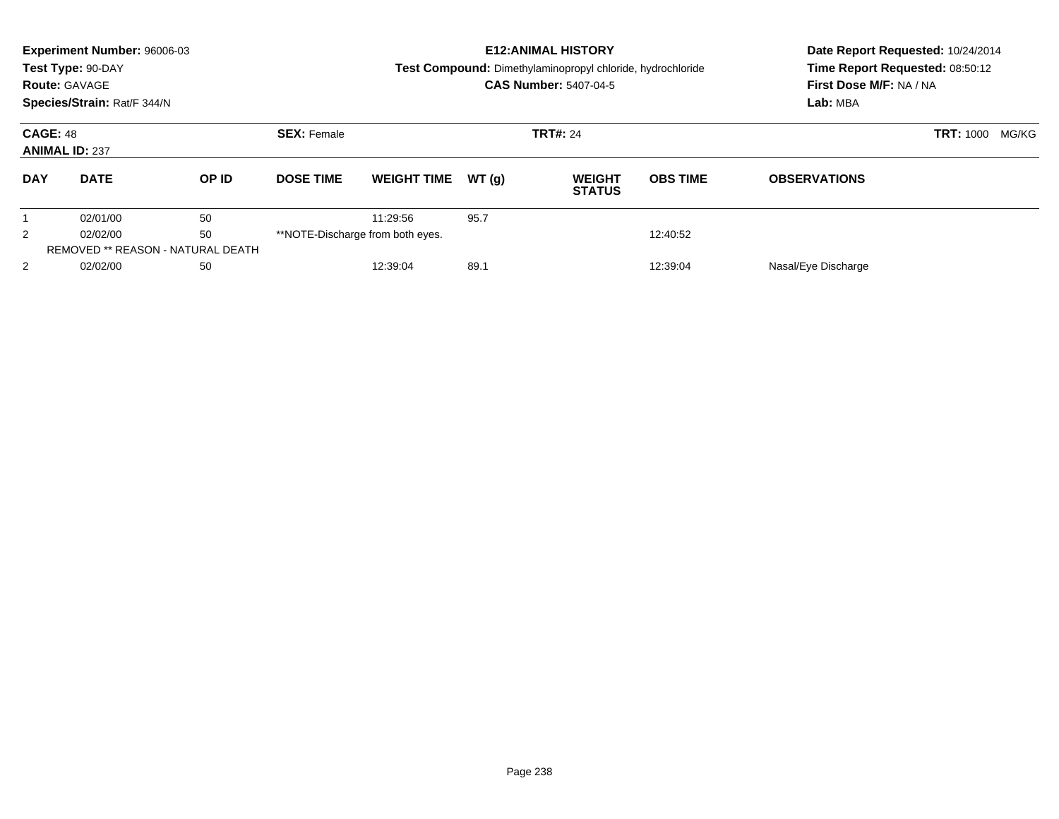**Experiment Number:** 96006-03
**Test Type:** 90-DAY
**Route:** GAVAGE
**Species/Strain:** Rat/F 344/N

**E12:ANIMAL HISTORY**
**Test Compound:** Dimethylaminopropyl chloride, hydrochloride
**CAS Number:** 5407-04-5

**Date Report Requested:** 10/24/2014
**Time Report Requested:** 08:50:12
**First Dose M/F:** NA / NA
**Lab:** MBA

**CAGE:** 48 **SEX:** Female **TRT#:** 24 **TRT:** 1000 MG/KG
**ANIMAL ID:** 237

| DAY | DATE | OP ID | DOSE TIME | WEIGHT TIME | WT (g) | WEIGHT STATUS | OBS TIME | OBSERVATIONS |
|---|---|---|---|---|---|---|---|---|
| 1 | 02/01/00 | 50 | | 11:29:56 | 95.7 | | | |
| 2 | 02/02/00 | 50 | **NOTE-Discharge from both eyes. | | | | 12:40:52 | |
| REMOVED ** REASON - NATURAL DEATH | | | | | | | | |
| 2 | 02/02/00 | 50 | | 12:39:04 | 89.1 | | 12:39:04 | Nasal/Eye Discharge |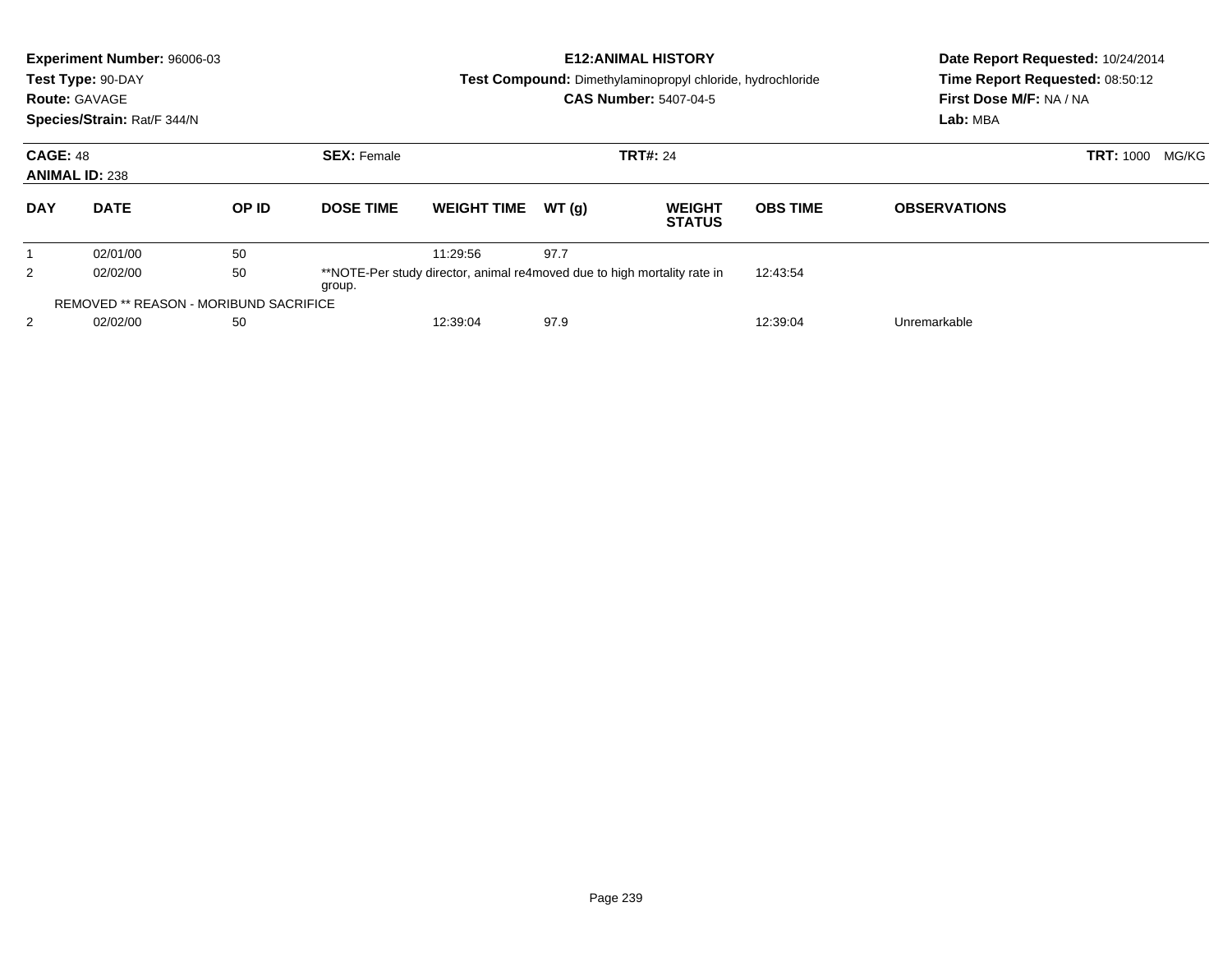**Experiment Number:** 96006-03
**Test Type:** 90-DAY
**Route:** GAVAGE
**Species/Strain:** Rat/F 344/N

**E12:ANIMAL HISTORY**
**Test Compound:** Dimethylaminopropyl chloride, hydrochloride
**CAS Number:** 5407-04-5

**Date Report Requested:** 10/24/2014
**Time Report Requested:** 08:50:12
**First Dose M/F:** NA / NA
**Lab:** MBA

**CAGE:** 48
**ANIMAL ID:** 238
**SEX:** Female
**TRT#:** 24
**TRT:** 1000 MG/KG

| DAY | DATE | OP ID | DOSE TIME | WEIGHT TIME | WT (g) | WEIGHT STATUS | OBS TIME | OBSERVATIONS |
|---|---|---|---|---|---|---|---|---|
| 1 | 02/01/00 | 50 | | 11:29:56 | 97.7 | | | |
| 2 | 02/02/00 | 50 | **NOTE-Per study director, animal re4moved due to high mortality rate in group. | | | | 12:43:54 | |
| REMOVED ** REASON - MORIBUND SACRIFICE | | | | | | | | |
| 2 | 02/02/00 | 50 | | 12:39:04 | 97.9 | | 12:39:04 | Unremarkable |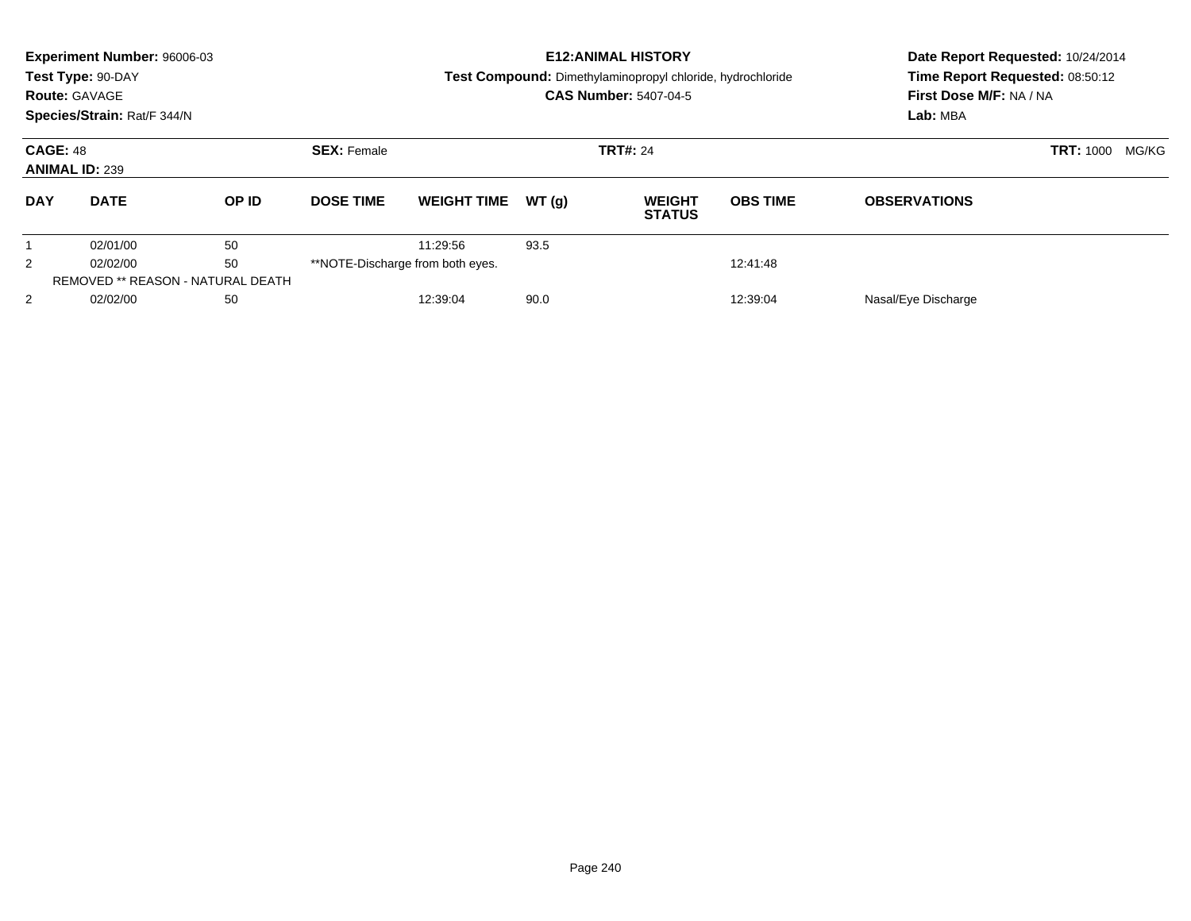**Experiment Number:** 96006-03
**Test Type:** 90-DAY
**Route:** GAVAGE
**Species/Strain:** Rat/F 344/N

**E12:ANIMAL HISTORY**
**Test Compound:** Dimethylaminopropyl chloride, hydrochloride
**CAS Number:** 5407-04-5

**Date Report Requested:** 10/24/2014
**Time Report Requested:** 08:50:12
**First Dose M/F:** NA / NA
**Lab:** MBA

**CAGE:** 48 **SEX:** Female **TRT#:** 24 **TRT:** 1000 MG/KG
**ANIMAL ID:** 239

| DAY | DATE | OP ID | DOSE TIME | WEIGHT TIME | WT (g) | WEIGHT STATUS | OBS TIME | OBSERVATIONS |
|---|---|---|---|---|---|---|---|---|
| 1 | 02/01/00 | 50 | | 11:29:56 | 93.5 | | | |
| 2 | 02/02/00 | 50 | **NOTE-Discharge from both eyes. | | | | 12:41:48 | |
| REMOVED ** REASON - NATURAL DEATH | | | | | | | | |
| 2 | 02/02/00 | 50 | | 12:39:04 | 90.0 | | 12:39:04 | Nasal/Eye Discharge |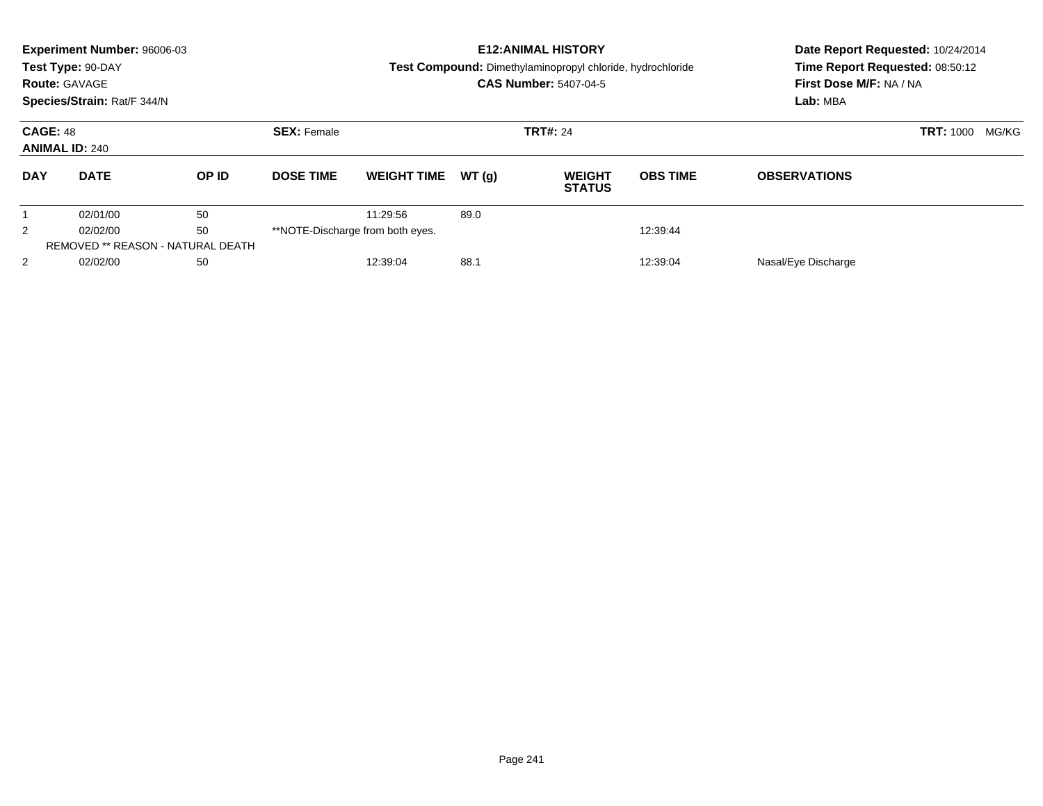**Experiment Number:** 96006-03
**Test Type:** 90-DAY
**Route:** GAVAGE
**Species/Strain:** Rat/F 344/N

**E12:ANIMAL HISTORY**
**Test Compound:** Dimethylaminopropyl chloride, hydrochloride
**CAS Number:** 5407-04-5

**Date Report Requested:** 10/24/2014
**Time Report Requested:** 08:50:12
**First Dose M/F:** NA / NA
**Lab:** MBA

**CAGE:** 48 **SEX:** Female **TRT#:** 24 **TRT:** 1000 MG/KG
**ANIMAL ID:** 240

| DAY | DATE | OP ID | DOSE TIME | WEIGHT TIME | WT (g) | WEIGHT STATUS | OBS TIME | OBSERVATIONS |
|---|---|---|---|---|---|---|---|---|
| 1 | 02/01/00 | 50 | | 11:29:56 | 89.0 | | | |
| 2 | 02/02/00 | 50 | **NOTE-Discharge from both eyes. | | | | 12:39:44 | |
| REMOVED ** REASON - NATURAL DEATH | | | | | | | | |
| 2 | 02/02/00 | 50 | | 12:39:04 | 88.1 | | 12:39:04 | Nasal/Eye Discharge |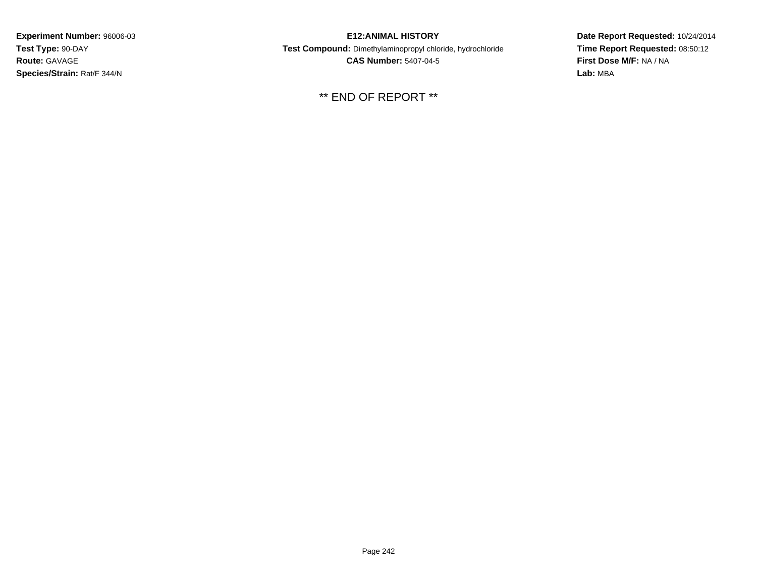**Experiment Number:** 96006-03
**Test Type:** 90-DAY
**Route:** GAVAGE
**Species/Strain:** Rat/F 344/N

**E12:ANIMAL HISTORY**
**Test Compound:** Dimethylaminopropyl chloride, hydrochloride
**CAS Number:** 5407-04-5

**Date Report Requested:** 10/24/2014
**Time Report Requested:** 08:50:12
**First Dose M/F:** NA / NA
**Lab:** MBA

** END OF REPORT **